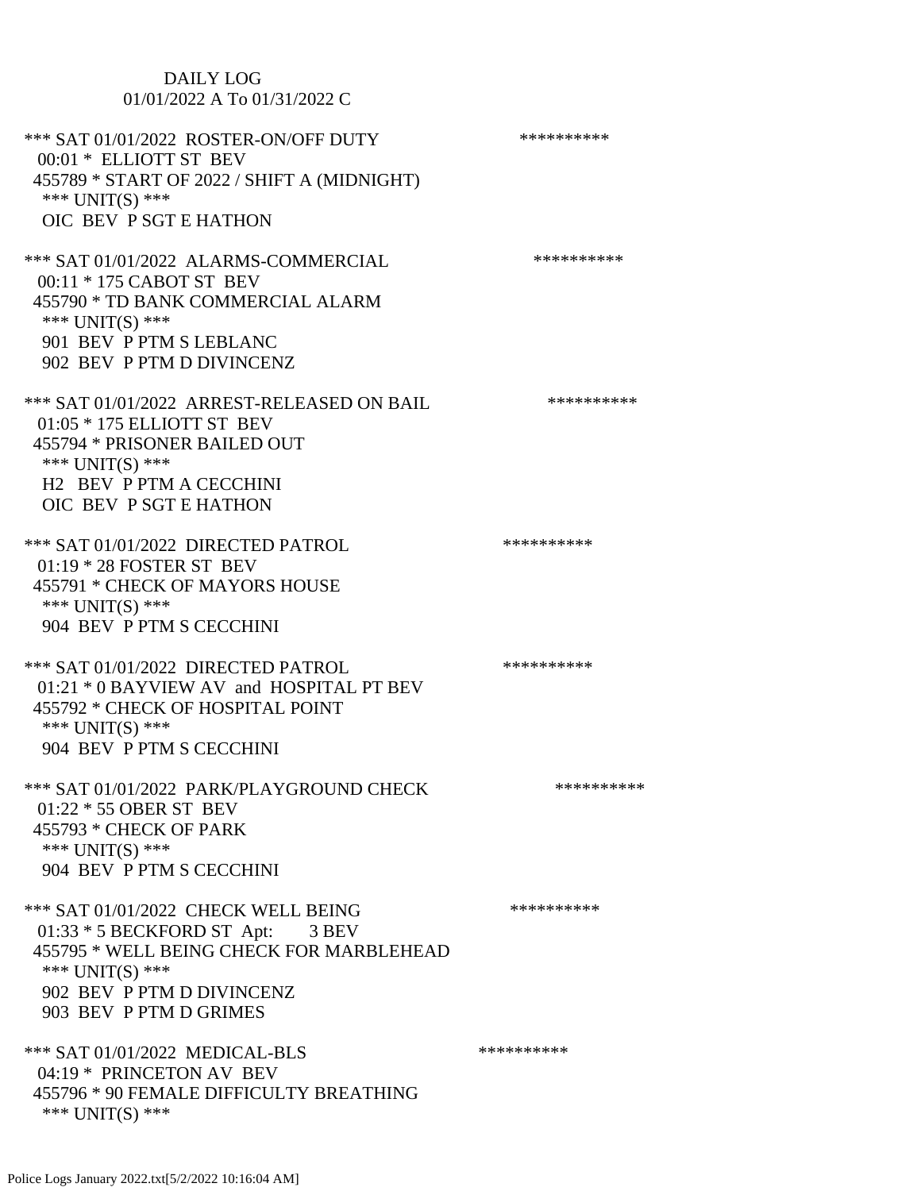DAILY LOG
01/01/2022 A To 01/31/2022 C

*** SAT 01/01/2022 ROSTER-ON/OFF DUTY **********
00:01 * ELLIOTT ST BEV
455789 * START OF 2022 / SHIFT A (MIDNIGHT)
*** UNIT(S) ***
OIC BEV P SGT E HATHON

*** SAT 01/01/2022 ALARMS-COMMERCIAL **********
00:11 * 175 CABOT ST BEV
455790 * TD BANK COMMERCIAL ALARM
*** UNIT(S) ***
901 BEV P PTM S LEBLANC
902 BEV P PTM D DIVINCENZ

*** SAT 01/01/2022 ARREST-RELEASED ON BAIL **********
01:05 * 175 ELLIOTT ST BEV
455794 * PRISONER BAILED OUT
*** UNIT(S) ***
H2 BEV P PTM A CECCHINI
OIC BEV P SGT E HATHON

*** SAT 01/01/2022 DIRECTED PATROL **********
01:19 * 28 FOSTER ST BEV
455791 * CHECK OF MAYORS HOUSE
*** UNIT(S) ***
904 BEV P PTM S CECCHINI

*** SAT 01/01/2022 DIRECTED PATROL **********
01:21 * 0 BAYVIEW AV and HOSPITAL PT BEV
455792 * CHECK OF HOSPITAL POINT
*** UNIT(S) ***
904 BEV P PTM S CECCHINI

*** SAT 01/01/2022 PARK/PLAYGROUND CHECK **********
01:22 * 55 OBER ST BEV
455793 * CHECK OF PARK
*** UNIT(S) ***
904 BEV P PTM S CECCHINI

*** SAT 01/01/2022 CHECK WELL BEING **********
01:33 * 5 BECKFORD ST Apt: 3 BEV
455795 * WELL BEING CHECK FOR MARBLEHEAD
*** UNIT(S) ***
902 BEV P PTM D DIVINCENZ
903 BEV P PTM D GRIMES

*** SAT 01/01/2022 MEDICAL-BLS **********
04:19 * PRINCETON AV BEV
455796 * 90 FEMALE DIFFICULTY BREATHING
*** UNIT(S) ***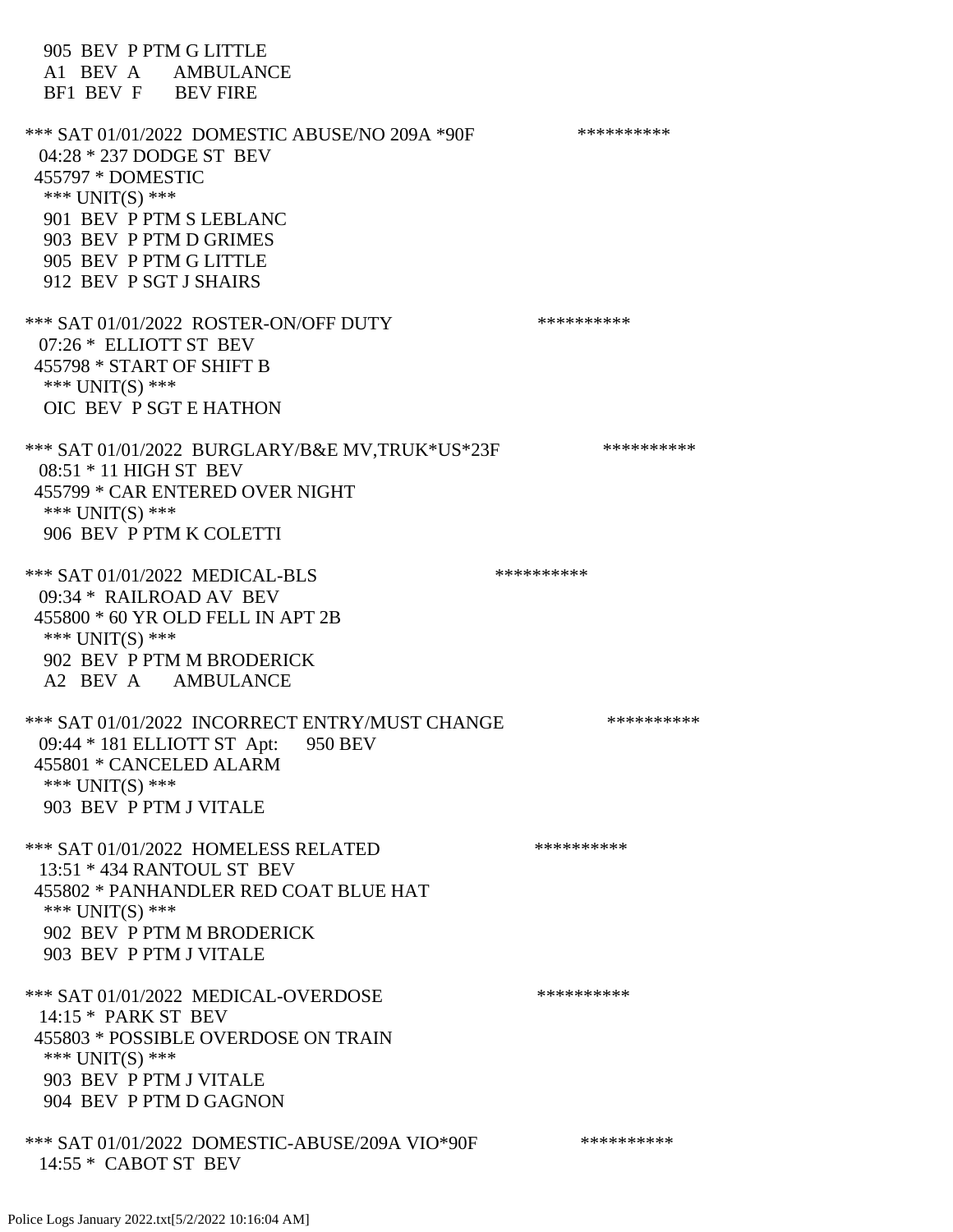905 BEV P PTM G LITTLE
A1 BEV A AMBULANCE
BF1 BEV F BEV FIRE

*** SAT 01/01/2022 DOMESTIC ABUSE/NO 209A *90F **********
04:28 * 237 DODGE ST BEV
455797 * DOMESTIC
*** UNIT(S) ***
901 BEV P PTM S LEBLANC
903 BEV P PTM D GRIMES
905 BEV P PTM G LITTLE
912 BEV P SGT J SHAIRS

*** SAT 01/01/2022 ROSTER-ON/OFF DUTY **********
07:26 * ELLIOTT ST BEV
455798 * START OF SHIFT B
*** UNIT(S) ***
OIC BEV P SGT E HATHON

*** SAT 01/01/2022 BURGLARY/B&E MV,TRUK*US*23F **********
08:51 * 11 HIGH ST BEV
455799 * CAR ENTERED OVER NIGHT
*** UNIT(S) ***
906 BEV P PTM K COLETTI

*** SAT 01/01/2022 MEDICAL-BLS **********
09:34 * RAILROAD AV BEV
455800 * 60 YR OLD FELL IN APT 2B
*** UNIT(S) ***
902 BEV P PTM M BRODERICK
A2 BEV A AMBULANCE

*** SAT 01/01/2022 INCORRECT ENTRY/MUST CHANGE **********
09:44 * 181 ELLIOTT ST Apt: 950 BEV
455801 * CANCELED ALARM
*** UNIT(S) ***
903 BEV P PTM J VITALE

*** SAT 01/01/2022 HOMELESS RELATED **********
13:51 * 434 RANTOUL ST BEV
455802 * PANHANDLER RED COAT BLUE HAT
*** UNIT(S) ***
902 BEV P PTM M BRODERICK
903 BEV P PTM J VITALE

*** SAT 01/01/2022 MEDICAL-OVERDOSE **********
14:15 * PARK ST BEV
455803 * POSSIBLE OVERDOSE ON TRAIN
*** UNIT(S) ***
903 BEV P PTM J VITALE
904 BEV P PTM D GAGNON

*** SAT 01/01/2022 DOMESTIC-ABUSE/209A VIO*90F **********
14:55 * CABOT ST BEV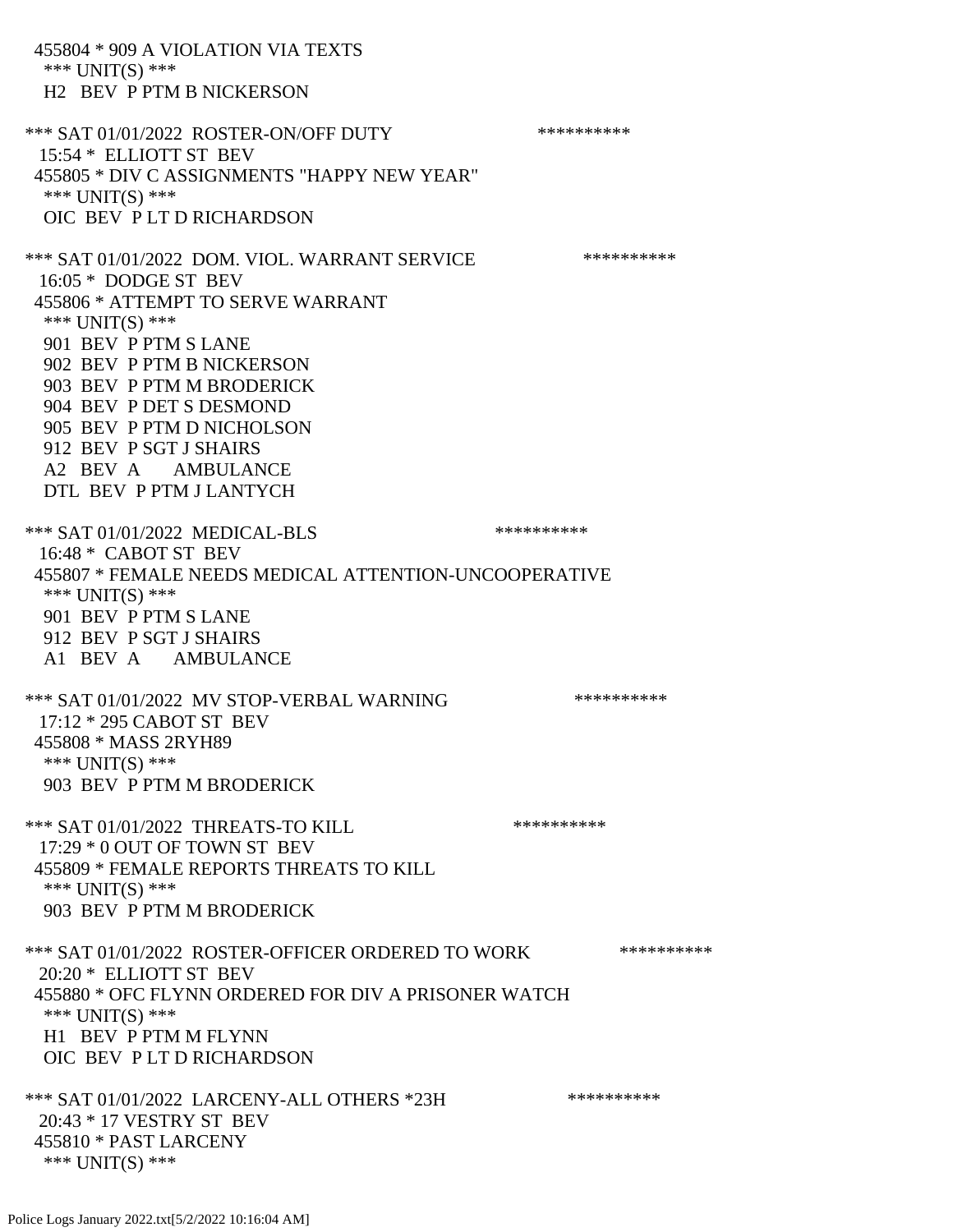455804 * 909 A VIOLATION VIA TEXTS
*** UNIT(S) ***
H2 BEV P PTM B NICKERSON

*** SAT 01/01/2022 ROSTER-ON/OFF DUTY **********
15:54 * ELLIOTT ST BEV
455805 * DIV C ASSIGNMENTS "HAPPY NEW YEAR"
*** UNIT(S) ***
OIC BEV P LT D RICHARDSON

*** SAT 01/01/2022 DOM. VIOL. WARRANT SERVICE **********
16:05 * DODGE ST BEV
455806 * ATTEMPT TO SERVE WARRANT
*** UNIT(S) ***
901 BEV P PTM S LANE
902 BEV P PTM B NICKERSON
903 BEV P PTM M BRODERICK
904 BEV P DET S DESMOND
905 BEV P PTM D NICHOLSON
912 BEV P SGT J SHAIRS
A2 BEV A AMBULANCE
DTL BEV P PTM J LANTYCH

*** SAT 01/01/2022 MEDICAL-BLS **********
16:48 * CABOT ST BEV
455807 * FEMALE NEEDS MEDICAL ATTENTION-UNCOOPERATIVE
*** UNIT(S) ***
901 BEV P PTM S LANE
912 BEV P SGT J SHAIRS
A1 BEV A AMBULANCE

*** SAT 01/01/2022 MV STOP-VERBAL WARNING **********
17:12 * 295 CABOT ST BEV
455808 * MASS 2RYH89
*** UNIT(S) ***
903 BEV P PTM M BRODERICK

*** SAT 01/01/2022 THREATS-TO KILL **********
17:29 * 0 OUT OF TOWN ST BEV
455809 * FEMALE REPORTS THREATS TO KILL
*** UNIT(S) ***
903 BEV P PTM M BRODERICK

*** SAT 01/01/2022 ROSTER-OFFICER ORDERED TO WORK **********
20:20 * ELLIOTT ST BEV
455880 * OFC FLYNN ORDERED FOR DIV A PRISONER WATCH
*** UNIT(S) ***
H1 BEV P PTM M FLYNN
OIC BEV P LT D RICHARDSON

*** SAT 01/01/2022 LARCENY-ALL OTHERS *23H **********
20:43 * 17 VESTRY ST BEV
455810 * PAST LARCENY
*** UNIT(S) ***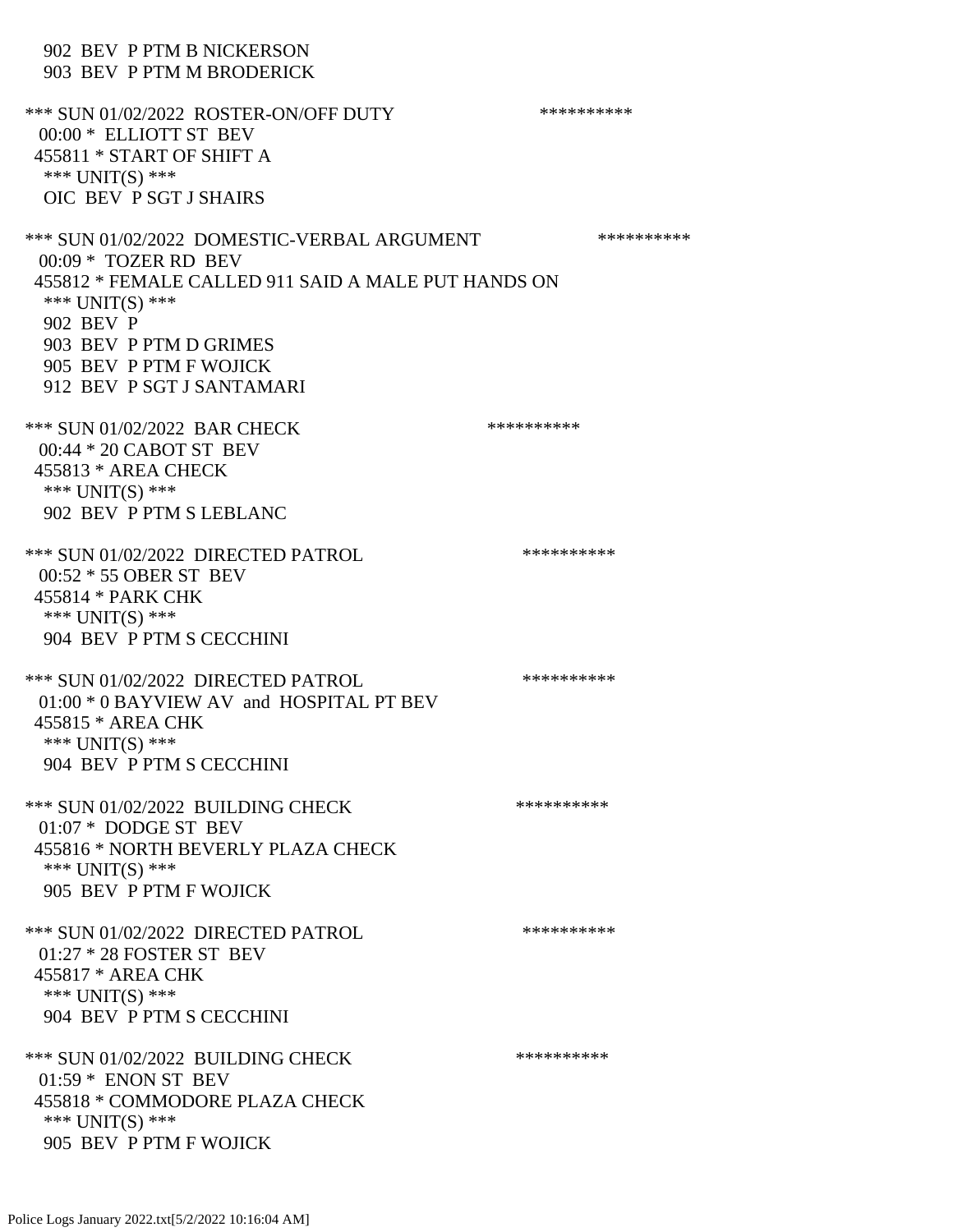902 BEV P PTM B NICKERSON
903 BEV P PTM M BRODERICK

*** SUN 01/02/2022 ROSTER-ON/OFF DUTY **********
00:00 * ELLIOTT ST BEV
455811 * START OF SHIFT A
*** UNIT(S) ***
OIC BEV P SGT J SHAIRS

*** SUN 01/02/2022 DOMESTIC-VERBAL ARGUMENT **********
00:09 * TOZER RD BEV
455812 * FEMALE CALLED 911 SAID A MALE PUT HANDS ON
*** UNIT(S) ***
902 BEV P
903 BEV P PTM D GRIMES
905 BEV P PTM F WOJICK
912 BEV P SGT J SANTAMARI

*** SUN 01/02/2022 BAR CHECK **********
00:44 * 20 CABOT ST BEV
455813 * AREA CHECK
*** UNIT(S) ***
902 BEV P PTM S LEBLANC

*** SUN 01/02/2022 DIRECTED PATROL **********
00:52 * 55 OBER ST BEV
455814 * PARK CHK
*** UNIT(S) ***
904 BEV P PTM S CECCHINI

*** SUN 01/02/2022 DIRECTED PATROL **********
01:00 * 0 BAYVIEW AV and HOSPITAL PT BEV
455815 * AREA CHK
*** UNIT(S) ***
904 BEV P PTM S CECCHINI

*** SUN 01/02/2022 BUILDING CHECK **********
01:07 * DODGE ST BEV
455816 * NORTH BEVERLY PLAZA CHECK
*** UNIT(S) ***
905 BEV P PTM F WOJICK

*** SUN 01/02/2022 DIRECTED PATROL **********
01:27 * 28 FOSTER ST BEV
455817 * AREA CHK
*** UNIT(S) ***
904 BEV P PTM S CECCHINI

*** SUN 01/02/2022 BUILDING CHECK **********
01:59 * ENON ST BEV
455818 * COMMODORE PLAZA CHECK
*** UNIT(S) ***
905 BEV P PTM F WOJICK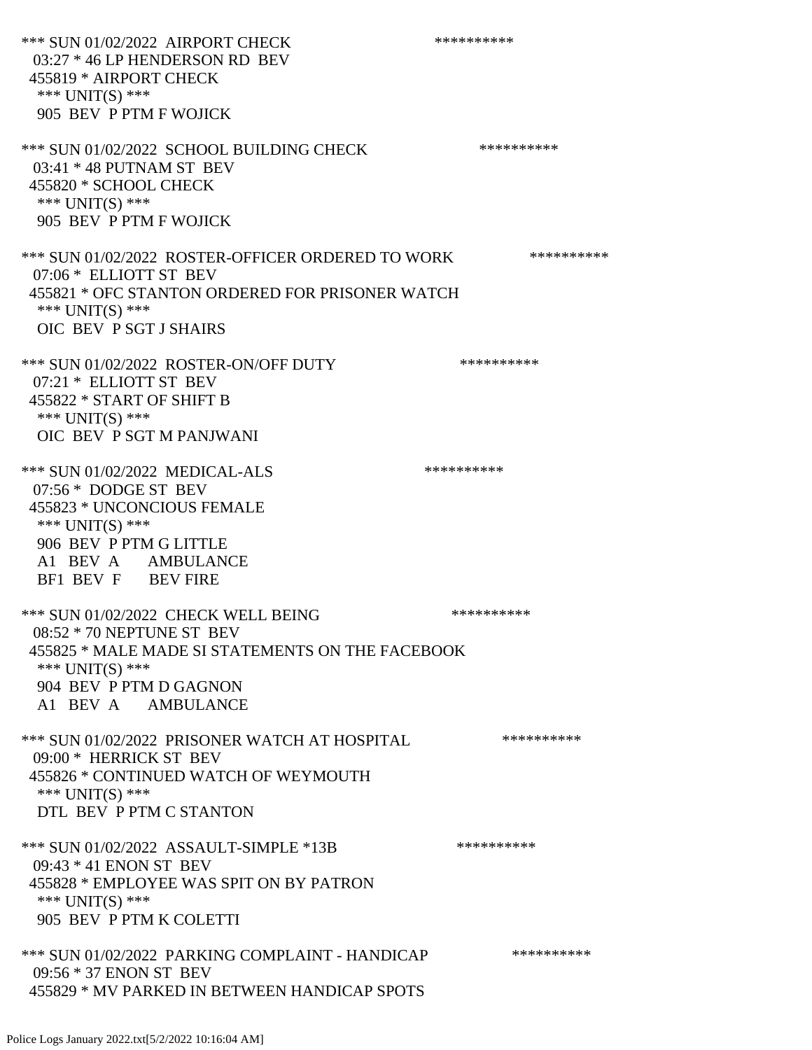*** SUN 01/02/2022 AIRPORT CHECK **********
03:27 * 46 LP HENDERSON RD BEV
455819 * AIRPORT CHECK
*** UNIT(S) ***
905 BEV P PTM F WOJICK

*** SUN 01/02/2022 SCHOOL BUILDING CHECK **********
03:41 * 48 PUTNAM ST BEV
455820 * SCHOOL CHECK
*** UNIT(S) ***
905 BEV P PTM F WOJICK

*** SUN 01/02/2022 ROSTER-OFFICER ORDERED TO WORK **********
07:06 * ELLIOTT ST BEV
455821 * OFC STANTON ORDERED FOR PRISONER WATCH
*** UNIT(S) ***
OIC BEV P SGT J SHAIRS

*** SUN 01/02/2022 ROSTER-ON/OFF DUTY **********
07:21 * ELLIOTT ST BEV
455822 * START OF SHIFT B
*** UNIT(S) ***
OIC BEV P SGT M PANJWANI

*** SUN 01/02/2022 MEDICAL-ALS **********
07:56 * DODGE ST BEV
455823 * UNCONCIOUS FEMALE
*** UNIT(S) ***
906 BEV P PTM G LITTLE
A1 BEV A AMBULANCE
BF1 BEV F BEV FIRE

*** SUN 01/02/2022 CHECK WELL BEING **********
08:52 * 70 NEPTUNE ST BEV
455825 * MALE MADE SI STATEMENTS ON THE FACEBOOK
*** UNIT(S) ***
904 BEV P PTM D GAGNON
A1 BEV A AMBULANCE

*** SUN 01/02/2022 PRISONER WATCH AT HOSPITAL **********
09:00 * HERRICK ST BEV
455826 * CONTINUED WATCH OF WEYMOUTH
*** UNIT(S) ***
DTL BEV P PTM C STANTON

*** SUN 01/02/2022 ASSAULT-SIMPLE *13B **********
09:43 * 41 ENON ST BEV
455828 * EMPLOYEE WAS SPIT ON BY PATRON
*** UNIT(S) ***
905 BEV P PTM K COLETTI

*** SUN 01/02/2022 PARKING COMPLAINT - HANDICAP **********
09:56 * 37 ENON ST BEV
455829 * MV PARKED IN BETWEEN HANDICAP SPOTS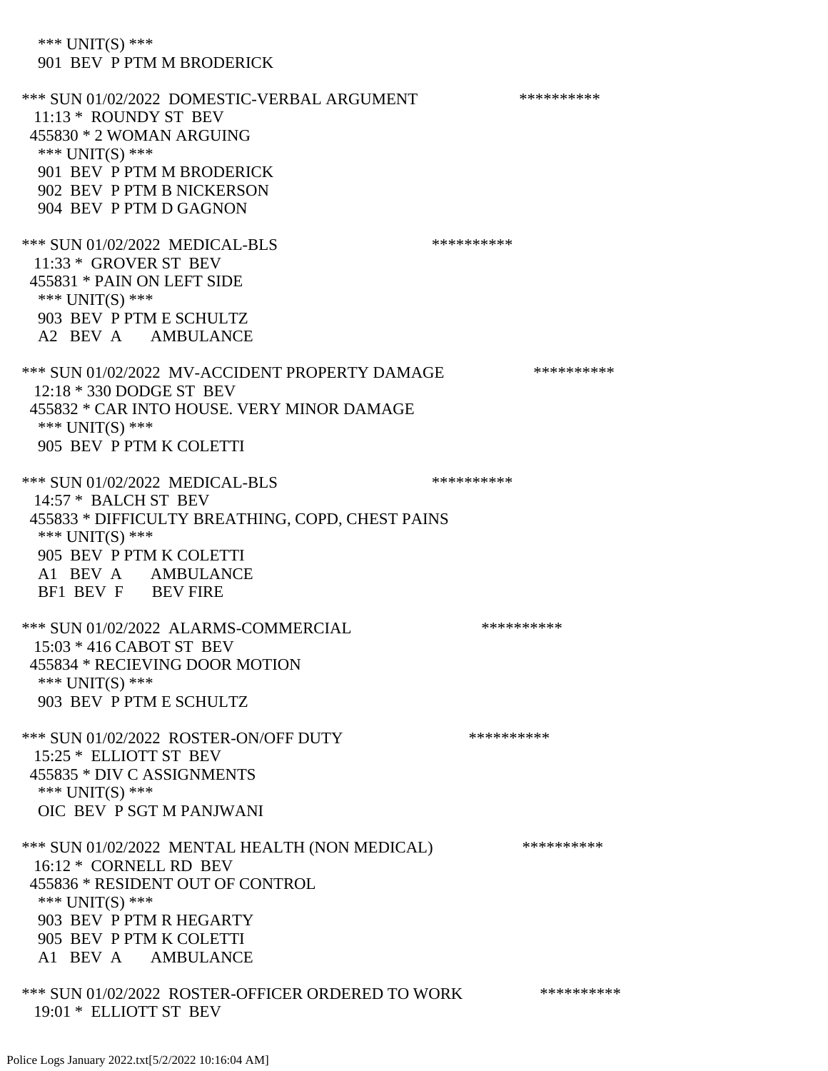\*\*\* UNIT(S) \*\*\*
901 BEV P PTM M BRODERICK

\*\*\* SUN 01/02/2022 DOMESTIC-VERBAL ARGUMENT \*\*\*\*\*\*\*\*\*\*
11:13 * ROUNDY ST BEV
455830 * 2 WOMAN ARGUING
\*\*\* UNIT(S) \*\*\*
901 BEV P PTM M BRODERICK
902 BEV P PTM B NICKERSON
904 BEV P PTM D GAGNON

\*\*\* SUN 01/02/2022 MEDICAL-BLS \*\*\*\*\*\*\*\*\*\*
11:33 * GROVER ST BEV
455831 * PAIN ON LEFT SIDE
\*\*\* UNIT(S) \*\*\*
903 BEV P PTM E SCHULTZ
A2 BEV A AMBULANCE

\*\*\* SUN 01/02/2022 MV-ACCIDENT PROPERTY DAMAGE \*\*\*\*\*\*\*\*\*\*
12:18 * 330 DODGE ST BEV
455832 * CAR INTO HOUSE. VERY MINOR DAMAGE
\*\*\* UNIT(S) \*\*\*
905 BEV P PTM K COLETTI

\*\*\* SUN 01/02/2022 MEDICAL-BLS \*\*\*\*\*\*\*\*\*\*
14:57 * BALCH ST BEV
455833 * DIFFICULTY BREATHING, COPD, CHEST PAINS
\*\*\* UNIT(S) \*\*\*
905 BEV P PTM K COLETTI
A1 BEV A AMBULANCE
BF1 BEV F BEV FIRE

\*\*\* SUN 01/02/2022 ALARMS-COMMERCIAL \*\*\*\*\*\*\*\*\*\*
15:03 * 416 CABOT ST BEV
455834 * RECIEVING DOOR MOTION
\*\*\* UNIT(S) \*\*\*
903 BEV P PTM E SCHULTZ

\*\*\* SUN 01/02/2022 ROSTER-ON/OFF DUTY \*\*\*\*\*\*\*\*\*\*
15:25 * ELLIOTT ST BEV
455835 * DIV C ASSIGNMENTS
\*\*\* UNIT(S) \*\*\*
OIC BEV P SGT M PANJWANI

\*\*\* SUN 01/02/2022 MENTAL HEALTH (NON MEDICAL) \*\*\*\*\*\*\*\*\*\*
16:12 * CORNELL RD BEV
455836 * RESIDENT OUT OF CONTROL
\*\*\* UNIT(S) \*\*\*
903 BEV P PTM R HEGARTY
905 BEV P PTM K COLETTI
A1 BEV A AMBULANCE

\*\*\* SUN 01/02/2022 ROSTER-OFFICER ORDERED TO WORK \*\*\*\*\*\*\*\*\*\*
19:01 * ELLIOTT ST BEV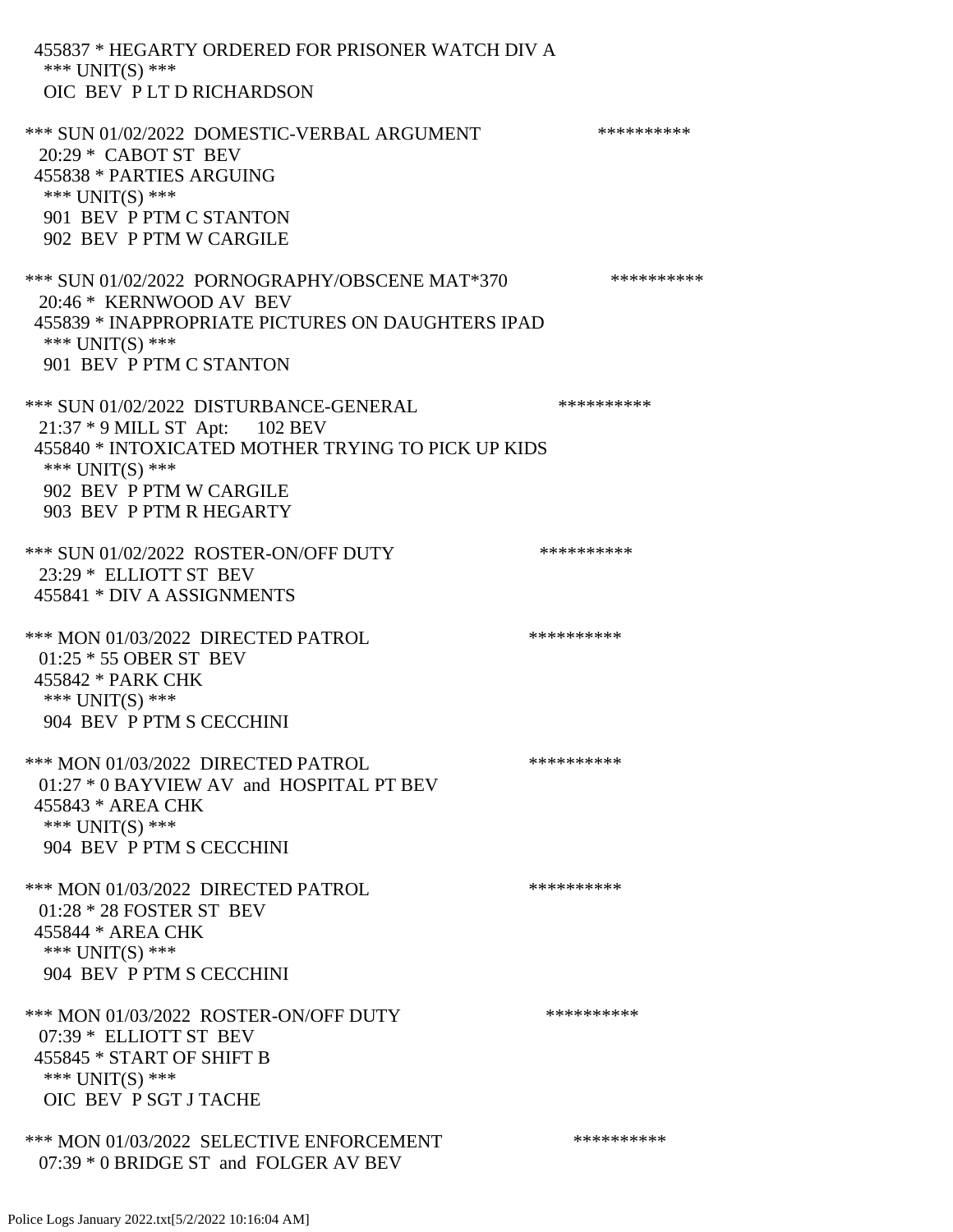455837 * HEGARTY ORDERED FOR PRISONER WATCH DIV A
*** UNIT(S) ***
OIC BEV P LT D RICHARDSON

*** SUN 01/02/2022 DOMESTIC-VERBAL ARGUMENT **********
20:29 * CABOT ST BEV
455838 * PARTIES ARGUING
*** UNIT(S) ***
901 BEV P PTM C STANTON
902 BEV P PTM W CARGILE

*** SUN 01/02/2022 PORNOGRAPHY/OBSCENE MAT*370 **********
20:46 * KERNWOOD AV BEV
455839 * INAPPROPRIATE PICTURES ON DAUGHTERS IPAD
*** UNIT(S) ***
901 BEV P PTM C STANTON

*** SUN 01/02/2022 DISTURBANCE-GENERAL **********
21:37 * 9 MILL ST Apt: 102 BEV
455840 * INTOXICATED MOTHER TRYING TO PICK UP KIDS
*** UNIT(S) ***
902 BEV P PTM W CARGILE
903 BEV P PTM R HEGARTY

*** SUN 01/02/2022 ROSTER-ON/OFF DUTY **********
23:29 * ELLIOTT ST BEV
455841 * DIV A ASSIGNMENTS

*** MON 01/03/2022 DIRECTED PATROL **********
01:25 * 55 OBER ST BEV
455842 * PARK CHK
*** UNIT(S) ***
904 BEV P PTM S CECCHINI

*** MON 01/03/2022 DIRECTED PATROL **********
01:27 * 0 BAYVIEW AV and HOSPITAL PT BEV
455843 * AREA CHK
*** UNIT(S) ***
904 BEV P PTM S CECCHINI

*** MON 01/03/2022 DIRECTED PATROL **********
01:28 * 28 FOSTER ST BEV
455844 * AREA CHK
*** UNIT(S) ***
904 BEV P PTM S CECCHINI

*** MON 01/03/2022 ROSTER-ON/OFF DUTY **********
07:39 * ELLIOTT ST BEV
455845 * START OF SHIFT B
*** UNIT(S) ***
OIC BEV P SGT J TACHE

*** MON 01/03/2022 SELECTIVE ENFORCEMENT **********
07:39 * 0 BRIDGE ST and FOLGER AV BEV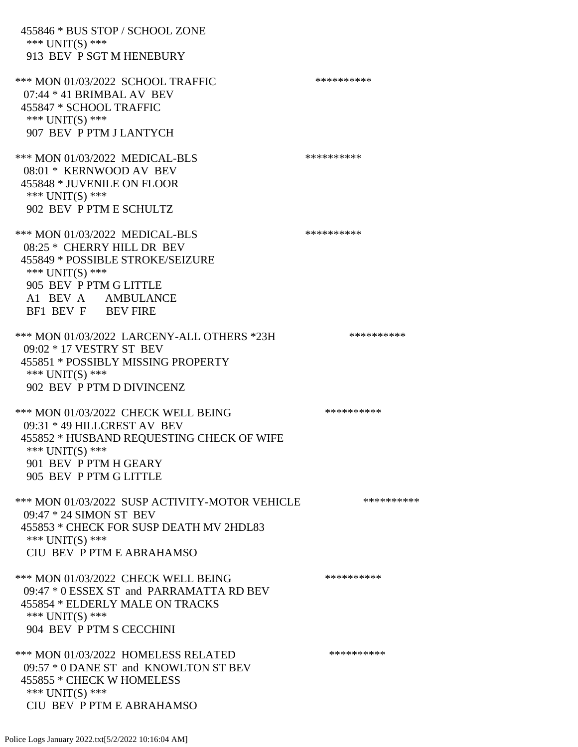455846 * BUS STOP / SCHOOL ZONE
*** UNIT(S) ***
913 BEV P SGT M HENEBURY

*** MON 01/03/2022 SCHOOL TRAFFIC **********
07:44 * 41 BRIMBAL AV BEV
455847 * SCHOOL TRAFFIC
*** UNIT(S) ***
907 BEV P PTM J LANTYCH

*** MON 01/03/2022 MEDICAL-BLS **********
08:01 * KERNWOOD AV BEV
455848 * JUVENILE ON FLOOR
*** UNIT(S) ***
902 BEV P PTM E SCHULTZ

*** MON 01/03/2022 MEDICAL-BLS **********
08:25 * CHERRY HILL DR BEV
455849 * POSSIBLE STROKE/SEIZURE
*** UNIT(S) ***
905 BEV P PTM G LITTLE
A1 BEV A AMBULANCE
BF1 BEV F BEV FIRE

*** MON 01/03/2022 LARCENY-ALL OTHERS *23H **********
09:02 * 17 VESTRY ST BEV
455851 * POSSIBLY MISSING PROPERTY
*** UNIT(S) ***
902 BEV P PTM D DIVINCENZ

*** MON 01/03/2022 CHECK WELL BEING **********
09:31 * 49 HILLCREST AV BEV
455852 * HUSBAND REQUESTING CHECK OF WIFE
*** UNIT(S) ***
901 BEV P PTM H GEARY
905 BEV P PTM G LITTLE

*** MON 01/03/2022 SUSP ACTIVITY-MOTOR VEHICLE **********
09:47 * 24 SIMON ST BEV
455853 * CHECK FOR SUSP DEATH MV 2HDL83
*** UNIT(S) ***
CIU BEV P PTM E ABRAHAMSO

*** MON 01/03/2022 CHECK WELL BEING **********
09:47 * 0 ESSEX ST and PARRAMATTA RD BEV
455854 * ELDERLY MALE ON TRACKS
*** UNIT(S) ***
904 BEV P PTM S CECCHINI

*** MON 01/03/2022 HOMELESS RELATED **********
09:57 * 0 DANE ST and KNOWLTON ST BEV
455855 * CHECK W HOMELESS
*** UNIT(S) ***
CIU BEV P PTM E ABRAHAMSO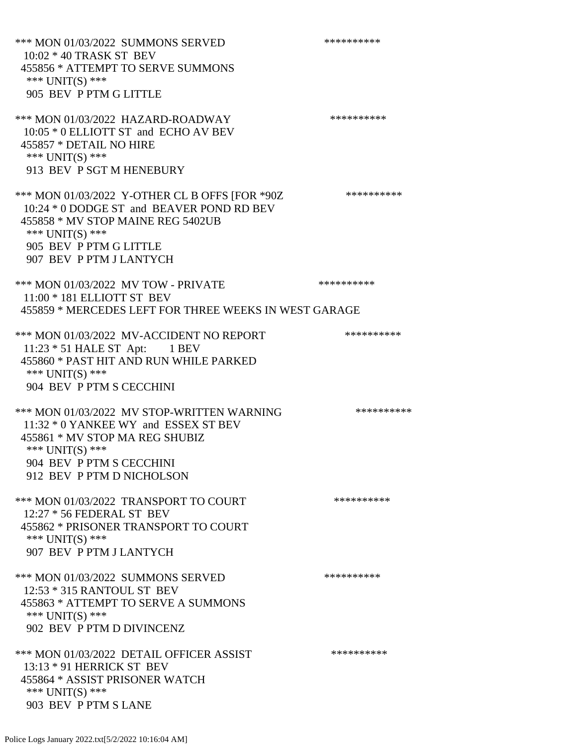*** MON 01/03/2022 SUMMONS SERVED **********
10:02 * 40 TRASK ST BEV
455856 * ATTEMPT TO SERVE SUMMONS
*** UNIT(S) ***
905 BEV P PTM G LITTLE

*** MON 01/03/2022 HAZARD-ROADWAY **********
10:05 * 0 ELLIOTT ST and ECHO AV BEV
455857 * DETAIL NO HIRE
*** UNIT(S) ***
913 BEV P SGT M HENEBURY

*** MON 01/03/2022 Y-OTHER CL B OFFS [FOR *90Z **********
10:24 * 0 DODGE ST and BEAVER POND RD BEV
455858 * MV STOP MAINE REG 5402UB
*** UNIT(S) ***
905 BEV P PTM G LITTLE
907 BEV P PTM J LANTYCH

*** MON 01/03/2022 MV TOW - PRIVATE **********
11:00 * 181 ELLIOTT ST BEV
455859 * MERCEDES LEFT FOR THREE WEEKS IN WEST GARAGE

*** MON 01/03/2022 MV-ACCIDENT NO REPORT **********
11:23 * 51 HALE ST Apt: 1 BEV
455860 * PAST HIT AND RUN WHILE PARKED
*** UNIT(S) ***
904 BEV P PTM S CECCHINI

*** MON 01/03/2022 MV STOP-WRITTEN WARNING **********
11:32 * 0 YANKEE WY and ESSEX ST BEV
455861 * MV STOP MA REG SHUBIZ
*** UNIT(S) ***
904 BEV P PTM S CECCHINI
912 BEV P PTM D NICHOLSON

*** MON 01/03/2022 TRANSPORT TO COURT **********
12:27 * 56 FEDERAL ST BEV
455862 * PRISONER TRANSPORT TO COURT
*** UNIT(S) ***
907 BEV P PTM J LANTYCH

*** MON 01/03/2022 SUMMONS SERVED **********
12:53 * 315 RANTOUL ST BEV
455863 * ATTEMPT TO SERVE A SUMMONS
*** UNIT(S) ***
902 BEV P PTM D DIVINCENZ

*** MON 01/03/2022 DETAIL OFFICER ASSIST **********
13:13 * 91 HERRICK ST BEV
455864 * ASSIST PRISONER WATCH
*** UNIT(S) ***
903 BEV P PTM S LANE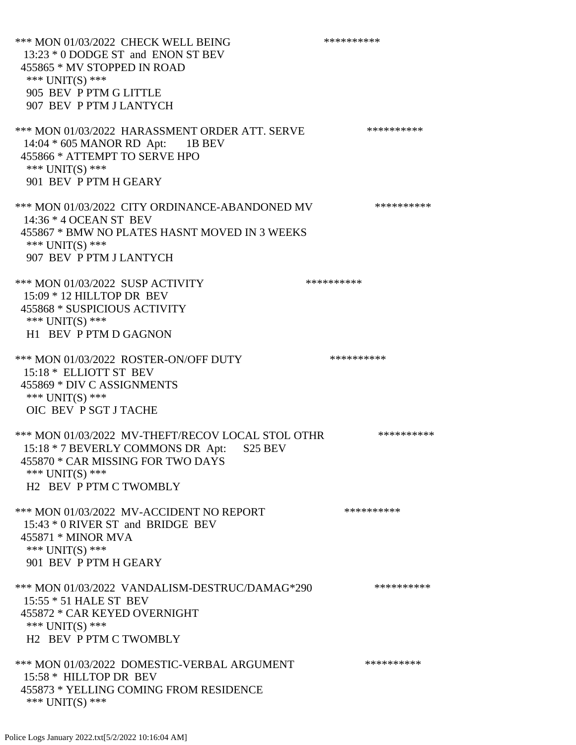*** MON 01/03/2022 CHECK WELL BEING **********
13:23 * 0 DODGE ST and ENON ST BEV
455865 * MV STOPPED IN ROAD
*** UNIT(S) ***
905 BEV P PTM G LITTLE
907 BEV P PTM J LANTYCH

*** MON 01/03/2022 HARASSMENT ORDER ATT. SERVE **********
14:04 * 605 MANOR RD Apt: 1B BEV
455866 * ATTEMPT TO SERVE HPO
*** UNIT(S) ***
901 BEV P PTM H GEARY

*** MON 01/03/2022 CITY ORDINANCE-ABANDONED MV **********
14:36 * 4 OCEAN ST BEV
455867 * BMW NO PLATES HASNT MOVED IN 3 WEEKS
*** UNIT(S) ***
907 BEV P PTM J LANTYCH

*** MON 01/03/2022 SUSP ACTIVITY **********
15:09 * 12 HILLTOP DR BEV
455868 * SUSPICIOUS ACTIVITY
*** UNIT(S) ***
H1 BEV P PTM D GAGNON

*** MON 01/03/2022 ROSTER-ON/OFF DUTY **********
15:18 * ELLIOTT ST BEV
455869 * DIV C ASSIGNMENTS
*** UNIT(S) ***
OIC BEV P SGT J TACHE

*** MON 01/03/2022 MV-THEFT/RECOV LOCAL STOL OTHR **********
15:18 * 7 BEVERLY COMMONS DR Apt: S25 BEV
455870 * CAR MISSING FOR TWO DAYS
*** UNIT(S) ***
H2 BEV P PTM C TWOMBLY

*** MON 01/03/2022 MV-ACCIDENT NO REPORT **********
15:43 * 0 RIVER ST and BRIDGE BEV
455871 * MINOR MVA
*** UNIT(S) ***
901 BEV P PTM H GEARY

*** MON 01/03/2022 VANDALISM-DESTRUC/DAMAG*290 **********
15:55 * 51 HALE ST BEV
455872 * CAR KEYED OVERNIGHT
*** UNIT(S) ***
H2 BEV P PTM C TWOMBLY

*** MON 01/03/2022 DOMESTIC-VERBAL ARGUMENT **********
15:58 * HILLTOP DR BEV
455873 * YELLING COMING FROM RESIDENCE
*** UNIT(S) ***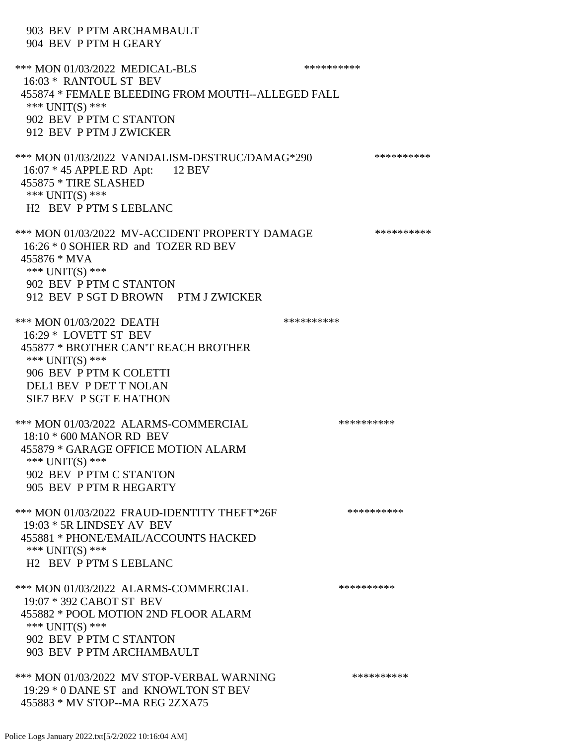903 BEV P PTM ARCHAMBAULT
904 BEV P PTM H GEARY

*** MON 01/03/2022 MEDICAL-BLS **********
16:03 * RANTOUL ST BEV
455874 * FEMALE BLEEDING FROM MOUTH--ALLEGED FALL
*** UNIT(S) ***
902 BEV P PTM C STANTON
912 BEV P PTM J ZWICKER

*** MON 01/03/2022 VANDALISM-DESTRUC/DAMAG*290 **********
16:07 * 45 APPLE RD Apt: 12 BEV
455875 * TIRE SLASHED
*** UNIT(S) ***
H2 BEV P PTM S LEBLANC

*** MON 01/03/2022 MV-ACCIDENT PROPERTY DAMAGE **********
16:26 * 0 SOHIER RD and TOZER RD BEV
455876 * MVA
*** UNIT(S) ***
902 BEV P PTM C STANTON
912 BEV P SGT D BROWN PTM J ZWICKER

*** MON 01/03/2022 DEATH **********
16:29 * LOVETT ST BEV
455877 * BROTHER CAN'T REACH BROTHER
*** UNIT(S) ***
906 BEV P PTM K COLETTI
DEL1 BEV P DET T NOLAN
SIE7 BEV P SGT E HATHON

*** MON 01/03/2022 ALARMS-COMMERCIAL **********
18:10 * 600 MANOR RD BEV
455879 * GARAGE OFFICE MOTION ALARM
*** UNIT(S) ***
902 BEV P PTM C STANTON
905 BEV P PTM R HEGARTY

*** MON 01/03/2022 FRAUD-IDENTITY THEFT*26F **********
19:03 * 5R LINDSEY AV BEV
455881 * PHONE/EMAIL/ACCOUNTS HACKED
*** UNIT(S) ***
H2 BEV P PTM S LEBLANC

*** MON 01/03/2022 ALARMS-COMMERCIAL **********
19:07 * 392 CABOT ST BEV
455882 * POOL MOTION 2ND FLOOR ALARM
*** UNIT(S) ***
902 BEV P PTM C STANTON
903 BEV P PTM ARCHAMBAULT

*** MON 01/03/2022 MV STOP-VERBAL WARNING **********
19:29 * 0 DANE ST and KNOWLTON ST BEV
455883 * MV STOP--MA REG 2ZXA75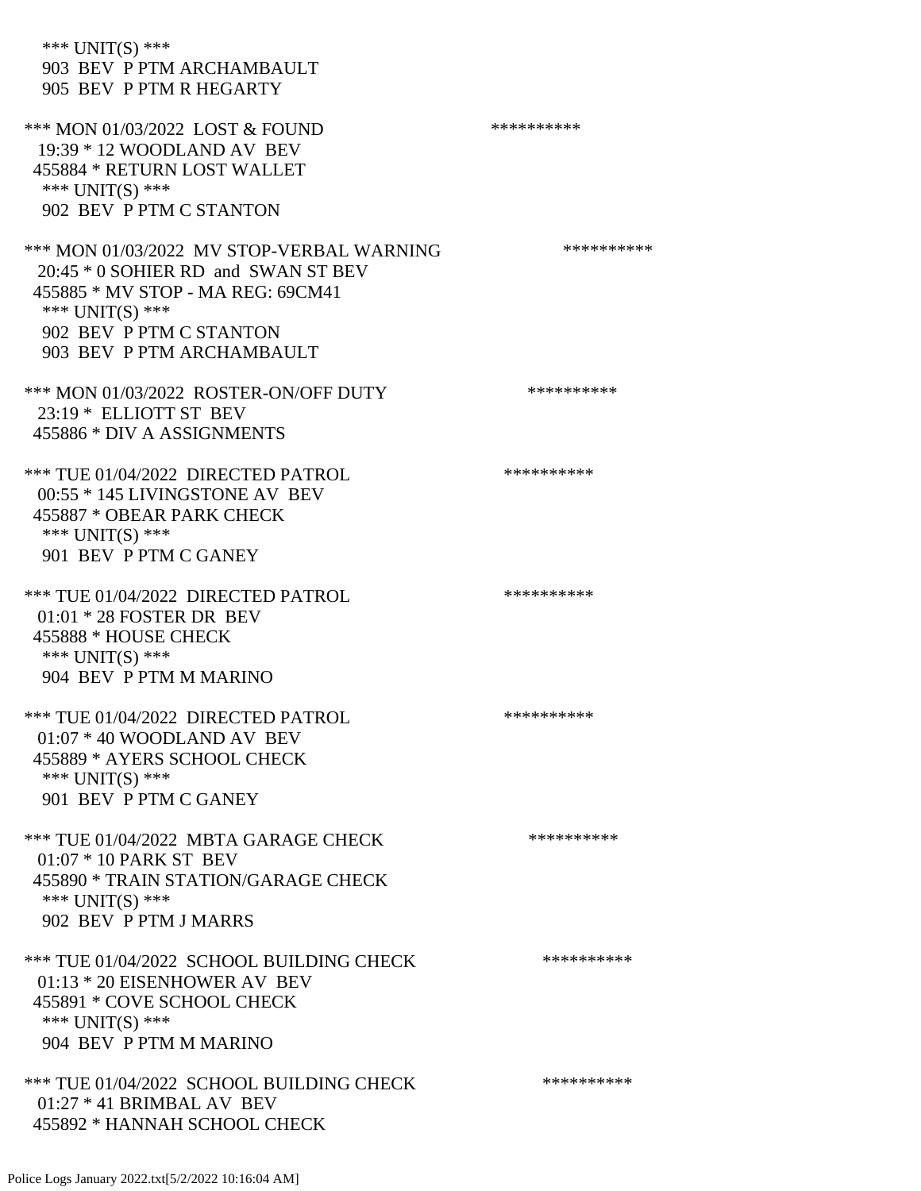*** UNIT(S) ***
 903 BEV P PTM ARCHAMBAULT
 905 BEV P PTM R HEGARTY

*** MON 01/03/2022 LOST & FOUND **********
 19:39 * 12 WOODLAND AV BEV
 455884 * RETURN LOST WALLET
 *** UNIT(S) ***
 902 BEV P PTM C STANTON

*** MON 01/03/2022 MV STOP-VERBAL WARNING **********
 20:45 * 0 SOHIER RD and SWAN ST BEV
 455885 * MV STOP - MA REG: 69CM41
 *** UNIT(S) ***
 902 BEV P PTM C STANTON
 903 BEV P PTM ARCHAMBAULT

*** MON 01/03/2022 ROSTER-ON/OFF DUTY **********
 23:19 * ELLIOTT ST BEV
 455886 * DIV A ASSIGNMENTS

*** TUE 01/04/2022 DIRECTED PATROL **********
 00:55 * 145 LIVINGSTONE AV BEV
 455887 * OBEAR PARK CHECK
 *** UNIT(S) ***
 901 BEV P PTM C GANEY

*** TUE 01/04/2022 DIRECTED PATROL **********
 01:01 * 28 FOSTER DR BEV
 455888 * HOUSE CHECK
 *** UNIT(S) ***
 904 BEV P PTM M MARINO

*** TUE 01/04/2022 DIRECTED PATROL **********
 01:07 * 40 WOODLAND AV BEV
 455889 * AYERS SCHOOL CHECK
 *** UNIT(S) ***
 901 BEV P PTM C GANEY

*** TUE 01/04/2022 MBTA GARAGE CHECK **********
 01:07 * 10 PARK ST BEV
 455890 * TRAIN STATION/GARAGE CHECK
 *** UNIT(S) ***
 902 BEV P PTM J MARRS

*** TUE 01/04/2022 SCHOOL BUILDING CHECK **********
 01:13 * 20 EISENHOWER AV BEV
 455891 * COVE SCHOOL CHECK
 *** UNIT(S) ***
 904 BEV P PTM M MARINO

*** TUE 01/04/2022 SCHOOL BUILDING CHECK **********
 01:27 * 41 BRIMBAL AV BEV
 455892 * HANNAH SCHOOL CHECK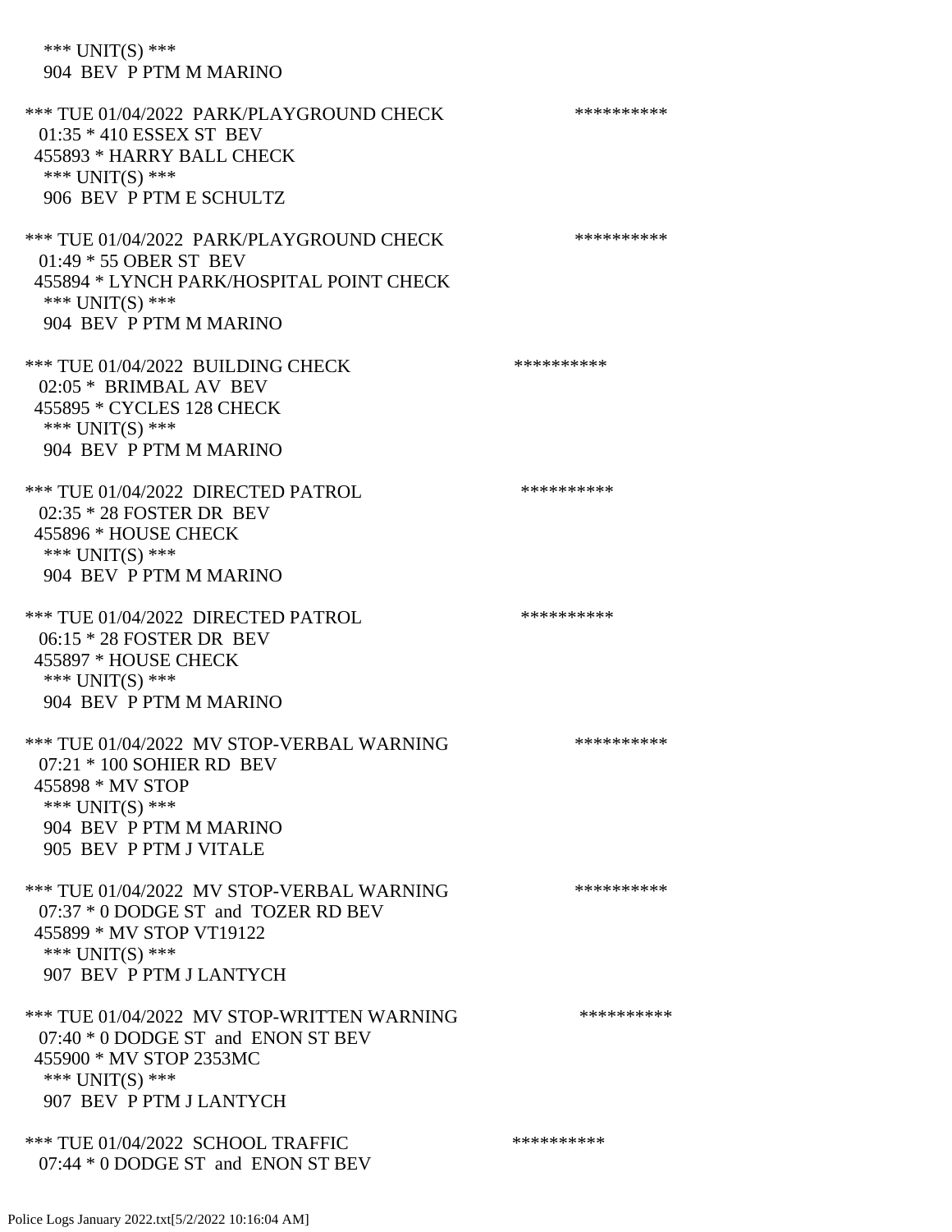*** UNIT(S) ***
 904 BEV P PTM M MARINO

*** TUE 01/04/2022 PARK/PLAYGROUND CHECK **********
 01:35 * 410 ESSEX ST BEV
 455893 * HARRY BALL CHECK
 *** UNIT(S) ***
 906 BEV P PTM E SCHULTZ

*** TUE 01/04/2022 PARK/PLAYGROUND CHECK **********
 01:49 * 55 OBER ST BEV
 455894 * LYNCH PARK/HOSPITAL POINT CHECK
 *** UNIT(S) ***
 904 BEV P PTM M MARINO

*** TUE 01/04/2022 BUILDING CHECK **********
 02:05 * BRIMBAL AV BEV
 455895 * CYCLES 128 CHECK
 *** UNIT(S) ***
 904 BEV P PTM M MARINO

*** TUE 01/04/2022 DIRECTED PATROL **********
 02:35 * 28 FOSTER DR BEV
 455896 * HOUSE CHECK
 *** UNIT(S) ***
 904 BEV P PTM M MARINO

*** TUE 01/04/2022 DIRECTED PATROL **********
 06:15 * 28 FOSTER DR BEV
 455897 * HOUSE CHECK
 *** UNIT(S) ***
 904 BEV P PTM M MARINO

*** TUE 01/04/2022 MV STOP-VERBAL WARNING **********
 07:21 * 100 SOHIER RD BEV
 455898 * MV STOP
 *** UNIT(S) ***
 904 BEV P PTM M MARINO
 905 BEV P PTM J VITALE

*** TUE 01/04/2022 MV STOP-VERBAL WARNING **********
 07:37 * 0 DODGE ST and TOZER RD BEV
 455899 * MV STOP VT19122
 *** UNIT(S) ***
 907 BEV P PTM J LANTYCH

*** TUE 01/04/2022 MV STOP-WRITTEN WARNING **********
 07:40 * 0 DODGE ST and ENON ST BEV
 455900 * MV STOP 2353MC
 *** UNIT(S) ***
 907 BEV P PTM J LANTYCH

*** TUE 01/04/2022 SCHOOL TRAFFIC **********
 07:44 * 0 DODGE ST and ENON ST BEV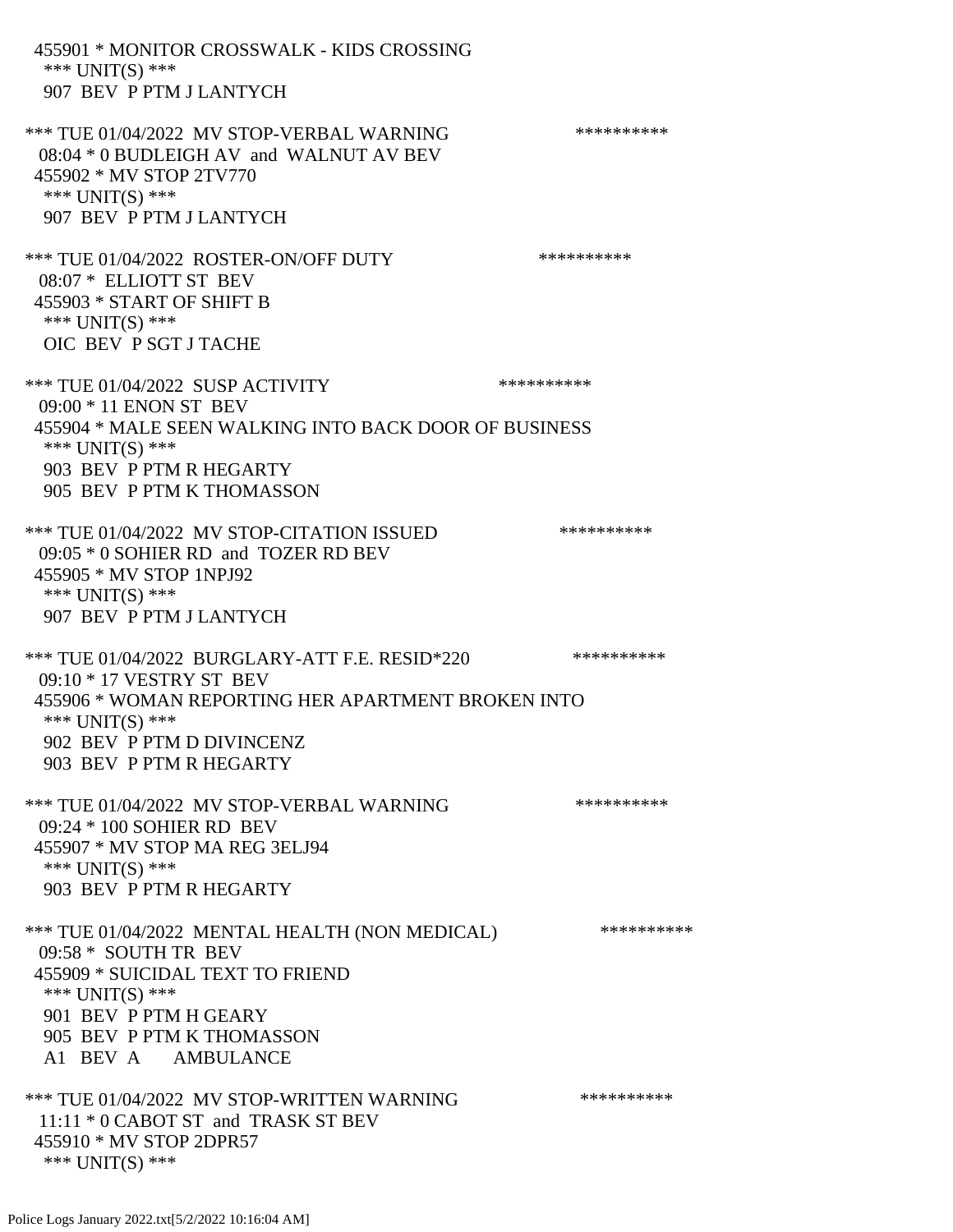455901 * MONITOR CROSSWALK - KIDS CROSSING
 *** UNIT(S) ***
 907 BEV P PTM J LANTYCH

*** TUE 01/04/2022 MV STOP-VERBAL WARNING **********
 08:04 * 0 BUDLEIGH AV and WALNUT AV BEV
 455902 * MV STOP 2TV770
 *** UNIT(S) ***
 907 BEV P PTM J LANTYCH

*** TUE 01/04/2022 ROSTER-ON/OFF DUTY **********
 08:07 * ELLIOTT ST BEV
 455903 * START OF SHIFT B
 *** UNIT(S) ***
 OIC BEV P SGT J TACHE

*** TUE 01/04/2022 SUSP ACTIVITY **********
 09:00 * 11 ENON ST BEV
 455904 * MALE SEEN WALKING INTO BACK DOOR OF BUSINESS
 *** UNIT(S) ***
 903 BEV P PTM R HEGARTY
 905 BEV P PTM K THOMASSON

*** TUE 01/04/2022 MV STOP-CITATION ISSUED **********
 09:05 * 0 SOHIER RD and TOZER RD BEV
 455905 * MV STOP 1NPJ92
 *** UNIT(S) ***
 907 BEV P PTM J LANTYCH

*** TUE 01/04/2022 BURGLARY-ATT F.E. RESID*220 **********
 09:10 * 17 VESTRY ST BEV
 455906 * WOMAN REPORTING HER APARTMENT BROKEN INTO
 *** UNIT(S) ***
 902 BEV P PTM D DIVINCENZ
 903 BEV P PTM R HEGARTY

*** TUE 01/04/2022 MV STOP-VERBAL WARNING **********
 09:24 * 100 SOHIER RD BEV
 455907 * MV STOP MA REG 3ELJ94
 *** UNIT(S) ***
 903 BEV P PTM R HEGARTY

*** TUE 01/04/2022 MENTAL HEALTH (NON MEDICAL) **********
 09:58 * SOUTH TR BEV
 455909 * SUICIDAL TEXT TO FRIEND
 *** UNIT(S) ***
 901 BEV P PTM H GEARY
 905 BEV P PTM K THOMASSON
 A1 BEV A AMBULANCE

*** TUE 01/04/2022 MV STOP-WRITTEN WARNING **********
 11:11 * 0 CABOT ST and TRASK ST BEV
 455910 * MV STOP 2DPR57
 *** UNIT(S) ***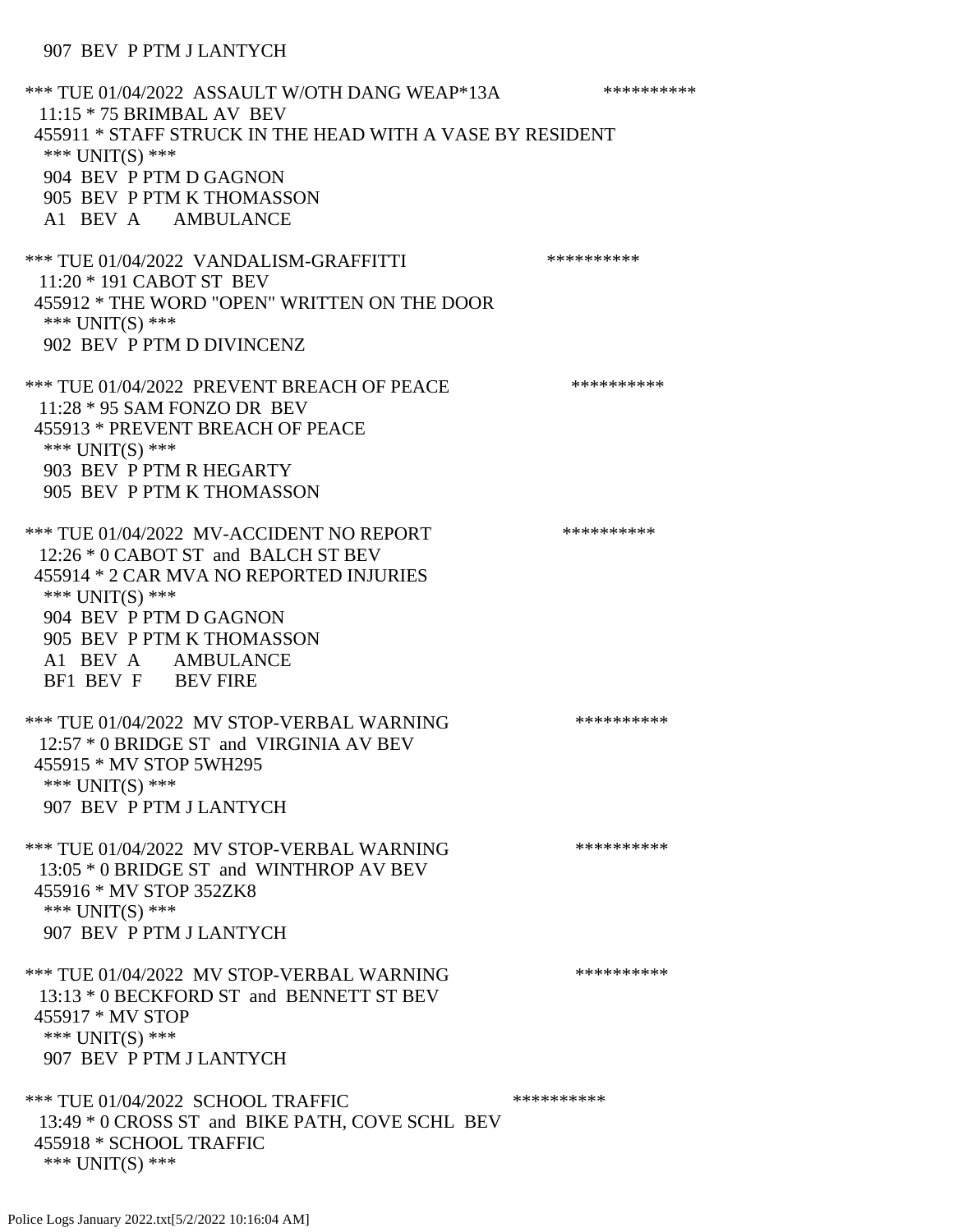907 BEV P PTM J LANTYCH

*** TUE 01/04/2022 ASSAULT W/OTH DANG WEAP*13A **********
11:15 * 75 BRIMBAL AV BEV
455911 * STAFF STRUCK IN THE HEAD WITH A VASE BY RESIDENT
*** UNIT(S) ***
904 BEV P PTM D GAGNON
905 BEV P PTM K THOMASSON
A1 BEV A AMBULANCE

*** TUE 01/04/2022 VANDALISM-GRAFFITTI **********
11:20 * 191 CABOT ST BEV
455912 * THE WORD "OPEN" WRITTEN ON THE DOOR
*** UNIT(S) ***
902 BEV P PTM D DIVINCENZ

*** TUE 01/04/2022 PREVENT BREACH OF PEACE **********
11:28 * 95 SAM FONZO DR BEV
455913 * PREVENT BREACH OF PEACE
*** UNIT(S) ***
903 BEV P PTM R HEGARTY
905 BEV P PTM K THOMASSON

*** TUE 01/04/2022 MV-ACCIDENT NO REPORT **********
12:26 * 0 CABOT ST and BALCH ST BEV
455914 * 2 CAR MVA NO REPORTED INJURIES
*** UNIT(S) ***
904 BEV P PTM D GAGNON
905 BEV P PTM K THOMASSON
A1 BEV A AMBULANCE
BF1 BEV F BEV FIRE

*** TUE 01/04/2022 MV STOP-VERBAL WARNING **********
12:57 * 0 BRIDGE ST and VIRGINIA AV BEV
455915 * MV STOP 5WH295
*** UNIT(S) ***
907 BEV P PTM J LANTYCH

*** TUE 01/04/2022 MV STOP-VERBAL WARNING **********
13:05 * 0 BRIDGE ST and WINTHROP AV BEV
455916 * MV STOP 352ZK8
*** UNIT(S) ***
907 BEV P PTM J LANTYCH

*** TUE 01/04/2022 MV STOP-VERBAL WARNING **********
13:13 * 0 BECKFORD ST and BENNETT ST BEV
455917 * MV STOP
*** UNIT(S) ***
907 BEV P PTM J LANTYCH

*** TUE 01/04/2022 SCHOOL TRAFFIC **********
13:49 * 0 CROSS ST and BIKE PATH, COVE SCHL BEV
455918 * SCHOOL TRAFFIC
*** UNIT(S) ***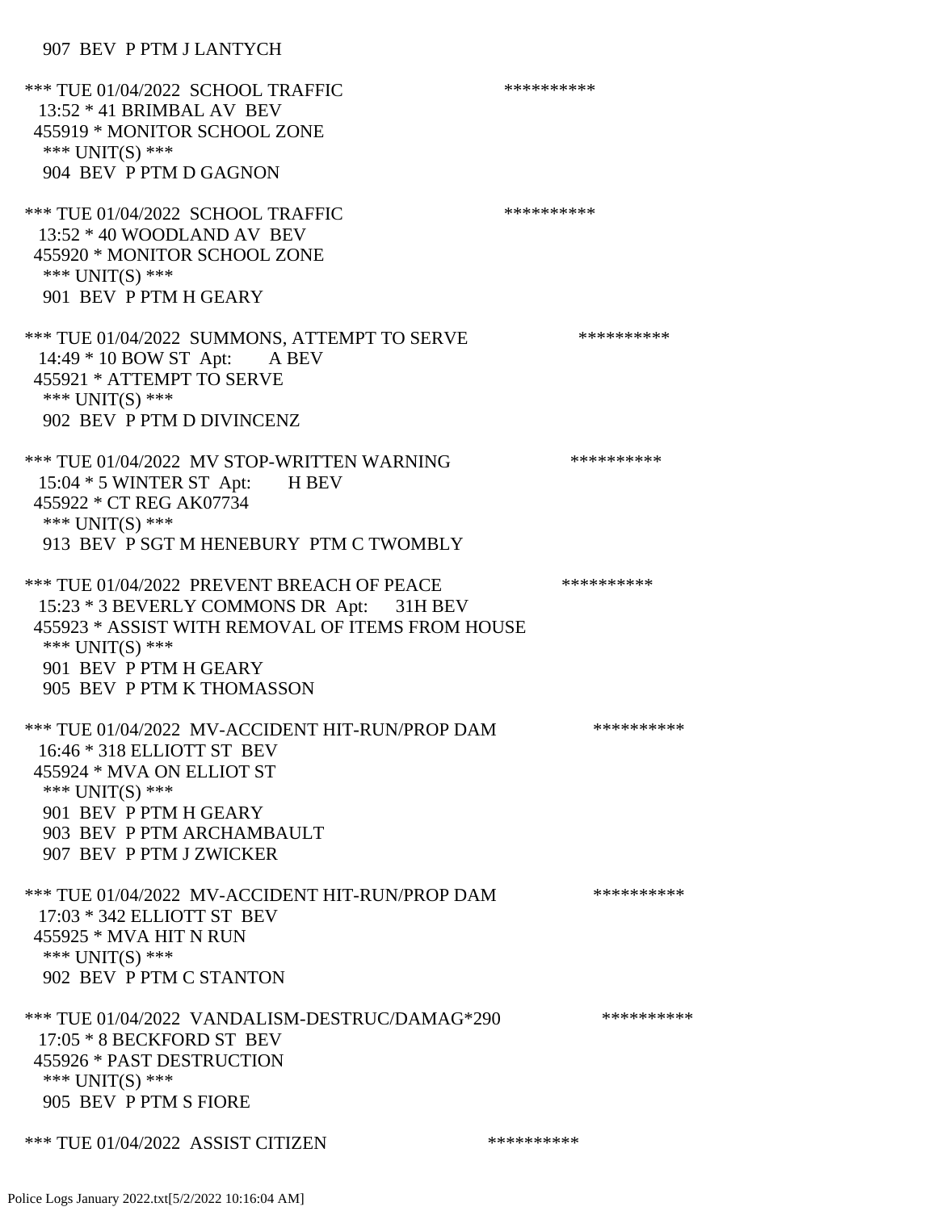907 BEV P PTM J LANTYCH

*** TUE 01/04/2022 SCHOOL TRAFFIC **********
13:52 * 41 BRIMBAL AV BEV
455919 * MONITOR SCHOOL ZONE
*** UNIT(S) ***
904 BEV P PTM D GAGNON

*** TUE 01/04/2022 SCHOOL TRAFFIC **********
13:52 * 40 WOODLAND AV BEV
455920 * MONITOR SCHOOL ZONE
*** UNIT(S) ***
901 BEV P PTM H GEARY

*** TUE 01/04/2022 SUMMONS, ATTEMPT TO SERVE **********
14:49 * 10 BOW ST Apt: A BEV
455921 * ATTEMPT TO SERVE
*** UNIT(S) ***
902 BEV P PTM D DIVINCENZ

*** TUE 01/04/2022 MV STOP-WRITTEN WARNING **********
15:04 * 5 WINTER ST Apt: H BEV
455922 * CT REG AK07734
*** UNIT(S) ***
913 BEV P SGT M HENEBURY PTM C TWOMBLY

*** TUE 01/04/2022 PREVENT BREACH OF PEACE **********
15:23 * 3 BEVERLY COMMONS DR Apt: 31H BEV
455923 * ASSIST WITH REMOVAL OF ITEMS FROM HOUSE
*** UNIT(S) ***
901 BEV P PTM H GEARY
905 BEV P PTM K THOMASSON

*** TUE 01/04/2022 MV-ACCIDENT HIT-RUN/PROP DAM **********
16:46 * 318 ELLIOTT ST BEV
455924 * MVA ON ELLIOT ST
*** UNIT(S) ***
901 BEV P PTM H GEARY
903 BEV P PTM ARCHAMBAULT
907 BEV P PTM J ZWICKER

*** TUE 01/04/2022 MV-ACCIDENT HIT-RUN/PROP DAM **********
17:03 * 342 ELLIOTT ST BEV
455925 * MVA HIT N RUN
*** UNIT(S) ***
902 BEV P PTM C STANTON

*** TUE 01/04/2022 VANDALISM-DESTRUC/DAMAG*290 **********
17:05 * 8 BECKFORD ST BEV
455926 * PAST DESTRUCTION
*** UNIT(S) ***
905 BEV P PTM S FIORE

*** TUE 01/04/2022 ASSIST CITIZEN **********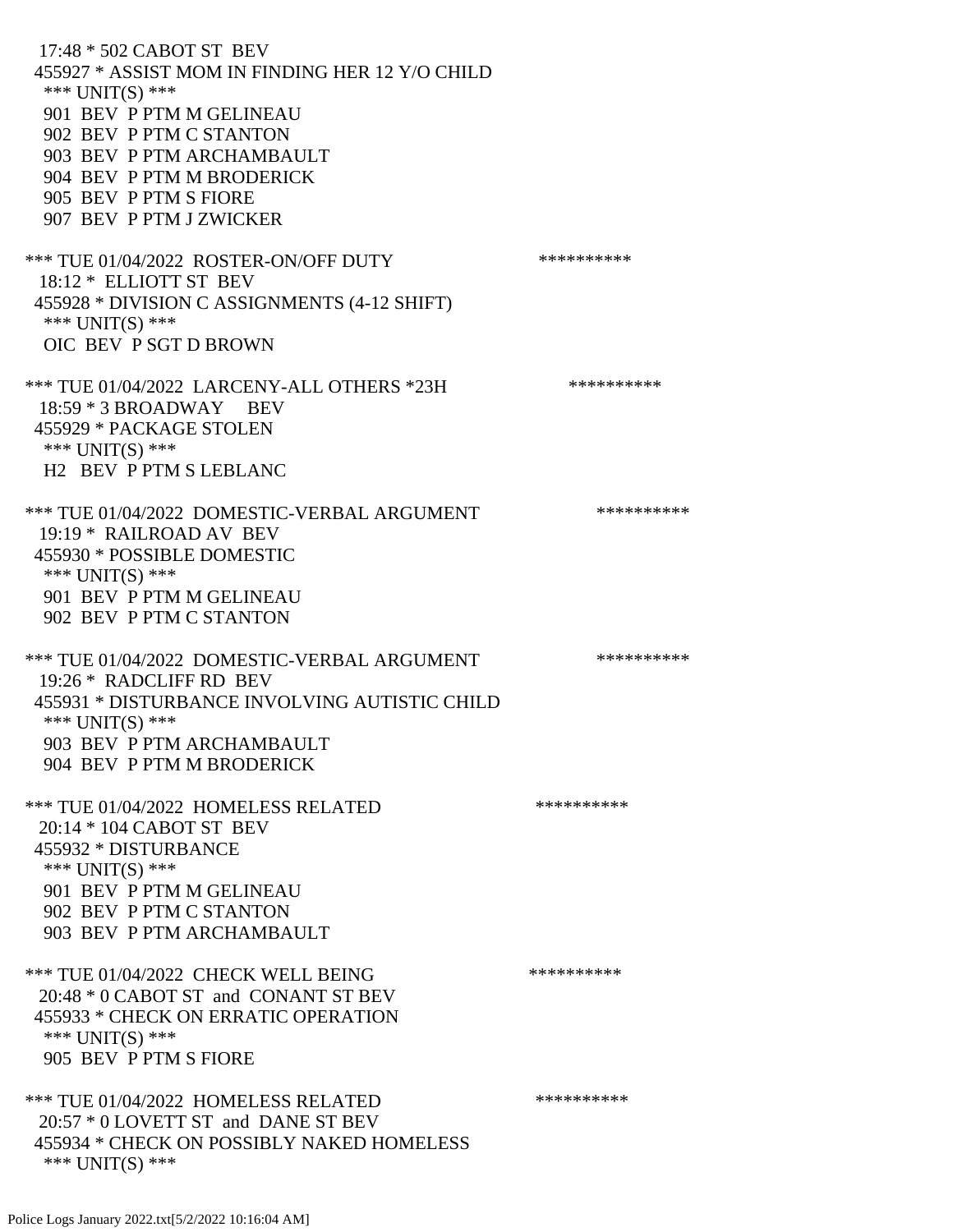17:48 * 502 CABOT ST BEV
455927 * ASSIST MOM IN FINDING HER 12 Y/O CHILD
*** UNIT(S) ***
901 BEV P PTM M GELINEAU
902 BEV P PTM C STANTON
903 BEV P PTM ARCHAMBAULT
904 BEV P PTM M BRODERICK
905 BEV P PTM S FIORE
907 BEV P PTM J ZWICKER

*** TUE 01/04/2022 ROSTER-ON/OFF DUTY **********
18:12 * ELLIOTT ST BEV
455928 * DIVISION C ASSIGNMENTS (4-12 SHIFT)
*** UNIT(S) ***
OIC BEV P SGT D BROWN

*** TUE 01/04/2022 LARCENY-ALL OTHERS *23H **********
18:59 * 3 BROADWAY BEV
455929 * PACKAGE STOLEN
*** UNIT(S) ***
H2 BEV P PTM S LEBLANC

*** TUE 01/04/2022 DOMESTIC-VERBAL ARGUMENT **********
19:19 * RAILROAD AV BEV
455930 * POSSIBLE DOMESTIC
*** UNIT(S) ***
901 BEV P PTM M GELINEAU
902 BEV P PTM C STANTON

*** TUE 01/04/2022 DOMESTIC-VERBAL ARGUMENT **********
19:26 * RADCLIFF RD BEV
455931 * DISTURBANCE INVOLVING AUTISTIC CHILD
*** UNIT(S) ***
903 BEV P PTM ARCHAMBAULT
904 BEV P PTM M BRODERICK

*** TUE 01/04/2022 HOMELESS RELATED **********
20:14 * 104 CABOT ST BEV
455932 * DISTURBANCE
*** UNIT(S) ***
901 BEV P PTM M GELINEAU
902 BEV P PTM C STANTON
903 BEV P PTM ARCHAMBAULT

*** TUE 01/04/2022 CHECK WELL BEING **********
20:48 * 0 CABOT ST and CONANT ST BEV
455933 * CHECK ON ERRATIC OPERATION
*** UNIT(S) ***
905 BEV P PTM S FIORE

*** TUE 01/04/2022 HOMELESS RELATED **********
20:57 * 0 LOVETT ST and DANE ST BEV
455934 * CHECK ON POSSIBLY NAKED HOMELESS
*** UNIT(S) ***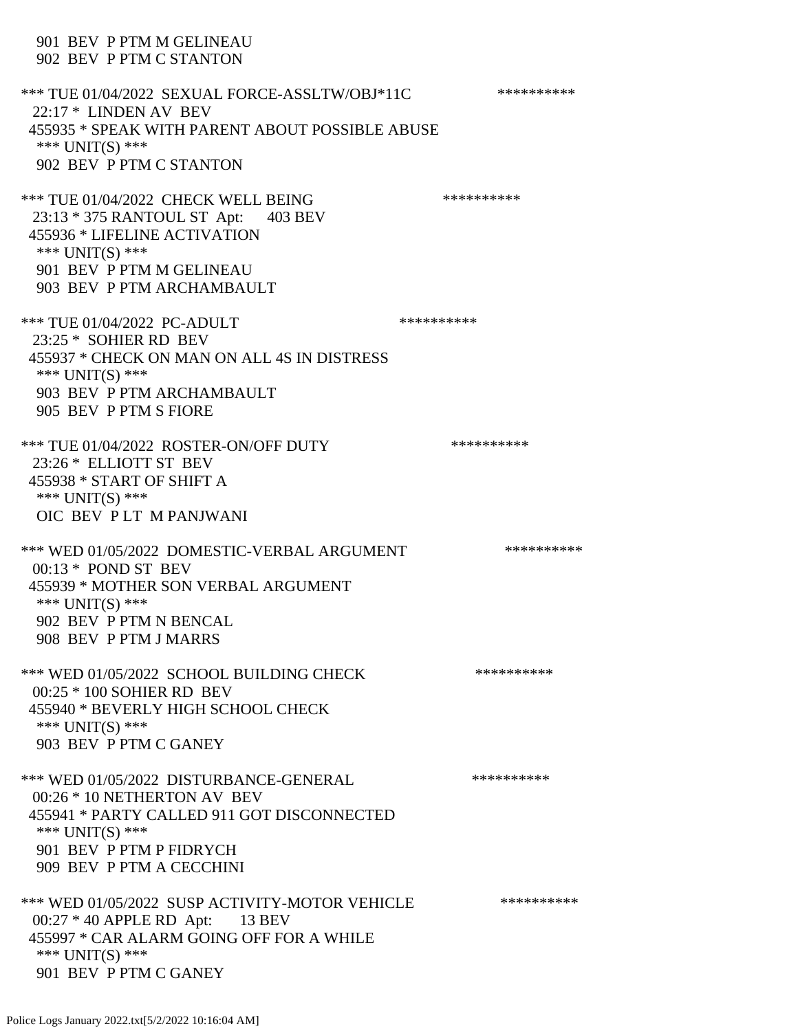901 BEV P PTM M GELINEAU
902 BEV P PTM C STANTON

*** TUE 01/04/2022 SEXUAL FORCE-ASSLTW/OBJ*11C **********
22:17 * LINDEN AV BEV
455935 * SPEAK WITH PARENT ABOUT POSSIBLE ABUSE
*** UNIT(S) ***
902 BEV P PTM C STANTON

*** TUE 01/04/2022 CHECK WELL BEING **********
23:13 * 375 RANTOUL ST Apt: 403 BEV
455936 * LIFELINE ACTIVATION
*** UNIT(S) ***
901 BEV P PTM M GELINEAU
903 BEV P PTM ARCHAMBAULT

*** TUE 01/04/2022 PC-ADULT **********
23:25 * SOHIER RD BEV
455937 * CHECK ON MAN ON ALL 4S IN DISTRESS
*** UNIT(S) ***
903 BEV P PTM ARCHAMBAULT
905 BEV P PTM S FIORE

*** TUE 01/04/2022 ROSTER-ON/OFF DUTY **********
23:26 * ELLIOTT ST BEV
455938 * START OF SHIFT A
*** UNIT(S) ***
OIC BEV P LT M PANJWANI

*** WED 01/05/2022 DOMESTIC-VERBAL ARGUMENT **********
00:13 * POND ST BEV
455939 * MOTHER SON VERBAL ARGUMENT
*** UNIT(S) ***
902 BEV P PTM N BENCAL
908 BEV P PTM J MARRS

*** WED 01/05/2022 SCHOOL BUILDING CHECK **********
00:25 * 100 SOHIER RD BEV
455940 * BEVERLY HIGH SCHOOL CHECK
*** UNIT(S) ***
903 BEV P PTM C GANEY

*** WED 01/05/2022 DISTURBANCE-GENERAL **********
00:26 * 10 NETHERTON AV BEV
455941 * PARTY CALLED 911 GOT DISCONNECTED
*** UNIT(S) ***
901 BEV P PTM P FIDRYCH
909 BEV P PTM A CECCHINI

*** WED 01/05/2022 SUSP ACTIVITY-MOTOR VEHICLE **********
00:27 * 40 APPLE RD Apt: 13 BEV
455997 * CAR ALARM GOING OFF FOR A WHILE
*** UNIT(S) ***
901 BEV P PTM C GANEY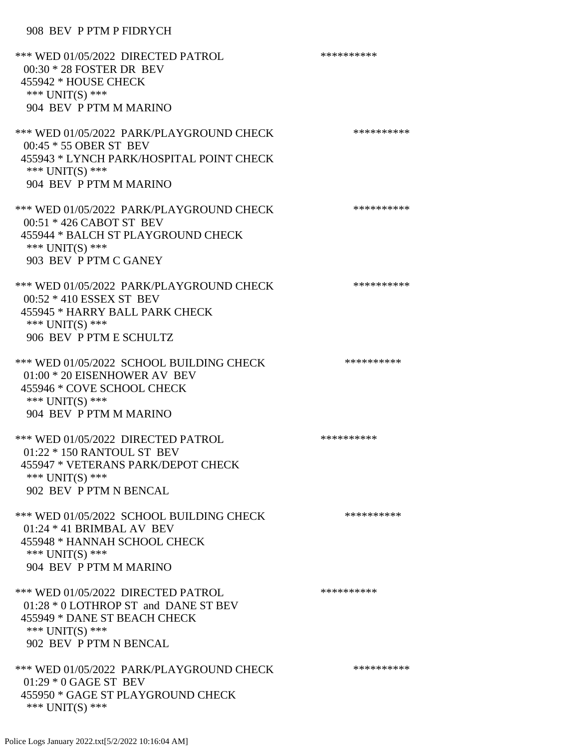908 BEV P PTM P FIDRYCH

*** WED 01/05/2022 DIRECTED PATROL **********
 00:30 * 28 FOSTER DR BEV
 455942 * HOUSE CHECK
 *** UNIT(S) ***
 904 BEV P PTM M MARINO

*** WED 01/05/2022 PARK/PLAYGROUND CHECK **********
 00:45 * 55 OBER ST BEV
 455943 * LYNCH PARK/HOSPITAL POINT CHECK
 *** UNIT(S) ***
 904 BEV P PTM M MARINO

*** WED 01/05/2022 PARK/PLAYGROUND CHECK **********
 00:51 * 426 CABOT ST BEV
 455944 * BALCH ST PLAYGROUND CHECK
 *** UNIT(S) ***
 903 BEV P PTM C GANEY

*** WED 01/05/2022 PARK/PLAYGROUND CHECK **********
 00:52 * 410 ESSEX ST BEV
 455945 * HARRY BALL PARK CHECK
 *** UNIT(S) ***
 906 BEV P PTM E SCHULTZ

*** WED 01/05/2022 SCHOOL BUILDING CHECK **********
 01:00 * 20 EISENHOWER AV BEV
 455946 * COVE SCHOOL CHECK
 *** UNIT(S) ***
 904 BEV P PTM M MARINO

*** WED 01/05/2022 DIRECTED PATROL **********
 01:22 * 150 RANTOUL ST BEV
 455947 * VETERANS PARK/DEPOT CHECK
 *** UNIT(S) ***
 902 BEV P PTM N BENCAL

*** WED 01/05/2022 SCHOOL BUILDING CHECK **********
 01:24 * 41 BRIMBAL AV BEV
 455948 * HANNAH SCHOOL CHECK
 *** UNIT(S) ***
 904 BEV P PTM M MARINO

*** WED 01/05/2022 DIRECTED PATROL **********
 01:28 * 0 LOTHROP ST and DANE ST BEV
 455949 * DANE ST BEACH CHECK
 *** UNIT(S) ***
 902 BEV P PTM N BENCAL

*** WED 01/05/2022 PARK/PLAYGROUND CHECK **********
 01:29 * 0 GAGE ST BEV
 455950 * GAGE ST PLAYGROUND CHECK
 *** UNIT(S) ***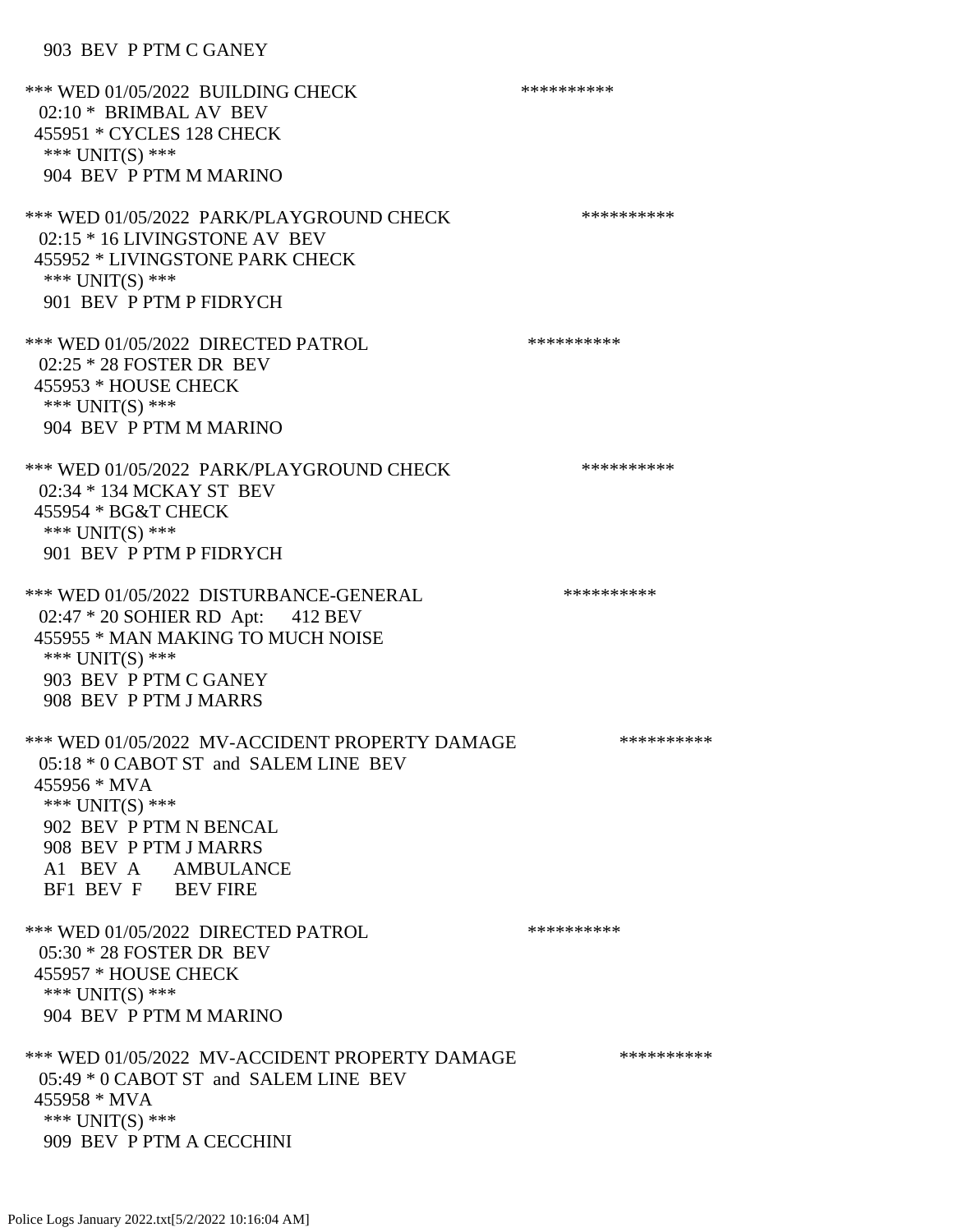903 BEV P PTM C GANEY

*** WED 01/05/2022 BUILDING CHECK **********
02:10 * BRIMBAL AV BEV
455951 * CYCLES 128 CHECK
*** UNIT(S) ***
904 BEV P PTM M MARINO

*** WED 01/05/2022 PARK/PLAYGROUND CHECK **********
02:15 * 16 LIVINGSTONE AV BEV
455952 * LIVINGSTONE PARK CHECK
*** UNIT(S) ***
901 BEV P PTM P FIDRYCH

*** WED 01/05/2022 DIRECTED PATROL **********
02:25 * 28 FOSTER DR BEV
455953 * HOUSE CHECK
*** UNIT(S) ***
904 BEV P PTM M MARINO

*** WED 01/05/2022 PARK/PLAYGROUND CHECK **********
02:34 * 134 MCKAY ST BEV
455954 * BG&T CHECK
*** UNIT(S) ***
901 BEV P PTM P FIDRYCH

*** WED 01/05/2022 DISTURBANCE-GENERAL **********
02:47 * 20 SOHIER RD Apt: 412 BEV
455955 * MAN MAKING TO MUCH NOISE
*** UNIT(S) ***
903 BEV P PTM C GANEY
908 BEV P PTM J MARRS

*** WED 01/05/2022 MV-ACCIDENT PROPERTY DAMAGE **********
05:18 * 0 CABOT ST and SALEM LINE BEV
455956 * MVA
*** UNIT(S) ***
902 BEV P PTM N BENCAL
908 BEV P PTM J MARRS
A1 BEV A AMBULANCE
BF1 BEV F BEV FIRE

*** WED 01/05/2022 DIRECTED PATROL **********
05:30 * 28 FOSTER DR BEV
455957 * HOUSE CHECK
*** UNIT(S) ***
904 BEV P PTM M MARINO

*** WED 01/05/2022 MV-ACCIDENT PROPERTY DAMAGE **********
05:49 * 0 CABOT ST and SALEM LINE BEV
455958 * MVA
*** UNIT(S) ***
909 BEV P PTM A CECCHINI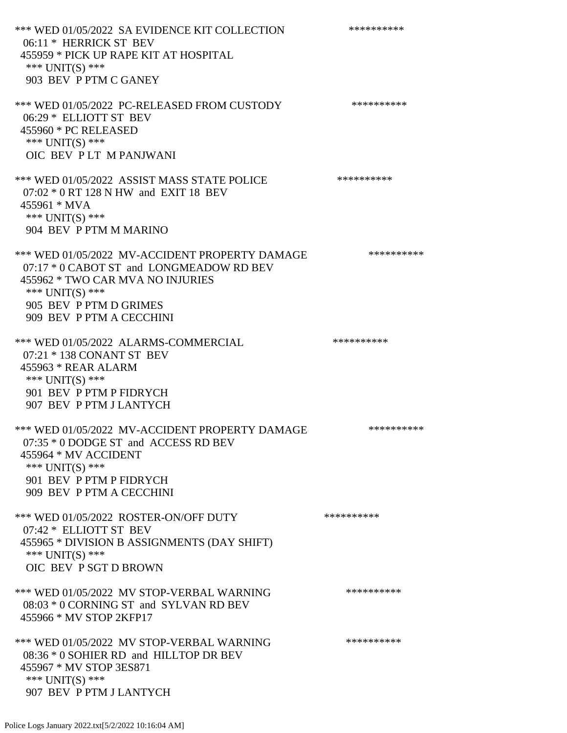*** WED 01/05/2022 SA EVIDENCE KIT COLLECTION **********
06:11 * HERRICK ST BEV
455959 * PICK UP RAPE KIT AT HOSPITAL
*** UNIT(S) ***
903 BEV P PTM C GANEY

*** WED 01/05/2022 PC-RELEASED FROM CUSTODY **********
06:29 * ELLIOTT ST BEV
455960 * PC RELEASED
*** UNIT(S) ***
OIC BEV P LT M PANJWANI

*** WED 01/05/2022 ASSIST MASS STATE POLICE **********
07:02 * 0 RT 128 N HW and EXIT 18 BEV
455961 * MVA
*** UNIT(S) ***
904 BEV P PTM M MARINO

*** WED 01/05/2022 MV-ACCIDENT PROPERTY DAMAGE **********
07:17 * 0 CABOT ST and LONGMEADOW RD BEV
455962 * TWO CAR MVA NO INJURIES
*** UNIT(S) ***
905 BEV P PTM D GRIMES
909 BEV P PTM A CECCHINI

*** WED 01/05/2022 ALARMS-COMMERCIAL **********
07:21 * 138 CONANT ST BEV
455963 * REAR ALARM
*** UNIT(S) ***
901 BEV P PTM P FIDRYCH
907 BEV P PTM J LANTYCH

*** WED 01/05/2022 MV-ACCIDENT PROPERTY DAMAGE **********
07:35 * 0 DODGE ST and ACCESS RD BEV
455964 * MV ACCIDENT
*** UNIT(S) ***
901 BEV P PTM P FIDRYCH
909 BEV P PTM A CECCHINI

*** WED 01/05/2022 ROSTER-ON/OFF DUTY **********
07:42 * ELLIOTT ST BEV
455965 * DIVISION B ASSIGNMENTS (DAY SHIFT)
*** UNIT(S) ***
OIC BEV P SGT D BROWN

*** WED 01/05/2022 MV STOP-VERBAL WARNING **********
08:03 * 0 CORNING ST and SYLVAN RD BEV
455966 * MV STOP 2KFP17

*** WED 01/05/2022 MV STOP-VERBAL WARNING **********
08:36 * 0 SOHIER RD and HILLTOP DR BEV
455967 * MV STOP 3ES871
*** UNIT(S) ***
907 BEV P PTM J LANTYCH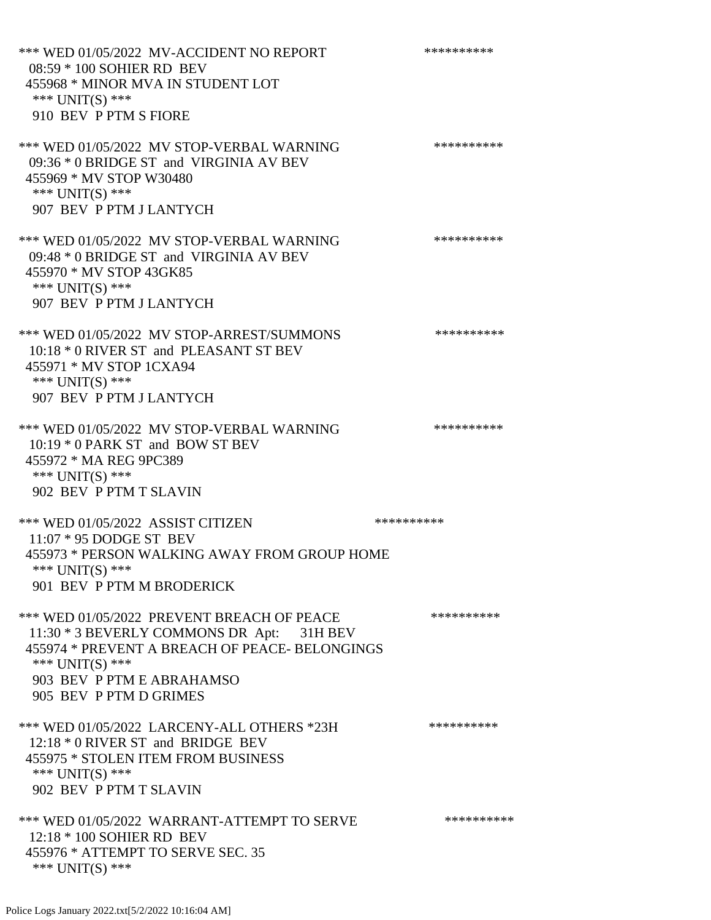*** WED 01/05/2022 MV-ACCIDENT NO REPORT **********
08:59 * 100 SOHIER RD BEV
455968 * MINOR MVA IN STUDENT LOT
*** UNIT(S) ***
910 BEV P PTM S FIORE

*** WED 01/05/2022 MV STOP-VERBAL WARNING **********
09:36 * 0 BRIDGE ST and VIRGINIA AV BEV
455969 * MV STOP W30480
*** UNIT(S) ***
907 BEV P PTM J LANTYCH

*** WED 01/05/2022 MV STOP-VERBAL WARNING **********
09:48 * 0 BRIDGE ST and VIRGINIA AV BEV
455970 * MV STOP 43GK85
*** UNIT(S) ***
907 BEV P PTM J LANTYCH

*** WED 01/05/2022 MV STOP-ARREST/SUMMONS **********
10:18 * 0 RIVER ST and PLEASANT ST BEV
455971 * MV STOP 1CXA94
*** UNIT(S) ***
907 BEV P PTM J LANTYCH

*** WED 01/05/2022 MV STOP-VERBAL WARNING **********
10:19 * 0 PARK ST and BOW ST BEV
455972 * MA REG 9PC389
*** UNIT(S) ***
902 BEV P PTM T SLAVIN

*** WED 01/05/2022 ASSIST CITIZEN **********
11:07 * 95 DODGE ST BEV
455973 * PERSON WALKING AWAY FROM GROUP HOME
*** UNIT(S) ***
901 BEV P PTM M BRODERICK

*** WED 01/05/2022 PREVENT BREACH OF PEACE **********
11:30 * 3 BEVERLY COMMONS DR Apt: 31H BEV
455974 * PREVENT A BREACH OF PEACE- BELONGINGS
*** UNIT(S) ***
903 BEV P PTM E ABRAHAMSO
905 BEV P PTM D GRIMES

*** WED 01/05/2022 LARCENY-ALL OTHERS *23H **********
12:18 * 0 RIVER ST and BRIDGE BEV
455975 * STOLEN ITEM FROM BUSINESS
*** UNIT(S) ***
902 BEV P PTM T SLAVIN

*** WED 01/05/2022 WARRANT-ATTEMPT TO SERVE **********
12:18 * 100 SOHIER RD BEV
455976 * ATTEMPT TO SERVE SEC. 35
*** UNIT(S) ***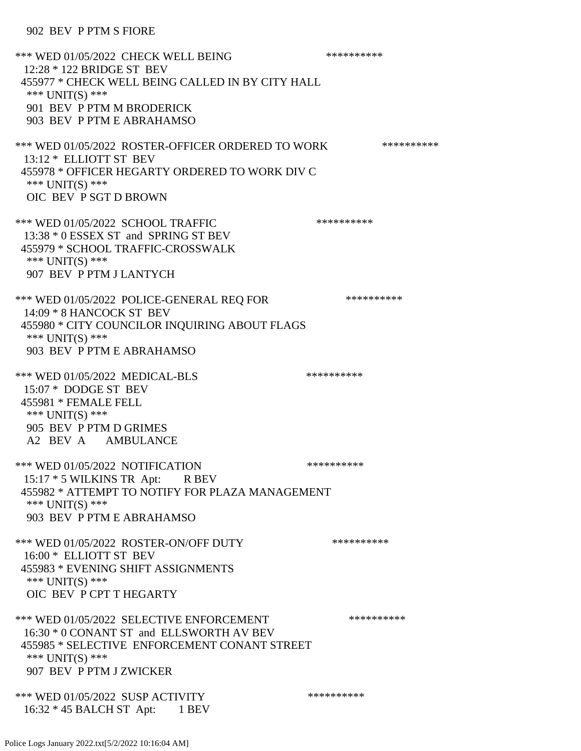902 BEV P PTM S FIORE

*** WED 01/05/2022 CHECK WELL BEING **********
12:28 * 122 BRIDGE ST BEV
455977 * CHECK WELL BEING CALLED IN BY CITY HALL
*** UNIT(S) ***
901 BEV P PTM M BRODERICK
903 BEV P PTM E ABRAHAMSO

*** WED 01/05/2022 ROSTER-OFFICER ORDERED TO WORK **********
13:12 * ELLIOTT ST BEV
455978 * OFFICER HEGARTY ORDERED TO WORK DIV C
*** UNIT(S) ***
OIC BEV P SGT D BROWN

*** WED 01/05/2022 SCHOOL TRAFFIC **********
13:38 * 0 ESSEX ST and SPRING ST BEV
455979 * SCHOOL TRAFFIC-CROSSWALK
*** UNIT(S) ***
907 BEV P PTM J LANTYCH

*** WED 01/05/2022 POLICE-GENERAL REQ FOR **********
14:09 * 8 HANCOCK ST BEV
455980 * CITY COUNCILOR INQUIRING ABOUT FLAGS
*** UNIT(S) ***
903 BEV P PTM E ABRAHAMSO

*** WED 01/05/2022 MEDICAL-BLS **********
15:07 * DODGE ST BEV
455981 * FEMALE FELL
*** UNIT(S) ***
905 BEV P PTM D GRIMES
A2 BEV A AMBULANCE

*** WED 01/05/2022 NOTIFICATION **********
15:17 * 5 WILKINS TR Apt: R BEV
455982 * ATTEMPT TO NOTIFY FOR PLAZA MANAGEMENT
*** UNIT(S) ***
903 BEV P PTM E ABRAHAMSO

*** WED 01/05/2022 ROSTER-ON/OFF DUTY **********
16:00 * ELLIOTT ST BEV
455983 * EVENING SHIFT ASSIGNMENTS
*** UNIT(S) ***
OIC BEV P CPT T HEGARTY

*** WED 01/05/2022 SELECTIVE ENFORCEMENT **********
16:30 * 0 CONANT ST and ELLSWORTH AV BEV
455985 * SELECTIVE ENFORCEMENT CONANT STREET
*** UNIT(S) ***
907 BEV P PTM J ZWICKER

*** WED 01/05/2022 SUSP ACTIVITY **********
16:32 * 45 BALCH ST Apt: 1 BEV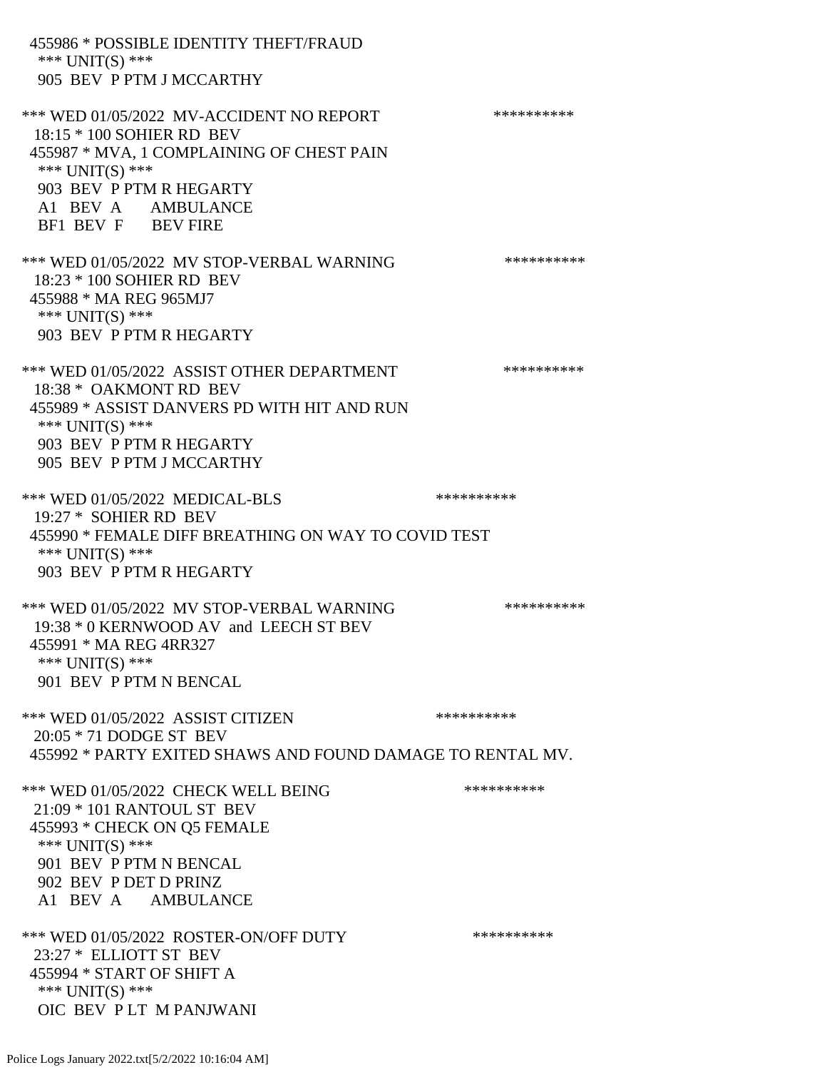455986 * POSSIBLE IDENTITY THEFT/FRAUD
*** UNIT(S) ***
905 BEV P PTM J MCCARTHY

*** WED 01/05/2022 MV-ACCIDENT NO REPORT **********
18:15 * 100 SOHIER RD BEV
455987 * MVA, 1 COMPLAINING OF CHEST PAIN
*** UNIT(S) ***
903 BEV P PTM R HEGARTY
A1 BEV A AMBULANCE
BF1 BEV F BEV FIRE

*** WED 01/05/2022 MV STOP-VERBAL WARNING **********
18:23 * 100 SOHIER RD BEV
455988 * MA REG 965MJ7
*** UNIT(S) ***
903 BEV P PTM R HEGARTY

*** WED 01/05/2022 ASSIST OTHER DEPARTMENT **********
18:38 * OAKMONT RD BEV
455989 * ASSIST DANVERS PD WITH HIT AND RUN
*** UNIT(S) ***
903 BEV P PTM R HEGARTY
905 BEV P PTM J MCCARTHY

*** WED 01/05/2022 MEDICAL-BLS **********
19:27 * SOHIER RD BEV
455990 * FEMALE DIFF BREATHING ON WAY TO COVID TEST
*** UNIT(S) ***
903 BEV P PTM R HEGARTY

*** WED 01/05/2022 MV STOP-VERBAL WARNING **********
19:38 * 0 KERNWOOD AV and LEECH ST BEV
455991 * MA REG 4RR327
*** UNIT(S) ***
901 BEV P PTM N BENCAL

*** WED 01/05/2022 ASSIST CITIZEN **********
20:05 * 71 DODGE ST BEV
455992 * PARTY EXITED SHAWS AND FOUND DAMAGE TO RENTAL MV.

*** WED 01/05/2022 CHECK WELL BEING **********
21:09 * 101 RANTOUL ST BEV
455993 * CHECK ON Q5 FEMALE
*** UNIT(S) ***
901 BEV P PTM N BENCAL
902 BEV P DET D PRINZ
A1 BEV A AMBULANCE

*** WED 01/05/2022 ROSTER-ON/OFF DUTY **********
23:27 * ELLIOTT ST BEV
455994 * START OF SHIFT A
*** UNIT(S) ***
OIC BEV P LT M PANJWANI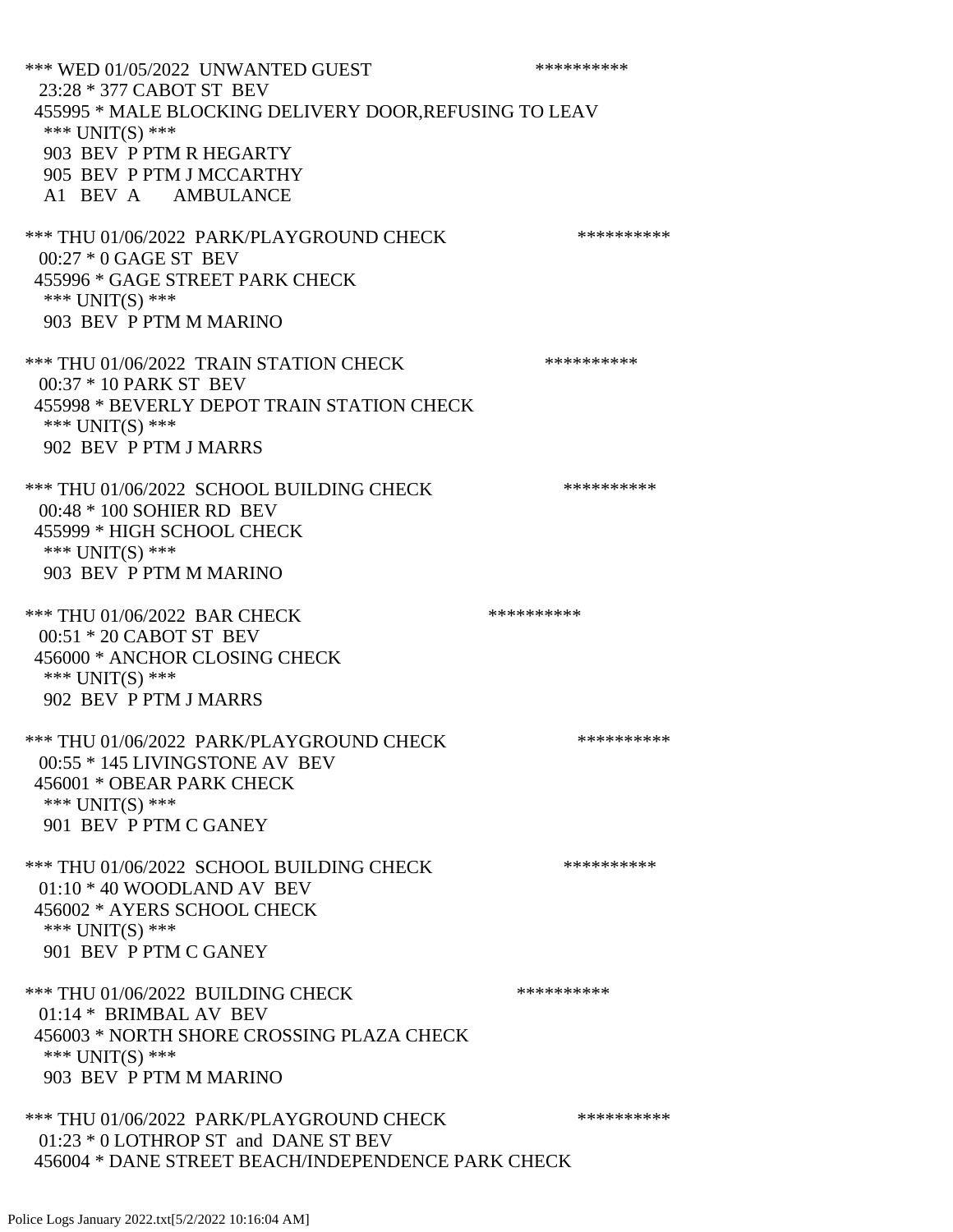```
*** WED 01/05/2022  UNWANTED GUEST                          **********
  23:28 * 377 CABOT ST  BEV
 455995 * MALE BLOCKING DELIVERY DOOR,REFUSING TO LEAV
   *** UNIT(S) ***
   903  BEV  P PTM R HEGARTY
   905  BEV  P PTM J MCCARTHY
   A1   BEV  A      AMBULANCE

*** THU 01/06/2022  PARK/PLAYGROUND CHECK                    **********
  00:27 * 0 GAGE ST  BEV
 455996 * GAGE STREET PARK CHECK
   *** UNIT(S) ***
   903  BEV  P PTM M MARINO

*** THU 01/06/2022  TRAIN STATION CHECK                      **********
  00:37 * 10 PARK ST  BEV
 455998 * BEVERLY DEPOT TRAIN STATION CHECK
   *** UNIT(S) ***
   902  BEV  P PTM J MARRS

*** THU 01/06/2022  SCHOOL BUILDING CHECK                    **********
  00:48 * 100 SOHIER RD  BEV
 455999 * HIGH SCHOOL CHECK
   *** UNIT(S) ***
   903  BEV  P PTM M MARINO

*** THU 01/06/2022  BAR CHECK                                **********
  00:51 * 20 CABOT ST  BEV
 456000 * ANCHOR CLOSING CHECK
   *** UNIT(S) ***
   902  BEV  P PTM J MARRS

*** THU 01/06/2022  PARK/PLAYGROUND CHECK                    **********
  00:55 * 145 LIVINGSTONE AV  BEV
 456001 * OBEAR PARK CHECK
   *** UNIT(S) ***
   901  BEV  P PTM C GANEY

*** THU 01/06/2022  SCHOOL BUILDING CHECK                    **********
  01:10 * 40 WOODLAND AV  BEV
 456002 * AYERS SCHOOL CHECK
   *** UNIT(S) ***
   901  BEV  P PTM C GANEY

*** THU 01/06/2022  BUILDING CHECK                           **********
  01:14 *  BRIMBAL AV  BEV
 456003 * NORTH SHORE CROSSING PLAZA CHECK
   *** UNIT(S) ***
   903  BEV  P PTM M MARINO

*** THU 01/06/2022  PARK/PLAYGROUND CHECK                    **********
  01:23 * 0 LOTHROP ST  and  DANE ST BEV
 456004 * DANE STREET BEACH/INDEPENDENCE PARK CHECK
```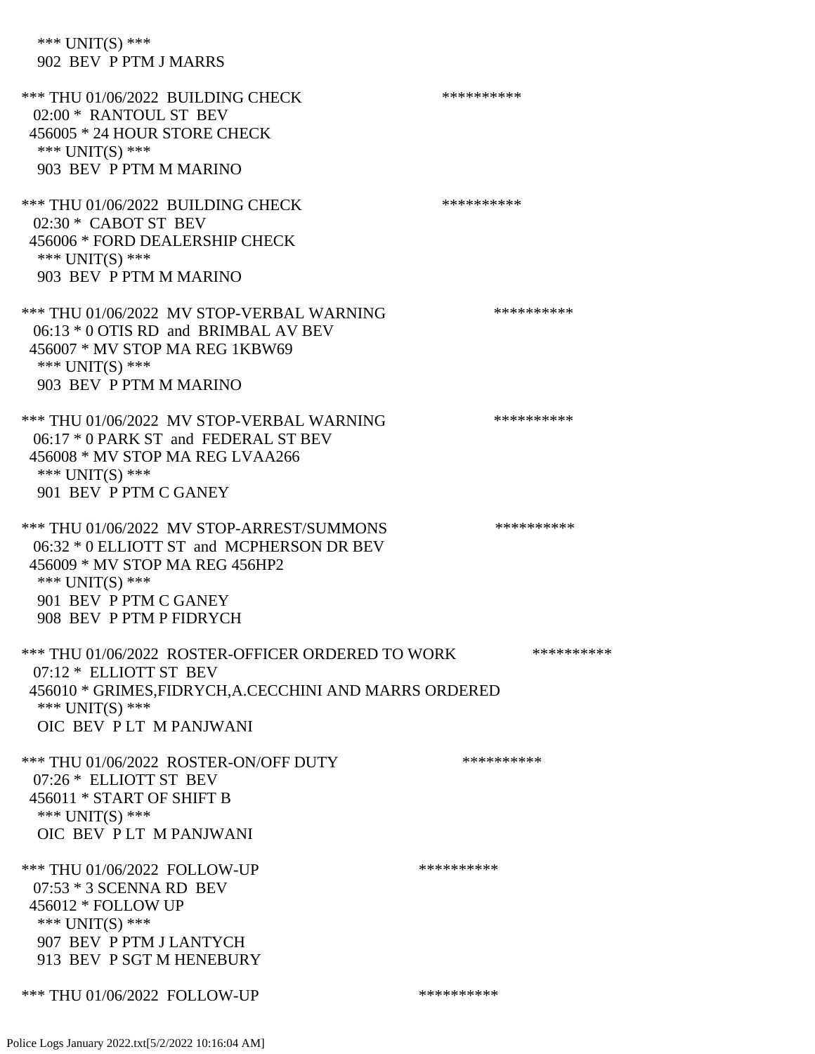\*\*\* UNIT(S) \*\*\*
902 BEV P PTM J MARRS

\*\*\* THU 01/06/2022 BUILDING CHECK \*\*\*\*\*\*\*\*\*\*
02:00 \* RANTOUL ST BEV
456005 \* 24 HOUR STORE CHECK
\*\*\* UNIT(S) \*\*\*
903 BEV P PTM M MARINO

\*\*\* THU 01/06/2022 BUILDING CHECK \*\*\*\*\*\*\*\*\*\*
02:30 \* CABOT ST BEV
456006 \* FORD DEALERSHIP CHECK
\*\*\* UNIT(S) \*\*\*
903 BEV P PTM M MARINO

\*\*\* THU 01/06/2022 MV STOP-VERBAL WARNING \*\*\*\*\*\*\*\*\*\*
06:13 \* 0 OTIS RD and BRIMBAL AV BEV
456007 \* MV STOP MA REG 1KBW69
\*\*\* UNIT(S) \*\*\*
903 BEV P PTM M MARINO

\*\*\* THU 01/06/2022 MV STOP-VERBAL WARNING \*\*\*\*\*\*\*\*\*\*
06:17 \* 0 PARK ST and FEDERAL ST BEV
456008 \* MV STOP MA REG LVAA266
\*\*\* UNIT(S) \*\*\*
901 BEV P PTM C GANEY

\*\*\* THU 01/06/2022 MV STOP-ARREST/SUMMONS \*\*\*\*\*\*\*\*\*\*
06:32 \* 0 ELLIOTT ST and MCPHERSON DR BEV
456009 \* MV STOP MA REG 456HP2
\*\*\* UNIT(S) \*\*\*
901 BEV P PTM C GANEY
908 BEV P PTM P FIDRYCH

\*\*\* THU 01/06/2022 ROSTER-OFFICER ORDERED TO WORK \*\*\*\*\*\*\*\*\*\*
07:12 \* ELLIOTT ST BEV
456010 \* GRIMES,FIDRYCH,A.CECCHINI AND MARRS ORDERED
\*\*\* UNIT(S) \*\*\*
OIC BEV P LT M PANJWANI

\*\*\* THU 01/06/2022 ROSTER-ON/OFF DUTY \*\*\*\*\*\*\*\*\*\*
07:26 \* ELLIOTT ST BEV
456011 \* START OF SHIFT B
\*\*\* UNIT(S) \*\*\*
OIC BEV P LT M PANJWANI

\*\*\* THU 01/06/2022 FOLLOW-UP \*\*\*\*\*\*\*\*\*\*
07:53 \* 3 SCENNA RD BEV
456012 \* FOLLOW UP
\*\*\* UNIT(S) \*\*\*
907 BEV P PTM J LANTYCH
913 BEV P SGT M HENEBURY

\*\*\* THU 01/06/2022 FOLLOW-UP \*\*\*\*\*\*\*\*\*\*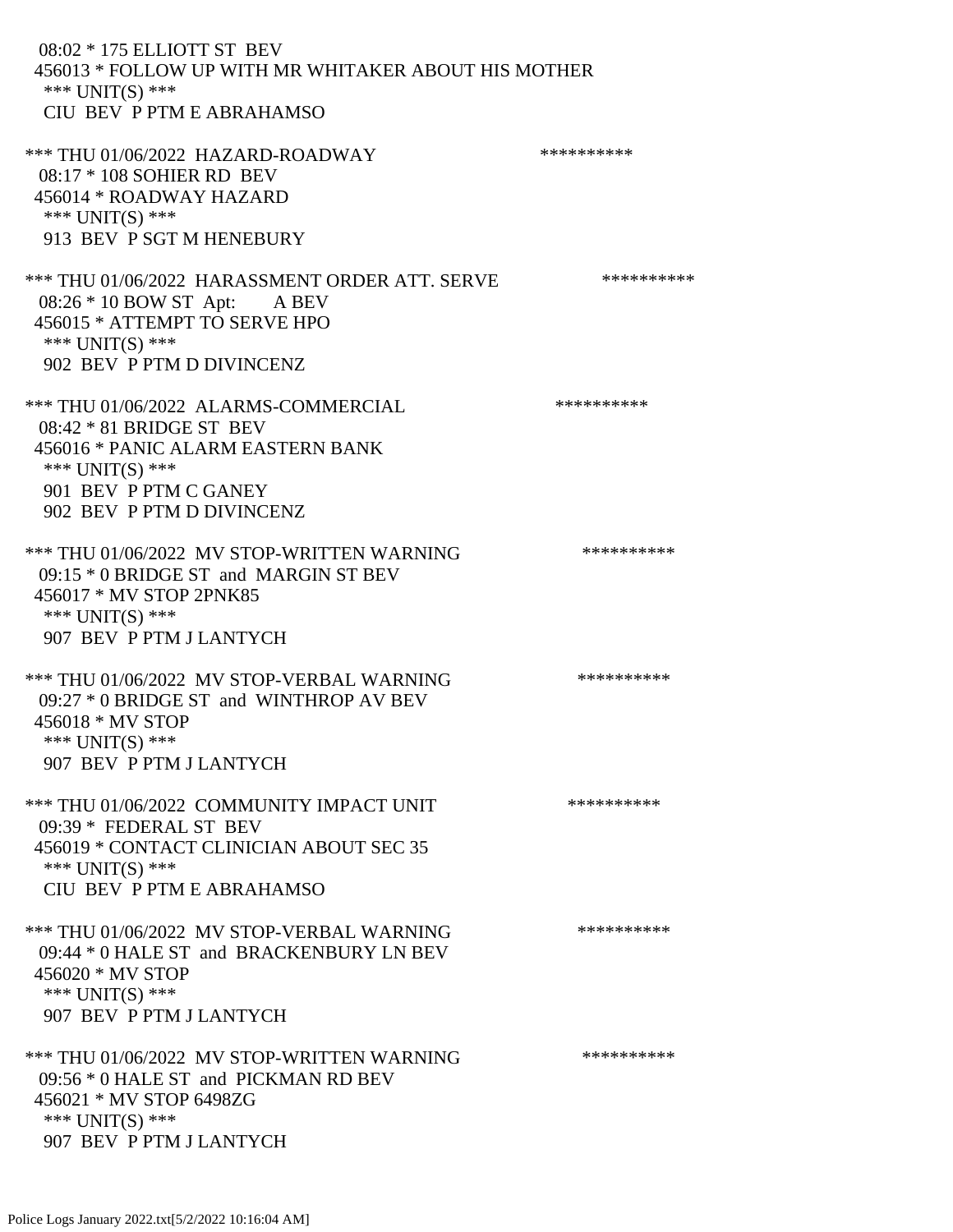08:02 * 175 ELLIOTT ST BEV
456013 * FOLLOW UP WITH MR WHITAKER ABOUT HIS MOTHER
*** UNIT(S) ***
CIU BEV P PTM E ABRAHAMSO

*** THU 01/06/2022 HAZARD-ROADWAY **********
08:17 * 108 SOHIER RD BEV
456014 * ROADWAY HAZARD
*** UNIT(S) ***
913 BEV P SGT M HENEBURY

*** THU 01/06/2022 HARASSMENT ORDER ATT. SERVE **********
08:26 * 10 BOW ST Apt: A BEV
456015 * ATTEMPT TO SERVE HPO
*** UNIT(S) ***
902 BEV P PTM D DIVINCENZ

*** THU 01/06/2022 ALARMS-COMMERCIAL **********
08:42 * 81 BRIDGE ST BEV
456016 * PANIC ALARM EASTERN BANK
*** UNIT(S) ***
901 BEV P PTM C GANEY
902 BEV P PTM D DIVINCENZ

*** THU 01/06/2022 MV STOP-WRITTEN WARNING **********
09:15 * 0 BRIDGE ST and MARGIN ST BEV
456017 * MV STOP 2PNK85
*** UNIT(S) ***
907 BEV P PTM J LANTYCH

*** THU 01/06/2022 MV STOP-VERBAL WARNING **********
09:27 * 0 BRIDGE ST and WINTHROP AV BEV
456018 * MV STOP
*** UNIT(S) ***
907 BEV P PTM J LANTYCH

*** THU 01/06/2022 COMMUNITY IMPACT UNIT **********
09:39 * FEDERAL ST BEV
456019 * CONTACT CLINICIAN ABOUT SEC 35
*** UNIT(S) ***
CIU BEV P PTM E ABRAHAMSO

*** THU 01/06/2022 MV STOP-VERBAL WARNING **********
09:44 * 0 HALE ST and BRACKENBURY LN BEV
456020 * MV STOP
*** UNIT(S) ***
907 BEV P PTM J LANTYCH

*** THU 01/06/2022 MV STOP-WRITTEN WARNING **********
09:56 * 0 HALE ST and PICKMAN RD BEV
456021 * MV STOP 6498ZG
*** UNIT(S) ***
907 BEV P PTM J LANTYCH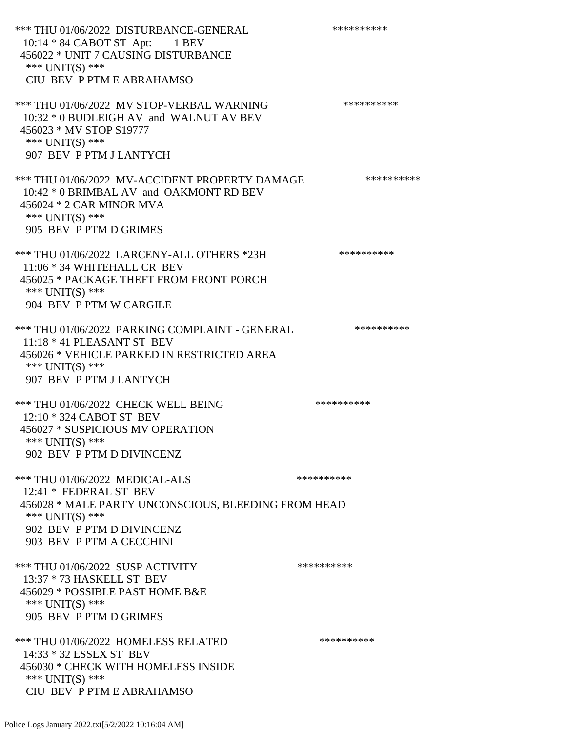```
*** THU 01/06/2022  DISTURBANCE-GENERAL                    **********
  10:14 * 84 CABOT ST  Apt:      1 BEV
  456022 * UNIT 7 CAUSING DISTURBANCE
   *** UNIT(S) ***
   CIU  BEV  P PTM E ABRAHAMSO

*** THU 01/06/2022  MV STOP-VERBAL WARNING                   **********
  10:32 * 0 BUDLEIGH AV  and  WALNUT AV BEV
  456023 * MV STOP S19777
   *** UNIT(S) ***
   907  BEV  P PTM J LANTYCH

*** THU 01/06/2022  MV-ACCIDENT PROPERTY DAMAGE                **********
  10:42 * 0 BRIMBAL AV  and  OAKMONT RD BEV
  456024 * 2 CAR MINOR MVA
   *** UNIT(S) ***
   905  BEV  P PTM D GRIMES

*** THU 01/06/2022  LARCENY-ALL OTHERS *23H                 **********
  11:06 * 34 WHITEHALL CR  BEV
  456025 * PACKAGE THEFT FROM FRONT PORCH
   *** UNIT(S) ***
   904  BEV  P PTM W CARGILE

*** THU 01/06/2022  PARKING COMPLAINT - GENERAL               **********
  11:18 * 41 PLEASANT ST  BEV
  456026 * VEHICLE PARKED IN RESTRICTED AREA
   *** UNIT(S) ***
   907  BEV  P PTM J LANTYCH

*** THU 01/06/2022  CHECK WELL BEING                     **********
  12:10 * 324 CABOT ST  BEV
  456027 * SUSPICIOUS MV OPERATION
   *** UNIT(S) ***
   902  BEV  P PTM D DIVINCENZ

*** THU 01/06/2022  MEDICAL-ALS                      **********
  12:41 *  FEDERAL ST  BEV
  456028 * MALE PARTY UNCONSCIOUS, BLEEDING FROM HEAD
   *** UNIT(S) ***
   902  BEV  P PTM D DIVINCENZ
   903  BEV  P PTM A CECCHINI

*** THU 01/06/2022  SUSP ACTIVITY                     **********
  13:37 * 73 HASKELL ST  BEV
  456029 * POSSIBLE PAST HOME B&E
   *** UNIT(S) ***
   905  BEV  P PTM D GRIMES

*** THU 01/06/2022  HOMELESS RELATED                    **********
  14:33 * 32 ESSEX ST  BEV
  456030 * CHECK WITH HOMELESS INSIDE
   *** UNIT(S) ***
   CIU  BEV  P PTM E ABRAHAMSO
```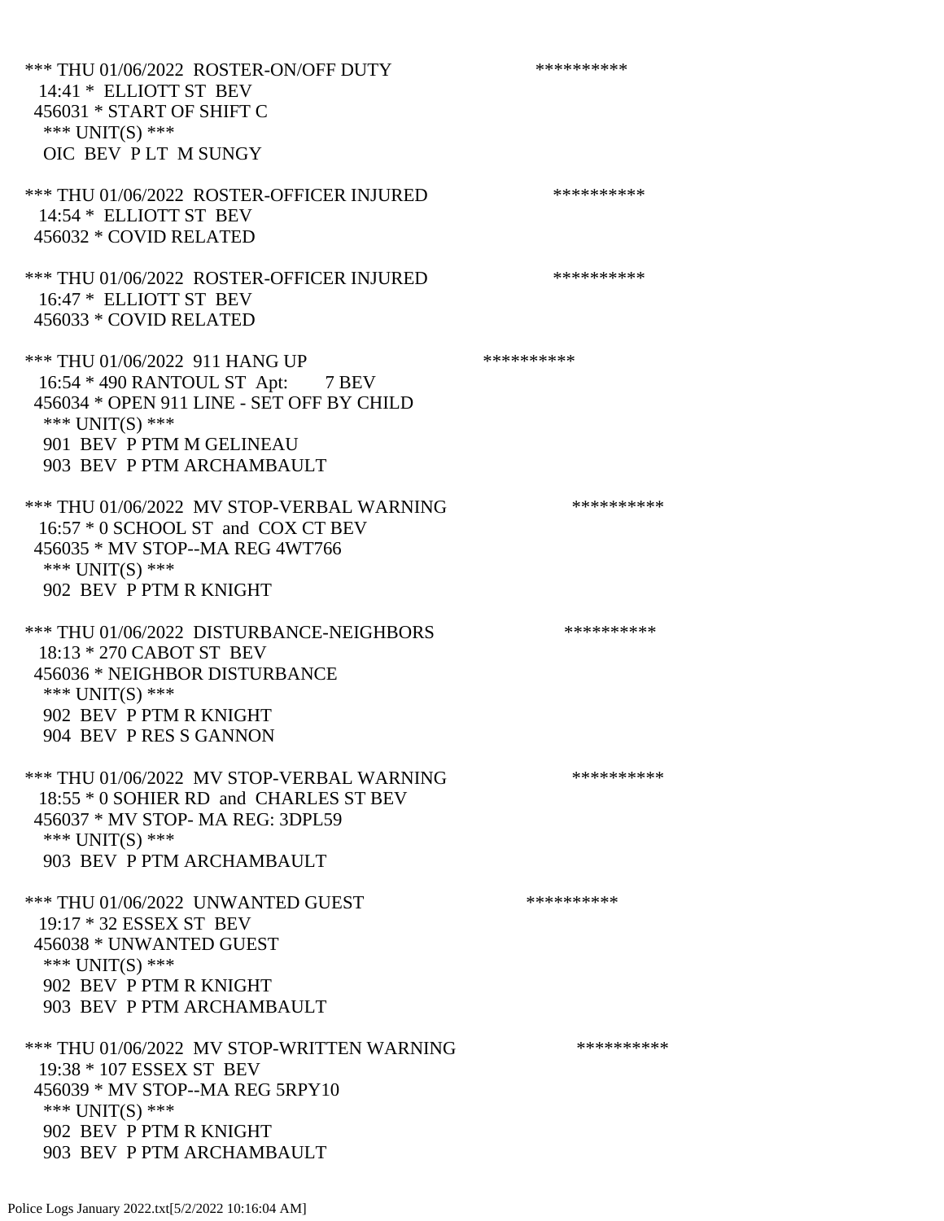*** THU 01/06/2022 ROSTER-ON/OFF DUTY **********
14:41 * ELLIOTT ST BEV
456031 * START OF SHIFT C
*** UNIT(S) ***
OIC BEV P LT M SUNGY

*** THU 01/06/2022 ROSTER-OFFICER INJURED **********
14:54 * ELLIOTT ST BEV
456032 * COVID RELATED

*** THU 01/06/2022 ROSTER-OFFICER INJURED **********
16:47 * ELLIOTT ST BEV
456033 * COVID RELATED

*** THU 01/06/2022 911 HANG UP **********
16:54 * 490 RANTOUL ST Apt: 7 BEV
456034 * OPEN 911 LINE - SET OFF BY CHILD
*** UNIT(S) ***
901 BEV P PTM M GELINEAU
903 BEV P PTM ARCHAMBAULT

*** THU 01/06/2022 MV STOP-VERBAL WARNING **********
16:57 * 0 SCHOOL ST and COX CT BEV
456035 * MV STOP--MA REG 4WT766
*** UNIT(S) ***
902 BEV P PTM R KNIGHT

*** THU 01/06/2022 DISTURBANCE-NEIGHBORS **********
18:13 * 270 CABOT ST BEV
456036 * NEIGHBOR DISTURBANCE
*** UNIT(S) ***
902 BEV P PTM R KNIGHT
904 BEV P RES S GANNON

*** THU 01/06/2022 MV STOP-VERBAL WARNING **********
18:55 * 0 SOHIER RD and CHARLES ST BEV
456037 * MV STOP- MA REG: 3DPL59
*** UNIT(S) ***
903 BEV P PTM ARCHAMBAULT

*** THU 01/06/2022 UNWANTED GUEST **********
19:17 * 32 ESSEX ST BEV
456038 * UNWANTED GUEST
*** UNIT(S) ***
902 BEV P PTM R KNIGHT
903 BEV P PTM ARCHAMBAULT

*** THU 01/06/2022 MV STOP-WRITTEN WARNING **********
19:38 * 107 ESSEX ST BEV
456039 * MV STOP--MA REG 5RPY10
*** UNIT(S) ***
902 BEV P PTM R KNIGHT
903 BEV P PTM ARCHAMBAULT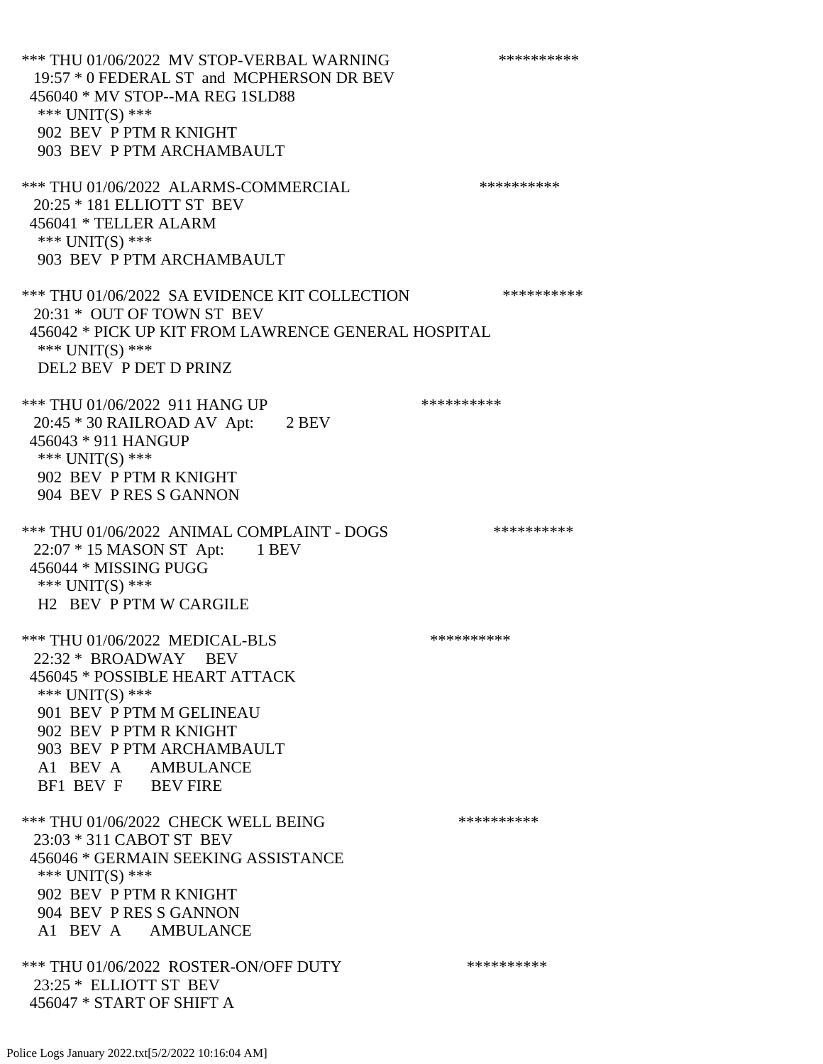*** THU 01/06/2022 MV STOP-VERBAL WARNING **********
19:57 * 0 FEDERAL ST and MCPHERSON DR BEV
456040 * MV STOP--MA REG 1SLD88
*** UNIT(S) ***
902 BEV P PTM R KNIGHT
903 BEV P PTM ARCHAMBAULT

*** THU 01/06/2022 ALARMS-COMMERCIAL **********
20:25 * 181 ELLIOTT ST BEV
456041 * TELLER ALARM
*** UNIT(S) ***
903 BEV P PTM ARCHAMBAULT

*** THU 01/06/2022 SA EVIDENCE KIT COLLECTION **********
20:31 * OUT OF TOWN ST BEV
456042 * PICK UP KIT FROM LAWRENCE GENERAL HOSPITAL
*** UNIT(S) ***
DEL2 BEV P DET D PRINZ

*** THU 01/06/2022 911 HANG UP **********
20:45 * 30 RAILROAD AV Apt: 2 BEV
456043 * 911 HANGUP
*** UNIT(S) ***
902 BEV P PTM R KNIGHT
904 BEV P RES S GANNON

*** THU 01/06/2022 ANIMAL COMPLAINT - DOGS **********
22:07 * 15 MASON ST Apt: 1 BEV
456044 * MISSING PUGG
*** UNIT(S) ***
H2 BEV P PTM W CARGILE

*** THU 01/06/2022 MEDICAL-BLS **********
22:32 * BROADWAY BEV
456045 * POSSIBLE HEART ATTACK
*** UNIT(S) ***
901 BEV P PTM M GELINEAU
902 BEV P PTM R KNIGHT
903 BEV P PTM ARCHAMBAULT
A1 BEV A AMBULANCE
BF1 BEV F BEV FIRE

*** THU 01/06/2022 CHECK WELL BEING **********
23:03 * 311 CABOT ST BEV
456046 * GERMAIN SEEKING ASSISTANCE
*** UNIT(S) ***
902 BEV P PTM R KNIGHT
904 BEV P RES S GANNON
A1 BEV A AMBULANCE

*** THU 01/06/2022 ROSTER-ON/OFF DUTY **********
23:25 * ELLIOTT ST BEV
456047 * START OF SHIFT A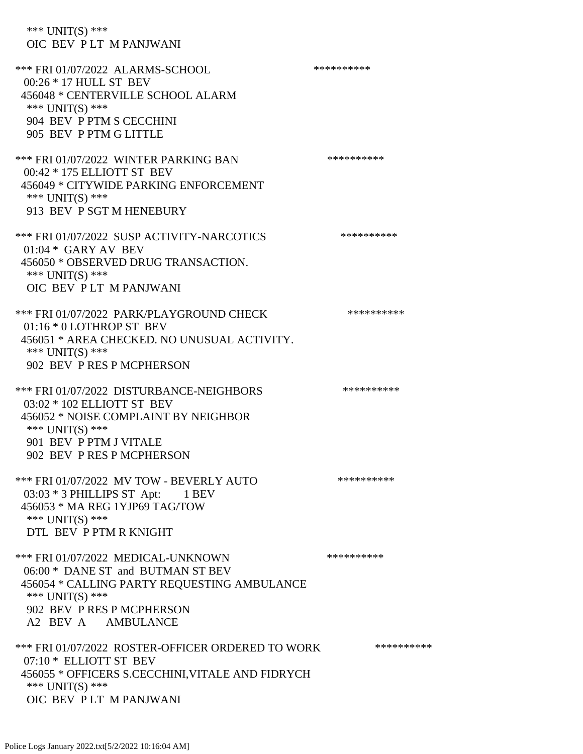*** UNIT(S) ***
OIC BEV P LT M PANJWANI

*** FRI 01/07/2022 ALARMS-SCHOOL **********
00:26 * 17 HULL ST BEV
456048 * CENTERVILLE SCHOOL ALARM
*** UNIT(S) ***
904 BEV P PTM S CECCHINI
905 BEV P PTM G LITTLE

*** FRI 01/07/2022 WINTER PARKING BAN **********
00:42 * 175 ELLIOTT ST BEV
456049 * CITYWIDE PARKING ENFORCEMENT
*** UNIT(S) ***
913 BEV P SGT M HENEBURY

*** FRI 01/07/2022 SUSP ACTIVITY-NARCOTICS **********
01:04 * GARY AV BEV
456050 * OBSERVED DRUG TRANSACTION.
*** UNIT(S) ***
OIC BEV P LT M PANJWANI

*** FRI 01/07/2022 PARK/PLAYGROUND CHECK **********
01:16 * 0 LOTHROP ST BEV
456051 * AREA CHECKED. NO UNUSUAL ACTIVITY.
*** UNIT(S) ***
902 BEV P RES P MCPHERSON

*** FRI 01/07/2022 DISTURBANCE-NEIGHBORS **********
03:02 * 102 ELLIOTT ST BEV
456052 * NOISE COMPLAINT BY NEIGHBOR
*** UNIT(S) ***
901 BEV P PTM J VITALE
902 BEV P RES P MCPHERSON

*** FRI 01/07/2022 MV TOW - BEVERLY AUTO **********
03:03 * 3 PHILLIPS ST Apt: 1 BEV
456053 * MA REG 1YJP69 TAG/TOW
*** UNIT(S) ***
DTL BEV P PTM R KNIGHT

*** FRI 01/07/2022 MEDICAL-UNKNOWN **********
06:00 * DANE ST and BUTMAN ST BEV
456054 * CALLING PARTY REQUESTING AMBULANCE
*** UNIT(S) ***
902 BEV P RES P MCPHERSON
A2 BEV A AMBULANCE

*** FRI 01/07/2022 ROSTER-OFFICER ORDERED TO WORK **********
07:10 * ELLIOTT ST BEV
456055 * OFFICERS S.CECCHINI,VITALE AND FIDRYCH
*** UNIT(S) ***
OIC BEV P LT M PANJWANI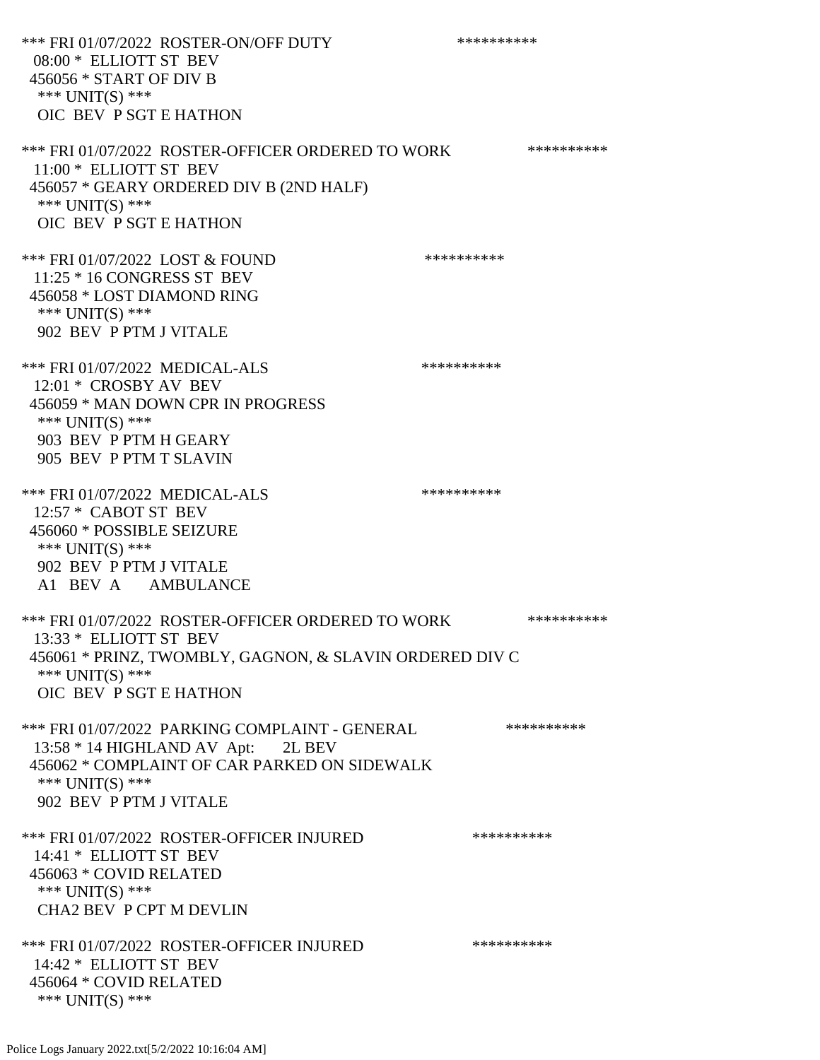*** FRI 01/07/2022 ROSTER-ON/OFF DUTY **********
08:00 * ELLIOTT ST BEV
456056 * START OF DIV B
*** UNIT(S) ***
OIC BEV P SGT E HATHON

*** FRI 01/07/2022 ROSTER-OFFICER ORDERED TO WORK **********
11:00 * ELLIOTT ST BEV
456057 * GEARY ORDERED DIV B (2ND HALF)
*** UNIT(S) ***
OIC BEV P SGT E HATHON

*** FRI 01/07/2022 LOST & FOUND **********
11:25 * 16 CONGRESS ST BEV
456058 * LOST DIAMOND RING
*** UNIT(S) ***
902 BEV P PTM J VITALE

*** FRI 01/07/2022 MEDICAL-ALS **********
12:01 * CROSBY AV BEV
456059 * MAN DOWN CPR IN PROGRESS
*** UNIT(S) ***
903 BEV P PTM H GEARY
905 BEV P PTM T SLAVIN

*** FRI 01/07/2022 MEDICAL-ALS **********
12:57 * CABOT ST BEV
456060 * POSSIBLE SEIZURE
*** UNIT(S) ***
902 BEV P PTM J VITALE
A1 BEV A AMBULANCE

*** FRI 01/07/2022 ROSTER-OFFICER ORDERED TO WORK **********
13:33 * ELLIOTT ST BEV
456061 * PRINZ, TWOMBLY, GAGNON, & SLAVIN ORDERED DIV C
*** UNIT(S) ***
OIC BEV P SGT E HATHON

*** FRI 01/07/2022 PARKING COMPLAINT - GENERAL **********
13:58 * 14 HIGHLAND AV Apt: 2L BEV
456062 * COMPLAINT OF CAR PARKED ON SIDEWALK
*** UNIT(S) ***
902 BEV P PTM J VITALE

*** FRI 01/07/2022 ROSTER-OFFICER INJURED **********
14:41 * ELLIOTT ST BEV
456063 * COVID RELATED
*** UNIT(S) ***
CHA2 BEV P CPT M DEVLIN

*** FRI 01/07/2022 ROSTER-OFFICER INJURED **********
14:42 * ELLIOTT ST BEV
456064 * COVID RELATED
*** UNIT(S) ***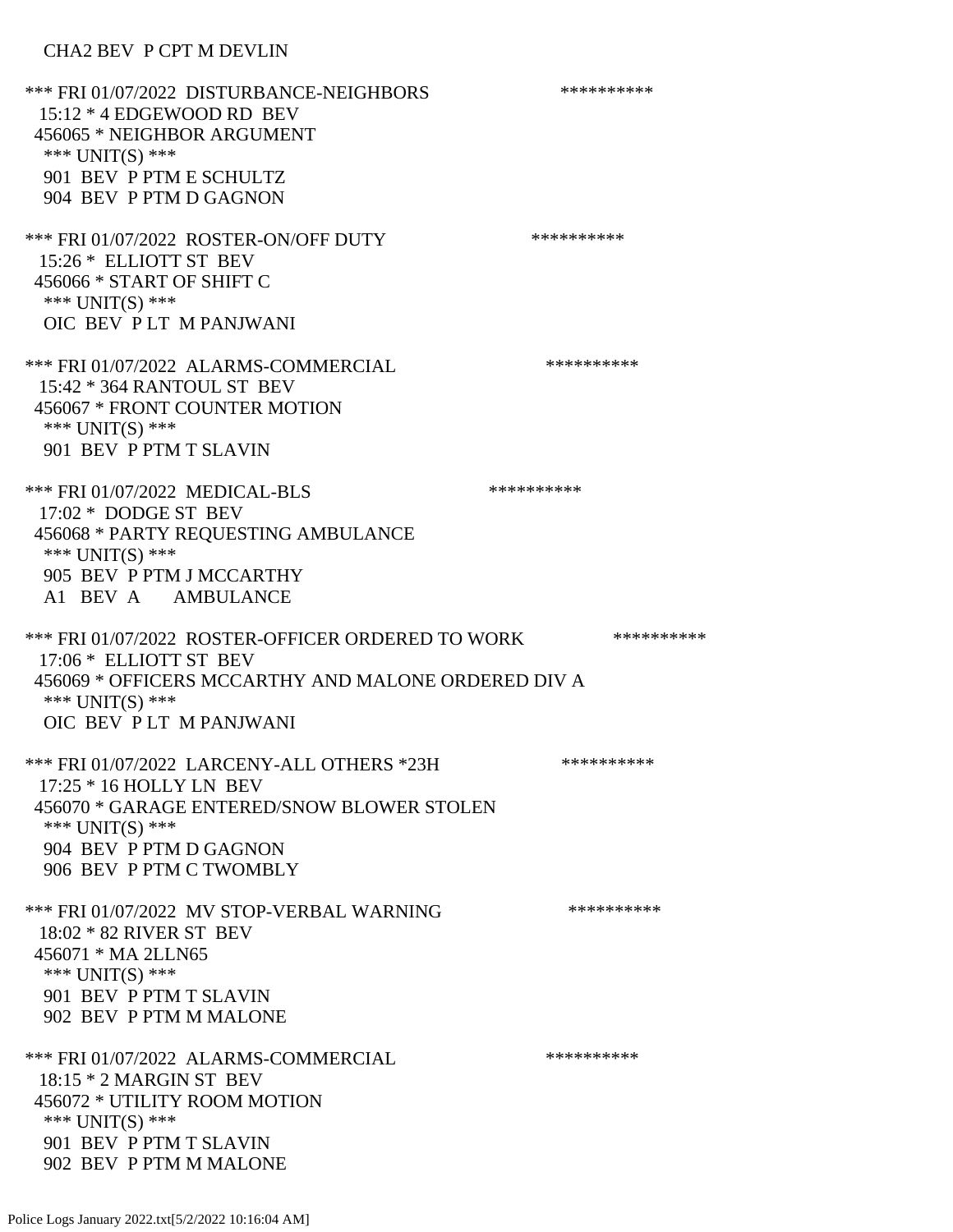CHA2 BEV P CPT M DEVLIN

*** FRI 01/07/2022 DISTURBANCE-NEIGHBORS **********
15:12 * 4 EDGEWOOD RD BEV
456065 * NEIGHBOR ARGUMENT
*** UNIT(S) ***
901 BEV P PTM E SCHULTZ
904 BEV P PTM D GAGNON

*** FRI 01/07/2022 ROSTER-ON/OFF DUTY **********
15:26 * ELLIOTT ST BEV
456066 * START OF SHIFT C
*** UNIT(S) ***
OIC BEV P LT M PANJWANI

*** FRI 01/07/2022 ALARMS-COMMERCIAL **********
15:42 * 364 RANTOUL ST BEV
456067 * FRONT COUNTER MOTION
*** UNIT(S) ***
901 BEV P PTM T SLAVIN

*** FRI 01/07/2022 MEDICAL-BLS **********
17:02 * DODGE ST BEV
456068 * PARTY REQUESTING AMBULANCE
*** UNIT(S) ***
905 BEV P PTM J MCCARTHY
A1 BEV A AMBULANCE

*** FRI 01/07/2022 ROSTER-OFFICER ORDERED TO WORK **********
17:06 * ELLIOTT ST BEV
456069 * OFFICERS MCCARTHY AND MALONE ORDERED DIV A
*** UNIT(S) ***
OIC BEV P LT M PANJWANI

*** FRI 01/07/2022 LARCENY-ALL OTHERS *23H **********
17:25 * 16 HOLLY LN BEV
456070 * GARAGE ENTERED/SNOW BLOWER STOLEN
*** UNIT(S) ***
904 BEV P PTM D GAGNON
906 BEV P PTM C TWOMBLY

*** FRI 01/07/2022 MV STOP-VERBAL WARNING **********
18:02 * 82 RIVER ST BEV
456071 * MA 2LLN65
*** UNIT(S) ***
901 BEV P PTM T SLAVIN
902 BEV P PTM M MALONE

*** FRI 01/07/2022 ALARMS-COMMERCIAL **********
18:15 * 2 MARGIN ST BEV
456072 * UTILITY ROOM MOTION
*** UNIT(S) ***
901 BEV P PTM T SLAVIN
902 BEV P PTM M MALONE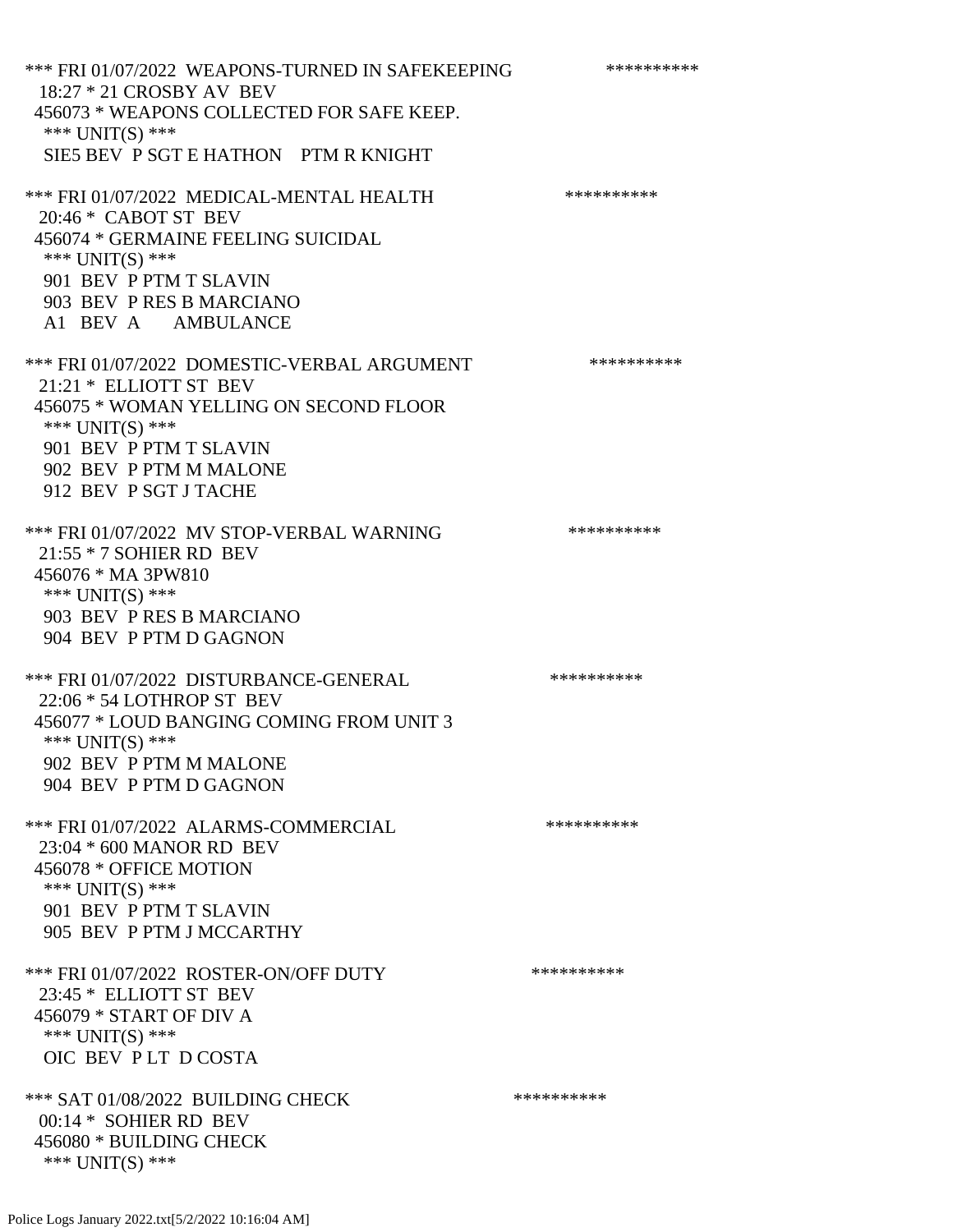*** FRI 01/07/2022 WEAPONS-TURNED IN SAFEKEEPING **********
18:27 * 21 CROSBY AV BEV
456073 * WEAPONS COLLECTED FOR SAFE KEEP.
*** UNIT(S) ***
SIE5 BEV P SGT E HATHON PTM R KNIGHT

*** FRI 01/07/2022 MEDICAL-MENTAL HEALTH **********
20:46 * CABOT ST BEV
456074 * GERMAINE FEELING SUICIDAL
*** UNIT(S) ***
901 BEV P PTM T SLAVIN
903 BEV P RES B MARCIANO
A1 BEV A AMBULANCE

*** FRI 01/07/2022 DOMESTIC-VERBAL ARGUMENT **********
21:21 * ELLIOTT ST BEV
456075 * WOMAN YELLING ON SECOND FLOOR
*** UNIT(S) ***
901 BEV P PTM T SLAVIN
902 BEV P PTM M MALONE
912 BEV P SGT J TACHE

*** FRI 01/07/2022 MV STOP-VERBAL WARNING **********
21:55 * 7 SOHIER RD BEV
456076 * MA 3PW810
*** UNIT(S) ***
903 BEV P RES B MARCIANO
904 BEV P PTM D GAGNON

*** FRI 01/07/2022 DISTURBANCE-GENERAL **********
22:06 * 54 LOTHROP ST BEV
456077 * LOUD BANGING COMING FROM UNIT 3
*** UNIT(S) ***
902 BEV P PTM M MALONE
904 BEV P PTM D GAGNON

*** FRI 01/07/2022 ALARMS-COMMERCIAL **********
23:04 * 600 MANOR RD BEV
456078 * OFFICE MOTION
*** UNIT(S) ***
901 BEV P PTM T SLAVIN
905 BEV P PTM J MCCARTHY

*** FRI 01/07/2022 ROSTER-ON/OFF DUTY **********
23:45 * ELLIOTT ST BEV
456079 * START OF DIV A
*** UNIT(S) ***
OIC BEV P LT D COSTA

*** SAT 01/08/2022 BUILDING CHECK **********
00:14 * SOHIER RD BEV
456080 * BUILDING CHECK
*** UNIT(S) ***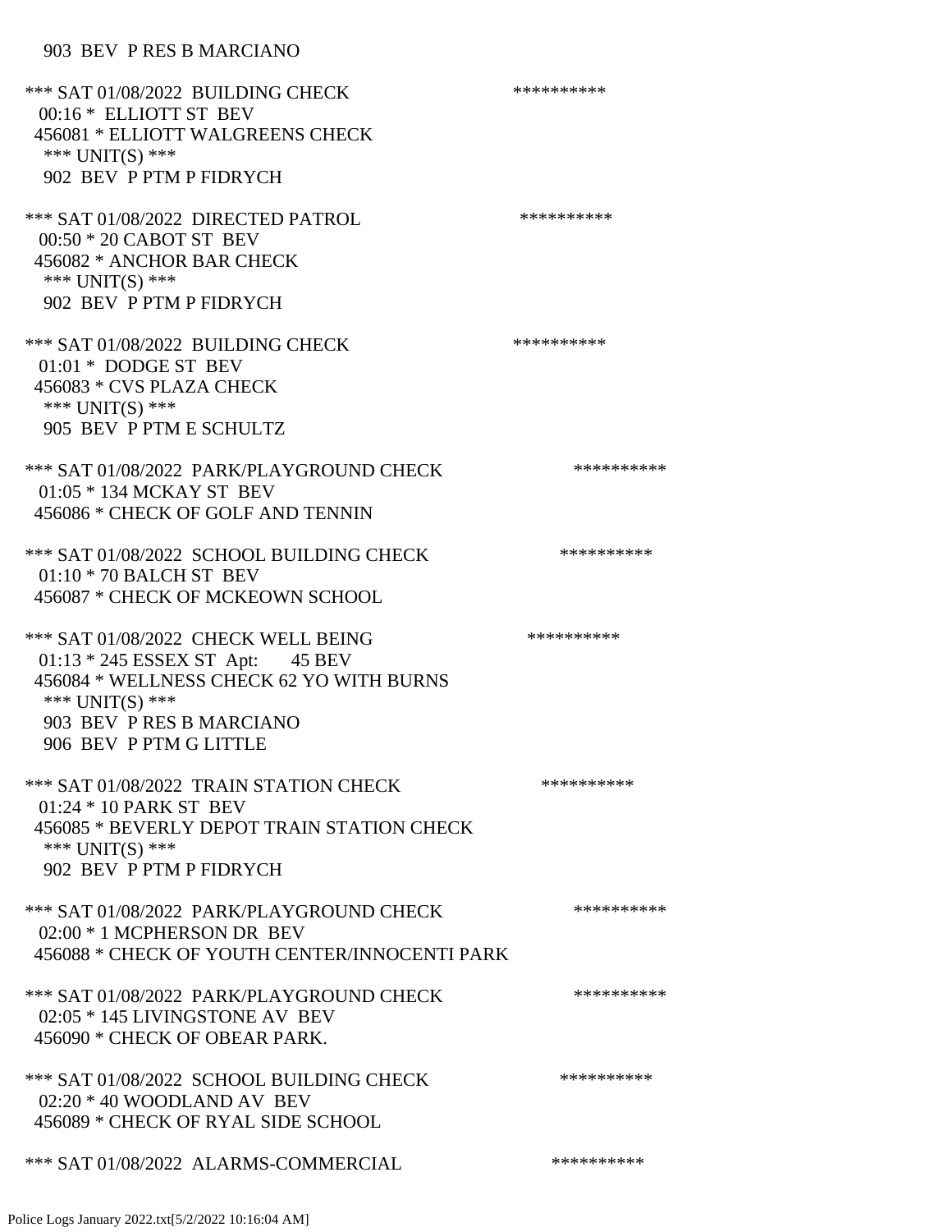903 BEV P RES B MARCIANO

*** SAT 01/08/2022 BUILDING CHECK **********
00:16 * ELLIOTT ST BEV
456081 * ELLIOTT WALGREENS CHECK
*** UNIT(S) ***
902 BEV P PTM P FIDRYCH

*** SAT 01/08/2022 DIRECTED PATROL **********
00:50 * 20 CABOT ST BEV
456082 * ANCHOR BAR CHECK
*** UNIT(S) ***
902 BEV P PTM P FIDRYCH

*** SAT 01/08/2022 BUILDING CHECK **********
01:01 * DODGE ST BEV
456083 * CVS PLAZA CHECK
*** UNIT(S) ***
905 BEV P PTM E SCHULTZ

*** SAT 01/08/2022 PARK/PLAYGROUND CHECK **********
01:05 * 134 MCKAY ST BEV
456086 * CHECK OF GOLF AND TENNIN

*** SAT 01/08/2022 SCHOOL BUILDING CHECK **********
01:10 * 70 BALCH ST BEV
456087 * CHECK OF MCKEOWN SCHOOL

*** SAT 01/08/2022 CHECK WELL BEING **********
01:13 * 245 ESSEX ST Apt: 45 BEV
456084 * WELLNESS CHECK 62 YO WITH BURNS
*** UNIT(S) ***
903 BEV P RES B MARCIANO
906 BEV P PTM G LITTLE

*** SAT 01/08/2022 TRAIN STATION CHECK **********
01:24 * 10 PARK ST BEV
456085 * BEVERLY DEPOT TRAIN STATION CHECK
*** UNIT(S) ***
902 BEV P PTM P FIDRYCH

*** SAT 01/08/2022 PARK/PLAYGROUND CHECK **********
02:00 * 1 MCPHERSON DR BEV
456088 * CHECK OF YOUTH CENTER/INNOCENTI PARK

*** SAT 01/08/2022 PARK/PLAYGROUND CHECK **********
02:05 * 145 LIVINGSTONE AV BEV
456090 * CHECK OF OBEAR PARK.

*** SAT 01/08/2022 SCHOOL BUILDING CHECK **********
02:20 * 40 WOODLAND AV BEV
456089 * CHECK OF RYAL SIDE SCHOOL

*** SAT 01/08/2022 ALARMS-COMMERCIAL **********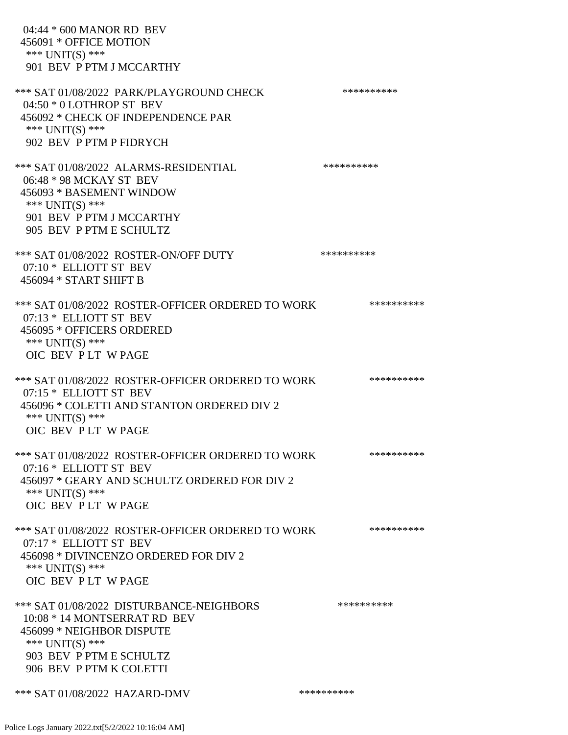04:44 * 600 MANOR RD BEV
456091 * OFFICE MOTION
*** UNIT(S) ***
901 BEV P PTM J MCCARTHY

*** SAT 01/08/2022 PARK/PLAYGROUND CHECK **********
04:50 * 0 LOTHROP ST BEV
456092 * CHECK OF INDEPENDENCE PAR
*** UNIT(S) ***
902 BEV P PTM P FIDRYCH

*** SAT 01/08/2022 ALARMS-RESIDENTIAL **********
06:48 * 98 MCKAY ST BEV
456093 * BASEMENT WINDOW
*** UNIT(S) ***
901 BEV P PTM J MCCARTHY
905 BEV P PTM E SCHULTZ

*** SAT 01/08/2022 ROSTER-ON/OFF DUTY **********
07:10 * ELLIOTT ST BEV
456094 * START SHIFT B

*** SAT 01/08/2022 ROSTER-OFFICER ORDERED TO WORK **********
07:13 * ELLIOTT ST BEV
456095 * OFFICERS ORDERED
*** UNIT(S) ***
OIC BEV P LT W PAGE

*** SAT 01/08/2022 ROSTER-OFFICER ORDERED TO WORK **********
07:15 * ELLIOTT ST BEV
456096 * COLETTI AND STANTON ORDERED DIV 2
*** UNIT(S) ***
OIC BEV P LT W PAGE

*** SAT 01/08/2022 ROSTER-OFFICER ORDERED TO WORK **********
07:16 * ELLIOTT ST BEV
456097 * GEARY AND SCHULTZ ORDERED FOR DIV 2
*** UNIT(S) ***
OIC BEV P LT W PAGE

*** SAT 01/08/2022 ROSTER-OFFICER ORDERED TO WORK **********
07:17 * ELLIOTT ST BEV
456098 * DIVINCENZO ORDERED FOR DIV 2
*** UNIT(S) ***
OIC BEV P LT W PAGE

*** SAT 01/08/2022 DISTURBANCE-NEIGHBORS **********
10:08 * 14 MONTSERRAT RD BEV
456099 * NEIGHBOR DISPUTE
*** UNIT(S) ***
903 BEV P PTM E SCHULTZ
906 BEV P PTM K COLETTI

*** SAT 01/08/2022 HAZARD-DMV **********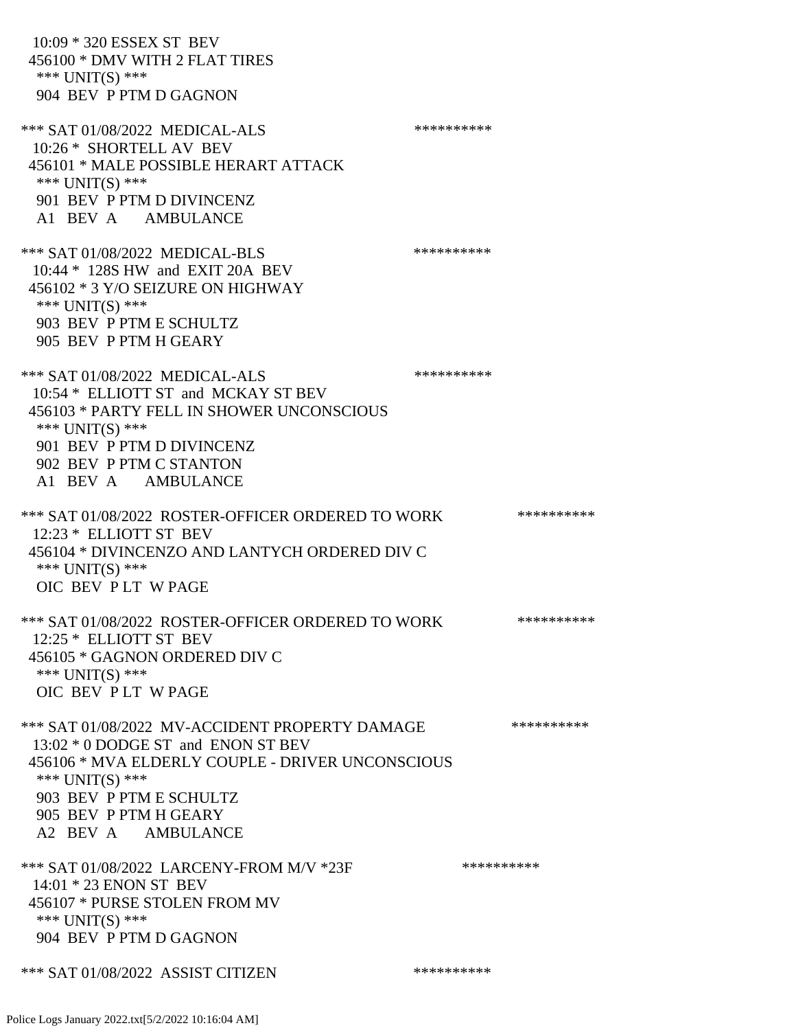10:09 * 320 ESSEX ST BEV
456100 * DMV WITH 2 FLAT TIRES
*** UNIT(S) ***
904 BEV P PTM D GAGNON

*** SAT 01/08/2022 MEDICAL-ALS **********
10:26 * SHORTELL AV BEV
456101 * MALE POSSIBLE HERART ATTACK
*** UNIT(S) ***
901 BEV P PTM D DIVINCENZ
A1 BEV A AMBULANCE

*** SAT 01/08/2022 MEDICAL-BLS **********
10:44 * 128S HW and EXIT 20A BEV
456102 * 3 Y/O SEIZURE ON HIGHWAY
*** UNIT(S) ***
903 BEV P PTM E SCHULTZ
905 BEV P PTM H GEARY

*** SAT 01/08/2022 MEDICAL-ALS **********
10:54 * ELLIOTT ST and MCKAY ST BEV
456103 * PARTY FELL IN SHOWER UNCONSCIOUS
*** UNIT(S) ***
901 BEV P PTM D DIVINCENZ
902 BEV P PTM C STANTON
A1 BEV A AMBULANCE

*** SAT 01/08/2022 ROSTER-OFFICER ORDERED TO WORK **********
12:23 * ELLIOTT ST BEV
456104 * DIVINCENZO AND LANTYCH ORDERED DIV C
*** UNIT(S) ***
OIC BEV P LT W PAGE

*** SAT 01/08/2022 ROSTER-OFFICER ORDERED TO WORK **********
12:25 * ELLIOTT ST BEV
456105 * GAGNON ORDERED DIV C
*** UNIT(S) ***
OIC BEV P LT W PAGE

*** SAT 01/08/2022 MV-ACCIDENT PROPERTY DAMAGE **********
13:02 * 0 DODGE ST and ENON ST BEV
456106 * MVA ELDERLY COUPLE - DRIVER UNCONSCIOUS
*** UNIT(S) ***
903 BEV P PTM E SCHULTZ
905 BEV P PTM H GEARY
A2 BEV A AMBULANCE

*** SAT 01/08/2022 LARCENY-FROM M/V *23F **********
14:01 * 23 ENON ST BEV
456107 * PURSE STOLEN FROM MV
*** UNIT(S) ***
904 BEV P PTM D GAGNON

*** SAT 01/08/2022 ASSIST CITIZEN **********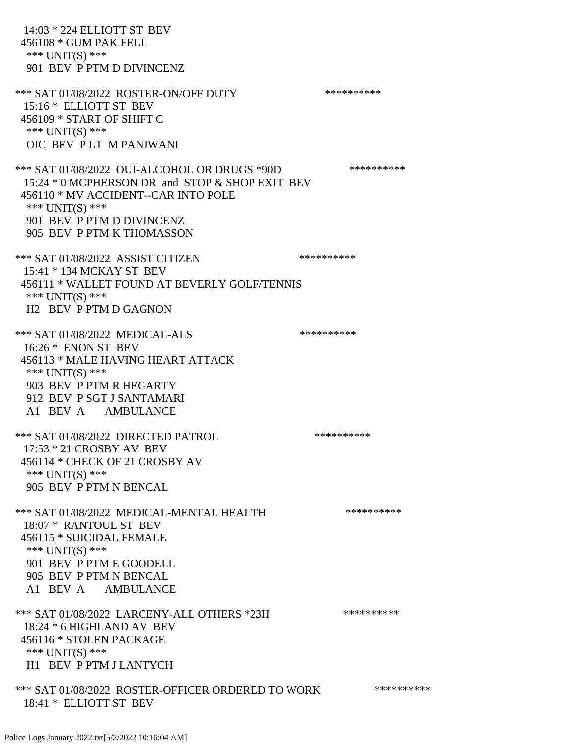14:03 * 224 ELLIOTT ST BEV
456108 * GUM PAK FELL
*** UNIT(S) ***
901 BEV P PTM D DIVINCENZ

*** SAT 01/08/2022 ROSTER-ON/OFF DUTY **********
15:16 * ELLIOTT ST BEV
456109 * START OF SHIFT C
*** UNIT(S) ***
OIC BEV P LT M PANJWANI

*** SAT 01/08/2022 OUI-ALCOHOL OR DRUGS *90D **********
15:24 * 0 MCPHERSON DR and STOP & SHOP EXIT BEV
456110 * MV ACCIDENT--CAR INTO POLE
*** UNIT(S) ***
901 BEV P PTM D DIVINCENZ
905 BEV P PTM K THOMASSON

*** SAT 01/08/2022 ASSIST CITIZEN **********
15:41 * 134 MCKAY ST BEV
456111 * WALLET FOUND AT BEVERLY GOLF/TENNIS
*** UNIT(S) ***
H2 BEV P PTM D GAGNON

*** SAT 01/08/2022 MEDICAL-ALS **********
16:26 * ENON ST BEV
456113 * MALE HAVING HEART ATTACK
*** UNIT(S) ***
903 BEV P PTM R HEGARTY
912 BEV P SGT J SANTAMARI
A1 BEV A AMBULANCE

*** SAT 01/08/2022 DIRECTED PATROL **********
17:53 * 21 CROSBY AV BEV
456114 * CHECK OF 21 CROSBY AV
*** UNIT(S) ***
905 BEV P PTM N BENCAL

*** SAT 01/08/2022 MEDICAL-MENTAL HEALTH **********
18:07 * RANTOUL ST BEV
456115 * SUICIDAL FEMALE
*** UNIT(S) ***
901 BEV P PTM E GOODELL
905 BEV P PTM N BENCAL
A1 BEV A AMBULANCE

*** SAT 01/08/2022 LARCENY-ALL OTHERS *23H **********
18:24 * 6 HIGHLAND AV BEV
456116 * STOLEN PACKAGE
*** UNIT(S) ***
H1 BEV P PTM J LANTYCH

*** SAT 01/08/2022 ROSTER-OFFICER ORDERED TO WORK **********
18:41 * ELLIOTT ST BEV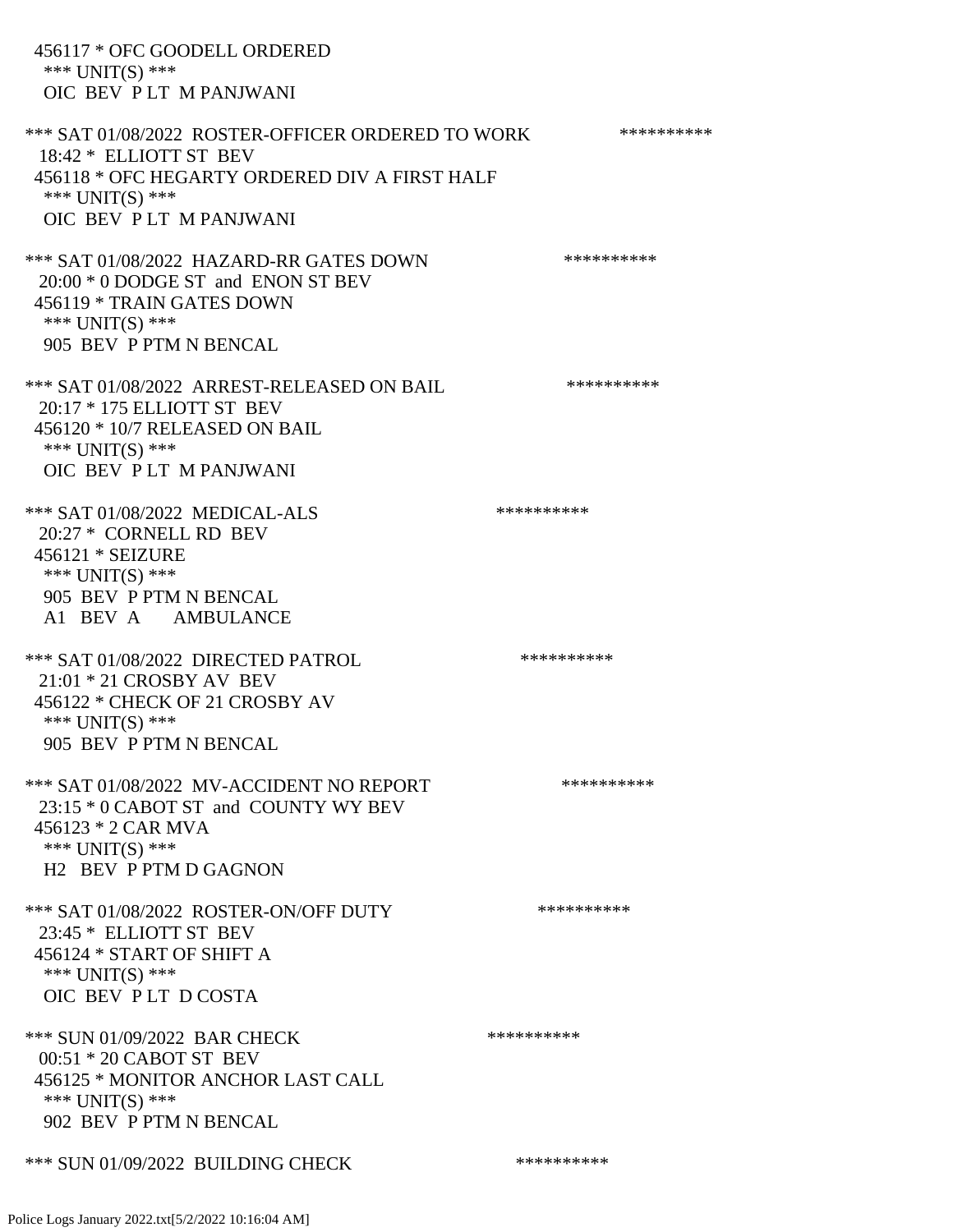456117 * OFC GOODELL ORDERED
*** UNIT(S) ***
OIC BEV P LT M PANJWANI

*** SAT 01/08/2022 ROSTER-OFFICER ORDERED TO WORK **********
18:42 * ELLIOTT ST BEV
456118 * OFC HEGARTY ORDERED DIV A FIRST HALF
*** UNIT(S) ***
OIC BEV P LT M PANJWANI

*** SAT 01/08/2022 HAZARD-RR GATES DOWN **********
20:00 * 0 DODGE ST and ENON ST BEV
456119 * TRAIN GATES DOWN
*** UNIT(S) ***
905 BEV P PTM N BENCAL

*** SAT 01/08/2022 ARREST-RELEASED ON BAIL **********
20:17 * 175 ELLIOTT ST BEV
456120 * 10/7 RELEASED ON BAIL
*** UNIT(S) ***
OIC BEV P LT M PANJWANI

*** SAT 01/08/2022 MEDICAL-ALS **********
20:27 * CORNELL RD BEV
456121 * SEIZURE
*** UNIT(S) ***
905 BEV P PTM N BENCAL
A1 BEV A AMBULANCE

*** SAT 01/08/2022 DIRECTED PATROL **********
21:01 * 21 CROSBY AV BEV
456122 * CHECK OF 21 CROSBY AV
*** UNIT(S) ***
905 BEV P PTM N BENCAL

*** SAT 01/08/2022 MV-ACCIDENT NO REPORT **********
23:15 * 0 CABOT ST and COUNTY WY BEV
456123 * 2 CAR MVA
*** UNIT(S) ***
H2 BEV P PTM D GAGNON

*** SAT 01/08/2022 ROSTER-ON/OFF DUTY **********
23:45 * ELLIOTT ST BEV
456124 * START OF SHIFT A
*** UNIT(S) ***
OIC BEV P LT D COSTA

*** SUN 01/09/2022 BAR CHECK **********
00:51 * 20 CABOT ST BEV
456125 * MONITOR ANCHOR LAST CALL
*** UNIT(S) ***
902 BEV P PTM N BENCAL

*** SUN 01/09/2022 BUILDING CHECK **********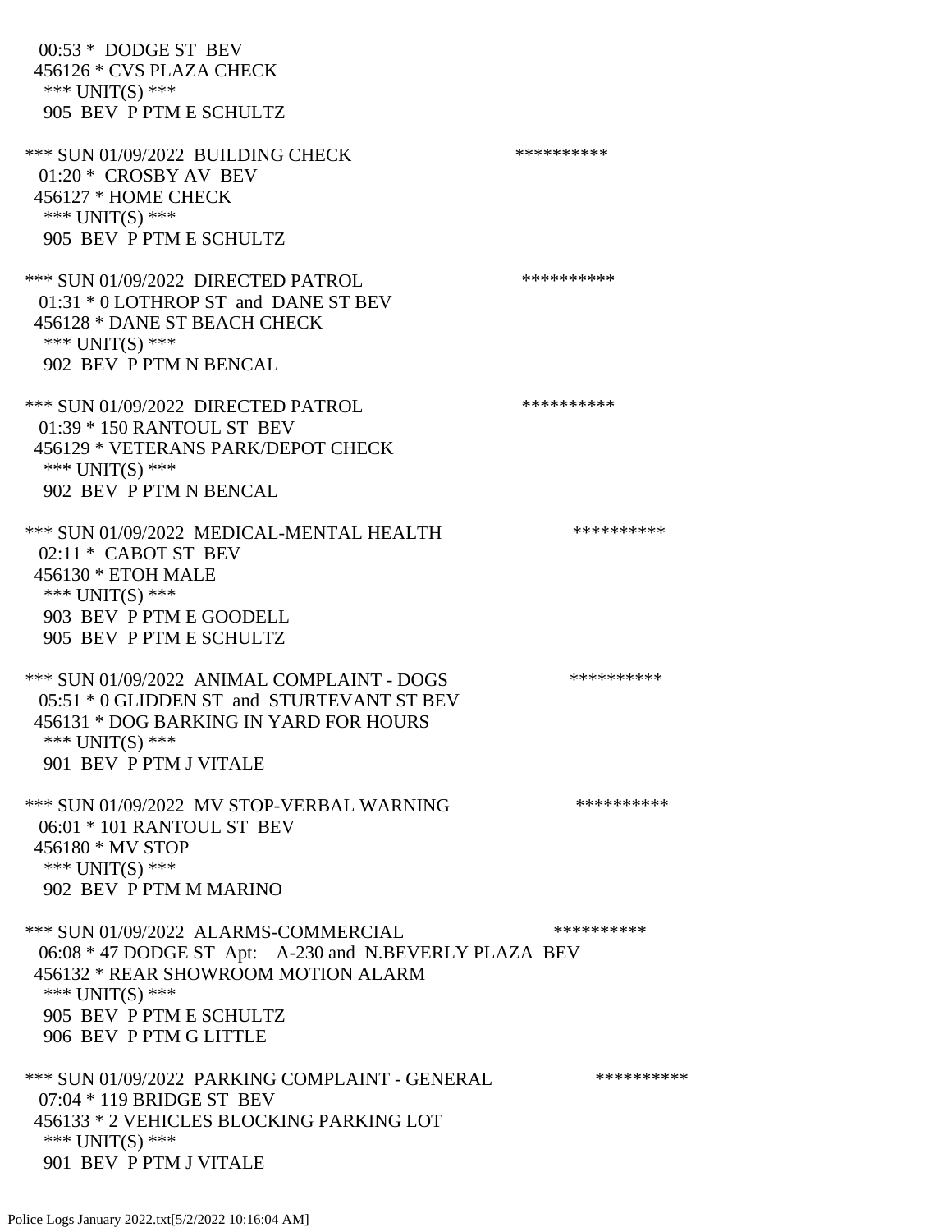00:53 * DODGE ST BEV
456126 * CVS PLAZA CHECK
*** UNIT(S) ***
905 BEV P PTM E SCHULTZ

*** SUN 01/09/2022 BUILDING CHECK **********
01:20 * CROSBY AV BEV
456127 * HOME CHECK
*** UNIT(S) ***
905 BEV P PTM E SCHULTZ

*** SUN 01/09/2022 DIRECTED PATROL **********
01:31 * 0 LOTHROP ST and DANE ST BEV
456128 * DANE ST BEACH CHECK
*** UNIT(S) ***
902 BEV P PTM N BENCAL

*** SUN 01/09/2022 DIRECTED PATROL **********
01:39 * 150 RANTOUL ST BEV
456129 * VETERANS PARK/DEPOT CHECK
*** UNIT(S) ***
902 BEV P PTM N BENCAL

*** SUN 01/09/2022 MEDICAL-MENTAL HEALTH **********
02:11 * CABOT ST BEV
456130 * ETOH MALE
*** UNIT(S) ***
903 BEV P PTM E GOODELL
905 BEV P PTM E SCHULTZ

*** SUN 01/09/2022 ANIMAL COMPLAINT - DOGS **********
05:51 * 0 GLIDDEN ST and STURTEVANT ST BEV
456131 * DOG BARKING IN YARD FOR HOURS
*** UNIT(S) ***
901 BEV P PTM J VITALE

*** SUN 01/09/2022 MV STOP-VERBAL WARNING **********
06:01 * 101 RANTOUL ST BEV
456180 * MV STOP
*** UNIT(S) ***
902 BEV P PTM M MARINO

*** SUN 01/09/2022 ALARMS-COMMERCIAL **********
06:08 * 47 DODGE ST Apt: A-230 and N.BEVERLY PLAZA BEV
456132 * REAR SHOWROOM MOTION ALARM
*** UNIT(S) ***
905 BEV P PTM E SCHULTZ
906 BEV P PTM G LITTLE

*** SUN 01/09/2022 PARKING COMPLAINT - GENERAL **********
07:04 * 119 BRIDGE ST BEV
456133 * 2 VEHICLES BLOCKING PARKING LOT
*** UNIT(S) ***
901 BEV P PTM J VITALE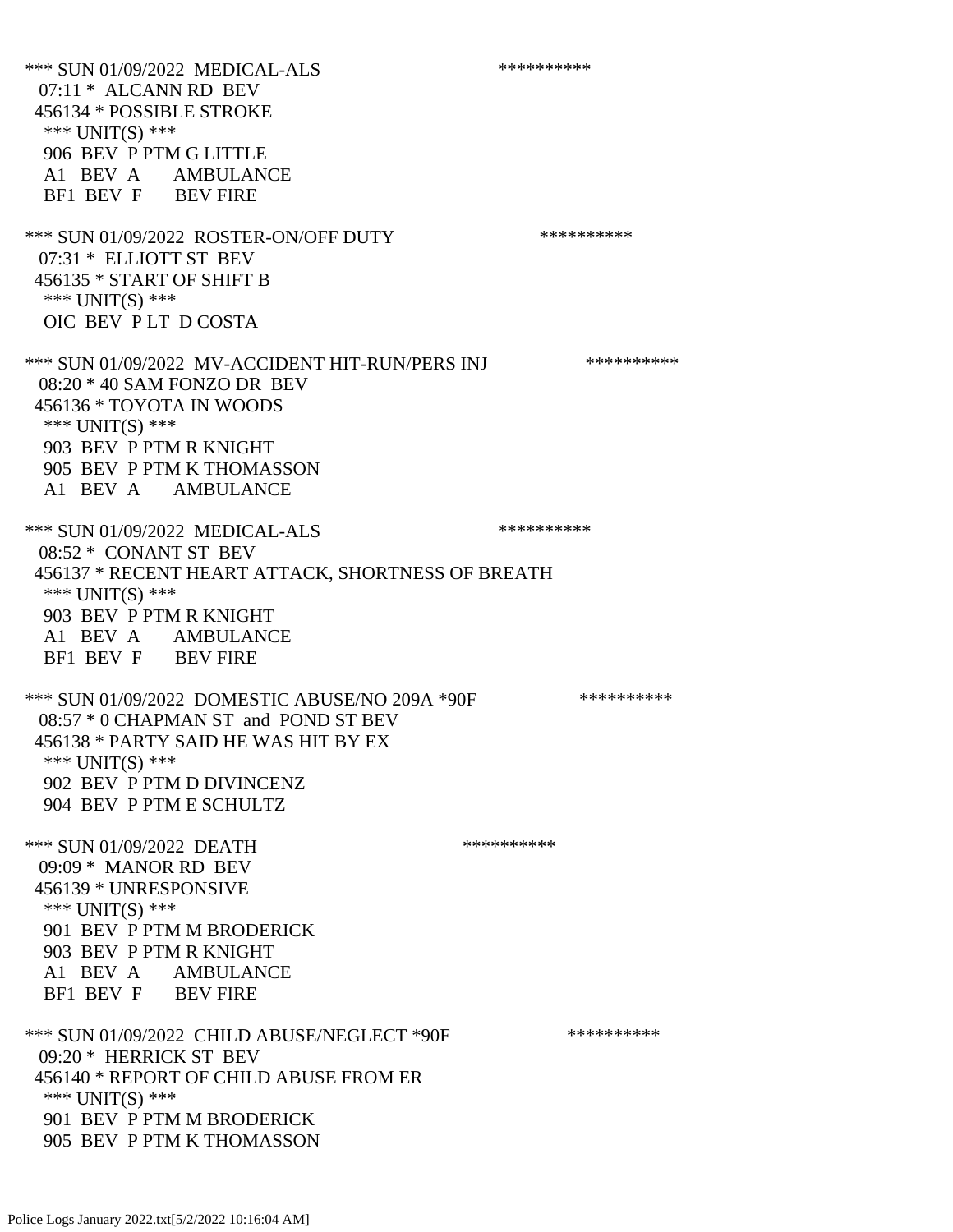*** SUN 01/09/2022 MEDICAL-ALS **********
07:11 * ALCANN RD BEV
456134 * POSSIBLE STROKE
*** UNIT(S) ***
906 BEV P PTM G LITTLE
A1 BEV A AMBULANCE
BF1 BEV F BEV FIRE

*** SUN 01/09/2022 ROSTER-ON/OFF DUTY **********
07:31 * ELLIOTT ST BEV
456135 * START OF SHIFT B
*** UNIT(S) ***
OIC BEV P LT D COSTA

*** SUN 01/09/2022 MV-ACCIDENT HIT-RUN/PERS INJ **********
08:20 * 40 SAM FONZO DR BEV
456136 * TOYOTA IN WOODS
*** UNIT(S) ***
903 BEV P PTM R KNIGHT
905 BEV P PTM K THOMASSON
A1 BEV A AMBULANCE

*** SUN 01/09/2022 MEDICAL-ALS **********
08:52 * CONANT ST BEV
456137 * RECENT HEART ATTACK, SHORTNESS OF BREATH
*** UNIT(S) ***
903 BEV P PTM R KNIGHT
A1 BEV A AMBULANCE
BF1 BEV F BEV FIRE

*** SUN 01/09/2022 DOMESTIC ABUSE/NO 209A *90F **********
08:57 * 0 CHAPMAN ST and POND ST BEV
456138 * PARTY SAID HE WAS HIT BY EX
*** UNIT(S) ***
902 BEV P PTM D DIVINCENZ
904 BEV P PTM E SCHULTZ

*** SUN 01/09/2022 DEATH **********
09:09 * MANOR RD BEV
456139 * UNRESPONSIVE
*** UNIT(S) ***
901 BEV P PTM M BRODERICK
903 BEV P PTM R KNIGHT
A1 BEV A AMBULANCE
BF1 BEV F BEV FIRE

*** SUN 01/09/2022 CHILD ABUSE/NEGLECT *90F **********
09:20 * HERRICK ST BEV
456140 * REPORT OF CHILD ABUSE FROM ER
*** UNIT(S) ***
901 BEV P PTM M BRODERICK
905 BEV P PTM K THOMASSON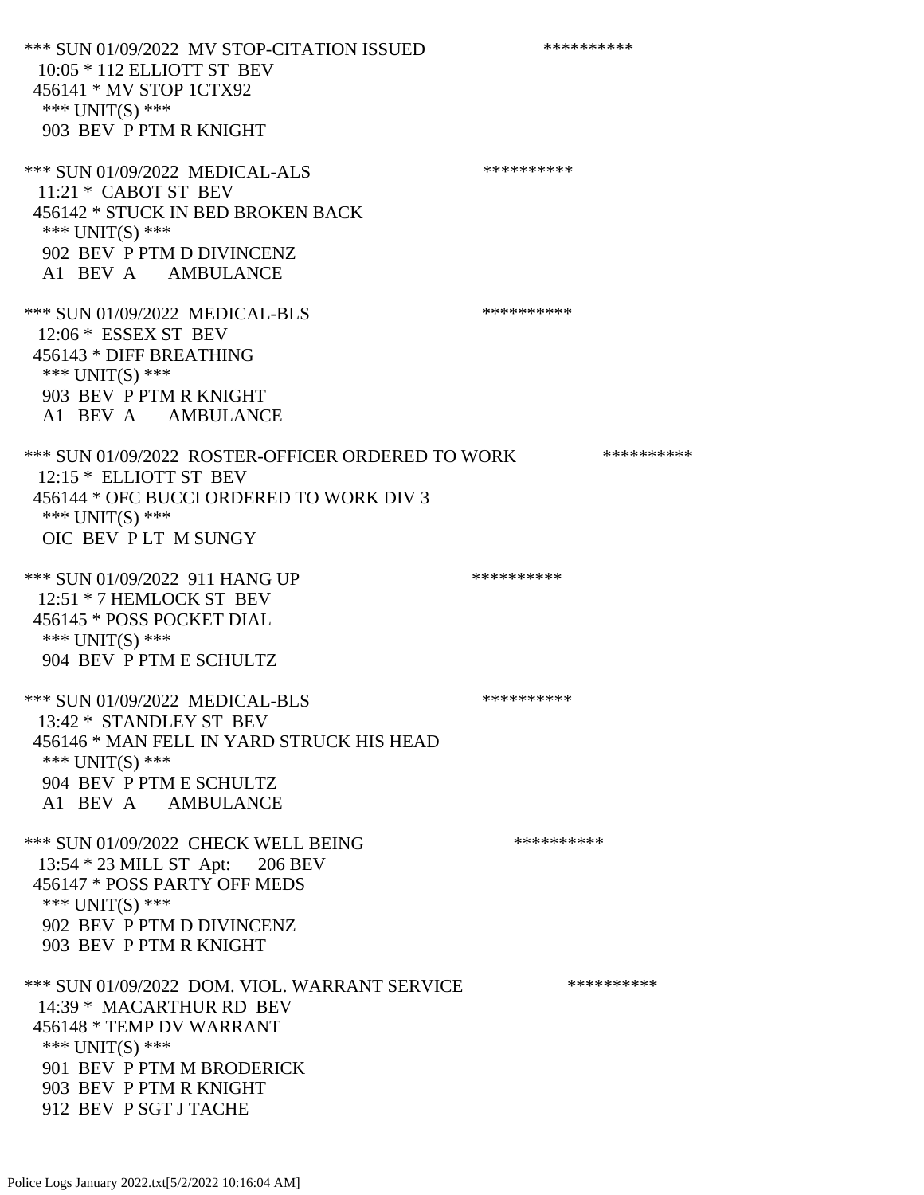*** SUN 01/09/2022 MV STOP-CITATION ISSUED **********
10:05 * 112 ELLIOTT ST BEV
456141 * MV STOP 1CTX92
*** UNIT(S) ***
903 BEV P PTM R KNIGHT

*** SUN 01/09/2022 MEDICAL-ALS **********
11:21 * CABOT ST BEV
456142 * STUCK IN BED BROKEN BACK
*** UNIT(S) ***
902 BEV P PTM D DIVINCENZ
A1 BEV A AMBULANCE

*** SUN 01/09/2022 MEDICAL-BLS **********
12:06 * ESSEX ST BEV
456143 * DIFF BREATHING
*** UNIT(S) ***
903 BEV P PTM R KNIGHT
A1 BEV A AMBULANCE

*** SUN 01/09/2022 ROSTER-OFFICER ORDERED TO WORK **********
12:15 * ELLIOTT ST BEV
456144 * OFC BUCCI ORDERED TO WORK DIV 3
*** UNIT(S) ***
OIC BEV P LT M SUNGY

*** SUN 01/09/2022 911 HANG UP **********
12:51 * 7 HEMLOCK ST BEV
456145 * POSS POCKET DIAL
*** UNIT(S) ***
904 BEV P PTM E SCHULTZ

*** SUN 01/09/2022 MEDICAL-BLS **********
13:42 * STANDLEY ST BEV
456146 * MAN FELL IN YARD STRUCK HIS HEAD
*** UNIT(S) ***
904 BEV P PTM E SCHULTZ
A1 BEV A AMBULANCE

*** SUN 01/09/2022 CHECK WELL BEING **********
13:54 * 23 MILL ST Apt: 206 BEV
456147 * POSS PARTY OFF MEDS
*** UNIT(S) ***
902 BEV P PTM D DIVINCENZ
903 BEV P PTM R KNIGHT

*** SUN 01/09/2022 DOM. VIOL. WARRANT SERVICE **********
14:39 * MACARTHUR RD BEV
456148 * TEMP DV WARRANT
*** UNIT(S) ***
901 BEV P PTM M BRODERICK
903 BEV P PTM R KNIGHT
912 BEV P SGT J TACHE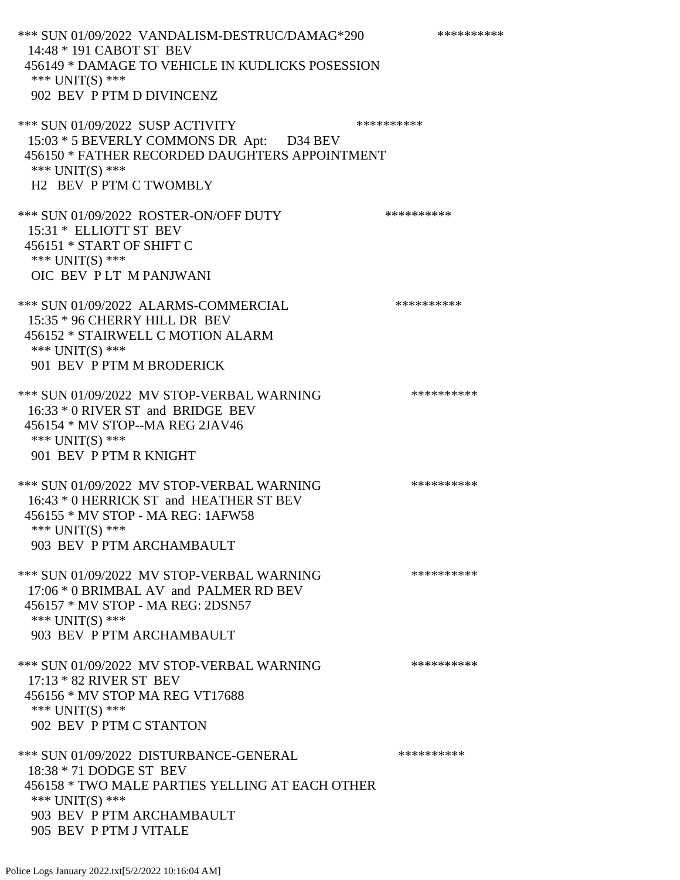*** SUN 01/09/2022 VANDALISM-DESTRUC/DAMAG*290 **********
14:48 * 191 CABOT ST BEV
456149 * DAMAGE TO VEHICLE IN KUDLICKS POSESSION
*** UNIT(S) ***
902 BEV P PTM D DIVINCENZ

*** SUN 01/09/2022 SUSP ACTIVITY **********
15:03 * 5 BEVERLY COMMONS DR Apt: D34 BEV
456150 * FATHER RECORDED DAUGHTERS APPOINTMENT
*** UNIT(S) ***
H2 BEV P PTM C TWOMBLY

*** SUN 01/09/2022 ROSTER-ON/OFF DUTY **********
15:31 * ELLIOTT ST BEV
456151 * START OF SHIFT C
*** UNIT(S) ***
OIC BEV P LT M PANJWANI

*** SUN 01/09/2022 ALARMS-COMMERCIAL **********
15:35 * 96 CHERRY HILL DR BEV
456152 * STAIRWELL C MOTION ALARM
*** UNIT(S) ***
901 BEV P PTM M BRODERICK

*** SUN 01/09/2022 MV STOP-VERBAL WARNING **********
16:33 * 0 RIVER ST and BRIDGE BEV
456154 * MV STOP--MA REG 2JAV46
*** UNIT(S) ***
901 BEV P PTM R KNIGHT

*** SUN 01/09/2022 MV STOP-VERBAL WARNING **********
16:43 * 0 HERRICK ST and HEATHER ST BEV
456155 * MV STOP - MA REG: 1AFW58
*** UNIT(S) ***
903 BEV P PTM ARCHAMBAULT

*** SUN 01/09/2022 MV STOP-VERBAL WARNING **********
17:06 * 0 BRIMBAL AV and PALMER RD BEV
456157 * MV STOP - MA REG: 2DSN57
*** UNIT(S) ***
903 BEV P PTM ARCHAMBAULT

*** SUN 01/09/2022 MV STOP-VERBAL WARNING **********
17:13 * 82 RIVER ST BEV
456156 * MV STOP MA REG VT17688
*** UNIT(S) ***
902 BEV P PTM C STANTON

*** SUN 01/09/2022 DISTURBANCE-GENERAL **********
18:38 * 71 DODGE ST BEV
456158 * TWO MALE PARTIES YELLING AT EACH OTHER
*** UNIT(S) ***
903 BEV P PTM ARCHAMBAULT
905 BEV P PTM J VITALE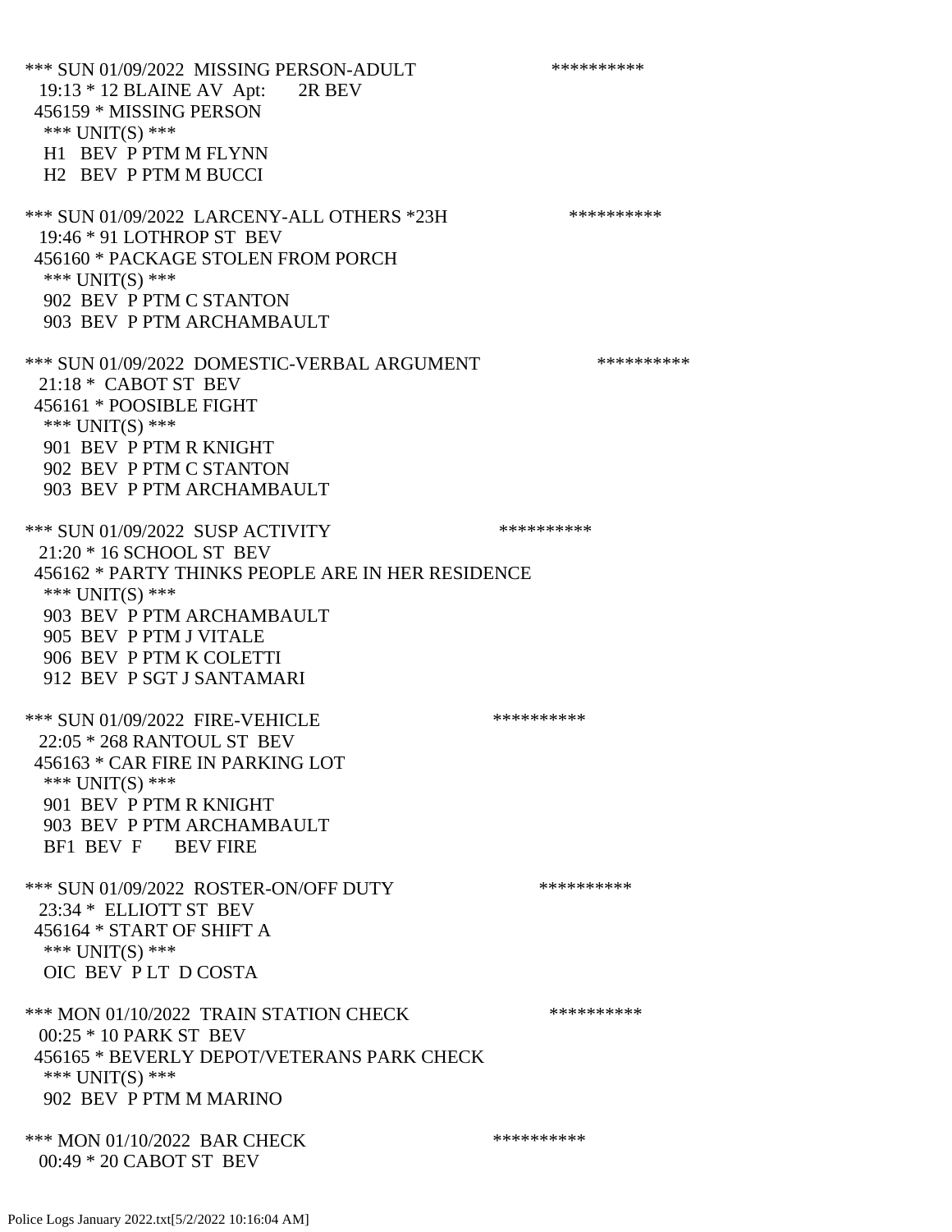*** SUN 01/09/2022 MISSING PERSON-ADULT **********
19:13 * 12 BLAINE AV Apt: 2R BEV
456159 * MISSING PERSON
*** UNIT(S) ***
H1 BEV P PTM M FLYNN
H2 BEV P PTM M BUCCI

*** SUN 01/09/2022 LARCENY-ALL OTHERS *23H **********
19:46 * 91 LOTHROP ST BEV
456160 * PACKAGE STOLEN FROM PORCH
*** UNIT(S) ***
902 BEV P PTM C STANTON
903 BEV P PTM ARCHAMBAULT

*** SUN 01/09/2022 DOMESTIC-VERBAL ARGUMENT **********
21:18 * CABOT ST BEV
456161 * POOSIBLE FIGHT
*** UNIT(S) ***
901 BEV P PTM R KNIGHT
902 BEV P PTM C STANTON
903 BEV P PTM ARCHAMBAULT

*** SUN 01/09/2022 SUSP ACTIVITY **********
21:20 * 16 SCHOOL ST BEV
456162 * PARTY THINKS PEOPLE ARE IN HER RESIDENCE
*** UNIT(S) ***
903 BEV P PTM ARCHAMBAULT
905 BEV P PTM J VITALE
906 BEV P PTM K COLETTI
912 BEV P SGT J SANTAMARI

*** SUN 01/09/2022 FIRE-VEHICLE **********
22:05 * 268 RANTOUL ST BEV
456163 * CAR FIRE IN PARKING LOT
*** UNIT(S) ***
901 BEV P PTM R KNIGHT
903 BEV P PTM ARCHAMBAULT
BF1 BEV F BEV FIRE

*** SUN 01/09/2022 ROSTER-ON/OFF DUTY **********
23:34 * ELLIOTT ST BEV
456164 * START OF SHIFT A
*** UNIT(S) ***
OIC BEV P LT D COSTA

*** MON 01/10/2022 TRAIN STATION CHECK **********
00:25 * 10 PARK ST BEV
456165 * BEVERLY DEPOT/VETERANS PARK CHECK
*** UNIT(S) ***
902 BEV P PTM M MARINO

*** MON 01/10/2022 BAR CHECK **********
00:49 * 20 CABOT ST BEV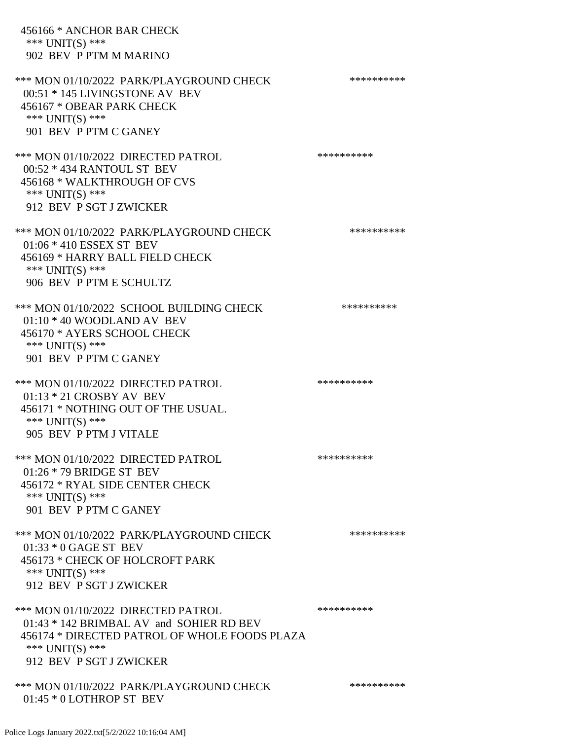456166 * ANCHOR BAR CHECK
*** UNIT(S) ***
902 BEV P PTM M MARINO

*** MON 01/10/2022 PARK/PLAYGROUND CHECK **********
00:51 * 145 LIVINGSTONE AV BEV
456167 * OBEAR PARK CHECK
*** UNIT(S) ***
901 BEV P PTM C GANEY

*** MON 01/10/2022 DIRECTED PATROL **********
00:52 * 434 RANTOUL ST BEV
456168 * WALKTHROUGH OF CVS
*** UNIT(S) ***
912 BEV P SGT J ZWICKER

*** MON 01/10/2022 PARK/PLAYGROUND CHECK **********
01:06 * 410 ESSEX ST BEV
456169 * HARRY BALL FIELD CHECK
*** UNIT(S) ***
906 BEV P PTM E SCHULTZ

*** MON 01/10/2022 SCHOOL BUILDING CHECK **********
01:10 * 40 WOODLAND AV BEV
456170 * AYERS SCHOOL CHECK
*** UNIT(S) ***
901 BEV P PTM C GANEY

*** MON 01/10/2022 DIRECTED PATROL **********
01:13 * 21 CROSBY AV BEV
456171 * NOTHING OUT OF THE USUAL.
*** UNIT(S) ***
905 BEV P PTM J VITALE

*** MON 01/10/2022 DIRECTED PATROL **********
01:26 * 79 BRIDGE ST BEV
456172 * RYAL SIDE CENTER CHECK
*** UNIT(S) ***
901 BEV P PTM C GANEY

*** MON 01/10/2022 PARK/PLAYGROUND CHECK **********
01:33 * 0 GAGE ST BEV
456173 * CHECK OF HOLCROFT PARK
*** UNIT(S) ***
912 BEV P SGT J ZWICKER

*** MON 01/10/2022 DIRECTED PATROL **********
01:43 * 142 BRIMBAL AV and SOHIER RD BEV
456174 * DIRECTED PATROL OF WHOLE FOODS PLAZA
*** UNIT(S) ***
912 BEV P SGT J ZWICKER

*** MON 01/10/2022 PARK/PLAYGROUND CHECK **********
01:45 * 0 LOTHROP ST BEV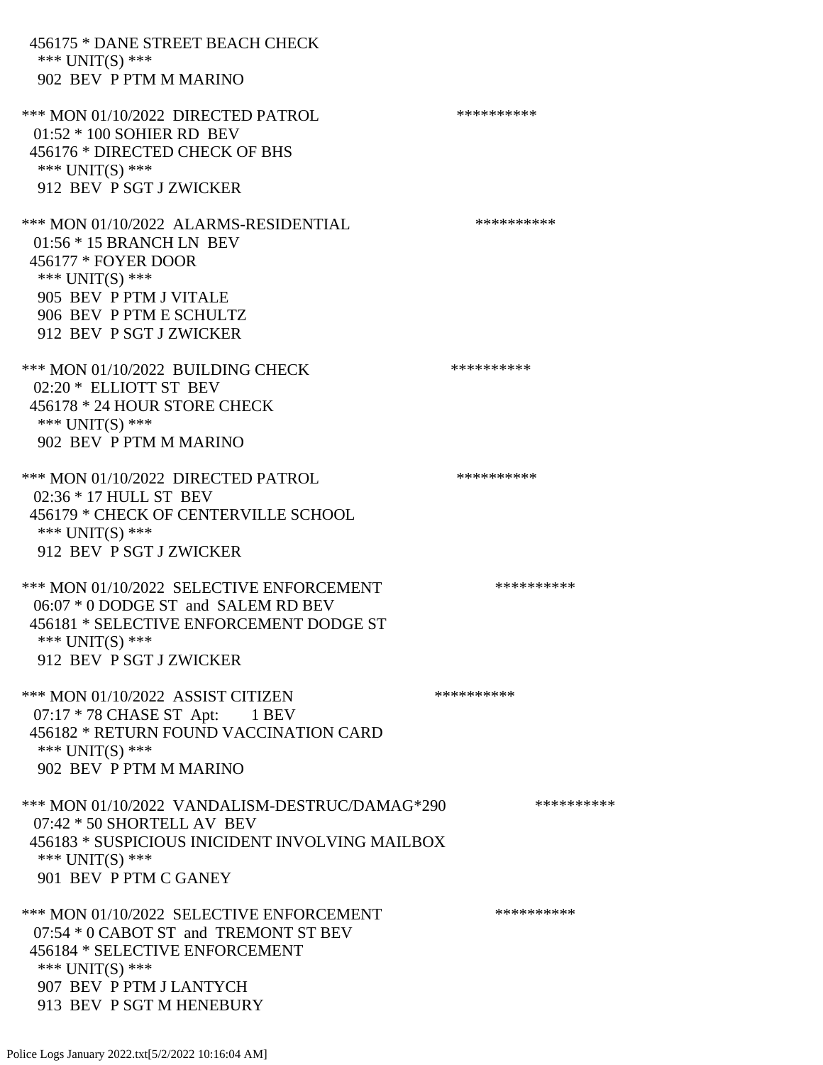456175 * DANE STREET BEACH CHECK
*** UNIT(S) ***
902 BEV P PTM M MARINO

*** MON 01/10/2022 DIRECTED PATROL **********
01:52 * 100 SOHIER RD BEV
456176 * DIRECTED CHECK OF BHS
*** UNIT(S) ***
912 BEV P SGT J ZWICKER

*** MON 01/10/2022 ALARMS-RESIDENTIAL **********
01:56 * 15 BRANCH LN BEV
456177 * FOYER DOOR
*** UNIT(S) ***
905 BEV P PTM J VITALE
906 BEV P PTM E SCHULTZ
912 BEV P SGT J ZWICKER

*** MON 01/10/2022 BUILDING CHECK **********
02:20 * ELLIOTT ST BEV
456178 * 24 HOUR STORE CHECK
*** UNIT(S) ***
902 BEV P PTM M MARINO

*** MON 01/10/2022 DIRECTED PATROL **********
02:36 * 17 HULL ST BEV
456179 * CHECK OF CENTERVILLE SCHOOL
*** UNIT(S) ***
912 BEV P SGT J ZWICKER

*** MON 01/10/2022 SELECTIVE ENFORCEMENT **********
06:07 * 0 DODGE ST and SALEM RD BEV
456181 * SELECTIVE ENFORCEMENT DODGE ST
*** UNIT(S) ***
912 BEV P SGT J ZWICKER

*** MON 01/10/2022 ASSIST CITIZEN **********
07:17 * 78 CHASE ST Apt: 1 BEV
456182 * RETURN FOUND VACCINATION CARD
*** UNIT(S) ***
902 BEV P PTM M MARINO

*** MON 01/10/2022 VANDALISM-DESTRUC/DAMAG*290 **********
07:42 * 50 SHORTELL AV BEV
456183 * SUSPICIOUS INICIDENT INVOLVING MAILBOX
*** UNIT(S) ***
901 BEV P PTM C GANEY

*** MON 01/10/2022 SELECTIVE ENFORCEMENT **********
07:54 * 0 CABOT ST and TREMONT ST BEV
456184 * SELECTIVE ENFORCEMENT
*** UNIT(S) ***
907 BEV P PTM J LANTYCH
913 BEV P SGT M HENEBURY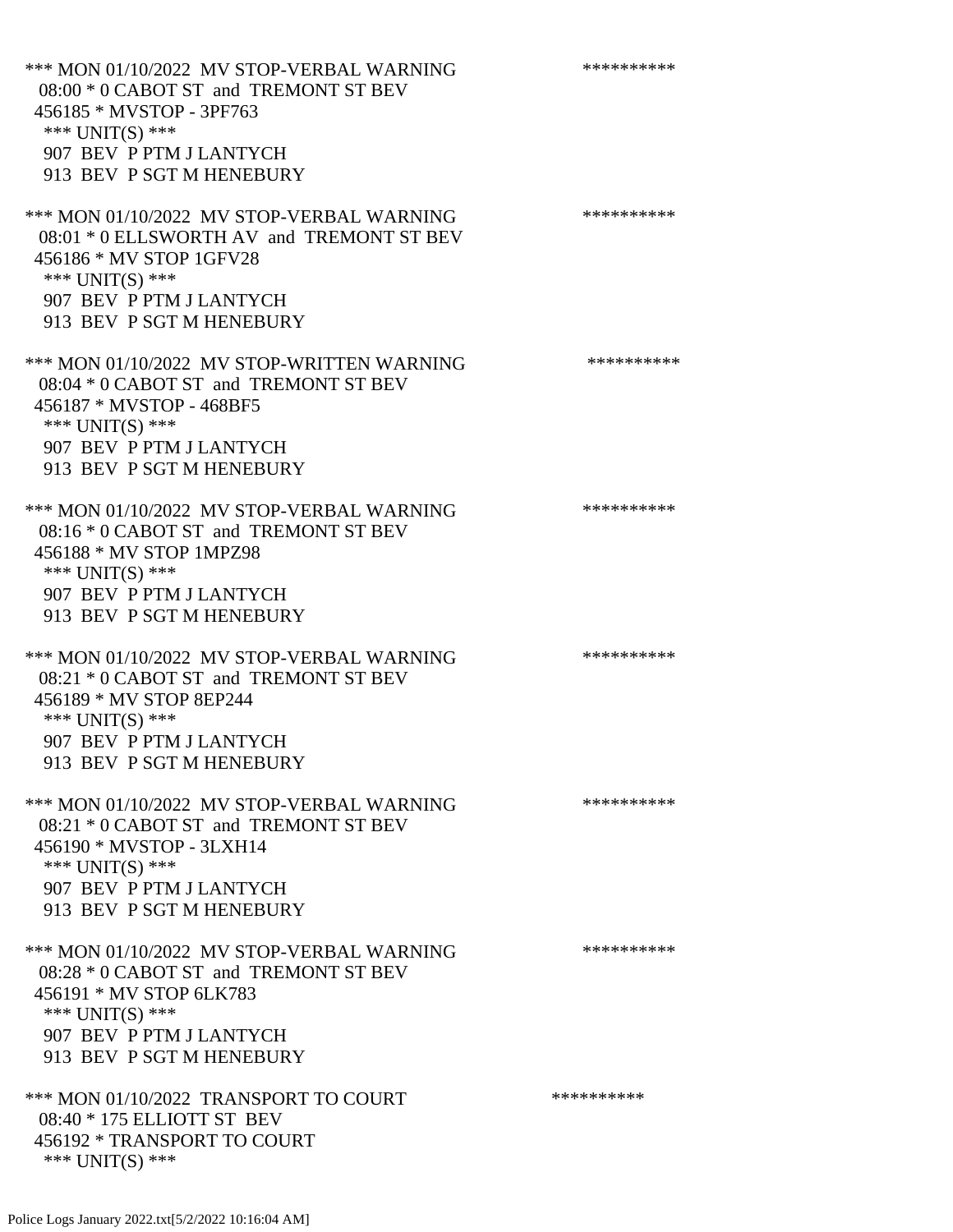*** MON 01/10/2022 MV STOP-VERBAL WARNING **********
08:00 * 0 CABOT ST and TREMONT ST BEV
456185 * MVSTOP - 3PF763
*** UNIT(S) ***
907 BEV P PTM J LANTYCH
913 BEV P SGT M HENEBURY

*** MON 01/10/2022 MV STOP-VERBAL WARNING **********
08:01 * 0 ELLSWORTH AV and TREMONT ST BEV
456186 * MV STOP 1GFV28
*** UNIT(S) ***
907 BEV P PTM J LANTYCH
913 BEV P SGT M HENEBURY

*** MON 01/10/2022 MV STOP-WRITTEN WARNING **********
08:04 * 0 CABOT ST and TREMONT ST BEV
456187 * MVSTOP - 468BF5
*** UNIT(S) ***
907 BEV P PTM J LANTYCH
913 BEV P SGT M HENEBURY

*** MON 01/10/2022 MV STOP-VERBAL WARNING **********
08:16 * 0 CABOT ST and TREMONT ST BEV
456188 * MV STOP 1MPZ98
*** UNIT(S) ***
907 BEV P PTM J LANTYCH
913 BEV P SGT M HENEBURY

*** MON 01/10/2022 MV STOP-VERBAL WARNING **********
08:21 * 0 CABOT ST and TREMONT ST BEV
456189 * MV STOP 8EP244
*** UNIT(S) ***
907 BEV P PTM J LANTYCH
913 BEV P SGT M HENEBURY

*** MON 01/10/2022 MV STOP-VERBAL WARNING **********
08:21 * 0 CABOT ST and TREMONT ST BEV
456190 * MVSTOP - 3LXH14
*** UNIT(S) ***
907 BEV P PTM J LANTYCH
913 BEV P SGT M HENEBURY

*** MON 01/10/2022 MV STOP-VERBAL WARNING **********
08:28 * 0 CABOT ST and TREMONT ST BEV
456191 * MV STOP 6LK783
*** UNIT(S) ***
907 BEV P PTM J LANTYCH
913 BEV P SGT M HENEBURY

*** MON 01/10/2022 TRANSPORT TO COURT **********
08:40 * 175 ELLIOTT ST BEV
456192 * TRANSPORT TO COURT
*** UNIT(S) ***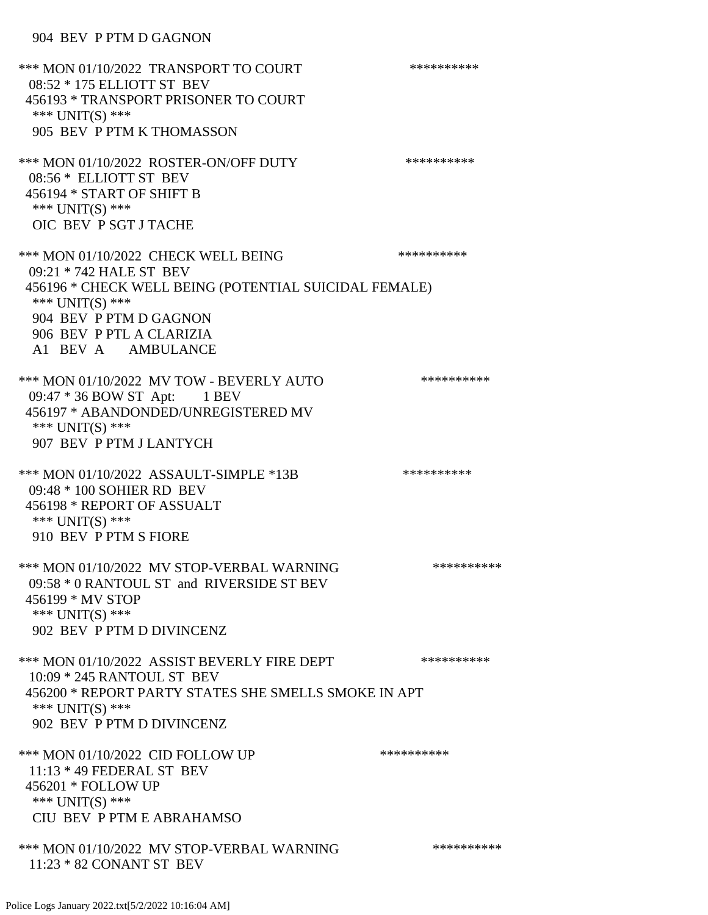904 BEV P PTM D GAGNON

*** MON 01/10/2022 TRANSPORT TO COURT **********
08:52 * 175 ELLIOTT ST BEV
456193 * TRANSPORT PRISONER TO COURT
*** UNIT(S) ***
905 BEV P PTM K THOMASSON

*** MON 01/10/2022 ROSTER-ON/OFF DUTY **********
08:56 * ELLIOTT ST BEV
456194 * START OF SHIFT B
*** UNIT(S) ***
OIC BEV P SGT J TACHE

*** MON 01/10/2022 CHECK WELL BEING **********
09:21 * 742 HALE ST BEV
456196 * CHECK WELL BEING (POTENTIAL SUICIDAL FEMALE)
*** UNIT(S) ***
904 BEV P PTM D GAGNON
906 BEV P PTL A CLARIZIA
A1 BEV A AMBULANCE

*** MON 01/10/2022 MV TOW - BEVERLY AUTO **********
09:47 * 36 BOW ST Apt: 1 BEV
456197 * ABANDONDED/UNREGISTERED MV
*** UNIT(S) ***
907 BEV P PTM J LANTYCH

*** MON 01/10/2022 ASSAULT-SIMPLE *13B **********
09:48 * 100 SOHIER RD BEV
456198 * REPORT OF ASSUALT
*** UNIT(S) ***
910 BEV P PTM S FIORE

*** MON 01/10/2022 MV STOP-VERBAL WARNING **********
09:58 * 0 RANTOUL ST and RIVERSIDE ST BEV
456199 * MV STOP
*** UNIT(S) ***
902 BEV P PTM D DIVINCENZ

*** MON 01/10/2022 ASSIST BEVERLY FIRE DEPT **********
10:09 * 245 RANTOUL ST BEV
456200 * REPORT PARTY STATES SHE SMELLS SMOKE IN APT
*** UNIT(S) ***
902 BEV P PTM D DIVINCENZ

*** MON 01/10/2022 CID FOLLOW UP **********
11:13 * 49 FEDERAL ST BEV
456201 * FOLLOW UP
*** UNIT(S) ***
CIU BEV P PTM E ABRAHAMSO

*** MON 01/10/2022 MV STOP-VERBAL WARNING **********
11:23 * 82 CONANT ST BEV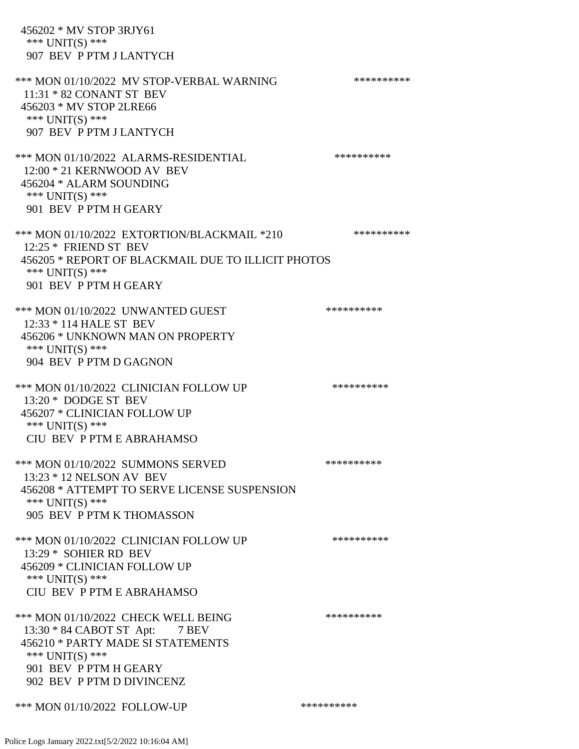456202 * MV STOP 3RJY61
 *** UNIT(S) ***
 907 BEV P PTM J LANTYCH

*** MON 01/10/2022 MV STOP-VERBAL WARNING **********
 11:31 * 82 CONANT ST BEV
 456203 * MV STOP 2LRE66
 *** UNIT(S) ***
 907 BEV P PTM J LANTYCH

*** MON 01/10/2022 ALARMS-RESIDENTIAL **********
 12:00 * 21 KERNWOOD AV BEV
 456204 * ALARM SOUNDING
 *** UNIT(S) ***
 901 BEV P PTM H GEARY

*** MON 01/10/2022 EXTORTION/BLACKMAIL *210 **********
 12:25 * FRIEND ST BEV
 456205 * REPORT OF BLACKMAIL DUE TO ILLICIT PHOTOS
 *** UNIT(S) ***
 901 BEV P PTM H GEARY

*** MON 01/10/2022 UNWANTED GUEST **********
 12:33 * 114 HALE ST BEV
 456206 * UNKNOWN MAN ON PROPERTY
 *** UNIT(S) ***
 904 BEV P PTM D GAGNON

*** MON 01/10/2022 CLINICIAN FOLLOW UP **********
 13:20 * DODGE ST BEV
 456207 * CLINICIAN FOLLOW UP
 *** UNIT(S) ***
 CIU BEV P PTM E ABRAHAMSO

*** MON 01/10/2022 SUMMONS SERVED **********
 13:23 * 12 NELSON AV BEV
 456208 * ATTEMPT TO SERVE LICENSE SUSPENSION
 *** UNIT(S) ***
 905 BEV P PTM K THOMASSON

*** MON 01/10/2022 CLINICIAN FOLLOW UP **********
 13:29 * SOHIER RD BEV
 456209 * CLINICIAN FOLLOW UP
 *** UNIT(S) ***
 CIU BEV P PTM E ABRAHAMSO

*** MON 01/10/2022 CHECK WELL BEING **********
 13:30 * 84 CABOT ST Apt: 7 BEV
 456210 * PARTY MADE SI STATEMENTS
 *** UNIT(S) ***
 901 BEV P PTM H GEARY
 902 BEV P PTM D DIVINCENZ

*** MON 01/10/2022 FOLLOW-UP **********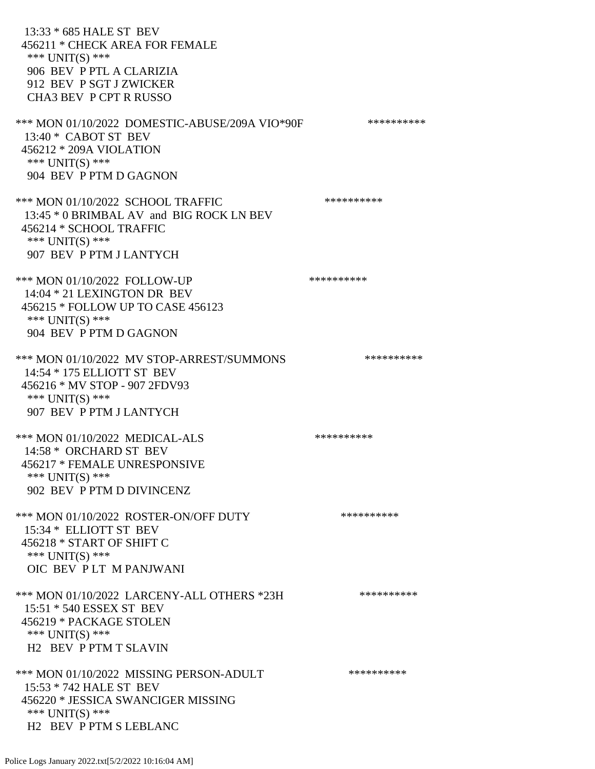13:33 * 685 HALE ST BEV
456211 * CHECK AREA FOR FEMALE
*** UNIT(S) ***
906 BEV P PTL A CLARIZIA
912 BEV P SGT J ZWICKER
CHA3 BEV P CPT R RUSSO

*** MON 01/10/2022 DOMESTIC-ABUSE/209A VIO*90F **********
13:40 * CABOT ST BEV
456212 * 209A VIOLATION
*** UNIT(S) ***
904 BEV P PTM D GAGNON

*** MON 01/10/2022 SCHOOL TRAFFIC **********
13:45 * 0 BRIMBAL AV and BIG ROCK LN BEV
456214 * SCHOOL TRAFFIC
*** UNIT(S) ***
907 BEV P PTM J LANTYCH

*** MON 01/10/2022 FOLLOW-UP **********
14:04 * 21 LEXINGTON DR BEV
456215 * FOLLOW UP TO CASE 456123
*** UNIT(S) ***
904 BEV P PTM D GAGNON

*** MON 01/10/2022 MV STOP-ARREST/SUMMONS **********
14:54 * 175 ELLIOTT ST BEV
456216 * MV STOP - 907 2FDV93
*** UNIT(S) ***
907 BEV P PTM J LANTYCH

*** MON 01/10/2022 MEDICAL-ALS **********
14:58 * ORCHARD ST BEV
456217 * FEMALE UNRESPONSIVE
*** UNIT(S) ***
902 BEV P PTM D DIVINCENZ

*** MON 01/10/2022 ROSTER-ON/OFF DUTY **********
15:34 * ELLIOTT ST BEV
456218 * START OF SHIFT C
*** UNIT(S) ***
OIC BEV P LT M PANJWANI

*** MON 01/10/2022 LARCENY-ALL OTHERS *23H **********
15:51 * 540 ESSEX ST BEV
456219 * PACKAGE STOLEN
*** UNIT(S) ***
H2 BEV P PTM T SLAVIN

*** MON 01/10/2022 MISSING PERSON-ADULT **********
15:53 * 742 HALE ST BEV
456220 * JESSICA SWANCIGER MISSING
*** UNIT(S) ***
H2 BEV P PTM S LEBLANC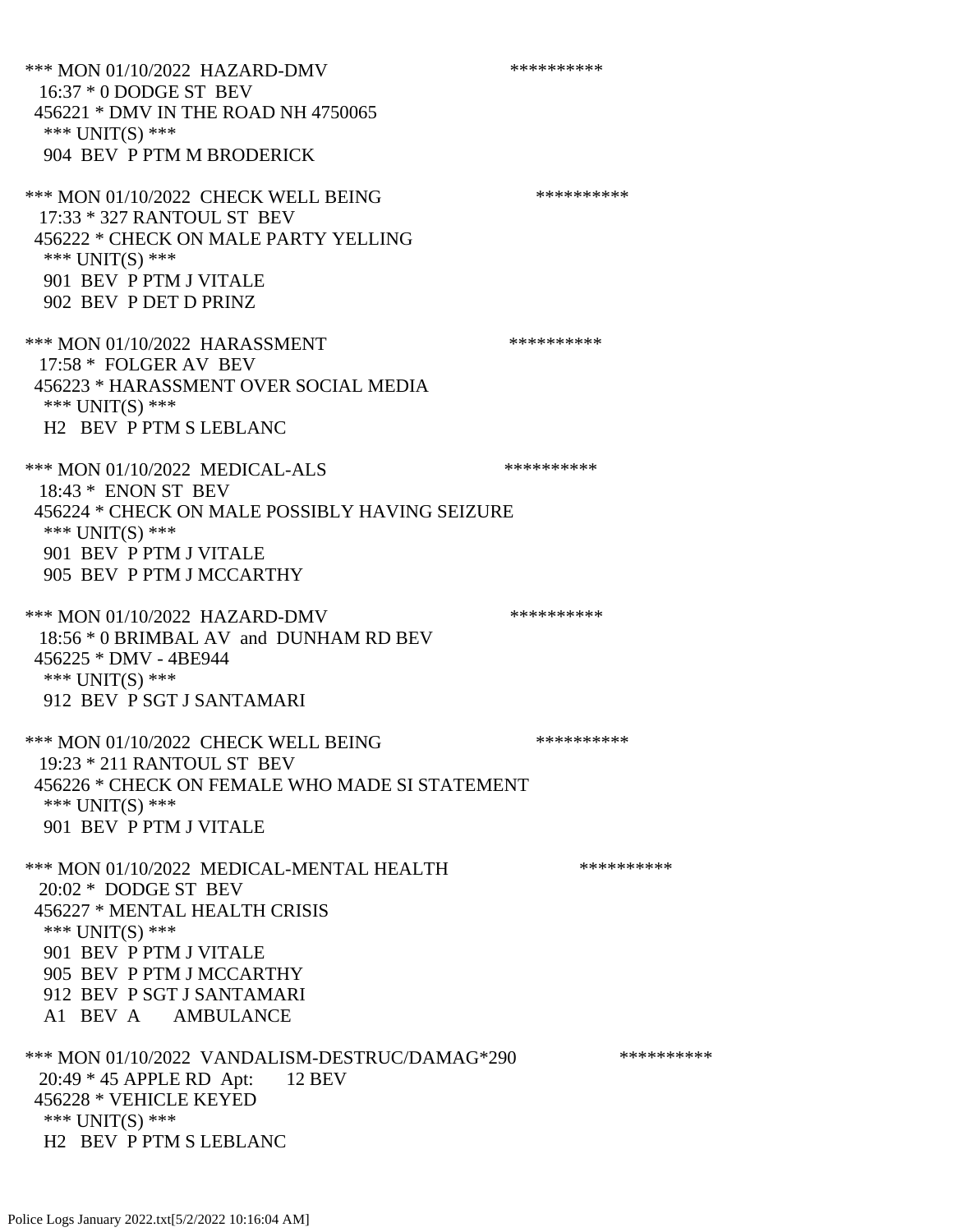*** MON 01/10/2022 HAZARD-DMV **********
16:37 * 0 DODGE ST BEV
456221 * DMV IN THE ROAD NH 4750065
*** UNIT(S) ***
904 BEV P PTM M BRODERICK

*** MON 01/10/2022 CHECK WELL BEING **********
17:33 * 327 RANTOUL ST BEV
456222 * CHECK ON MALE PARTY YELLING
*** UNIT(S) ***
901 BEV P PTM J VITALE
902 BEV P DET D PRINZ

*** MON 01/10/2022 HARASSMENT **********
17:58 * FOLGER AV BEV
456223 * HARASSMENT OVER SOCIAL MEDIA
*** UNIT(S) ***
H2 BEV P PTM S LEBLANC

*** MON 01/10/2022 MEDICAL-ALS **********
18:43 * ENON ST BEV
456224 * CHECK ON MALE POSSIBLY HAVING SEIZURE
*** UNIT(S) ***
901 BEV P PTM J VITALE
905 BEV P PTM J MCCARTHY

*** MON 01/10/2022 HAZARD-DMV **********
18:56 * 0 BRIMBAL AV and DUNHAM RD BEV
456225 * DMV - 4BE944
*** UNIT(S) ***
912 BEV P SGT J SANTAMARI

*** MON 01/10/2022 CHECK WELL BEING **********
19:23 * 211 RANTOUL ST BEV
456226 * CHECK ON FEMALE WHO MADE SI STATEMENT
*** UNIT(S) ***
901 BEV P PTM J VITALE

*** MON 01/10/2022 MEDICAL-MENTAL HEALTH **********
20:02 * DODGE ST BEV
456227 * MENTAL HEALTH CRISIS
*** UNIT(S) ***
901 BEV P PTM J VITALE
905 BEV P PTM J MCCARTHY
912 BEV P SGT J SANTAMARI
A1 BEV A AMBULANCE

*** MON 01/10/2022 VANDALISM-DESTRUC/DAMAG*290 **********
20:49 * 45 APPLE RD Apt: 12 BEV
456228 * VEHICLE KEYED
*** UNIT(S) ***
H2 BEV P PTM S LEBLANC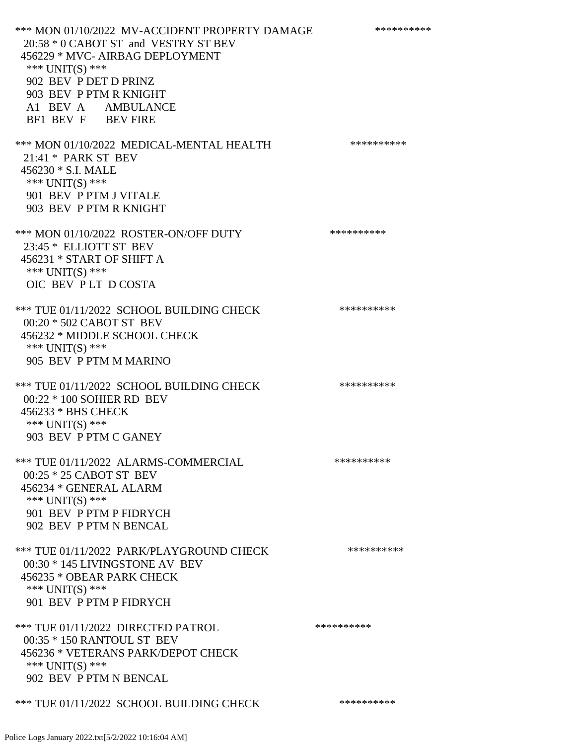*** MON 01/10/2022 MV-ACCIDENT PROPERTY DAMAGE **********
20:58 * 0 CABOT ST and VESTRY ST BEV
456229 * MVC- AIRBAG DEPLOYMENT
*** UNIT(S) ***
902 BEV P DET D PRINZ
903 BEV P PTM R KNIGHT
A1 BEV A AMBULANCE
BF1 BEV F BEV FIRE

*** MON 01/10/2022 MEDICAL-MENTAL HEALTH **********
21:41 * PARK ST BEV
456230 * S.I. MALE
*** UNIT(S) ***
901 BEV P PTM J VITALE
903 BEV P PTM R KNIGHT

*** MON 01/10/2022 ROSTER-ON/OFF DUTY **********
23:45 * ELLIOTT ST BEV
456231 * START OF SHIFT A
*** UNIT(S) ***
OIC BEV P LT D COSTA

*** TUE 01/11/2022 SCHOOL BUILDING CHECK **********
00:20 * 502 CABOT ST BEV
456232 * MIDDLE SCHOOL CHECK
*** UNIT(S) ***
905 BEV P PTM M MARINO

*** TUE 01/11/2022 SCHOOL BUILDING CHECK **********
00:22 * 100 SOHIER RD BEV
456233 * BHS CHECK
*** UNIT(S) ***
903 BEV P PTM C GANEY

*** TUE 01/11/2022 ALARMS-COMMERCIAL **********
00:25 * 25 CABOT ST BEV
456234 * GENERAL ALARM
*** UNIT(S) ***
901 BEV P PTM P FIDRYCH
902 BEV P PTM N BENCAL

*** TUE 01/11/2022 PARK/PLAYGROUND CHECK **********
00:30 * 145 LIVINGSTONE AV BEV
456235 * OBEAR PARK CHECK
*** UNIT(S) ***
901 BEV P PTM P FIDRYCH

*** TUE 01/11/2022 DIRECTED PATROL **********
00:35 * 150 RANTOUL ST BEV
456236 * VETERANS PARK/DEPOT CHECK
*** UNIT(S) ***
902 BEV P PTM N BENCAL

*** TUE 01/11/2022 SCHOOL BUILDING CHECK **********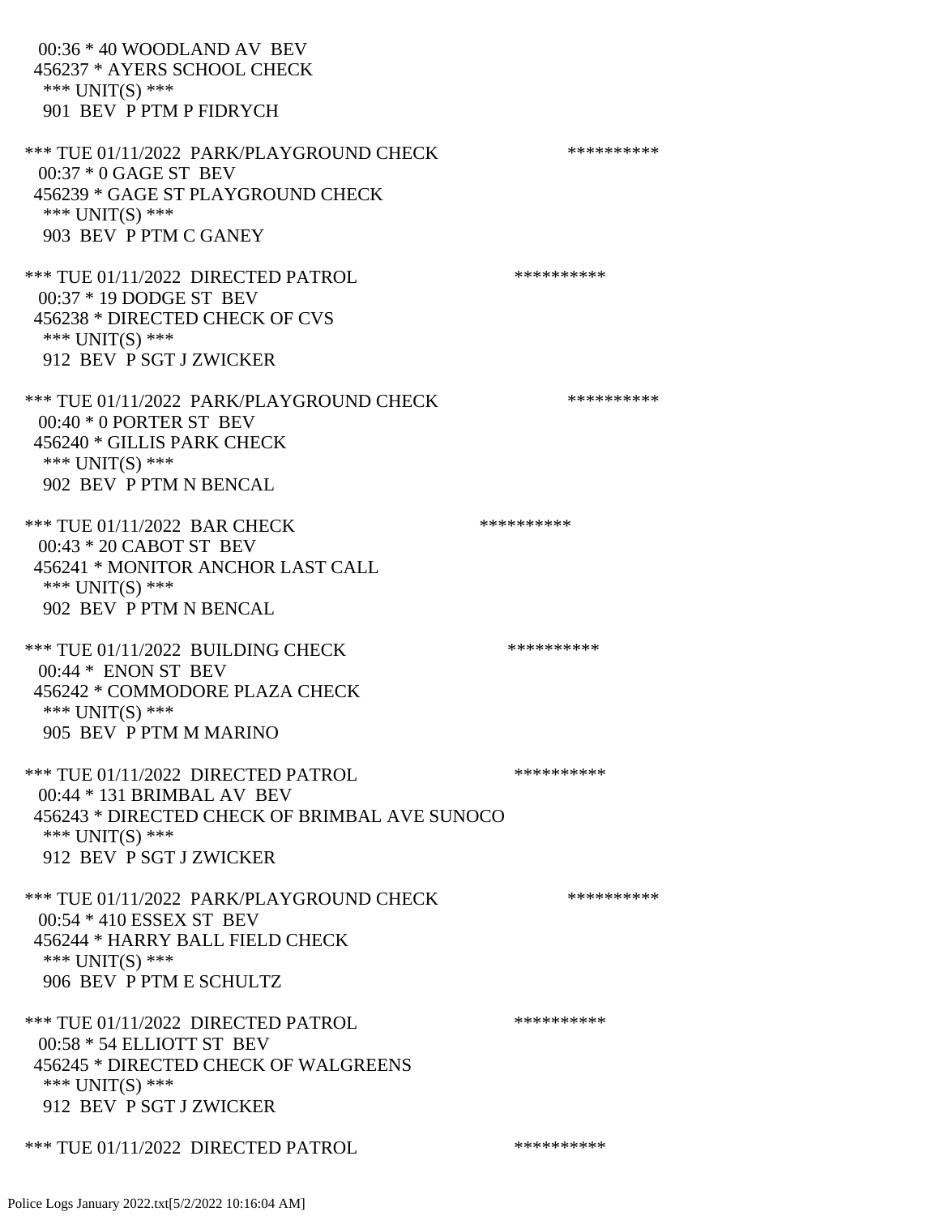00:36 * 40 WOODLAND AV BEV
456237 * AYERS SCHOOL CHECK
*** UNIT(S) ***
901 BEV P PTM P FIDRYCH

*** TUE 01/11/2022 PARK/PLAYGROUND CHECK **********
00:37 * 0 GAGE ST BEV
456239 * GAGE ST PLAYGROUND CHECK
*** UNIT(S) ***
903 BEV P PTM C GANEY

*** TUE 01/11/2022 DIRECTED PATROL **********
00:37 * 19 DODGE ST BEV
456238 * DIRECTED CHECK OF CVS
*** UNIT(S) ***
912 BEV P SGT J ZWICKER

*** TUE 01/11/2022 PARK/PLAYGROUND CHECK **********
00:40 * 0 PORTER ST BEV
456240 * GILLIS PARK CHECK
*** UNIT(S) ***
902 BEV P PTM N BENCAL

*** TUE 01/11/2022 BAR CHECK **********
00:43 * 20 CABOT ST BEV
456241 * MONITOR ANCHOR LAST CALL
*** UNIT(S) ***
902 BEV P PTM N BENCAL

*** TUE 01/11/2022 BUILDING CHECK **********
00:44 * ENON ST BEV
456242 * COMMODORE PLAZA CHECK
*** UNIT(S) ***
905 BEV P PTM M MARINO

*** TUE 01/11/2022 DIRECTED PATROL **********
00:44 * 131 BRIMBAL AV BEV
456243 * DIRECTED CHECK OF BRIMBAL AVE SUNOCO
*** UNIT(S) ***
912 BEV P SGT J ZWICKER

*** TUE 01/11/2022 PARK/PLAYGROUND CHECK **********
00:54 * 410 ESSEX ST BEV
456244 * HARRY BALL FIELD CHECK
*** UNIT(S) ***
906 BEV P PTM E SCHULTZ

*** TUE 01/11/2022 DIRECTED PATROL **********
00:58 * 54 ELLIOTT ST BEV
456245 * DIRECTED CHECK OF WALGREENS
*** UNIT(S) ***
912 BEV P SGT J ZWICKER

*** TUE 01/11/2022 DIRECTED PATROL **********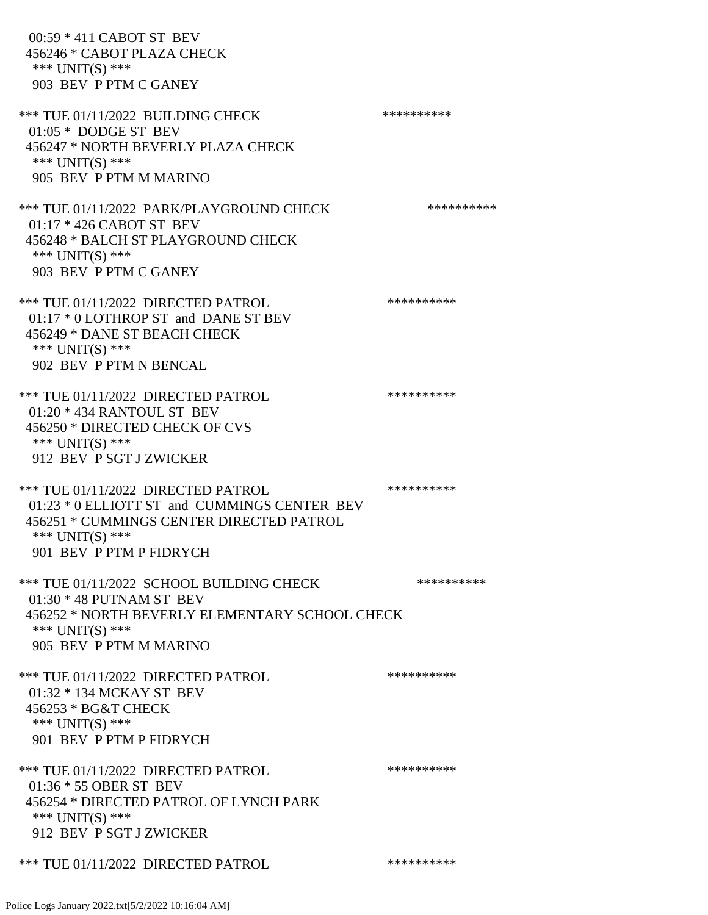00:59 * 411 CABOT ST BEV
456246 * CABOT PLAZA CHECK
*** UNIT(S) ***
903 BEV P PTM C GANEY

*** TUE 01/11/2022 BUILDING CHECK **********
01:05 * DODGE ST BEV
456247 * NORTH BEVERLY PLAZA CHECK
*** UNIT(S) ***
905 BEV P PTM M MARINO

*** TUE 01/11/2022 PARK/PLAYGROUND CHECK **********
01:17 * 426 CABOT ST BEV
456248 * BALCH ST PLAYGROUND CHECK
*** UNIT(S) ***
903 BEV P PTM C GANEY

*** TUE 01/11/2022 DIRECTED PATROL **********
01:17 * 0 LOTHROP ST and DANE ST BEV
456249 * DANE ST BEACH CHECK
*** UNIT(S) ***
902 BEV P PTM N BENCAL

*** TUE 01/11/2022 DIRECTED PATROL **********
01:20 * 434 RANTOUL ST BEV
456250 * DIRECTED CHECK OF CVS
*** UNIT(S) ***
912 BEV P SGT J ZWICKER

*** TUE 01/11/2022 DIRECTED PATROL **********
01:23 * 0 ELLIOTT ST and CUMMINGS CENTER BEV
456251 * CUMMINGS CENTER DIRECTED PATROL
*** UNIT(S) ***
901 BEV P PTM P FIDRYCH

*** TUE 01/11/2022 SCHOOL BUILDING CHECK **********
01:30 * 48 PUTNAM ST BEV
456252 * NORTH BEVERLY ELEMENTARY SCHOOL CHECK
*** UNIT(S) ***
905 BEV P PTM M MARINO

*** TUE 01/11/2022 DIRECTED PATROL **********
01:32 * 134 MCKAY ST BEV
456253 * BG&T CHECK
*** UNIT(S) ***
901 BEV P PTM P FIDRYCH

*** TUE 01/11/2022 DIRECTED PATROL **********
01:36 * 55 OBER ST BEV
456254 * DIRECTED PATROL OF LYNCH PARK
*** UNIT(S) ***
912 BEV P SGT J ZWICKER

*** TUE 01/11/2022 DIRECTED PATROL **********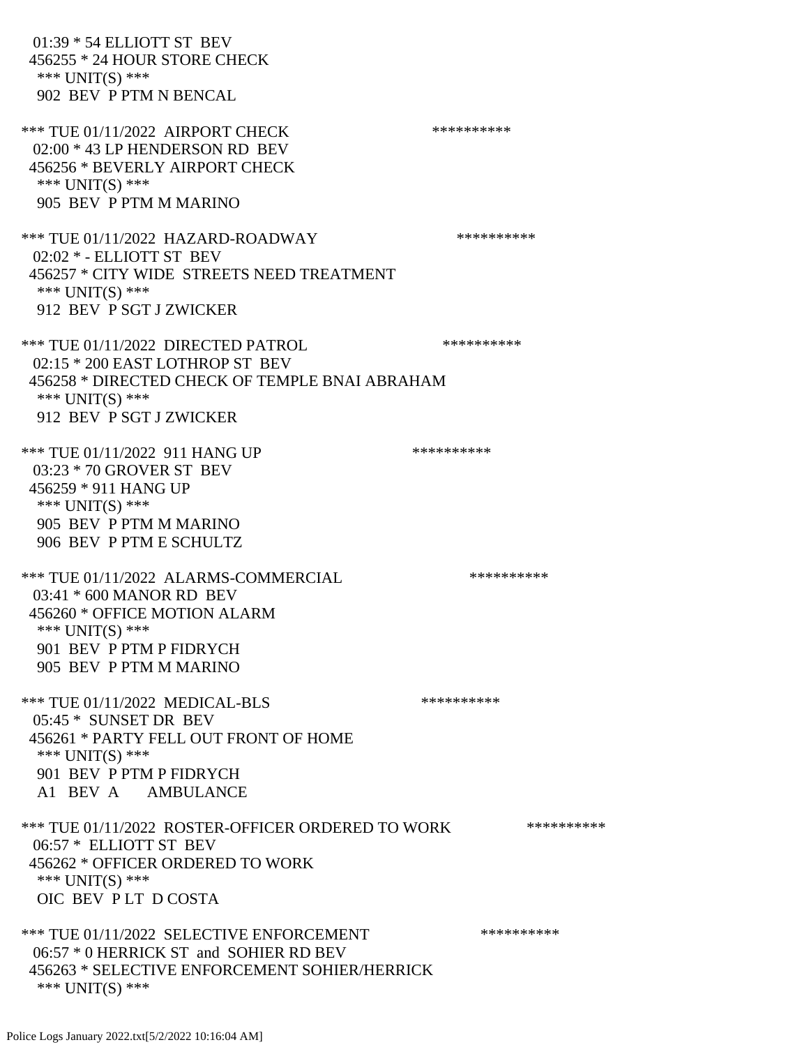01:39 * 54 ELLIOTT ST BEV
456255 * 24 HOUR STORE CHECK
*** UNIT(S) ***
902 BEV P PTM N BENCAL

*** TUE 01/11/2022 AIRPORT CHECK **********
02:00 * 43 LP HENDERSON RD BEV
456256 * BEVERLY AIRPORT CHECK
*** UNIT(S) ***
905 BEV P PTM M MARINO

*** TUE 01/11/2022 HAZARD-ROADWAY **********
02:02 * - ELLIOTT ST BEV
456257 * CITY WIDE STREETS NEED TREATMENT
*** UNIT(S) ***
912 BEV P SGT J ZWICKER

*** TUE 01/11/2022 DIRECTED PATROL **********
02:15 * 200 EAST LOTHROP ST BEV
456258 * DIRECTED CHECK OF TEMPLE BNAI ABRAHAM
*** UNIT(S) ***
912 BEV P SGT J ZWICKER

*** TUE 01/11/2022 911 HANG UP **********
03:23 * 70 GROVER ST BEV
456259 * 911 HANG UP
*** UNIT(S) ***
905 BEV P PTM M MARINO
906 BEV P PTM E SCHULTZ

*** TUE 01/11/2022 ALARMS-COMMERCIAL **********
03:41 * 600 MANOR RD BEV
456260 * OFFICE MOTION ALARM
*** UNIT(S) ***
901 BEV P PTM P FIDRYCH
905 BEV P PTM M MARINO

*** TUE 01/11/2022 MEDICAL-BLS **********
05:45 * SUNSET DR BEV
456261 * PARTY FELL OUT FRONT OF HOME
*** UNIT(S) ***
901 BEV P PTM P FIDRYCH
A1 BEV A AMBULANCE

*** TUE 01/11/2022 ROSTER-OFFICER ORDERED TO WORK **********
06:57 * ELLIOTT ST BEV
456262 * OFFICER ORDERED TO WORK
*** UNIT(S) ***
OIC BEV P LT D COSTA

*** TUE 01/11/2022 SELECTIVE ENFORCEMENT **********
06:57 * 0 HERRICK ST and SOHIER RD BEV
456263 * SELECTIVE ENFORCEMENT SOHIER/HERRICK
*** UNIT(S) ***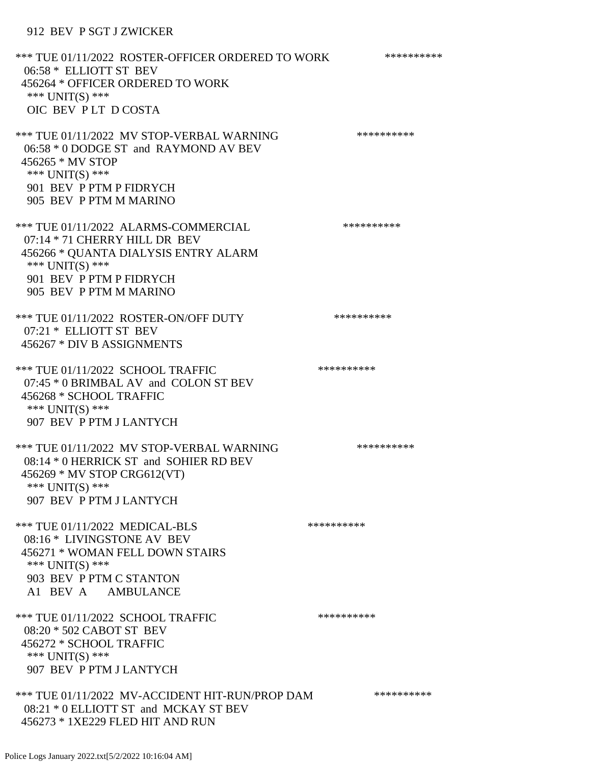912 BEV P SGT J ZWICKER

*** TUE 01/11/2022 ROSTER-OFFICER ORDERED TO WORK **********
06:58 * ELLIOTT ST BEV
456264 * OFFICER ORDERED TO WORK
*** UNIT(S) ***
OIC BEV P LT D COSTA

*** TUE 01/11/2022 MV STOP-VERBAL WARNING **********
06:58 * 0 DODGE ST and RAYMOND AV BEV
456265 * MV STOP
*** UNIT(S) ***
901 BEV P PTM P FIDRYCH
905 BEV P PTM M MARINO

*** TUE 01/11/2022 ALARMS-COMMERCIAL **********
07:14 * 71 CHERRY HILL DR BEV
456266 * QUANTA DIALYSIS ENTRY ALARM
*** UNIT(S) ***
901 BEV P PTM P FIDRYCH
905 BEV P PTM M MARINO

*** TUE 01/11/2022 ROSTER-ON/OFF DUTY **********
07:21 * ELLIOTT ST BEV
456267 * DIV B ASSIGNMENTS

*** TUE 01/11/2022 SCHOOL TRAFFIC **********
07:45 * 0 BRIMBAL AV and COLON ST BEV
456268 * SCHOOL TRAFFIC
*** UNIT(S) ***
907 BEV P PTM J LANTYCH

*** TUE 01/11/2022 MV STOP-VERBAL WARNING **********
08:14 * 0 HERRICK ST and SOHIER RD BEV
456269 * MV STOP CRG612(VT)
*** UNIT(S) ***
907 BEV P PTM J LANTYCH

*** TUE 01/11/2022 MEDICAL-BLS **********
08:16 * LIVINGSTONE AV BEV
456271 * WOMAN FELL DOWN STAIRS
*** UNIT(S) ***
903 BEV P PTM C STANTON
A1 BEV A AMBULANCE

*** TUE 01/11/2022 SCHOOL TRAFFIC **********
08:20 * 502 CABOT ST BEV
456272 * SCHOOL TRAFFIC
*** UNIT(S) ***
907 BEV P PTM J LANTYCH

*** TUE 01/11/2022 MV-ACCIDENT HIT-RUN/PROP DAM **********
08:21 * 0 ELLIOTT ST and MCKAY ST BEV
456273 * 1XE229 FLED HIT AND RUN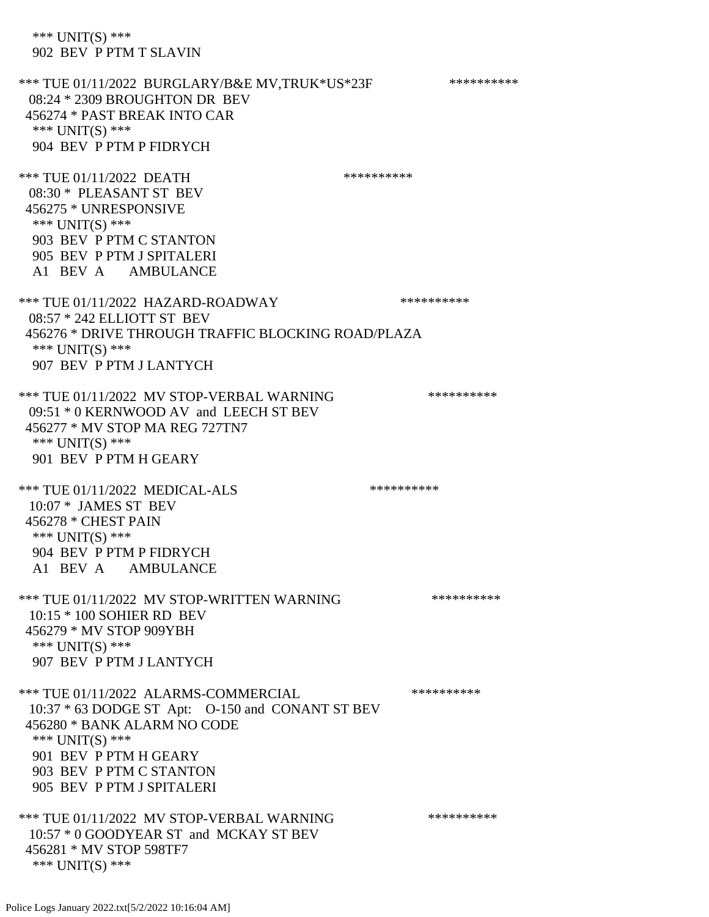\*\*\* UNIT(S) \*\*\*
902 BEV P PTM T SLAVIN

\*\*\* TUE 01/11/2022 BURGLARY/B&E MV,TRUK*US*23F \*\*\*\*\*\*\*\*\*\*
08:24 * 2309 BROUGHTON DR BEV
456274 * PAST BREAK INTO CAR
\*\*\* UNIT(S) \*\*\*
904 BEV P PTM P FIDRYCH

\*\*\* TUE 01/11/2022 DEATH \*\*\*\*\*\*\*\*\*\*
08:30 * PLEASANT ST BEV
456275 * UNRESPONSIVE
\*\*\* UNIT(S) \*\*\*
903 BEV P PTM C STANTON
905 BEV P PTM J SPITALERI
A1 BEV A AMBULANCE

\*\*\* TUE 01/11/2022 HAZARD-ROADWAY \*\*\*\*\*\*\*\*\*\*
08:57 * 242 ELLIOTT ST BEV
456276 * DRIVE THROUGH TRAFFIC BLOCKING ROAD/PLAZA
\*\*\* UNIT(S) \*\*\*
907 BEV P PTM J LANTYCH

\*\*\* TUE 01/11/2022 MV STOP-VERBAL WARNING \*\*\*\*\*\*\*\*\*\*
09:51 * 0 KERNWOOD AV and LEECH ST BEV
456277 * MV STOP MA REG 727TN7
\*\*\* UNIT(S) \*\*\*
901 BEV P PTM H GEARY

\*\*\* TUE 01/11/2022 MEDICAL-ALS \*\*\*\*\*\*\*\*\*\*
10:07 * JAMES ST BEV
456278 * CHEST PAIN
\*\*\* UNIT(S) \*\*\*
904 BEV P PTM P FIDRYCH
A1 BEV A AMBULANCE

\*\*\* TUE 01/11/2022 MV STOP-WRITTEN WARNING \*\*\*\*\*\*\*\*\*\*
10:15 * 100 SOHIER RD BEV
456279 * MV STOP 909YBH
\*\*\* UNIT(S) \*\*\*
907 BEV P PTM J LANTYCH

\*\*\* TUE 01/11/2022 ALARMS-COMMERCIAL \*\*\*\*\*\*\*\*\*\*
10:37 * 63 DODGE ST Apt: O-150 and CONANT ST BEV
456280 * BANK ALARM NO CODE
\*\*\* UNIT(S) \*\*\*
901 BEV P PTM H GEARY
903 BEV P PTM C STANTON
905 BEV P PTM J SPITALERI

\*\*\* TUE 01/11/2022 MV STOP-VERBAL WARNING \*\*\*\*\*\*\*\*\*\*
10:57 * 0 GOODYEAR ST and MCKAY ST BEV
456281 * MV STOP 598TF7
\*\*\* UNIT(S) \*\*\*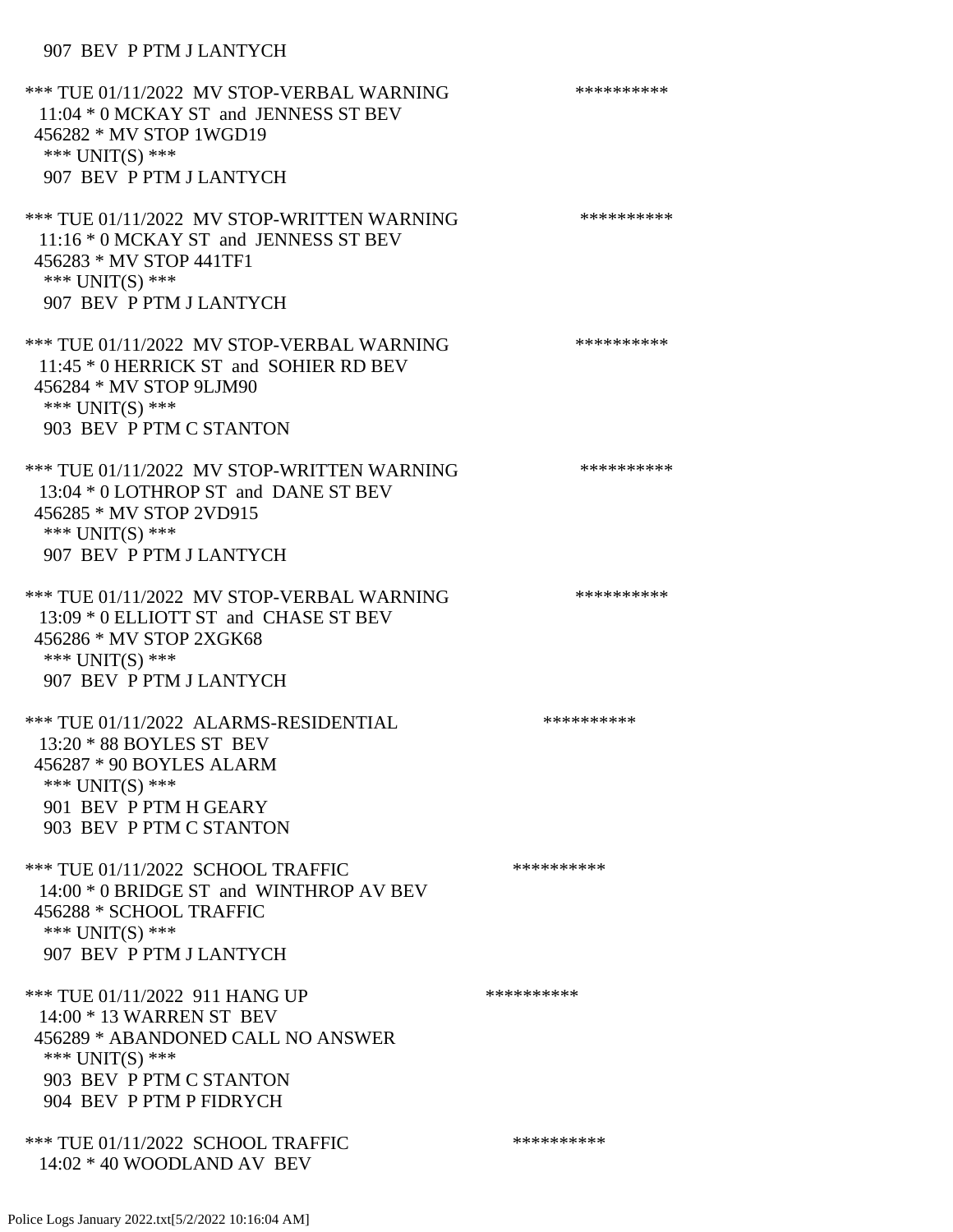907 BEV P PTM J LANTYCH

*** TUE 01/11/2022 MV STOP-VERBAL WARNING **********
11:04 * 0 MCKAY ST and JENNESS ST BEV
456282 * MV STOP 1WGD19
*** UNIT(S) ***
907 BEV P PTM J LANTYCH

*** TUE 01/11/2022 MV STOP-WRITTEN WARNING **********
11:16 * 0 MCKAY ST and JENNESS ST BEV
456283 * MV STOP 441TF1
*** UNIT(S) ***
907 BEV P PTM J LANTYCH

*** TUE 01/11/2022 MV STOP-VERBAL WARNING **********
11:45 * 0 HERRICK ST and SOHIER RD BEV
456284 * MV STOP 9LJM90
*** UNIT(S) ***
903 BEV P PTM C STANTON

*** TUE 01/11/2022 MV STOP-WRITTEN WARNING **********
13:04 * 0 LOTHROP ST and DANE ST BEV
456285 * MV STOP 2VD915
*** UNIT(S) ***
907 BEV P PTM J LANTYCH

*** TUE 01/11/2022 MV STOP-VERBAL WARNING **********
13:09 * 0 ELLIOTT ST and CHASE ST BEV
456286 * MV STOP 2XGK68
*** UNIT(S) ***
907 BEV P PTM J LANTYCH

*** TUE 01/11/2022 ALARMS-RESIDENTIAL **********
13:20 * 88 BOYLES ST BEV
456287 * 90 BOYLES ALARM
*** UNIT(S) ***
901 BEV P PTM H GEARY
903 BEV P PTM C STANTON

*** TUE 01/11/2022 SCHOOL TRAFFIC **********
14:00 * 0 BRIDGE ST and WINTHROP AV BEV
456288 * SCHOOL TRAFFIC
*** UNIT(S) ***
907 BEV P PTM J LANTYCH

*** TUE 01/11/2022 911 HANG UP **********
14:00 * 13 WARREN ST BEV
456289 * ABANDONED CALL NO ANSWER
*** UNIT(S) ***
903 BEV P PTM C STANTON
904 BEV P PTM P FIDRYCH

*** TUE 01/11/2022 SCHOOL TRAFFIC **********
14:02 * 40 WOODLAND AV BEV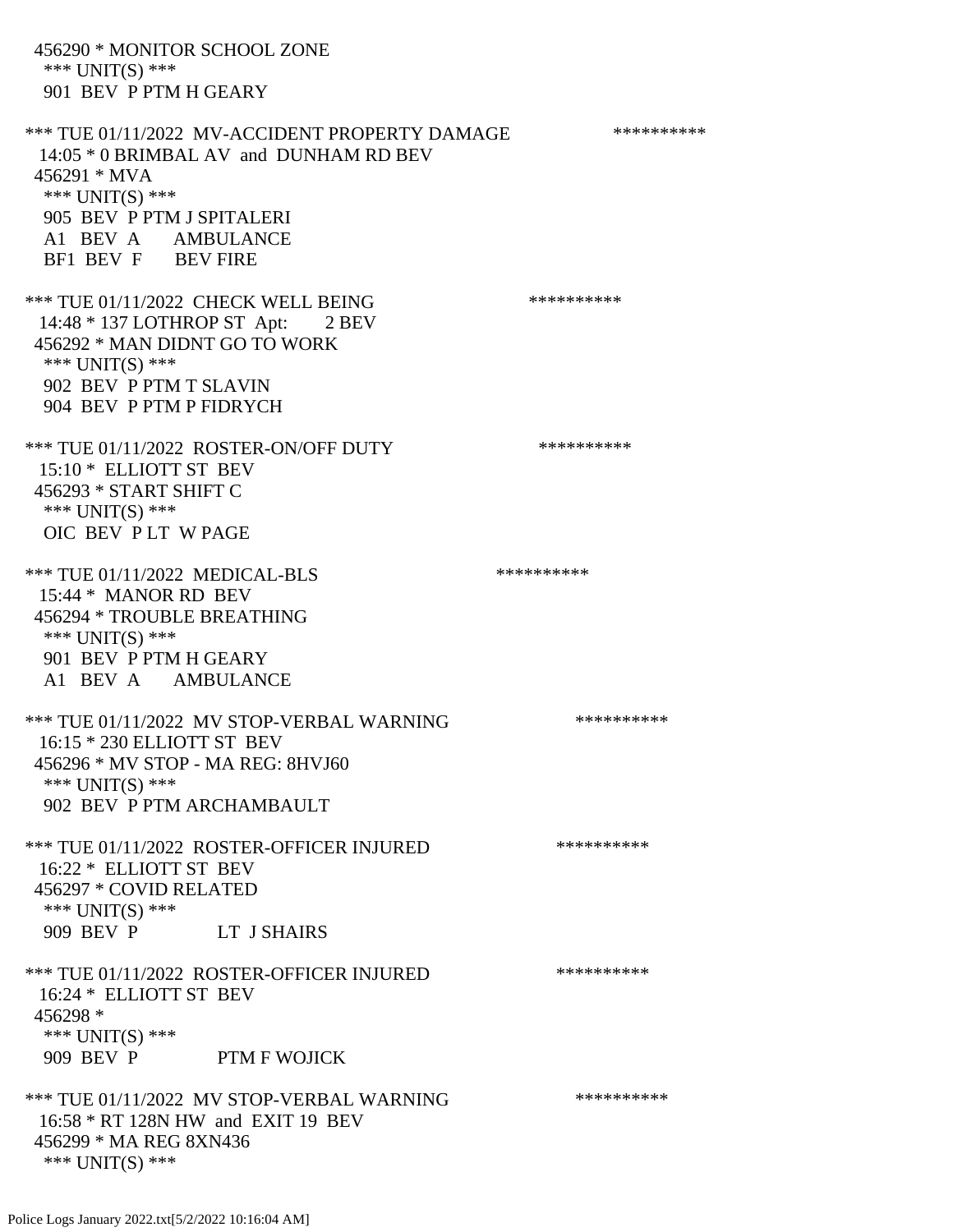456290 * MONITOR SCHOOL ZONE
*** UNIT(S) ***
901 BEV P PTM H GEARY

*** TUE 01/11/2022 MV-ACCIDENT PROPERTY DAMAGE **********
14:05 * 0 BRIMBAL AV and DUNHAM RD BEV
456291 * MVA
*** UNIT(S) ***
905 BEV P PTM J SPITALERI
A1 BEV A AMBULANCE
BF1 BEV F BEV FIRE

*** TUE 01/11/2022 CHECK WELL BEING **********
14:48 * 137 LOTHROP ST Apt: 2 BEV
456292 * MAN DIDNT GO TO WORK
*** UNIT(S) ***
902 BEV P PTM T SLAVIN
904 BEV P PTM P FIDRYCH

*** TUE 01/11/2022 ROSTER-ON/OFF DUTY **********
15:10 * ELLIOTT ST BEV
456293 * START SHIFT C
*** UNIT(S) ***
OIC BEV P LT W PAGE

*** TUE 01/11/2022 MEDICAL-BLS **********
15:44 * MANOR RD BEV
456294 * TROUBLE BREATHING
*** UNIT(S) ***
901 BEV P PTM H GEARY
A1 BEV A AMBULANCE

*** TUE 01/11/2022 MV STOP-VERBAL WARNING **********
16:15 * 230 ELLIOTT ST BEV
456296 * MV STOP - MA REG: 8HVJ60
*** UNIT(S) ***
902 BEV P PTM ARCHAMBAULT

*** TUE 01/11/2022 ROSTER-OFFICER INJURED **********
16:22 * ELLIOTT ST BEV
456297 * COVID RELATED
*** UNIT(S) ***
909 BEV P LT J SHAIRS

*** TUE 01/11/2022 ROSTER-OFFICER INJURED **********
16:24 * ELLIOTT ST BEV
456298 *
*** UNIT(S) ***
909 BEV P PTM F WOJICK

*** TUE 01/11/2022 MV STOP-VERBAL WARNING **********
16:58 * RT 128N HW and EXIT 19 BEV
456299 * MA REG 8XN436
*** UNIT(S) ***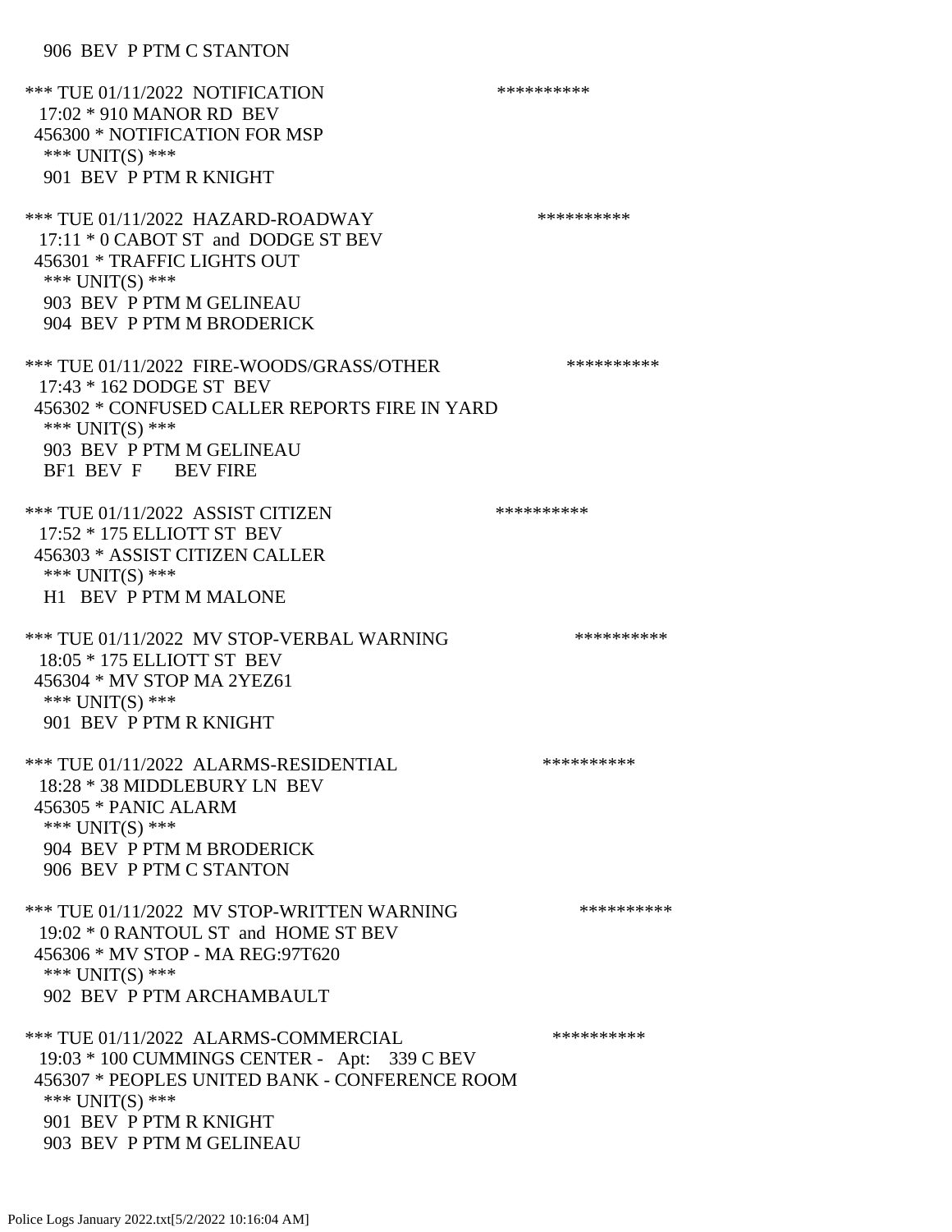906 BEV P PTM C STANTON

*** TUE 01/11/2022 NOTIFICATION **********
17:02 * 910 MANOR RD BEV
456300 * NOTIFICATION FOR MSP
*** UNIT(S) ***
901 BEV P PTM R KNIGHT

*** TUE 01/11/2022 HAZARD-ROADWAY **********
17:11 * 0 CABOT ST and DODGE ST BEV
456301 * TRAFFIC LIGHTS OUT
*** UNIT(S) ***
903 BEV P PTM M GELINEAU
904 BEV P PTM M BRODERICK

*** TUE 01/11/2022 FIRE-WOODS/GRASS/OTHER **********
17:43 * 162 DODGE ST BEV
456302 * CONFUSED CALLER REPORTS FIRE IN YARD
*** UNIT(S) ***
903 BEV P PTM M GELINEAU
BF1 BEV F BEV FIRE

*** TUE 01/11/2022 ASSIST CITIZEN **********
17:52 * 175 ELLIOTT ST BEV
456303 * ASSIST CITIZEN CALLER
*** UNIT(S) ***
H1 BEV P PTM M MALONE

*** TUE 01/11/2022 MV STOP-VERBAL WARNING **********
18:05 * 175 ELLIOTT ST BEV
456304 * MV STOP MA 2YEZ61
*** UNIT(S) ***
901 BEV P PTM R KNIGHT

*** TUE 01/11/2022 ALARMS-RESIDENTIAL **********
18:28 * 38 MIDDLEBURY LN BEV
456305 * PANIC ALARM
*** UNIT(S) ***
904 BEV P PTM M BRODERICK
906 BEV P PTM C STANTON

*** TUE 01/11/2022 MV STOP-WRITTEN WARNING **********
19:02 * 0 RANTOUL ST and HOME ST BEV
456306 * MV STOP - MA REG:97T620
*** UNIT(S) ***
902 BEV P PTM ARCHAMBAULT

*** TUE 01/11/2022 ALARMS-COMMERCIAL **********
19:03 * 100 CUMMINGS CENTER - Apt: 339 C BEV
456307 * PEOPLES UNITED BANK - CONFERENCE ROOM
*** UNIT(S) ***
901 BEV P PTM R KNIGHT
903 BEV P PTM M GELINEAU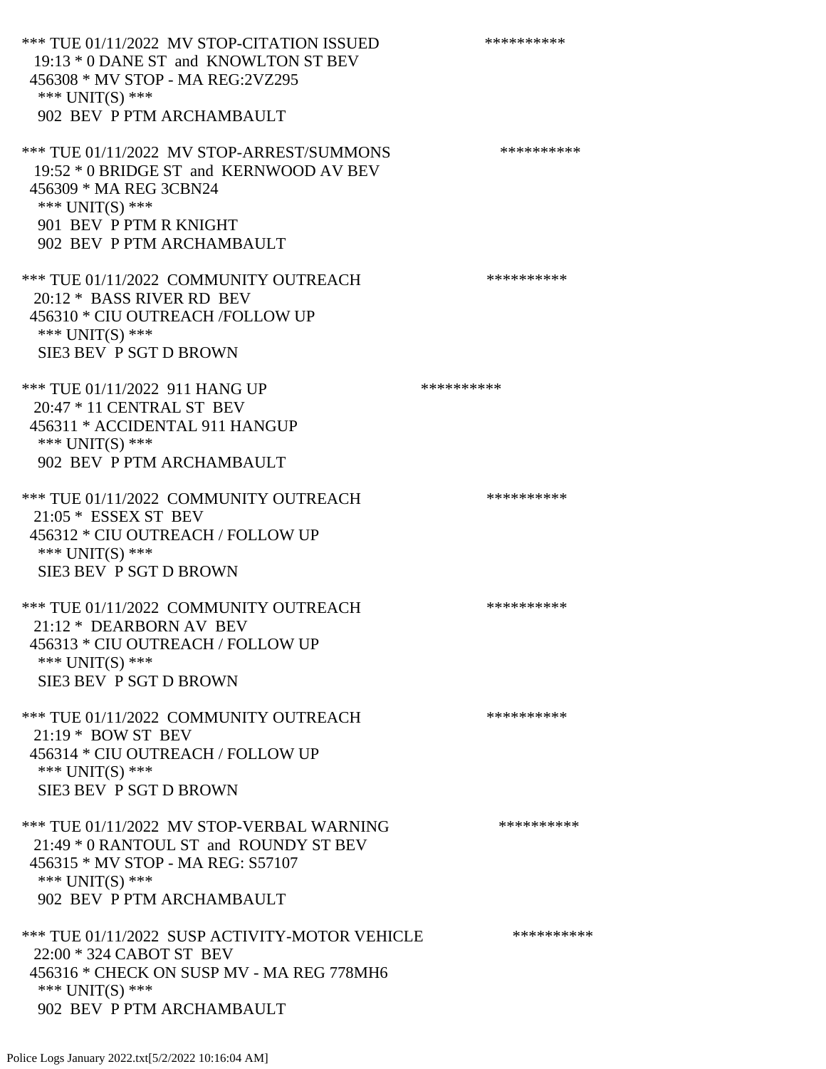*** TUE 01/11/2022 MV STOP-CITATION ISSUED **********
19:13 * 0 DANE ST and KNOWLTON ST BEV
456308 * MV STOP - MA REG:2VZ295
*** UNIT(S) ***
902 BEV P PTM ARCHAMBAULT

*** TUE 01/11/2022 MV STOP-ARREST/SUMMONS **********
19:52 * 0 BRIDGE ST and KERNWOOD AV BEV
456309 * MA REG 3CBN24
*** UNIT(S) ***
901 BEV P PTM R KNIGHT
902 BEV P PTM ARCHAMBAULT

*** TUE 01/11/2022 COMMUNITY OUTREACH **********
20:12 * BASS RIVER RD BEV
456310 * CIU OUTREACH /FOLLOW UP
*** UNIT(S) ***
SIE3 BEV P SGT D BROWN

*** TUE 01/11/2022 911 HANG UP **********
20:47 * 11 CENTRAL ST BEV
456311 * ACCIDENTAL 911 HANGUP
*** UNIT(S) ***
902 BEV P PTM ARCHAMBAULT

*** TUE 01/11/2022 COMMUNITY OUTREACH **********
21:05 * ESSEX ST BEV
456312 * CIU OUTREACH / FOLLOW UP
*** UNIT(S) ***
SIE3 BEV P SGT D BROWN

*** TUE 01/11/2022 COMMUNITY OUTREACH **********
21:12 * DEARBORN AV BEV
456313 * CIU OUTREACH / FOLLOW UP
*** UNIT(S) ***
SIE3 BEV P SGT D BROWN

*** TUE 01/11/2022 COMMUNITY OUTREACH **********
21:19 * BOW ST BEV
456314 * CIU OUTREACH / FOLLOW UP
*** UNIT(S) ***
SIE3 BEV P SGT D BROWN

*** TUE 01/11/2022 MV STOP-VERBAL WARNING **********
21:49 * 0 RANTOUL ST and ROUNDY ST BEV
456315 * MV STOP - MA REG: S57107
*** UNIT(S) ***
902 BEV P PTM ARCHAMBAULT

*** TUE 01/11/2022 SUSP ACTIVITY-MOTOR VEHICLE **********
22:00 * 324 CABOT ST BEV
456316 * CHECK ON SUSP MV - MA REG 778MH6
*** UNIT(S) ***
902 BEV P PTM ARCHAMBAULT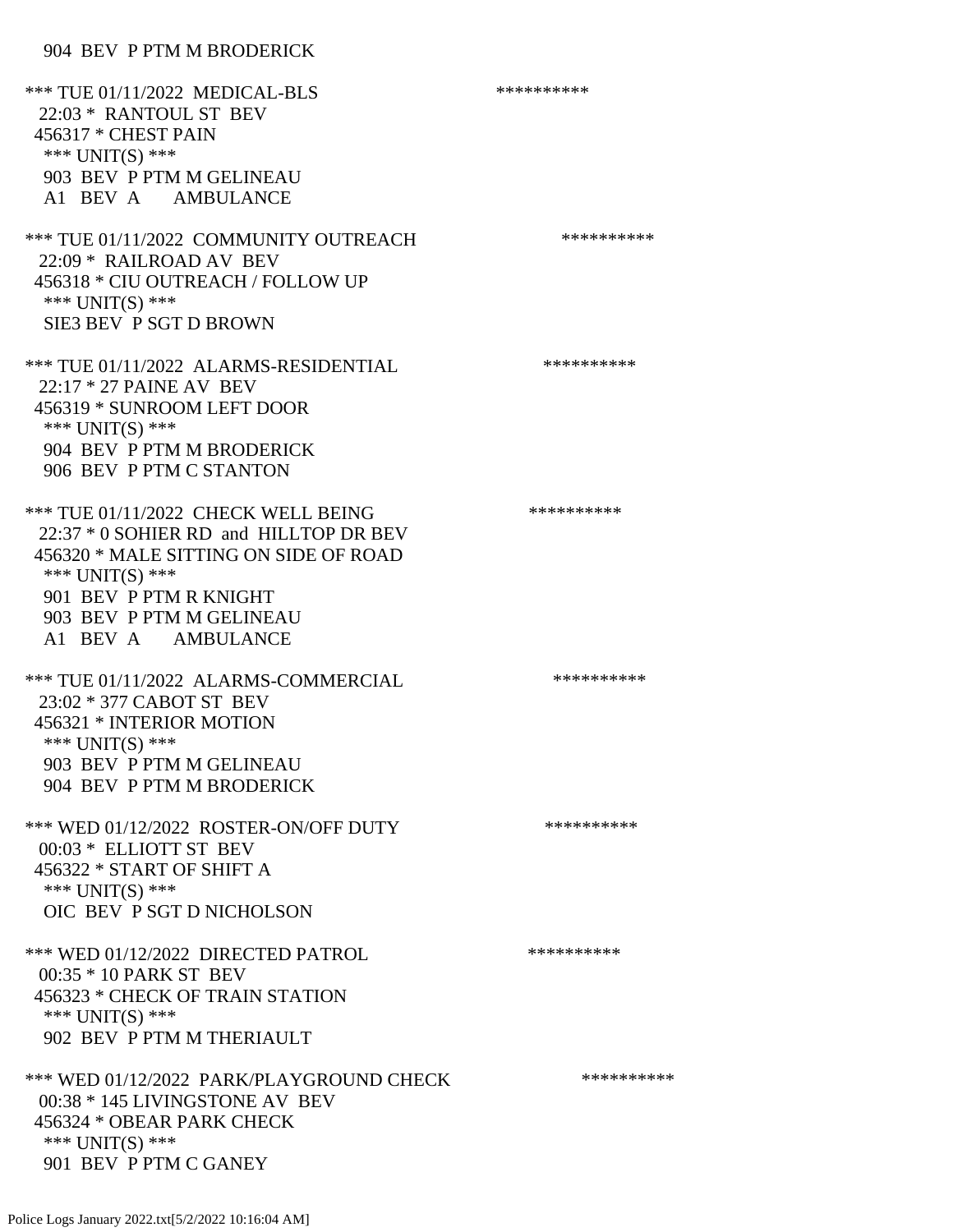904 BEV P PTM M BRODERICK

*** TUE 01/11/2022 MEDICAL-BLS **********
22:03 * RANTOUL ST BEV
456317 * CHEST PAIN
*** UNIT(S) ***
903 BEV P PTM M GELINEAU
A1 BEV A AMBULANCE

*** TUE 01/11/2022 COMMUNITY OUTREACH **********
22:09 * RAILROAD AV BEV
456318 * CIU OUTREACH / FOLLOW UP
*** UNIT(S) ***
SIE3 BEV P SGT D BROWN

*** TUE 01/11/2022 ALARMS-RESIDENTIAL **********
22:17 * 27 PAINE AV BEV
456319 * SUNROOM LEFT DOOR
*** UNIT(S) ***
904 BEV P PTM M BRODERICK
906 BEV P PTM C STANTON

*** TUE 01/11/2022 CHECK WELL BEING **********
22:37 * 0 SOHIER RD and HILLTOP DR BEV
456320 * MALE SITTING ON SIDE OF ROAD
*** UNIT(S) ***
901 BEV P PTM R KNIGHT
903 BEV P PTM M GELINEAU
A1 BEV A AMBULANCE

*** TUE 01/11/2022 ALARMS-COMMERCIAL **********
23:02 * 377 CABOT ST BEV
456321 * INTERIOR MOTION
*** UNIT(S) ***
903 BEV P PTM M GELINEAU
904 BEV P PTM M BRODERICK

*** WED 01/12/2022 ROSTER-ON/OFF DUTY **********
00:03 * ELLIOTT ST BEV
456322 * START OF SHIFT A
*** UNIT(S) ***
OIC BEV P SGT D NICHOLSON

*** WED 01/12/2022 DIRECTED PATROL **********
00:35 * 10 PARK ST BEV
456323 * CHECK OF TRAIN STATION
*** UNIT(S) ***
902 BEV P PTM M THERIAULT

*** WED 01/12/2022 PARK/PLAYGROUND CHECK **********
00:38 * 145 LIVINGSTONE AV BEV
456324 * OBEAR PARK CHECK
*** UNIT(S) ***
901 BEV P PTM C GANEY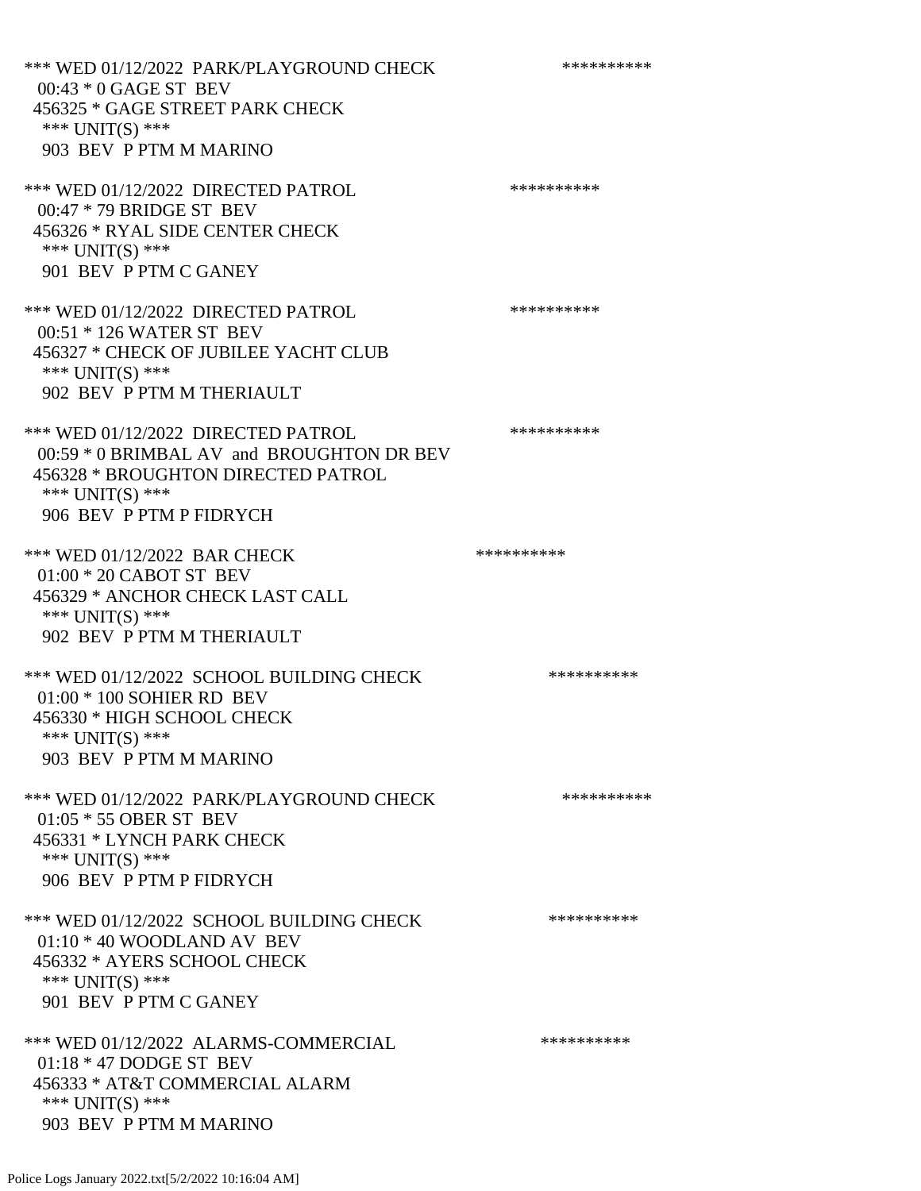*** WED 01/12/2022 PARK/PLAYGROUND CHECK **********
00:43 * 0 GAGE ST BEV
456325 * GAGE STREET PARK CHECK
*** UNIT(S) ***
903 BEV P PTM M MARINO

*** WED 01/12/2022 DIRECTED PATROL **********
00:47 * 79 BRIDGE ST BEV
456326 * RYAL SIDE CENTER CHECK
*** UNIT(S) ***
901 BEV P PTM C GANEY

*** WED 01/12/2022 DIRECTED PATROL **********
00:51 * 126 WATER ST BEV
456327 * CHECK OF JUBILEE YACHT CLUB
*** UNIT(S) ***
902 BEV P PTM M THERIAULT

*** WED 01/12/2022 DIRECTED PATROL **********
00:59 * 0 BRIMBAL AV and BROUGHTON DR BEV
456328 * BROUGHTON DIRECTED PATROL
*** UNIT(S) ***
906 BEV P PTM P FIDRYCH

*** WED 01/12/2022 BAR CHECK **********
01:00 * 20 CABOT ST BEV
456329 * ANCHOR CHECK LAST CALL
*** UNIT(S) ***
902 BEV P PTM M THERIAULT

*** WED 01/12/2022 SCHOOL BUILDING CHECK **********
01:00 * 100 SOHIER RD BEV
456330 * HIGH SCHOOL CHECK
*** UNIT(S) ***
903 BEV P PTM M MARINO

*** WED 01/12/2022 PARK/PLAYGROUND CHECK **********
01:05 * 55 OBER ST BEV
456331 * LYNCH PARK CHECK
*** UNIT(S) ***
906 BEV P PTM P FIDRYCH

*** WED 01/12/2022 SCHOOL BUILDING CHECK **********
01:10 * 40 WOODLAND AV BEV
456332 * AYERS SCHOOL CHECK
*** UNIT(S) ***
901 BEV P PTM C GANEY

*** WED 01/12/2022 ALARMS-COMMERCIAL **********
01:18 * 47 DODGE ST BEV
456333 * AT&T COMMERCIAL ALARM
*** UNIT(S) ***
903 BEV P PTM M MARINO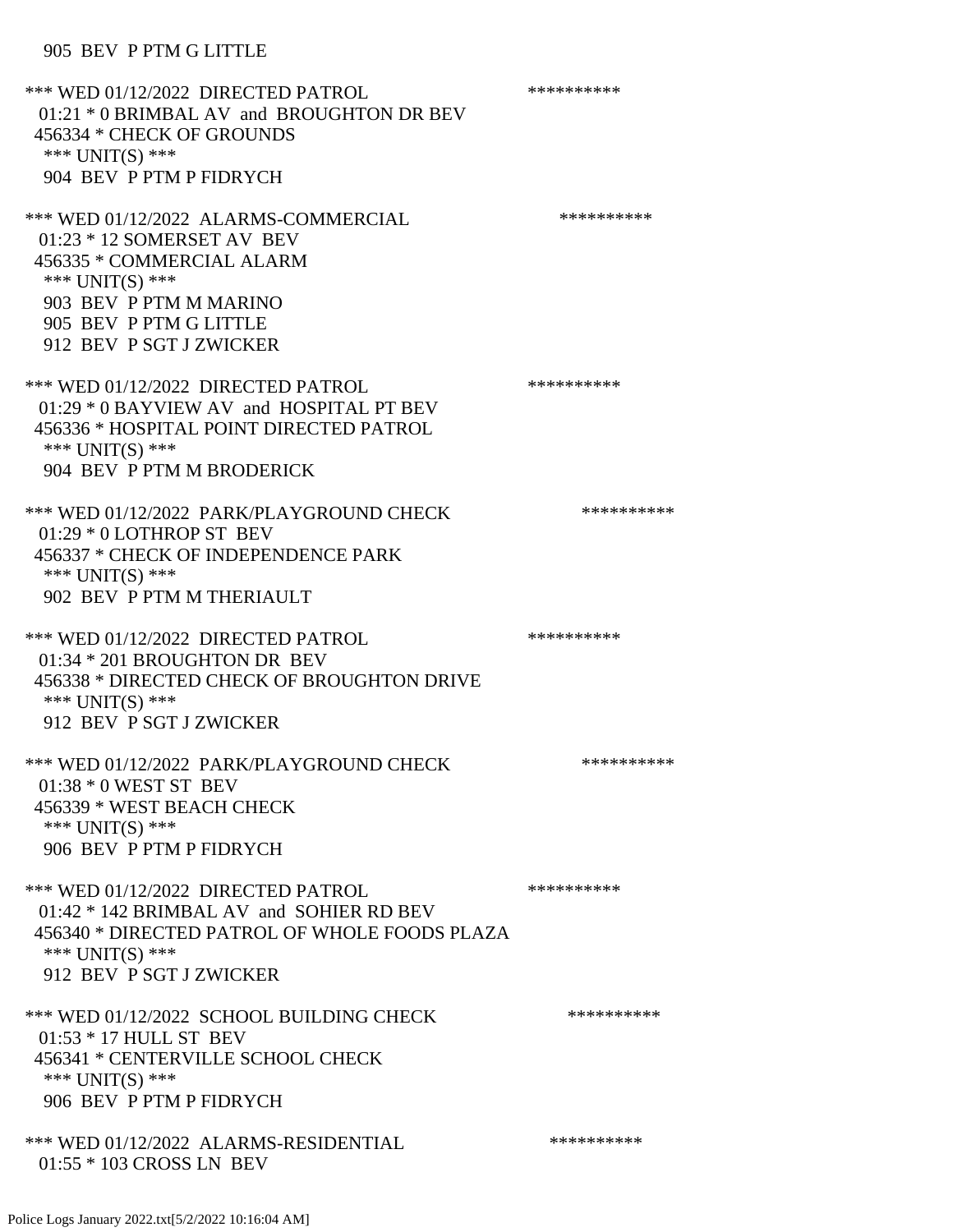905 BEV P PTM G LITTLE

*** WED 01/12/2022 DIRECTED PATROL **********
01:21 * 0 BRIMBAL AV and BROUGHTON DR BEV
456334 * CHECK OF GROUNDS
*** UNIT(S) ***
904 BEV P PTM P FIDRYCH

*** WED 01/12/2022 ALARMS-COMMERCIAL **********
01:23 * 12 SOMERSET AV BEV
456335 * COMMERCIAL ALARM
*** UNIT(S) ***
903 BEV P PTM M MARINO
905 BEV P PTM G LITTLE
912 BEV P SGT J ZWICKER

*** WED 01/12/2022 DIRECTED PATROL **********
01:29 * 0 BAYVIEW AV and HOSPITAL PT BEV
456336 * HOSPITAL POINT DIRECTED PATROL
*** UNIT(S) ***
904 BEV P PTM M BRODERICK

*** WED 01/12/2022 PARK/PLAYGROUND CHECK **********
01:29 * 0 LOTHROP ST BEV
456337 * CHECK OF INDEPENDENCE PARK
*** UNIT(S) ***
902 BEV P PTM M THERIAULT

*** WED 01/12/2022 DIRECTED PATROL **********
01:34 * 201 BROUGHTON DR BEV
456338 * DIRECTED CHECK OF BROUGHTON DRIVE
*** UNIT(S) ***
912 BEV P SGT J ZWICKER

*** WED 01/12/2022 PARK/PLAYGROUND CHECK **********
01:38 * 0 WEST ST BEV
456339 * WEST BEACH CHECK
*** UNIT(S) ***
906 BEV P PTM P FIDRYCH

*** WED 01/12/2022 DIRECTED PATROL **********
01:42 * 142 BRIMBAL AV and SOHIER RD BEV
456340 * DIRECTED PATROL OF WHOLE FOODS PLAZA
*** UNIT(S) ***
912 BEV P SGT J ZWICKER

*** WED 01/12/2022 SCHOOL BUILDING CHECK **********
01:53 * 17 HULL ST BEV
456341 * CENTERVILLE SCHOOL CHECK
*** UNIT(S) ***
906 BEV P PTM P FIDRYCH

*** WED 01/12/2022 ALARMS-RESIDENTIAL **********
01:55 * 103 CROSS LN BEV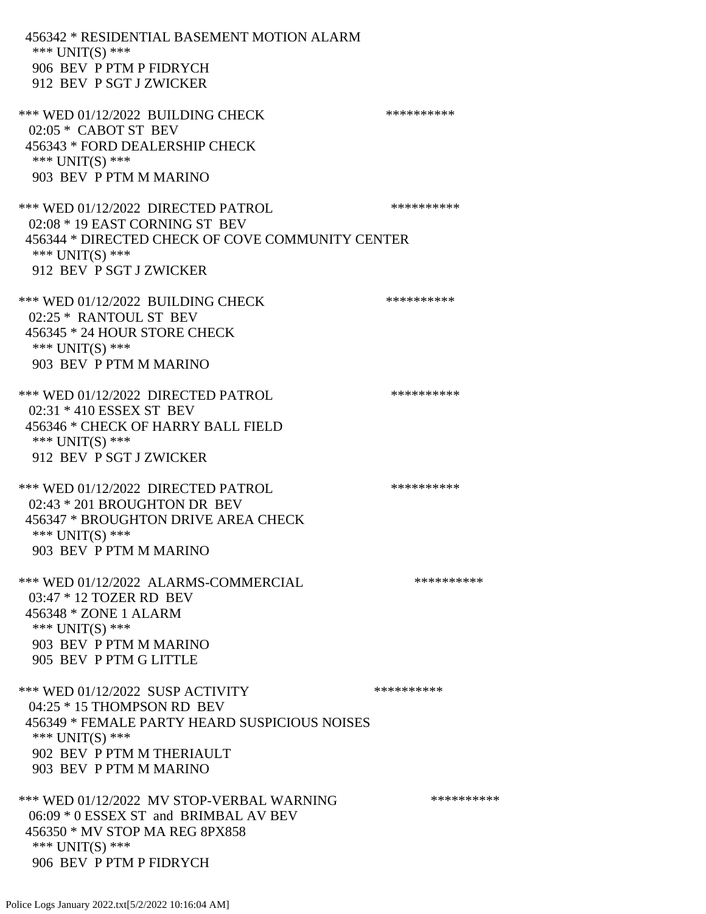456342 * RESIDENTIAL BASEMENT MOTION ALARM
 *** UNIT(S) ***
 906 BEV P PTM P FIDRYCH
 912 BEV P SGT J ZWICKER

*** WED 01/12/2022 BUILDING CHECK **********
 02:05 * CABOT ST BEV
 456343 * FORD DEALERSHIP CHECK
 *** UNIT(S) ***
 903 BEV P PTM M MARINO

*** WED 01/12/2022 DIRECTED PATROL **********
 02:08 * 19 EAST CORNING ST BEV
 456344 * DIRECTED CHECK OF COVE COMMUNITY CENTER
 *** UNIT(S) ***
 912 BEV P SGT J ZWICKER

*** WED 01/12/2022 BUILDING CHECK **********
 02:25 * RANTOUL ST BEV
 456345 * 24 HOUR STORE CHECK
 *** UNIT(S) ***
 903 BEV P PTM M MARINO

*** WED 01/12/2022 DIRECTED PATROL **********
 02:31 * 410 ESSEX ST BEV
 456346 * CHECK OF HARRY BALL FIELD
 *** UNIT(S) ***
 912 BEV P SGT J ZWICKER

*** WED 01/12/2022 DIRECTED PATROL **********
 02:43 * 201 BROUGHTON DR BEV
 456347 * BROUGHTON DRIVE AREA CHECK
 *** UNIT(S) ***
 903 BEV P PTM M MARINO

*** WED 01/12/2022 ALARMS-COMMERCIAL **********
 03:47 * 12 TOZER RD BEV
 456348 * ZONE 1 ALARM
 *** UNIT(S) ***
 903 BEV P PTM M MARINO
 905 BEV P PTM G LITTLE

*** WED 01/12/2022 SUSP ACTIVITY **********
 04:25 * 15 THOMPSON RD BEV
 456349 * FEMALE PARTY HEARD SUSPICIOUS NOISES
 *** UNIT(S) ***
 902 BEV P PTM M THERIAULT
 903 BEV P PTM M MARINO

*** WED 01/12/2022 MV STOP-VERBAL WARNING **********
 06:09 * 0 ESSEX ST and BRIMBAL AV BEV
 456350 * MV STOP MA REG 8PX858
 *** UNIT(S) ***
 906 BEV P PTM P FIDRYCH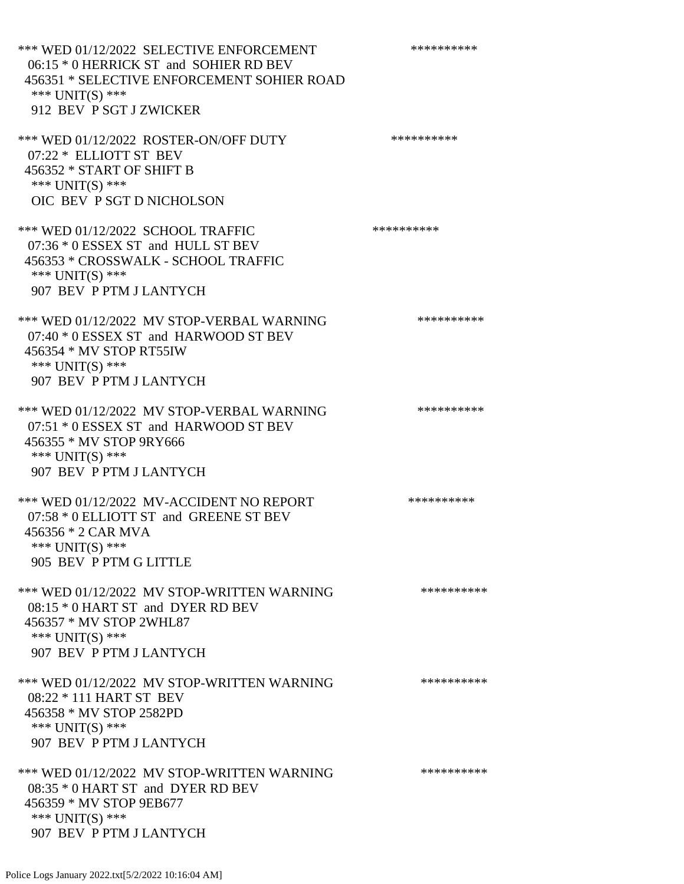*** WED 01/12/2022 SELECTIVE ENFORCEMENT **********
06:15 * 0 HERRICK ST and SOHIER RD BEV
456351 * SELECTIVE ENFORCEMENT SOHIER ROAD
*** UNIT(S) ***
912 BEV P SGT J ZWICKER

*** WED 01/12/2022 ROSTER-ON/OFF DUTY **********
07:22 * ELLIOTT ST BEV
456352 * START OF SHIFT B
*** UNIT(S) ***
OIC BEV P SGT D NICHOLSON

*** WED 01/12/2022 SCHOOL TRAFFIC **********
07:36 * 0 ESSEX ST and HULL ST BEV
456353 * CROSSWALK - SCHOOL TRAFFIC
*** UNIT(S) ***
907 BEV P PTM J LANTYCH

*** WED 01/12/2022 MV STOP-VERBAL WARNING **********
07:40 * 0 ESSEX ST and HARWOOD ST BEV
456354 * MV STOP RT55IW
*** UNIT(S) ***
907 BEV P PTM J LANTYCH

*** WED 01/12/2022 MV STOP-VERBAL WARNING **********
07:51 * 0 ESSEX ST and HARWOOD ST BEV
456355 * MV STOP 9RY666
*** UNIT(S) ***
907 BEV P PTM J LANTYCH

*** WED 01/12/2022 MV-ACCIDENT NO REPORT **********
07:58 * 0 ELLIOTT ST and GREENE ST BEV
456356 * 2 CAR MVA
*** UNIT(S) ***
905 BEV P PTM G LITTLE

*** WED 01/12/2022 MV STOP-WRITTEN WARNING **********
08:15 * 0 HART ST and DYER RD BEV
456357 * MV STOP 2WHL87
*** UNIT(S) ***
907 BEV P PTM J LANTYCH

*** WED 01/12/2022 MV STOP-WRITTEN WARNING **********
08:22 * 111 HART ST BEV
456358 * MV STOP 2582PD
*** UNIT(S) ***
907 BEV P PTM J LANTYCH

*** WED 01/12/2022 MV STOP-WRITTEN WARNING **********
08:35 * 0 HART ST and DYER RD BEV
456359 * MV STOP 9EB677
*** UNIT(S) ***
907 BEV P PTM J LANTYCH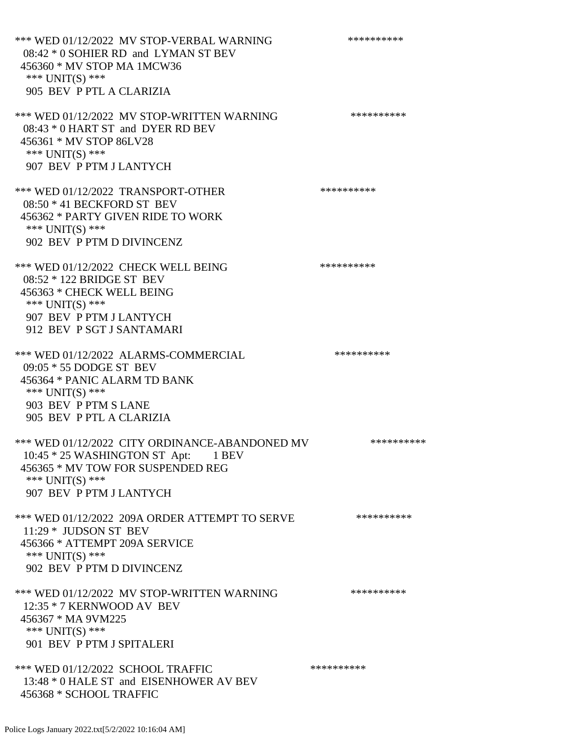*** WED 01/12/2022 MV STOP-VERBAL WARNING **********
08:42 * 0 SOHIER RD and LYMAN ST BEV
456360 * MV STOP MA 1MCW36
*** UNIT(S) ***
905 BEV P PTL A CLARIZIA

*** WED 01/12/2022 MV STOP-WRITTEN WARNING **********
08:43 * 0 HART ST and DYER RD BEV
456361 * MV STOP 86LV28
*** UNIT(S) ***
907 BEV P PTM J LANTYCH

*** WED 01/12/2022 TRANSPORT-OTHER **********
08:50 * 41 BECKFORD ST BEV
456362 * PARTY GIVEN RIDE TO WORK
*** UNIT(S) ***
902 BEV P PTM D DIVINCENZ

*** WED 01/12/2022 CHECK WELL BEING **********
08:52 * 122 BRIDGE ST BEV
456363 * CHECK WELL BEING
*** UNIT(S) ***
907 BEV P PTM J LANTYCH
912 BEV P SGT J SANTAMARI

*** WED 01/12/2022 ALARMS-COMMERCIAL **********
09:05 * 55 DODGE ST BEV
456364 * PANIC ALARM TD BANK
*** UNIT(S) ***
903 BEV P PTM S LANE
905 BEV P PTL A CLARIZIA

*** WED 01/12/2022 CITY ORDINANCE-ABANDONED MV **********
10:45 * 25 WASHINGTON ST Apt: 1 BEV
456365 * MV TOW FOR SUSPENDED REG
*** UNIT(S) ***
907 BEV P PTM J LANTYCH

*** WED 01/12/2022 209A ORDER ATTEMPT TO SERVE **********
11:29 * JUDSON ST BEV
456366 * ATTEMPT 209A SERVICE
*** UNIT(S) ***
902 BEV P PTM D DIVINCENZ

*** WED 01/12/2022 MV STOP-WRITTEN WARNING **********
12:35 * 7 KERNWOOD AV BEV
456367 * MA 9VM225
*** UNIT(S) ***
901 BEV P PTM J SPITALERI

*** WED 01/12/2022 SCHOOL TRAFFIC **********
13:48 * 0 HALE ST and EISENHOWER AV BEV
456368 * SCHOOL TRAFFIC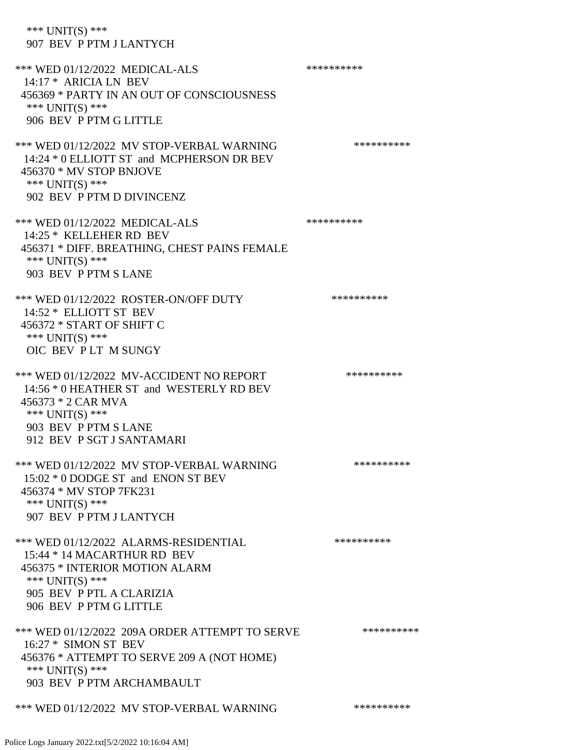\*\*\* UNIT(S) \*\*\*
907 BEV P PTM J LANTYCH

\*\*\* WED 01/12/2022 MEDICAL-ALS \*\*\*\*\*\*\*\*\*\*
14:17 \* ARICIA LN BEV
456369 \* PARTY IN AN OUT OF CONSCIOUSNESS
\*\*\* UNIT(S) \*\*\*
906 BEV P PTM G LITTLE

\*\*\* WED 01/12/2022 MV STOP-VERBAL WARNING \*\*\*\*\*\*\*\*\*\*
14:24 \* 0 ELLIOTT ST and MCPHERSON DR BEV
456370 \* MV STOP BNJOVE
\*\*\* UNIT(S) \*\*\*
902 BEV P PTM D DIVINCENZ

\*\*\* WED 01/12/2022 MEDICAL-ALS \*\*\*\*\*\*\*\*\*\*
14:25 \* KELLEHER RD BEV
456371 \* DIFF. BREATHING, CHEST PAINS FEMALE
\*\*\* UNIT(S) \*\*\*
903 BEV P PTM S LANE

\*\*\* WED 01/12/2022 ROSTER-ON/OFF DUTY \*\*\*\*\*\*\*\*\*\*
14:52 \* ELLIOTT ST BEV
456372 \* START OF SHIFT C
\*\*\* UNIT(S) \*\*\*
OIC BEV P LT M SUNGY

\*\*\* WED 01/12/2022 MV-ACCIDENT NO REPORT \*\*\*\*\*\*\*\*\*\*
14:56 \* 0 HEATHER ST and WESTERLY RD BEV
456373 \* 2 CAR MVA
\*\*\* UNIT(S) \*\*\*
903 BEV P PTM S LANE
912 BEV P SGT J SANTAMARI

\*\*\* WED 01/12/2022 MV STOP-VERBAL WARNING \*\*\*\*\*\*\*\*\*\*
15:02 \* 0 DODGE ST and ENON ST BEV
456374 \* MV STOP 7FK231
\*\*\* UNIT(S) \*\*\*
907 BEV P PTM J LANTYCH

\*\*\* WED 01/12/2022 ALARMS-RESIDENTIAL \*\*\*\*\*\*\*\*\*\*
15:44 \* 14 MACARTHUR RD BEV
456375 \* INTERIOR MOTION ALARM
\*\*\* UNIT(S) \*\*\*
905 BEV P PTL A CLARIZIA
906 BEV P PTM G LITTLE

\*\*\* WED 01/12/2022 209A ORDER ATTEMPT TO SERVE \*\*\*\*\*\*\*\*\*\*
16:27 \* SIMON ST BEV
456376 \* ATTEMPT TO SERVE 209 A (NOT HOME)
\*\*\* UNIT(S) \*\*\*
903 BEV P PTM ARCHAMBAULT

\*\*\* WED 01/12/2022 MV STOP-VERBAL WARNING \*\*\*\*\*\*\*\*\*\*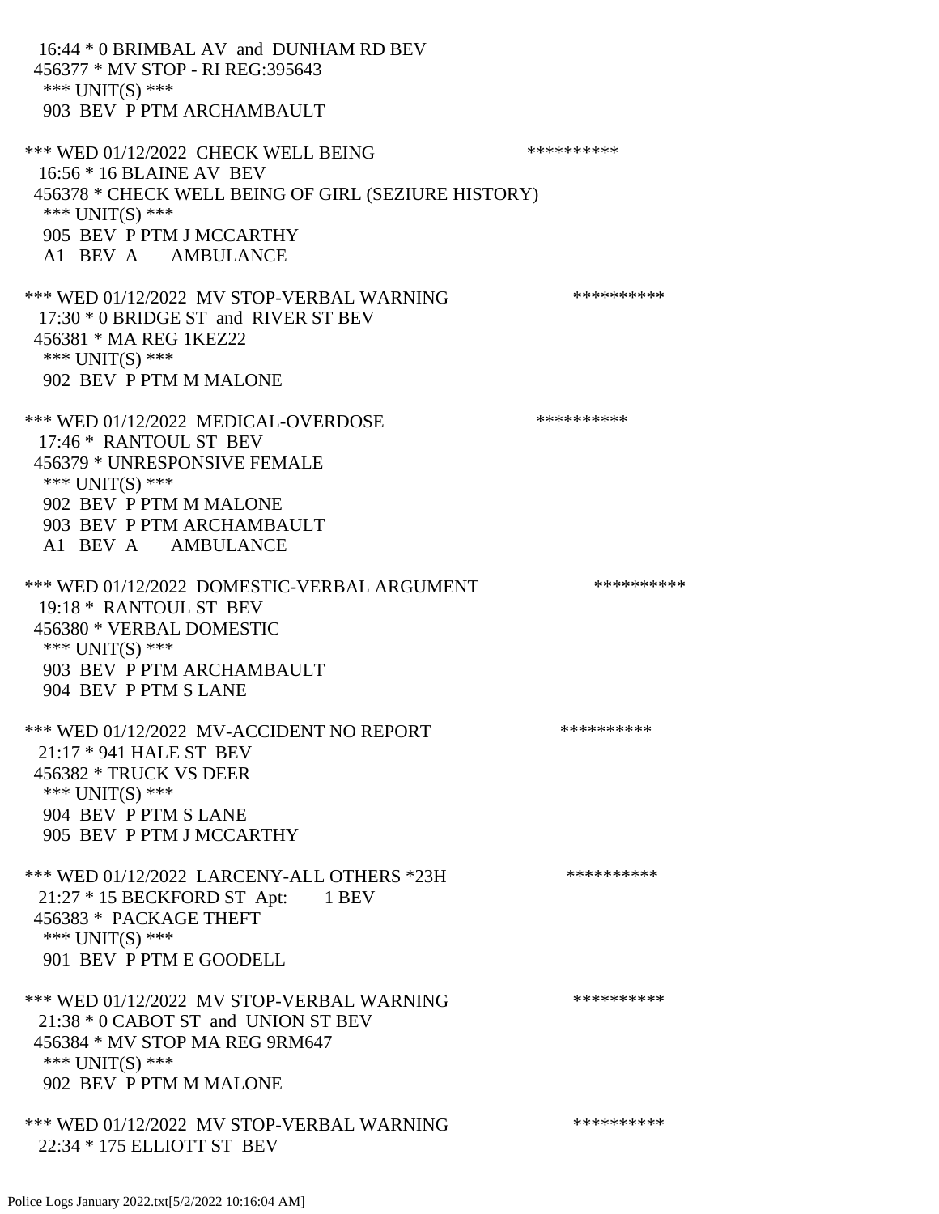16:44 * 0 BRIMBAL AV and DUNHAM RD BEV
456377 * MV STOP - RI REG:395643
*** UNIT(S) ***
903 BEV P PTM ARCHAMBAULT

*** WED 01/12/2022 CHECK WELL BEING **********
16:56 * 16 BLAINE AV BEV
456378 * CHECK WELL BEING OF GIRL (SEZIURE HISTORY)
*** UNIT(S) ***
905 BEV P PTM J MCCARTHY
A1 BEV A AMBULANCE

*** WED 01/12/2022 MV STOP-VERBAL WARNING **********
17:30 * 0 BRIDGE ST and RIVER ST BEV
456381 * MA REG 1KEZ22
*** UNIT(S) ***
902 BEV P PTM M MALONE

*** WED 01/12/2022 MEDICAL-OVERDOSE **********
17:46 * RANTOUL ST BEV
456379 * UNRESPONSIVE FEMALE
*** UNIT(S) ***
902 BEV P PTM M MALONE
903 BEV P PTM ARCHAMBAULT
A1 BEV A AMBULANCE

*** WED 01/12/2022 DOMESTIC-VERBAL ARGUMENT **********
19:18 * RANTOUL ST BEV
456380 * VERBAL DOMESTIC
*** UNIT(S) ***
903 BEV P PTM ARCHAMBAULT
904 BEV P PTM S LANE

*** WED 01/12/2022 MV-ACCIDENT NO REPORT **********
21:17 * 941 HALE ST BEV
456382 * TRUCK VS DEER
*** UNIT(S) ***
904 BEV P PTM S LANE
905 BEV P PTM J MCCARTHY

*** WED 01/12/2022 LARCENY-ALL OTHERS *23H **********
21:27 * 15 BECKFORD ST Apt: 1 BEV
456383 * PACKAGE THEFT
*** UNIT(S) ***
901 BEV P PTM E GOODELL

*** WED 01/12/2022 MV STOP-VERBAL WARNING **********
21:38 * 0 CABOT ST and UNION ST BEV
456384 * MV STOP MA REG 9RM647
*** UNIT(S) ***
902 BEV P PTM M MALONE

*** WED 01/12/2022 MV STOP-VERBAL WARNING **********
22:34 * 175 ELLIOTT ST BEV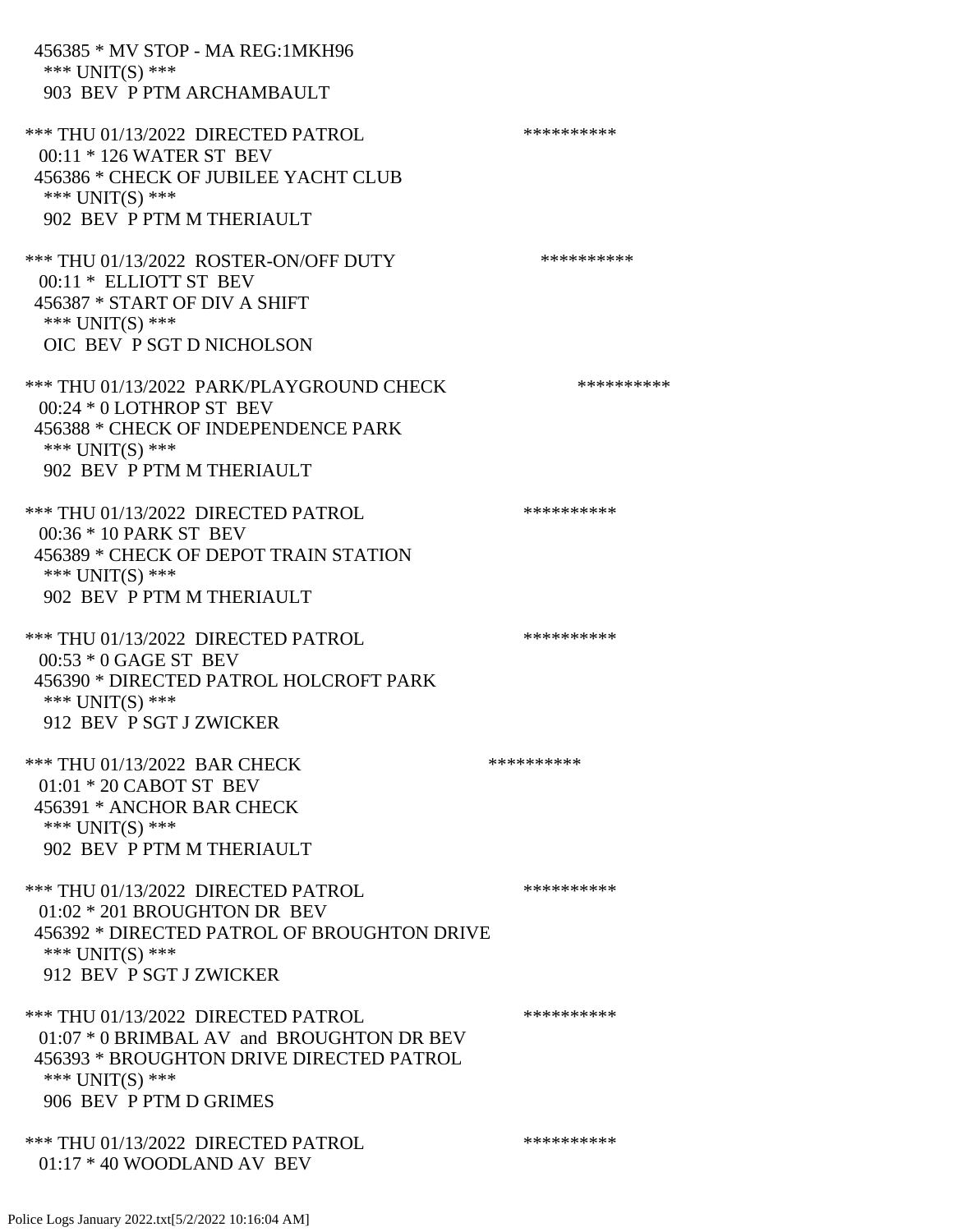456385 * MV STOP - MA REG:1MKH96
 *** UNIT(S) ***
 903 BEV P PTM ARCHAMBAULT

*** THU 01/13/2022 DIRECTED PATROL **********
 00:11 * 126 WATER ST BEV
 456386 * CHECK OF JUBILEE YACHT CLUB
 *** UNIT(S) ***
 902 BEV P PTM M THERIAULT

*** THU 01/13/2022 ROSTER-ON/OFF DUTY **********
 00:11 * ELLIOTT ST BEV
 456387 * START OF DIV A SHIFT
 *** UNIT(S) ***
 OIC BEV P SGT D NICHOLSON

*** THU 01/13/2022 PARK/PLAYGROUND CHECK **********
 00:24 * 0 LOTHROP ST BEV
 456388 * CHECK OF INDEPENDENCE PARK
 *** UNIT(S) ***
 902 BEV P PTM M THERIAULT

*** THU 01/13/2022 DIRECTED PATROL **********
 00:36 * 10 PARK ST BEV
 456389 * CHECK OF DEPOT TRAIN STATION
 *** UNIT(S) ***
 902 BEV P PTM M THERIAULT

*** THU 01/13/2022 DIRECTED PATROL **********
 00:53 * 0 GAGE ST BEV
 456390 * DIRECTED PATROL HOLCROFT PARK
 *** UNIT(S) ***
 912 BEV P SGT J ZWICKER

*** THU 01/13/2022 BAR CHECK **********
 01:01 * 20 CABOT ST BEV
 456391 * ANCHOR BAR CHECK
 *** UNIT(S) ***
 902 BEV P PTM M THERIAULT

*** THU 01/13/2022 DIRECTED PATROL **********
 01:02 * 201 BROUGHTON DR BEV
 456392 * DIRECTED PATROL OF BROUGHTON DRIVE
 *** UNIT(S) ***
 912 BEV P SGT J ZWICKER

*** THU 01/13/2022 DIRECTED PATROL **********
 01:07 * 0 BRIMBAL AV and BROUGHTON DR BEV
 456393 * BROUGHTON DRIVE DIRECTED PATROL
 *** UNIT(S) ***
 906 BEV P PTM D GRIMES

*** THU 01/13/2022 DIRECTED PATROL **********
 01:17 * 40 WOODLAND AV BEV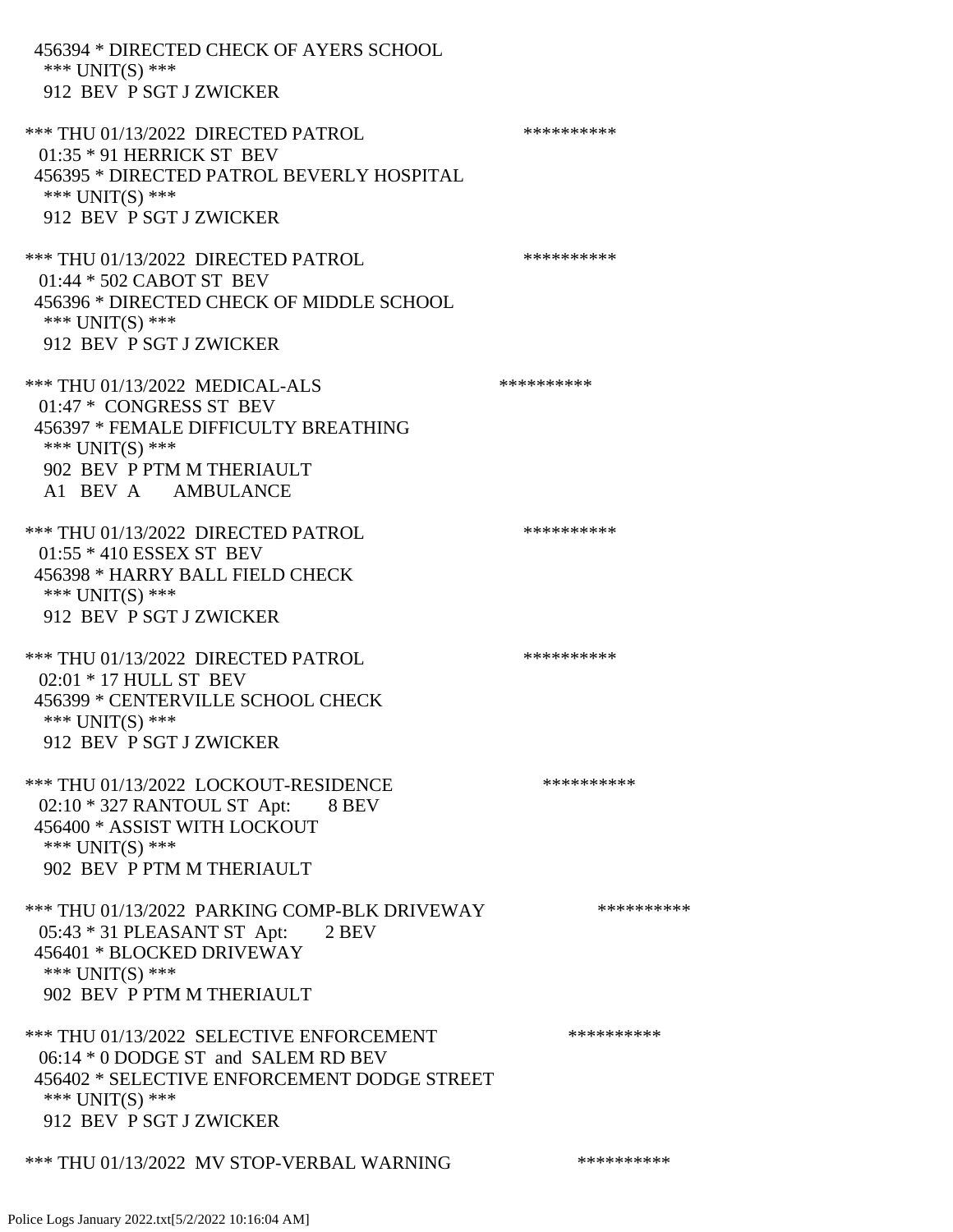456394 * DIRECTED CHECK OF AYERS SCHOOL
*** UNIT(S) ***
912 BEV P SGT J ZWICKER

*** THU 01/13/2022 DIRECTED PATROL **********
01:35 * 91 HERRICK ST BEV
456395 * DIRECTED PATROL BEVERLY HOSPITAL
*** UNIT(S) ***
912 BEV P SGT J ZWICKER

*** THU 01/13/2022 DIRECTED PATROL **********
01:44 * 502 CABOT ST BEV
456396 * DIRECTED CHECK OF MIDDLE SCHOOL
*** UNIT(S) ***
912 BEV P SGT J ZWICKER

*** THU 01/13/2022 MEDICAL-ALS **********
01:47 * CONGRESS ST BEV
456397 * FEMALE DIFFICULTY BREATHING
*** UNIT(S) ***
902 BEV P PTM M THERIAULT
A1 BEV A AMBULANCE

*** THU 01/13/2022 DIRECTED PATROL **********
01:55 * 410 ESSEX ST BEV
456398 * HARRY BALL FIELD CHECK
*** UNIT(S) ***
912 BEV P SGT J ZWICKER

*** THU 01/13/2022 DIRECTED PATROL **********
02:01 * 17 HULL ST BEV
456399 * CENTERVILLE SCHOOL CHECK
*** UNIT(S) ***
912 BEV P SGT J ZWICKER

*** THU 01/13/2022 LOCKOUT-RESIDENCE **********
02:10 * 327 RANTOUL ST Apt: 8 BEV
456400 * ASSIST WITH LOCKOUT
*** UNIT(S) ***
902 BEV P PTM M THERIAULT

*** THU 01/13/2022 PARKING COMP-BLK DRIVEWAY **********
05:43 * 31 PLEASANT ST Apt: 2 BEV
456401 * BLOCKED DRIVEWAY
*** UNIT(S) ***
902 BEV P PTM M THERIAULT

*** THU 01/13/2022 SELECTIVE ENFORCEMENT **********
06:14 * 0 DODGE ST and SALEM RD BEV
456402 * SELECTIVE ENFORCEMENT DODGE STREET
*** UNIT(S) ***
912 BEV P SGT J ZWICKER

*** THU 01/13/2022 MV STOP-VERBAL WARNING **********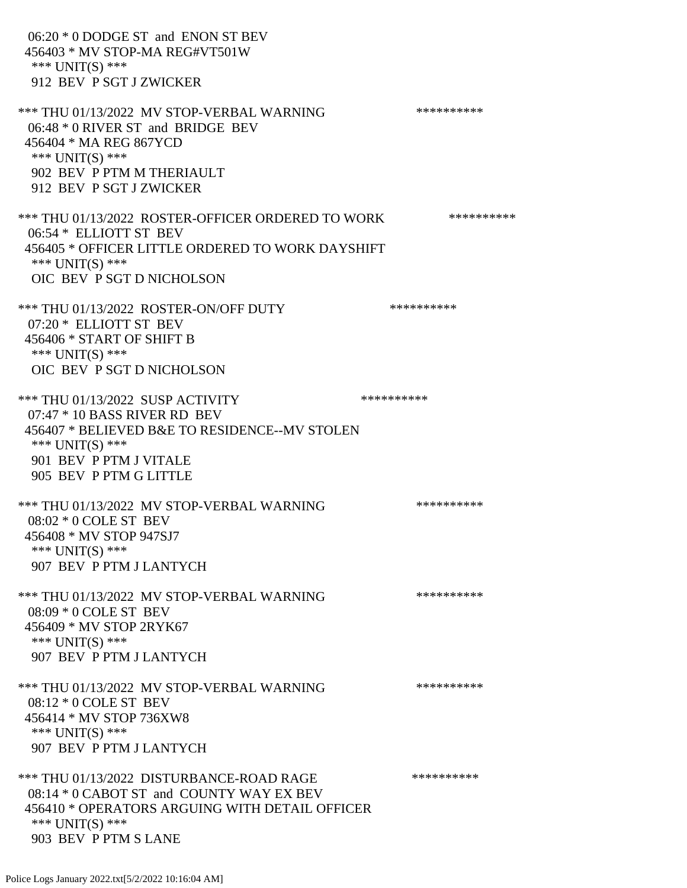06:20 * 0 DODGE ST and ENON ST BEV
456403 * MV STOP-MA REG#VT501W
*** UNIT(S) ***
912 BEV P SGT J ZWICKER

*** THU 01/13/2022 MV STOP-VERBAL WARNING **********
06:48 * 0 RIVER ST and BRIDGE BEV
456404 * MA REG 867YCD
*** UNIT(S) ***
902 BEV P PTM M THERIAULT
912 BEV P SGT J ZWICKER

*** THU 01/13/2022 ROSTER-OFFICER ORDERED TO WORK **********
06:54 * ELLIOTT ST BEV
456405 * OFFICER LITTLE ORDERED TO WORK DAYSHIFT
*** UNIT(S) ***
OIC BEV P SGT D NICHOLSON

*** THU 01/13/2022 ROSTER-ON/OFF DUTY **********
07:20 * ELLIOTT ST BEV
456406 * START OF SHIFT B
*** UNIT(S) ***
OIC BEV P SGT D NICHOLSON

*** THU 01/13/2022 SUSP ACTIVITY **********
07:47 * 10 BASS RIVER RD BEV
456407 * BELIEVED B&E TO RESIDENCE--MV STOLEN
*** UNIT(S) ***
901 BEV P PTM J VITALE
905 BEV P PTM G LITTLE

*** THU 01/13/2022 MV STOP-VERBAL WARNING **********
08:02 * 0 COLE ST BEV
456408 * MV STOP 947SJ7
*** UNIT(S) ***
907 BEV P PTM J LANTYCH

*** THU 01/13/2022 MV STOP-VERBAL WARNING **********
08:09 * 0 COLE ST BEV
456409 * MV STOP 2RYK67
*** UNIT(S) ***
907 BEV P PTM J LANTYCH

*** THU 01/13/2022 MV STOP-VERBAL WARNING **********
08:12 * 0 COLE ST BEV
456414 * MV STOP 736XW8
*** UNIT(S) ***
907 BEV P PTM J LANTYCH

*** THU 01/13/2022 DISTURBANCE-ROAD RAGE **********
08:14 * 0 CABOT ST and COUNTY WAY EX BEV
456410 * OPERATORS ARGUING WITH DETAIL OFFICER
*** UNIT(S) ***
903 BEV P PTM S LANE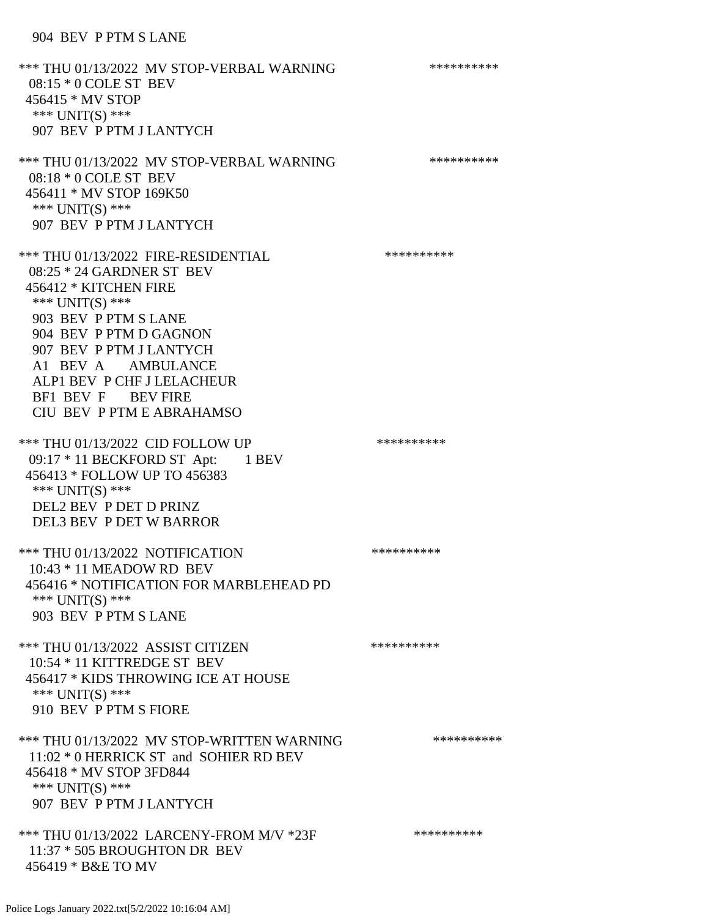904 BEV P PTM S LANE

*** THU 01/13/2022 MV STOP-VERBAL WARNING **********
08:15 * 0 COLE ST BEV
456415 * MV STOP
*** UNIT(S) ***
907 BEV P PTM J LANTYCH

*** THU 01/13/2022 MV STOP-VERBAL WARNING **********
08:18 * 0 COLE ST BEV
456411 * MV STOP 169K50
*** UNIT(S) ***
907 BEV P PTM J LANTYCH

*** THU 01/13/2022 FIRE-RESIDENTIAL **********
08:25 * 24 GARDNER ST BEV
456412 * KITCHEN FIRE
*** UNIT(S) ***
903 BEV P PTM S LANE
904 BEV P PTM D GAGNON
907 BEV P PTM J LANTYCH
A1 BEV A AMBULANCE
ALP1 BEV P CHF J LELACHEUR
BF1 BEV F BEV FIRE
CIU BEV P PTM E ABRAHAMSO

*** THU 01/13/2022 CID FOLLOW UP **********
09:17 * 11 BECKFORD ST Apt: 1 BEV
456413 * FOLLOW UP TO 456383
*** UNIT(S) ***
DEL2 BEV P DET D PRINZ
DEL3 BEV P DET W BARROR

*** THU 01/13/2022 NOTIFICATION **********
10:43 * 11 MEADOW RD BEV
456416 * NOTIFICATION FOR MARBLEHEAD PD
*** UNIT(S) ***
903 BEV P PTM S LANE

*** THU 01/13/2022 ASSIST CITIZEN **********
10:54 * 11 KITTREDGE ST BEV
456417 * KIDS THROWING ICE AT HOUSE
*** UNIT(S) ***
910 BEV P PTM S FIORE

*** THU 01/13/2022 MV STOP-WRITTEN WARNING **********
11:02 * 0 HERRICK ST and SOHIER RD BEV
456418 * MV STOP 3FD844
*** UNIT(S) ***
907 BEV P PTM J LANTYCH

*** THU 01/13/2022 LARCENY-FROM M/V *23F **********
11:37 * 505 BROUGHTON DR BEV
456419 * B&E TO MV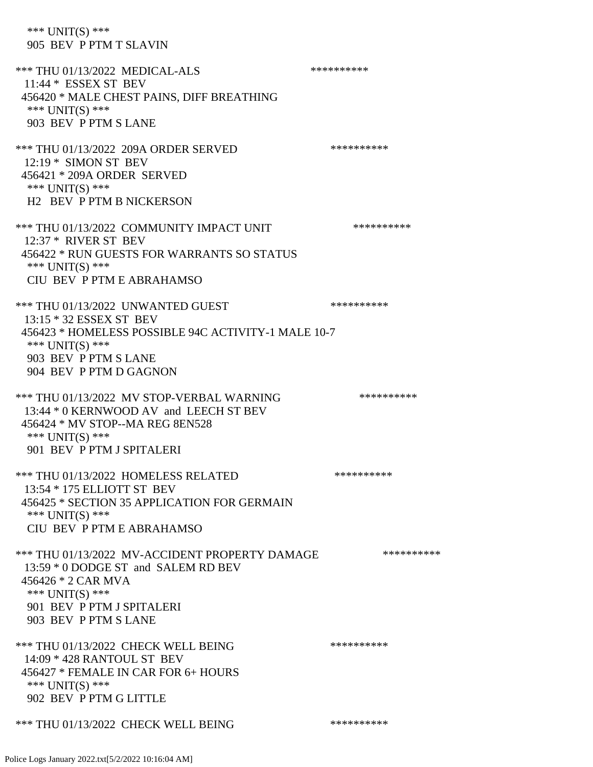*** UNIT(S) ***
905 BEV P PTM T SLAVIN

*** THU 01/13/2022 MEDICAL-ALS **********
11:44 * ESSEX ST BEV
456420 * MALE CHEST PAINS, DIFF BREATHING
*** UNIT(S) ***
903 BEV P PTM S LANE

*** THU 01/13/2022 209A ORDER SERVED **********
12:19 * SIMON ST BEV
456421 * 209A ORDER SERVED
*** UNIT(S) ***
H2 BEV P PTM B NICKERSON

*** THU 01/13/2022 COMMUNITY IMPACT UNIT **********
12:37 * RIVER ST BEV
456422 * RUN GUESTS FOR WARRANTS SO STATUS
*** UNIT(S) ***
CIU BEV P PTM E ABRAHAMSO

*** THU 01/13/2022 UNWANTED GUEST **********
13:15 * 32 ESSEX ST BEV
456423 * HOMELESS POSSIBLE 94C ACTIVITY-1 MALE 10-7
*** UNIT(S) ***
903 BEV P PTM S LANE
904 BEV P PTM D GAGNON

*** THU 01/13/2022 MV STOP-VERBAL WARNING **********
13:44 * 0 KERNWOOD AV and LEECH ST BEV
456424 * MV STOP--MA REG 8EN528
*** UNIT(S) ***
901 BEV P PTM J SPITALERI

*** THU 01/13/2022 HOMELESS RELATED **********
13:54 * 175 ELLIOTT ST BEV
456425 * SECTION 35 APPLICATION FOR GERMAIN
*** UNIT(S) ***
CIU BEV P PTM E ABRAHAMSO

*** THU 01/13/2022 MV-ACCIDENT PROPERTY DAMAGE **********
13:59 * 0 DODGE ST and SALEM RD BEV
456426 * 2 CAR MVA
*** UNIT(S) ***
901 BEV P PTM J SPITALERI
903 BEV P PTM S LANE

*** THU 01/13/2022 CHECK WELL BEING **********
14:09 * 428 RANTOUL ST BEV
456427 * FEMALE IN CAR FOR 6+ HOURS
*** UNIT(S) ***
902 BEV P PTM G LITTLE

*** THU 01/13/2022 CHECK WELL BEING **********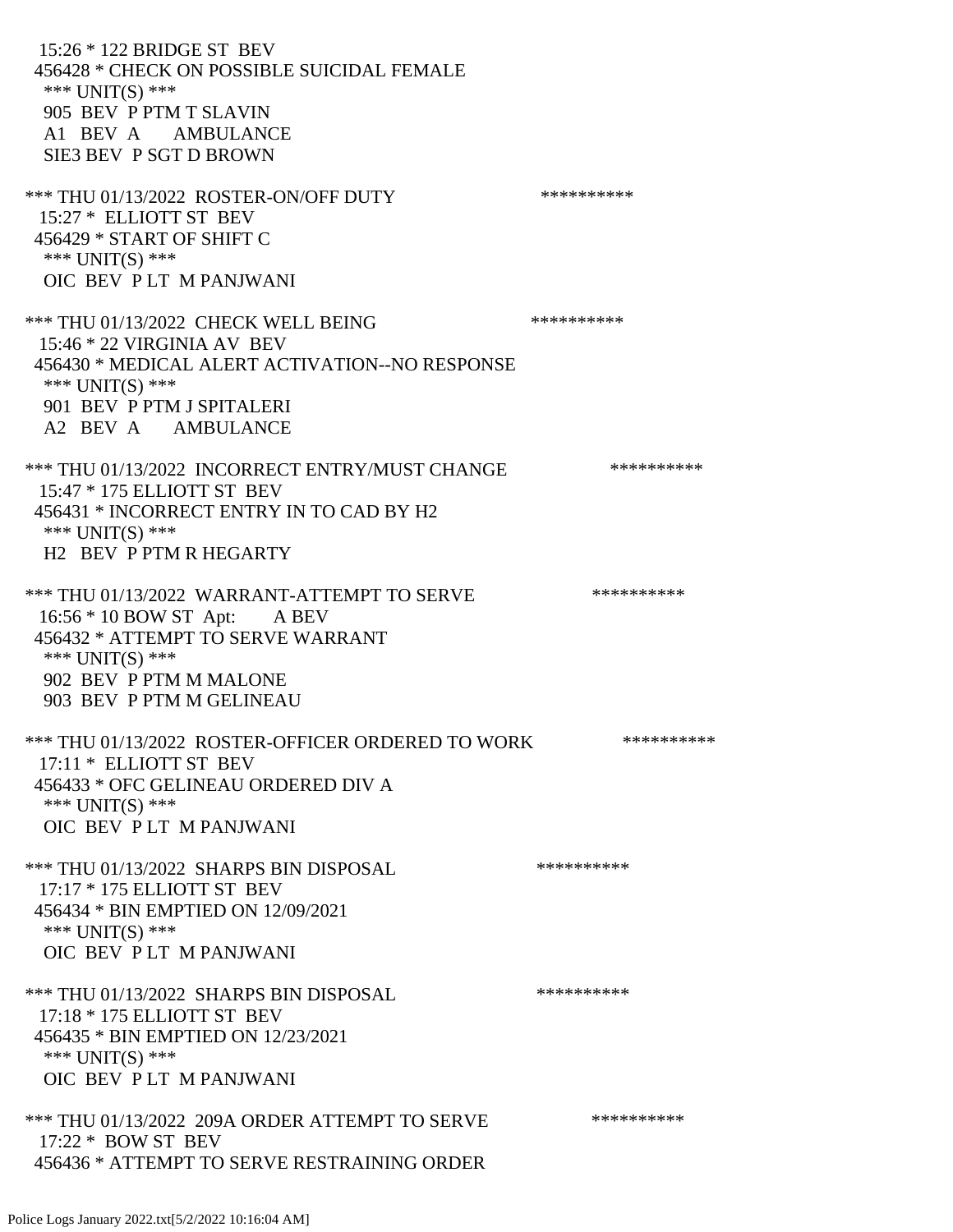15:26 * 122 BRIDGE ST BEV
456428 * CHECK ON POSSIBLE SUICIDAL FEMALE
*** UNIT(S) ***
905 BEV P PTM T SLAVIN
A1 BEV A AMBULANCE
SIE3 BEV P SGT D BROWN

*** THU 01/13/2022 ROSTER-ON/OFF DUTY **********
15:27 * ELLIOTT ST BEV
456429 * START OF SHIFT C
*** UNIT(S) ***
OIC BEV P LT M PANJWANI

*** THU 01/13/2022 CHECK WELL BEING **********
15:46 * 22 VIRGINIA AV BEV
456430 * MEDICAL ALERT ACTIVATION--NO RESPONSE
*** UNIT(S) ***
901 BEV P PTM J SPITALERI
A2 BEV A AMBULANCE

*** THU 01/13/2022 INCORRECT ENTRY/MUST CHANGE **********
15:47 * 175 ELLIOTT ST BEV
456431 * INCORRECT ENTRY IN TO CAD BY H2
*** UNIT(S) ***
H2 BEV P PTM R HEGARTY

*** THU 01/13/2022 WARRANT-ATTEMPT TO SERVE **********
16:56 * 10 BOW ST Apt: A BEV
456432 * ATTEMPT TO SERVE WARRANT
*** UNIT(S) ***
902 BEV P PTM M MALONE
903 BEV P PTM M GELINEAU

*** THU 01/13/2022 ROSTER-OFFICER ORDERED TO WORK **********
17:11 * ELLIOTT ST BEV
456433 * OFC GELINEAU ORDERED DIV A
*** UNIT(S) ***
OIC BEV P LT M PANJWANI

*** THU 01/13/2022 SHARPS BIN DISPOSAL **********
17:17 * 175 ELLIOTT ST BEV
456434 * BIN EMPTIED ON 12/09/2021
*** UNIT(S) ***
OIC BEV P LT M PANJWANI

*** THU 01/13/2022 SHARPS BIN DISPOSAL **********
17:18 * 175 ELLIOTT ST BEV
456435 * BIN EMPTIED ON 12/23/2021
*** UNIT(S) ***
OIC BEV P LT M PANJWANI

*** THU 01/13/2022 209A ORDER ATTEMPT TO SERVE **********
17:22 * BOW ST BEV
456436 * ATTEMPT TO SERVE RESTRAINING ORDER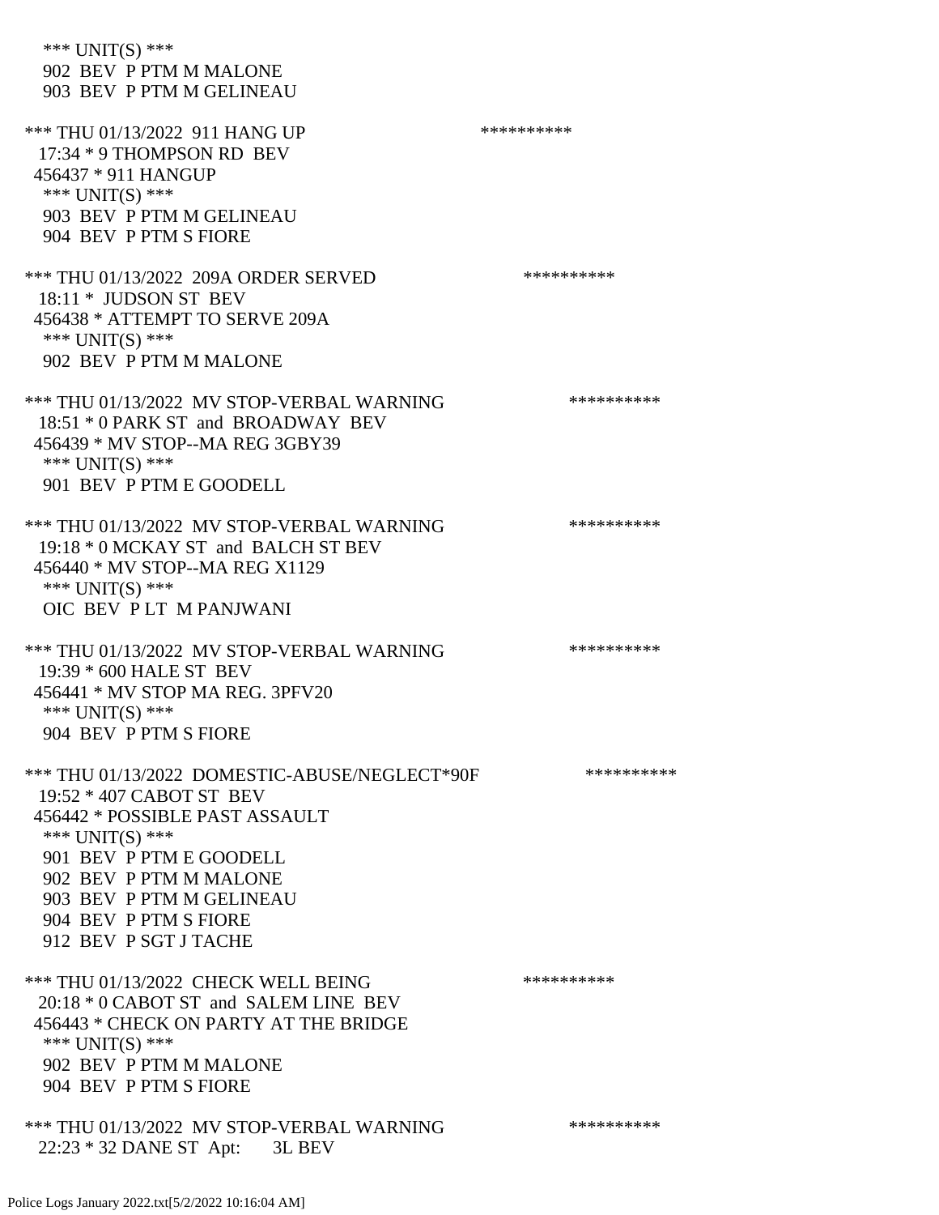*** UNIT(S) ***
 902 BEV P PTM M MALONE
 903 BEV P PTM M GELINEAU

*** THU 01/13/2022 911 HANG UP **********
 17:34 * 9 THOMPSON RD BEV
 456437 * 911 HANGUP
 *** UNIT(S) ***
 903 BEV P PTM M GELINEAU
 904 BEV P PTM S FIORE

*** THU 01/13/2022 209A ORDER SERVED **********
 18:11 * JUDSON ST BEV
 456438 * ATTEMPT TO SERVE 209A
 *** UNIT(S) ***
 902 BEV P PTM M MALONE

*** THU 01/13/2022 MV STOP-VERBAL WARNING **********
 18:51 * 0 PARK ST and BROADWAY BEV
 456439 * MV STOP--MA REG 3GBY39
 *** UNIT(S) ***
 901 BEV P PTM E GOODELL

*** THU 01/13/2022 MV STOP-VERBAL WARNING **********
 19:18 * 0 MCKAY ST and BALCH ST BEV
 456440 * MV STOP--MA REG X1129
 *** UNIT(S) ***
 OIC BEV P LT M PANJWANI

*** THU 01/13/2022 MV STOP-VERBAL WARNING **********
 19:39 * 600 HALE ST BEV
 456441 * MV STOP MA REG. 3PFV20
 *** UNIT(S) ***
 904 BEV P PTM S FIORE

*** THU 01/13/2022 DOMESTIC-ABUSE/NEGLECT*90F **********
 19:52 * 407 CABOT ST BEV
 456442 * POSSIBLE PAST ASSAULT
 *** UNIT(S) ***
 901 BEV P PTM E GOODELL
 902 BEV P PTM M MALONE
 903 BEV P PTM M GELINEAU
 904 BEV P PTM S FIORE
 912 BEV P SGT J TACHE

*** THU 01/13/2022 CHECK WELL BEING **********
 20:18 * 0 CABOT ST and SALEM LINE BEV
 456443 * CHECK ON PARTY AT THE BRIDGE
 *** UNIT(S) ***
 902 BEV P PTM M MALONE
 904 BEV P PTM S FIORE

*** THU 01/13/2022 MV STOP-VERBAL WARNING **********
 22:23 * 32 DANE ST Apt: 3L BEV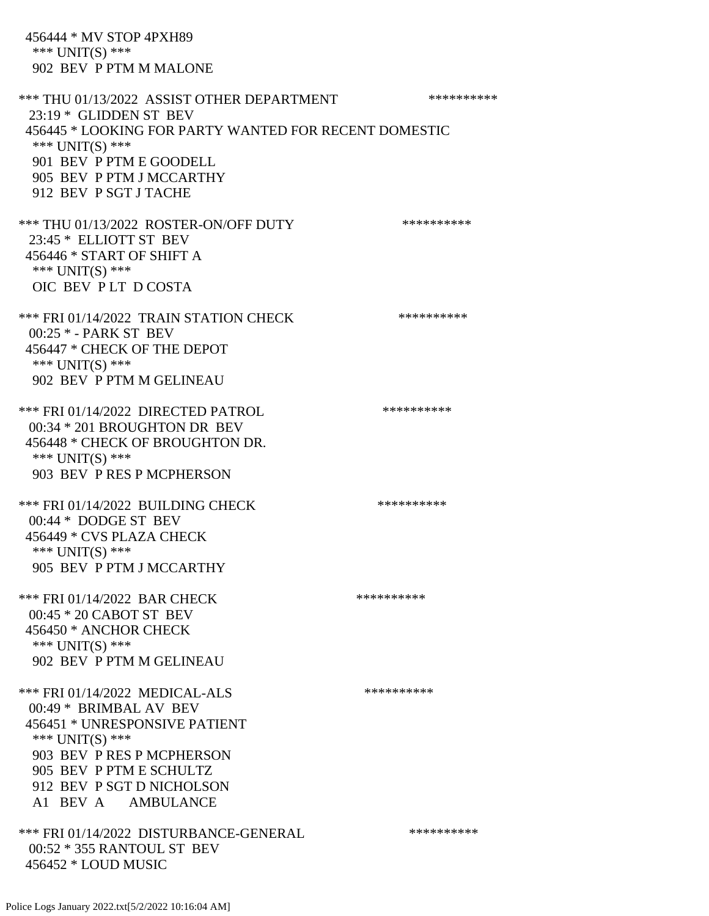456444 * MV STOP 4PXH89
*** UNIT(S) ***
902 BEV P PTM M MALONE

*** THU 01/13/2022 ASSIST OTHER DEPARTMENT **********
23:19 * GLIDDEN ST BEV
456445 * LOOKING FOR PARTY WANTED FOR RECENT DOMESTIC
*** UNIT(S) ***
901 BEV P PTM E GOODELL
905 BEV P PTM J MCCARTHY
912 BEV P SGT J TACHE

*** THU 01/13/2022 ROSTER-ON/OFF DUTY **********
23:45 * ELLIOTT ST BEV
456446 * START OF SHIFT A
*** UNIT(S) ***
OIC BEV P LT D COSTA

*** FRI 01/14/2022 TRAIN STATION CHECK **********
00:25 * - PARK ST BEV
456447 * CHECK OF THE DEPOT
*** UNIT(S) ***
902 BEV P PTM M GELINEAU

*** FRI 01/14/2022 DIRECTED PATROL **********
00:34 * 201 BROUGHTON DR BEV
456448 * CHECK OF BROUGHTON DR.
*** UNIT(S) ***
903 BEV P RES P MCPHERSON

*** FRI 01/14/2022 BUILDING CHECK **********
00:44 * DODGE ST BEV
456449 * CVS PLAZA CHECK
*** UNIT(S) ***
905 BEV P PTM J MCCARTHY

*** FRI 01/14/2022 BAR CHECK **********
00:45 * 20 CABOT ST BEV
456450 * ANCHOR CHECK
*** UNIT(S) ***
902 BEV P PTM M GELINEAU

*** FRI 01/14/2022 MEDICAL-ALS **********
00:49 * BRIMBAL AV BEV
456451 * UNRESPONSIVE PATIENT
*** UNIT(S) ***
903 BEV P RES P MCPHERSON
905 BEV P PTM E SCHULTZ
912 BEV P SGT D NICHOLSON
A1 BEV A AMBULANCE

*** FRI 01/14/2022 DISTURBANCE-GENERAL **********
00:52 * 355 RANTOUL ST BEV
456452 * LOUD MUSIC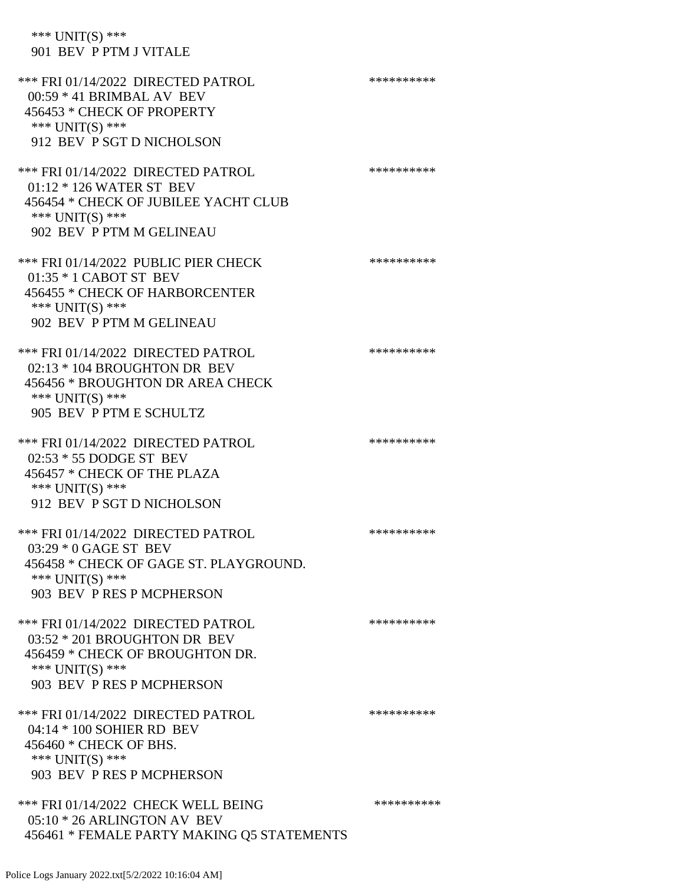*** UNIT(S) ***
 901 BEV P PTM J VITALE

*** FRI 01/14/2022 DIRECTED PATROL **********
 00:59 * 41 BRIMBAL AV BEV
 456453 * CHECK OF PROPERTY
 *** UNIT(S) ***
 912 BEV P SGT D NICHOLSON

*** FRI 01/14/2022 DIRECTED PATROL **********
 01:12 * 126 WATER ST BEV
 456454 * CHECK OF JUBILEE YACHT CLUB
 *** UNIT(S) ***
 902 BEV P PTM M GELINEAU

*** FRI 01/14/2022 PUBLIC PIER CHECK **********
 01:35 * 1 CABOT ST BEV
 456455 * CHECK OF HARBORCENTER
 *** UNIT(S) ***
 902 BEV P PTM M GELINEAU

*** FRI 01/14/2022 DIRECTED PATROL **********
 02:13 * 104 BROUGHTON DR BEV
 456456 * BROUGHTON DR AREA CHECK
 *** UNIT(S) ***
 905 BEV P PTM E SCHULTZ

*** FRI 01/14/2022 DIRECTED PATROL **********
 02:53 * 55 DODGE ST BEV
 456457 * CHECK OF THE PLAZA
 *** UNIT(S) ***
 912 BEV P SGT D NICHOLSON

*** FRI 01/14/2022 DIRECTED PATROL **********
 03:29 * 0 GAGE ST BEV
 456458 * CHECK OF GAGE ST. PLAYGROUND.
 *** UNIT(S) ***
 903 BEV P RES P MCPHERSON

*** FRI 01/14/2022 DIRECTED PATROL **********
 03:52 * 201 BROUGHTON DR BEV
 456459 * CHECK OF BROUGHTON DR.
 *** UNIT(S) ***
 903 BEV P RES P MCPHERSON

*** FRI 01/14/2022 DIRECTED PATROL **********
 04:14 * 100 SOHIER RD BEV
 456460 * CHECK OF BHS.
 *** UNIT(S) ***
 903 BEV P RES P MCPHERSON

*** FRI 01/14/2022 CHECK WELL BEING **********
 05:10 * 26 ARLINGTON AV BEV
 456461 * FEMALE PARTY MAKING Q5 STATEMENTS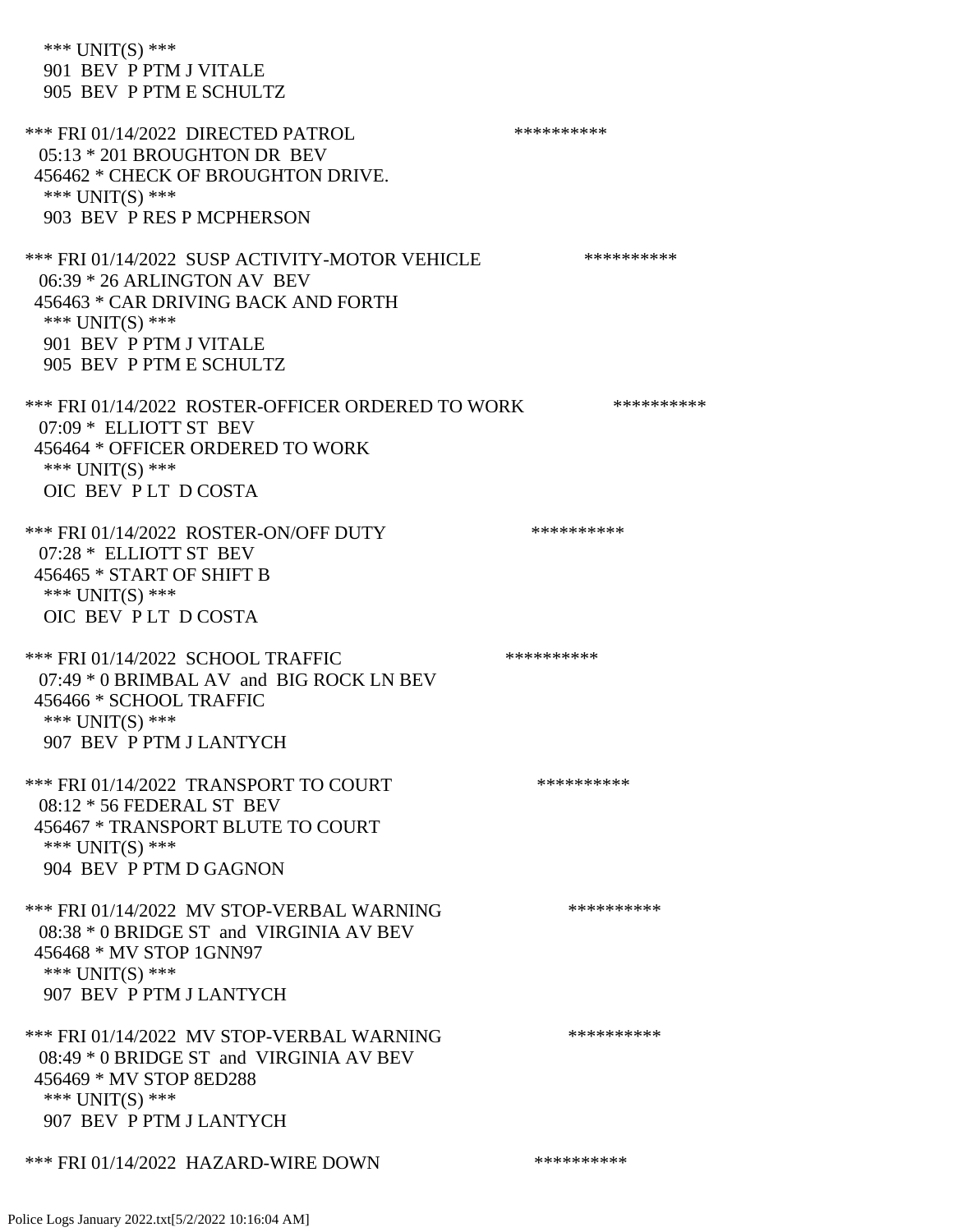*** UNIT(S) ***
901 BEV P PTM J VITALE
905 BEV P PTM E SCHULTZ

*** FRI 01/14/2022 DIRECTED PATROL **********
05:13 * 201 BROUGHTON DR BEV
456462 * CHECK OF BROUGHTON DRIVE.
*** UNIT(S) ***
903 BEV P RES P MCPHERSON

*** FRI 01/14/2022 SUSP ACTIVITY-MOTOR VEHICLE **********
06:39 * 26 ARLINGTON AV BEV
456463 * CAR DRIVING BACK AND FORTH
*** UNIT(S) ***
901 BEV P PTM J VITALE
905 BEV P PTM E SCHULTZ

*** FRI 01/14/2022 ROSTER-OFFICER ORDERED TO WORK **********
07:09 * ELLIOTT ST BEV
456464 * OFFICER ORDERED TO WORK
*** UNIT(S) ***
OIC BEV P LT D COSTA

*** FRI 01/14/2022 ROSTER-ON/OFF DUTY **********
07:28 * ELLIOTT ST BEV
456465 * START OF SHIFT B
*** UNIT(S) ***
OIC BEV P LT D COSTA

*** FRI 01/14/2022 SCHOOL TRAFFIC **********
07:49 * 0 BRIMBAL AV and BIG ROCK LN BEV
456466 * SCHOOL TRAFFIC
*** UNIT(S) ***
907 BEV P PTM J LANTYCH

*** FRI 01/14/2022 TRANSPORT TO COURT **********
08:12 * 56 FEDERAL ST BEV
456467 * TRANSPORT BLUTE TO COURT
*** UNIT(S) ***
904 BEV P PTM D GAGNON

*** FRI 01/14/2022 MV STOP-VERBAL WARNING **********
08:38 * 0 BRIDGE ST and VIRGINIA AV BEV
456468 * MV STOP 1GNN97
*** UNIT(S) ***
907 BEV P PTM J LANTYCH

*** FRI 01/14/2022 MV STOP-VERBAL WARNING **********
08:49 * 0 BRIDGE ST and VIRGINIA AV BEV
456469 * MV STOP 8ED288
*** UNIT(S) ***
907 BEV P PTM J LANTYCH

*** FRI 01/14/2022 HAZARD-WIRE DOWN **********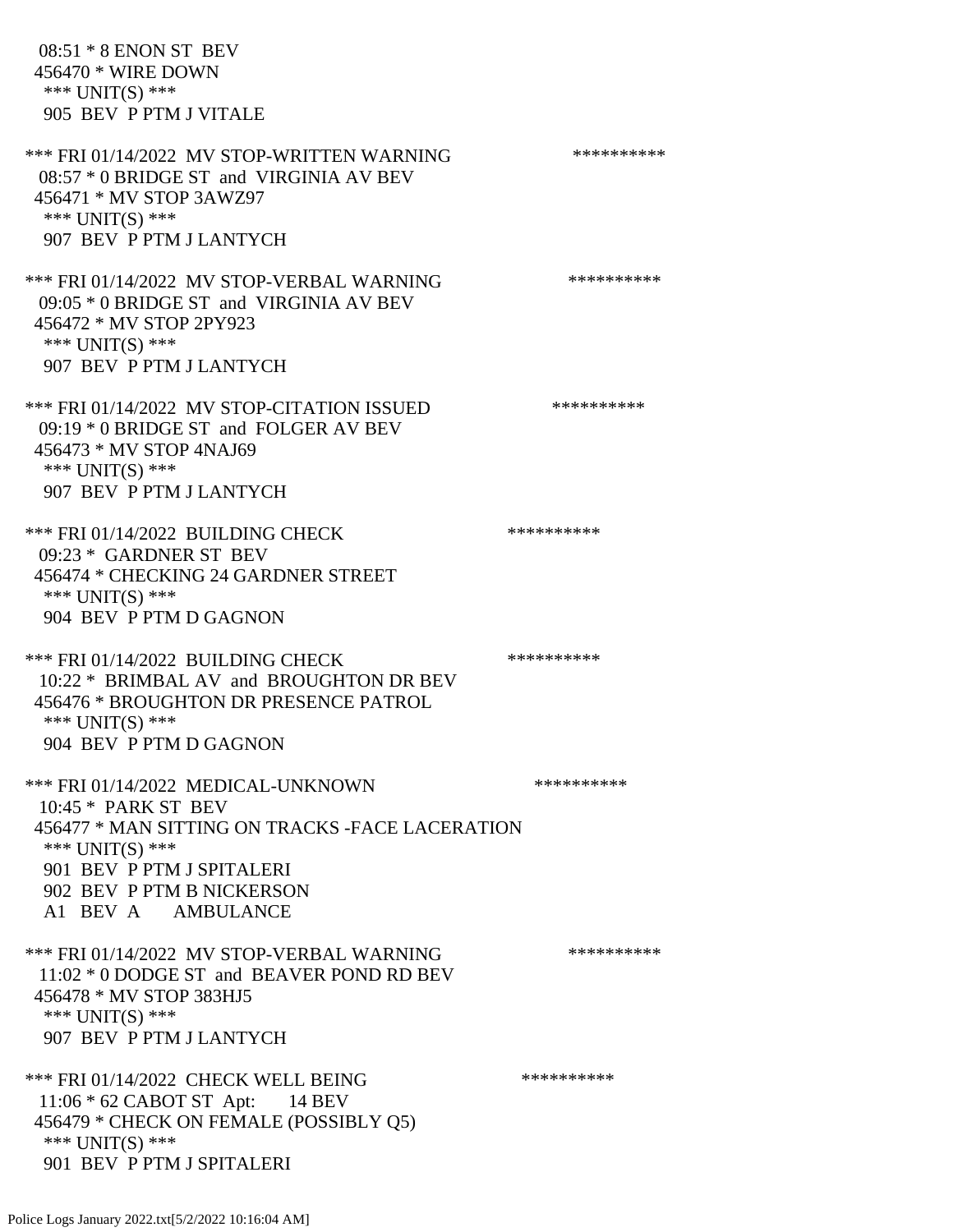08:51 * 8 ENON ST BEV
456470 * WIRE DOWN
*** UNIT(S) ***
905 BEV P PTM J VITALE

*** FRI 01/14/2022 MV STOP-WRITTEN WARNING **********
08:57 * 0 BRIDGE ST and VIRGINIA AV BEV
456471 * MV STOP 3AWZ97
*** UNIT(S) ***
907 BEV P PTM J LANTYCH

*** FRI 01/14/2022 MV STOP-VERBAL WARNING **********
09:05 * 0 BRIDGE ST and VIRGINIA AV BEV
456472 * MV STOP 2PY923
*** UNIT(S) ***
907 BEV P PTM J LANTYCH

*** FRI 01/14/2022 MV STOP-CITATION ISSUED **********
09:19 * 0 BRIDGE ST and FOLGER AV BEV
456473 * MV STOP 4NAJ69
*** UNIT(S) ***
907 BEV P PTM J LANTYCH

*** FRI 01/14/2022 BUILDING CHECK **********
09:23 * GARDNER ST BEV
456474 * CHECKING 24 GARDNER STREET
*** UNIT(S) ***
904 BEV P PTM D GAGNON

*** FRI 01/14/2022 BUILDING CHECK **********
10:22 * BRIMBAL AV and BROUGHTON DR BEV
456476 * BROUGHTON DR PRESENCE PATROL
*** UNIT(S) ***
904 BEV P PTM D GAGNON

*** FRI 01/14/2022 MEDICAL-UNKNOWN **********
10:45 * PARK ST BEV
456477 * MAN SITTING ON TRACKS -FACE LACERATION
*** UNIT(S) ***
901 BEV P PTM J SPITALERI
902 BEV P PTM B NICKERSON
A1 BEV A AMBULANCE

*** FRI 01/14/2022 MV STOP-VERBAL WARNING **********
11:02 * 0 DODGE ST and BEAVER POND RD BEV
456478 * MV STOP 383HJ5
*** UNIT(S) ***
907 BEV P PTM J LANTYCH

*** FRI 01/14/2022 CHECK WELL BEING **********
11:06 * 62 CABOT ST Apt: 14 BEV
456479 * CHECK ON FEMALE (POSSIBLY Q5)
*** UNIT(S) ***
901 BEV P PTM J SPITALERI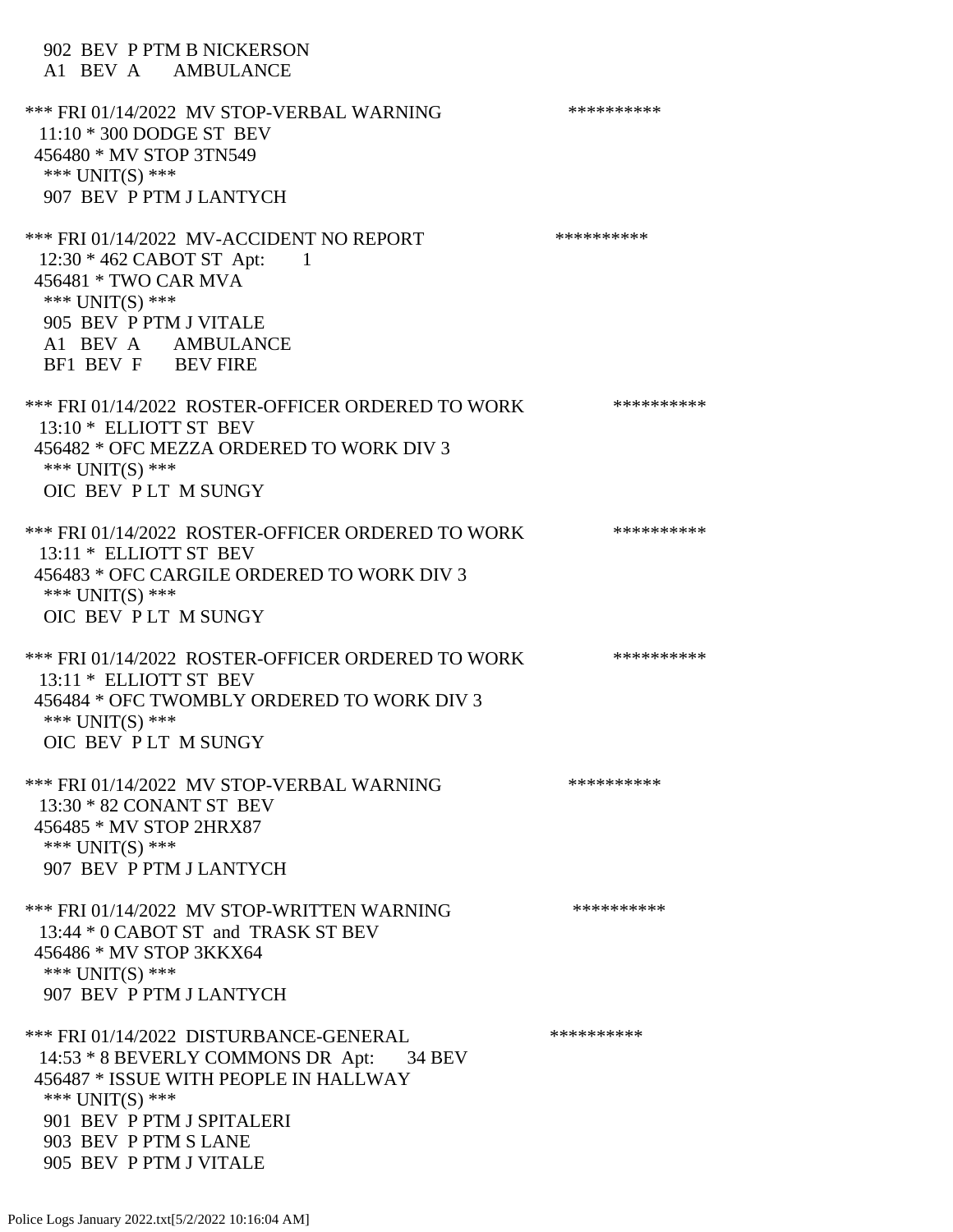902 BEV P PTM B NICKERSON
A1 BEV A AMBULANCE

*** FRI 01/14/2022 MV STOP-VERBAL WARNING **********
11:10 * 300 DODGE ST BEV
456480 * MV STOP 3TN549
*** UNIT(S) ***
907 BEV P PTM J LANTYCH

*** FRI 01/14/2022 MV-ACCIDENT NO REPORT **********
12:30 * 462 CABOT ST Apt: 1
456481 * TWO CAR MVA
*** UNIT(S) ***
905 BEV P PTM J VITALE
A1 BEV A AMBULANCE
BF1 BEV F BEV FIRE

*** FRI 01/14/2022 ROSTER-OFFICER ORDERED TO WORK **********
13:10 * ELLIOTT ST BEV
456482 * OFC MEZZA ORDERED TO WORK DIV 3
*** UNIT(S) ***
OIC BEV P LT M SUNGY

*** FRI 01/14/2022 ROSTER-OFFICER ORDERED TO WORK **********
13:11 * ELLIOTT ST BEV
456483 * OFC CARGILE ORDERED TO WORK DIV 3
*** UNIT(S) ***
OIC BEV P LT M SUNGY

*** FRI 01/14/2022 ROSTER-OFFICER ORDERED TO WORK **********
13:11 * ELLIOTT ST BEV
456484 * OFC TWOMBLY ORDERED TO WORK DIV 3
*** UNIT(S) ***
OIC BEV P LT M SUNGY

*** FRI 01/14/2022 MV STOP-VERBAL WARNING **********
13:30 * 82 CONANT ST BEV
456485 * MV STOP 2HRX87
*** UNIT(S) ***
907 BEV P PTM J LANTYCH

*** FRI 01/14/2022 MV STOP-WRITTEN WARNING **********
13:44 * 0 CABOT ST and TRASK ST BEV
456486 * MV STOP 3KKX64
*** UNIT(S) ***
907 BEV P PTM J LANTYCH

*** FRI 01/14/2022 DISTURBANCE-GENERAL **********
14:53 * 8 BEVERLY COMMONS DR Apt: 34 BEV
456487 * ISSUE WITH PEOPLE IN HALLWAY
*** UNIT(S) ***
901 BEV P PTM J SPITALERI
903 BEV P PTM S LANE
905 BEV P PTM J VITALE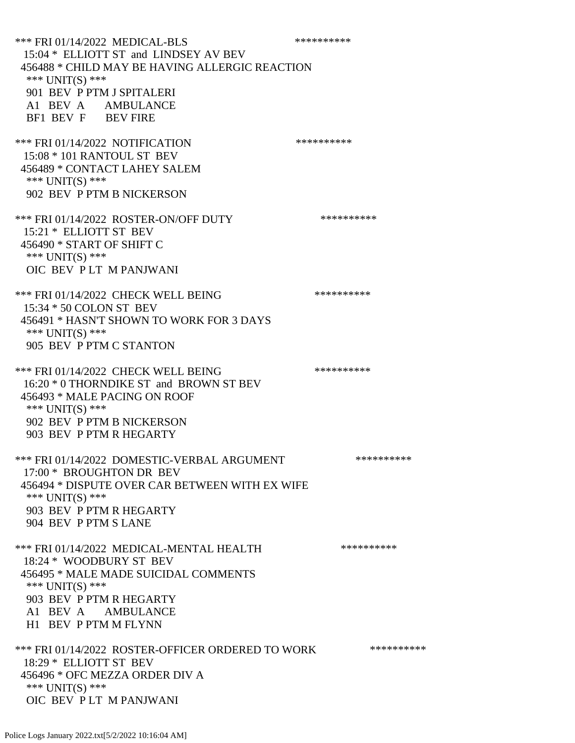```
*** FRI 01/14/2022  MEDICAL-BLS                          **********
  15:04 *  ELLIOTT ST  and  LINDSEY AV BEV
 456488 * CHILD MAY BE HAVING ALLERGIC REACTION
   *** UNIT(S) ***
   901  BEV  P PTM J SPITALERI
   A1   BEV  A      AMBULANCE
   BF1  BEV  F      BEV FIRE

*** FRI 01/14/2022  NOTIFICATION                         **********
  15:08 * 101 RANTOUL ST  BEV
 456489 * CONTACT LAHEY SALEM
   *** UNIT(S) ***
   902  BEV  P PTM B NICKERSON

*** FRI 01/14/2022  ROSTER-ON/OFF DUTY                   **********
  15:21 *  ELLIOTT ST  BEV
 456490 * START OF SHIFT C
   *** UNIT(S) ***
   OIC  BEV  P LT  M PANJWANI

*** FRI 01/14/2022  CHECK WELL BEING                     **********
  15:34 * 50 COLON ST  BEV
 456491 * HASN'T SHOWN TO WORK FOR 3 DAYS
   *** UNIT(S) ***
   905  BEV  P PTM C STANTON

*** FRI 01/14/2022  CHECK WELL BEING                     **********
  16:20 * 0 THORNDIKE ST  and  BROWN ST BEV
 456493 * MALE PACING ON ROOF
   *** UNIT(S) ***
   902  BEV  P PTM B NICKERSON
   903  BEV  P PTM R HEGARTY

*** FRI 01/14/2022  DOMESTIC-VERBAL ARGUMENT             **********
  17:00 *  BROUGHTON DR  BEV
 456494 * DISPUTE OVER CAR BETWEEN WITH EX WIFE
   *** UNIT(S) ***
   903  BEV  P PTM R HEGARTY
   904  BEV  P PTM S LANE

*** FRI 01/14/2022  MEDICAL-MENTAL HEALTH                **********
  18:24 *  WOODBURY ST  BEV
 456495 * MALE MADE SUICIDAL COMMENTS
   *** UNIT(S) ***
   903  BEV  P PTM R HEGARTY
   A1   BEV  A      AMBULANCE
   H1   BEV  P PTM M FLYNN

*** FRI 01/14/2022  ROSTER-OFFICER ORDERED TO WORK       **********
  18:29 *  ELLIOTT ST  BEV
 456496 * OFC MEZZA ORDER DIV A
   *** UNIT(S) ***
   OIC  BEV  P LT  M PANJWANI
```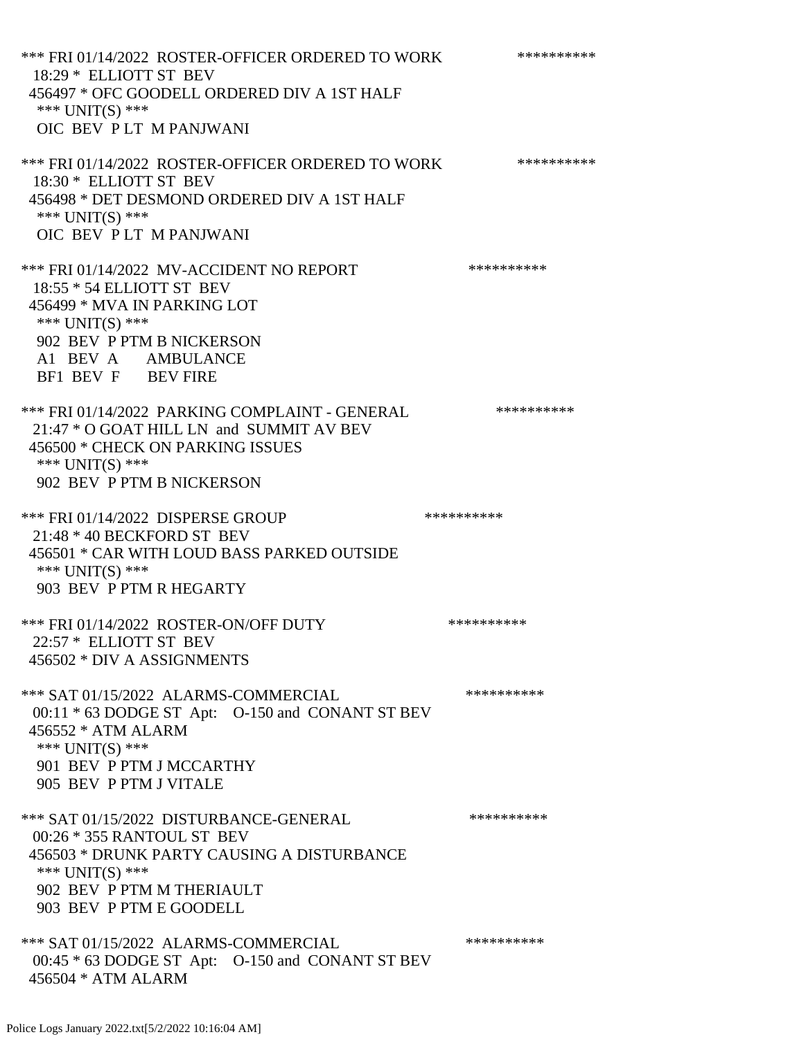*** FRI 01/14/2022 ROSTER-OFFICER ORDERED TO WORK **********
18:29 * ELLIOTT ST BEV
456497 * OFC GOODELL ORDERED DIV A 1ST HALF
*** UNIT(S) ***
OIC BEV P LT M PANJWANI

*** FRI 01/14/2022 ROSTER-OFFICER ORDERED TO WORK **********
18:30 * ELLIOTT ST BEV
456498 * DET DESMOND ORDERED DIV A 1ST HALF
*** UNIT(S) ***
OIC BEV P LT M PANJWANI

*** FRI 01/14/2022 MV-ACCIDENT NO REPORT **********
18:55 * 54 ELLIOTT ST BEV
456499 * MVA IN PARKING LOT
*** UNIT(S) ***
902 BEV P PTM B NICKERSON
A1 BEV A AMBULANCE
BF1 BEV F BEV FIRE

*** FRI 01/14/2022 PARKING COMPLAINT - GENERAL **********
21:47 * O GOAT HILL LN and SUMMIT AV BEV
456500 * CHECK ON PARKING ISSUES
*** UNIT(S) ***
902 BEV P PTM B NICKERSON

*** FRI 01/14/2022 DISPERSE GROUP **********
21:48 * 40 BECKFORD ST BEV
456501 * CAR WITH LOUD BASS PARKED OUTSIDE
*** UNIT(S) ***
903 BEV P PTM R HEGARTY

*** FRI 01/14/2022 ROSTER-ON/OFF DUTY **********
22:57 * ELLIOTT ST BEV
456502 * DIV A ASSIGNMENTS

*** SAT 01/15/2022 ALARMS-COMMERCIAL **********
00:11 * 63 DODGE ST Apt: O-150 and CONANT ST BEV
456552 * ATM ALARM
*** UNIT(S) ***
901 BEV P PTM J MCCARTHY
905 BEV P PTM J VITALE

*** SAT 01/15/2022 DISTURBANCE-GENERAL **********
00:26 * 355 RANTOUL ST BEV
456503 * DRUNK PARTY CAUSING A DISTURBANCE
*** UNIT(S) ***
902 BEV P PTM M THERIAULT
903 BEV P PTM E GOODELL

*** SAT 01/15/2022 ALARMS-COMMERCIAL **********
00:45 * 63 DODGE ST Apt: O-150 and CONANT ST BEV
456504 * ATM ALARM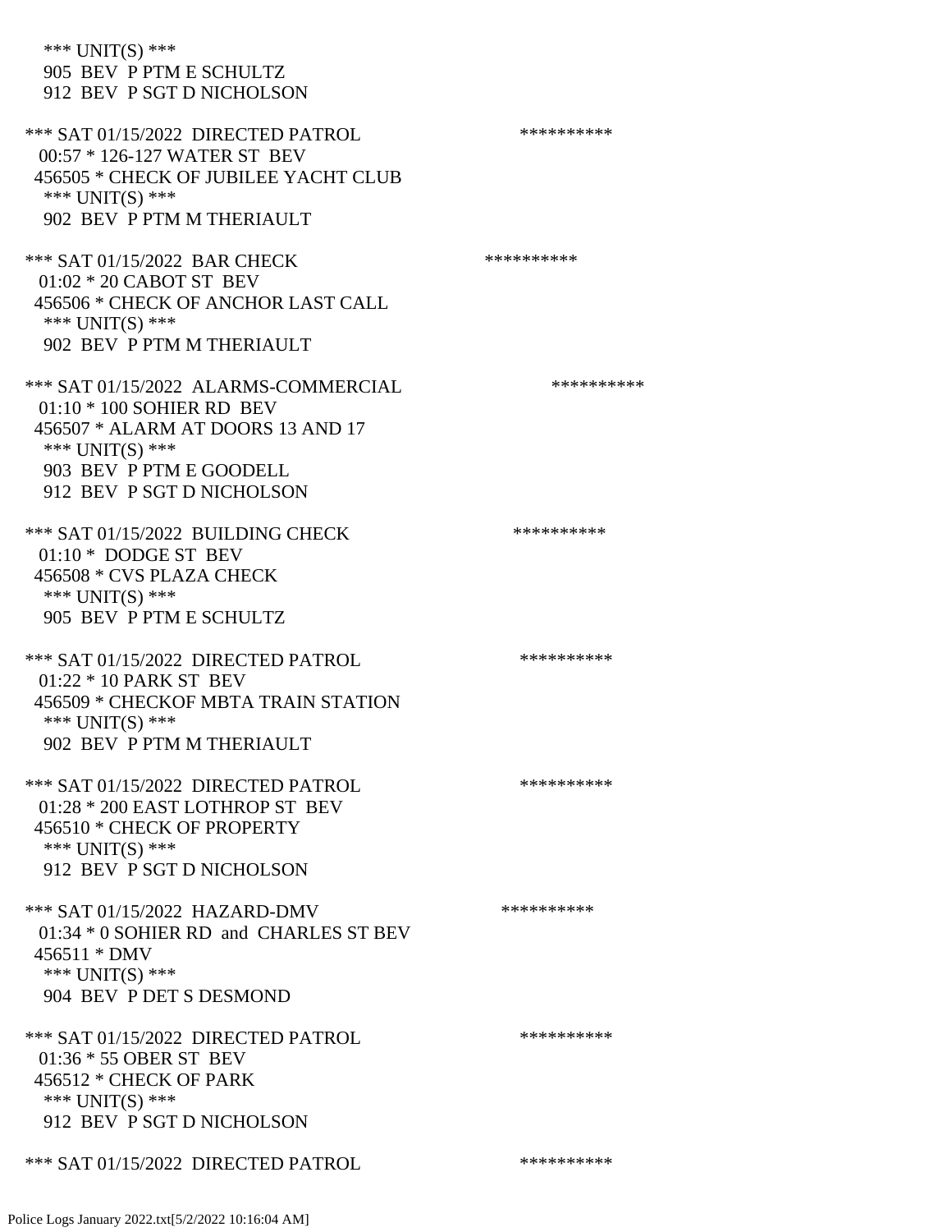*** UNIT(S) ***
905 BEV P PTM E SCHULTZ
912 BEV P SGT D NICHOLSON

*** SAT 01/15/2022 DIRECTED PATROL **********
00:57 * 126-127 WATER ST BEV
456505 * CHECK OF JUBILEE YACHT CLUB
*** UNIT(S) ***
902 BEV P PTM M THERIAULT

*** SAT 01/15/2022 BAR CHECK **********
01:02 * 20 CABOT ST BEV
456506 * CHECK OF ANCHOR LAST CALL
*** UNIT(S) ***
902 BEV P PTM M THERIAULT

*** SAT 01/15/2022 ALARMS-COMMERCIAL **********
01:10 * 100 SOHIER RD BEV
456507 * ALARM AT DOORS 13 AND 17
*** UNIT(S) ***
903 BEV P PTM E GOODELL
912 BEV P SGT D NICHOLSON

*** SAT 01/15/2022 BUILDING CHECK **********
01:10 * DODGE ST BEV
456508 * CVS PLAZA CHECK
*** UNIT(S) ***
905 BEV P PTM E SCHULTZ

*** SAT 01/15/2022 DIRECTED PATROL **********
01:22 * 10 PARK ST BEV
456509 * CHECKOF MBTA TRAIN STATION
*** UNIT(S) ***
902 BEV P PTM M THERIAULT

*** SAT 01/15/2022 DIRECTED PATROL **********
01:28 * 200 EAST LOTHROP ST BEV
456510 * CHECK OF PROPERTY
*** UNIT(S) ***
912 BEV P SGT D NICHOLSON

*** SAT 01/15/2022 HAZARD-DMV **********
01:34 * 0 SOHIER RD and CHARLES ST BEV
456511 * DMV
*** UNIT(S) ***
904 BEV P DET S DESMOND

*** SAT 01/15/2022 DIRECTED PATROL **********
01:36 * 55 OBER ST BEV
456512 * CHECK OF PARK
*** UNIT(S) ***
912 BEV P SGT D NICHOLSON

*** SAT 01/15/2022 DIRECTED PATROL **********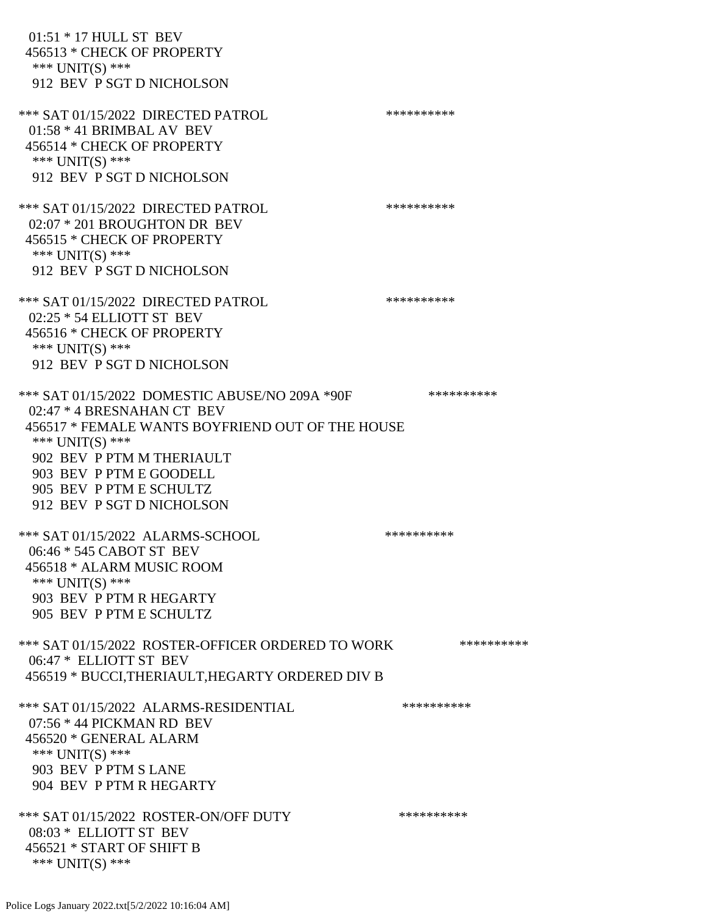01:51 * 17 HULL ST BEV
456513 * CHECK OF PROPERTY
*** UNIT(S) ***
912 BEV P SGT D NICHOLSON

*** SAT 01/15/2022 DIRECTED PATROL **********
01:58 * 41 BRIMBAL AV BEV
456514 * CHECK OF PROPERTY
*** UNIT(S) ***
912 BEV P SGT D NICHOLSON

*** SAT 01/15/2022 DIRECTED PATROL **********
02:07 * 201 BROUGHTON DR BEV
456515 * CHECK OF PROPERTY
*** UNIT(S) ***
912 BEV P SGT D NICHOLSON

*** SAT 01/15/2022 DIRECTED PATROL **********
02:25 * 54 ELLIOTT ST BEV
456516 * CHECK OF PROPERTY
*** UNIT(S) ***
912 BEV P SGT D NICHOLSON

*** SAT 01/15/2022 DOMESTIC ABUSE/NO 209A *90F **********
02:47 * 4 BRESNAHAN CT BEV
456517 * FEMALE WANTS BOYFRIEND OUT OF THE HOUSE
*** UNIT(S) ***
902 BEV P PTM M THERIAULT
903 BEV P PTM E GOODELL
905 BEV P PTM E SCHULTZ
912 BEV P SGT D NICHOLSON

*** SAT 01/15/2022 ALARMS-SCHOOL **********
06:46 * 545 CABOT ST BEV
456518 * ALARM MUSIC ROOM
*** UNIT(S) ***
903 BEV P PTM R HEGARTY
905 BEV P PTM E SCHULTZ

*** SAT 01/15/2022 ROSTER-OFFICER ORDERED TO WORK **********
06:47 * ELLIOTT ST BEV
456519 * BUCCI,THERIAULT,HEGARTY ORDERED DIV B

*** SAT 01/15/2022 ALARMS-RESIDENTIAL **********
07:56 * 44 PICKMAN RD BEV
456520 * GENERAL ALARM
*** UNIT(S) ***
903 BEV P PTM S LANE
904 BEV P PTM R HEGARTY

*** SAT 01/15/2022 ROSTER-ON/OFF DUTY **********
08:03 * ELLIOTT ST BEV
456521 * START OF SHIFT B
*** UNIT(S) ***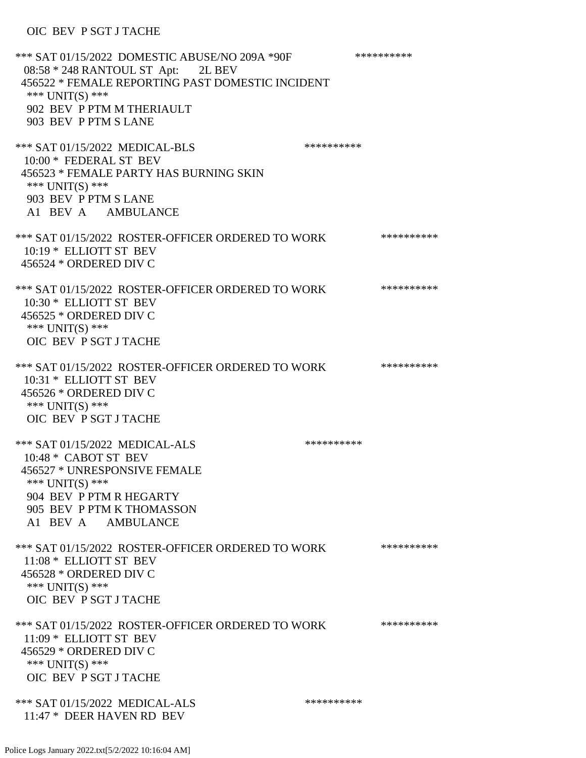OIC BEV P SGT J TACHE

*** SAT 01/15/2022 DOMESTIC ABUSE/NO 209A *90F **********
08:58 * 248 RANTOUL ST Apt: 2L BEV
456522 * FEMALE REPORTING PAST DOMESTIC INCIDENT
*** UNIT(S) ***
902 BEV P PTM M THERIAULT
903 BEV P PTM S LANE

*** SAT 01/15/2022 MEDICAL-BLS **********
10:00 * FEDERAL ST BEV
456523 * FEMALE PARTY HAS BURNING SKIN
*** UNIT(S) ***
903 BEV P PTM S LANE
A1 BEV A AMBULANCE

*** SAT 01/15/2022 ROSTER-OFFICER ORDERED TO WORK **********
10:19 * ELLIOTT ST BEV
456524 * ORDERED DIV C

*** SAT 01/15/2022 ROSTER-OFFICER ORDERED TO WORK **********
10:30 * ELLIOTT ST BEV
456525 * ORDERED DIV C
*** UNIT(S) ***
OIC BEV P SGT J TACHE

*** SAT 01/15/2022 ROSTER-OFFICER ORDERED TO WORK **********
10:31 * ELLIOTT ST BEV
456526 * ORDERED DIV C
*** UNIT(S) ***
OIC BEV P SGT J TACHE

*** SAT 01/15/2022 MEDICAL-ALS **********
10:48 * CABOT ST BEV
456527 * UNRESPONSIVE FEMALE
*** UNIT(S) ***
904 BEV P PTM R HEGARTY
905 BEV P PTM K THOMASSON
A1 BEV A AMBULANCE

*** SAT 01/15/2022 ROSTER-OFFICER ORDERED TO WORK **********
11:08 * ELLIOTT ST BEV
456528 * ORDERED DIV C
*** UNIT(S) ***
OIC BEV P SGT J TACHE

*** SAT 01/15/2022 ROSTER-OFFICER ORDERED TO WORK **********
11:09 * ELLIOTT ST BEV
456529 * ORDERED DIV C
*** UNIT(S) ***
OIC BEV P SGT J TACHE

*** SAT 01/15/2022 MEDICAL-ALS **********
11:47 * DEER HAVEN RD BEV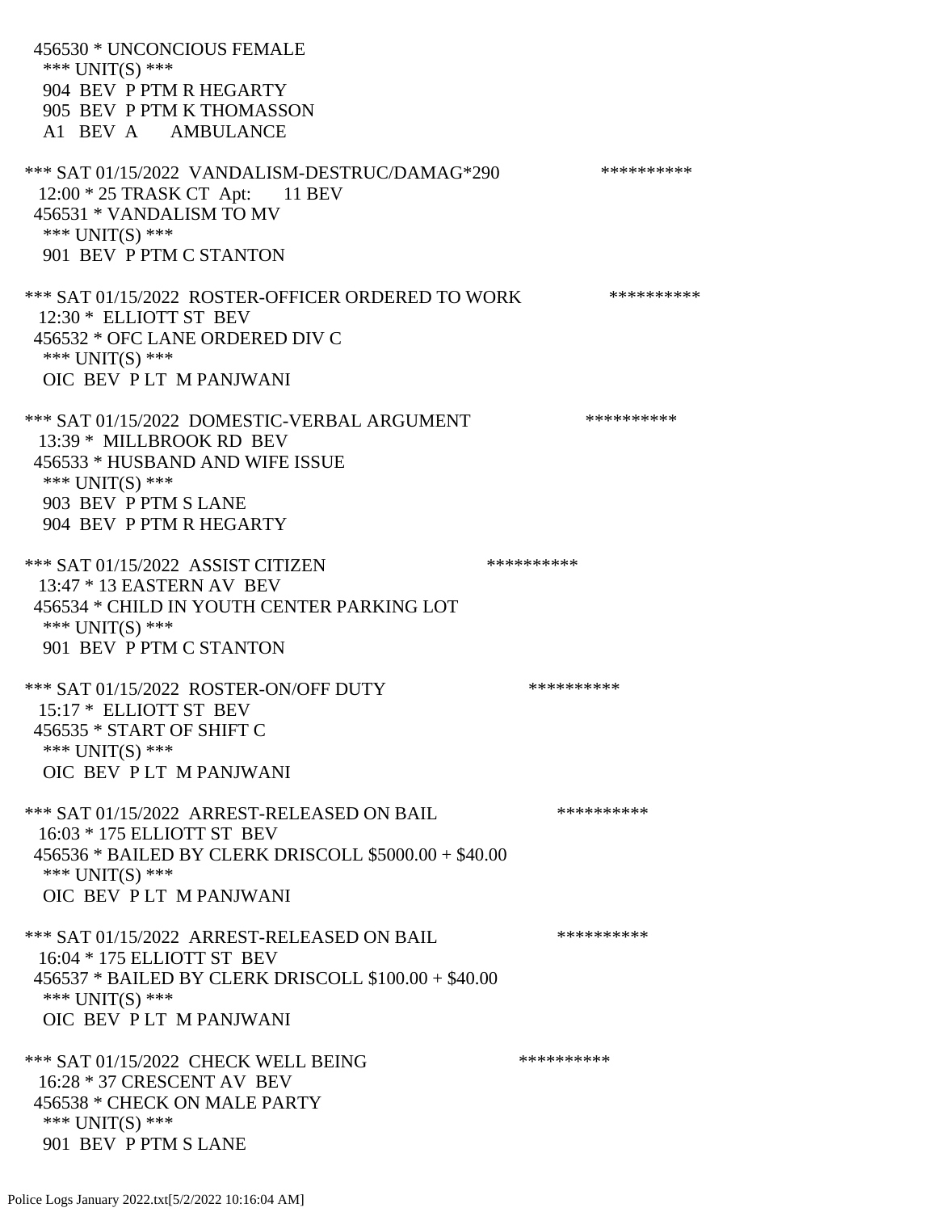456530 * UNCONCIOUS FEMALE
*** UNIT(S) ***
904 BEV P PTM R HEGARTY
905 BEV P PTM K THOMASSON
A1 BEV A AMBULANCE

*** SAT 01/15/2022 VANDALISM-DESTRUC/DAMAG*290 **********
12:00 * 25 TRASK CT Apt: 11 BEV
456531 * VANDALISM TO MV
*** UNIT(S) ***
901 BEV P PTM C STANTON

*** SAT 01/15/2022 ROSTER-OFFICER ORDERED TO WORK **********
12:30 * ELLIOTT ST BEV
456532 * OFC LANE ORDERED DIV C
*** UNIT(S) ***
OIC BEV P LT M PANJWANI

*** SAT 01/15/2022 DOMESTIC-VERBAL ARGUMENT **********
13:39 * MILLBROOK RD BEV
456533 * HUSBAND AND WIFE ISSUE
*** UNIT(S) ***
903 BEV P PTM S LANE
904 BEV P PTM R HEGARTY

*** SAT 01/15/2022 ASSIST CITIZEN **********
13:47 * 13 EASTERN AV BEV
456534 * CHILD IN YOUTH CENTER PARKING LOT
*** UNIT(S) ***
901 BEV P PTM C STANTON

*** SAT 01/15/2022 ROSTER-ON/OFF DUTY **********
15:17 * ELLIOTT ST BEV
456535 * START OF SHIFT C
*** UNIT(S) ***
OIC BEV P LT M PANJWANI

*** SAT 01/15/2022 ARREST-RELEASED ON BAIL **********
16:03 * 175 ELLIOTT ST BEV
456536 * BAILED BY CLERK DRISCOLL $5000.00 + $40.00
*** UNIT(S) ***
OIC BEV P LT M PANJWANI

*** SAT 01/15/2022 ARREST-RELEASED ON BAIL **********
16:04 * 175 ELLIOTT ST BEV
456537 * BAILED BY CLERK DRISCOLL $100.00 + $40.00
*** UNIT(S) ***
OIC BEV P LT M PANJWANI

*** SAT 01/15/2022 CHECK WELL BEING **********
16:28 * 37 CRESCENT AV BEV
456538 * CHECK ON MALE PARTY
*** UNIT(S) ***
901 BEV P PTM S LANE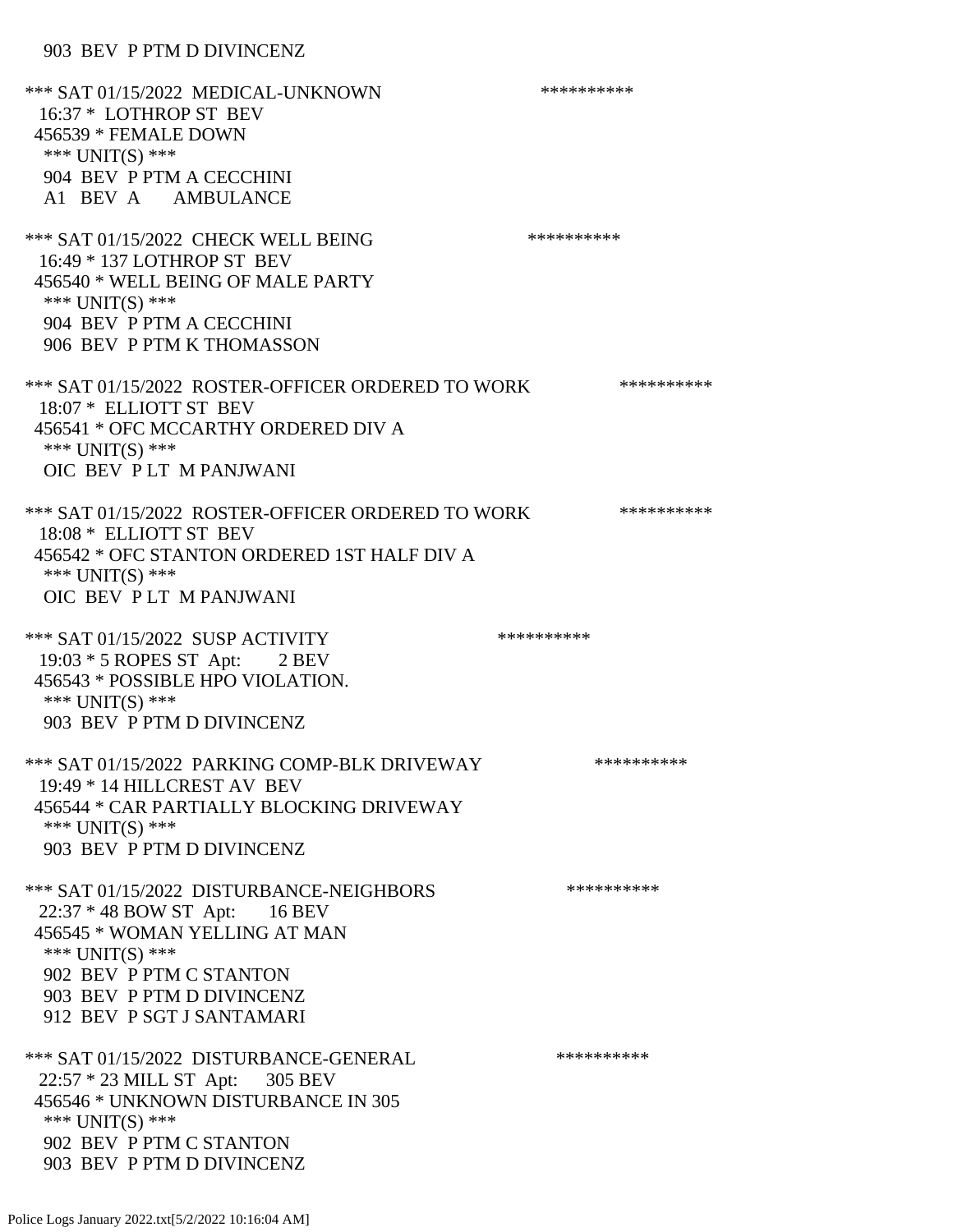903 BEV P PTM D DIVINCENZ

*** SAT 01/15/2022 MEDICAL-UNKNOWN **********
16:37 * LOTHROP ST BEV
456539 * FEMALE DOWN
*** UNIT(S) ***
904 BEV P PTM A CECCHINI
A1 BEV A AMBULANCE

*** SAT 01/15/2022 CHECK WELL BEING **********
16:49 * 137 LOTHROP ST BEV
456540 * WELL BEING OF MALE PARTY
*** UNIT(S) ***
904 BEV P PTM A CECCHINI
906 BEV P PTM K THOMASSON

*** SAT 01/15/2022 ROSTER-OFFICER ORDERED TO WORK **********
18:07 * ELLIOTT ST BEV
456541 * OFC MCCARTHY ORDERED DIV A
*** UNIT(S) ***
OIC BEV P LT M PANJWANI

*** SAT 01/15/2022 ROSTER-OFFICER ORDERED TO WORK **********
18:08 * ELLIOTT ST BEV
456542 * OFC STANTON ORDERED 1ST HALF DIV A
*** UNIT(S) ***
OIC BEV P LT M PANJWANI

*** SAT 01/15/2022 SUSP ACTIVITY **********
19:03 * 5 ROPES ST Apt: 2 BEV
456543 * POSSIBLE HPO VIOLATION.
*** UNIT(S) ***
903 BEV P PTM D DIVINCENZ

*** SAT 01/15/2022 PARKING COMP-BLK DRIVEWAY **********
19:49 * 14 HILLCREST AV BEV
456544 * CAR PARTIALLY BLOCKING DRIVEWAY
*** UNIT(S) ***
903 BEV P PTM D DIVINCENZ

*** SAT 01/15/2022 DISTURBANCE-NEIGHBORS **********
22:37 * 48 BOW ST Apt: 16 BEV
456545 * WOMAN YELLING AT MAN
*** UNIT(S) ***
902 BEV P PTM C STANTON
903 BEV P PTM D DIVINCENZ
912 BEV P SGT J SANTAMARI

*** SAT 01/15/2022 DISTURBANCE-GENERAL **********
22:57 * 23 MILL ST Apt: 305 BEV
456546 * UNKNOWN DISTURBANCE IN 305
*** UNIT(S) ***
902 BEV P PTM C STANTON
903 BEV P PTM D DIVINCENZ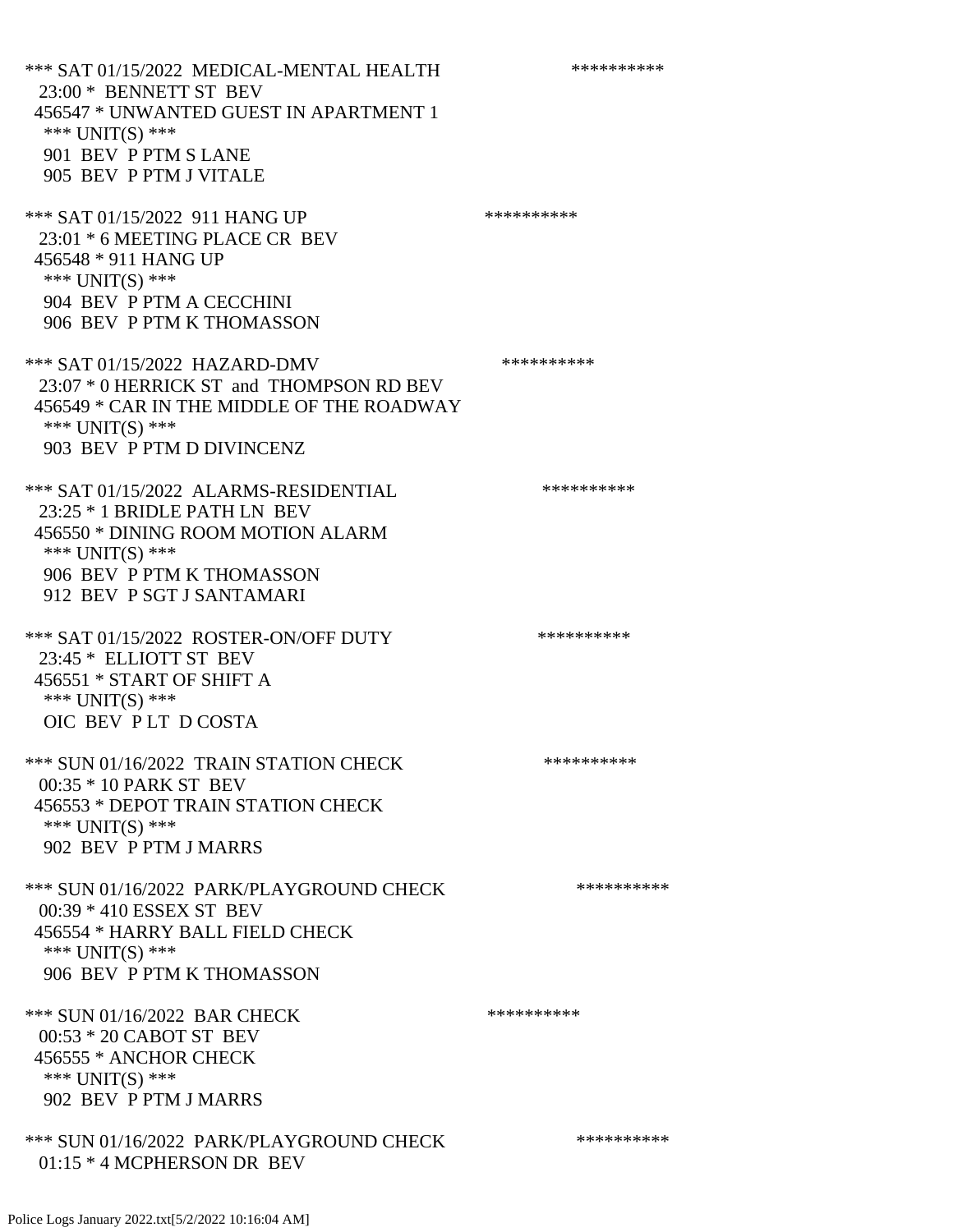*** SAT 01/15/2022 MEDICAL-MENTAL HEALTH **********
23:00 * BENNETT ST BEV
456547 * UNWANTED GUEST IN APARTMENT 1
*** UNIT(S) ***
901 BEV P PTM S LANE
905 BEV P PTM J VITALE

*** SAT 01/15/2022 911 HANG UP **********
23:01 * 6 MEETING PLACE CR BEV
456548 * 911 HANG UP
*** UNIT(S) ***
904 BEV P PTM A CECCHINI
906 BEV P PTM K THOMASSON

*** SAT 01/15/2022 HAZARD-DMV **********
23:07 * 0 HERRICK ST and THOMPSON RD BEV
456549 * CAR IN THE MIDDLE OF THE ROADWAY
*** UNIT(S) ***
903 BEV P PTM D DIVINCENZ

*** SAT 01/15/2022 ALARMS-RESIDENTIAL **********
23:25 * 1 BRIDLE PATH LN BEV
456550 * DINING ROOM MOTION ALARM
*** UNIT(S) ***
906 BEV P PTM K THOMASSON
912 BEV P SGT J SANTAMARI

*** SAT 01/15/2022 ROSTER-ON/OFF DUTY **********
23:45 * ELLIOTT ST BEV
456551 * START OF SHIFT A
*** UNIT(S) ***
OIC BEV P LT D COSTA

*** SUN 01/16/2022 TRAIN STATION CHECK **********
00:35 * 10 PARK ST BEV
456553 * DEPOT TRAIN STATION CHECK
*** UNIT(S) ***
902 BEV P PTM J MARRS

*** SUN 01/16/2022 PARK/PLAYGROUND CHECK **********
00:39 * 410 ESSEX ST BEV
456554 * HARRY BALL FIELD CHECK
*** UNIT(S) ***
906 BEV P PTM K THOMASSON

*** SUN 01/16/2022 BAR CHECK **********
00:53 * 20 CABOT ST BEV
456555 * ANCHOR CHECK
*** UNIT(S) ***
902 BEV P PTM J MARRS

*** SUN 01/16/2022 PARK/PLAYGROUND CHECK **********
01:15 * 4 MCPHERSON DR BEV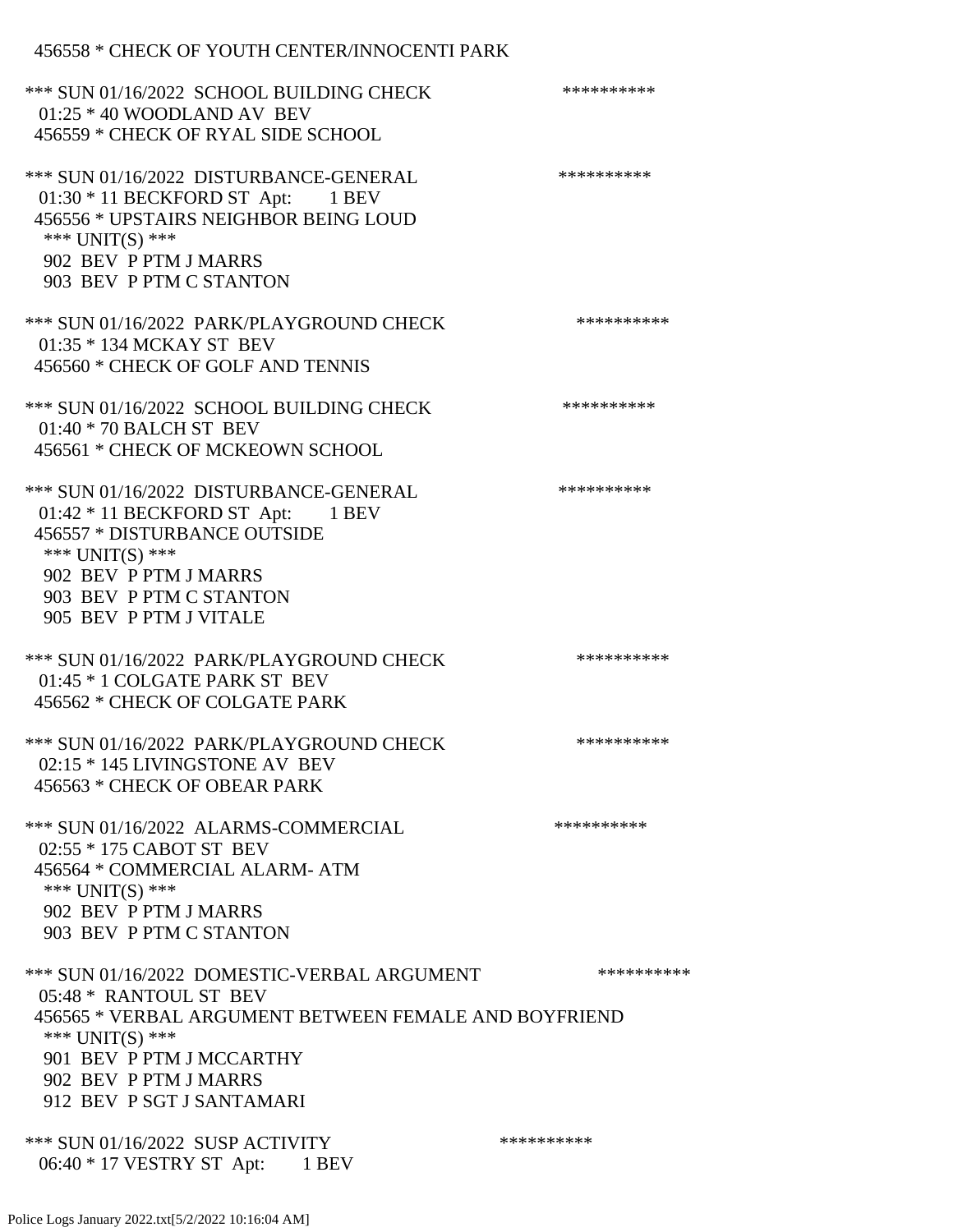456558 * CHECK OF YOUTH CENTER/INNOCENTI PARK

*** SUN 01/16/2022 SCHOOL BUILDING CHECK **********
01:25 * 40 WOODLAND AV BEV
456559 * CHECK OF RYAL SIDE SCHOOL

*** SUN 01/16/2022 DISTURBANCE-GENERAL **********
01:30 * 11 BECKFORD ST Apt: 1 BEV
456556 * UPSTAIRS NEIGHBOR BEING LOUD
*** UNIT(S) ***
902 BEV P PTM J MARRS
903 BEV P PTM C STANTON

*** SUN 01/16/2022 PARK/PLAYGROUND CHECK **********
01:35 * 134 MCKAY ST BEV
456560 * CHECK OF GOLF AND TENNIS

*** SUN 01/16/2022 SCHOOL BUILDING CHECK **********
01:40 * 70 BALCH ST BEV
456561 * CHECK OF MCKEOWN SCHOOL

*** SUN 01/16/2022 DISTURBANCE-GENERAL **********
01:42 * 11 BECKFORD ST Apt: 1 BEV
456557 * DISTURBANCE OUTSIDE
*** UNIT(S) ***
902 BEV P PTM J MARRS
903 BEV P PTM C STANTON
905 BEV P PTM J VITALE

*** SUN 01/16/2022 PARK/PLAYGROUND CHECK **********
01:45 * 1 COLGATE PARK ST BEV
456562 * CHECK OF COLGATE PARK

*** SUN 01/16/2022 PARK/PLAYGROUND CHECK **********
02:15 * 145 LIVINGSTONE AV BEV
456563 * CHECK OF OBEAR PARK

*** SUN 01/16/2022 ALARMS-COMMERCIAL **********
02:55 * 175 CABOT ST BEV
456564 * COMMERCIAL ALARM- ATM
*** UNIT(S) ***
902 BEV P PTM J MARRS
903 BEV P PTM C STANTON

*** SUN 01/16/2022 DOMESTIC-VERBAL ARGUMENT **********
05:48 * RANTOUL ST BEV
456565 * VERBAL ARGUMENT BETWEEN FEMALE AND BOYFRIEND
*** UNIT(S) ***
901 BEV P PTM J MCCARTHY
902 BEV P PTM J MARRS
912 BEV P SGT J SANTAMARI

*** SUN 01/16/2022 SUSP ACTIVITY **********
06:40 * 17 VESTRY ST Apt: 1 BEV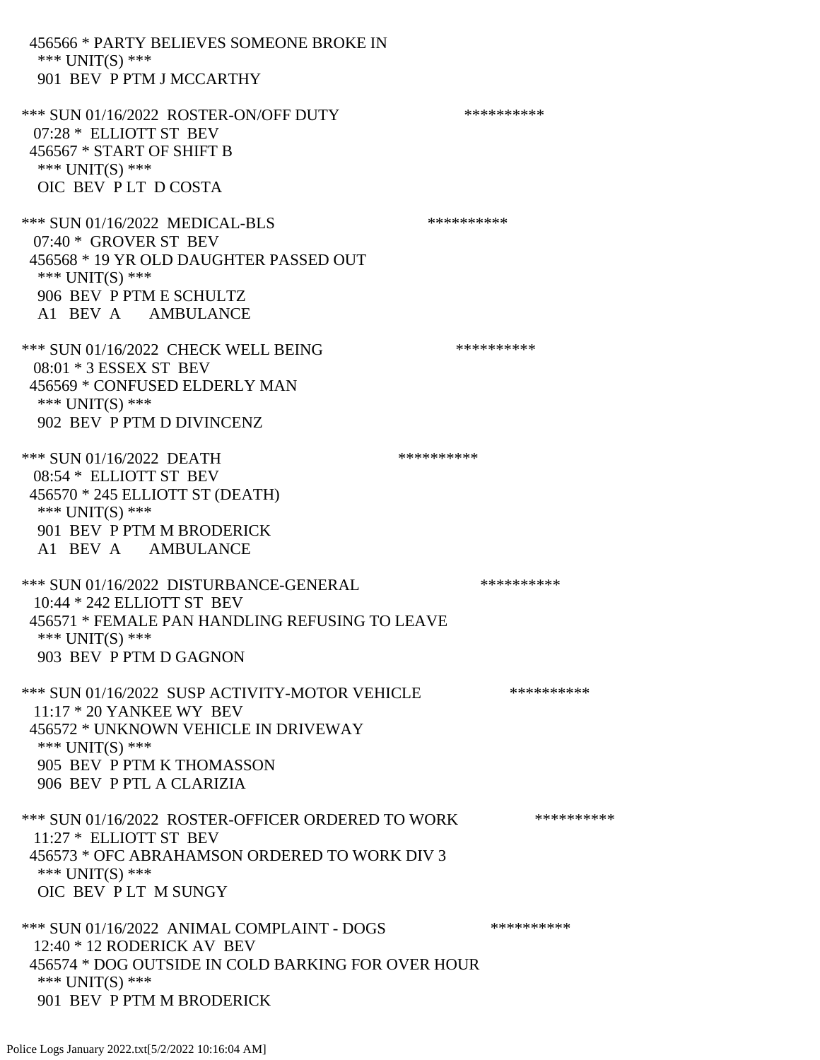456566 * PARTY BELIEVES SOMEONE BROKE IN
*** UNIT(S) ***
901 BEV P PTM J MCCARTHY

*** SUN 01/16/2022 ROSTER-ON/OFF DUTY **********
07:28 * ELLIOTT ST BEV
456567 * START OF SHIFT B
*** UNIT(S) ***
OIC BEV P LT D COSTA

*** SUN 01/16/2022 MEDICAL-BLS **********
07:40 * GROVER ST BEV
456568 * 19 YR OLD DAUGHTER PASSED OUT
*** UNIT(S) ***
906 BEV P PTM E SCHULTZ
A1 BEV A AMBULANCE

*** SUN 01/16/2022 CHECK WELL BEING **********
08:01 * 3 ESSEX ST BEV
456569 * CONFUSED ELDERLY MAN
*** UNIT(S) ***
902 BEV P PTM D DIVINCENZ

*** SUN 01/16/2022 DEATH **********
08:54 * ELLIOTT ST BEV
456570 * 245 ELLIOTT ST (DEATH)
*** UNIT(S) ***
901 BEV P PTM M BRODERICK
A1 BEV A AMBULANCE

*** SUN 01/16/2022 DISTURBANCE-GENERAL **********
10:44 * 242 ELLIOTT ST BEV
456571 * FEMALE PAN HANDLING REFUSING TO LEAVE
*** UNIT(S) ***
903 BEV P PTM D GAGNON

*** SUN 01/16/2022 SUSP ACTIVITY-MOTOR VEHICLE **********
11:17 * 20 YANKEE WY BEV
456572 * UNKNOWN VEHICLE IN DRIVEWAY
*** UNIT(S) ***
905 BEV P PTM K THOMASSON
906 BEV P PTL A CLARIZIA

*** SUN 01/16/2022 ROSTER-OFFICER ORDERED TO WORK **********
11:27 * ELLIOTT ST BEV
456573 * OFC ABRAHAMSON ORDERED TO WORK DIV 3
*** UNIT(S) ***
OIC BEV P LT M SUNGY

*** SUN 01/16/2022 ANIMAL COMPLAINT - DOGS **********
12:40 * 12 RODERICK AV BEV
456574 * DOG OUTSIDE IN COLD BARKING FOR OVER HOUR
*** UNIT(S) ***
901 BEV P PTM M BRODERICK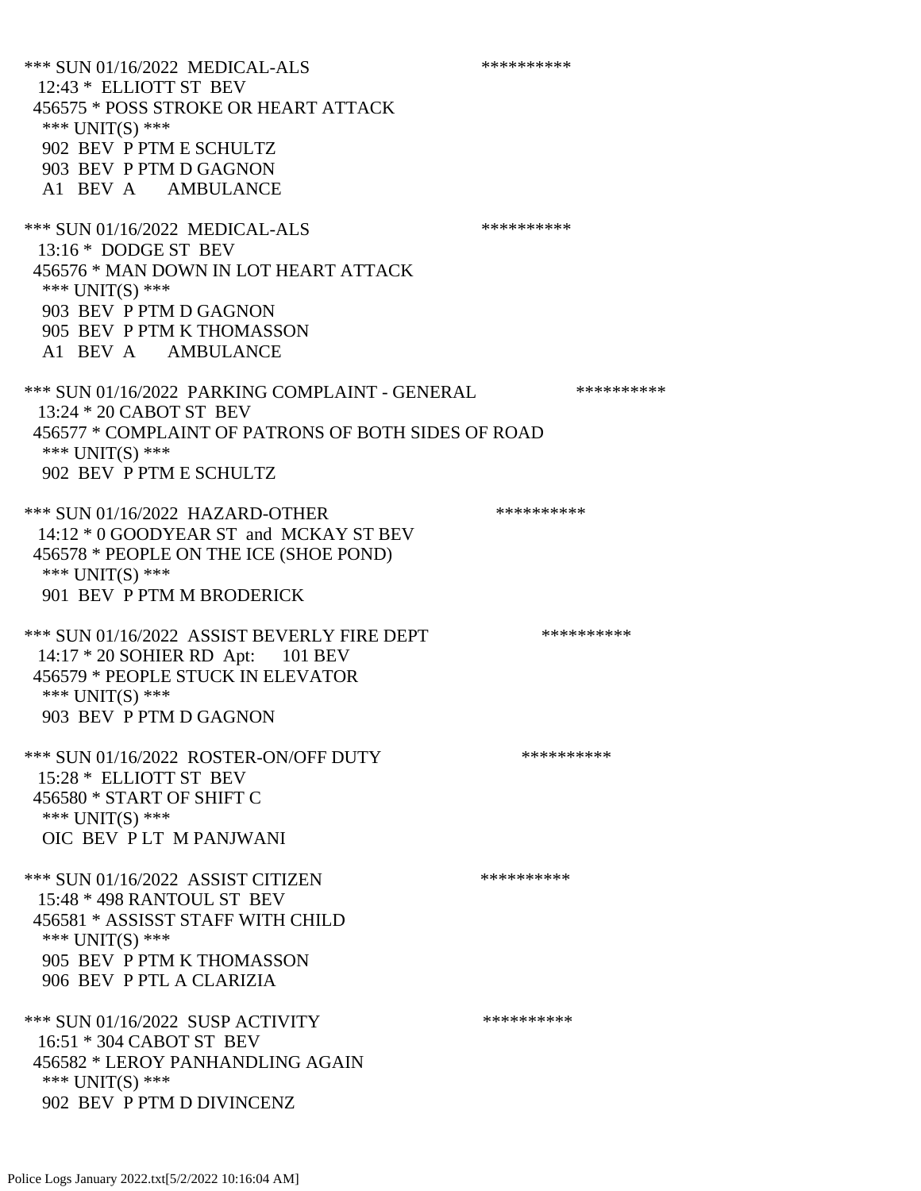```
*** SUN 01/16/2022  MEDICAL-ALS                          **********
  12:43 *  ELLIOTT ST  BEV
 456575 * POSS STROKE OR HEART ATTACK
   *** UNIT(S) ***
   902  BEV  P PTM E SCHULTZ
   903  BEV  P PTM D GAGNON
   A1   BEV  A      AMBULANCE

*** SUN 01/16/2022  MEDICAL-ALS                          **********
  13:16 *  DODGE ST  BEV
 456576 * MAN DOWN IN LOT HEART ATTACK
   *** UNIT(S) ***
   903  BEV  P PTM D GAGNON
   905  BEV  P PTM K THOMASSON
   A1   BEV  A      AMBULANCE

*** SUN 01/16/2022  PARKING COMPLAINT - GENERAL                    **********
  13:24 * 20 CABOT ST  BEV
 456577 * COMPLAINT OF PATRONS OF BOTH SIDES OF ROAD
   *** UNIT(S) ***
   902  BEV  P PTM E SCHULTZ

*** SUN 01/16/2022  HAZARD-OTHER                          **********
  14:12 * 0 GOODYEAR ST  and  MCKAY ST BEV
 456578 * PEOPLE ON THE ICE (SHOE POND)
   *** UNIT(S) ***
   901  BEV  P PTM M BRODERICK

*** SUN 01/16/2022  ASSIST BEVERLY FIRE DEPT                  **********
  14:17 * 20 SOHIER RD  Apt:      101 BEV
 456579 * PEOPLE STUCK IN ELEVATOR
   *** UNIT(S) ***
   903  BEV  P PTM D GAGNON

*** SUN 01/16/2022  ROSTER-ON/OFF DUTY                    **********
  15:28 *  ELLIOTT ST  BEV
 456580 * START OF SHIFT C
   *** UNIT(S) ***
   OIC  BEV  P LT  M PANJWANI

*** SUN 01/16/2022  ASSIST CITIZEN                       **********
  15:48 * 498 RANTOUL ST  BEV
 456581 * ASSISST STAFF WITH CHILD
   *** UNIT(S) ***
   905  BEV  P PTM K THOMASSON
   906  BEV  P PTL A CLARIZIA

*** SUN 01/16/2022  SUSP ACTIVITY                        **********
  16:51 * 304 CABOT ST  BEV
 456582 * LEROY PANHANDLING AGAIN
   *** UNIT(S) ***
   902  BEV  P PTM D DIVINCENZ
```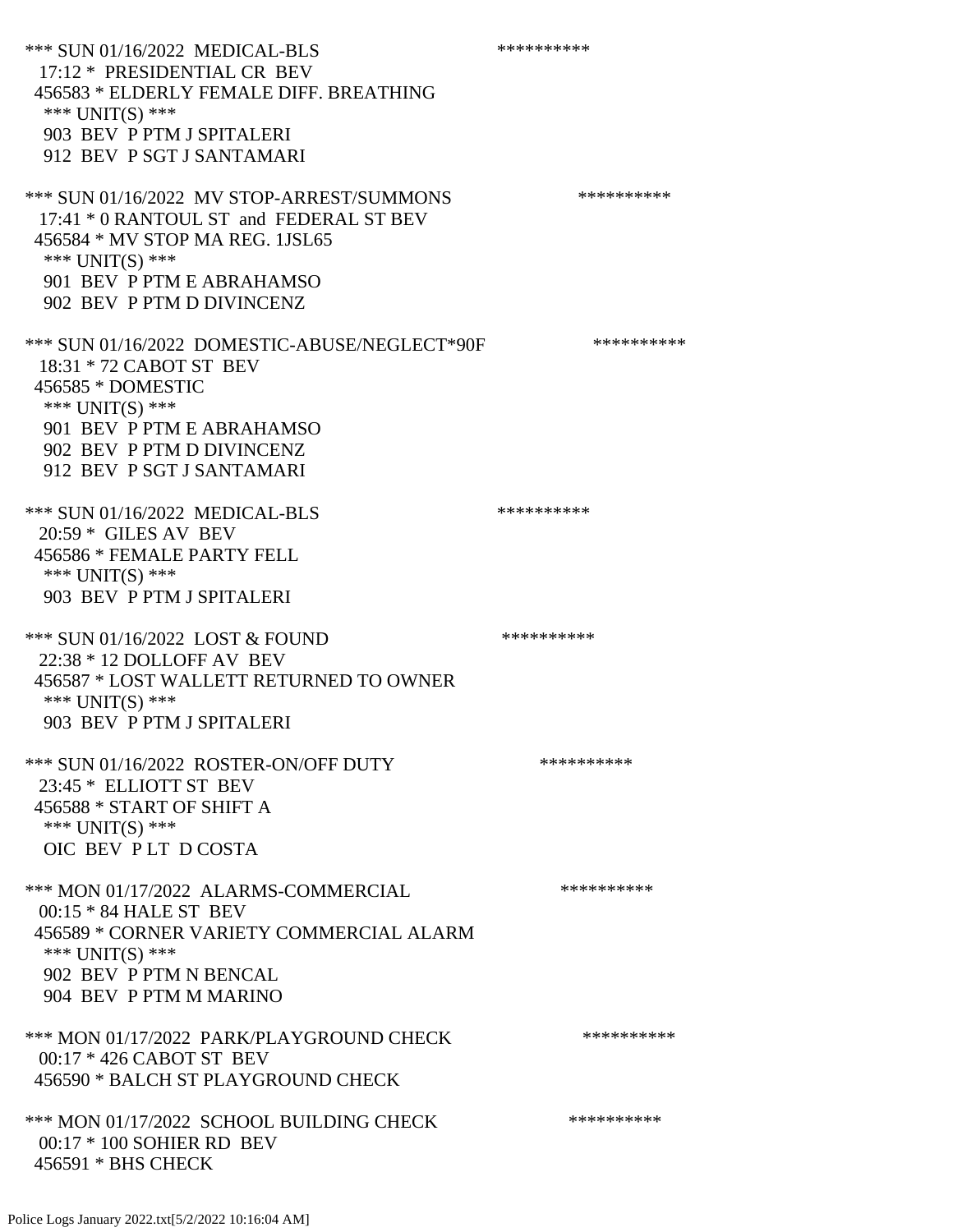*** SUN 01/16/2022 MEDICAL-BLS **********
17:12 * PRESIDENTIAL CR BEV
456583 * ELDERLY FEMALE DIFF. BREATHING
*** UNIT(S) ***
903 BEV P PTM J SPITALERI
912 BEV P SGT J SANTAMARI

*** SUN 01/16/2022 MV STOP-ARREST/SUMMONS **********
17:41 * 0 RANTOUL ST and FEDERAL ST BEV
456584 * MV STOP MA REG. 1JSL65
*** UNIT(S) ***
901 BEV P PTM E ABRAHAMSO
902 BEV P PTM D DIVINCENZ

*** SUN 01/16/2022 DOMESTIC-ABUSE/NEGLECT*90F **********
18:31 * 72 CABOT ST BEV
456585 * DOMESTIC
*** UNIT(S) ***
901 BEV P PTM E ABRAHAMSO
902 BEV P PTM D DIVINCENZ
912 BEV P SGT J SANTAMARI

*** SUN 01/16/2022 MEDICAL-BLS **********
20:59 * GILES AV BEV
456586 * FEMALE PARTY FELL
*** UNIT(S) ***
903 BEV P PTM J SPITALERI

*** SUN 01/16/2022 LOST & FOUND **********
22:38 * 12 DOLLOFF AV BEV
456587 * LOST WALLETT RETURNED TO OWNER
*** UNIT(S) ***
903 BEV P PTM J SPITALERI

*** SUN 01/16/2022 ROSTER-ON/OFF DUTY **********
23:45 * ELLIOTT ST BEV
456588 * START OF SHIFT A
*** UNIT(S) ***
OIC BEV P LT D COSTA

*** MON 01/17/2022 ALARMS-COMMERCIAL **********
00:15 * 84 HALE ST BEV
456589 * CORNER VARIETY COMMERCIAL ALARM
*** UNIT(S) ***
902 BEV P PTM N BENCAL
904 BEV P PTM M MARINO

*** MON 01/17/2022 PARK/PLAYGROUND CHECK **********
00:17 * 426 CABOT ST BEV
456590 * BALCH ST PLAYGROUND CHECK

*** MON 01/17/2022 SCHOOL BUILDING CHECK **********
00:17 * 100 SOHIER RD BEV
456591 * BHS CHECK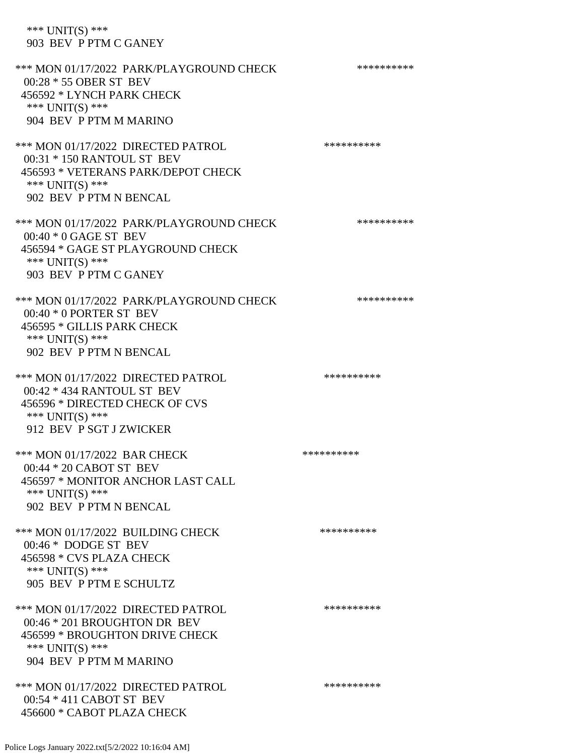\*\*\* UNIT(S) \*\*\*
903 BEV P PTM C GANEY

\*\*\* MON 01/17/2022 PARK/PLAYGROUND CHECK \*\*\*\*\*\*\*\*\*\*
00:28 \* 55 OBER ST BEV
456592 \* LYNCH PARK CHECK
\*\*\* UNIT(S) \*\*\*
904 BEV P PTM M MARINO

\*\*\* MON 01/17/2022 DIRECTED PATROL \*\*\*\*\*\*\*\*\*\*
00:31 \* 150 RANTOUL ST BEV
456593 \* VETERANS PARK/DEPOT CHECK
\*\*\* UNIT(S) \*\*\*
902 BEV P PTM N BENCAL

\*\*\* MON 01/17/2022 PARK/PLAYGROUND CHECK \*\*\*\*\*\*\*\*\*\*
00:40 \* 0 GAGE ST BEV
456594 \* GAGE ST PLAYGROUND CHECK
\*\*\* UNIT(S) \*\*\*
903 BEV P PTM C GANEY

\*\*\* MON 01/17/2022 PARK/PLAYGROUND CHECK \*\*\*\*\*\*\*\*\*\*
00:40 \* 0 PORTER ST BEV
456595 \* GILLIS PARK CHECK
\*\*\* UNIT(S) \*\*\*
902 BEV P PTM N BENCAL

\*\*\* MON 01/17/2022 DIRECTED PATROL \*\*\*\*\*\*\*\*\*\*
00:42 \* 434 RANTOUL ST BEV
456596 \* DIRECTED CHECK OF CVS
\*\*\* UNIT(S) \*\*\*
912 BEV P SGT J ZWICKER

\*\*\* MON 01/17/2022 BAR CHECK \*\*\*\*\*\*\*\*\*\*
00:44 \* 20 CABOT ST BEV
456597 \* MONITOR ANCHOR LAST CALL
\*\*\* UNIT(S) \*\*\*
902 BEV P PTM N BENCAL

\*\*\* MON 01/17/2022 BUILDING CHECK \*\*\*\*\*\*\*\*\*\*
00:46 \* DODGE ST BEV
456598 \* CVS PLAZA CHECK
\*\*\* UNIT(S) \*\*\*
905 BEV P PTM E SCHULTZ

\*\*\* MON 01/17/2022 DIRECTED PATROL \*\*\*\*\*\*\*\*\*\*
00:46 \* 201 BROUGHTON DR BEV
456599 \* BROUGHTON DRIVE CHECK
\*\*\* UNIT(S) \*\*\*
904 BEV P PTM M MARINO

\*\*\* MON 01/17/2022 DIRECTED PATROL \*\*\*\*\*\*\*\*\*\*
00:54 \* 411 CABOT ST BEV
456600 \* CABOT PLAZA CHECK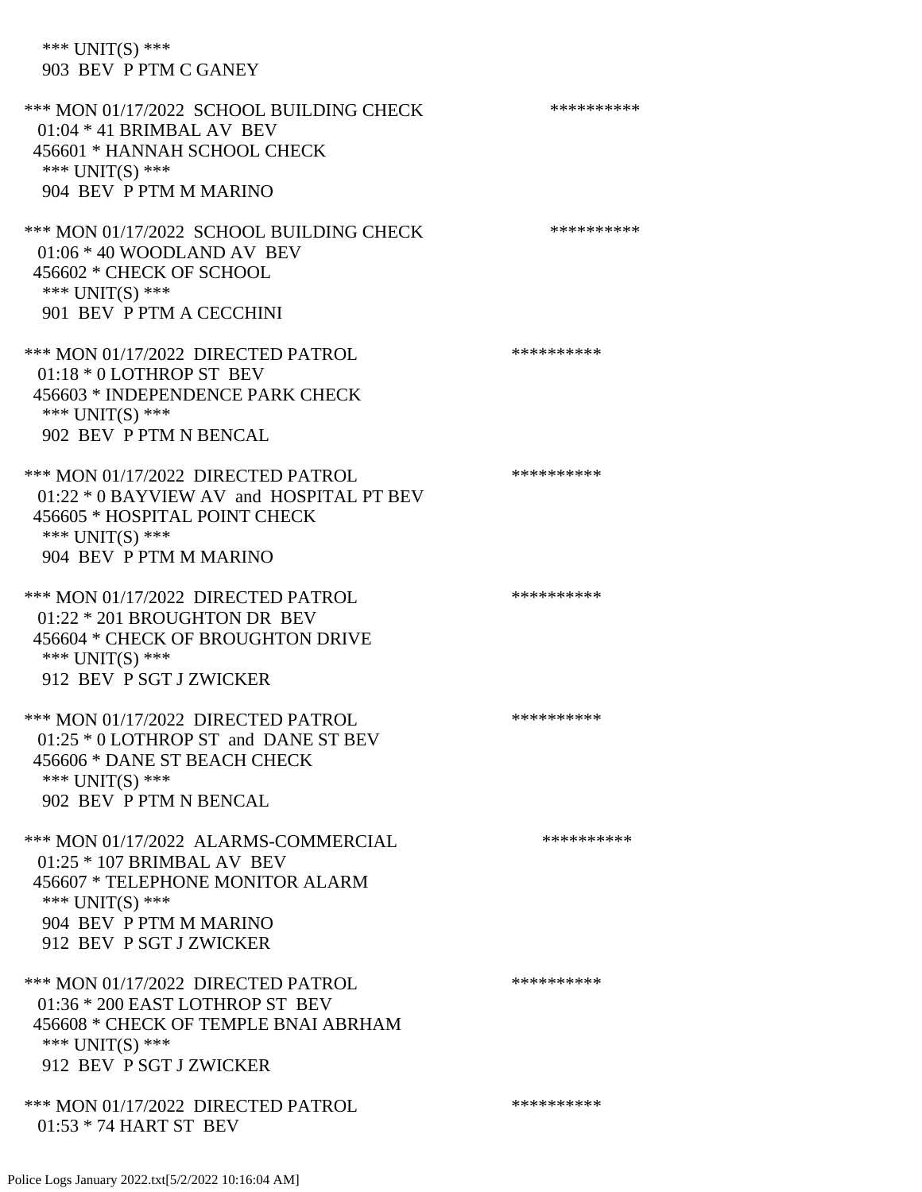\*\*\* UNIT(S) \*\*\*
903 BEV P PTM C GANEY

\*\*\* MON 01/17/2022 SCHOOL BUILDING CHECK \*\*\*\*\*\*\*\*\*\*
01:04 * 41 BRIMBAL AV BEV
456601 * HANNAH SCHOOL CHECK
\*\*\* UNIT(S) \*\*\*
904 BEV P PTM M MARINO

\*\*\* MON 01/17/2022 SCHOOL BUILDING CHECK \*\*\*\*\*\*\*\*\*\*
01:06 * 40 WOODLAND AV BEV
456602 * CHECK OF SCHOOL
\*\*\* UNIT(S) \*\*\*
901 BEV P PTM A CECCHINI

\*\*\* MON 01/17/2022 DIRECTED PATROL \*\*\*\*\*\*\*\*\*\*
01:18 * 0 LOTHROP ST BEV
456603 * INDEPENDENCE PARK CHECK
\*\*\* UNIT(S) \*\*\*
902 BEV P PTM N BENCAL

\*\*\* MON 01/17/2022 DIRECTED PATROL \*\*\*\*\*\*\*\*\*\*
01:22 * 0 BAYVIEW AV and HOSPITAL PT BEV
456605 * HOSPITAL POINT CHECK
\*\*\* UNIT(S) \*\*\*
904 BEV P PTM M MARINO

\*\*\* MON 01/17/2022 DIRECTED PATROL \*\*\*\*\*\*\*\*\*\*
01:22 * 201 BROUGHTON DR BEV
456604 * CHECK OF BROUGHTON DRIVE
\*\*\* UNIT(S) \*\*\*
912 BEV P SGT J ZWICKER

\*\*\* MON 01/17/2022 DIRECTED PATROL \*\*\*\*\*\*\*\*\*\*
01:25 * 0 LOTHROP ST and DANE ST BEV
456606 * DANE ST BEACH CHECK
\*\*\* UNIT(S) \*\*\*
902 BEV P PTM N BENCAL

\*\*\* MON 01/17/2022 ALARMS-COMMERCIAL \*\*\*\*\*\*\*\*\*\*
01:25 * 107 BRIMBAL AV BEV
456607 * TELEPHONE MONITOR ALARM
\*\*\* UNIT(S) \*\*\*
904 BEV P PTM M MARINO
912 BEV P SGT J ZWICKER

\*\*\* MON 01/17/2022 DIRECTED PATROL \*\*\*\*\*\*\*\*\*\*
01:36 * 200 EAST LOTHROP ST BEV
456608 * CHECK OF TEMPLE BNAI ABRHAM
\*\*\* UNIT(S) \*\*\*
912 BEV P SGT J ZWICKER

\*\*\* MON 01/17/2022 DIRECTED PATROL \*\*\*\*\*\*\*\*\*\*
01:53 * 74 HART ST BEV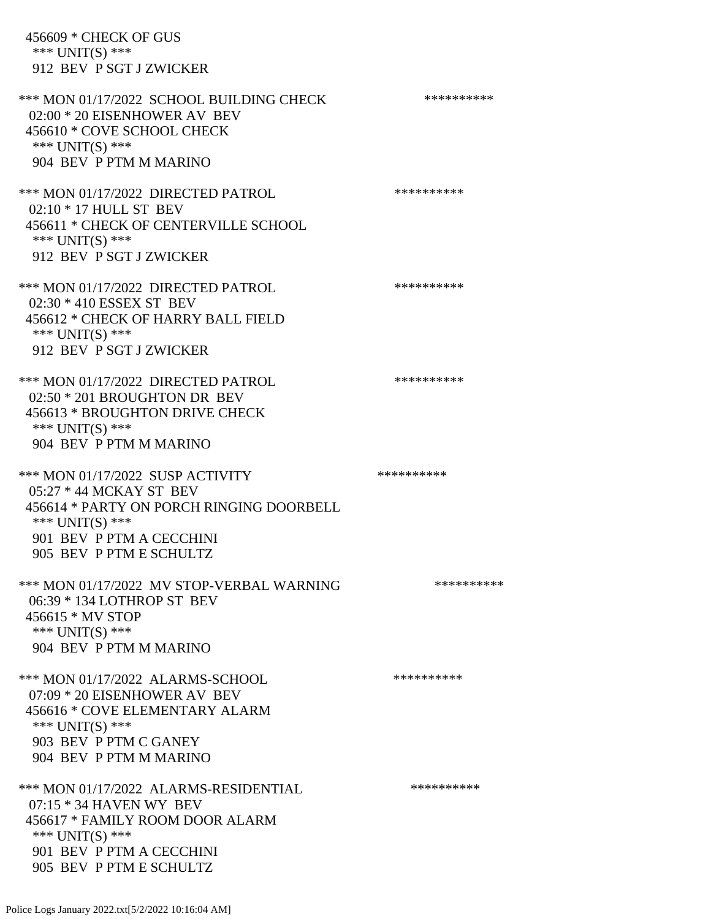456609 * CHECK OF GUS
*** UNIT(S) ***
912 BEV P SGT J ZWICKER

*** MON 01/17/2022 SCHOOL BUILDING CHECK **********
02:00 * 20 EISENHOWER AV BEV
456610 * COVE SCHOOL CHECK
*** UNIT(S) ***
904 BEV P PTM M MARINO

*** MON 01/17/2022 DIRECTED PATROL **********
02:10 * 17 HULL ST BEV
456611 * CHECK OF CENTERVILLE SCHOOL
*** UNIT(S) ***
912 BEV P SGT J ZWICKER

*** MON 01/17/2022 DIRECTED PATROL **********
02:30 * 410 ESSEX ST BEV
456612 * CHECK OF HARRY BALL FIELD
*** UNIT(S) ***
912 BEV P SGT J ZWICKER

*** MON 01/17/2022 DIRECTED PATROL **********
02:50 * 201 BROUGHTON DR BEV
456613 * BROUGHTON DRIVE CHECK
*** UNIT(S) ***
904 BEV P PTM M MARINO

*** MON 01/17/2022 SUSP ACTIVITY **********
05:27 * 44 MCKAY ST BEV
456614 * PARTY ON PORCH RINGING DOORBELL
*** UNIT(S) ***
901 BEV P PTM A CECCHINI
905 BEV P PTM E SCHULTZ

*** MON 01/17/2022 MV STOP-VERBAL WARNING **********
06:39 * 134 LOTHROP ST BEV
456615 * MV STOP
*** UNIT(S) ***
904 BEV P PTM M MARINO

*** MON 01/17/2022 ALARMS-SCHOOL **********
07:09 * 20 EISENHOWER AV BEV
456616 * COVE ELEMENTARY ALARM
*** UNIT(S) ***
903 BEV P PTM C GANEY
904 BEV P PTM M MARINO

*** MON 01/17/2022 ALARMS-RESIDENTIAL **********
07:15 * 34 HAVEN WY BEV
456617 * FAMILY ROOM DOOR ALARM
*** UNIT(S) ***
901 BEV P PTM A CECCHINI
905 BEV P PTM E SCHULTZ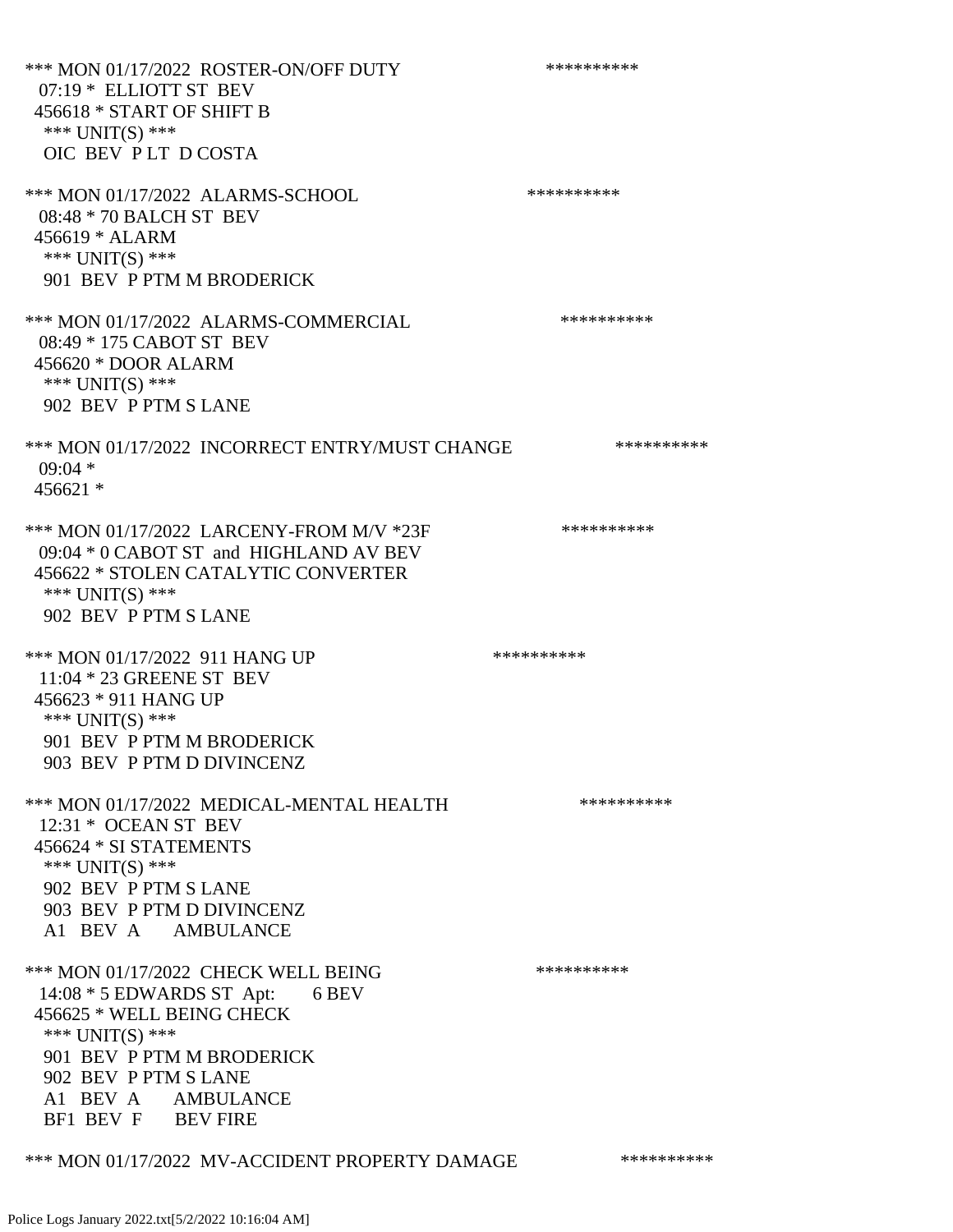*** MON 01/17/2022 ROSTER-ON/OFF DUTY **********
07:19 * ELLIOTT ST BEV
456618 * START OF SHIFT B
*** UNIT(S) ***
OIC BEV P LT D COSTA

*** MON 01/17/2022 ALARMS-SCHOOL **********
08:48 * 70 BALCH ST BEV
456619 * ALARM
*** UNIT(S) ***
901 BEV P PTM M BRODERICK

*** MON 01/17/2022 ALARMS-COMMERCIAL **********
08:49 * 175 CABOT ST BEV
456620 * DOOR ALARM
*** UNIT(S) ***
902 BEV P PTM S LANE

*** MON 01/17/2022 INCORRECT ENTRY/MUST CHANGE **********
09:04 *
456621 *

*** MON 01/17/2022 LARCENY-FROM M/V *23F **********
09:04 * 0 CABOT ST and HIGHLAND AV BEV
456622 * STOLEN CATALYTIC CONVERTER
*** UNIT(S) ***
902 BEV P PTM S LANE

*** MON 01/17/2022 911 HANG UP **********
11:04 * 23 GREENE ST BEV
456623 * 911 HANG UP
*** UNIT(S) ***
901 BEV P PTM M BRODERICK
903 BEV P PTM D DIVINCENZ

*** MON 01/17/2022 MEDICAL-MENTAL HEALTH **********
12:31 * OCEAN ST BEV
456624 * SI STATEMENTS
*** UNIT(S) ***
902 BEV P PTM S LANE
903 BEV P PTM D DIVINCENZ
A1 BEV A AMBULANCE

*** MON 01/17/2022 CHECK WELL BEING **********
14:08 * 5 EDWARDS ST Apt: 6 BEV
456625 * WELL BEING CHECK
*** UNIT(S) ***
901 BEV P PTM M BRODERICK
902 BEV P PTM S LANE
A1 BEV A AMBULANCE
BF1 BEV F BEV FIRE

*** MON 01/17/2022 MV-ACCIDENT PROPERTY DAMAGE **********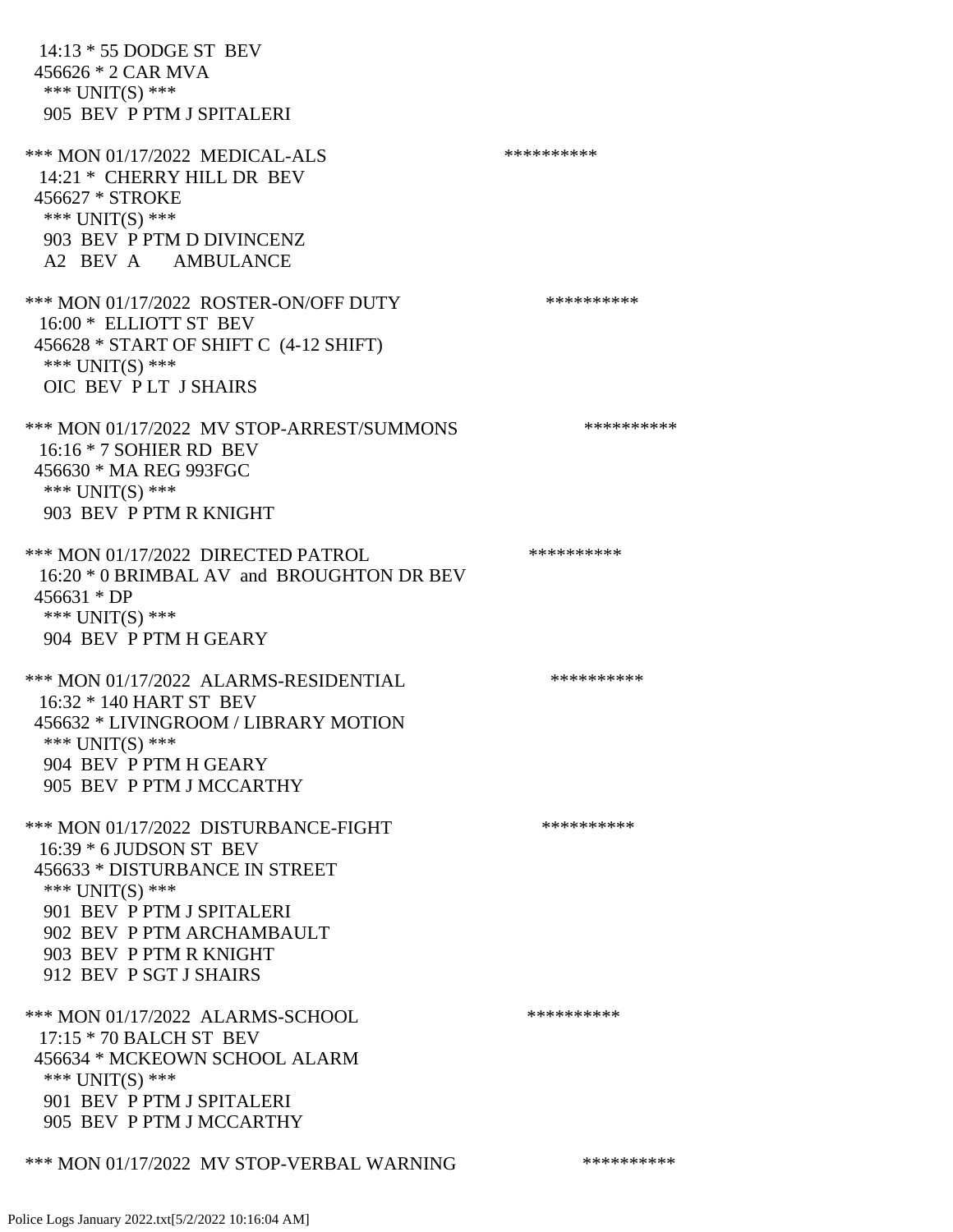14:13 * 55 DODGE ST BEV
456626 * 2 CAR MVA
*** UNIT(S) ***
905 BEV P PTM J SPITALERI

*** MON 01/17/2022 MEDICAL-ALS **********
14:21 * CHERRY HILL DR BEV
456627 * STROKE
*** UNIT(S) ***
903 BEV P PTM D DIVINCENZ
A2 BEV A AMBULANCE

*** MON 01/17/2022 ROSTER-ON/OFF DUTY **********
16:00 * ELLIOTT ST BEV
456628 * START OF SHIFT C (4-12 SHIFT)
*** UNIT(S) ***
OIC BEV P LT J SHAIRS

*** MON 01/17/2022 MV STOP-ARREST/SUMMONS **********
16:16 * 7 SOHIER RD BEV
456630 * MA REG 993FGC
*** UNIT(S) ***
903 BEV P PTM R KNIGHT

*** MON 01/17/2022 DIRECTED PATROL **********
16:20 * 0 BRIMBAL AV and BROUGHTON DR BEV
456631 * DP
*** UNIT(S) ***
904 BEV P PTM H GEARY

*** MON 01/17/2022 ALARMS-RESIDENTIAL **********
16:32 * 140 HART ST BEV
456632 * LIVINGROOM / LIBRARY MOTION
*** UNIT(S) ***
904 BEV P PTM H GEARY
905 BEV P PTM J MCCARTHY

*** MON 01/17/2022 DISTURBANCE-FIGHT **********
16:39 * 6 JUDSON ST BEV
456633 * DISTURBANCE IN STREET
*** UNIT(S) ***
901 BEV P PTM J SPITALERI
902 BEV P PTM ARCHAMBAULT
903 BEV P PTM R KNIGHT
912 BEV P SGT J SHAIRS

*** MON 01/17/2022 ALARMS-SCHOOL **********
17:15 * 70 BALCH ST BEV
456634 * MCKEOWN SCHOOL ALARM
*** UNIT(S) ***
901 BEV P PTM J SPITALERI
905 BEV P PTM J MCCARTHY

*** MON 01/17/2022 MV STOP-VERBAL WARNING **********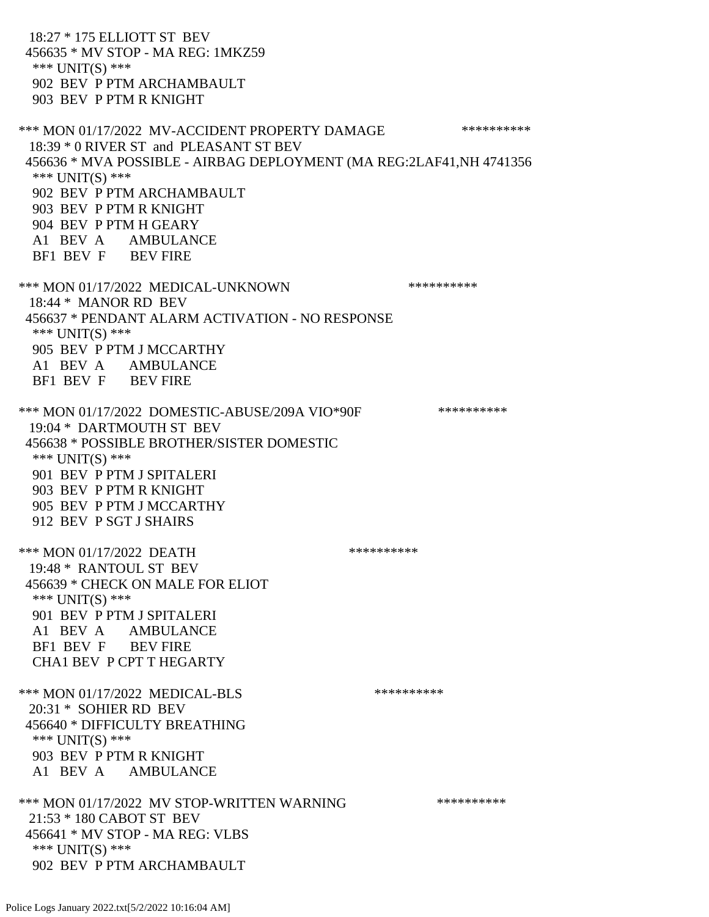18:27 * 175 ELLIOTT ST BEV
456635 * MV STOP - MA REG: 1MKZ59
*** UNIT(S) ***
902 BEV P PTM ARCHAMBAULT
903 BEV P PTM R KNIGHT

*** MON 01/17/2022 MV-ACCIDENT PROPERTY DAMAGE **********
18:39 * 0 RIVER ST and PLEASANT ST BEV
456636 * MVA POSSIBLE - AIRBAG DEPLOYMENT (MA REG:2LAF41,NH 4741356
*** UNIT(S) ***
902 BEV P PTM ARCHAMBAULT
903 BEV P PTM R KNIGHT
904 BEV P PTM H GEARY
A1 BEV A AMBULANCE
BF1 BEV F BEV FIRE

*** MON 01/17/2022 MEDICAL-UNKNOWN **********
18:44 * MANOR RD BEV
456637 * PENDANT ALARM ACTIVATION - NO RESPONSE
*** UNIT(S) ***
905 BEV P PTM J MCCARTHY
A1 BEV A AMBULANCE
BF1 BEV F BEV FIRE

*** MON 01/17/2022 DOMESTIC-ABUSE/209A VIO*90F **********
19:04 * DARTMOUTH ST BEV
456638 * POSSIBLE BROTHER/SISTER DOMESTIC
*** UNIT(S) ***
901 BEV P PTM J SPITALERI
903 BEV P PTM R KNIGHT
905 BEV P PTM J MCCARTHY
912 BEV P SGT J SHAIRS

*** MON 01/17/2022 DEATH **********
19:48 * RANTOUL ST BEV
456639 * CHECK ON MALE FOR ELIOT
*** UNIT(S) ***
901 BEV P PTM J SPITALERI
A1 BEV A AMBULANCE
BF1 BEV F BEV FIRE
CHA1 BEV P CPT T HEGARTY

*** MON 01/17/2022 MEDICAL-BLS **********
20:31 * SOHIER RD BEV
456640 * DIFFICULTY BREATHING
*** UNIT(S) ***
903 BEV P PTM R KNIGHT
A1 BEV A AMBULANCE

*** MON 01/17/2022 MV STOP-WRITTEN WARNING **********
21:53 * 180 CABOT ST BEV
456641 * MV STOP - MA REG: VLBS
*** UNIT(S) ***
902 BEV P PTM ARCHAMBAULT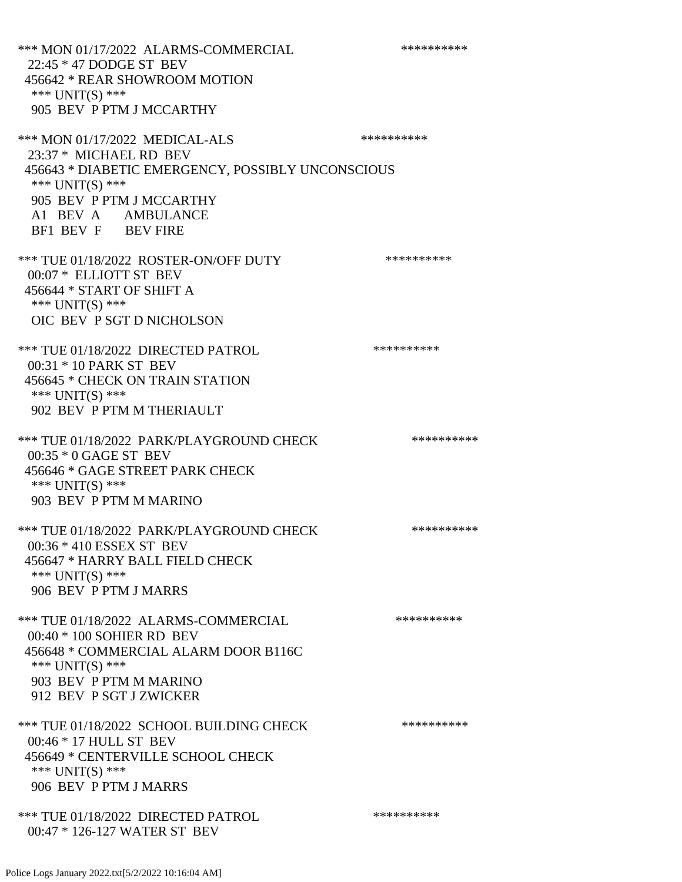*** MON 01/17/2022 ALARMS-COMMERCIAL **********
22:45 * 47 DODGE ST BEV
456642 * REAR SHOWROOM MOTION
*** UNIT(S) ***
905 BEV P PTM J MCCARTHY

*** MON 01/17/2022 MEDICAL-ALS **********
23:37 * MICHAEL RD BEV
456643 * DIABETIC EMERGENCY, POSSIBLY UNCONSCIOUS
*** UNIT(S) ***
905 BEV P PTM J MCCARTHY
A1 BEV A AMBULANCE
BF1 BEV F BEV FIRE

*** TUE 01/18/2022 ROSTER-ON/OFF DUTY **********
00:07 * ELLIOTT ST BEV
456644 * START OF SHIFT A
*** UNIT(S) ***
OIC BEV P SGT D NICHOLSON

*** TUE 01/18/2022 DIRECTED PATROL **********
00:31 * 10 PARK ST BEV
456645 * CHECK ON TRAIN STATION
*** UNIT(S) ***
902 BEV P PTM M THERIAULT

*** TUE 01/18/2022 PARK/PLAYGROUND CHECK **********
00:35 * 0 GAGE ST BEV
456646 * GAGE STREET PARK CHECK
*** UNIT(S) ***
903 BEV P PTM M MARINO

*** TUE 01/18/2022 PARK/PLAYGROUND CHECK **********
00:36 * 410 ESSEX ST BEV
456647 * HARRY BALL FIELD CHECK
*** UNIT(S) ***
906 BEV P PTM J MARRS

*** TUE 01/18/2022 ALARMS-COMMERCIAL **********
00:40 * 100 SOHIER RD BEV
456648 * COMMERCIAL ALARM DOOR B116C
*** UNIT(S) ***
903 BEV P PTM M MARINO
912 BEV P SGT J ZWICKER

*** TUE 01/18/2022 SCHOOL BUILDING CHECK **********
00:46 * 17 HULL ST BEV
456649 * CENTERVILLE SCHOOL CHECK
*** UNIT(S) ***
906 BEV P PTM J MARRS

*** TUE 01/18/2022 DIRECTED PATROL **********
00:47 * 126-127 WATER ST BEV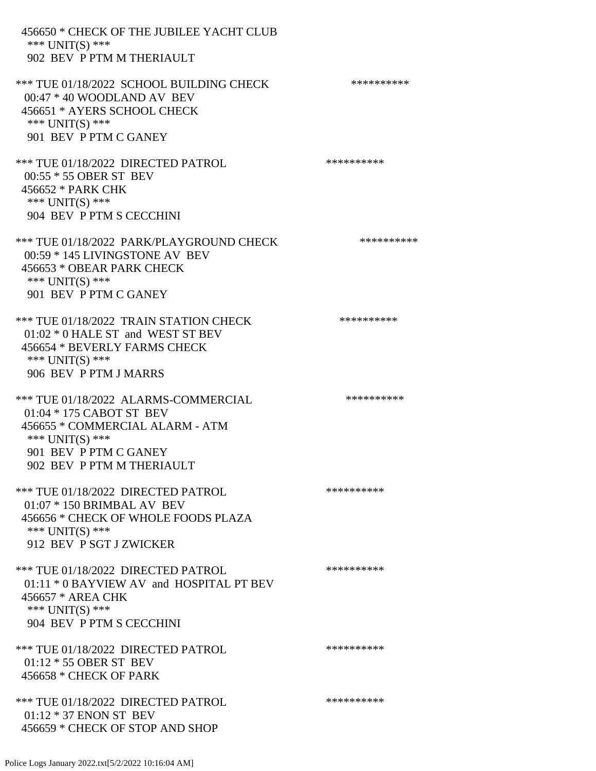456650 * CHECK OF THE JUBILEE YACHT CLUB
*** UNIT(S) ***
902 BEV P PTM M THERIAULT

*** TUE 01/18/2022 SCHOOL BUILDING CHECK **********
00:47 * 40 WOODLAND AV BEV
456651 * AYERS SCHOOL CHECK
*** UNIT(S) ***
901 BEV P PTM C GANEY

*** TUE 01/18/2022 DIRECTED PATROL **********
00:55 * 55 OBER ST BEV
456652 * PARK CHK
*** UNIT(S) ***
904 BEV P PTM S CECCHINI

*** TUE 01/18/2022 PARK/PLAYGROUND CHECK **********
00:59 * 145 LIVINGSTONE AV BEV
456653 * OBEAR PARK CHECK
*** UNIT(S) ***
901 BEV P PTM C GANEY

*** TUE 01/18/2022 TRAIN STATION CHECK **********
01:02 * 0 HALE ST and WEST ST BEV
456654 * BEVERLY FARMS CHECK
*** UNIT(S) ***
906 BEV P PTM J MARRS

*** TUE 01/18/2022 ALARMS-COMMERCIAL **********
01:04 * 175 CABOT ST BEV
456655 * COMMERCIAL ALARM - ATM
*** UNIT(S) ***
901 BEV P PTM C GANEY
902 BEV P PTM M THERIAULT

*** TUE 01/18/2022 DIRECTED PATROL **********
01:07 * 150 BRIMBAL AV BEV
456656 * CHECK OF WHOLE FOODS PLAZA
*** UNIT(S) ***
912 BEV P SGT J ZWICKER

*** TUE 01/18/2022 DIRECTED PATROL **********
01:11 * 0 BAYVIEW AV and HOSPITAL PT BEV
456657 * AREA CHK
*** UNIT(S) ***
904 BEV P PTM S CECCHINI

*** TUE 01/18/2022 DIRECTED PATROL **********
01:12 * 55 OBER ST BEV
456658 * CHECK OF PARK

*** TUE 01/18/2022 DIRECTED PATROL **********
01:12 * 37 ENON ST BEV
456659 * CHECK OF STOP AND SHOP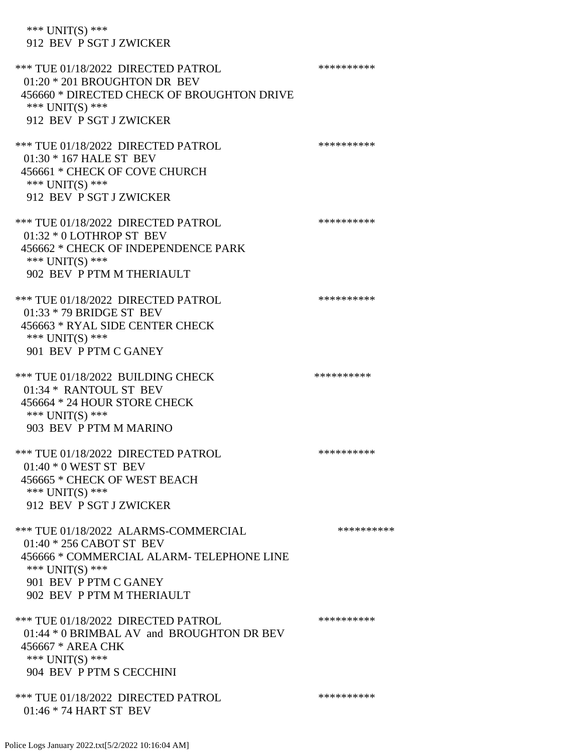\*\*\* UNIT(S) \*\*\*
912 BEV P SGT J ZWICKER

\*\*\* TUE 01/18/2022 DIRECTED PATROL \*\*\*\*\*\*\*\*\*\*
01:20 * 201 BROUGHTON DR BEV
456660 * DIRECTED CHECK OF BROUGHTON DRIVE
\*\*\* UNIT(S) \*\*\*
912 BEV P SGT J ZWICKER

\*\*\* TUE 01/18/2022 DIRECTED PATROL \*\*\*\*\*\*\*\*\*\*
01:30 * 167 HALE ST BEV
456661 * CHECK OF COVE CHURCH
\*\*\* UNIT(S) \*\*\*
912 BEV P SGT J ZWICKER

\*\*\* TUE 01/18/2022 DIRECTED PATROL \*\*\*\*\*\*\*\*\*\*
01:32 * 0 LOTHROP ST BEV
456662 * CHECK OF INDEPENDENCE PARK
\*\*\* UNIT(S) \*\*\*
902 BEV P PTM M THERIAULT

\*\*\* TUE 01/18/2022 DIRECTED PATROL \*\*\*\*\*\*\*\*\*\*
01:33 * 79 BRIDGE ST BEV
456663 * RYAL SIDE CENTER CHECK
\*\*\* UNIT(S) \*\*\*
901 BEV P PTM C GANEY

\*\*\* TUE 01/18/2022 BUILDING CHECK \*\*\*\*\*\*\*\*\*\*
01:34 * RANTOUL ST BEV
456664 * 24 HOUR STORE CHECK
\*\*\* UNIT(S) \*\*\*
903 BEV P PTM M MARINO

\*\*\* TUE 01/18/2022 DIRECTED PATROL \*\*\*\*\*\*\*\*\*\*
01:40 * 0 WEST ST BEV
456665 * CHECK OF WEST BEACH
\*\*\* UNIT(S) \*\*\*
912 BEV P SGT J ZWICKER

\*\*\* TUE 01/18/2022 ALARMS-COMMERCIAL \*\*\*\*\*\*\*\*\*\*
01:40 * 256 CABOT ST BEV
456666 * COMMERCIAL ALARM- TELEPHONE LINE
\*\*\* UNIT(S) \*\*\*
901 BEV P PTM C GANEY
902 BEV P PTM M THERIAULT

\*\*\* TUE 01/18/2022 DIRECTED PATROL \*\*\*\*\*\*\*\*\*\*
01:44 * 0 BRIMBAL AV and BROUGHTON DR BEV
456667 * AREA CHK
\*\*\* UNIT(S) \*\*\*
904 BEV P PTM S CECCHINI

\*\*\* TUE 01/18/2022 DIRECTED PATROL \*\*\*\*\*\*\*\*\*\*
01:46 * 74 HART ST BEV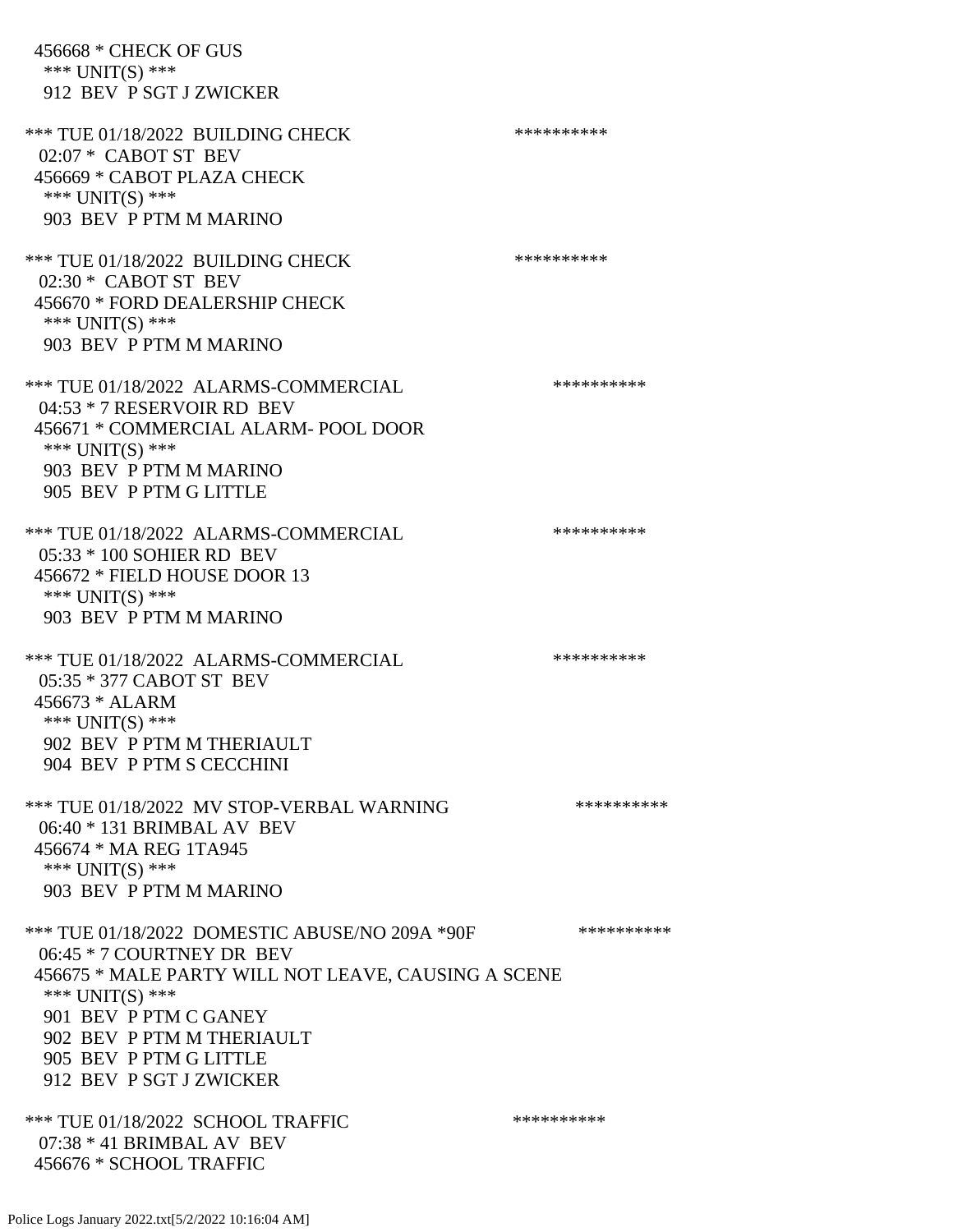456668 * CHECK OF GUS
*** UNIT(S) ***
912 BEV P SGT J ZWICKER

*** TUE 01/18/2022 BUILDING CHECK **********
02:07 * CABOT ST BEV
456669 * CABOT PLAZA CHECK
*** UNIT(S) ***
903 BEV P PTM M MARINO

*** TUE 01/18/2022 BUILDING CHECK **********
02:30 * CABOT ST BEV
456670 * FORD DEALERSHIP CHECK
*** UNIT(S) ***
903 BEV P PTM M MARINO

*** TUE 01/18/2022 ALARMS-COMMERCIAL **********
04:53 * 7 RESERVOIR RD BEV
456671 * COMMERCIAL ALARM- POOL DOOR
*** UNIT(S) ***
903 BEV P PTM M MARINO
905 BEV P PTM G LITTLE

*** TUE 01/18/2022 ALARMS-COMMERCIAL **********
05:33 * 100 SOHIER RD BEV
456672 * FIELD HOUSE DOOR 13
*** UNIT(S) ***
903 BEV P PTM M MARINO

*** TUE 01/18/2022 ALARMS-COMMERCIAL **********
05:35 * 377 CABOT ST BEV
456673 * ALARM
*** UNIT(S) ***
902 BEV P PTM M THERIAULT
904 BEV P PTM S CECCHINI

*** TUE 01/18/2022 MV STOP-VERBAL WARNING **********
06:40 * 131 BRIMBAL AV BEV
456674 * MA REG 1TA945
*** UNIT(S) ***
903 BEV P PTM M MARINO

*** TUE 01/18/2022 DOMESTIC ABUSE/NO 209A *90F **********
06:45 * 7 COURTNEY DR BEV
456675 * MALE PARTY WILL NOT LEAVE, CAUSING A SCENE
*** UNIT(S) ***
901 BEV P PTM C GANEY
902 BEV P PTM M THERIAULT
905 BEV P PTM G LITTLE
912 BEV P SGT J ZWICKER

*** TUE 01/18/2022 SCHOOL TRAFFIC **********
07:38 * 41 BRIMBAL AV BEV
456676 * SCHOOL TRAFFIC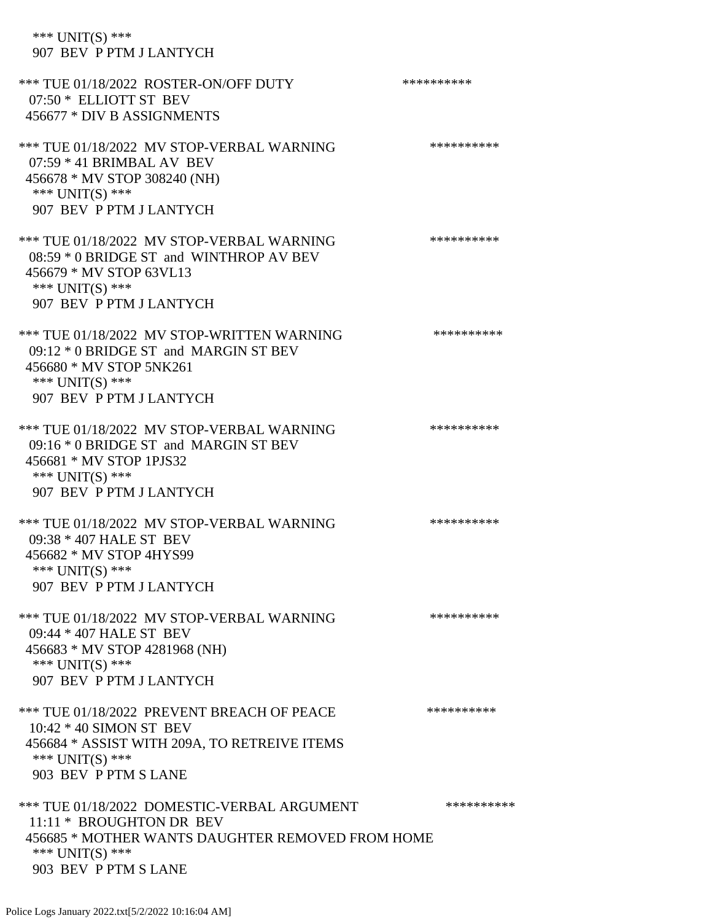\*\*\* UNIT(S) \*\*\*
907 BEV P PTM J LANTYCH

\*\*\* TUE 01/18/2022 ROSTER-ON/OFF DUTY \*\*\*\*\*\*\*\*\*\*
07:50 \* ELLIOTT ST BEV
456677 \* DIV B ASSIGNMENTS

\*\*\* TUE 01/18/2022 MV STOP-VERBAL WARNING \*\*\*\*\*\*\*\*\*\*
07:59 \* 41 BRIMBAL AV BEV
456678 \* MV STOP 308240 (NH)
\*\*\* UNIT(S) \*\*\*
907 BEV P PTM J LANTYCH

\*\*\* TUE 01/18/2022 MV STOP-VERBAL WARNING \*\*\*\*\*\*\*\*\*\*
08:59 \* 0 BRIDGE ST and WINTHROP AV BEV
456679 \* MV STOP 63VL13
\*\*\* UNIT(S) \*\*\*
907 BEV P PTM J LANTYCH

\*\*\* TUE 01/18/2022 MV STOP-WRITTEN WARNING \*\*\*\*\*\*\*\*\*\*
09:12 \* 0 BRIDGE ST and MARGIN ST BEV
456680 \* MV STOP 5NK261
\*\*\* UNIT(S) \*\*\*
907 BEV P PTM J LANTYCH

\*\*\* TUE 01/18/2022 MV STOP-VERBAL WARNING \*\*\*\*\*\*\*\*\*\*
09:16 \* 0 BRIDGE ST and MARGIN ST BEV
456681 \* MV STOP 1PJS32
\*\*\* UNIT(S) \*\*\*
907 BEV P PTM J LANTYCH

\*\*\* TUE 01/18/2022 MV STOP-VERBAL WARNING \*\*\*\*\*\*\*\*\*\*
09:38 \* 407 HALE ST BEV
456682 \* MV STOP 4HYS99
\*\*\* UNIT(S) \*\*\*
907 BEV P PTM J LANTYCH

\*\*\* TUE 01/18/2022 MV STOP-VERBAL WARNING \*\*\*\*\*\*\*\*\*\*
09:44 \* 407 HALE ST BEV
456683 \* MV STOP 4281968 (NH)
\*\*\* UNIT(S) \*\*\*
907 BEV P PTM J LANTYCH

\*\*\* TUE 01/18/2022 PREVENT BREACH OF PEACE \*\*\*\*\*\*\*\*\*\*
10:42 \* 40 SIMON ST BEV
456684 \* ASSIST WITH 209A, TO RETREIVE ITEMS
\*\*\* UNIT(S) \*\*\*
903 BEV P PTM S LANE

\*\*\* TUE 01/18/2022 DOMESTIC-VERBAL ARGUMENT \*\*\*\*\*\*\*\*\*\*
11:11 \* BROUGHTON DR BEV
456685 \* MOTHER WANTS DAUGHTER REMOVED FROM HOME
\*\*\* UNIT(S) \*\*\*
903 BEV P PTM S LANE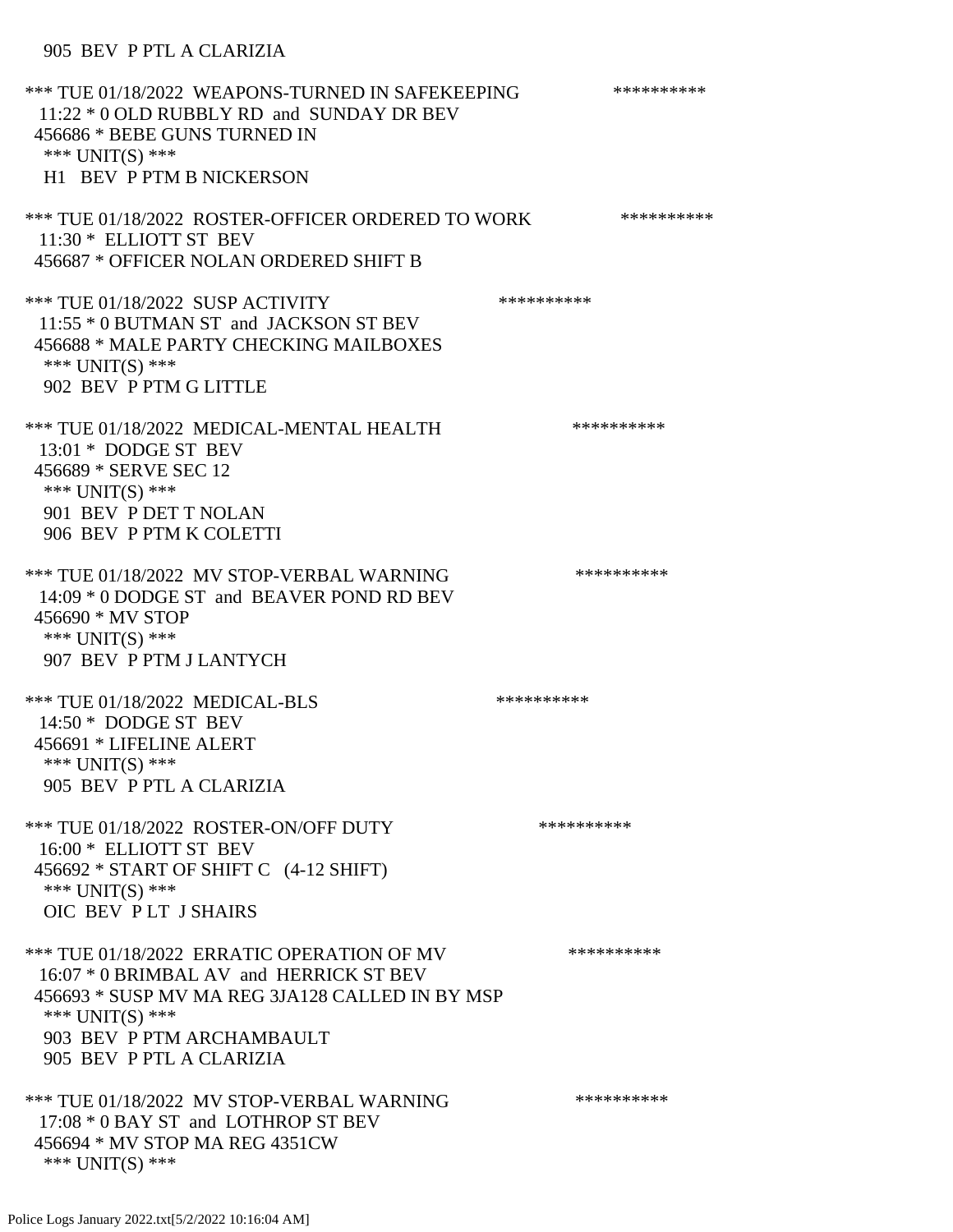905 BEV P PTL A CLARIZIA

*** TUE 01/18/2022 WEAPONS-TURNED IN SAFEKEEPING **********
11:22 * 0 OLD RUBBLY RD and SUNDAY DR BEV
456686 * BEBE GUNS TURNED IN
*** UNIT(S) ***
H1 BEV P PTM B NICKERSON

*** TUE 01/18/2022 ROSTER-OFFICER ORDERED TO WORK **********
11:30 * ELLIOTT ST BEV
456687 * OFFICER NOLAN ORDERED SHIFT B

*** TUE 01/18/2022 SUSP ACTIVITY **********
11:55 * 0 BUTMAN ST and JACKSON ST BEV
456688 * MALE PARTY CHECKING MAILBOXES
*** UNIT(S) ***
902 BEV P PTM G LITTLE

*** TUE 01/18/2022 MEDICAL-MENTAL HEALTH **********
13:01 * DODGE ST BEV
456689 * SERVE SEC 12
*** UNIT(S) ***
901 BEV P DET T NOLAN
906 BEV P PTM K COLETTI

*** TUE 01/18/2022 MV STOP-VERBAL WARNING **********
14:09 * 0 DODGE ST and BEAVER POND RD BEV
456690 * MV STOP
*** UNIT(S) ***
907 BEV P PTM J LANTYCH

*** TUE 01/18/2022 MEDICAL-BLS **********
14:50 * DODGE ST BEV
456691 * LIFELINE ALERT
*** UNIT(S) ***
905 BEV P PTL A CLARIZIA

*** TUE 01/18/2022 ROSTER-ON/OFF DUTY **********
16:00 * ELLIOTT ST BEV
456692 * START OF SHIFT C (4-12 SHIFT)
*** UNIT(S) ***
OIC BEV P LT J SHAIRS

*** TUE 01/18/2022 ERRATIC OPERATION OF MV **********
16:07 * 0 BRIMBAL AV and HERRICK ST BEV
456693 * SUSP MV MA REG 3JA128 CALLED IN BY MSP
*** UNIT(S) ***
903 BEV P PTM ARCHAMBAULT
905 BEV P PTL A CLARIZIA

*** TUE 01/18/2022 MV STOP-VERBAL WARNING **********
17:08 * 0 BAY ST and LOTHROP ST BEV
456694 * MV STOP MA REG 4351CW
*** UNIT(S) ***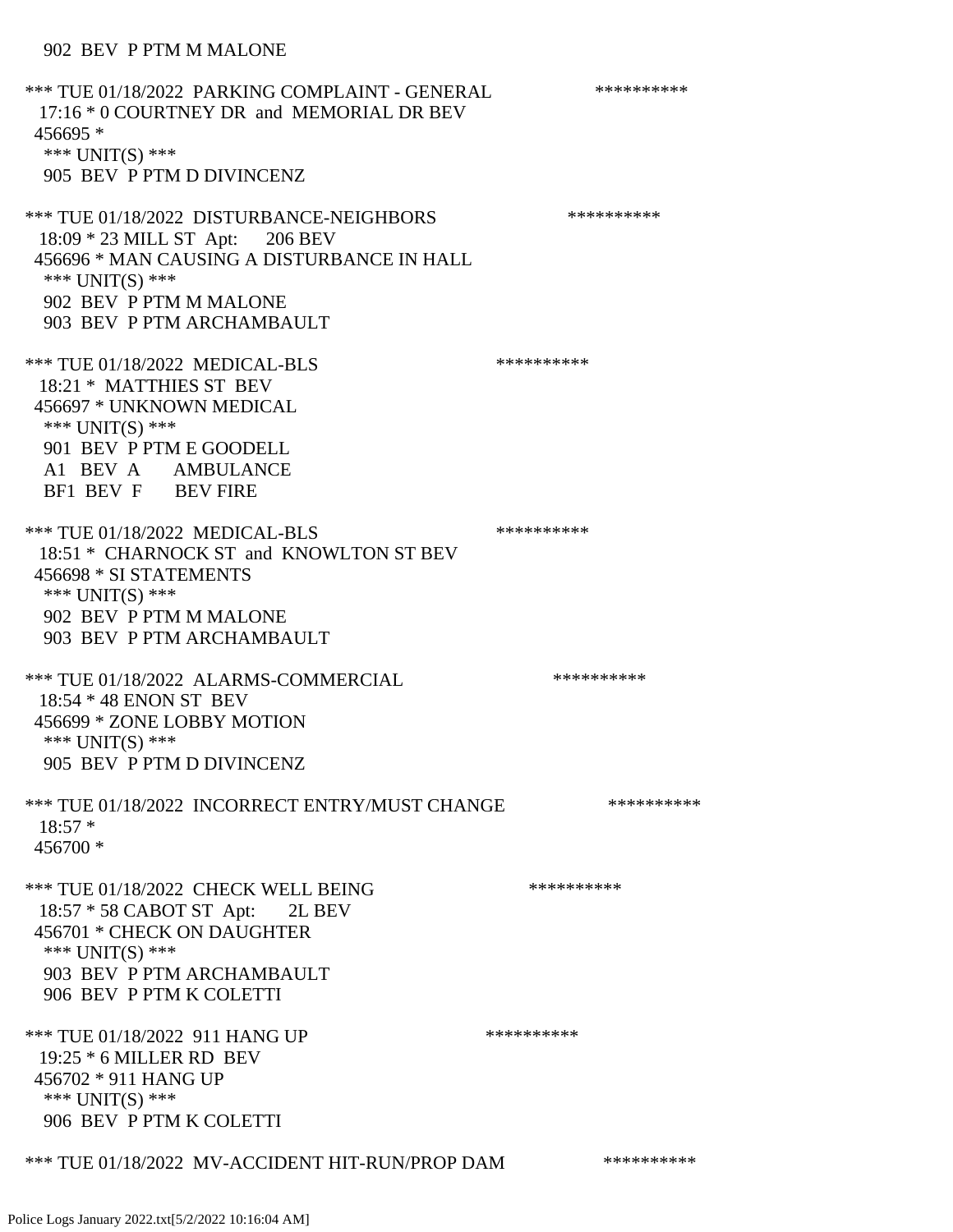902 BEV P PTM M MALONE

*** TUE 01/18/2022 PARKING COMPLAINT - GENERAL **********
17:16 * 0 COURTNEY DR and MEMORIAL DR BEV
456695 *
*** UNIT(S) ***
905 BEV P PTM D DIVINCENZ

*** TUE 01/18/2022 DISTURBANCE-NEIGHBORS **********
18:09 * 23 MILL ST Apt: 206 BEV
456696 * MAN CAUSING A DISTURBANCE IN HALL
*** UNIT(S) ***
902 BEV P PTM M MALONE
903 BEV P PTM ARCHAMBAULT

*** TUE 01/18/2022 MEDICAL-BLS **********
18:21 * MATTHIES ST BEV
456697 * UNKNOWN MEDICAL
*** UNIT(S) ***
901 BEV P PTM E GOODELL
A1 BEV A AMBULANCE
BF1 BEV F BEV FIRE

*** TUE 01/18/2022 MEDICAL-BLS **********
18:51 * CHARNOCK ST and KNOWLTON ST BEV
456698 * SI STATEMENTS
*** UNIT(S) ***
902 BEV P PTM M MALONE
903 BEV P PTM ARCHAMBAULT

*** TUE 01/18/2022 ALARMS-COMMERCIAL **********
18:54 * 48 ENON ST BEV
456699 * ZONE LOBBY MOTION
*** UNIT(S) ***
905 BEV P PTM D DIVINCENZ

*** TUE 01/18/2022 INCORRECT ENTRY/MUST CHANGE **********
18:57 *
456700 *

*** TUE 01/18/2022 CHECK WELL BEING **********
18:57 * 58 CABOT ST Apt: 2L BEV
456701 * CHECK ON DAUGHTER
*** UNIT(S) ***
903 BEV P PTM ARCHAMBAULT
906 BEV P PTM K COLETTI

*** TUE 01/18/2022 911 HANG UP **********
19:25 * 6 MILLER RD BEV
456702 * 911 HANG UP
*** UNIT(S) ***
906 BEV P PTM K COLETTI

*** TUE 01/18/2022 MV-ACCIDENT HIT-RUN/PROP DAM **********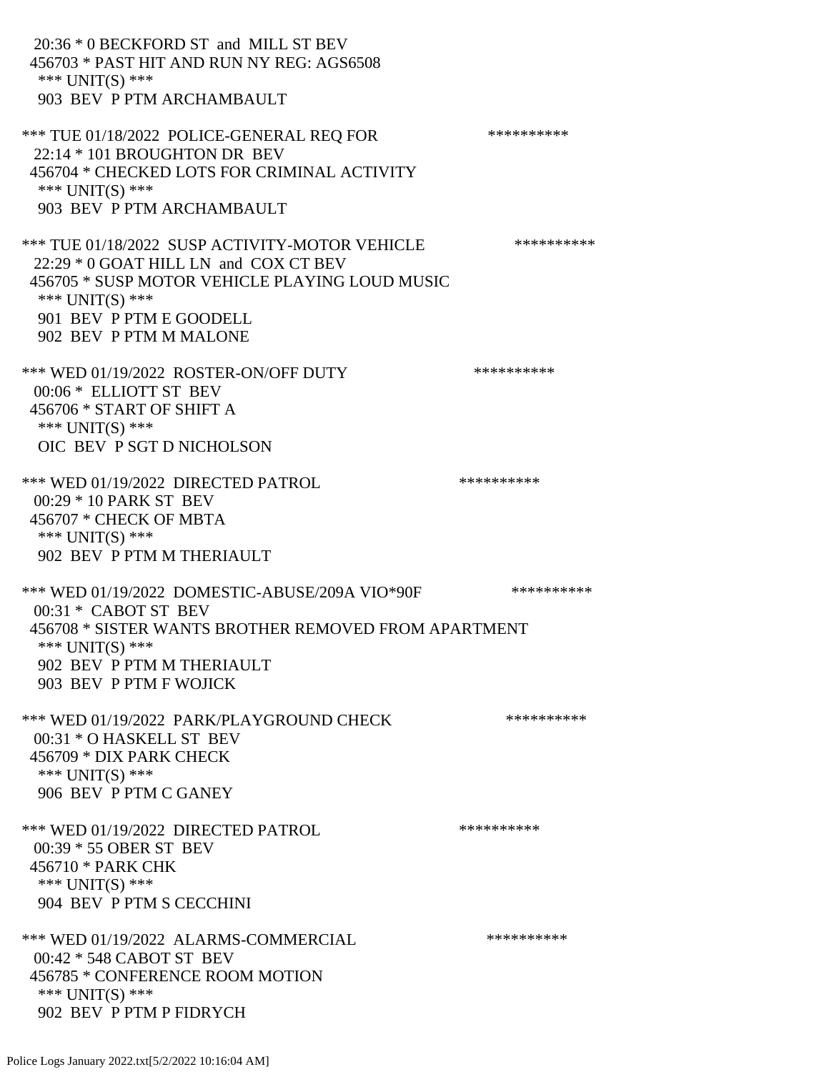20:36 * 0 BECKFORD ST and MILL ST BEV
456703 * PAST HIT AND RUN NY REG: AGS6508
*** UNIT(S) ***
903 BEV P PTM ARCHAMBAULT

*** TUE 01/18/2022 POLICE-GENERAL REQ FOR **********
22:14 * 101 BROUGHTON DR BEV
456704 * CHECKED LOTS FOR CRIMINAL ACTIVITY
*** UNIT(S) ***
903 BEV P PTM ARCHAMBAULT

*** TUE 01/18/2022 SUSP ACTIVITY-MOTOR VEHICLE **********
22:29 * 0 GOAT HILL LN and COX CT BEV
456705 * SUSP MOTOR VEHICLE PLAYING LOUD MUSIC
*** UNIT(S) ***
901 BEV P PTM E GOODELL
902 BEV P PTM M MALONE

*** WED 01/19/2022 ROSTER-ON/OFF DUTY **********
00:06 * ELLIOTT ST BEV
456706 * START OF SHIFT A
*** UNIT(S) ***
OIC BEV P SGT D NICHOLSON

*** WED 01/19/2022 DIRECTED PATROL **********
00:29 * 10 PARK ST BEV
456707 * CHECK OF MBTA
*** UNIT(S) ***
902 BEV P PTM M THERIAULT

*** WED 01/19/2022 DOMESTIC-ABUSE/209A VIO*90F **********
00:31 * CABOT ST BEV
456708 * SISTER WANTS BROTHER REMOVED FROM APARTMENT
*** UNIT(S) ***
902 BEV P PTM M THERIAULT
903 BEV P PTM F WOJICK

*** WED 01/19/2022 PARK/PLAYGROUND CHECK **********
00:31 * O HASKELL ST BEV
456709 * DIX PARK CHECK
*** UNIT(S) ***
906 BEV P PTM C GANEY

*** WED 01/19/2022 DIRECTED PATROL **********
00:39 * 55 OBER ST BEV
456710 * PARK CHK
*** UNIT(S) ***
904 BEV P PTM S CECCHINI

*** WED 01/19/2022 ALARMS-COMMERCIAL **********
00:42 * 548 CABOT ST BEV
456785 * CONFERENCE ROOM MOTION
*** UNIT(S) ***
902 BEV P PTM P FIDRYCH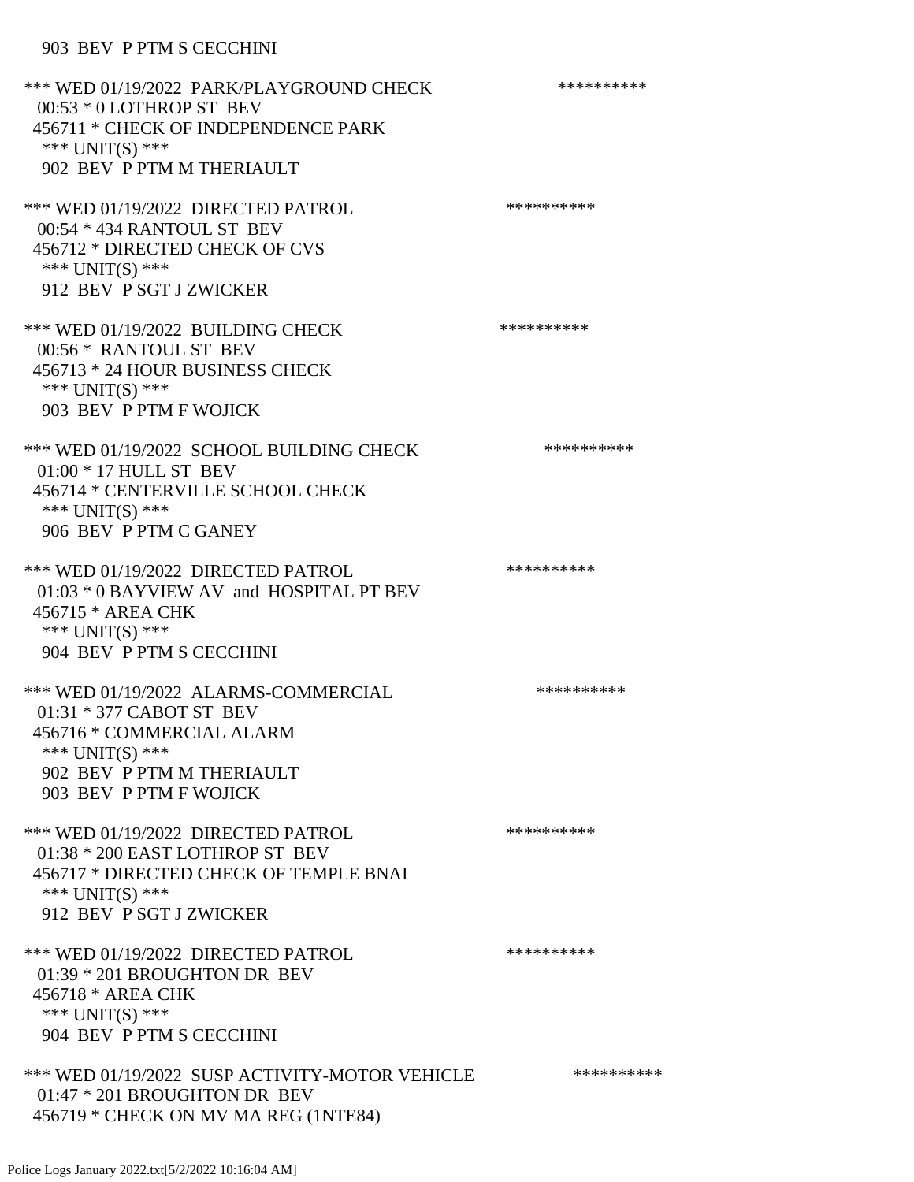903 BEV P PTM S CECCHINI

*** WED 01/19/2022 PARK/PLAYGROUND CHECK **********
00:53 * 0 LOTHROP ST BEV
456711 * CHECK OF INDEPENDENCE PARK
*** UNIT(S) ***
902 BEV P PTM M THERIAULT

*** WED 01/19/2022 DIRECTED PATROL **********
00:54 * 434 RANTOUL ST BEV
456712 * DIRECTED CHECK OF CVS
*** UNIT(S) ***
912 BEV P SGT J ZWICKER

*** WED 01/19/2022 BUILDING CHECK **********
00:56 * RANTOUL ST BEV
456713 * 24 HOUR BUSINESS CHECK
*** UNIT(S) ***
903 BEV P PTM F WOJICK

*** WED 01/19/2022 SCHOOL BUILDING CHECK **********
01:00 * 17 HULL ST BEV
456714 * CENTERVILLE SCHOOL CHECK
*** UNIT(S) ***
906 BEV P PTM C GANEY

*** WED 01/19/2022 DIRECTED PATROL **********
01:03 * 0 BAYVIEW AV and HOSPITAL PT BEV
456715 * AREA CHK
*** UNIT(S) ***
904 BEV P PTM S CECCHINI

*** WED 01/19/2022 ALARMS-COMMERCIAL **********
01:31 * 377 CABOT ST BEV
456716 * COMMERCIAL ALARM
*** UNIT(S) ***
902 BEV P PTM M THERIAULT
903 BEV P PTM F WOJICK

*** WED 01/19/2022 DIRECTED PATROL **********
01:38 * 200 EAST LOTHROP ST BEV
456717 * DIRECTED CHECK OF TEMPLE BNAI
*** UNIT(S) ***
912 BEV P SGT J ZWICKER

*** WED 01/19/2022 DIRECTED PATROL **********
01:39 * 201 BROUGHTON DR BEV
456718 * AREA CHK
*** UNIT(S) ***
904 BEV P PTM S CECCHINI

*** WED 01/19/2022 SUSP ACTIVITY-MOTOR VEHICLE **********
01:47 * 201 BROUGHTON DR BEV
456719 * CHECK ON MV MA REG (1NTE84)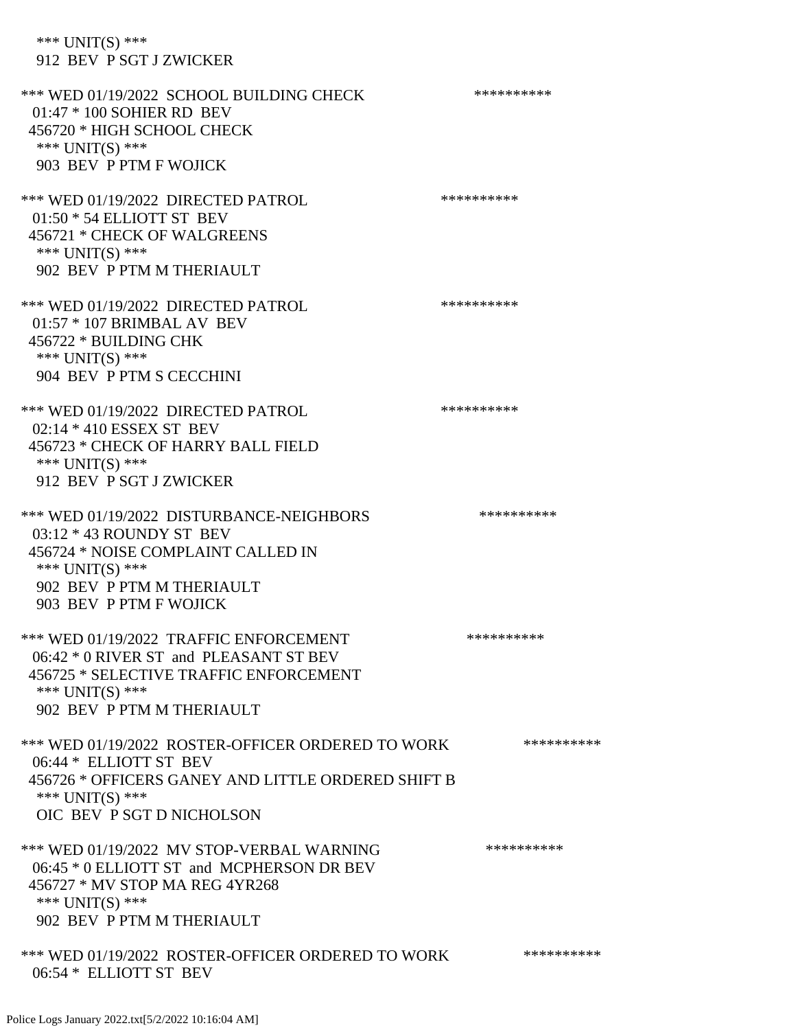*** UNIT(S) ***
 912 BEV P SGT J ZWICKER

*** WED 01/19/2022 SCHOOL BUILDING CHECK **********
 01:47 * 100 SOHIER RD BEV
 456720 * HIGH SCHOOL CHECK
 *** UNIT(S) ***
 903 BEV P PTM F WOJICK

*** WED 01/19/2022 DIRECTED PATROL **********
 01:50 * 54 ELLIOTT ST BEV
 456721 * CHECK OF WALGREENS
 *** UNIT(S) ***
 902 BEV P PTM M THERIAULT

*** WED 01/19/2022 DIRECTED PATROL **********
 01:57 * 107 BRIMBAL AV BEV
 456722 * BUILDING CHK
 *** UNIT(S) ***
 904 BEV P PTM S CECCHINI

*** WED 01/19/2022 DIRECTED PATROL **********
 02:14 * 410 ESSEX ST BEV
 456723 * CHECK OF HARRY BALL FIELD
 *** UNIT(S) ***
 912 BEV P SGT J ZWICKER

*** WED 01/19/2022 DISTURBANCE-NEIGHBORS **********
 03:12 * 43 ROUNDY ST BEV
 456724 * NOISE COMPLAINT CALLED IN
 *** UNIT(S) ***
 902 BEV P PTM M THERIAULT
 903 BEV P PTM F WOJICK

*** WED 01/19/2022 TRAFFIC ENFORCEMENT **********
 06:42 * 0 RIVER ST and PLEASANT ST BEV
 456725 * SELECTIVE TRAFFIC ENFORCEMENT
 *** UNIT(S) ***
 902 BEV P PTM M THERIAULT

*** WED 01/19/2022 ROSTER-OFFICER ORDERED TO WORK **********
 06:44 * ELLIOTT ST BEV
 456726 * OFFICERS GANEY AND LITTLE ORDERED SHIFT B
 *** UNIT(S) ***
 OIC BEV P SGT D NICHOLSON

*** WED 01/19/2022 MV STOP-VERBAL WARNING **********
 06:45 * 0 ELLIOTT ST and MCPHERSON DR BEV
 456727 * MV STOP MA REG 4YR268
 *** UNIT(S) ***
 902 BEV P PTM M THERIAULT

*** WED 01/19/2022 ROSTER-OFFICER ORDERED TO WORK **********
 06:54 * ELLIOTT ST BEV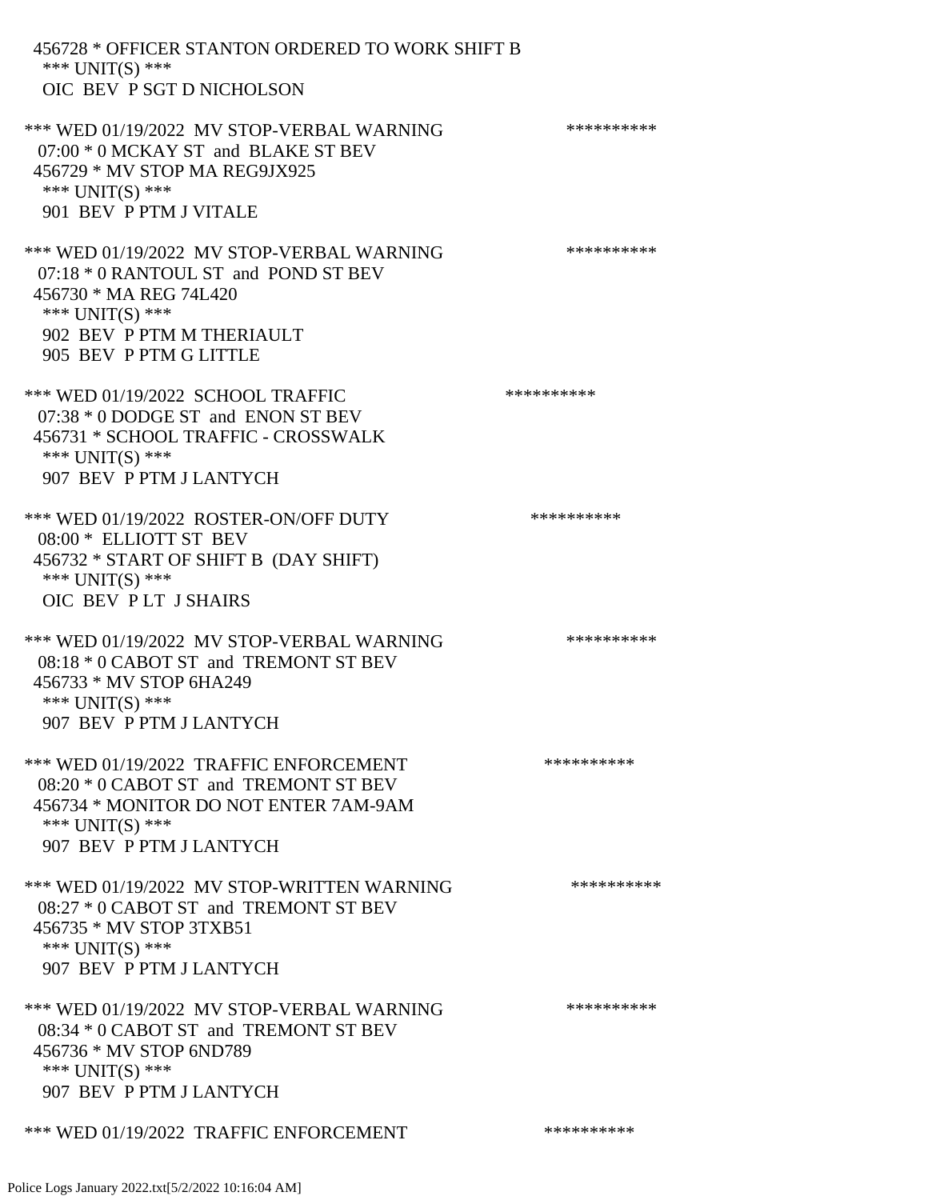456728 * OFFICER STANTON ORDERED TO WORK SHIFT B
*** UNIT(S) ***
OIC BEV P SGT D NICHOLSON

*** WED 01/19/2022 MV STOP-VERBAL WARNING **********
07:00 * 0 MCKAY ST and BLAKE ST BEV
456729 * MV STOP MA REG9JX925
*** UNIT(S) ***
901 BEV P PTM J VITALE

*** WED 01/19/2022 MV STOP-VERBAL WARNING **********
07:18 * 0 RANTOUL ST and POND ST BEV
456730 * MA REG 74L420
*** UNIT(S) ***
902 BEV P PTM M THERIAULT
905 BEV P PTM G LITTLE

*** WED 01/19/2022 SCHOOL TRAFFIC **********
07:38 * 0 DODGE ST and ENON ST BEV
456731 * SCHOOL TRAFFIC - CROSSWALK
*** UNIT(S) ***
907 BEV P PTM J LANTYCH

*** WED 01/19/2022 ROSTER-ON/OFF DUTY **********
08:00 * ELLIOTT ST BEV
456732 * START OF SHIFT B (DAY SHIFT)
*** UNIT(S) ***
OIC BEV P LT J SHAIRS

*** WED 01/19/2022 MV STOP-VERBAL WARNING **********
08:18 * 0 CABOT ST and TREMONT ST BEV
456733 * MV STOP 6HA249
*** UNIT(S) ***
907 BEV P PTM J LANTYCH

*** WED 01/19/2022 TRAFFIC ENFORCEMENT **********
08:20 * 0 CABOT ST and TREMONT ST BEV
456734 * MONITOR DO NOT ENTER 7AM-9AM
*** UNIT(S) ***
907 BEV P PTM J LANTYCH

*** WED 01/19/2022 MV STOP-WRITTEN WARNING **********
08:27 * 0 CABOT ST and TREMONT ST BEV
456735 * MV STOP 3TXB51
*** UNIT(S) ***
907 BEV P PTM J LANTYCH

*** WED 01/19/2022 MV STOP-VERBAL WARNING **********
08:34 * 0 CABOT ST and TREMONT ST BEV
456736 * MV STOP 6ND789
*** UNIT(S) ***
907 BEV P PTM J LANTYCH

*** WED 01/19/2022 TRAFFIC ENFORCEMENT **********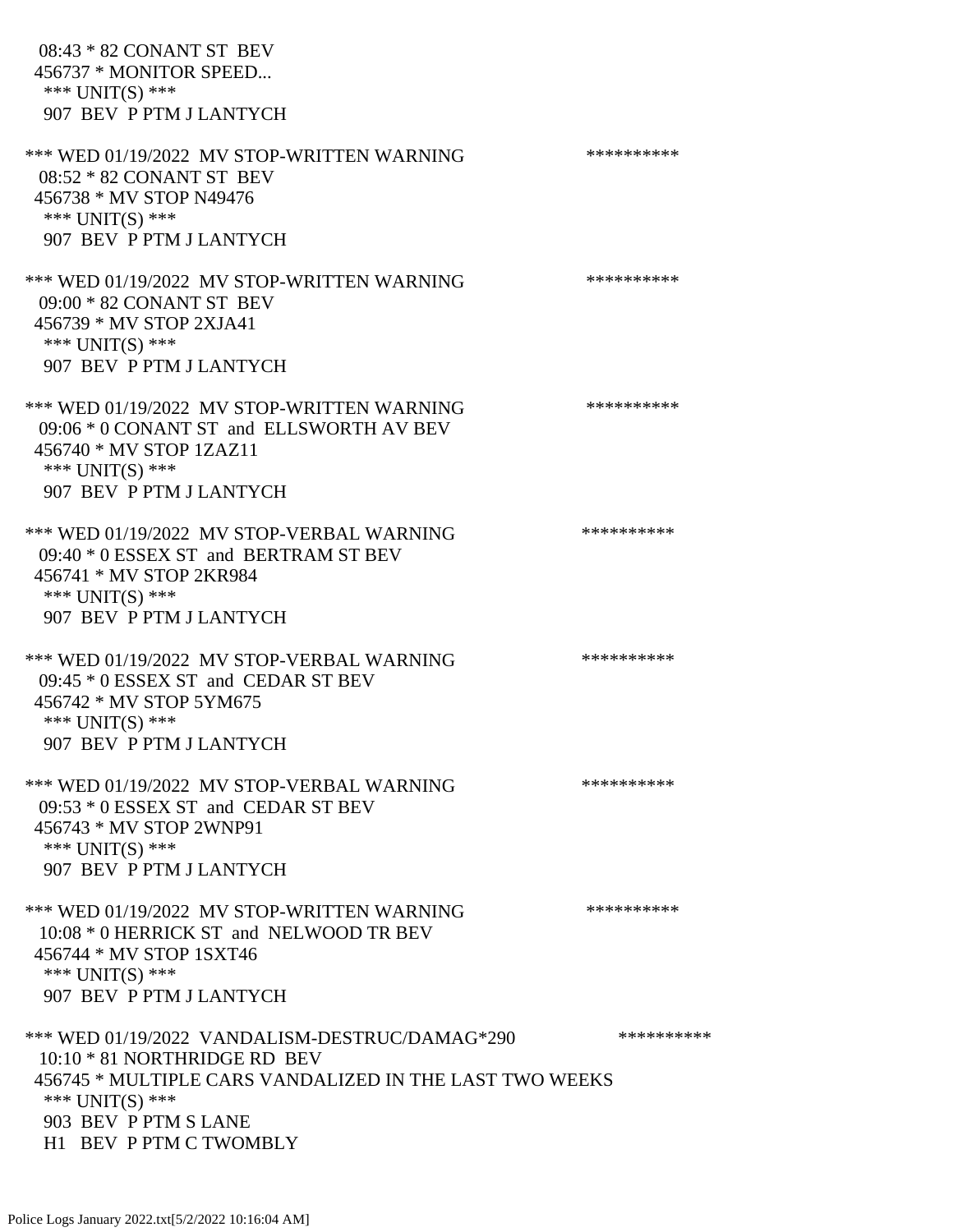08:43 * 82 CONANT ST BEV
456737 * MONITOR SPEED...
*** UNIT(S) ***
907 BEV P PTM J LANTYCH

*** WED 01/19/2022 MV STOP-WRITTEN WARNING **********
08:52 * 82 CONANT ST BEV
456738 * MV STOP N49476
*** UNIT(S) ***
907 BEV P PTM J LANTYCH

*** WED 01/19/2022 MV STOP-WRITTEN WARNING **********
09:00 * 82 CONANT ST BEV
456739 * MV STOP 2XJA41
*** UNIT(S) ***
907 BEV P PTM J LANTYCH

*** WED 01/19/2022 MV STOP-WRITTEN WARNING **********
09:06 * 0 CONANT ST and ELLSWORTH AV BEV
456740 * MV STOP 1ZAZ11
*** UNIT(S) ***
907 BEV P PTM J LANTYCH

*** WED 01/19/2022 MV STOP-VERBAL WARNING **********
09:40 * 0 ESSEX ST and BERTRAM ST BEV
456741 * MV STOP 2KR984
*** UNIT(S) ***
907 BEV P PTM J LANTYCH

*** WED 01/19/2022 MV STOP-VERBAL WARNING **********
09:45 * 0 ESSEX ST and CEDAR ST BEV
456742 * MV STOP 5YM675
*** UNIT(S) ***
907 BEV P PTM J LANTYCH

*** WED 01/19/2022 MV STOP-VERBAL WARNING **********
09:53 * 0 ESSEX ST and CEDAR ST BEV
456743 * MV STOP 2WNP91
*** UNIT(S) ***
907 BEV P PTM J LANTYCH

*** WED 01/19/2022 MV STOP-WRITTEN WARNING **********
10:08 * 0 HERRICK ST and NELWOOD TR BEV
456744 * MV STOP 1SXT46
*** UNIT(S) ***
907 BEV P PTM J LANTYCH

*** WED 01/19/2022 VANDALISM-DESTRUC/DAMAG*290 **********
10:10 * 81 NORTHRIDGE RD BEV
456745 * MULTIPLE CARS VANDALIZED IN THE LAST TWO WEEKS
*** UNIT(S) ***
903 BEV P PTM S LANE
H1 BEV P PTM C TWOMBLY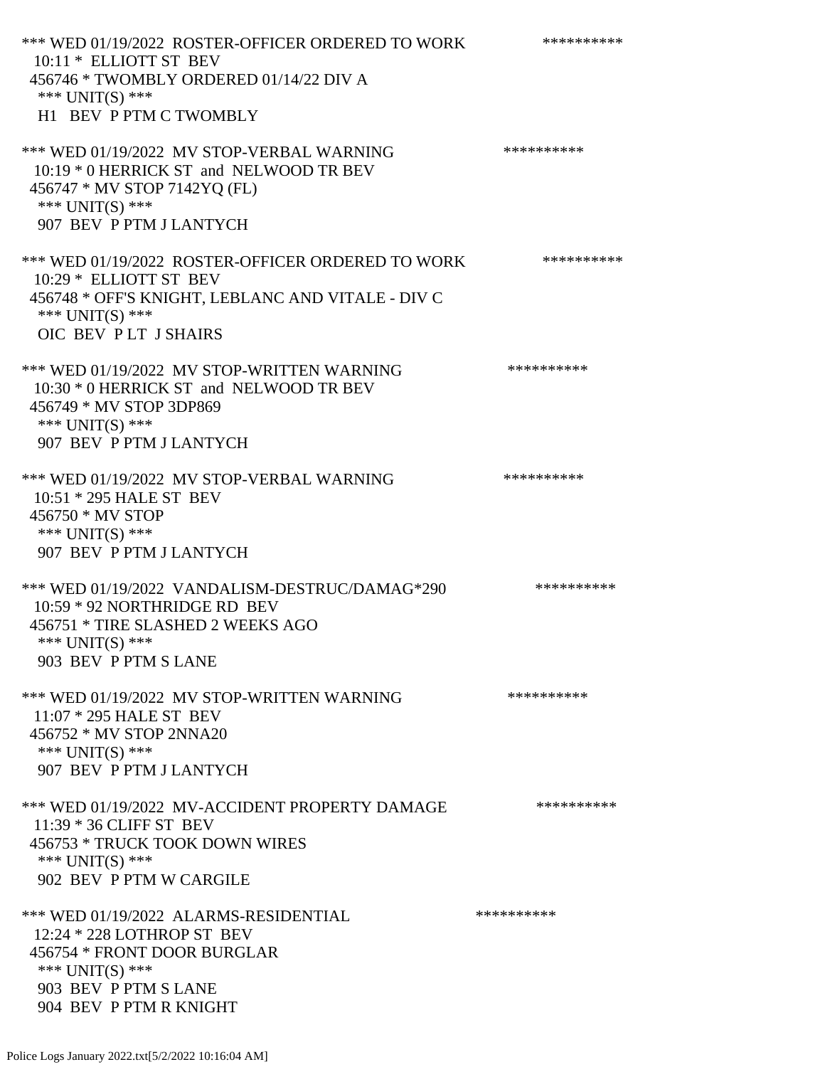*** WED 01/19/2022 ROSTER-OFFICER ORDERED TO WORK **********
10:11 * ELLIOTT ST BEV
456746 * TWOMBLY ORDERED 01/14/22 DIV A
*** UNIT(S) ***
H1 BEV P PTM C TWOMBLY

*** WED 01/19/2022 MV STOP-VERBAL WARNING **********
10:19 * 0 HERRICK ST and NELWOOD TR BEV
456747 * MV STOP 7142YQ (FL)
*** UNIT(S) ***
907 BEV P PTM J LANTYCH

*** WED 01/19/2022 ROSTER-OFFICER ORDERED TO WORK **********
10:29 * ELLIOTT ST BEV
456748 * OFF'S KNIGHT, LEBLANC AND VITALE - DIV C
*** UNIT(S) ***
OIC BEV P LT J SHAIRS

*** WED 01/19/2022 MV STOP-WRITTEN WARNING **********
10:30 * 0 HERRICK ST and NELWOOD TR BEV
456749 * MV STOP 3DP869
*** UNIT(S) ***
907 BEV P PTM J LANTYCH

*** WED 01/19/2022 MV STOP-VERBAL WARNING **********
10:51 * 295 HALE ST BEV
456750 * MV STOP
*** UNIT(S) ***
907 BEV P PTM J LANTYCH

*** WED 01/19/2022 VANDALISM-DESTRUC/DAMAG*290 **********
10:59 * 92 NORTHRIDGE RD BEV
456751 * TIRE SLASHED 2 WEEKS AGO
*** UNIT(S) ***
903 BEV P PTM S LANE

*** WED 01/19/2022 MV STOP-WRITTEN WARNING **********
11:07 * 295 HALE ST BEV
456752 * MV STOP 2NNA20
*** UNIT(S) ***
907 BEV P PTM J LANTYCH

*** WED 01/19/2022 MV-ACCIDENT PROPERTY DAMAGE **********
11:39 * 36 CLIFF ST BEV
456753 * TRUCK TOOK DOWN WIRES
*** UNIT(S) ***
902 BEV P PTM W CARGILE

*** WED 01/19/2022 ALARMS-RESIDENTIAL **********
12:24 * 228 LOTHROP ST BEV
456754 * FRONT DOOR BURGLAR
*** UNIT(S) ***
903 BEV P PTM S LANE
904 BEV P PTM R KNIGHT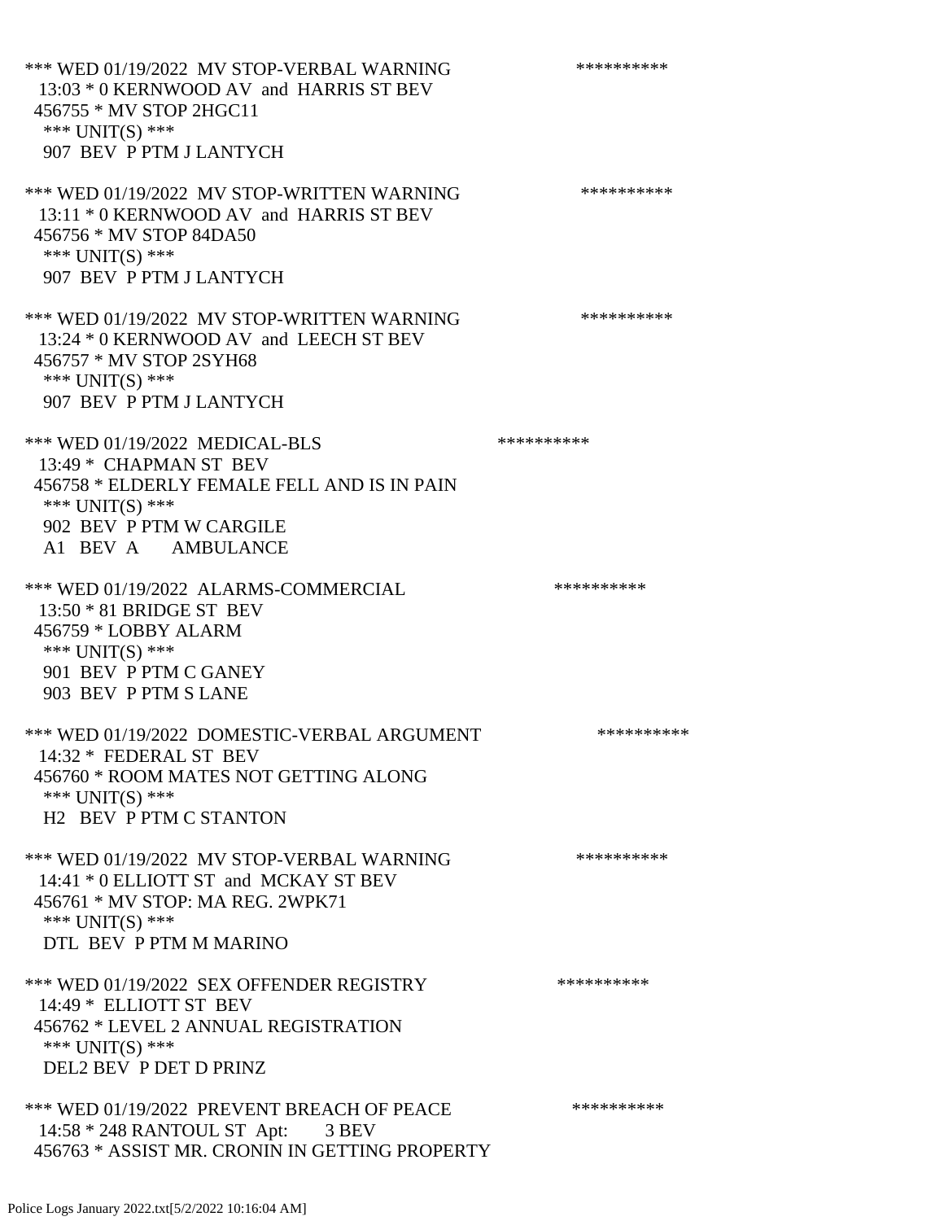*** WED 01/19/2022 MV STOP-VERBAL WARNING **********
13:03 * 0 KERNWOOD AV and HARRIS ST BEV
456755 * MV STOP 2HGC11
*** UNIT(S) ***
907 BEV P PTM J LANTYCH

*** WED 01/19/2022 MV STOP-WRITTEN WARNING **********
13:11 * 0 KERNWOOD AV and HARRIS ST BEV
456756 * MV STOP 84DA50
*** UNIT(S) ***
907 BEV P PTM J LANTYCH

*** WED 01/19/2022 MV STOP-WRITTEN WARNING **********
13:24 * 0 KERNWOOD AV and LEECH ST BEV
456757 * MV STOP 2SYH68
*** UNIT(S) ***
907 BEV P PTM J LANTYCH

*** WED 01/19/2022 MEDICAL-BLS **********
13:49 * CHAPMAN ST BEV
456758 * ELDERLY FEMALE FELL AND IS IN PAIN
*** UNIT(S) ***
902 BEV P PTM W CARGILE
A1 BEV A AMBULANCE

*** WED 01/19/2022 ALARMS-COMMERCIAL **********
13:50 * 81 BRIDGE ST BEV
456759 * LOBBY ALARM
*** UNIT(S) ***
901 BEV P PTM C GANEY
903 BEV P PTM S LANE

*** WED 01/19/2022 DOMESTIC-VERBAL ARGUMENT **********
14:32 * FEDERAL ST BEV
456760 * ROOM MATES NOT GETTING ALONG
*** UNIT(S) ***
H2 BEV P PTM C STANTON

*** WED 01/19/2022 MV STOP-VERBAL WARNING **********
14:41 * 0 ELLIOTT ST and MCKAY ST BEV
456761 * MV STOP: MA REG. 2WPK71
*** UNIT(S) ***
DTL BEV P PTM M MARINO

*** WED 01/19/2022 SEX OFFENDER REGISTRY **********
14:49 * ELLIOTT ST BEV
456762 * LEVEL 2 ANNUAL REGISTRATION
*** UNIT(S) ***
DEL2 BEV P DET D PRINZ

*** WED 01/19/2022 PREVENT BREACH OF PEACE **********
14:58 * 248 RANTOUL ST Apt: 3 BEV
456763 * ASSIST MR. CRONIN IN GETTING PROPERTY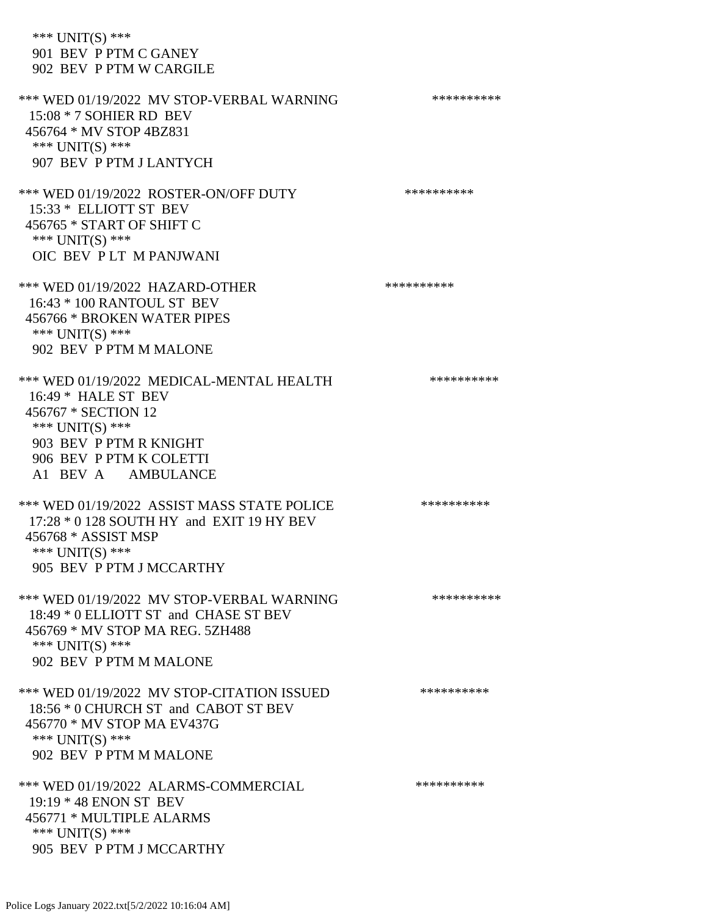*** UNIT(S) ***
 901 BEV P PTM C GANEY
 902 BEV P PTM W CARGILE

*** WED 01/19/2022 MV STOP-VERBAL WARNING **********
 15:08 * 7 SOHIER RD BEV
 456764 * MV STOP 4BZ831
 *** UNIT(S) ***
 907 BEV P PTM J LANTYCH

*** WED 01/19/2022 ROSTER-ON/OFF DUTY **********
 15:33 * ELLIOTT ST BEV
 456765 * START OF SHIFT C
 *** UNIT(S) ***
 OIC BEV P LT M PANJWANI

*** WED 01/19/2022 HAZARD-OTHER **********
 16:43 * 100 RANTOUL ST BEV
 456766 * BROKEN WATER PIPES
 *** UNIT(S) ***
 902 BEV P PTM M MALONE

*** WED 01/19/2022 MEDICAL-MENTAL HEALTH **********
 16:49 * HALE ST BEV
 456767 * SECTION 12
 *** UNIT(S) ***
 903 BEV P PTM R KNIGHT
 906 BEV P PTM K COLETTI
 A1 BEV A AMBULANCE

*** WED 01/19/2022 ASSIST MASS STATE POLICE **********
 17:28 * 0 128 SOUTH HY and EXIT 19 HY BEV
 456768 * ASSIST MSP
 *** UNIT(S) ***
 905 BEV P PTM J MCCARTHY

*** WED 01/19/2022 MV STOP-VERBAL WARNING **********
 18:49 * 0 ELLIOTT ST and CHASE ST BEV
 456769 * MV STOP MA REG. 5ZH488
 *** UNIT(S) ***
 902 BEV P PTM M MALONE

*** WED 01/19/2022 MV STOP-CITATION ISSUED **********
 18:56 * 0 CHURCH ST and CABOT ST BEV
 456770 * MV STOP MA EV437G
 *** UNIT(S) ***
 902 BEV P PTM M MALONE

*** WED 01/19/2022 ALARMS-COMMERCIAL **********
 19:19 * 48 ENON ST BEV
 456771 * MULTIPLE ALARMS
 *** UNIT(S) ***
 905 BEV P PTM J MCCARTHY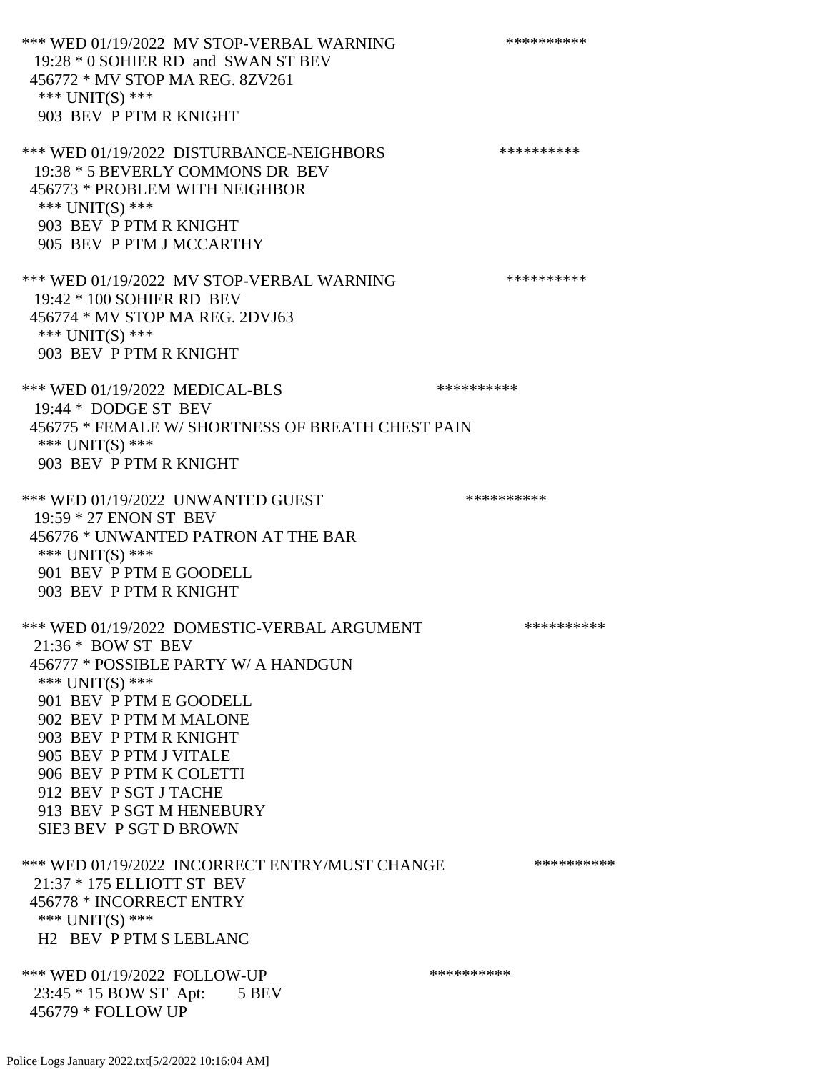*** WED 01/19/2022 MV STOP-VERBAL WARNING **********
19:28 * 0 SOHIER RD and SWAN ST BEV
456772 * MV STOP MA REG. 8ZV261
*** UNIT(S) ***
903 BEV P PTM R KNIGHT

*** WED 01/19/2022 DISTURBANCE-NEIGHBORS **********
19:38 * 5 BEVERLY COMMONS DR BEV
456773 * PROBLEM WITH NEIGHBOR
*** UNIT(S) ***
903 BEV P PTM R KNIGHT
905 BEV P PTM J MCCARTHY

*** WED 01/19/2022 MV STOP-VERBAL WARNING **********
19:42 * 100 SOHIER RD BEV
456774 * MV STOP MA REG. 2DVJ63
*** UNIT(S) ***
903 BEV P PTM R KNIGHT

*** WED 01/19/2022 MEDICAL-BLS **********
19:44 * DODGE ST BEV
456775 * FEMALE W/ SHORTNESS OF BREATH CHEST PAIN
*** UNIT(S) ***
903 BEV P PTM R KNIGHT

*** WED 01/19/2022 UNWANTED GUEST **********
19:59 * 27 ENON ST BEV
456776 * UNWANTED PATRON AT THE BAR
*** UNIT(S) ***
901 BEV P PTM E GOODELL
903 BEV P PTM R KNIGHT

*** WED 01/19/2022 DOMESTIC-VERBAL ARGUMENT **********
21:36 * BOW ST BEV
456777 * POSSIBLE PARTY W/ A HANDGUN
*** UNIT(S) ***
901 BEV P PTM E GOODELL
902 BEV P PTM M MALONE
903 BEV P PTM R KNIGHT
905 BEV P PTM J VITALE
906 BEV P PTM K COLETTI
912 BEV P SGT J TACHE
913 BEV P SGT M HENEBURY
SIE3 BEV P SGT D BROWN

*** WED 01/19/2022 INCORRECT ENTRY/MUST CHANGE **********
21:37 * 175 ELLIOTT ST BEV
456778 * INCORRECT ENTRY
*** UNIT(S) ***
H2 BEV P PTM S LEBLANC

*** WED 01/19/2022 FOLLOW-UP **********
23:45 * 15 BOW ST Apt: 5 BEV
456779 * FOLLOW UP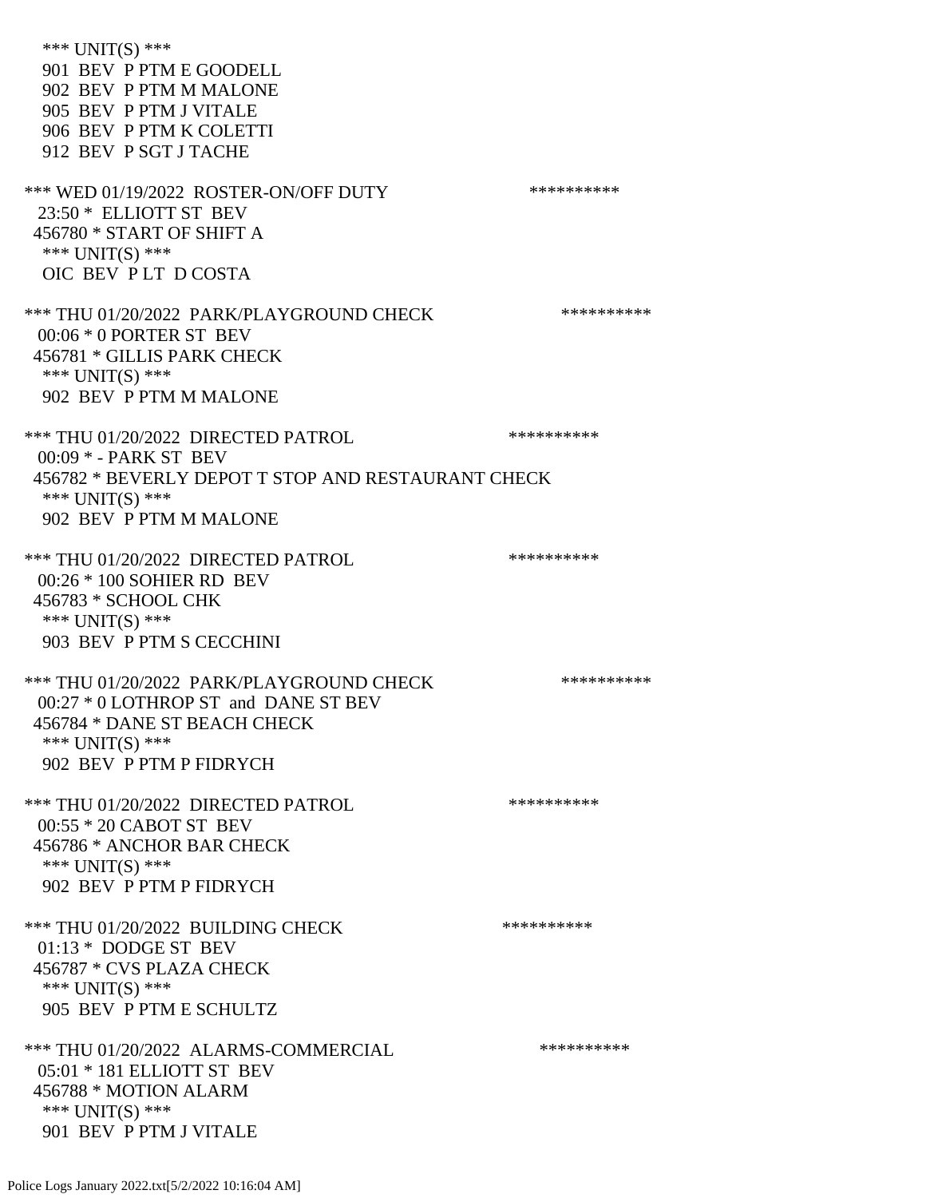\*\*\* UNIT(S) \*\*\*
901 BEV P PTM E GOODELL
902 BEV P PTM M MALONE
905 BEV P PTM J VITALE
906 BEV P PTM K COLETTI
912 BEV P SGT J TACHE

\*\*\* WED 01/19/2022 ROSTER-ON/OFF DUTY \*\*\*\*\*\*\*\*\*\*
23:50 * ELLIOTT ST BEV
456780 * START OF SHIFT A
\*\*\* UNIT(S) \*\*\*
OIC BEV P LT D COSTA

\*\*\* THU 01/20/2022 PARK/PLAYGROUND CHECK \*\*\*\*\*\*\*\*\*\*
00:06 * 0 PORTER ST BEV
456781 * GILLIS PARK CHECK
\*\*\* UNIT(S) \*\*\*
902 BEV P PTM M MALONE

\*\*\* THU 01/20/2022 DIRECTED PATROL \*\*\*\*\*\*\*\*\*\*
00:09 * - PARK ST BEV
456782 * BEVERLY DEPOT T STOP AND RESTAURANT CHECK
\*\*\* UNIT(S) \*\*\*
902 BEV P PTM M MALONE

\*\*\* THU 01/20/2022 DIRECTED PATROL \*\*\*\*\*\*\*\*\*\*
00:26 * 100 SOHIER RD BEV
456783 * SCHOOL CHK
\*\*\* UNIT(S) \*\*\*
903 BEV P PTM S CECCHINI

\*\*\* THU 01/20/2022 PARK/PLAYGROUND CHECK \*\*\*\*\*\*\*\*\*\*
00:27 * 0 LOTHROP ST and DANE ST BEV
456784 * DANE ST BEACH CHECK
\*\*\* UNIT(S) \*\*\*
902 BEV P PTM P FIDRYCH

\*\*\* THU 01/20/2022 DIRECTED PATROL \*\*\*\*\*\*\*\*\*\*
00:55 * 20 CABOT ST BEV
456786 * ANCHOR BAR CHECK
\*\*\* UNIT(S) \*\*\*
902 BEV P PTM P FIDRYCH

\*\*\* THU 01/20/2022 BUILDING CHECK \*\*\*\*\*\*\*\*\*\*
01:13 * DODGE ST BEV
456787 * CVS PLAZA CHECK
\*\*\* UNIT(S) \*\*\*
905 BEV P PTM E SCHULTZ

\*\*\* THU 01/20/2022 ALARMS-COMMERCIAL \*\*\*\*\*\*\*\*\*\*
05:01 * 181 ELLIOTT ST BEV
456788 * MOTION ALARM
\*\*\* UNIT(S) \*\*\*
901 BEV P PTM J VITALE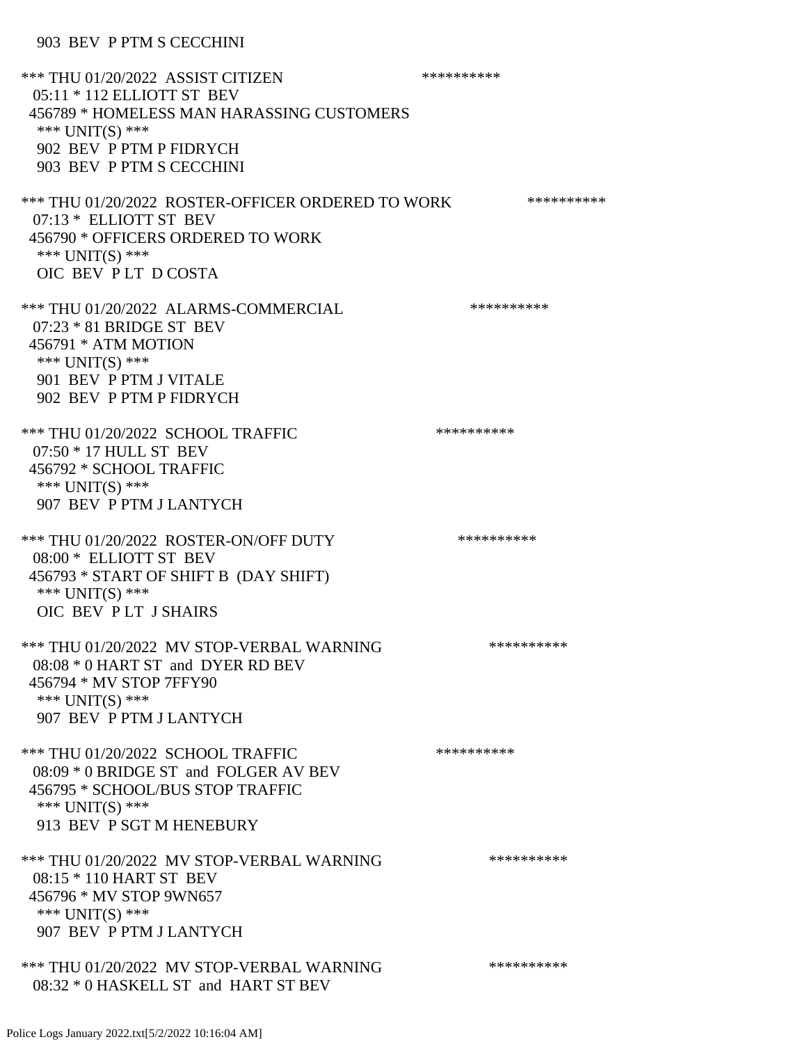903 BEV P PTM S CECCHINI

*** THU 01/20/2022 ASSIST CITIZEN **********
05:11 * 112 ELLIOTT ST BEV
456789 * HOMELESS MAN HARASSING CUSTOMERS
*** UNIT(S) ***
902 BEV P PTM P FIDRYCH
903 BEV P PTM S CECCHINI

*** THU 01/20/2022 ROSTER-OFFICER ORDERED TO WORK **********
07:13 * ELLIOTT ST BEV
456790 * OFFICERS ORDERED TO WORK
*** UNIT(S) ***
OIC BEV P LT D COSTA

*** THU 01/20/2022 ALARMS-COMMERCIAL **********
07:23 * 81 BRIDGE ST BEV
456791 * ATM MOTION
*** UNIT(S) ***
901 BEV P PTM J VITALE
902 BEV P PTM P FIDRYCH

*** THU 01/20/2022 SCHOOL TRAFFIC **********
07:50 * 17 HULL ST BEV
456792 * SCHOOL TRAFFIC
*** UNIT(S) ***
907 BEV P PTM J LANTYCH

*** THU 01/20/2022 ROSTER-ON/OFF DUTY **********
08:00 * ELLIOTT ST BEV
456793 * START OF SHIFT B (DAY SHIFT)
*** UNIT(S) ***
OIC BEV P LT J SHAIRS

*** THU 01/20/2022 MV STOP-VERBAL WARNING **********
08:08 * 0 HART ST and DYER RD BEV
456794 * MV STOP 7FFY90
*** UNIT(S) ***
907 BEV P PTM J LANTYCH

*** THU 01/20/2022 SCHOOL TRAFFIC **********
08:09 * 0 BRIDGE ST and FOLGER AV BEV
456795 * SCHOOL/BUS STOP TRAFFIC
*** UNIT(S) ***
913 BEV P SGT M HENEBURY

*** THU 01/20/2022 MV STOP-VERBAL WARNING **********
08:15 * 110 HART ST BEV
456796 * MV STOP 9WN657
*** UNIT(S) ***
907 BEV P PTM J LANTYCH

*** THU 01/20/2022 MV STOP-VERBAL WARNING **********
08:32 * 0 HASKELL ST and HART ST BEV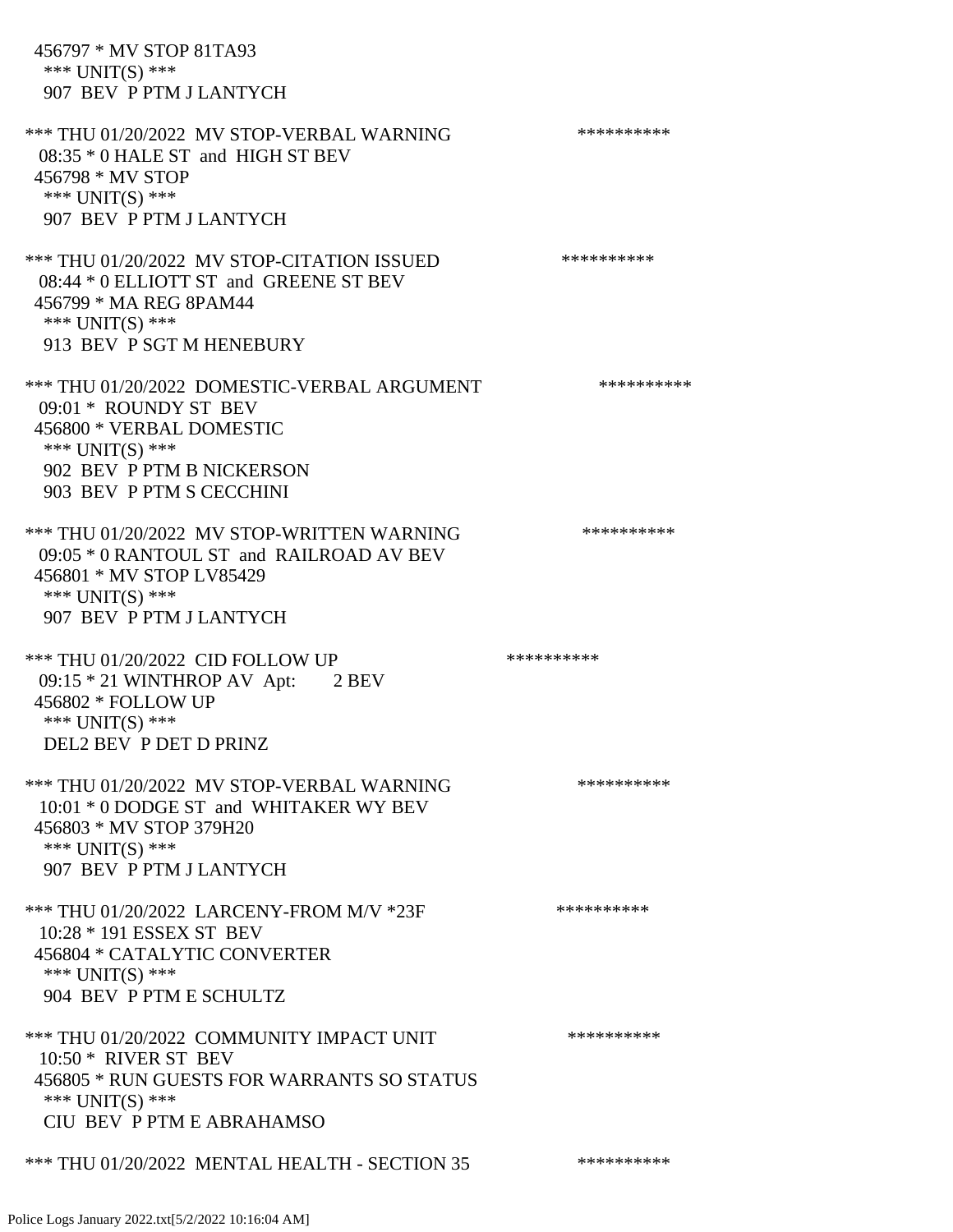456797 * MV STOP 81TA93
 *** UNIT(S) ***
 907 BEV P PTM J LANTYCH

*** THU 01/20/2022 MV STOP-VERBAL WARNING **********
 08:35 * 0 HALE ST and HIGH ST BEV
 456798 * MV STOP
 *** UNIT(S) ***
 907 BEV P PTM J LANTYCH

*** THU 01/20/2022 MV STOP-CITATION ISSUED **********
 08:44 * 0 ELLIOTT ST and GREENE ST BEV
 456799 * MA REG 8PAM44
 *** UNIT(S) ***
 913 BEV P SGT M HENEBURY

*** THU 01/20/2022 DOMESTIC-VERBAL ARGUMENT **********
 09:01 * ROUNDY ST BEV
 456800 * VERBAL DOMESTIC
 *** UNIT(S) ***
 902 BEV P PTM B NICKERSON
 903 BEV P PTM S CECCHINI

*** THU 01/20/2022 MV STOP-WRITTEN WARNING **********
 09:05 * 0 RANTOUL ST and RAILROAD AV BEV
 456801 * MV STOP LV85429
 *** UNIT(S) ***
 907 BEV P PTM J LANTYCH

*** THU 01/20/2022 CID FOLLOW UP **********
 09:15 * 21 WINTHROP AV Apt: 2 BEV
 456802 * FOLLOW UP
 *** UNIT(S) ***
 DEL2 BEV P DET D PRINZ

*** THU 01/20/2022 MV STOP-VERBAL WARNING **********
 10:01 * 0 DODGE ST and WHITAKER WY BEV
 456803 * MV STOP 379H20
 *** UNIT(S) ***
 907 BEV P PTM J LANTYCH

*** THU 01/20/2022 LARCENY-FROM M/V *23F **********
 10:28 * 191 ESSEX ST BEV
 456804 * CATALYTIC CONVERTER
 *** UNIT(S) ***
 904 BEV P PTM E SCHULTZ

*** THU 01/20/2022 COMMUNITY IMPACT UNIT **********
 10:50 * RIVER ST BEV
 456805 * RUN GUESTS FOR WARRANTS SO STATUS
 *** UNIT(S) ***
 CIU BEV P PTM E ABRAHAMSO

*** THU 01/20/2022 MENTAL HEALTH - SECTION 35 **********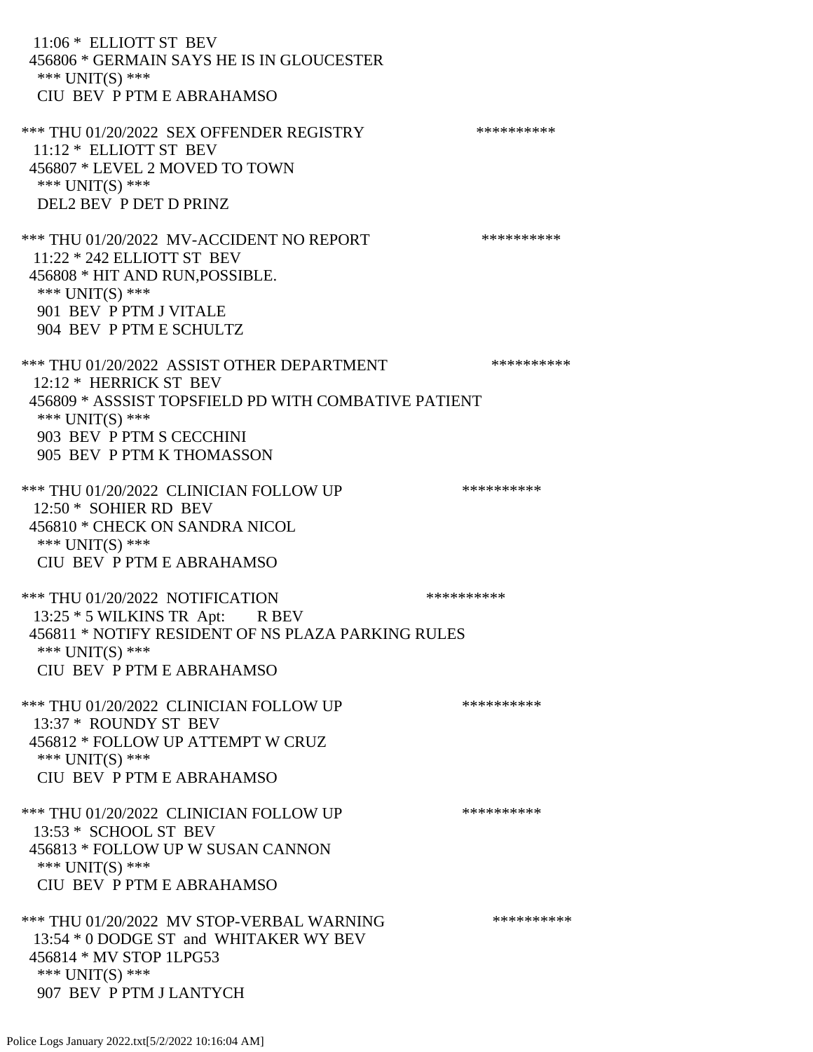11:06 * ELLIOTT ST BEV
456806 * GERMAIN SAYS HE IS IN GLOUCESTER
*** UNIT(S) ***
CIU BEV P PTM E ABRAHAMSO

*** THU 01/20/2022 SEX OFFENDER REGISTRY **********
11:12 * ELLIOTT ST BEV
456807 * LEVEL 2 MOVED TO TOWN
*** UNIT(S) ***
DEL2 BEV P DET D PRINZ

*** THU 01/20/2022 MV-ACCIDENT NO REPORT **********
11:22 * 242 ELLIOTT ST BEV
456808 * HIT AND RUN,POSSIBLE.
*** UNIT(S) ***
901 BEV P PTM J VITALE
904 BEV P PTM E SCHULTZ

*** THU 01/20/2022 ASSIST OTHER DEPARTMENT **********
12:12 * HERRICK ST BEV
456809 * ASSSIST TOPSFIELD PD WITH COMBATIVE PATIENT
*** UNIT(S) ***
903 BEV P PTM S CECCHINI
905 BEV P PTM K THOMASSON

*** THU 01/20/2022 CLINICIAN FOLLOW UP **********
12:50 * SOHIER RD BEV
456810 * CHECK ON SANDRA NICOL
*** UNIT(S) ***
CIU BEV P PTM E ABRAHAMSO

*** THU 01/20/2022 NOTIFICATION **********
13:25 * 5 WILKINS TR Apt: R BEV
456811 * NOTIFY RESIDENT OF NS PLAZA PARKING RULES
*** UNIT(S) ***
CIU BEV P PTM E ABRAHAMSO

*** THU 01/20/2022 CLINICIAN FOLLOW UP **********
13:37 * ROUNDY ST BEV
456812 * FOLLOW UP ATTEMPT W CRUZ
*** UNIT(S) ***
CIU BEV P PTM E ABRAHAMSO

*** THU 01/20/2022 CLINICIAN FOLLOW UP **********
13:53 * SCHOOL ST BEV
456813 * FOLLOW UP W SUSAN CANNON
*** UNIT(S) ***
CIU BEV P PTM E ABRAHAMSO

*** THU 01/20/2022 MV STOP-VERBAL WARNING **********
13:54 * 0 DODGE ST and WHITAKER WY BEV
456814 * MV STOP 1LPG53
*** UNIT(S) ***
907 BEV P PTM J LANTYCH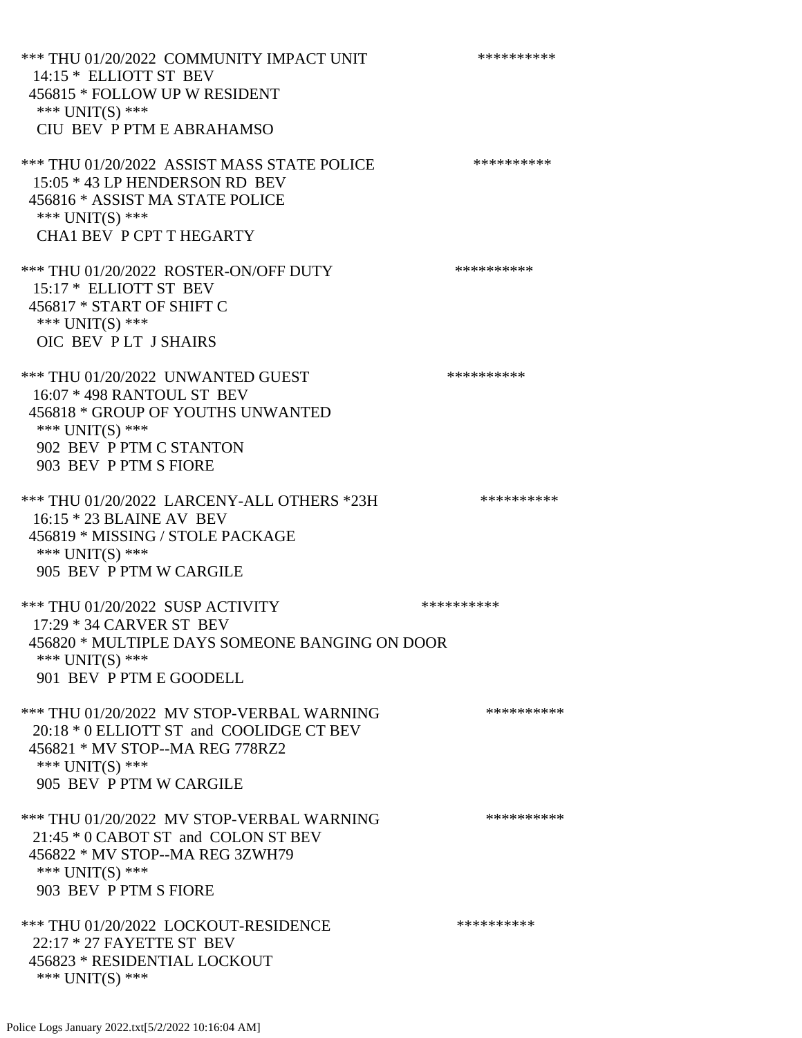*** THU 01/20/2022 COMMUNITY IMPACT UNIT **********
14:15 * ELLIOTT ST BEV
456815 * FOLLOW UP W RESIDENT
*** UNIT(S) ***
CIU BEV P PTM E ABRAHAMSO

*** THU 01/20/2022 ASSIST MASS STATE POLICE **********
15:05 * 43 LP HENDERSON RD BEV
456816 * ASSIST MA STATE POLICE
*** UNIT(S) ***
CHA1 BEV P CPT T HEGARTY

*** THU 01/20/2022 ROSTER-ON/OFF DUTY **********
15:17 * ELLIOTT ST BEV
456817 * START OF SHIFT C
*** UNIT(S) ***
OIC BEV P LT J SHAIRS

*** THU 01/20/2022 UNWANTED GUEST **********
16:07 * 498 RANTOUL ST BEV
456818 * GROUP OF YOUTHS UNWANTED
*** UNIT(S) ***
902 BEV P PTM C STANTON
903 BEV P PTM S FIORE

*** THU 01/20/2022 LARCENY-ALL OTHERS *23H **********
16:15 * 23 BLAINE AV BEV
456819 * MISSING / STOLE PACKAGE
*** UNIT(S) ***
905 BEV P PTM W CARGILE

*** THU 01/20/2022 SUSP ACTIVITY **********
17:29 * 34 CARVER ST BEV
456820 * MULTIPLE DAYS SOMEONE BANGING ON DOOR
*** UNIT(S) ***
901 BEV P PTM E GOODELL

*** THU 01/20/2022 MV STOP-VERBAL WARNING **********
20:18 * 0 ELLIOTT ST and COOLIDGE CT BEV
456821 * MV STOP--MA REG 778RZ2
*** UNIT(S) ***
905 BEV P PTM W CARGILE

*** THU 01/20/2022 MV STOP-VERBAL WARNING **********
21:45 * 0 CABOT ST and COLON ST BEV
456822 * MV STOP--MA REG 3ZWH79
*** UNIT(S) ***
903 BEV P PTM S FIORE

*** THU 01/20/2022 LOCKOUT-RESIDENCE **********
22:17 * 27 FAYETTE ST BEV
456823 * RESIDENTIAL LOCKOUT
*** UNIT(S) ***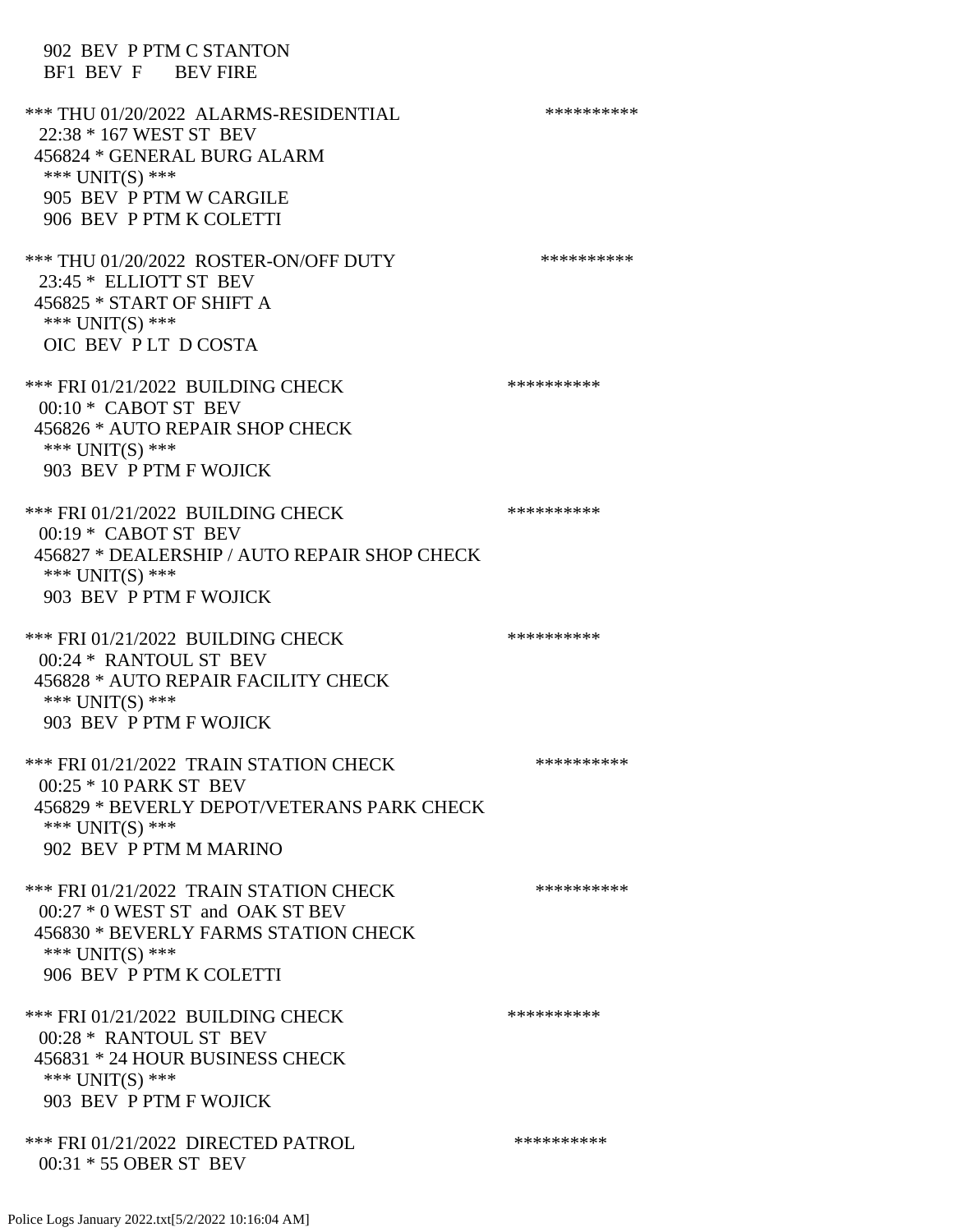902 BEV P PTM C STANTON
BF1 BEV F BEV FIRE

*** THU 01/20/2022 ALARMS-RESIDENTIAL **********
22:38 * 167 WEST ST BEV
456824 * GENERAL BURG ALARM
*** UNIT(S) ***
905 BEV P PTM W CARGILE
906 BEV P PTM K COLETTI

*** THU 01/20/2022 ROSTER-ON/OFF DUTY **********
23:45 * ELLIOTT ST BEV
456825 * START OF SHIFT A
*** UNIT(S) ***
OIC BEV P LT D COSTA

*** FRI 01/21/2022 BUILDING CHECK **********
00:10 * CABOT ST BEV
456826 * AUTO REPAIR SHOP CHECK
*** UNIT(S) ***
903 BEV P PTM F WOJICK

*** FRI 01/21/2022 BUILDING CHECK **********
00:19 * CABOT ST BEV
456827 * DEALERSHIP / AUTO REPAIR SHOP CHECK
*** UNIT(S) ***
903 BEV P PTM F WOJICK

*** FRI 01/21/2022 BUILDING CHECK **********
00:24 * RANTOUL ST BEV
456828 * AUTO REPAIR FACILITY CHECK
*** UNIT(S) ***
903 BEV P PTM F WOJICK

*** FRI 01/21/2022 TRAIN STATION CHECK **********
00:25 * 10 PARK ST BEV
456829 * BEVERLY DEPOT/VETERANS PARK CHECK
*** UNIT(S) ***
902 BEV P PTM M MARINO

*** FRI 01/21/2022 TRAIN STATION CHECK **********
00:27 * 0 WEST ST and OAK ST BEV
456830 * BEVERLY FARMS STATION CHECK
*** UNIT(S) ***
906 BEV P PTM K COLETTI

*** FRI 01/21/2022 BUILDING CHECK **********
00:28 * RANTOUL ST BEV
456831 * 24 HOUR BUSINESS CHECK
*** UNIT(S) ***
903 BEV P PTM F WOJICK

*** FRI 01/21/2022 DIRECTED PATROL **********
00:31 * 55 OBER ST BEV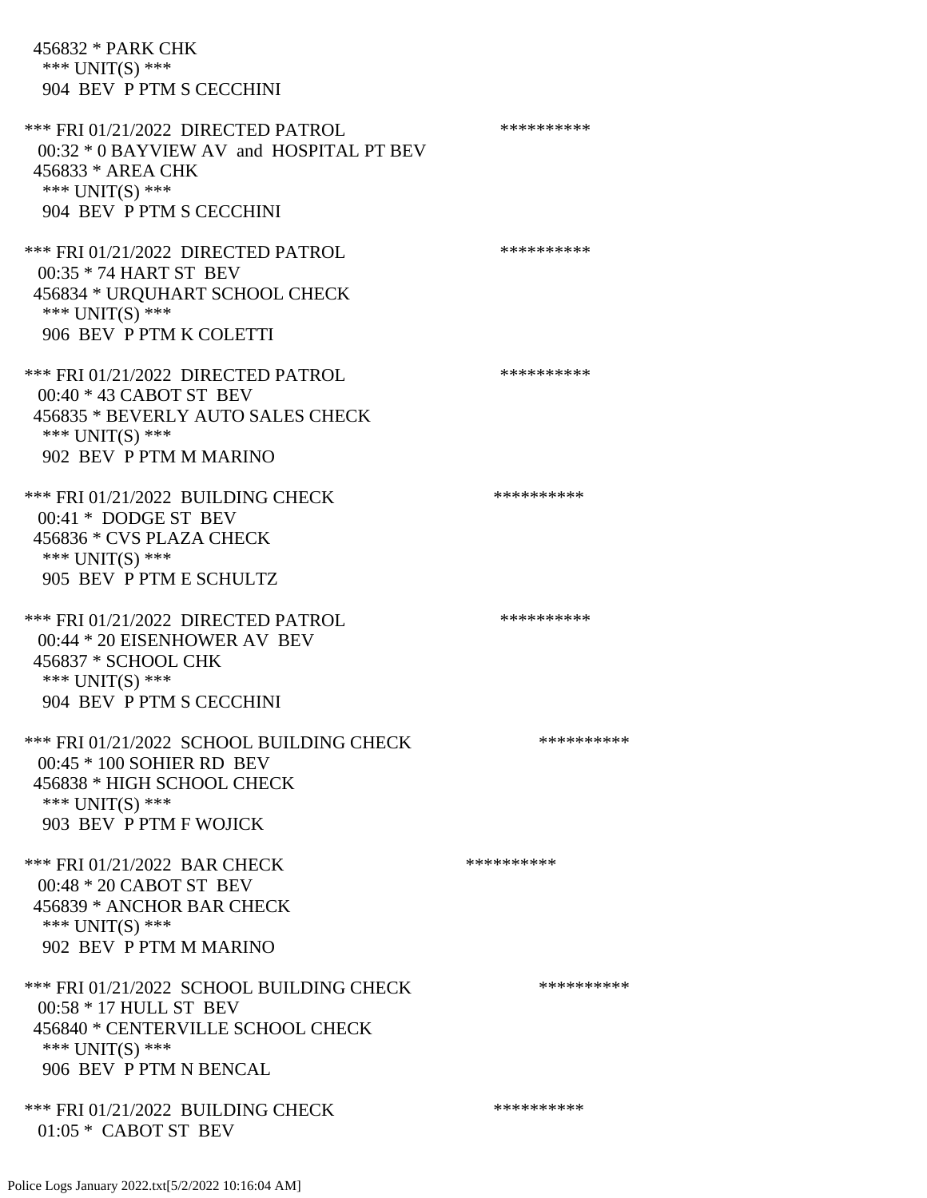456832 * PARK CHK
 *** UNIT(S) ***
 904 BEV P PTM S CECCHINI

*** FRI 01/21/2022 DIRECTED PATROL **********
 00:32 * 0 BAYVIEW AV and HOSPITAL PT BEV
 456833 * AREA CHK
 *** UNIT(S) ***
 904 BEV P PTM S CECCHINI

*** FRI 01/21/2022 DIRECTED PATROL **********
 00:35 * 74 HART ST BEV
 456834 * URQUHART SCHOOL CHECK
 *** UNIT(S) ***
 906 BEV P PTM K COLETTI

*** FRI 01/21/2022 DIRECTED PATROL **********
 00:40 * 43 CABOT ST BEV
 456835 * BEVERLY AUTO SALES CHECK
 *** UNIT(S) ***
 902 BEV P PTM M MARINO

*** FRI 01/21/2022 BUILDING CHECK **********
 00:41 * DODGE ST BEV
 456836 * CVS PLAZA CHECK
 *** UNIT(S) ***
 905 BEV P PTM E SCHULTZ

*** FRI 01/21/2022 DIRECTED PATROL **********
 00:44 * 20 EISENHOWER AV BEV
 456837 * SCHOOL CHK
 *** UNIT(S) ***
 904 BEV P PTM S CECCHINI

*** FRI 01/21/2022 SCHOOL BUILDING CHECK **********
 00:45 * 100 SOHIER RD BEV
 456838 * HIGH SCHOOL CHECK
 *** UNIT(S) ***
 903 BEV P PTM F WOJICK

*** FRI 01/21/2022 BAR CHECK **********
 00:48 * 20 CABOT ST BEV
 456839 * ANCHOR BAR CHECK
 *** UNIT(S) ***
 902 BEV P PTM M MARINO

*** FRI 01/21/2022 SCHOOL BUILDING CHECK **********
 00:58 * 17 HULL ST BEV
 456840 * CENTERVILLE SCHOOL CHECK
 *** UNIT(S) ***
 906 BEV P PTM N BENCAL

*** FRI 01/21/2022 BUILDING CHECK **********
 01:05 * CABOT ST BEV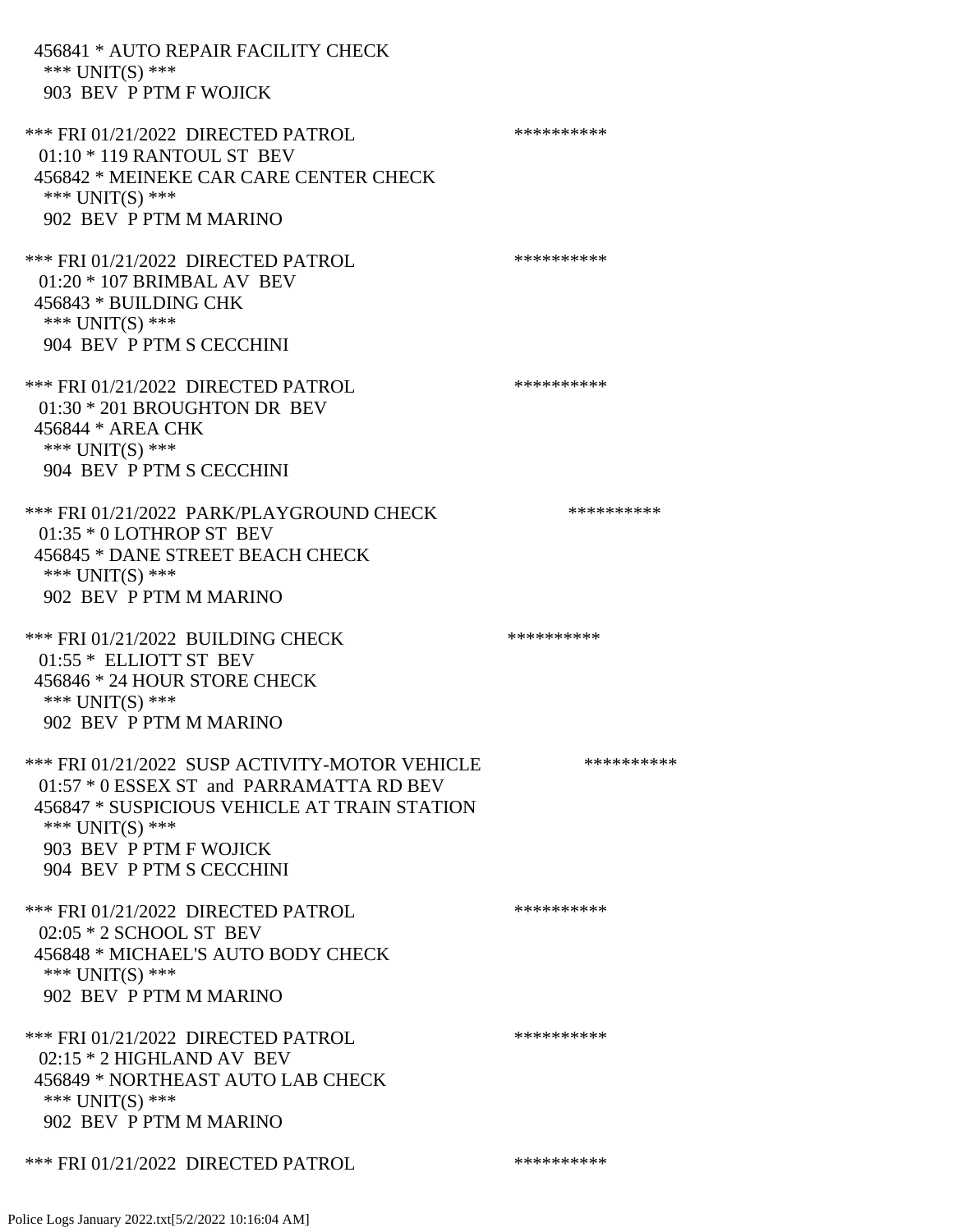456841 * AUTO REPAIR FACILITY CHECK
 *** UNIT(S) ***
 903 BEV P PTM F WOJICK

*** FRI 01/21/2022 DIRECTED PATROL **********
 01:10 * 119 RANTOUL ST BEV
 456842 * MEINEKE CAR CARE CENTER CHECK
 *** UNIT(S) ***
 902 BEV P PTM M MARINO

*** FRI 01/21/2022 DIRECTED PATROL **********
 01:20 * 107 BRIMBAL AV BEV
 456843 * BUILDING CHK
 *** UNIT(S) ***
 904 BEV P PTM S CECCHINI

*** FRI 01/21/2022 DIRECTED PATROL **********
 01:30 * 201 BROUGHTON DR BEV
 456844 * AREA CHK
 *** UNIT(S) ***
 904 BEV P PTM S CECCHINI

*** FRI 01/21/2022 PARK/PLAYGROUND CHECK **********
 01:35 * 0 LOTHROP ST BEV
 456845 * DANE STREET BEACH CHECK
 *** UNIT(S) ***
 902 BEV P PTM M MARINO

*** FRI 01/21/2022 BUILDING CHECK **********
 01:55 * ELLIOTT ST BEV
 456846 * 24 HOUR STORE CHECK
 *** UNIT(S) ***
 902 BEV P PTM M MARINO

*** FRI 01/21/2022 SUSP ACTIVITY-MOTOR VEHICLE **********
 01:57 * 0 ESSEX ST and PARRAMATTA RD BEV
 456847 * SUSPICIOUS VEHICLE AT TRAIN STATION
 *** UNIT(S) ***
 903 BEV P PTM F WOJICK
 904 BEV P PTM S CECCHINI

*** FRI 01/21/2022 DIRECTED PATROL **********
 02:05 * 2 SCHOOL ST BEV
 456848 * MICHAEL'S AUTO BODY CHECK
 *** UNIT(S) ***
 902 BEV P PTM M MARINO

*** FRI 01/21/2022 DIRECTED PATROL **********
 02:15 * 2 HIGHLAND AV BEV
 456849 * NORTHEAST AUTO LAB CHECK
 *** UNIT(S) ***
 902 BEV P PTM M MARINO

*** FRI 01/21/2022 DIRECTED PATROL **********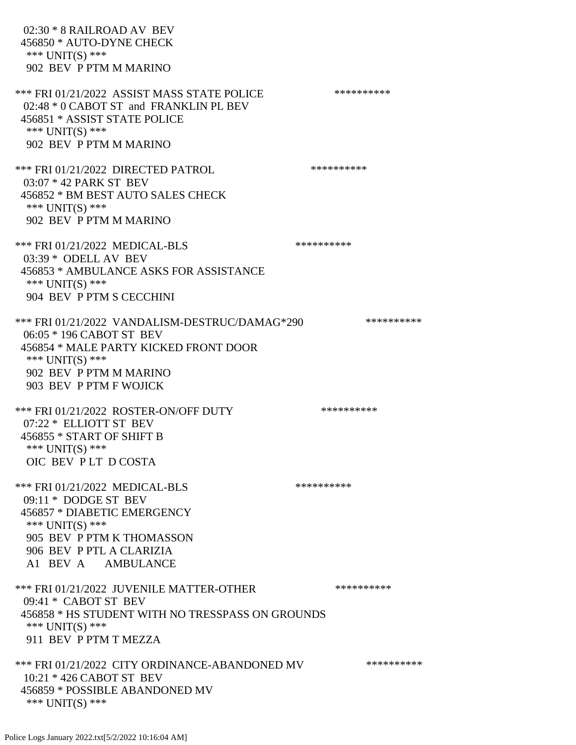02:30 * 8 RAILROAD AV BEV
456850 * AUTO-DYNE CHECK
*** UNIT(S) ***
902 BEV P PTM M MARINO

*** FRI 01/21/2022 ASSIST MASS STATE POLICE **********
02:48 * 0 CABOT ST and FRANKLIN PL BEV
456851 * ASSIST STATE POLICE
*** UNIT(S) ***
902 BEV P PTM M MARINO

*** FRI 01/21/2022 DIRECTED PATROL **********
03:07 * 42 PARK ST BEV
456852 * BM BEST AUTO SALES CHECK
*** UNIT(S) ***
902 BEV P PTM M MARINO

*** FRI 01/21/2022 MEDICAL-BLS **********
03:39 * ODELL AV BEV
456853 * AMBULANCE ASKS FOR ASSISTANCE
*** UNIT(S) ***
904 BEV P PTM S CECCHINI

*** FRI 01/21/2022 VANDALISM-DESTRUC/DAMAG*290 **********
06:05 * 196 CABOT ST BEV
456854 * MALE PARTY KICKED FRONT DOOR
*** UNIT(S) ***
902 BEV P PTM M MARINO
903 BEV P PTM F WOJICK

*** FRI 01/21/2022 ROSTER-ON/OFF DUTY **********
07:22 * ELLIOTT ST BEV
456855 * START OF SHIFT B
*** UNIT(S) ***
OIC BEV P LT D COSTA

*** FRI 01/21/2022 MEDICAL-BLS **********
09:11 * DODGE ST BEV
456857 * DIABETIC EMERGENCY
*** UNIT(S) ***
905 BEV P PTM K THOMASSON
906 BEV P PTL A CLARIZIA
A1 BEV A AMBULANCE

*** FRI 01/21/2022 JUVENILE MATTER-OTHER **********
09:41 * CABOT ST BEV
456858 * HS STUDENT WITH NO TRESSPASS ON GROUNDS
*** UNIT(S) ***
911 BEV P PTM T MEZZA

*** FRI 01/21/2022 CITY ORDINANCE-ABANDONED MV **********
10:21 * 426 CABOT ST BEV
456859 * POSSIBLE ABANDONED MV
*** UNIT(S) ***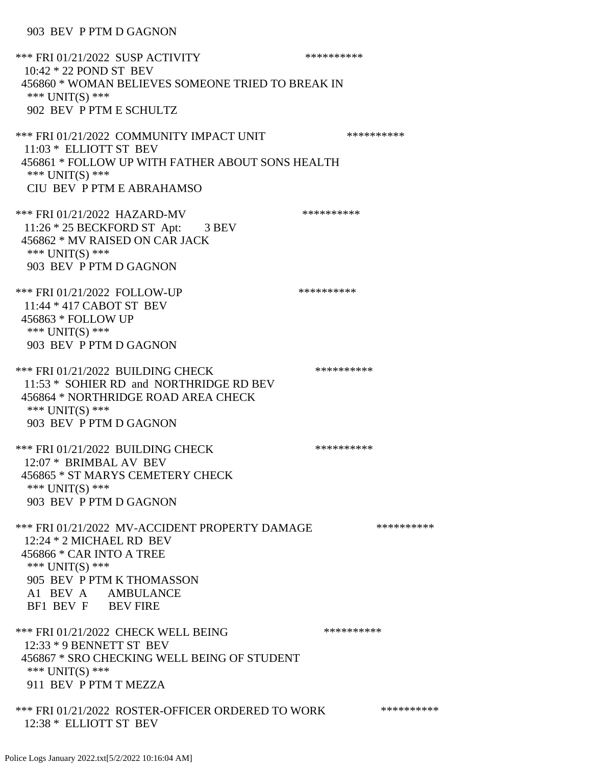903 BEV P PTM D GAGNON

*** FRI 01/21/2022 SUSP ACTIVITY **********
10:42 * 22 POND ST BEV
456860 * WOMAN BELIEVES SOMEONE TRIED TO BREAK IN
*** UNIT(S) ***
902 BEV P PTM E SCHULTZ

*** FRI 01/21/2022 COMMUNITY IMPACT UNIT **********
11:03 * ELLIOTT ST BEV
456861 * FOLLOW UP WITH FATHER ABOUT SONS HEALTH
*** UNIT(S) ***
CIU BEV P PTM E ABRAHAMSO

*** FRI 01/21/2022 HAZARD-MV **********
11:26 * 25 BECKFORD ST Apt: 3 BEV
456862 * MV RAISED ON CAR JACK
*** UNIT(S) ***
903 BEV P PTM D GAGNON

*** FRI 01/21/2022 FOLLOW-UP **********
11:44 * 417 CABOT ST BEV
456863 * FOLLOW UP
*** UNIT(S) ***
903 BEV P PTM D GAGNON

*** FRI 01/21/2022 BUILDING CHECK **********
11:53 * SOHIER RD and NORTHRIDGE RD BEV
456864 * NORTHRIDGE ROAD AREA CHECK
*** UNIT(S) ***
903 BEV P PTM D GAGNON

*** FRI 01/21/2022 BUILDING CHECK **********
12:07 * BRIMBAL AV BEV
456865 * ST MARYS CEMETERY CHECK
*** UNIT(S) ***
903 BEV P PTM D GAGNON

*** FRI 01/21/2022 MV-ACCIDENT PROPERTY DAMAGE **********
12:24 * 2 MICHAEL RD BEV
456866 * CAR INTO A TREE
*** UNIT(S) ***
905 BEV P PTM K THOMASSON
A1 BEV A AMBULANCE
BF1 BEV F BEV FIRE

*** FRI 01/21/2022 CHECK WELL BEING **********
12:33 * 9 BENNETT ST BEV
456867 * SRO CHECKING WELL BEING OF STUDENT
*** UNIT(S) ***
911 BEV P PTM T MEZZA

*** FRI 01/21/2022 ROSTER-OFFICER ORDERED TO WORK **********
12:38 * ELLIOTT ST BEV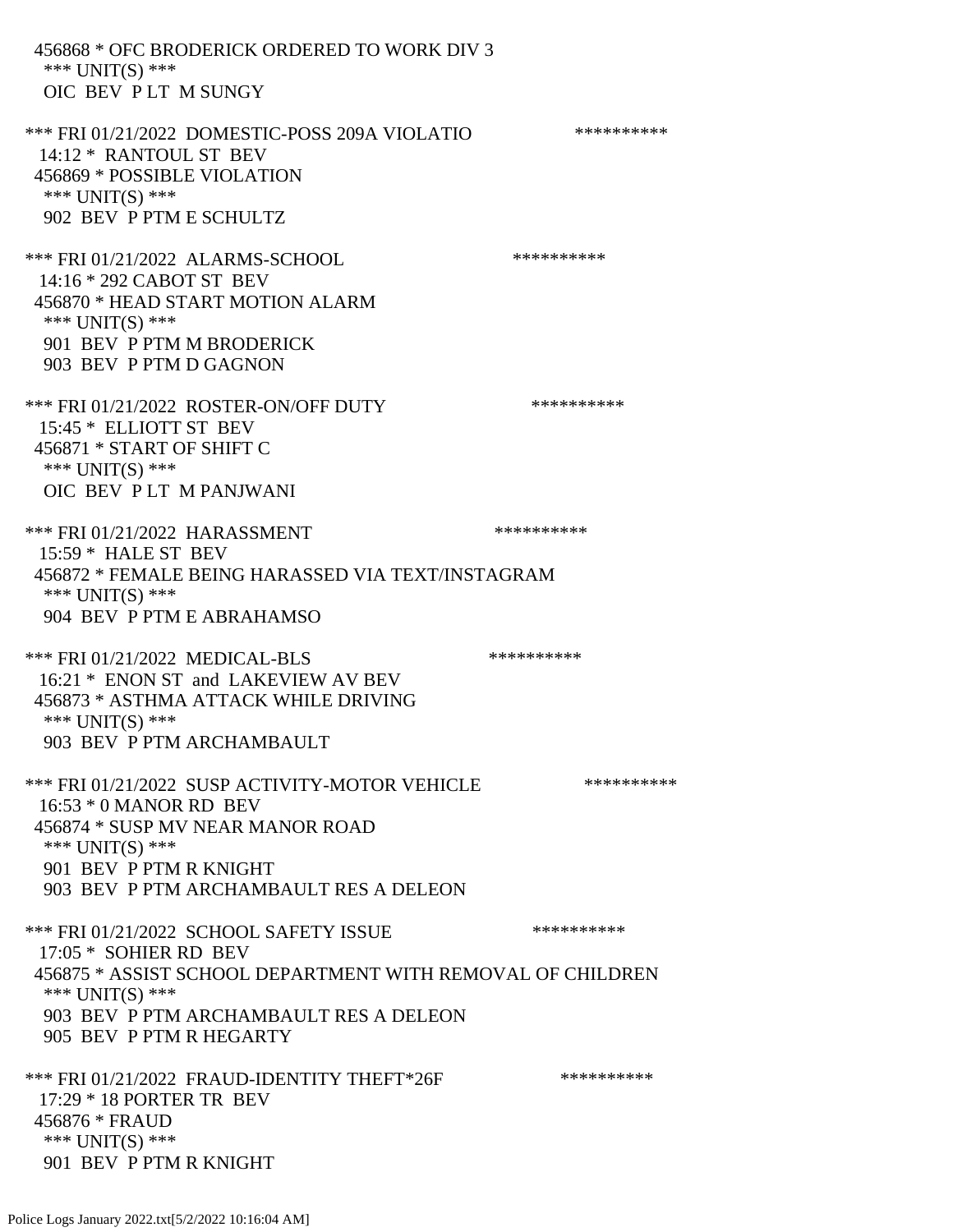456868 * OFC BRODERICK ORDERED TO WORK DIV 3
 *** UNIT(S) ***
 OIC BEV P LT M SUNGY

*** FRI 01/21/2022 DOMESTIC-POSS 209A VIOLATIO **********
 14:12 * RANTOUL ST BEV
 456869 * POSSIBLE VIOLATION
 *** UNIT(S) ***
 902 BEV P PTM E SCHULTZ

*** FRI 01/21/2022 ALARMS-SCHOOL **********
 14:16 * 292 CABOT ST BEV
 456870 * HEAD START MOTION ALARM
 *** UNIT(S) ***
 901 BEV P PTM M BRODERICK
 903 BEV P PTM D GAGNON

*** FRI 01/21/2022 ROSTER-ON/OFF DUTY **********
 15:45 * ELLIOTT ST BEV
 456871 * START OF SHIFT C
 *** UNIT(S) ***
 OIC BEV P LT M PANJWANI

*** FRI 01/21/2022 HARASSMENT **********
 15:59 * HALE ST BEV
 456872 * FEMALE BEING HARASSED VIA TEXT/INSTAGRAM
 *** UNIT(S) ***
 904 BEV P PTM E ABRAHAMSO

*** FRI 01/21/2022 MEDICAL-BLS **********
 16:21 * ENON ST and LAKEVIEW AV BEV
 456873 * ASTHMA ATTACK WHILE DRIVING
 *** UNIT(S) ***
 903 BEV P PTM ARCHAMBAULT

*** FRI 01/21/2022 SUSP ACTIVITY-MOTOR VEHICLE **********
 16:53 * 0 MANOR RD BEV
 456874 * SUSP MV NEAR MANOR ROAD
 *** UNIT(S) ***
 901 BEV P PTM R KNIGHT
 903 BEV P PTM ARCHAMBAULT RES A DELEON

*** FRI 01/21/2022 SCHOOL SAFETY ISSUE **********
 17:05 * SOHIER RD BEV
 456875 * ASSIST SCHOOL DEPARTMENT WITH REMOVAL OF CHILDREN
 *** UNIT(S) ***
 903 BEV P PTM ARCHAMBAULT RES A DELEON
 905 BEV P PTM R HEGARTY

*** FRI 01/21/2022 FRAUD-IDENTITY THEFT*26F **********
 17:29 * 18 PORTER TR BEV
 456876 * FRAUD
 *** UNIT(S) ***
 901 BEV P PTM R KNIGHT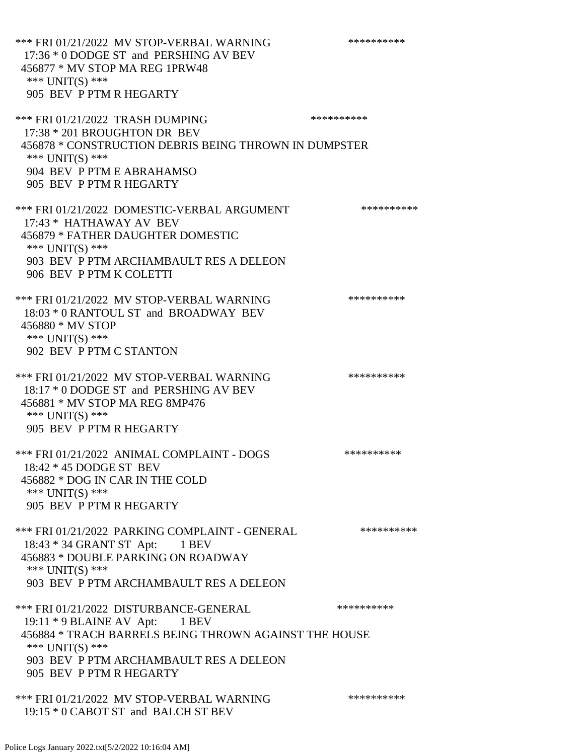*** FRI 01/21/2022 MV STOP-VERBAL WARNING **********
17:36 * 0 DODGE ST and PERSHING AV BEV
456877 * MV STOP MA REG 1PRW48
*** UNIT(S) ***
905 BEV P PTM R HEGARTY

*** FRI 01/21/2022 TRASH DUMPING **********
17:38 * 201 BROUGHTON DR BEV
456878 * CONSTRUCTION DEBRIS BEING THROWN IN DUMPSTER
*** UNIT(S) ***
904 BEV P PTM E ABRAHAMSO
905 BEV P PTM R HEGARTY

*** FRI 01/21/2022 DOMESTIC-VERBAL ARGUMENT **********
17:43 * HATHAWAY AV BEV
456879 * FATHER DAUGHTER DOMESTIC
*** UNIT(S) ***
903 BEV P PTM ARCHAMBAULT RES A DELEON
906 BEV P PTM K COLETTI

*** FRI 01/21/2022 MV STOP-VERBAL WARNING **********
18:03 * 0 RANTOUL ST and BROADWAY BEV
456880 * MV STOP
*** UNIT(S) ***
902 BEV P PTM C STANTON

*** FRI 01/21/2022 MV STOP-VERBAL WARNING **********
18:17 * 0 DODGE ST and PERSHING AV BEV
456881 * MV STOP MA REG 8MP476
*** UNIT(S) ***
905 BEV P PTM R HEGARTY

*** FRI 01/21/2022 ANIMAL COMPLAINT - DOGS **********
18:42 * 45 DODGE ST BEV
456882 * DOG IN CAR IN THE COLD
*** UNIT(S) ***
905 BEV P PTM R HEGARTY

*** FRI 01/21/2022 PARKING COMPLAINT - GENERAL **********
18:43 * 34 GRANT ST Apt: 1 BEV
456883 * DOUBLE PARKING ON ROADWAY
*** UNIT(S) ***
903 BEV P PTM ARCHAMBAULT RES A DELEON

*** FRI 01/21/2022 DISTURBANCE-GENERAL **********
19:11 * 9 BLAINE AV Apt: 1 BEV
456884 * TRACH BARRELS BEING THROWN AGAINST THE HOUSE
*** UNIT(S) ***
903 BEV P PTM ARCHAMBAULT RES A DELEON
905 BEV P PTM R HEGARTY

*** FRI 01/21/2022 MV STOP-VERBAL WARNING **********
19:15 * 0 CABOT ST and BALCH ST BEV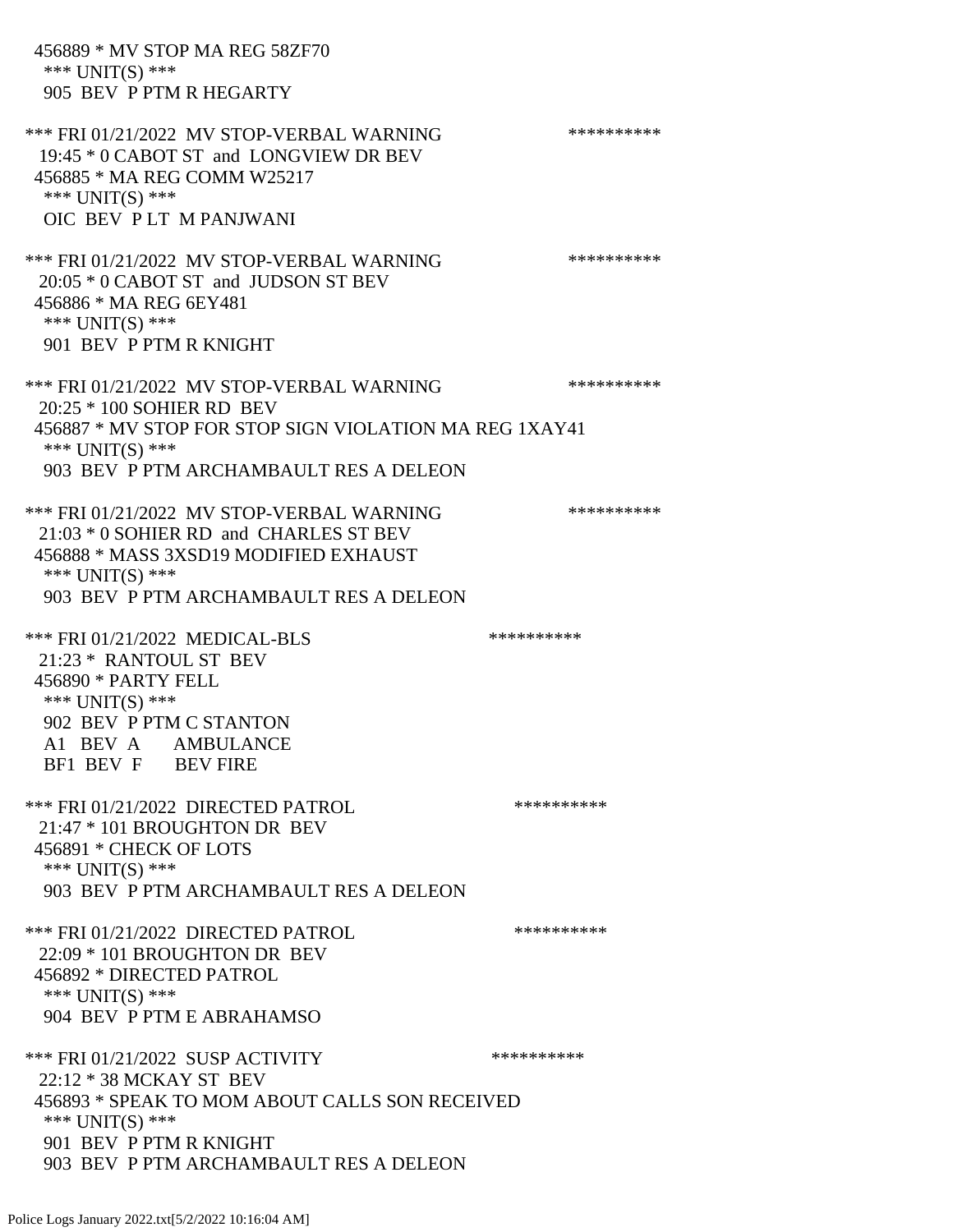456889 * MV STOP MA REG 58ZF70
*** UNIT(S) ***
905 BEV P PTM R HEGARTY

*** FRI 01/21/2022 MV STOP-VERBAL WARNING **********
19:45 * 0 CABOT ST and LONGVIEW DR BEV
456885 * MA REG COMM W25217
*** UNIT(S) ***
OIC BEV P LT M PANJWANI

*** FRI 01/21/2022 MV STOP-VERBAL WARNING **********
20:05 * 0 CABOT ST and JUDSON ST BEV
456886 * MA REG 6EY481
*** UNIT(S) ***
901 BEV P PTM R KNIGHT

*** FRI 01/21/2022 MV STOP-VERBAL WARNING **********
20:25 * 100 SOHIER RD BEV
456887 * MV STOP FOR STOP SIGN VIOLATION MA REG 1XAY41
*** UNIT(S) ***
903 BEV P PTM ARCHAMBAULT RES A DELEON

*** FRI 01/21/2022 MV STOP-VERBAL WARNING **********
21:03 * 0 SOHIER RD and CHARLES ST BEV
456888 * MASS 3XSD19 MODIFIED EXHAUST
*** UNIT(S) ***
903 BEV P PTM ARCHAMBAULT RES A DELEON

*** FRI 01/21/2022 MEDICAL-BLS **********
21:23 * RANTOUL ST BEV
456890 * PARTY FELL
*** UNIT(S) ***
902 BEV P PTM C STANTON
A1 BEV A AMBULANCE
BF1 BEV F BEV FIRE

*** FRI 01/21/2022 DIRECTED PATROL **********
21:47 * 101 BROUGHTON DR BEV
456891 * CHECK OF LOTS
*** UNIT(S) ***
903 BEV P PTM ARCHAMBAULT RES A DELEON

*** FRI 01/21/2022 DIRECTED PATROL **********
22:09 * 101 BROUGHTON DR BEV
456892 * DIRECTED PATROL
*** UNIT(S) ***
904 BEV P PTM E ABRAHAMSO

*** FRI 01/21/2022 SUSP ACTIVITY **********
22:12 * 38 MCKAY ST BEV
456893 * SPEAK TO MOM ABOUT CALLS SON RECEIVED
*** UNIT(S) ***
901 BEV P PTM R KNIGHT
903 BEV P PTM ARCHAMBAULT RES A DELEON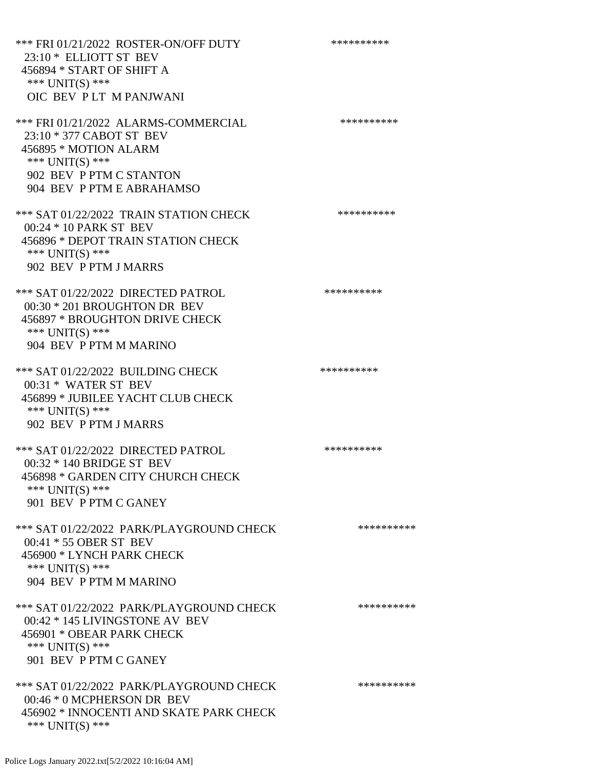*** FRI 01/21/2022 ROSTER-ON/OFF DUTY **********
23:10 * ELLIOTT ST BEV
456894 * START OF SHIFT A
*** UNIT(S) ***
OIC BEV P LT M PANJWANI

*** FRI 01/21/2022 ALARMS-COMMERCIAL **********
23:10 * 377 CABOT ST BEV
456895 * MOTION ALARM
*** UNIT(S) ***
902 BEV P PTM C STANTON
904 BEV P PTM E ABRAHAMSO

*** SAT 01/22/2022 TRAIN STATION CHECK **********
00:24 * 10 PARK ST BEV
456896 * DEPOT TRAIN STATION CHECK
*** UNIT(S) ***
902 BEV P PTM J MARRS

*** SAT 01/22/2022 DIRECTED PATROL **********
00:30 * 201 BROUGHTON DR BEV
456897 * BROUGHTON DRIVE CHECK
*** UNIT(S) ***
904 BEV P PTM M MARINO

*** SAT 01/22/2022 BUILDING CHECK **********
00:31 * WATER ST BEV
456899 * JUBILEE YACHT CLUB CHECK
*** UNIT(S) ***
902 BEV P PTM J MARRS

*** SAT 01/22/2022 DIRECTED PATROL **********
00:32 * 140 BRIDGE ST BEV
456898 * GARDEN CITY CHURCH CHECK
*** UNIT(S) ***
901 BEV P PTM C GANEY

*** SAT 01/22/2022 PARK/PLAYGROUND CHECK **********
00:41 * 55 OBER ST BEV
456900 * LYNCH PARK CHECK
*** UNIT(S) ***
904 BEV P PTM M MARINO

*** SAT 01/22/2022 PARK/PLAYGROUND CHECK **********
00:42 * 145 LIVINGSTONE AV BEV
456901 * OBEAR PARK CHECK
*** UNIT(S) ***
901 BEV P PTM C GANEY

*** SAT 01/22/2022 PARK/PLAYGROUND CHECK **********
00:46 * 0 MCPHERSON DR BEV
456902 * INNOCENTI AND SKATE PARK CHECK
*** UNIT(S) ***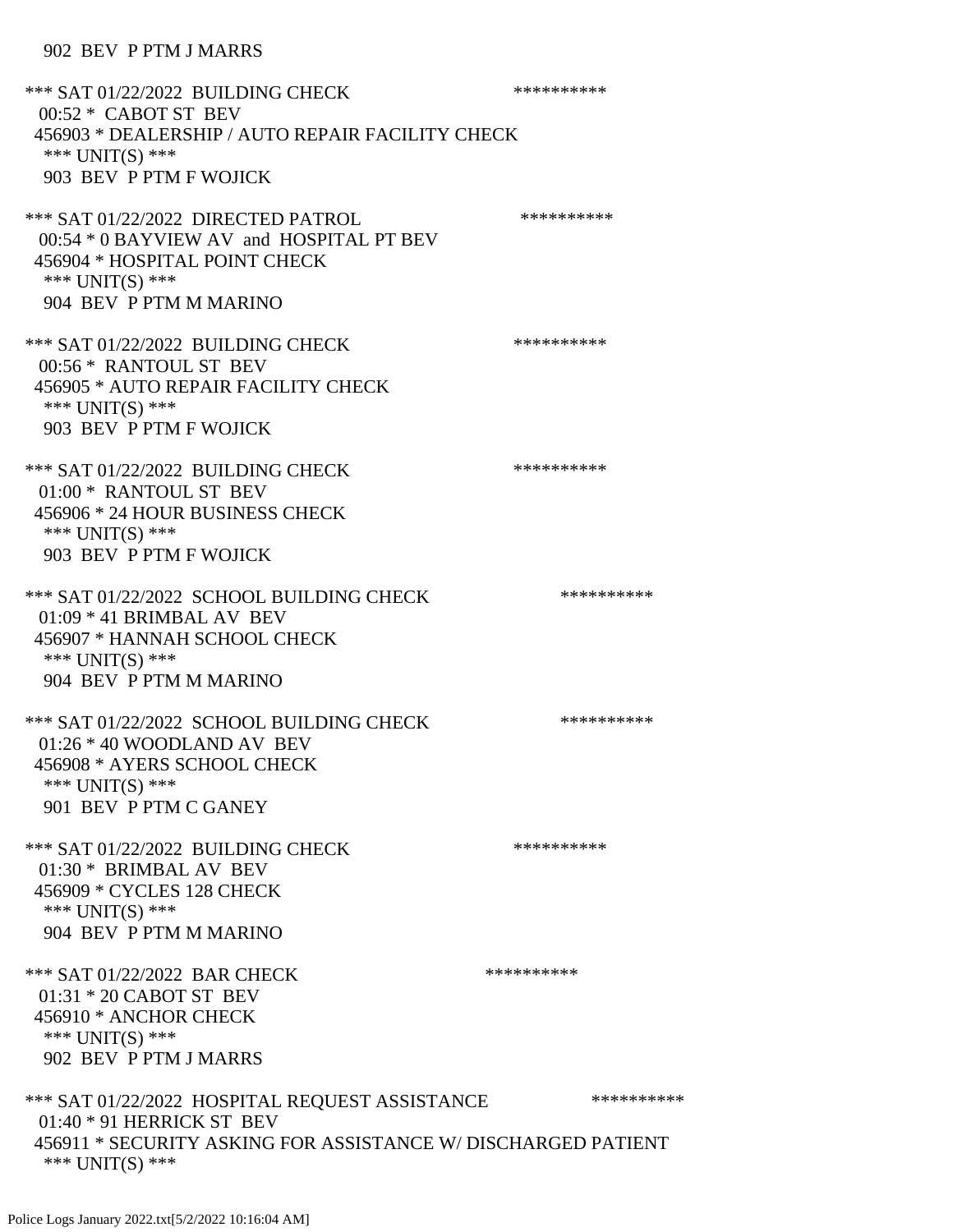902 BEV P PTM J MARRS

*** SAT 01/22/2022 BUILDING CHECK **********
00:52 * CABOT ST BEV
456903 * DEALERSHIP / AUTO REPAIR FACILITY CHECK
*** UNIT(S) ***
903 BEV P PTM F WOJICK

*** SAT 01/22/2022 DIRECTED PATROL **********
00:54 * 0 BAYVIEW AV and HOSPITAL PT BEV
456904 * HOSPITAL POINT CHECK
*** UNIT(S) ***
904 BEV P PTM M MARINO

*** SAT 01/22/2022 BUILDING CHECK **********
00:56 * RANTOUL ST BEV
456905 * AUTO REPAIR FACILITY CHECK
*** UNIT(S) ***
903 BEV P PTM F WOJICK

*** SAT 01/22/2022 BUILDING CHECK **********
01:00 * RANTOUL ST BEV
456906 * 24 HOUR BUSINESS CHECK
*** UNIT(S) ***
903 BEV P PTM F WOJICK

*** SAT 01/22/2022 SCHOOL BUILDING CHECK **********
01:09 * 41 BRIMBAL AV BEV
456907 * HANNAH SCHOOL CHECK
*** UNIT(S) ***
904 BEV P PTM M MARINO

*** SAT 01/22/2022 SCHOOL BUILDING CHECK **********
01:26 * 40 WOODLAND AV BEV
456908 * AYERS SCHOOL CHECK
*** UNIT(S) ***
901 BEV P PTM C GANEY

*** SAT 01/22/2022 BUILDING CHECK **********
01:30 * BRIMBAL AV BEV
456909 * CYCLES 128 CHECK
*** UNIT(S) ***
904 BEV P PTM M MARINO

*** SAT 01/22/2022 BAR CHECK **********
01:31 * 20 CABOT ST BEV
456910 * ANCHOR CHECK
*** UNIT(S) ***
902 BEV P PTM J MARRS

*** SAT 01/22/2022 HOSPITAL REQUEST ASSISTANCE **********
01:40 * 91 HERRICK ST BEV
456911 * SECURITY ASKING FOR ASSISTANCE W/ DISCHARGED PATIENT
*** UNIT(S) ***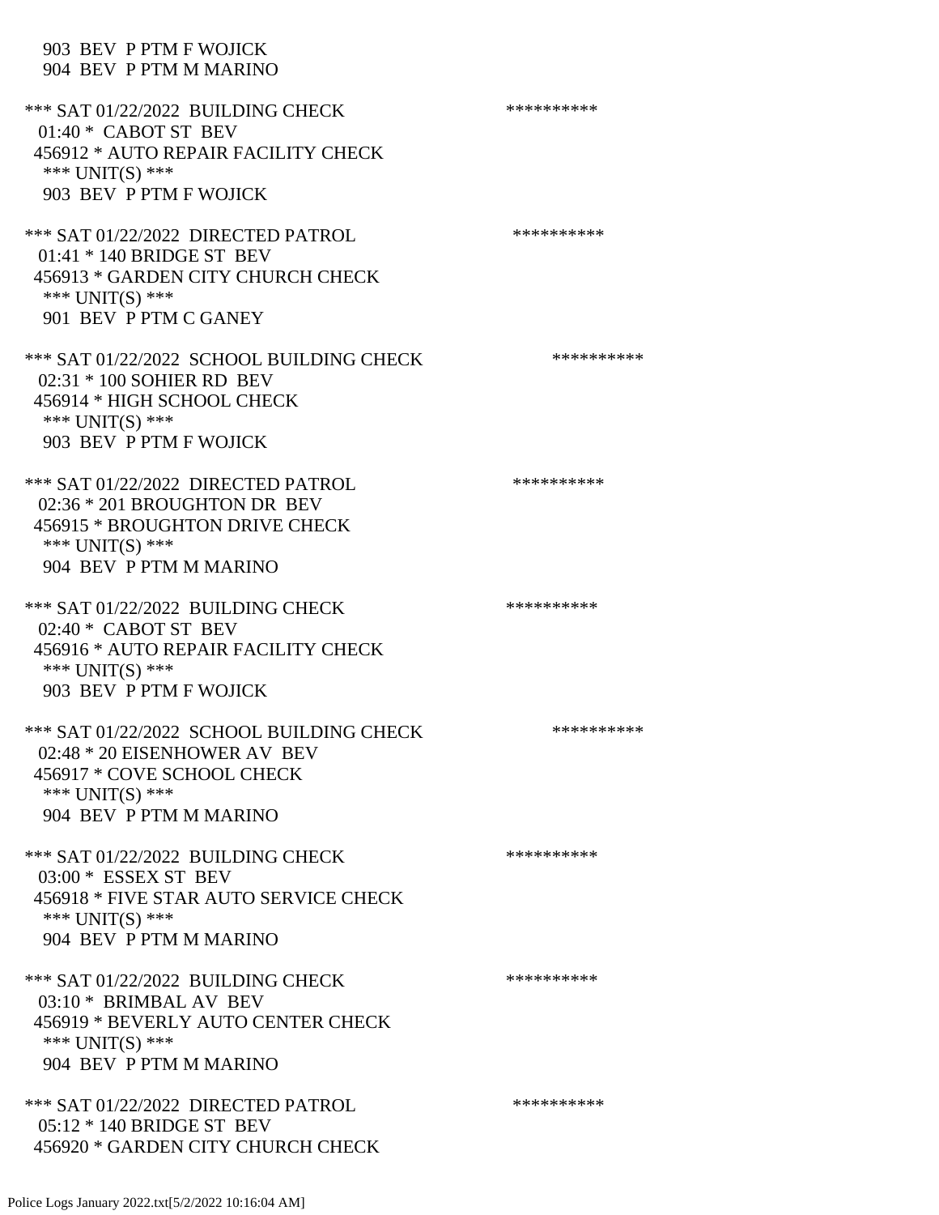903 BEV P PTM F WOJICK
904 BEV P PTM M MARINO

*** SAT 01/22/2022 BUILDING CHECK **********
01:40 * CABOT ST BEV
456912 * AUTO REPAIR FACILITY CHECK
*** UNIT(S) ***
903 BEV P PTM F WOJICK

*** SAT 01/22/2022 DIRECTED PATROL **********
01:41 * 140 BRIDGE ST BEV
456913 * GARDEN CITY CHURCH CHECK
*** UNIT(S) ***
901 BEV P PTM C GANEY

*** SAT 01/22/2022 SCHOOL BUILDING CHECK **********
02:31 * 100 SOHIER RD BEV
456914 * HIGH SCHOOL CHECK
*** UNIT(S) ***
903 BEV P PTM F WOJICK

*** SAT 01/22/2022 DIRECTED PATROL **********
02:36 * 201 BROUGHTON DR BEV
456915 * BROUGHTON DRIVE CHECK
*** UNIT(S) ***
904 BEV P PTM M MARINO

*** SAT 01/22/2022 BUILDING CHECK **********
02:40 * CABOT ST BEV
456916 * AUTO REPAIR FACILITY CHECK
*** UNIT(S) ***
903 BEV P PTM F WOJICK

*** SAT 01/22/2022 SCHOOL BUILDING CHECK **********
02:48 * 20 EISENHOWER AV BEV
456917 * COVE SCHOOL CHECK
*** UNIT(S) ***
904 BEV P PTM M MARINO

*** SAT 01/22/2022 BUILDING CHECK **********
03:00 * ESSEX ST BEV
456918 * FIVE STAR AUTO SERVICE CHECK
*** UNIT(S) ***
904 BEV P PTM M MARINO

*** SAT 01/22/2022 BUILDING CHECK **********
03:10 * BRIMBAL AV BEV
456919 * BEVERLY AUTO CENTER CHECK
*** UNIT(S) ***
904 BEV P PTM M MARINO

*** SAT 01/22/2022 DIRECTED PATROL **********
05:12 * 140 BRIDGE ST BEV
456920 * GARDEN CITY CHURCH CHECK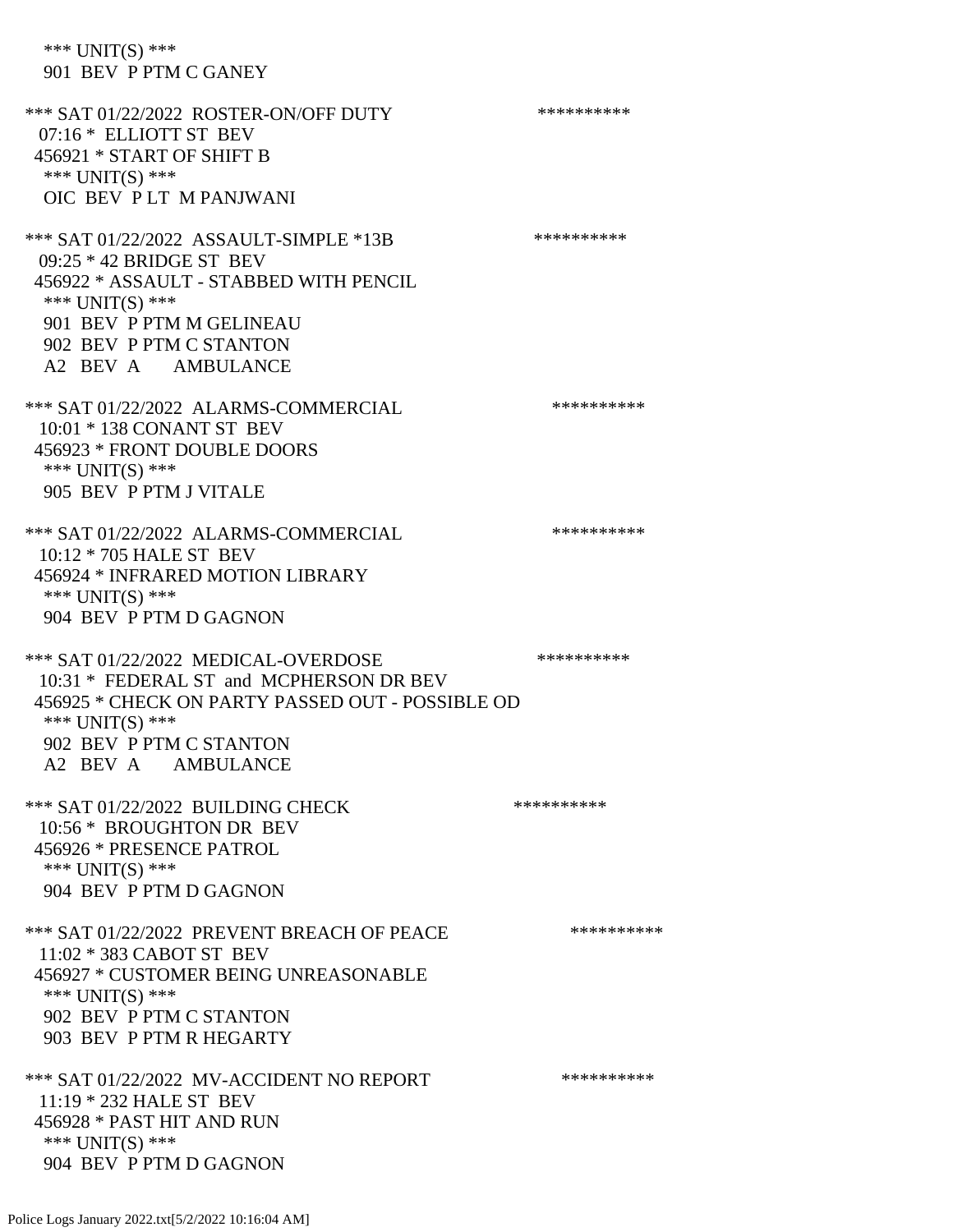*** UNIT(S) ***
 901 BEV P PTM C GANEY

*** SAT 01/22/2022 ROSTER-ON/OFF DUTY **********
 07:16 * ELLIOTT ST BEV
 456921 * START OF SHIFT B
 *** UNIT(S) ***
 OIC BEV P LT M PANJWANI

*** SAT 01/22/2022 ASSAULT-SIMPLE *13B **********
 09:25 * 42 BRIDGE ST BEV
 456922 * ASSAULT - STABBED WITH PENCIL
 *** UNIT(S) ***
 901 BEV P PTM M GELINEAU
 902 BEV P PTM C STANTON
 A2 BEV A AMBULANCE

*** SAT 01/22/2022 ALARMS-COMMERCIAL **********
 10:01 * 138 CONANT ST BEV
 456923 * FRONT DOUBLE DOORS
 *** UNIT(S) ***
 905 BEV P PTM J VITALE

*** SAT 01/22/2022 ALARMS-COMMERCIAL **********
 10:12 * 705 HALE ST BEV
 456924 * INFRARED MOTION LIBRARY
 *** UNIT(S) ***
 904 BEV P PTM D GAGNON

*** SAT 01/22/2022 MEDICAL-OVERDOSE **********
 10:31 * FEDERAL ST and MCPHERSON DR BEV
 456925 * CHECK ON PARTY PASSED OUT - POSSIBLE OD
 *** UNIT(S) ***
 902 BEV P PTM C STANTON
 A2 BEV A AMBULANCE

*** SAT 01/22/2022 BUILDING CHECK **********
 10:56 * BROUGHTON DR BEV
 456926 * PRESENCE PATROL
 *** UNIT(S) ***
 904 BEV P PTM D GAGNON

*** SAT 01/22/2022 PREVENT BREACH OF PEACE **********
 11:02 * 383 CABOT ST BEV
 456927 * CUSTOMER BEING UNREASONABLE
 *** UNIT(S) ***
 902 BEV P PTM C STANTON
 903 BEV P PTM R HEGARTY

*** SAT 01/22/2022 MV-ACCIDENT NO REPORT **********
 11:19 * 232 HALE ST BEV
 456928 * PAST HIT AND RUN
 *** UNIT(S) ***
 904 BEV P PTM D GAGNON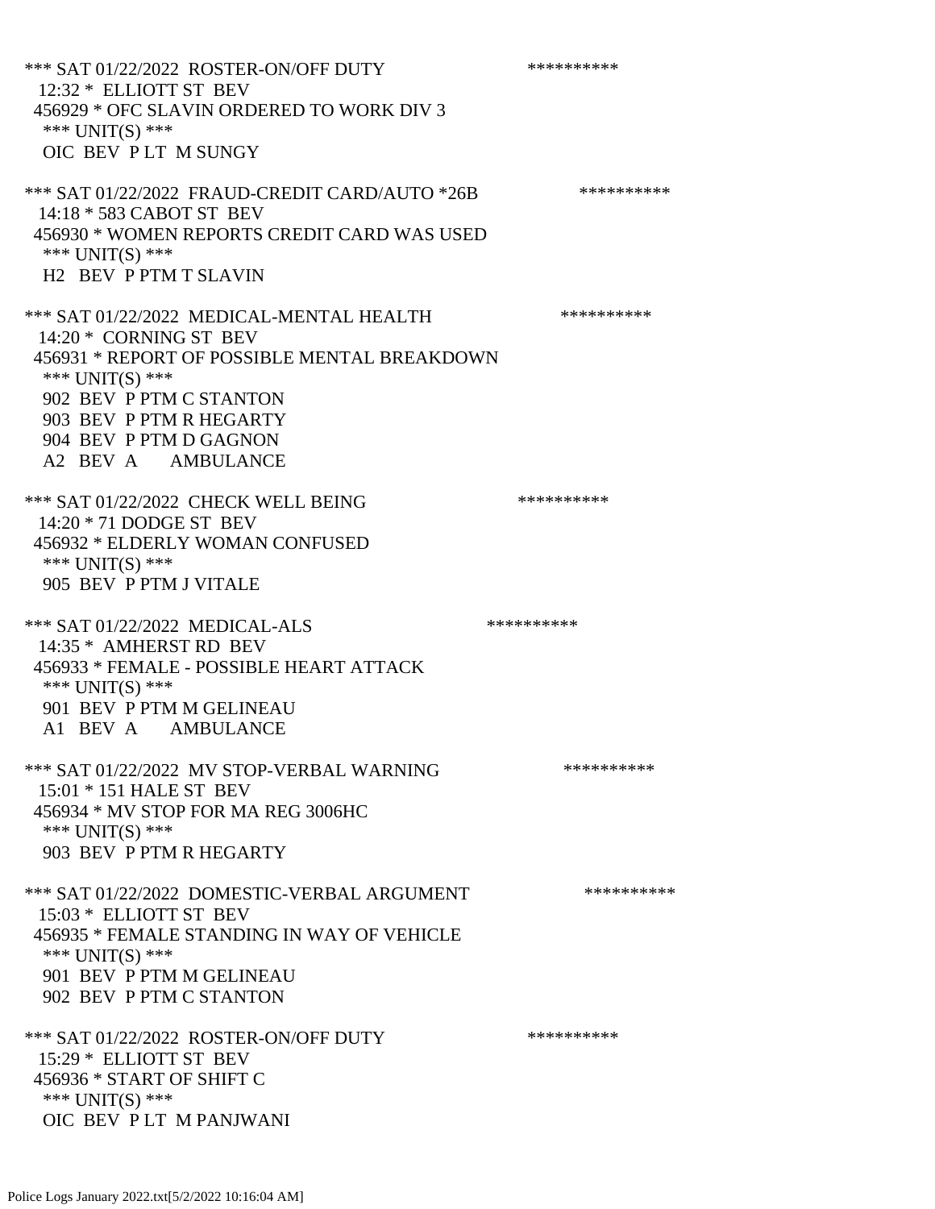*** SAT 01/22/2022 ROSTER-ON/OFF DUTY **********
12:32 * ELLIOTT ST BEV
456929 * OFC SLAVIN ORDERED TO WORK DIV 3
*** UNIT(S) ***
OIC BEV P LT M SUNGY

*** SAT 01/22/2022 FRAUD-CREDIT CARD/AUTO *26B **********
14:18 * 583 CABOT ST BEV
456930 * WOMEN REPORTS CREDIT CARD WAS USED
*** UNIT(S) ***
H2 BEV P PTM T SLAVIN

*** SAT 01/22/2022 MEDICAL-MENTAL HEALTH **********
14:20 * CORNING ST BEV
456931 * REPORT OF POSSIBLE MENTAL BREAKDOWN
*** UNIT(S) ***
902 BEV P PTM C STANTON
903 BEV P PTM R HEGARTY
904 BEV P PTM D GAGNON
A2 BEV A AMBULANCE

*** SAT 01/22/2022 CHECK WELL BEING **********
14:20 * 71 DODGE ST BEV
456932 * ELDERLY WOMAN CONFUSED
*** UNIT(S) ***
905 BEV P PTM J VITALE

*** SAT 01/22/2022 MEDICAL-ALS **********
14:35 * AMHERST RD BEV
456933 * FEMALE - POSSIBLE HEART ATTACK
*** UNIT(S) ***
901 BEV P PTM M GELINEAU
A1 BEV A AMBULANCE

*** SAT 01/22/2022 MV STOP-VERBAL WARNING **********
15:01 * 151 HALE ST BEV
456934 * MV STOP FOR MA REG 3006HC
*** UNIT(S) ***
903 BEV P PTM R HEGARTY

*** SAT 01/22/2022 DOMESTIC-VERBAL ARGUMENT **********
15:03 * ELLIOTT ST BEV
456935 * FEMALE STANDING IN WAY OF VEHICLE
*** UNIT(S) ***
901 BEV P PTM M GELINEAU
902 BEV P PTM C STANTON

*** SAT 01/22/2022 ROSTER-ON/OFF DUTY **********
15:29 * ELLIOTT ST BEV
456936 * START OF SHIFT C
*** UNIT(S) ***
OIC BEV P LT M PANJWANI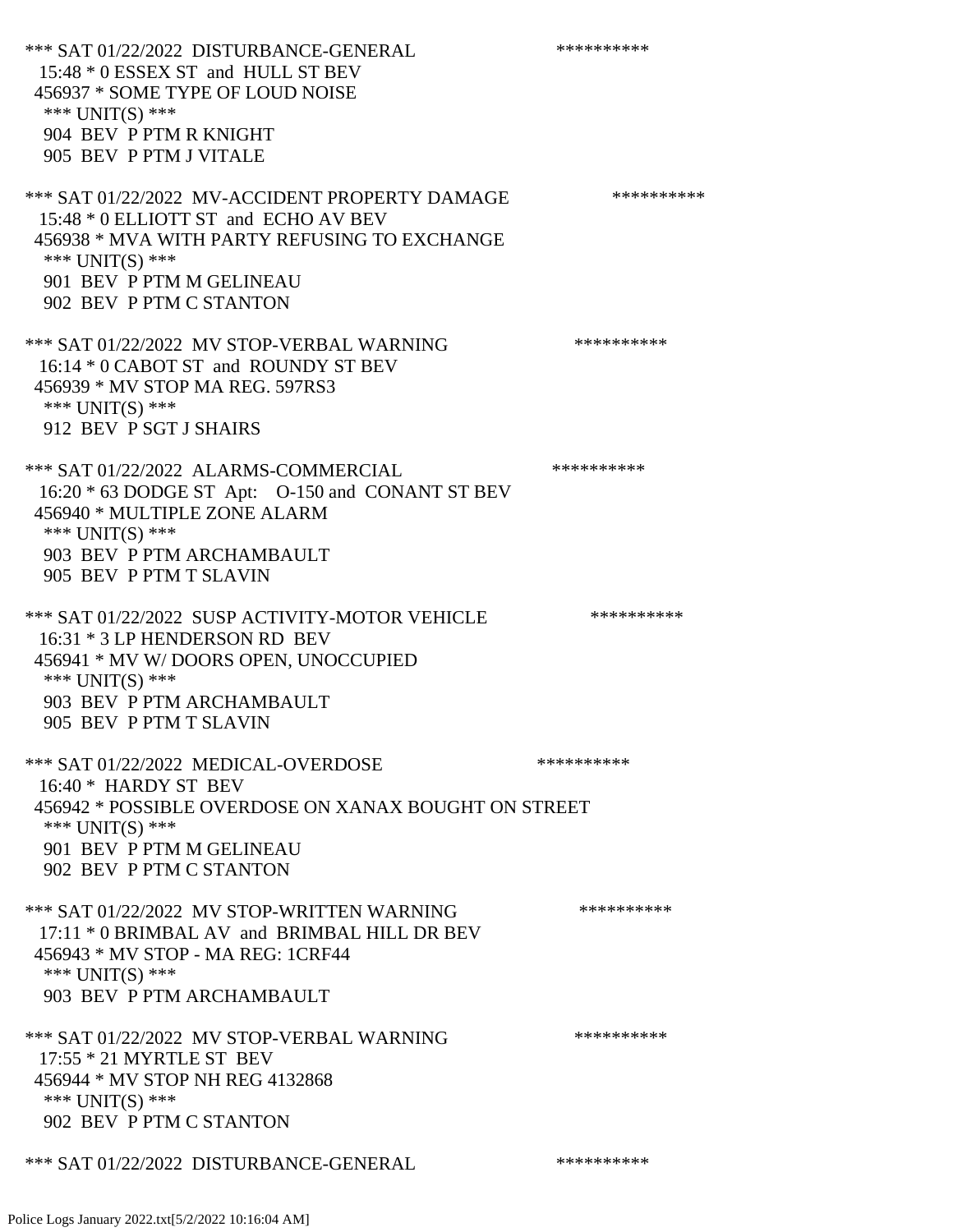*** SAT 01/22/2022 DISTURBANCE-GENERAL **********
15:48 * 0 ESSEX ST and HULL ST BEV
456937 * SOME TYPE OF LOUD NOISE
*** UNIT(S) ***
904 BEV P PTM R KNIGHT
905 BEV P PTM J VITALE

*** SAT 01/22/2022 MV-ACCIDENT PROPERTY DAMAGE **********
15:48 * 0 ELLIOTT ST and ECHO AV BEV
456938 * MVA WITH PARTY REFUSING TO EXCHANGE
*** UNIT(S) ***
901 BEV P PTM M GELINEAU
902 BEV P PTM C STANTON

*** SAT 01/22/2022 MV STOP-VERBAL WARNING **********
16:14 * 0 CABOT ST and ROUNDY ST BEV
456939 * MV STOP MA REG. 597RS3
*** UNIT(S) ***
912 BEV P SGT J SHAIRS

*** SAT 01/22/2022 ALARMS-COMMERCIAL **********
16:20 * 63 DODGE ST Apt: O-150 and CONANT ST BEV
456940 * MULTIPLE ZONE ALARM
*** UNIT(S) ***
903 BEV P PTM ARCHAMBAULT
905 BEV P PTM T SLAVIN

*** SAT 01/22/2022 SUSP ACTIVITY-MOTOR VEHICLE **********
16:31 * 3 LP HENDERSON RD BEV
456941 * MV W/ DOORS OPEN, UNOCCUPIED
*** UNIT(S) ***
903 BEV P PTM ARCHAMBAULT
905 BEV P PTM T SLAVIN

*** SAT 01/22/2022 MEDICAL-OVERDOSE **********
16:40 * HARDY ST BEV
456942 * POSSIBLE OVERDOSE ON XANAX BOUGHT ON STREET
*** UNIT(S) ***
901 BEV P PTM M GELINEAU
902 BEV P PTM C STANTON

*** SAT 01/22/2022 MV STOP-WRITTEN WARNING **********
17:11 * 0 BRIMBAL AV and BRIMBAL HILL DR BEV
456943 * MV STOP - MA REG: 1CRF44
*** UNIT(S) ***
903 BEV P PTM ARCHAMBAULT

*** SAT 01/22/2022 MV STOP-VERBAL WARNING **********
17:55 * 21 MYRTLE ST BEV
456944 * MV STOP NH REG 4132868
*** UNIT(S) ***
902 BEV P PTM C STANTON

*** SAT 01/22/2022 DISTURBANCE-GENERAL **********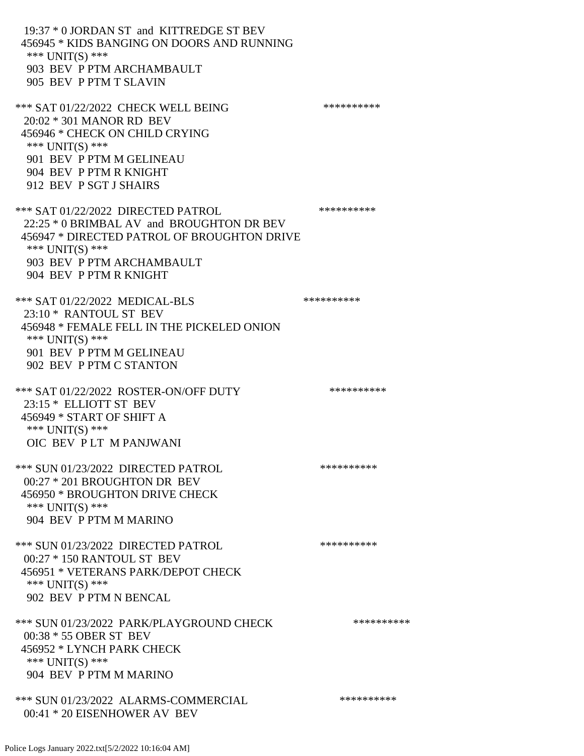19:37 * 0 JORDAN ST and KITTREDGE ST BEV
456945 * KIDS BANGING ON DOORS AND RUNNING
*** UNIT(S) ***
903 BEV P PTM ARCHAMBAULT
905 BEV P PTM T SLAVIN

*** SAT 01/22/2022 CHECK WELL BEING **********
20:02 * 301 MANOR RD BEV
456946 * CHECK ON CHILD CRYING
*** UNIT(S) ***
901 BEV P PTM M GELINEAU
904 BEV P PTM R KNIGHT
912 BEV P SGT J SHAIRS

*** SAT 01/22/2022 DIRECTED PATROL **********
22:25 * 0 BRIMBAL AV and BROUGHTON DR BEV
456947 * DIRECTED PATROL OF BROUGHTON DRIVE
*** UNIT(S) ***
903 BEV P PTM ARCHAMBAULT
904 BEV P PTM R KNIGHT

*** SAT 01/22/2022 MEDICAL-BLS **********
23:10 * RANTOUL ST BEV
456948 * FEMALE FELL IN THE PICKELED ONION
*** UNIT(S) ***
901 BEV P PTM M GELINEAU
902 BEV P PTM C STANTON

*** SAT 01/22/2022 ROSTER-ON/OFF DUTY **********
23:15 * ELLIOTT ST BEV
456949 * START OF SHIFT A
*** UNIT(S) ***
OIC BEV P LT M PANJWANI

*** SUN 01/23/2022 DIRECTED PATROL **********
00:27 * 201 BROUGHTON DR BEV
456950 * BROUGHTON DRIVE CHECK
*** UNIT(S) ***
904 BEV P PTM M MARINO

*** SUN 01/23/2022 DIRECTED PATROL **********
00:27 * 150 RANTOUL ST BEV
456951 * VETERANS PARK/DEPOT CHECK
*** UNIT(S) ***
902 BEV P PTM N BENCAL

*** SUN 01/23/2022 PARK/PLAYGROUND CHECK **********
00:38 * 55 OBER ST BEV
456952 * LYNCH PARK CHECK
*** UNIT(S) ***
904 BEV P PTM M MARINO

*** SUN 01/23/2022 ALARMS-COMMERCIAL **********
00:41 * 20 EISENHOWER AV BEV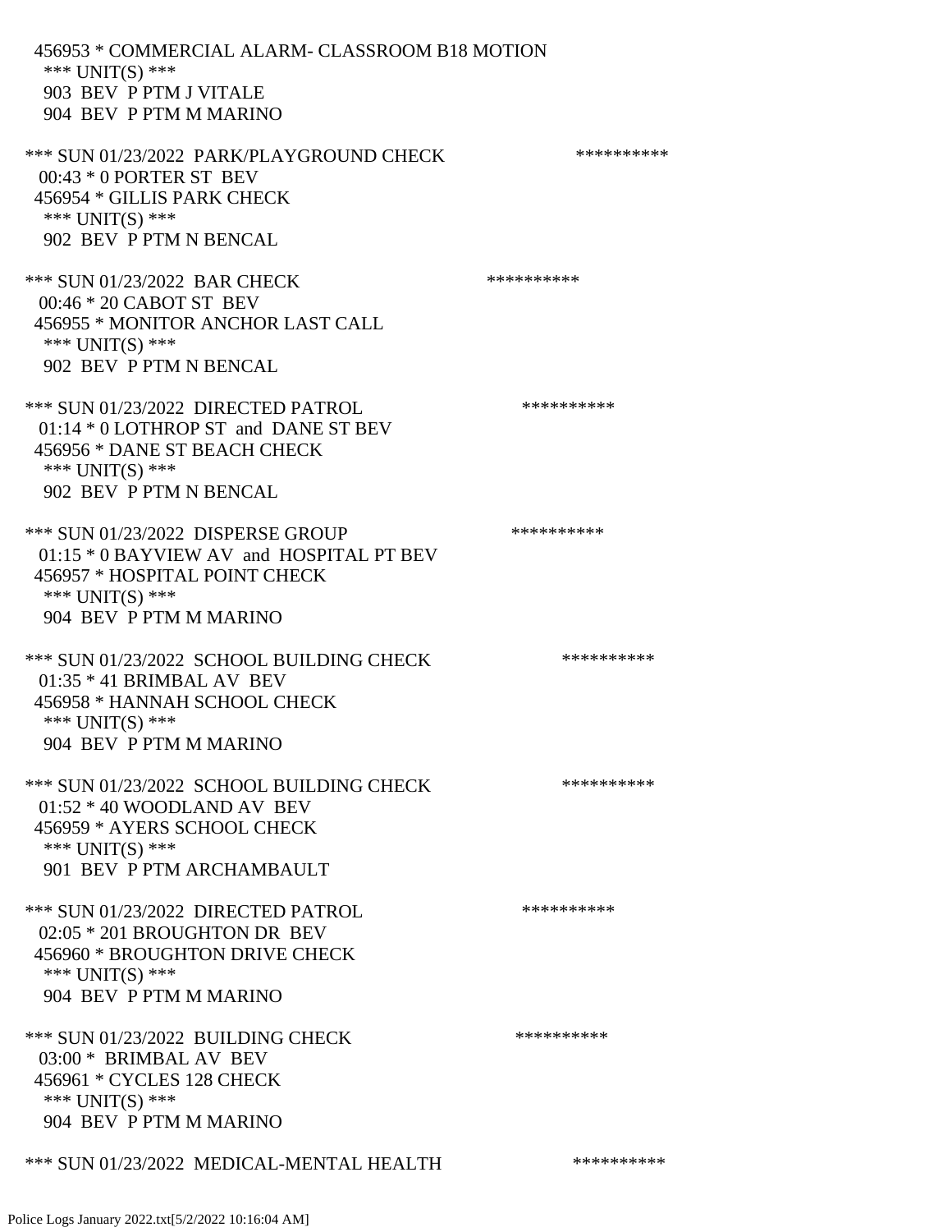456953 * COMMERCIAL ALARM- CLASSROOM B18 MOTION
*** UNIT(S) ***
903 BEV P PTM J VITALE
904 BEV P PTM M MARINO

*** SUN 01/23/2022 PARK/PLAYGROUND CHECK **********
00:43 * 0 PORTER ST BEV
456954 * GILLIS PARK CHECK
*** UNIT(S) ***
902 BEV P PTM N BENCAL

*** SUN 01/23/2022 BAR CHECK **********
00:46 * 20 CABOT ST BEV
456955 * MONITOR ANCHOR LAST CALL
*** UNIT(S) ***
902 BEV P PTM N BENCAL

*** SUN 01/23/2022 DIRECTED PATROL **********
01:14 * 0 LOTHROP ST and DANE ST BEV
456956 * DANE ST BEACH CHECK
*** UNIT(S) ***
902 BEV P PTM N BENCAL

*** SUN 01/23/2022 DISPERSE GROUP **********
01:15 * 0 BAYVIEW AV and HOSPITAL PT BEV
456957 * HOSPITAL POINT CHECK
*** UNIT(S) ***
904 BEV P PTM M MARINO

*** SUN 01/23/2022 SCHOOL BUILDING CHECK **********
01:35 * 41 BRIMBAL AV BEV
456958 * HANNAH SCHOOL CHECK
*** UNIT(S) ***
904 BEV P PTM M MARINO

*** SUN 01/23/2022 SCHOOL BUILDING CHECK **********
01:52 * 40 WOODLAND AV BEV
456959 * AYERS SCHOOL CHECK
*** UNIT(S) ***
901 BEV P PTM ARCHAMBAULT

*** SUN 01/23/2022 DIRECTED PATROL **********
02:05 * 201 BROUGHTON DR BEV
456960 * BROUGHTON DRIVE CHECK
*** UNIT(S) ***
904 BEV P PTM M MARINO

*** SUN 01/23/2022 BUILDING CHECK **********
03:00 * BRIMBAL AV BEV
456961 * CYCLES 128 CHECK
*** UNIT(S) ***
904 BEV P PTM M MARINO

*** SUN 01/23/2022 MEDICAL-MENTAL HEALTH **********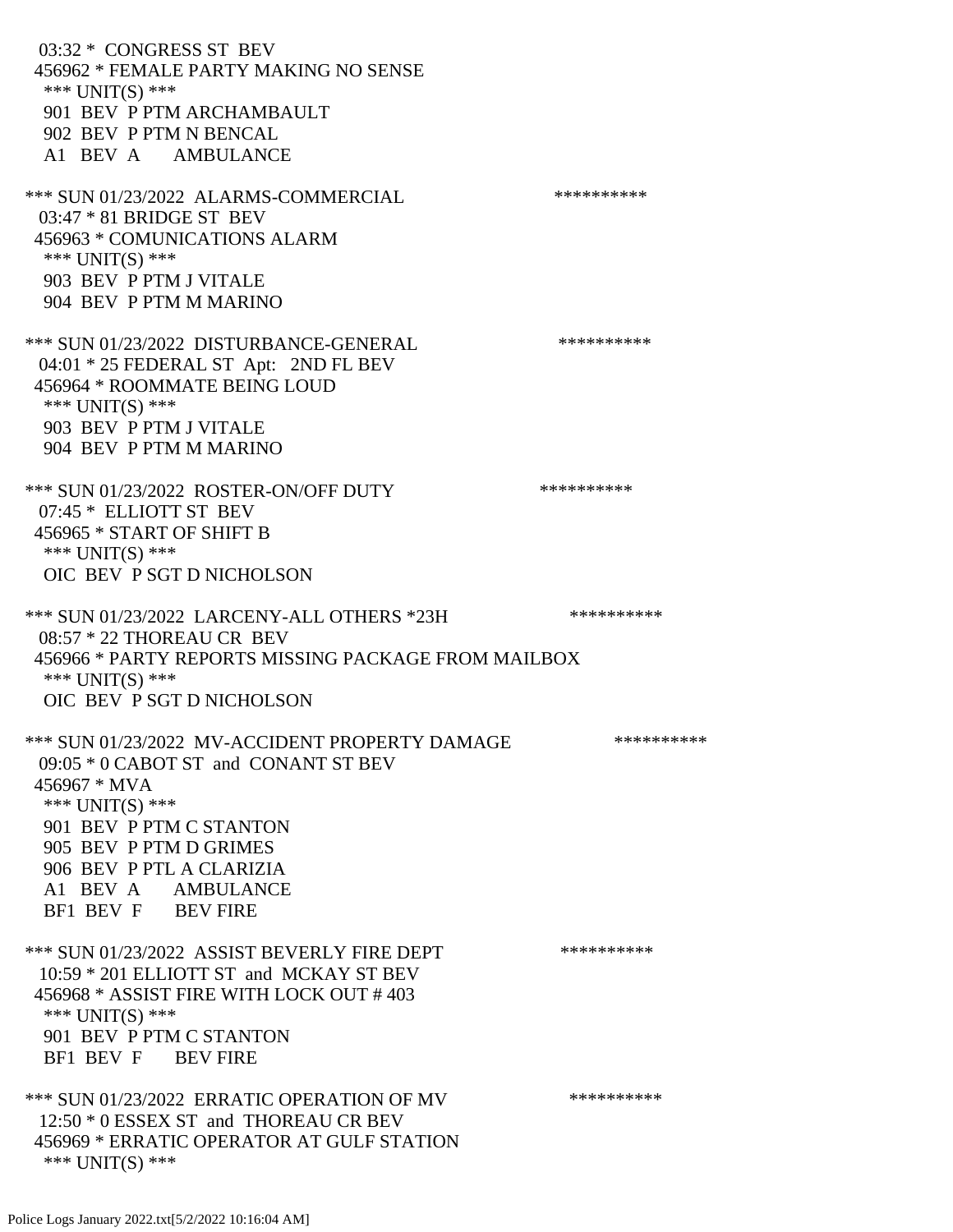03:32 * CONGRESS ST BEV
456962 * FEMALE PARTY MAKING NO SENSE
*** UNIT(S) ***
901 BEV P PTM ARCHAMBAULT
902 BEV P PTM N BENCAL
A1 BEV A AMBULANCE

*** SUN 01/23/2022 ALARMS-COMMERCIAL **********
03:47 * 81 BRIDGE ST BEV
456963 * COMUNICATIONS ALARM
*** UNIT(S) ***
903 BEV P PTM J VITALE
904 BEV P PTM M MARINO

*** SUN 01/23/2022 DISTURBANCE-GENERAL **********
04:01 * 25 FEDERAL ST Apt: 2ND FL BEV
456964 * ROOMMATE BEING LOUD
*** UNIT(S) ***
903 BEV P PTM J VITALE
904 BEV P PTM M MARINO

*** SUN 01/23/2022 ROSTER-ON/OFF DUTY **********
07:45 * ELLIOTT ST BEV
456965 * START OF SHIFT B
*** UNIT(S) ***
OIC BEV P SGT D NICHOLSON

*** SUN 01/23/2022 LARCENY-ALL OTHERS *23H **********
08:57 * 22 THOREAU CR BEV
456966 * PARTY REPORTS MISSING PACKAGE FROM MAILBOX
*** UNIT(S) ***
OIC BEV P SGT D NICHOLSON

*** SUN 01/23/2022 MV-ACCIDENT PROPERTY DAMAGE **********
09:05 * 0 CABOT ST and CONANT ST BEV
456967 * MVA
*** UNIT(S) ***
901 BEV P PTM C STANTON
905 BEV P PTM D GRIMES
906 BEV P PTL A CLARIZIA
A1 BEV A AMBULANCE
BF1 BEV F BEV FIRE

*** SUN 01/23/2022 ASSIST BEVERLY FIRE DEPT **********
10:59 * 201 ELLIOTT ST and MCKAY ST BEV
456968 * ASSIST FIRE WITH LOCK OUT # 403
*** UNIT(S) ***
901 BEV P PTM C STANTON
BF1 BEV F BEV FIRE

*** SUN 01/23/2022 ERRATIC OPERATION OF MV **********
12:50 * 0 ESSEX ST and THOREAU CR BEV
456969 * ERRATIC OPERATOR AT GULF STATION
*** UNIT(S) ***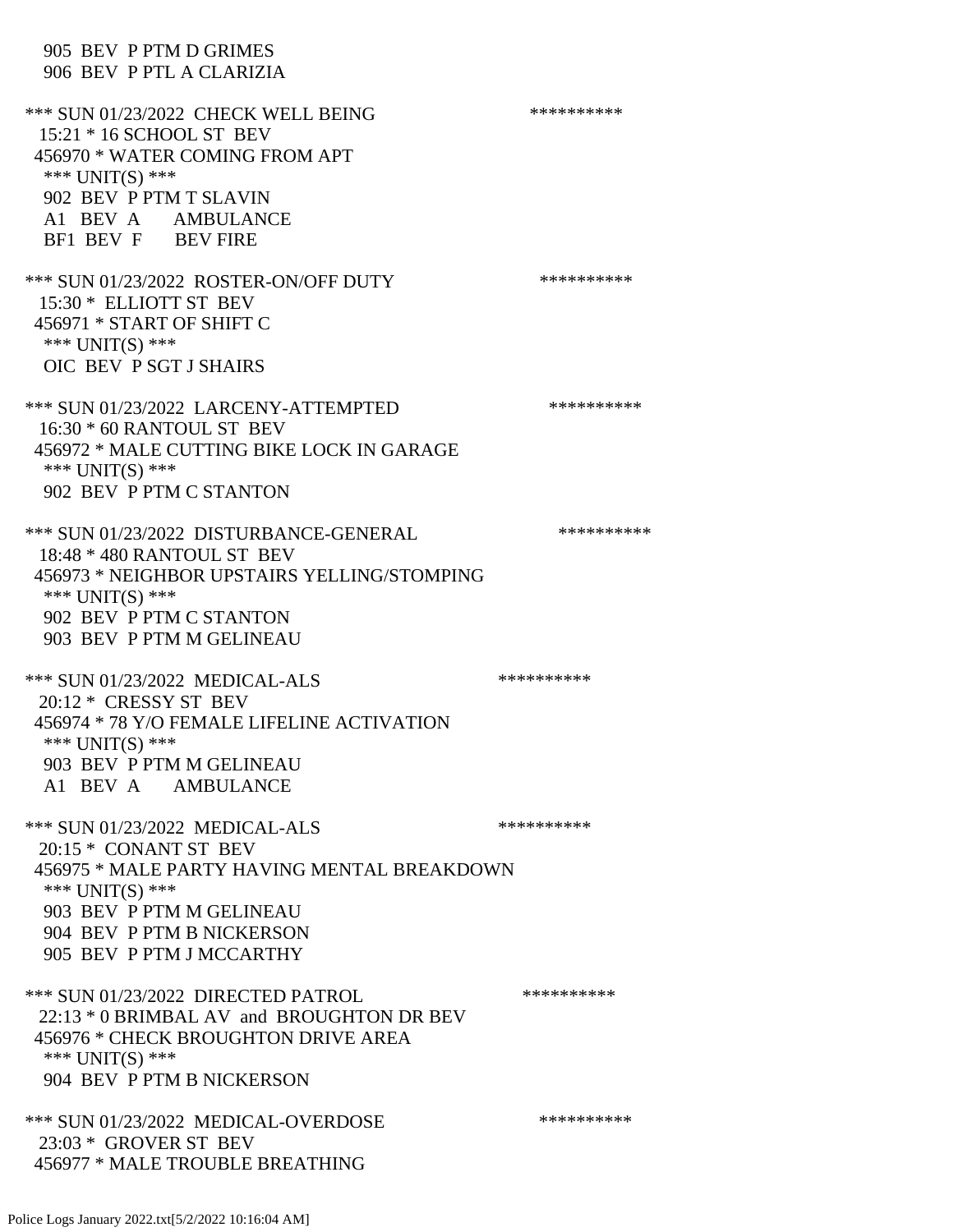905 BEV P PTM D GRIMES
906 BEV P PTL A CLARIZIA

*** SUN 01/23/2022 CHECK WELL BEING **********
15:21 * 16 SCHOOL ST BEV
456970 * WATER COMING FROM APT
*** UNIT(S) ***
902 BEV P PTM T SLAVIN
A1 BEV A AMBULANCE
BF1 BEV F BEV FIRE

*** SUN 01/23/2022 ROSTER-ON/OFF DUTY **********
15:30 * ELLIOTT ST BEV
456971 * START OF SHIFT C
*** UNIT(S) ***
OIC BEV P SGT J SHAIRS

*** SUN 01/23/2022 LARCENY-ATTEMPTED **********
16:30 * 60 RANTOUL ST BEV
456972 * MALE CUTTING BIKE LOCK IN GARAGE
*** UNIT(S) ***
902 BEV P PTM C STANTON

*** SUN 01/23/2022 DISTURBANCE-GENERAL **********
18:48 * 480 RANTOUL ST BEV
456973 * NEIGHBOR UPSTAIRS YELLING/STOMPING
*** UNIT(S) ***
902 BEV P PTM C STANTON
903 BEV P PTM M GELINEAU

*** SUN 01/23/2022 MEDICAL-ALS **********
20:12 * CRESSY ST BEV
456974 * 78 Y/O FEMALE LIFELINE ACTIVATION
*** UNIT(S) ***
903 BEV P PTM M GELINEAU
A1 BEV A AMBULANCE

*** SUN 01/23/2022 MEDICAL-ALS **********
20:15 * CONANT ST BEV
456975 * MALE PARTY HAVING MENTAL BREAKDOWN
*** UNIT(S) ***
903 BEV P PTM M GELINEAU
904 BEV P PTM B NICKERSON
905 BEV P PTM J MCCARTHY

*** SUN 01/23/2022 DIRECTED PATROL **********
22:13 * 0 BRIMBAL AV and BROUGHTON DR BEV
456976 * CHECK BROUGHTON DRIVE AREA
*** UNIT(S) ***
904 BEV P PTM B NICKERSON

*** SUN 01/23/2022 MEDICAL-OVERDOSE **********
23:03 * GROVER ST BEV
456977 * MALE TROUBLE BREATHING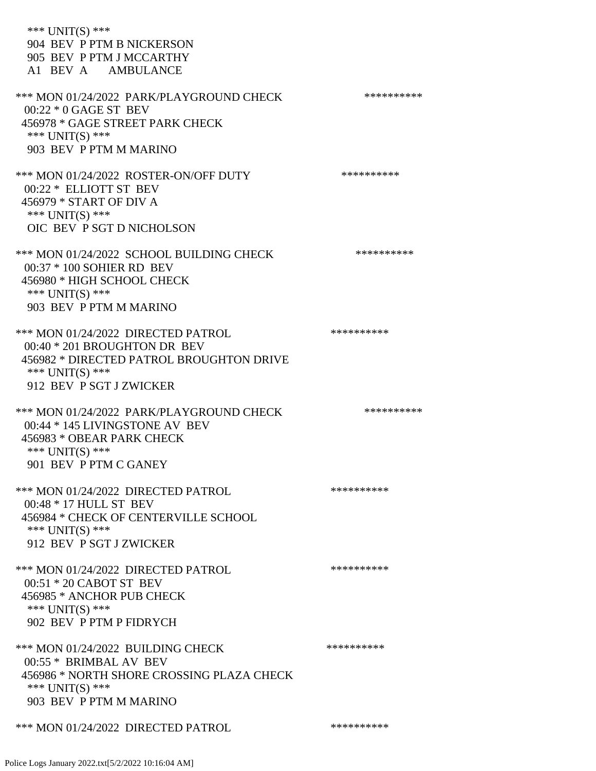*** UNIT(S) ***
904 BEV P PTM B NICKERSON
905 BEV P PTM J MCCARTHY
A1 BEV A AMBULANCE

*** MON 01/24/2022 PARK/PLAYGROUND CHECK **********
00:22 * 0 GAGE ST BEV
456978 * GAGE STREET PARK CHECK
*** UNIT(S) ***
903 BEV P PTM M MARINO

*** MON 01/24/2022 ROSTER-ON/OFF DUTY **********
00:22 * ELLIOTT ST BEV
456979 * START OF DIV A
*** UNIT(S) ***
OIC BEV P SGT D NICHOLSON

*** MON 01/24/2022 SCHOOL BUILDING CHECK **********
00:37 * 100 SOHIER RD BEV
456980 * HIGH SCHOOL CHECK
*** UNIT(S) ***
903 BEV P PTM M MARINO

*** MON 01/24/2022 DIRECTED PATROL **********
00:40 * 201 BROUGHTON DR BEV
456982 * DIRECTED PATROL BROUGHTON DRIVE
*** UNIT(S) ***
912 BEV P SGT J ZWICKER

*** MON 01/24/2022 PARK/PLAYGROUND CHECK **********
00:44 * 145 LIVINGSTONE AV BEV
456983 * OBEAR PARK CHECK
*** UNIT(S) ***
901 BEV P PTM C GANEY

*** MON 01/24/2022 DIRECTED PATROL **********
00:48 * 17 HULL ST BEV
456984 * CHECK OF CENTERVILLE SCHOOL
*** UNIT(S) ***
912 BEV P SGT J ZWICKER

*** MON 01/24/2022 DIRECTED PATROL **********
00:51 * 20 CABOT ST BEV
456985 * ANCHOR PUB CHECK
*** UNIT(S) ***
902 BEV P PTM P FIDRYCH

*** MON 01/24/2022 BUILDING CHECK **********
00:55 * BRIMBAL AV BEV
456986 * NORTH SHORE CROSSING PLAZA CHECK
*** UNIT(S) ***
903 BEV P PTM M MARINO

*** MON 01/24/2022 DIRECTED PATROL **********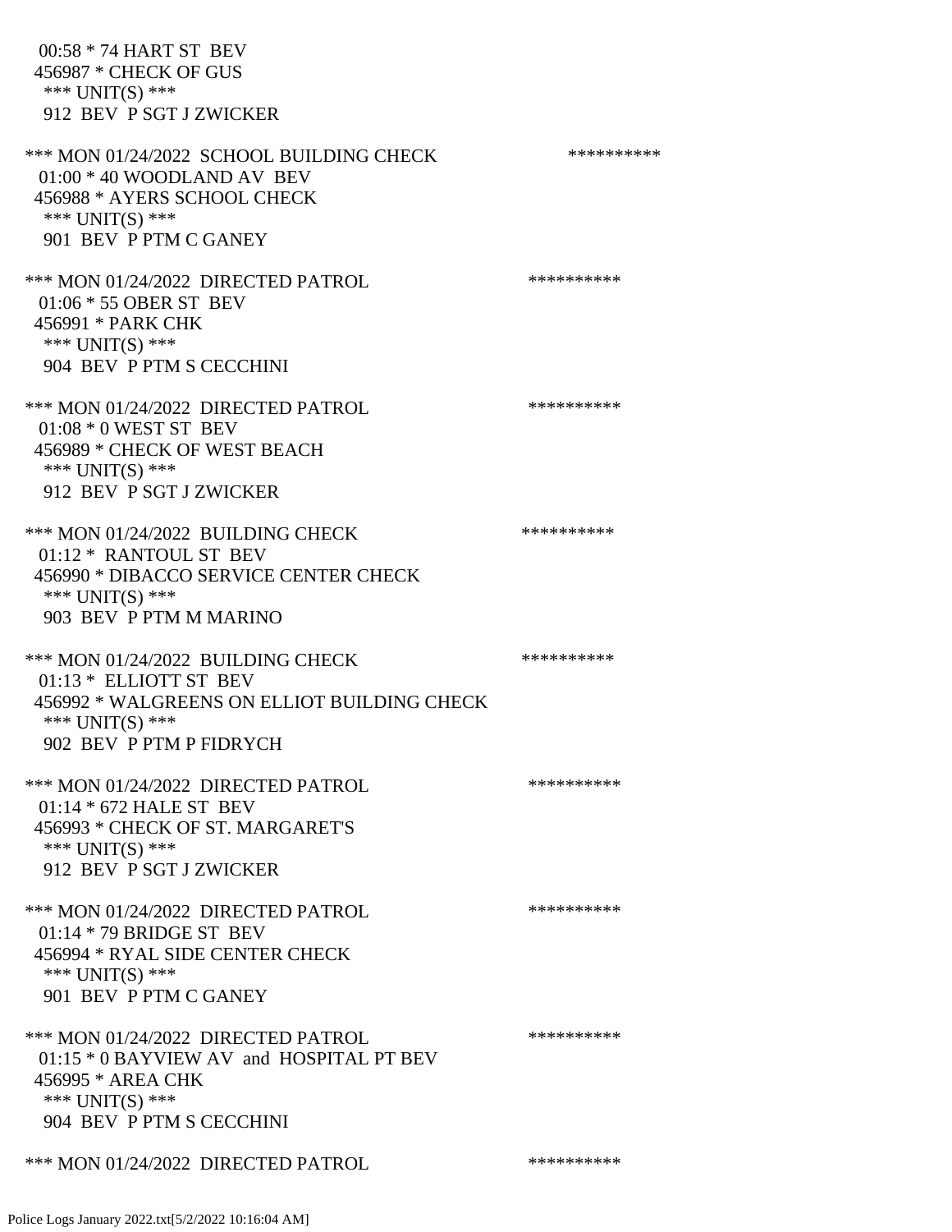00:58 * 74 HART ST BEV
456987 * CHECK OF GUS
*** UNIT(S) ***
912 BEV P SGT J ZWICKER

*** MON 01/24/2022 SCHOOL BUILDING CHECK **********
01:00 * 40 WOODLAND AV BEV
456988 * AYERS SCHOOL CHECK
*** UNIT(S) ***
901 BEV P PTM C GANEY

*** MON 01/24/2022 DIRECTED PATROL **********
01:06 * 55 OBER ST BEV
456991 * PARK CHK
*** UNIT(S) ***
904 BEV P PTM S CECCHINI

*** MON 01/24/2022 DIRECTED PATROL **********
01:08 * 0 WEST ST BEV
456989 * CHECK OF WEST BEACH
*** UNIT(S) ***
912 BEV P SGT J ZWICKER

*** MON 01/24/2022 BUILDING CHECK **********
01:12 * RANTOUL ST BEV
456990 * DIBACCO SERVICE CENTER CHECK
*** UNIT(S) ***
903 BEV P PTM M MARINO

*** MON 01/24/2022 BUILDING CHECK **********
01:13 * ELLIOTT ST BEV
456992 * WALGREENS ON ELLIOT BUILDING CHECK
*** UNIT(S) ***
902 BEV P PTM P FIDRYCH

*** MON 01/24/2022 DIRECTED PATROL **********
01:14 * 672 HALE ST BEV
456993 * CHECK OF ST. MARGARET'S
*** UNIT(S) ***
912 BEV P SGT J ZWICKER

*** MON 01/24/2022 DIRECTED PATROL **********
01:14 * 79 BRIDGE ST BEV
456994 * RYAL SIDE CENTER CHECK
*** UNIT(S) ***
901 BEV P PTM C GANEY

*** MON 01/24/2022 DIRECTED PATROL **********
01:15 * 0 BAYVIEW AV and HOSPITAL PT BEV
456995 * AREA CHK
*** UNIT(S) ***
904 BEV P PTM S CECCHINI

*** MON 01/24/2022 DIRECTED PATROL **********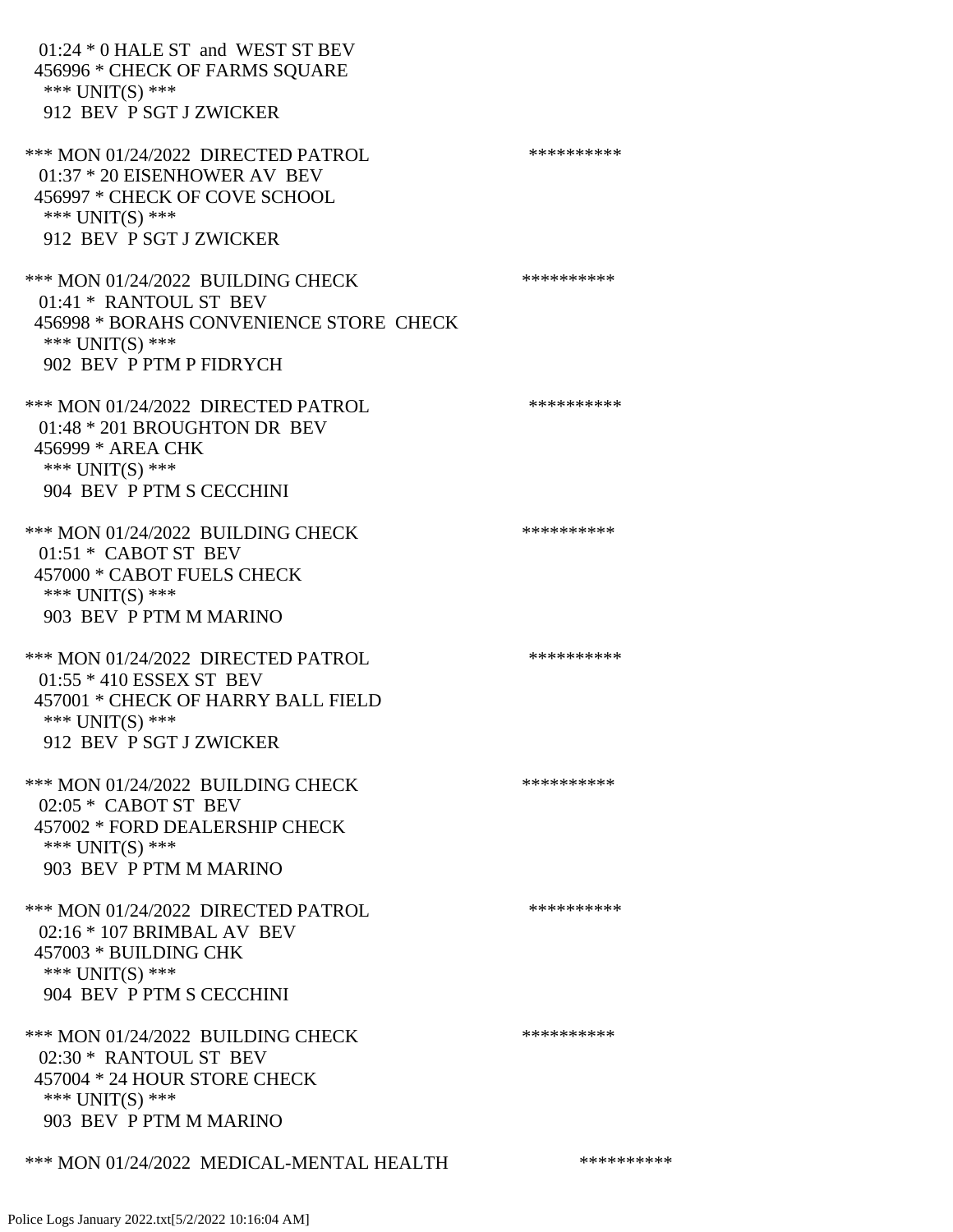01:24 * 0 HALE ST and WEST ST BEV
456996 * CHECK OF FARMS SQUARE
*** UNIT(S) ***
912 BEV P SGT J ZWICKER

*** MON 01/24/2022 DIRECTED PATROL **********
01:37 * 20 EISENHOWER AV BEV
456997 * CHECK OF COVE SCHOOL
*** UNIT(S) ***
912 BEV P SGT J ZWICKER

*** MON 01/24/2022 BUILDING CHECK **********
01:41 * RANTOUL ST BEV
456998 * BORAHS CONVENIENCE STORE CHECK
*** UNIT(S) ***
902 BEV P PTM P FIDRYCH

*** MON 01/24/2022 DIRECTED PATROL **********
01:48 * 201 BROUGHTON DR BEV
456999 * AREA CHK
*** UNIT(S) ***
904 BEV P PTM S CECCHINI

*** MON 01/24/2022 BUILDING CHECK **********
01:51 * CABOT ST BEV
457000 * CABOT FUELS CHECK
*** UNIT(S) ***
903 BEV P PTM M MARINO

*** MON 01/24/2022 DIRECTED PATROL **********
01:55 * 410 ESSEX ST BEV
457001 * CHECK OF HARRY BALL FIELD
*** UNIT(S) ***
912 BEV P SGT J ZWICKER

*** MON 01/24/2022 BUILDING CHECK **********
02:05 * CABOT ST BEV
457002 * FORD DEALERSHIP CHECK
*** UNIT(S) ***
903 BEV P PTM M MARINO

*** MON 01/24/2022 DIRECTED PATROL **********
02:16 * 107 BRIMBAL AV BEV
457003 * BUILDING CHK
*** UNIT(S) ***
904 BEV P PTM S CECCHINI

*** MON 01/24/2022 BUILDING CHECK **********
02:30 * RANTOUL ST BEV
457004 * 24 HOUR STORE CHECK
*** UNIT(S) ***
903 BEV P PTM M MARINO

*** MON 01/24/2022 MEDICAL-MENTAL HEALTH **********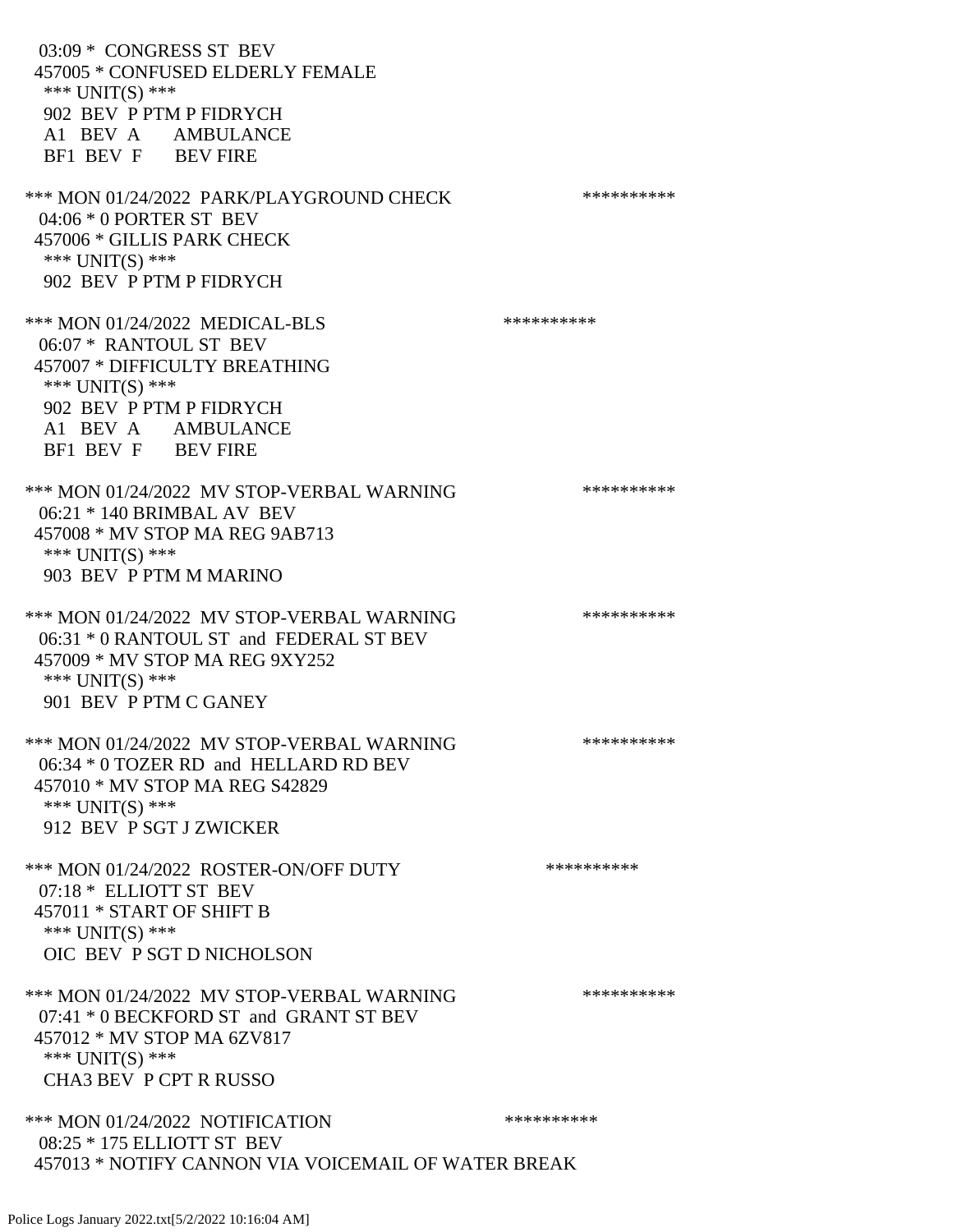03:09 * CONGRESS ST BEV
457005 * CONFUSED ELDERLY FEMALE
*** UNIT(S) ***
902 BEV P PTM P FIDRYCH
A1 BEV A AMBULANCE
BF1 BEV F BEV FIRE

*** MON 01/24/2022 PARK/PLAYGROUND CHECK **********
04:06 * 0 PORTER ST BEV
457006 * GILLIS PARK CHECK
*** UNIT(S) ***
902 BEV P PTM P FIDRYCH

*** MON 01/24/2022 MEDICAL-BLS **********
06:07 * RANTOUL ST BEV
457007 * DIFFICULTY BREATHING
*** UNIT(S) ***
902 BEV P PTM P FIDRYCH
A1 BEV A AMBULANCE
BF1 BEV F BEV FIRE

*** MON 01/24/2022 MV STOP-VERBAL WARNING **********
06:21 * 140 BRIMBAL AV BEV
457008 * MV STOP MA REG 9AB713
*** UNIT(S) ***
903 BEV P PTM M MARINO

*** MON 01/24/2022 MV STOP-VERBAL WARNING **********
06:31 * 0 RANTOUL ST and FEDERAL ST BEV
457009 * MV STOP MA REG 9XY252
*** UNIT(S) ***
901 BEV P PTM C GANEY

*** MON 01/24/2022 MV STOP-VERBAL WARNING **********
06:34 * 0 TOZER RD and HELLARD RD BEV
457010 * MV STOP MA REG S42829
*** UNIT(S) ***
912 BEV P SGT J ZWICKER

*** MON 01/24/2022 ROSTER-ON/OFF DUTY **********
07:18 * ELLIOTT ST BEV
457011 * START OF SHIFT B
*** UNIT(S) ***
OIC BEV P SGT D NICHOLSON

*** MON 01/24/2022 MV STOP-VERBAL WARNING **********
07:41 * 0 BECKFORD ST and GRANT ST BEV
457012 * MV STOP MA 6ZV817
*** UNIT(S) ***
CHA3 BEV P CPT R RUSSO

*** MON 01/24/2022 NOTIFICATION **********
08:25 * 175 ELLIOTT ST BEV
457013 * NOTIFY CANNON VIA VOICEMAIL OF WATER BREAK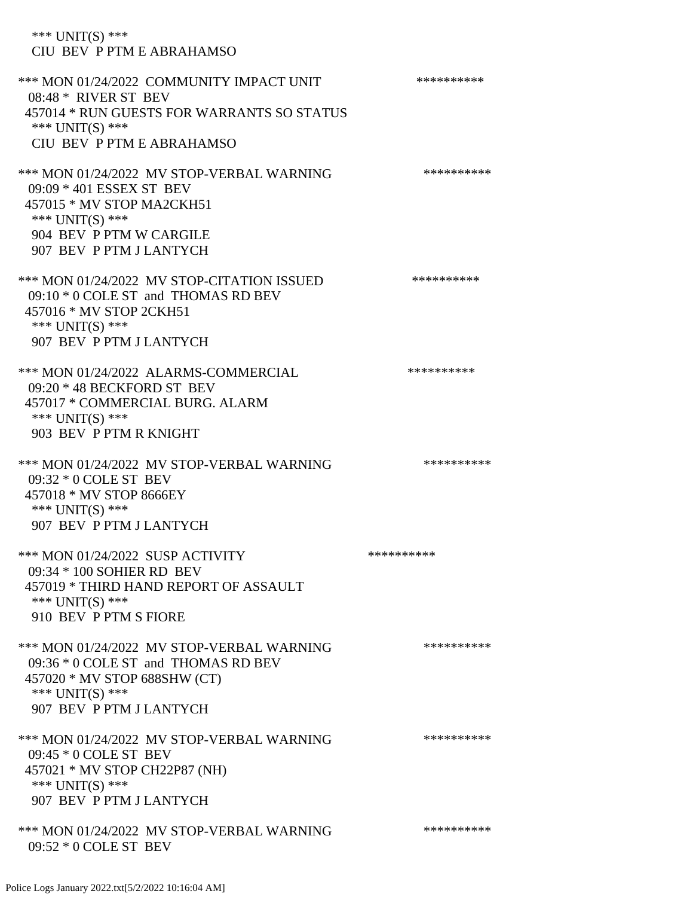\*\*\* UNIT(S) \*\*\*
CIU BEV P PTM E ABRAHAMSO

\*\*\* MON 01/24/2022 COMMUNITY IMPACT UNIT \*\*\*\*\*\*\*\*\*\*
08:48 * RIVER ST BEV
457014 * RUN GUESTS FOR WARRANTS SO STATUS
\*\*\* UNIT(S) \*\*\*
CIU BEV P PTM E ABRAHAMSO

\*\*\* MON 01/24/2022 MV STOP-VERBAL WARNING \*\*\*\*\*\*\*\*\*\*
09:09 * 401 ESSEX ST BEV
457015 * MV STOP MA2CKH51
\*\*\* UNIT(S) \*\*\*
904 BEV P PTM W CARGILE
907 BEV P PTM J LANTYCH

\*\*\* MON 01/24/2022 MV STOP-CITATION ISSUED \*\*\*\*\*\*\*\*\*\*
09:10 * 0 COLE ST and THOMAS RD BEV
457016 * MV STOP 2CKH51
\*\*\* UNIT(S) \*\*\*
907 BEV P PTM J LANTYCH

\*\*\* MON 01/24/2022 ALARMS-COMMERCIAL \*\*\*\*\*\*\*\*\*\*
09:20 * 48 BECKFORD ST BEV
457017 * COMMERCIAL BURG. ALARM
\*\*\* UNIT(S) \*\*\*
903 BEV P PTM R KNIGHT

\*\*\* MON 01/24/2022 MV STOP-VERBAL WARNING \*\*\*\*\*\*\*\*\*\*
09:32 * 0 COLE ST BEV
457018 * MV STOP 8666EY
\*\*\* UNIT(S) \*\*\*
907 BEV P PTM J LANTYCH

\*\*\* MON 01/24/2022 SUSP ACTIVITY \*\*\*\*\*\*\*\*\*\*
09:34 * 100 SOHIER RD BEV
457019 * THIRD HAND REPORT OF ASSAULT
\*\*\* UNIT(S) \*\*\*
910 BEV P PTM S FIORE

\*\*\* MON 01/24/2022 MV STOP-VERBAL WARNING \*\*\*\*\*\*\*\*\*\*
09:36 * 0 COLE ST and THOMAS RD BEV
457020 * MV STOP 688SHW (CT)
\*\*\* UNIT(S) \*\*\*
907 BEV P PTM J LANTYCH

\*\*\* MON 01/24/2022 MV STOP-VERBAL WARNING \*\*\*\*\*\*\*\*\*\*
09:45 * 0 COLE ST BEV
457021 * MV STOP CH22P87 (NH)
\*\*\* UNIT(S) \*\*\*
907 BEV P PTM J LANTYCH

\*\*\* MON 01/24/2022 MV STOP-VERBAL WARNING \*\*\*\*\*\*\*\*\*\*
09:52 * 0 COLE ST BEV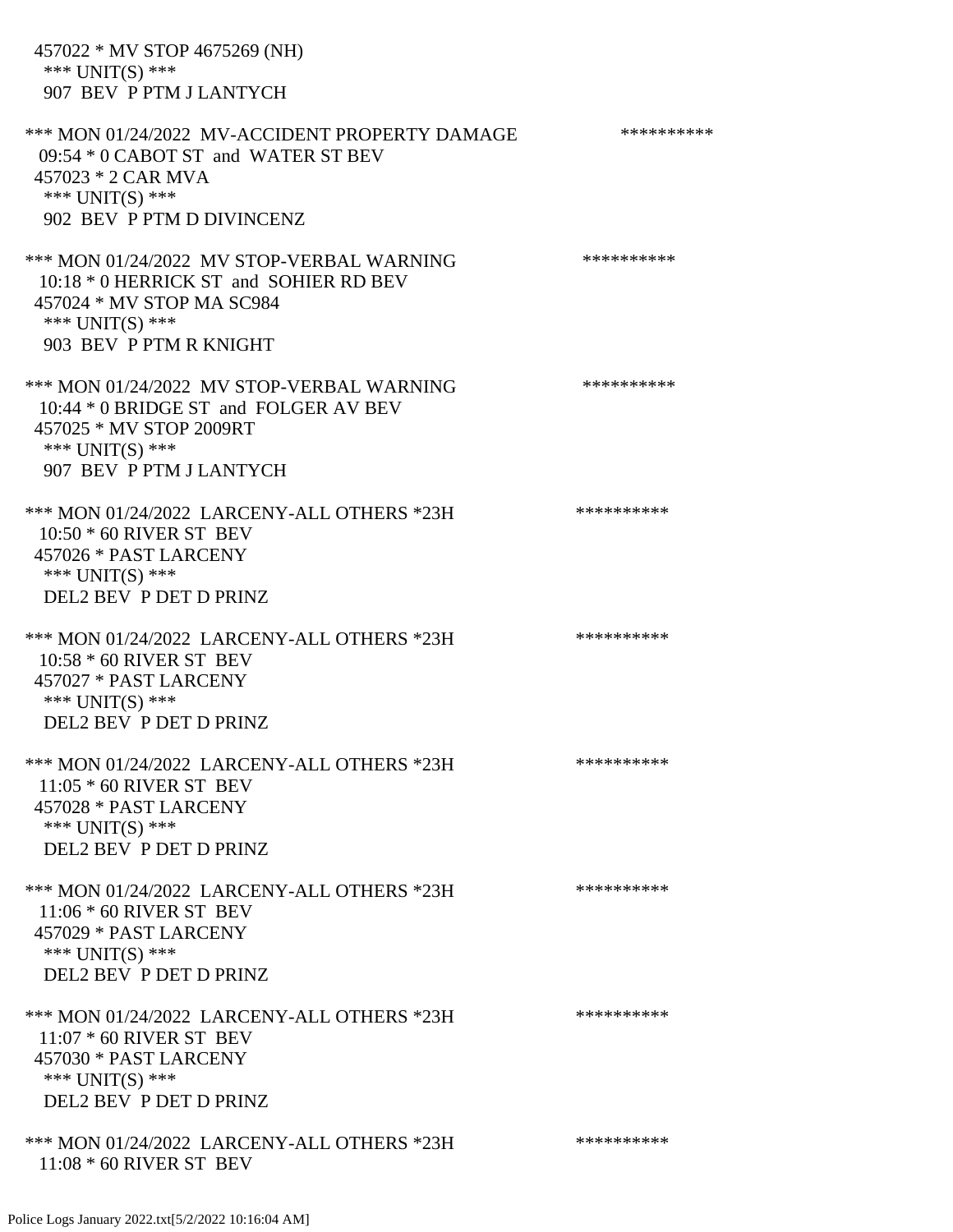457022 * MV STOP 4675269 (NH)
 *** UNIT(S) ***
 907 BEV P PTM J LANTYCH

*** MON 01/24/2022 MV-ACCIDENT PROPERTY DAMAGE **********
 09:54 * 0 CABOT ST and WATER ST BEV
 457023 * 2 CAR MVA
 *** UNIT(S) ***
 902 BEV P PTM D DIVINCENZ

*** MON 01/24/2022 MV STOP-VERBAL WARNING **********
 10:18 * 0 HERRICK ST and SOHIER RD BEV
 457024 * MV STOP MA SC984
 *** UNIT(S) ***
 903 BEV P PTM R KNIGHT

*** MON 01/24/2022 MV STOP-VERBAL WARNING **********
 10:44 * 0 BRIDGE ST and FOLGER AV BEV
 457025 * MV STOP 2009RT
 *** UNIT(S) ***
 907 BEV P PTM J LANTYCH

*** MON 01/24/2022 LARCENY-ALL OTHERS *23H **********
 10:50 * 60 RIVER ST BEV
 457026 * PAST LARCENY
 *** UNIT(S) ***
 DEL2 BEV P DET D PRINZ

*** MON 01/24/2022 LARCENY-ALL OTHERS *23H **********
 10:58 * 60 RIVER ST BEV
 457027 * PAST LARCENY
 *** UNIT(S) ***
 DEL2 BEV P DET D PRINZ

*** MON 01/24/2022 LARCENY-ALL OTHERS *23H **********
 11:05 * 60 RIVER ST BEV
 457028 * PAST LARCENY
 *** UNIT(S) ***
 DEL2 BEV P DET D PRINZ

*** MON 01/24/2022 LARCENY-ALL OTHERS *23H **********
 11:06 * 60 RIVER ST BEV
 457029 * PAST LARCENY
 *** UNIT(S) ***
 DEL2 BEV P DET D PRINZ

*** MON 01/24/2022 LARCENY-ALL OTHERS *23H **********
 11:07 * 60 RIVER ST BEV
 457030 * PAST LARCENY
 *** UNIT(S) ***
 DEL2 BEV P DET D PRINZ

*** MON 01/24/2022 LARCENY-ALL OTHERS *23H **********
 11:08 * 60 RIVER ST BEV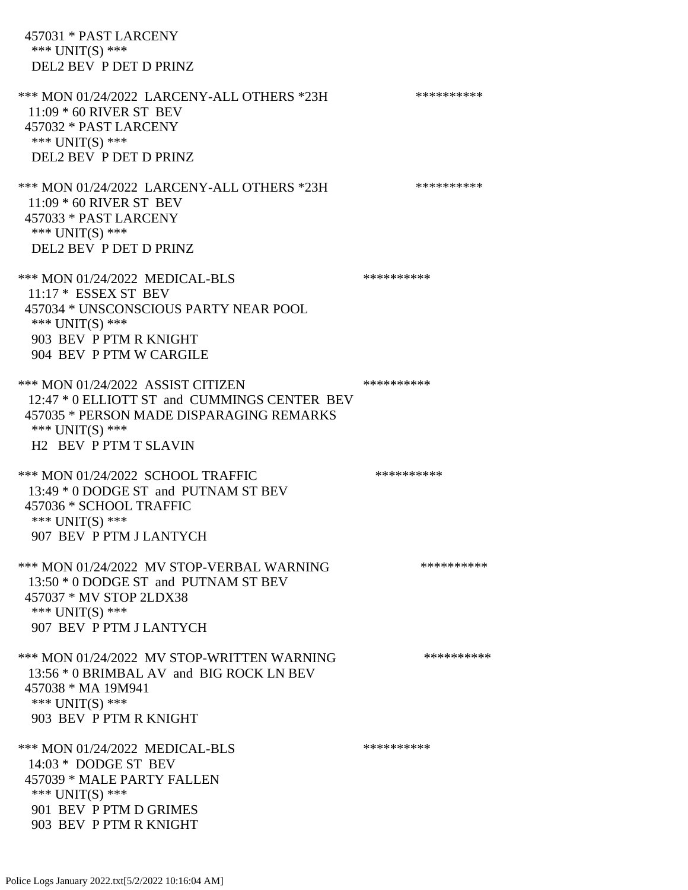457031 * PAST LARCENY
*** UNIT(S) ***
DEL2 BEV P DET D PRINZ

*** MON 01/24/2022 LARCENY-ALL OTHERS *23H **********
11:09 * 60 RIVER ST BEV
457032 * PAST LARCENY
*** UNIT(S) ***
DEL2 BEV P DET D PRINZ

*** MON 01/24/2022 LARCENY-ALL OTHERS *23H **********
11:09 * 60 RIVER ST BEV
457033 * PAST LARCENY
*** UNIT(S) ***
DEL2 BEV P DET D PRINZ

*** MON 01/24/2022 MEDICAL-BLS **********
11:17 * ESSEX ST BEV
457034 * UNSCONSCIOUS PARTY NEAR POOL
*** UNIT(S) ***
903 BEV P PTM R KNIGHT
904 BEV P PTM W CARGILE

*** MON 01/24/2022 ASSIST CITIZEN **********
12:47 * 0 ELLIOTT ST and CUMMINGS CENTER BEV
457035 * PERSON MADE DISPARAGING REMARKS
*** UNIT(S) ***
H2 BEV P PTM T SLAVIN

*** MON 01/24/2022 SCHOOL TRAFFIC **********
13:49 * 0 DODGE ST and PUTNAM ST BEV
457036 * SCHOOL TRAFFIC
*** UNIT(S) ***
907 BEV P PTM J LANTYCH

*** MON 01/24/2022 MV STOP-VERBAL WARNING **********
13:50 * 0 DODGE ST and PUTNAM ST BEV
457037 * MV STOP 2LDX38
*** UNIT(S) ***
907 BEV P PTM J LANTYCH

*** MON 01/24/2022 MV STOP-WRITTEN WARNING **********
13:56 * 0 BRIMBAL AV and BIG ROCK LN BEV
457038 * MA 19M941
*** UNIT(S) ***
903 BEV P PTM R KNIGHT

*** MON 01/24/2022 MEDICAL-BLS **********
14:03 * DODGE ST BEV
457039 * MALE PARTY FALLEN
*** UNIT(S) ***
901 BEV P PTM D GRIMES
903 BEV P PTM R KNIGHT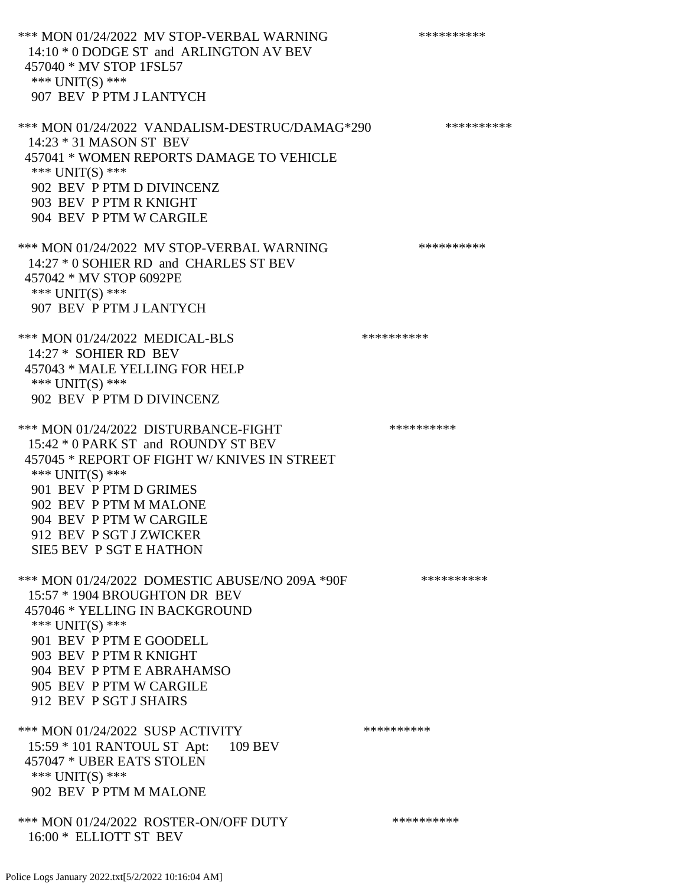*** MON 01/24/2022 MV STOP-VERBAL WARNING **********
14:10 * 0 DODGE ST and ARLINGTON AV BEV
457040 * MV STOP 1FSL57
*** UNIT(S) ***
907 BEV P PTM J LANTYCH

*** MON 01/24/2022 VANDALISM-DESTRUC/DAMAG*290 **********
14:23 * 31 MASON ST BEV
457041 * WOMEN REPORTS DAMAGE TO VEHICLE
*** UNIT(S) ***
902 BEV P PTM D DIVINCENZ
903 BEV P PTM R KNIGHT
904 BEV P PTM W CARGILE

*** MON 01/24/2022 MV STOP-VERBAL WARNING **********
14:27 * 0 SOHIER RD and CHARLES ST BEV
457042 * MV STOP 6092PE
*** UNIT(S) ***
907 BEV P PTM J LANTYCH

*** MON 01/24/2022 MEDICAL-BLS **********
14:27 * SOHIER RD BEV
457043 * MALE YELLING FOR HELP
*** UNIT(S) ***
902 BEV P PTM D DIVINCENZ

*** MON 01/24/2022 DISTURBANCE-FIGHT **********
15:42 * 0 PARK ST and ROUNDY ST BEV
457045 * REPORT OF FIGHT W/ KNIVES IN STREET
*** UNIT(S) ***
901 BEV P PTM D GRIMES
902 BEV P PTM M MALONE
904 BEV P PTM W CARGILE
912 BEV P SGT J ZWICKER
SIE5 BEV P SGT E HATHON

*** MON 01/24/2022 DOMESTIC ABUSE/NO 209A *90F **********
15:57 * 1904 BROUGHTON DR BEV
457046 * YELLING IN BACKGROUND
*** UNIT(S) ***
901 BEV P PTM E GOODELL
903 BEV P PTM R KNIGHT
904 BEV P PTM E ABRAHAMSO
905 BEV P PTM W CARGILE
912 BEV P SGT J SHAIRS

*** MON 01/24/2022 SUSP ACTIVITY **********
15:59 * 101 RANTOUL ST Apt: 109 BEV
457047 * UBER EATS STOLEN
*** UNIT(S) ***
902 BEV P PTM M MALONE

*** MON 01/24/2022 ROSTER-ON/OFF DUTY **********
16:00 * ELLIOTT ST BEV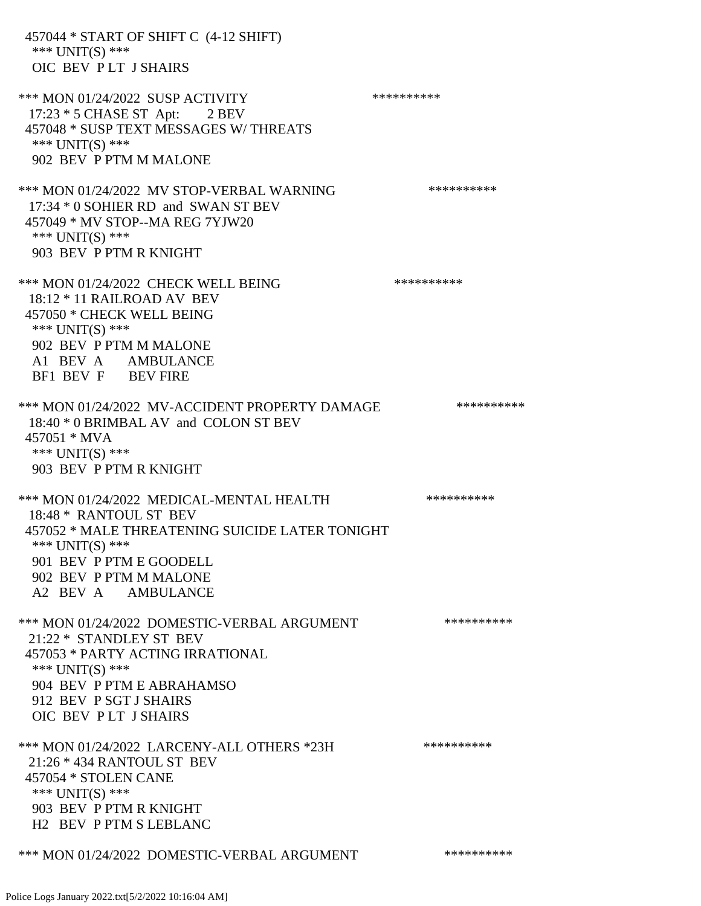457044 * START OF SHIFT C (4-12 SHIFT)
*** UNIT(S) ***
OIC BEV P LT J SHAIRS

*** MON 01/24/2022 SUSP ACTIVITY **********
17:23 * 5 CHASE ST Apt: 2 BEV
457048 * SUSP TEXT MESSAGES W/ THREATS
*** UNIT(S) ***
902 BEV P PTM M MALONE

*** MON 01/24/2022 MV STOP-VERBAL WARNING **********
17:34 * 0 SOHIER RD and SWAN ST BEV
457049 * MV STOP--MA REG 7YJW20
*** UNIT(S) ***
903 BEV P PTM R KNIGHT

*** MON 01/24/2022 CHECK WELL BEING **********
18:12 * 11 RAILROAD AV BEV
457050 * CHECK WELL BEING
*** UNIT(S) ***
902 BEV P PTM M MALONE
A1 BEV A AMBULANCE
BF1 BEV F BEV FIRE

*** MON 01/24/2022 MV-ACCIDENT PROPERTY DAMAGE **********
18:40 * 0 BRIMBAL AV and COLON ST BEV
457051 * MVA
*** UNIT(S) ***
903 BEV P PTM R KNIGHT

*** MON 01/24/2022 MEDICAL-MENTAL HEALTH **********
18:48 * RANTOUL ST BEV
457052 * MALE THREATENING SUICIDE LATER TONIGHT
*** UNIT(S) ***
901 BEV P PTM E GOODELL
902 BEV P PTM M MALONE
A2 BEV A AMBULANCE

*** MON 01/24/2022 DOMESTIC-VERBAL ARGUMENT **********
21:22 * STANDLEY ST BEV
457053 * PARTY ACTING IRRATIONAL
*** UNIT(S) ***
904 BEV P PTM E ABRAHAMSO
912 BEV P SGT J SHAIRS
OIC BEV P LT J SHAIRS

*** MON 01/24/2022 LARCENY-ALL OTHERS *23H **********
21:26 * 434 RANTOUL ST BEV
457054 * STOLEN CANE
*** UNIT(S) ***
903 BEV P PTM R KNIGHT
H2 BEV P PTM S LEBLANC

*** MON 01/24/2022 DOMESTIC-VERBAL ARGUMENT **********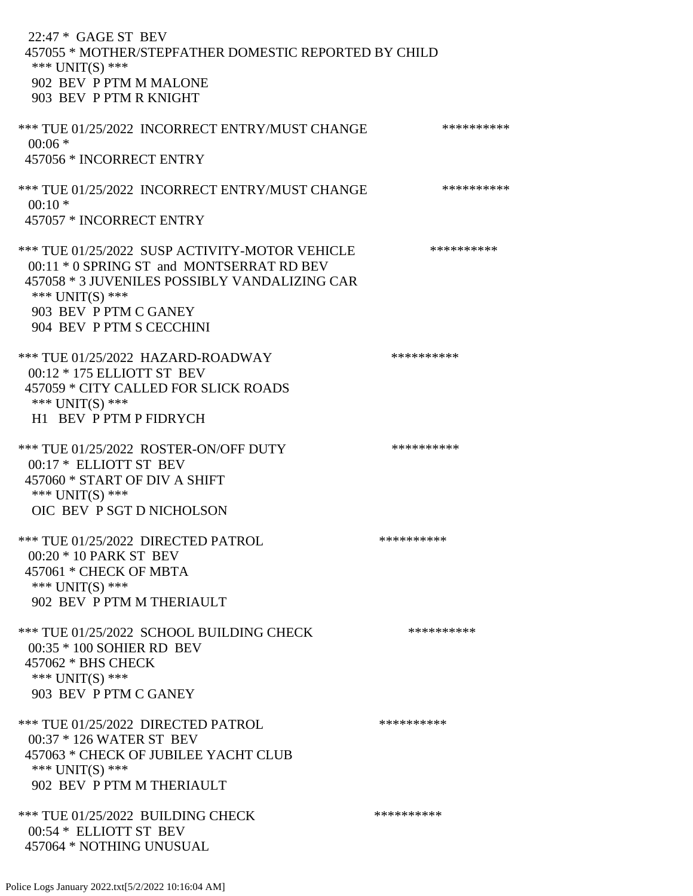22:47 * GAGE ST BEV
457055 * MOTHER/STEPFATHER DOMESTIC REPORTED BY CHILD
*** UNIT(S) ***
902 BEV P PTM M MALONE
903 BEV P PTM R KNIGHT

*** TUE 01/25/2022 INCORRECT ENTRY/MUST CHANGE **********
00:06 *
457056 * INCORRECT ENTRY

*** TUE 01/25/2022 INCORRECT ENTRY/MUST CHANGE **********
00:10 *
457057 * INCORRECT ENTRY

*** TUE 01/25/2022 SUSP ACTIVITY-MOTOR VEHICLE **********
00:11 * 0 SPRING ST and MONTSERRAT RD BEV
457058 * 3 JUVENILES POSSIBLY VANDALIZING CAR
*** UNIT(S) ***
903 BEV P PTM C GANEY
904 BEV P PTM S CECCHINI

*** TUE 01/25/2022 HAZARD-ROADWAY **********
00:12 * 175 ELLIOTT ST BEV
457059 * CITY CALLED FOR SLICK ROADS
*** UNIT(S) ***
H1 BEV P PTM P FIDRYCH

*** TUE 01/25/2022 ROSTER-ON/OFF DUTY **********
00:17 * ELLIOTT ST BEV
457060 * START OF DIV A SHIFT
*** UNIT(S) ***
OIC BEV P SGT D NICHOLSON

*** TUE 01/25/2022 DIRECTED PATROL **********
00:20 * 10 PARK ST BEV
457061 * CHECK OF MBTA
*** UNIT(S) ***
902 BEV P PTM M THERIAULT

*** TUE 01/25/2022 SCHOOL BUILDING CHECK **********
00:35 * 100 SOHIER RD BEV
457062 * BHS CHECK
*** UNIT(S) ***
903 BEV P PTM C GANEY

*** TUE 01/25/2022 DIRECTED PATROL **********
00:37 * 126 WATER ST BEV
457063 * CHECK OF JUBILEE YACHT CLUB
*** UNIT(S) ***
902 BEV P PTM M THERIAULT

*** TUE 01/25/2022 BUILDING CHECK **********
00:54 * ELLIOTT ST BEV
457064 * NOTHING UNUSUAL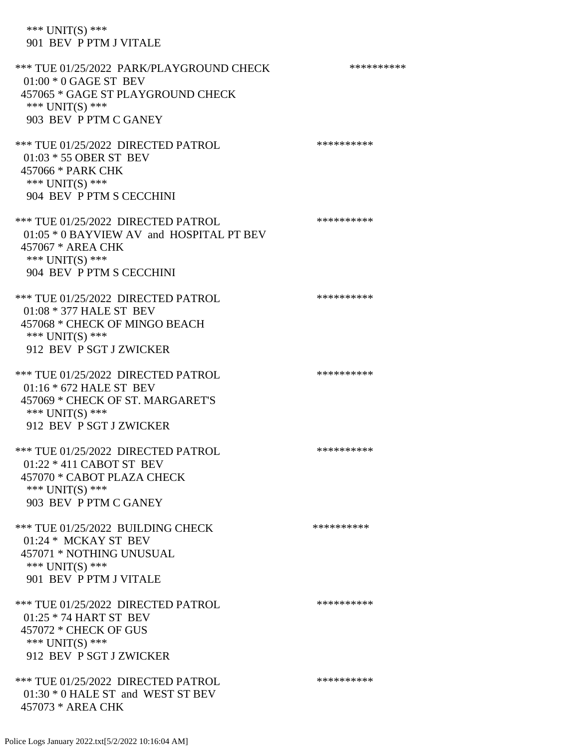\*\*\* UNIT(S) \*\*\*
901 BEV P PTM J VITALE

\*\*\* TUE 01/25/2022 PARK/PLAYGROUND CHECK \*\*\*\*\*\*\*\*\*\*
01:00 * 0 GAGE ST BEV
457065 * GAGE ST PLAYGROUND CHECK
\*\*\* UNIT(S) \*\*\*
903 BEV P PTM C GANEY

\*\*\* TUE 01/25/2022 DIRECTED PATROL \*\*\*\*\*\*\*\*\*\*
01:03 * 55 OBER ST BEV
457066 * PARK CHK
\*\*\* UNIT(S) \*\*\*
904 BEV P PTM S CECCHINI

\*\*\* TUE 01/25/2022 DIRECTED PATROL \*\*\*\*\*\*\*\*\*\*
01:05 * 0 BAYVIEW AV and HOSPITAL PT BEV
457067 * AREA CHK
\*\*\* UNIT(S) \*\*\*
904 BEV P PTM S CECCHINI

\*\*\* TUE 01/25/2022 DIRECTED PATROL \*\*\*\*\*\*\*\*\*\*
01:08 * 377 HALE ST BEV
457068 * CHECK OF MINGO BEACH
\*\*\* UNIT(S) \*\*\*
912 BEV P SGT J ZWICKER

\*\*\* TUE 01/25/2022 DIRECTED PATROL \*\*\*\*\*\*\*\*\*\*
01:16 * 672 HALE ST BEV
457069 * CHECK OF ST. MARGARET'S
\*\*\* UNIT(S) \*\*\*
912 BEV P SGT J ZWICKER

\*\*\* TUE 01/25/2022 DIRECTED PATROL \*\*\*\*\*\*\*\*\*\*
01:22 * 411 CABOT ST BEV
457070 * CABOT PLAZA CHECK
\*\*\* UNIT(S) \*\*\*
903 BEV P PTM C GANEY

\*\*\* TUE 01/25/2022 BUILDING CHECK \*\*\*\*\*\*\*\*\*\*
01:24 * MCKAY ST BEV
457071 * NOTHING UNUSUAL
\*\*\* UNIT(S) \*\*\*
901 BEV P PTM J VITALE

\*\*\* TUE 01/25/2022 DIRECTED PATROL \*\*\*\*\*\*\*\*\*\*
01:25 * 74 HART ST BEV
457072 * CHECK OF GUS
\*\*\* UNIT(S) \*\*\*
912 BEV P SGT J ZWICKER

\*\*\* TUE 01/25/2022 DIRECTED PATROL \*\*\*\*\*\*\*\*\*\*
01:30 * 0 HALE ST and WEST ST BEV
457073 * AREA CHK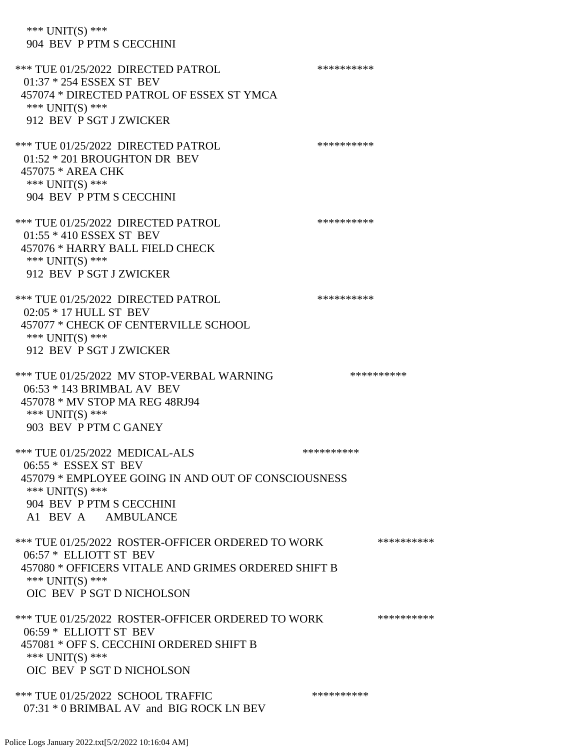\*\*\* UNIT(S) \*\*\*
 904 BEV P PTM S CECCHINI

\*\*\* TUE 01/25/2022 DIRECTED PATROL \*\*\*\*\*\*\*\*\*\*
 01:37 * 254 ESSEX ST BEV
 457074 * DIRECTED PATROL OF ESSEX ST YMCA
 \*\*\* UNIT(S) \*\*\*
 912 BEV P SGT J ZWICKER

\*\*\* TUE 01/25/2022 DIRECTED PATROL \*\*\*\*\*\*\*\*\*\*
 01:52 * 201 BROUGHTON DR BEV
 457075 * AREA CHK
 \*\*\* UNIT(S) \*\*\*
 904 BEV P PTM S CECCHINI

\*\*\* TUE 01/25/2022 DIRECTED PATROL \*\*\*\*\*\*\*\*\*\*
 01:55 * 410 ESSEX ST BEV
 457076 * HARRY BALL FIELD CHECK
 \*\*\* UNIT(S) \*\*\*
 912 BEV P SGT J ZWICKER

\*\*\* TUE 01/25/2022 DIRECTED PATROL \*\*\*\*\*\*\*\*\*\*
 02:05 * 17 HULL ST BEV
 457077 * CHECK OF CENTERVILLE SCHOOL
 \*\*\* UNIT(S) \*\*\*
 912 BEV P SGT J ZWICKER

\*\*\* TUE 01/25/2022 MV STOP-VERBAL WARNING \*\*\*\*\*\*\*\*\*\*
 06:53 * 143 BRIMBAL AV BEV
 457078 * MV STOP MA REG 48RJ94
 \*\*\* UNIT(S) \*\*\*
 903 BEV P PTM C GANEY

\*\*\* TUE 01/25/2022 MEDICAL-ALS \*\*\*\*\*\*\*\*\*\*
 06:55 * ESSEX ST BEV
 457079 * EMPLOYEE GOING IN AND OUT OF CONSCIOUSNESS
 \*\*\* UNIT(S) \*\*\*
 904 BEV P PTM S CECCHINI
 A1 BEV A AMBULANCE

\*\*\* TUE 01/25/2022 ROSTER-OFFICER ORDERED TO WORK \*\*\*\*\*\*\*\*\*\*
 06:57 * ELLIOTT ST BEV
 457080 * OFFICERS VITALE AND GRIMES ORDERED SHIFT B
 \*\*\* UNIT(S) \*\*\*
 OIC BEV P SGT D NICHOLSON

\*\*\* TUE 01/25/2022 ROSTER-OFFICER ORDERED TO WORK \*\*\*\*\*\*\*\*\*\*
 06:59 * ELLIOTT ST BEV
 457081 * OFF S. CECCHINI ORDERED SHIFT B
 \*\*\* UNIT(S) \*\*\*
 OIC BEV P SGT D NICHOLSON

\*\*\* TUE 01/25/2022 SCHOOL TRAFFIC \*\*\*\*\*\*\*\*\*\*
 07:31 * 0 BRIMBAL AV and BIG ROCK LN BEV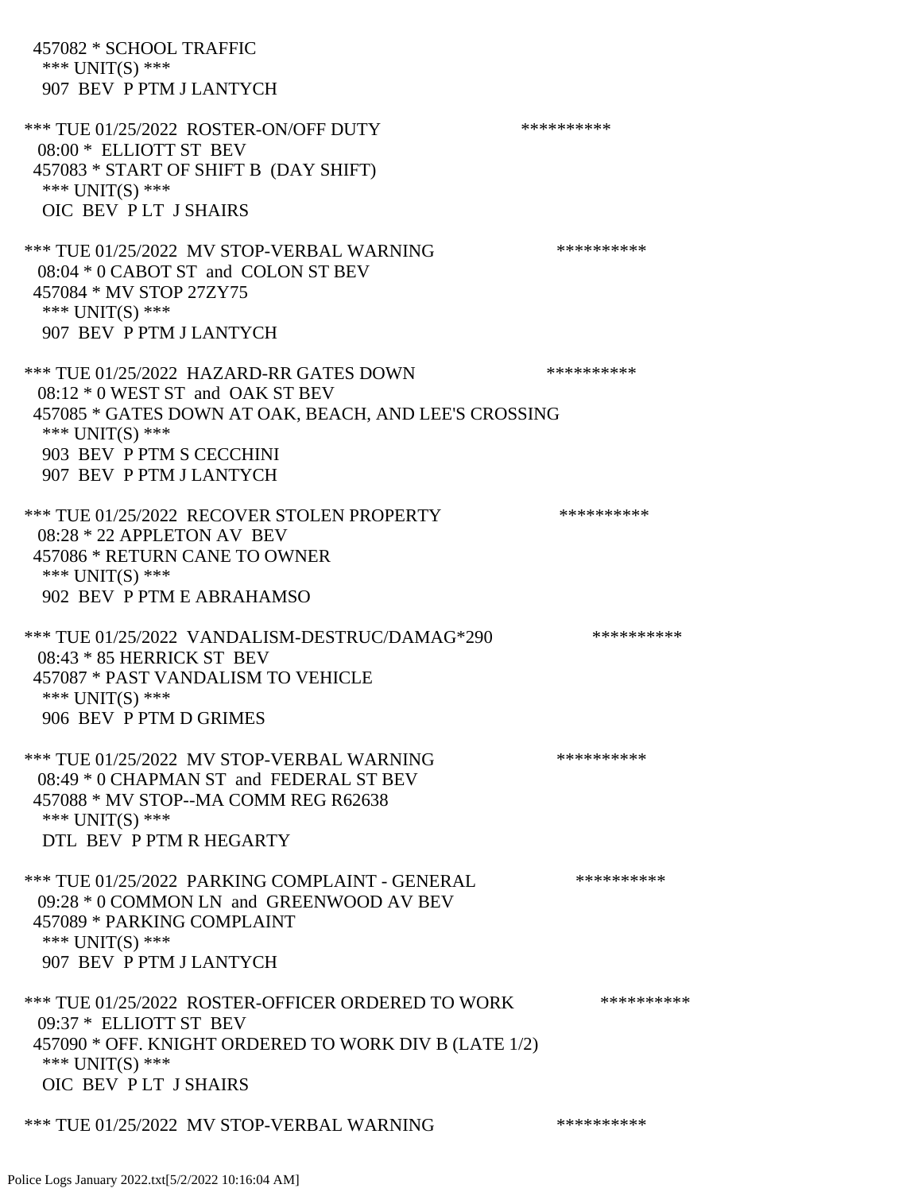457082 * SCHOOL TRAFFIC
*** UNIT(S) ***
907 BEV P PTM J LANTYCH

*** TUE 01/25/2022 ROSTER-ON/OFF DUTY **********
08:00 * ELLIOTT ST BEV
457083 * START OF SHIFT B (DAY SHIFT)
*** UNIT(S) ***
OIC BEV P LT J SHAIRS

*** TUE 01/25/2022 MV STOP-VERBAL WARNING **********
08:04 * 0 CABOT ST and COLON ST BEV
457084 * MV STOP 27ZY75
*** UNIT(S) ***
907 BEV P PTM J LANTYCH

*** TUE 01/25/2022 HAZARD-RR GATES DOWN **********
08:12 * 0 WEST ST and OAK ST BEV
457085 * GATES DOWN AT OAK, BEACH, AND LEE'S CROSSING
*** UNIT(S) ***
903 BEV P PTM S CECCHINI
907 BEV P PTM J LANTYCH

*** TUE 01/25/2022 RECOVER STOLEN PROPERTY **********
08:28 * 22 APPLETON AV BEV
457086 * RETURN CANE TO OWNER
*** UNIT(S) ***
902 BEV P PTM E ABRAHAMSO

*** TUE 01/25/2022 VANDALISM-DESTRUC/DAMAG*290 **********
08:43 * 85 HERRICK ST BEV
457087 * PAST VANDALISM TO VEHICLE
*** UNIT(S) ***
906 BEV P PTM D GRIMES

*** TUE 01/25/2022 MV STOP-VERBAL WARNING **********
08:49 * 0 CHAPMAN ST and FEDERAL ST BEV
457088 * MV STOP--MA COMM REG R62638
*** UNIT(S) ***
DTL BEV P PTM R HEGARTY

*** TUE 01/25/2022 PARKING COMPLAINT - GENERAL **********
09:28 * 0 COMMON LN and GREENWOOD AV BEV
457089 * PARKING COMPLAINT
*** UNIT(S) ***
907 BEV P PTM J LANTYCH

*** TUE 01/25/2022 ROSTER-OFFICER ORDERED TO WORK **********
09:37 * ELLIOTT ST BEV
457090 * OFF. KNIGHT ORDERED TO WORK DIV B (LATE 1/2)
*** UNIT(S) ***
OIC BEV P LT J SHAIRS

*** TUE 01/25/2022 MV STOP-VERBAL WARNING **********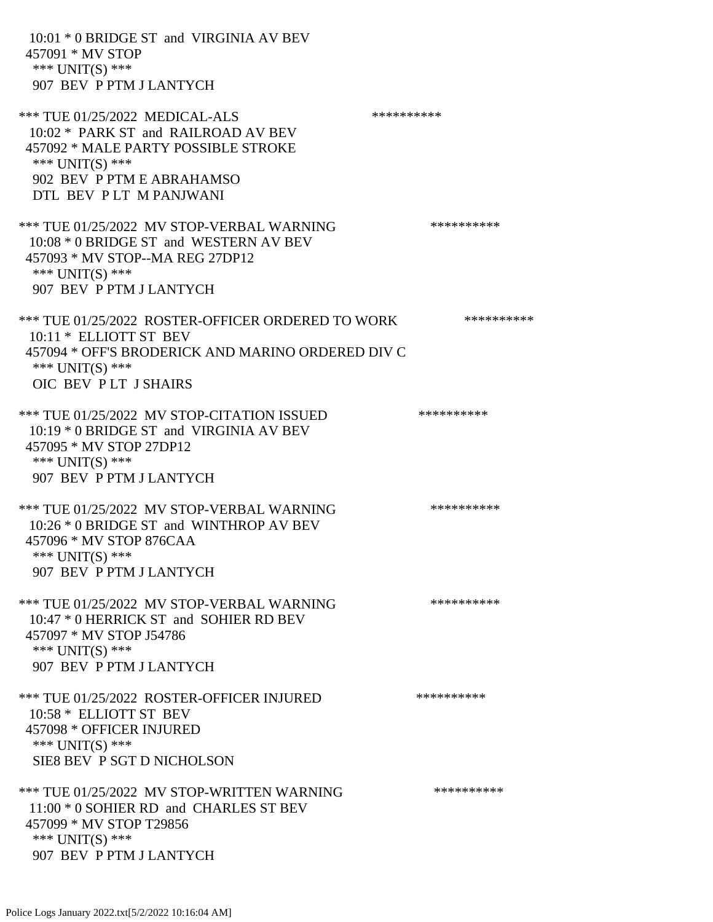10:01 * 0 BRIDGE ST and VIRGINIA AV BEV
457091 * MV STOP
*** UNIT(S) ***
907 BEV P PTM J LANTYCH

*** TUE 01/25/2022 MEDICAL-ALS **********
10:02 * PARK ST and RAILROAD AV BEV
457092 * MALE PARTY POSSIBLE STROKE
*** UNIT(S) ***
902 BEV P PTM E ABRAHAMSO
DTL BEV P LT M PANJWANI

*** TUE 01/25/2022 MV STOP-VERBAL WARNING **********
10:08 * 0 BRIDGE ST and WESTERN AV BEV
457093 * MV STOP--MA REG 27DP12
*** UNIT(S) ***
907 BEV P PTM J LANTYCH

*** TUE 01/25/2022 ROSTER-OFFICER ORDERED TO WORK **********
10:11 * ELLIOTT ST BEV
457094 * OFF'S BRODERICK AND MARINO ORDERED DIV C
*** UNIT(S) ***
OIC BEV P LT J SHAIRS

*** TUE 01/25/2022 MV STOP-CITATION ISSUED **********
10:19 * 0 BRIDGE ST and VIRGINIA AV BEV
457095 * MV STOP 27DP12
*** UNIT(S) ***
907 BEV P PTM J LANTYCH

*** TUE 01/25/2022 MV STOP-VERBAL WARNING **********
10:26 * 0 BRIDGE ST and WINTHROP AV BEV
457096 * MV STOP 876CAA
*** UNIT(S) ***
907 BEV P PTM J LANTYCH

*** TUE 01/25/2022 MV STOP-VERBAL WARNING **********
10:47 * 0 HERRICK ST and SOHIER RD BEV
457097 * MV STOP J54786
*** UNIT(S) ***
907 BEV P PTM J LANTYCH

*** TUE 01/25/2022 ROSTER-OFFICER INJURED **********
10:58 * ELLIOTT ST BEV
457098 * OFFICER INJURED
*** UNIT(S) ***
SIE8 BEV P SGT D NICHOLSON

*** TUE 01/25/2022 MV STOP-WRITTEN WARNING **********
11:00 * 0 SOHIER RD and CHARLES ST BEV
457099 * MV STOP T29856
*** UNIT(S) ***
907 BEV P PTM J LANTYCH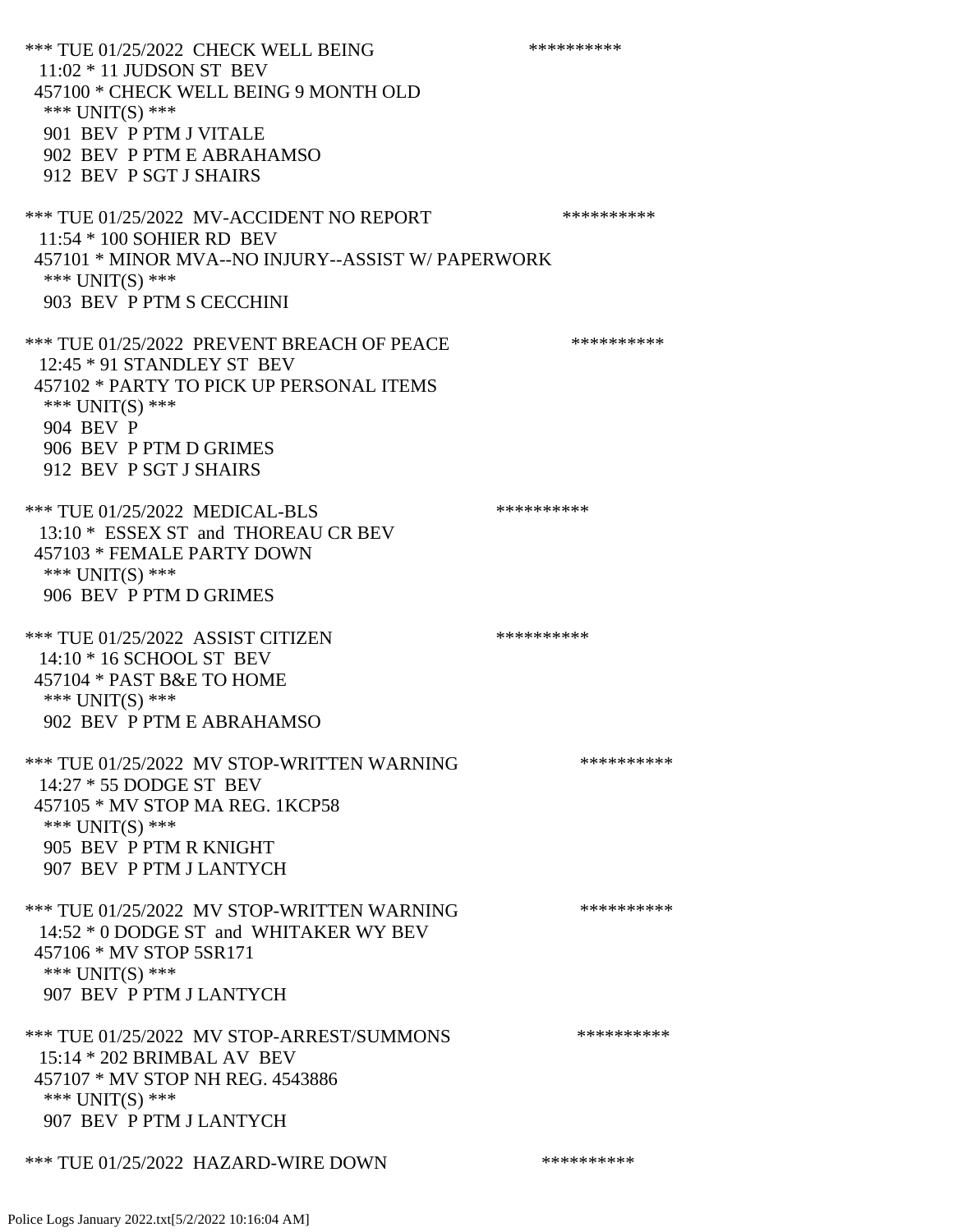*** TUE 01/25/2022 CHECK WELL BEING **********
11:02 * 11 JUDSON ST BEV
457100 * CHECK WELL BEING 9 MONTH OLD
*** UNIT(S) ***
901 BEV P PTM J VITALE
902 BEV P PTM E ABRAHAMSO
912 BEV P SGT J SHAIRS

*** TUE 01/25/2022 MV-ACCIDENT NO REPORT **********
11:54 * 100 SOHIER RD BEV
457101 * MINOR MVA--NO INJURY--ASSIST W/ PAPERWORK
*** UNIT(S) ***
903 BEV P PTM S CECCHINI

*** TUE 01/25/2022 PREVENT BREACH OF PEACE **********
12:45 * 91 STANDLEY ST BEV
457102 * PARTY TO PICK UP PERSONAL ITEMS
*** UNIT(S) ***
904 BEV P
906 BEV P PTM D GRIMES
912 BEV P SGT J SHAIRS

*** TUE 01/25/2022 MEDICAL-BLS **********
13:10 * ESSEX ST and THOREAU CR BEV
457103 * FEMALE PARTY DOWN
*** UNIT(S) ***
906 BEV P PTM D GRIMES

*** TUE 01/25/2022 ASSIST CITIZEN **********
14:10 * 16 SCHOOL ST BEV
457104 * PAST B&E TO HOME
*** UNIT(S) ***
902 BEV P PTM E ABRAHAMSO

*** TUE 01/25/2022 MV STOP-WRITTEN WARNING **********
14:27 * 55 DODGE ST BEV
457105 * MV STOP MA REG. 1KCP58
*** UNIT(S) ***
905 BEV P PTM R KNIGHT
907 BEV P PTM J LANTYCH

*** TUE 01/25/2022 MV STOP-WRITTEN WARNING **********
14:52 * 0 DODGE ST and WHITAKER WY BEV
457106 * MV STOP 5SR171
*** UNIT(S) ***
907 BEV P PTM J LANTYCH

*** TUE 01/25/2022 MV STOP-ARREST/SUMMONS **********
15:14 * 202 BRIMBAL AV BEV
457107 * MV STOP NH REG. 4543886
*** UNIT(S) ***
907 BEV P PTM J LANTYCH

*** TUE 01/25/2022 HAZARD-WIRE DOWN **********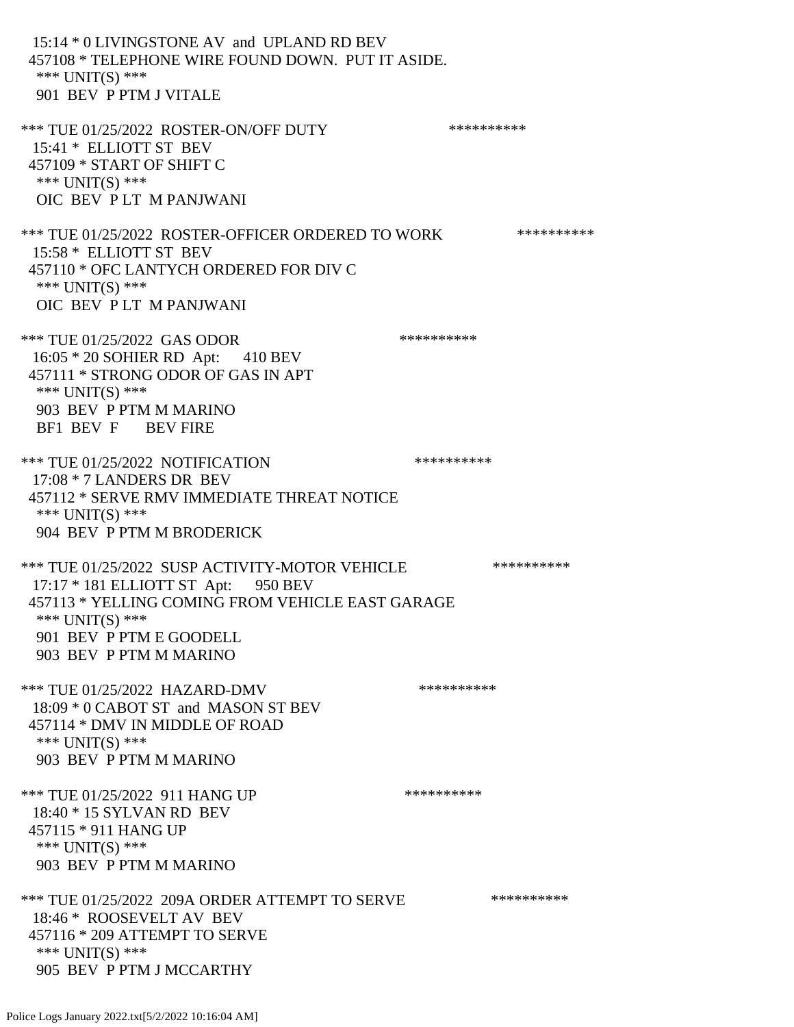15:14 * 0 LIVINGSTONE AV and UPLAND RD BEV
457108 * TELEPHONE WIRE FOUND DOWN. PUT IT ASIDE.
*** UNIT(S) ***
901 BEV P PTM J VITALE

*** TUE 01/25/2022 ROSTER-ON/OFF DUTY **********
15:41 * ELLIOTT ST BEV
457109 * START OF SHIFT C
*** UNIT(S) ***
OIC BEV P LT M PANJWANI

*** TUE 01/25/2022 ROSTER-OFFICER ORDERED TO WORK **********
15:58 * ELLIOTT ST BEV
457110 * OFC LANTYCH ORDERED FOR DIV C
*** UNIT(S) ***
OIC BEV P LT M PANJWANI

*** TUE 01/25/2022 GAS ODOR **********
16:05 * 20 SOHIER RD Apt: 410 BEV
457111 * STRONG ODOR OF GAS IN APT
*** UNIT(S) ***
903 BEV P PTM M MARINO
BF1 BEV F BEV FIRE

*** TUE 01/25/2022 NOTIFICATION **********
17:08 * 7 LANDERS DR BEV
457112 * SERVE RMV IMMEDIATE THREAT NOTICE
*** UNIT(S) ***
904 BEV P PTM M BRODERICK

*** TUE 01/25/2022 SUSP ACTIVITY-MOTOR VEHICLE **********
17:17 * 181 ELLIOTT ST Apt: 950 BEV
457113 * YELLING COMING FROM VEHICLE EAST GARAGE
*** UNIT(S) ***
901 BEV P PTM E GOODELL
903 BEV P PTM M MARINO

*** TUE 01/25/2022 HAZARD-DMV **********
18:09 * 0 CABOT ST and MASON ST BEV
457114 * DMV IN MIDDLE OF ROAD
*** UNIT(S) ***
903 BEV P PTM M MARINO

*** TUE 01/25/2022 911 HANG UP **********
18:40 * 15 SYLVAN RD BEV
457115 * 911 HANG UP
*** UNIT(S) ***
903 BEV P PTM M MARINO

*** TUE 01/25/2022 209A ORDER ATTEMPT TO SERVE **********
18:46 * ROOSEVELT AV BEV
457116 * 209 ATTEMPT TO SERVE
*** UNIT(S) ***
905 BEV P PTM J MCCARTHY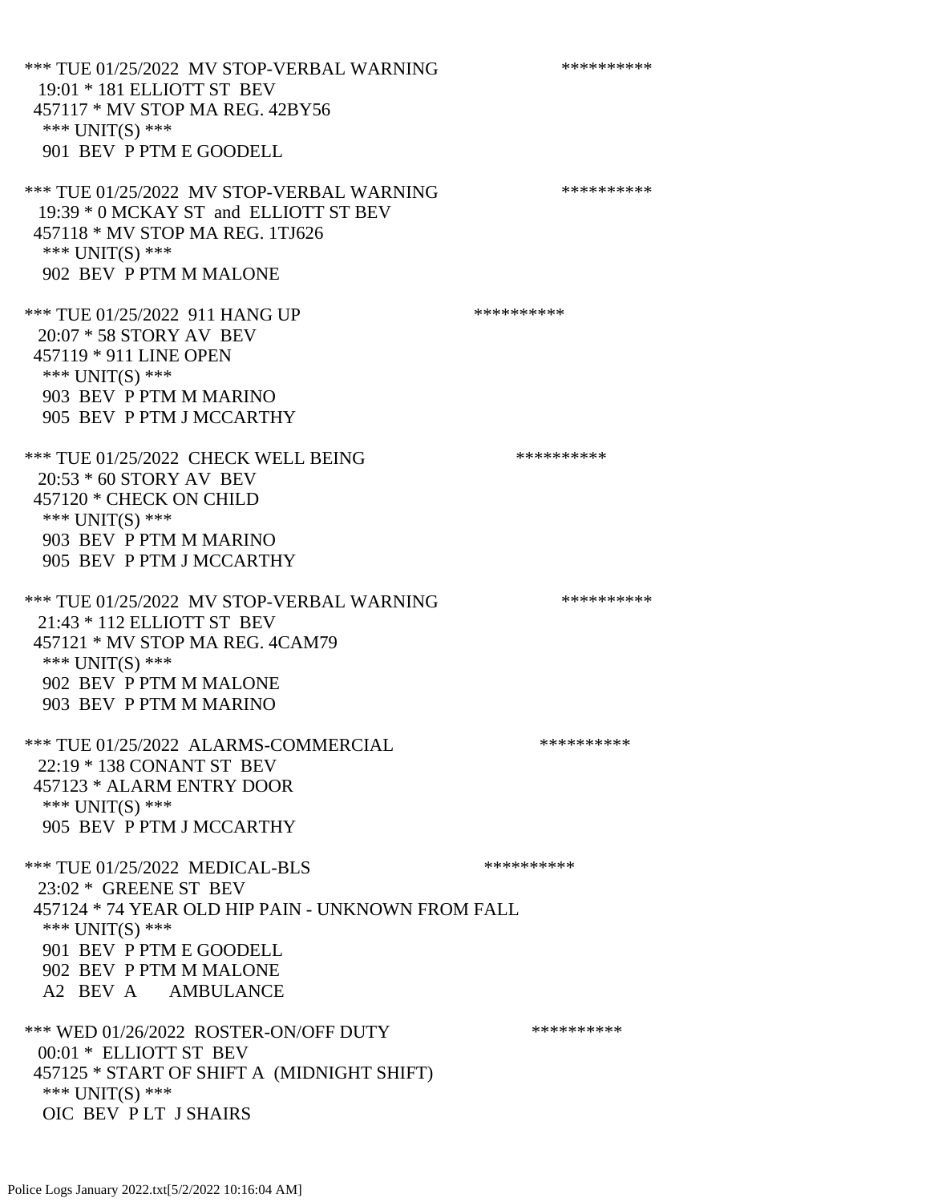*** TUE 01/25/2022 MV STOP-VERBAL WARNING **********
19:01 * 181 ELLIOTT ST BEV
457117 * MV STOP MA REG. 42BY56
*** UNIT(S) ***
901 BEV P PTM E GOODELL

*** TUE 01/25/2022 MV STOP-VERBAL WARNING **********
19:39 * 0 MCKAY ST and ELLIOTT ST BEV
457118 * MV STOP MA REG. 1TJ626
*** UNIT(S) ***
902 BEV P PTM M MALONE

*** TUE 01/25/2022 911 HANG UP **********
20:07 * 58 STORY AV BEV
457119 * 911 LINE OPEN
*** UNIT(S) ***
903 BEV P PTM M MARINO
905 BEV P PTM J MCCARTHY

*** TUE 01/25/2022 CHECK WELL BEING **********
20:53 * 60 STORY AV BEV
457120 * CHECK ON CHILD
*** UNIT(S) ***
903 BEV P PTM M MARINO
905 BEV P PTM J MCCARTHY

*** TUE 01/25/2022 MV STOP-VERBAL WARNING **********
21:43 * 112 ELLIOTT ST BEV
457121 * MV STOP MA REG. 4CAM79
*** UNIT(S) ***
902 BEV P PTM M MALONE
903 BEV P PTM M MARINO

*** TUE 01/25/2022 ALARMS-COMMERCIAL **********
22:19 * 138 CONANT ST BEV
457123 * ALARM ENTRY DOOR
*** UNIT(S) ***
905 BEV P PTM J MCCARTHY

*** TUE 01/25/2022 MEDICAL-BLS **********
23:02 * GREENE ST BEV
457124 * 74 YEAR OLD HIP PAIN - UNKNOWN FROM FALL
*** UNIT(S) ***
901 BEV P PTM E GOODELL
902 BEV P PTM M MALONE
A2 BEV A AMBULANCE

*** WED 01/26/2022 ROSTER-ON/OFF DUTY **********
00:01 * ELLIOTT ST BEV
457125 * START OF SHIFT A (MIDNIGHT SHIFT)
*** UNIT(S) ***
OIC BEV P LT J SHAIRS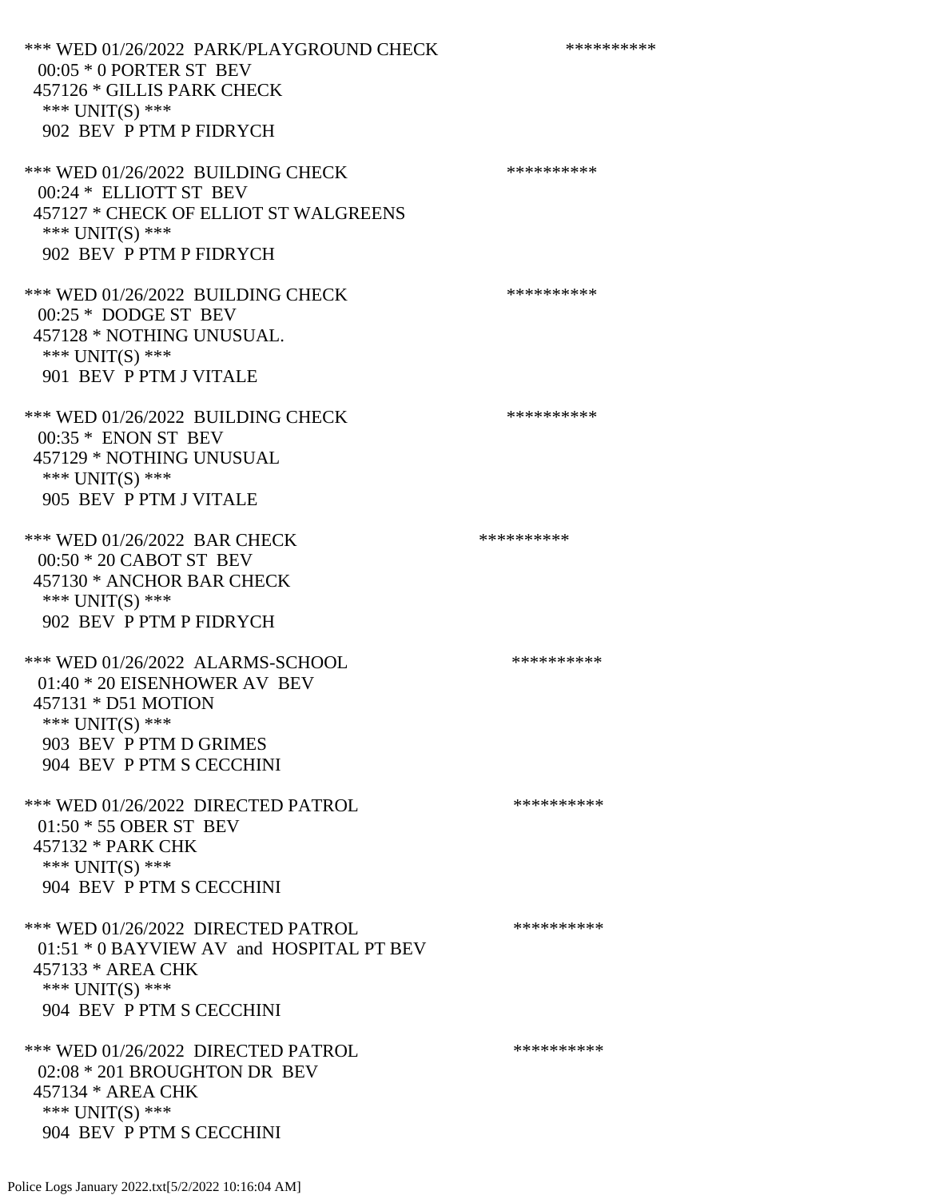*** WED 01/26/2022 PARK/PLAYGROUND CHECK **********
00:05 * 0 PORTER ST BEV
457126 * GILLIS PARK CHECK
*** UNIT(S) ***
902 BEV P PTM P FIDRYCH

*** WED 01/26/2022 BUILDING CHECK **********
00:24 * ELLIOTT ST BEV
457127 * CHECK OF ELLIOT ST WALGREENS
*** UNIT(S) ***
902 BEV P PTM P FIDRYCH

*** WED 01/26/2022 BUILDING CHECK **********
00:25 * DODGE ST BEV
457128 * NOTHING UNUSUAL.
*** UNIT(S) ***
901 BEV P PTM J VITALE

*** WED 01/26/2022 BUILDING CHECK **********
00:35 * ENON ST BEV
457129 * NOTHING UNUSUAL
*** UNIT(S) ***
905 BEV P PTM J VITALE

*** WED 01/26/2022 BAR CHECK **********
00:50 * 20 CABOT ST BEV
457130 * ANCHOR BAR CHECK
*** UNIT(S) ***
902 BEV P PTM P FIDRYCH

*** WED 01/26/2022 ALARMS-SCHOOL **********
01:40 * 20 EISENHOWER AV BEV
457131 * D51 MOTION
*** UNIT(S) ***
903 BEV P PTM D GRIMES
904 BEV P PTM S CECCHINI

*** WED 01/26/2022 DIRECTED PATROL **********
01:50 * 55 OBER ST BEV
457132 * PARK CHK
*** UNIT(S) ***
904 BEV P PTM S CECCHINI

*** WED 01/26/2022 DIRECTED PATROL **********
01:51 * 0 BAYVIEW AV and HOSPITAL PT BEV
457133 * AREA CHK
*** UNIT(S) ***
904 BEV P PTM S CECCHINI

*** WED 01/26/2022 DIRECTED PATROL **********
02:08 * 201 BROUGHTON DR BEV
457134 * AREA CHK
*** UNIT(S) ***
904 BEV P PTM S CECCHINI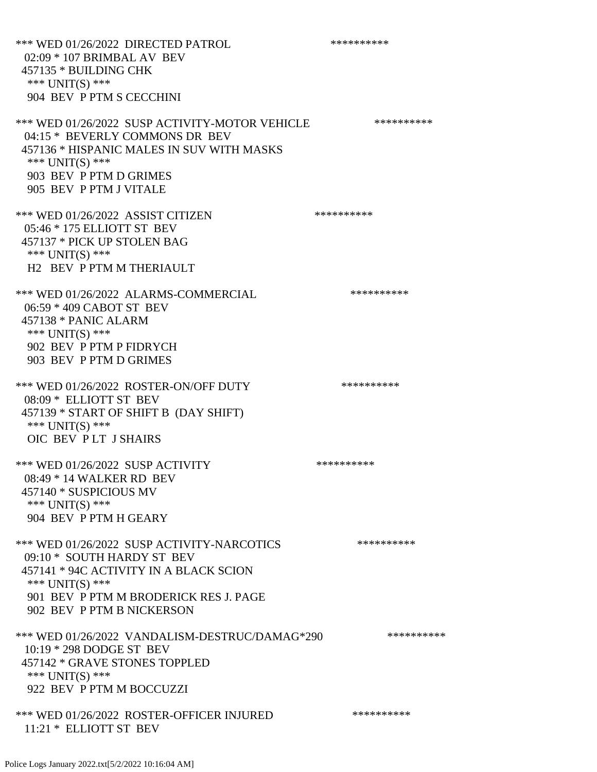*** WED 01/26/2022 DIRECTED PATROL **********
02:09 * 107 BRIMBAL AV BEV
457135 * BUILDING CHK
*** UNIT(S) ***
904 BEV P PTM S CECCHINI

*** WED 01/26/2022 SUSP ACTIVITY-MOTOR VEHICLE **********
04:15 * BEVERLY COMMONS DR BEV
457136 * HISPANIC MALES IN SUV WITH MASKS
*** UNIT(S) ***
903 BEV P PTM D GRIMES
905 BEV P PTM J VITALE

*** WED 01/26/2022 ASSIST CITIZEN **********
05:46 * 175 ELLIOTT ST BEV
457137 * PICK UP STOLEN BAG
*** UNIT(S) ***
H2 BEV P PTM M THERIAULT

*** WED 01/26/2022 ALARMS-COMMERCIAL **********
06:59 * 409 CABOT ST BEV
457138 * PANIC ALARM
*** UNIT(S) ***
902 BEV P PTM P FIDRYCH
903 BEV P PTM D GRIMES

*** WED 01/26/2022 ROSTER-ON/OFF DUTY **********
08:09 * ELLIOTT ST BEV
457139 * START OF SHIFT B (DAY SHIFT)
*** UNIT(S) ***
OIC BEV P LT J SHAIRS

*** WED 01/26/2022 SUSP ACTIVITY **********
08:49 * 14 WALKER RD BEV
457140 * SUSPICIOUS MV
*** UNIT(S) ***
904 BEV P PTM H GEARY

*** WED 01/26/2022 SUSP ACTIVITY-NARCOTICS **********
09:10 * SOUTH HARDY ST BEV
457141 * 94C ACTIVITY IN A BLACK SCION
*** UNIT(S) ***
901 BEV P PTM M BRODERICK RES J. PAGE
902 BEV P PTM B NICKERSON

*** WED 01/26/2022 VANDALISM-DESTRUC/DAMAG*290 **********
10:19 * 298 DODGE ST BEV
457142 * GRAVE STONES TOPPLED
*** UNIT(S) ***
922 BEV P PTM M BOCCUZZI

*** WED 01/26/2022 ROSTER-OFFICER INJURED **********
11:21 * ELLIOTT ST BEV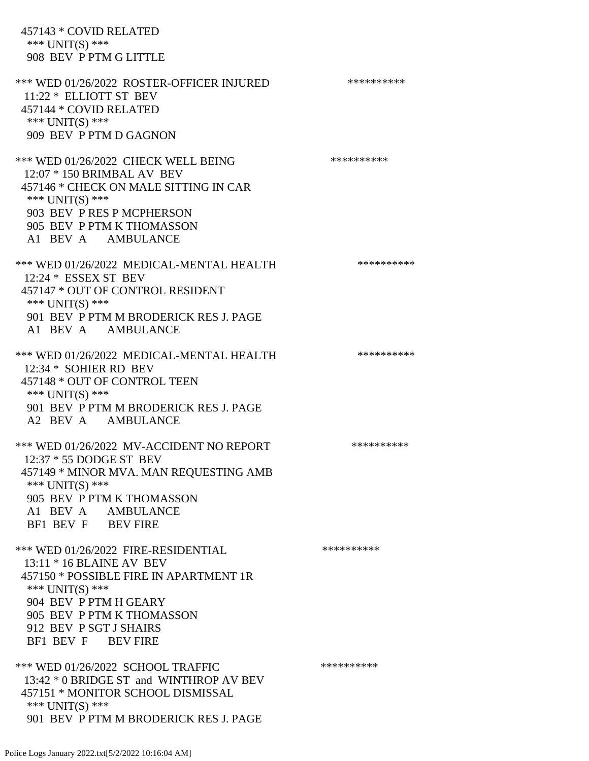457143 * COVID RELATED
*** UNIT(S) ***
908 BEV P PTM G LITTLE

*** WED 01/26/2022 ROSTER-OFFICER INJURED **********
11:22 * ELLIOTT ST BEV
457144 * COVID RELATED
*** UNIT(S) ***
909 BEV P PTM D GAGNON

*** WED 01/26/2022 CHECK WELL BEING **********
12:07 * 150 BRIMBAL AV BEV
457146 * CHECK ON MALE SITTING IN CAR
*** UNIT(S) ***
903 BEV P RES P MCPHERSON
905 BEV P PTM K THOMASSON
A1 BEV A AMBULANCE

*** WED 01/26/2022 MEDICAL-MENTAL HEALTH **********
12:24 * ESSEX ST BEV
457147 * OUT OF CONTROL RESIDENT
*** UNIT(S) ***
901 BEV P PTM M BRODERICK RES J. PAGE
A1 BEV A AMBULANCE

*** WED 01/26/2022 MEDICAL-MENTAL HEALTH **********
12:34 * SOHIER RD BEV
457148 * OUT OF CONTROL TEEN
*** UNIT(S) ***
901 BEV P PTM M BRODERICK RES J. PAGE
A2 BEV A AMBULANCE

*** WED 01/26/2022 MV-ACCIDENT NO REPORT **********
12:37 * 55 DODGE ST BEV
457149 * MINOR MVA. MAN REQUESTING AMB
*** UNIT(S) ***
905 BEV P PTM K THOMASSON
A1 BEV A AMBULANCE
BF1 BEV F BEV FIRE

*** WED 01/26/2022 FIRE-RESIDENTIAL **********
13:11 * 16 BLAINE AV BEV
457150 * POSSIBLE FIRE IN APARTMENT 1R
*** UNIT(S) ***
904 BEV P PTM H GEARY
905 BEV P PTM K THOMASSON
912 BEV P SGT J SHAIRS
BF1 BEV F BEV FIRE

*** WED 01/26/2022 SCHOOL TRAFFIC **********
13:42 * 0 BRIDGE ST and WINTHROP AV BEV
457151 * MONITOR SCHOOL DISMISSAL
*** UNIT(S) ***
901 BEV P PTM M BRODERICK RES J. PAGE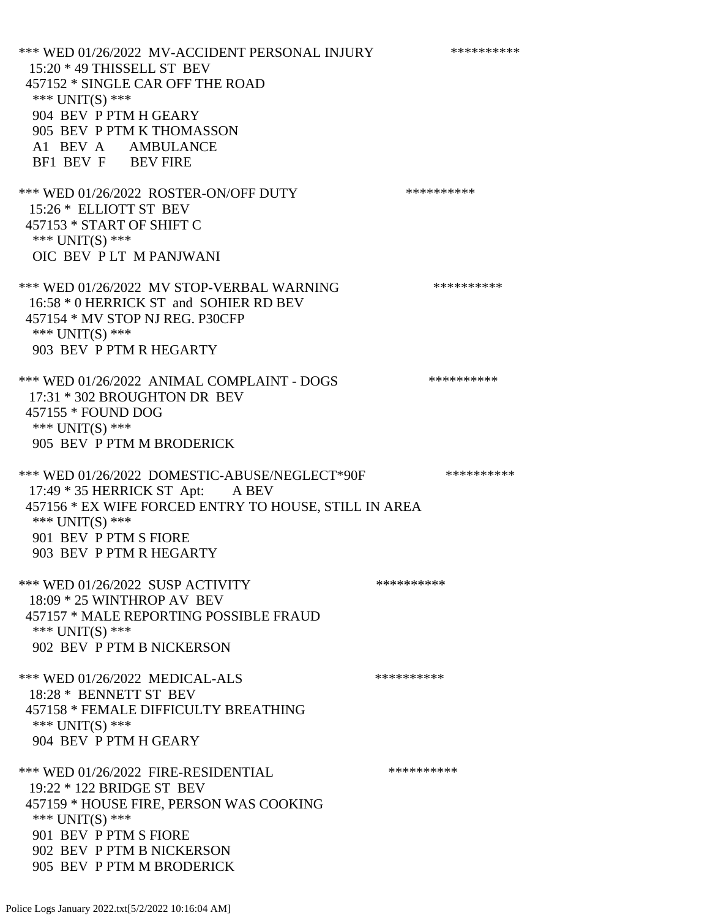*** WED 01/26/2022 MV-ACCIDENT PERSONAL INJURY **********
15:20 * 49 THISSELL ST BEV
457152 * SINGLE CAR OFF THE ROAD
*** UNIT(S) ***
904 BEV P PTM H GEARY
905 BEV P PTM K THOMASSON
A1 BEV A AMBULANCE
BF1 BEV F BEV FIRE

*** WED 01/26/2022 ROSTER-ON/OFF DUTY **********
15:26 * ELLIOTT ST BEV
457153 * START OF SHIFT C
*** UNIT(S) ***
OIC BEV P LT M PANJWANI

*** WED 01/26/2022 MV STOP-VERBAL WARNING **********
16:58 * 0 HERRICK ST and SOHIER RD BEV
457154 * MV STOP NJ REG. P30CFP
*** UNIT(S) ***
903 BEV P PTM R HEGARTY

*** WED 01/26/2022 ANIMAL COMPLAINT - DOGS **********
17:31 * 302 BROUGHTON DR BEV
457155 * FOUND DOG
*** UNIT(S) ***
905 BEV P PTM M BRODERICK

*** WED 01/26/2022 DOMESTIC-ABUSE/NEGLECT*90F **********
17:49 * 35 HERRICK ST Apt: A BEV
457156 * EX WIFE FORCED ENTRY TO HOUSE, STILL IN AREA
*** UNIT(S) ***
901 BEV P PTM S FIORE
903 BEV P PTM R HEGARTY

*** WED 01/26/2022 SUSP ACTIVITY **********
18:09 * 25 WINTHROP AV BEV
457157 * MALE REPORTING POSSIBLE FRAUD
*** UNIT(S) ***
902 BEV P PTM B NICKERSON

*** WED 01/26/2022 MEDICAL-ALS **********
18:28 * BENNETT ST BEV
457158 * FEMALE DIFFICULTY BREATHING
*** UNIT(S) ***
904 BEV P PTM H GEARY

*** WED 01/26/2022 FIRE-RESIDENTIAL **********
19:22 * 122 BRIDGE ST BEV
457159 * HOUSE FIRE, PERSON WAS COOKING
*** UNIT(S) ***
901 BEV P PTM S FIORE
902 BEV P PTM B NICKERSON
905 BEV P PTM M BRODERICK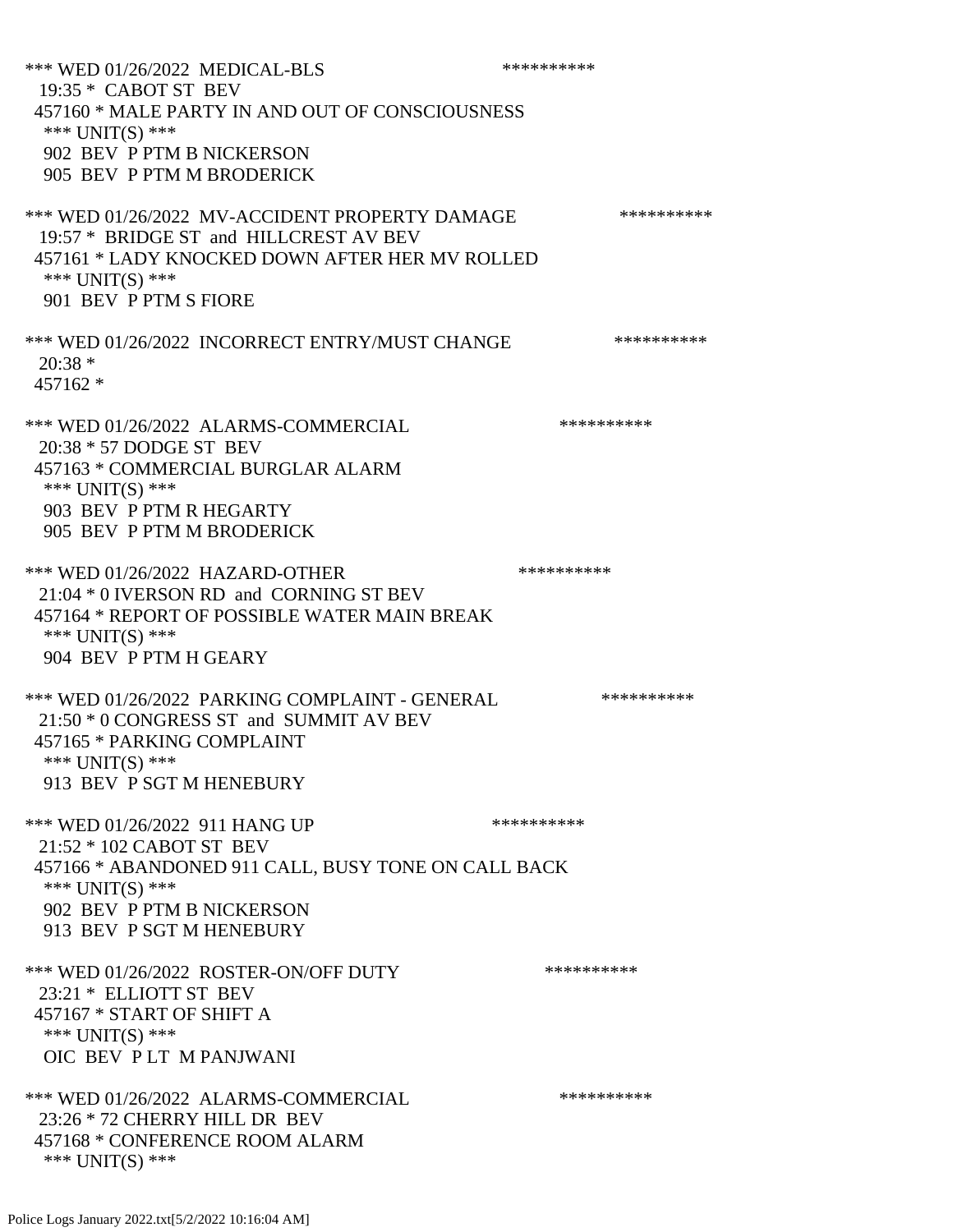*** WED 01/26/2022 MEDICAL-BLS **********
19:35 * CABOT ST BEV
457160 * MALE PARTY IN AND OUT OF CONSCIOUSNESS
*** UNIT(S) ***
902 BEV P PTM B NICKERSON
905 BEV P PTM M BRODERICK

*** WED 01/26/2022 MV-ACCIDENT PROPERTY DAMAGE **********
19:57 * BRIDGE ST and HILLCREST AV BEV
457161 * LADY KNOCKED DOWN AFTER HER MV ROLLED
*** UNIT(S) ***
901 BEV P PTM S FIORE

*** WED 01/26/2022 INCORRECT ENTRY/MUST CHANGE **********
20:38 *
457162 *

*** WED 01/26/2022 ALARMS-COMMERCIAL **********
20:38 * 57 DODGE ST BEV
457163 * COMMERCIAL BURGLAR ALARM
*** UNIT(S) ***
903 BEV P PTM R HEGARTY
905 BEV P PTM M BRODERICK

*** WED 01/26/2022 HAZARD-OTHER **********
21:04 * 0 IVERSON RD and CORNING ST BEV
457164 * REPORT OF POSSIBLE WATER MAIN BREAK
*** UNIT(S) ***
904 BEV P PTM H GEARY

*** WED 01/26/2022 PARKING COMPLAINT - GENERAL **********
21:50 * 0 CONGRESS ST and SUMMIT AV BEV
457165 * PARKING COMPLAINT
*** UNIT(S) ***
913 BEV P SGT M HENEBURY

*** WED 01/26/2022 911 HANG UP **********
21:52 * 102 CABOT ST BEV
457166 * ABANDONED 911 CALL, BUSY TONE ON CALL BACK
*** UNIT(S) ***
902 BEV P PTM B NICKERSON
913 BEV P SGT M HENEBURY

*** WED 01/26/2022 ROSTER-ON/OFF DUTY **********
23:21 * ELLIOTT ST BEV
457167 * START OF SHIFT A
*** UNIT(S) ***
OIC BEV P LT M PANJWANI

*** WED 01/26/2022 ALARMS-COMMERCIAL **********
23:26 * 72 CHERRY HILL DR BEV
457168 * CONFERENCE ROOM ALARM
*** UNIT(S) ***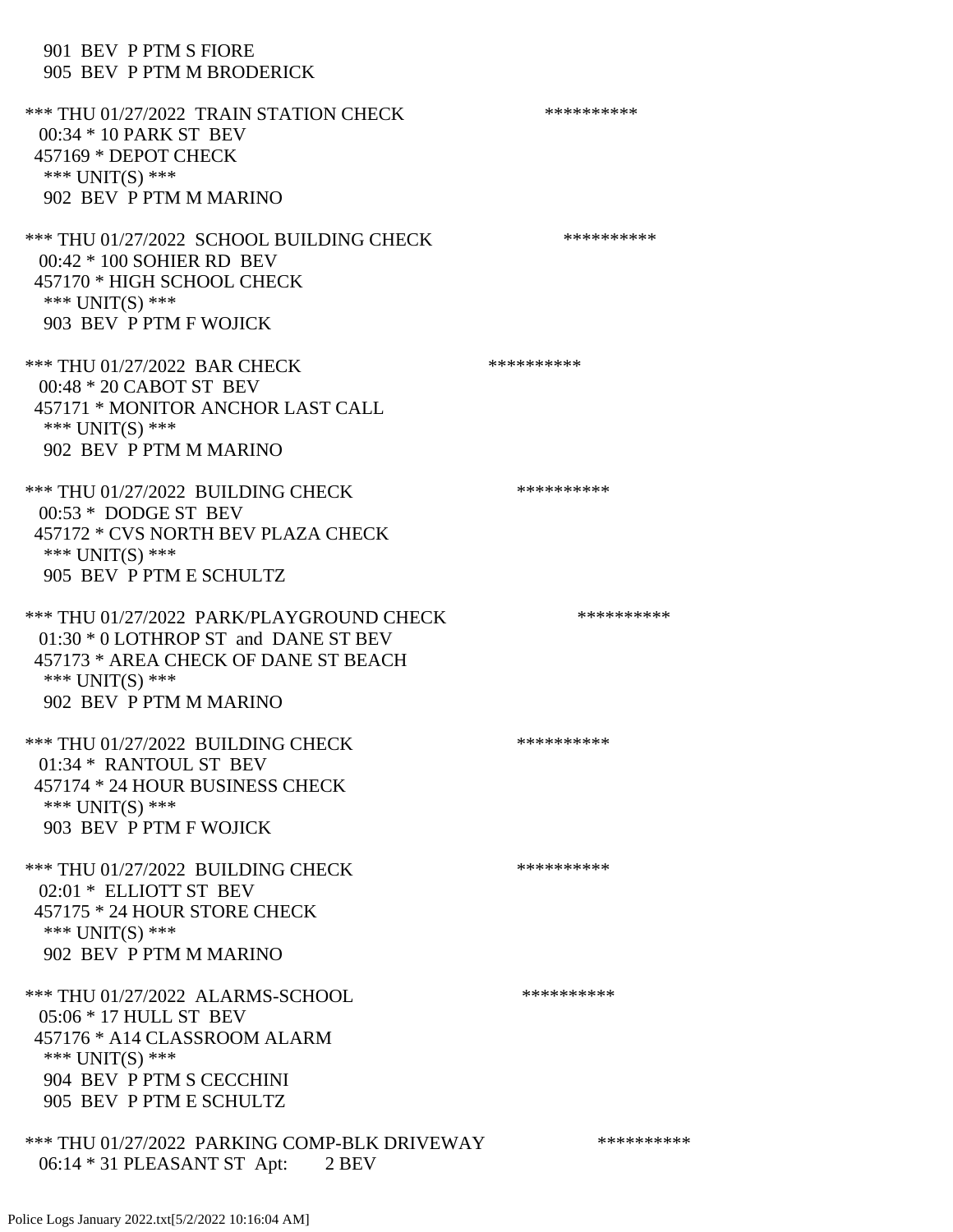901 BEV P PTM S FIORE
905 BEV P PTM M BRODERICK

*** THU 01/27/2022 TRAIN STATION CHECK **********
00:34 * 10 PARK ST BEV
457169 * DEPOT CHECK
*** UNIT(S) ***
902 BEV P PTM M MARINO

*** THU 01/27/2022 SCHOOL BUILDING CHECK **********
00:42 * 100 SOHIER RD BEV
457170 * HIGH SCHOOL CHECK
*** UNIT(S) ***
903 BEV P PTM F WOJICK

*** THU 01/27/2022 BAR CHECK **********
00:48 * 20 CABOT ST BEV
457171 * MONITOR ANCHOR LAST CALL
*** UNIT(S) ***
902 BEV P PTM M MARINO

*** THU 01/27/2022 BUILDING CHECK **********
00:53 * DODGE ST BEV
457172 * CVS NORTH BEV PLAZA CHECK
*** UNIT(S) ***
905 BEV P PTM E SCHULTZ

*** THU 01/27/2022 PARK/PLAYGROUND CHECK **********
01:30 * 0 LOTHROP ST and DANE ST BEV
457173 * AREA CHECK OF DANE ST BEACH
*** UNIT(S) ***
902 BEV P PTM M MARINO

*** THU 01/27/2022 BUILDING CHECK **********
01:34 * RANTOUL ST BEV
457174 * 24 HOUR BUSINESS CHECK
*** UNIT(S) ***
903 BEV P PTM F WOJICK

*** THU 01/27/2022 BUILDING CHECK **********
02:01 * ELLIOTT ST BEV
457175 * 24 HOUR STORE CHECK
*** UNIT(S) ***
902 BEV P PTM M MARINO

*** THU 01/27/2022 ALARMS-SCHOOL **********
05:06 * 17 HULL ST BEV
457176 * A14 CLASSROOM ALARM
*** UNIT(S) ***
904 BEV P PTM S CECCHINI
905 BEV P PTM E SCHULTZ

*** THU 01/27/2022 PARKING COMP-BLK DRIVEWAY **********
06:14 * 31 PLEASANT ST Apt: 2 BEV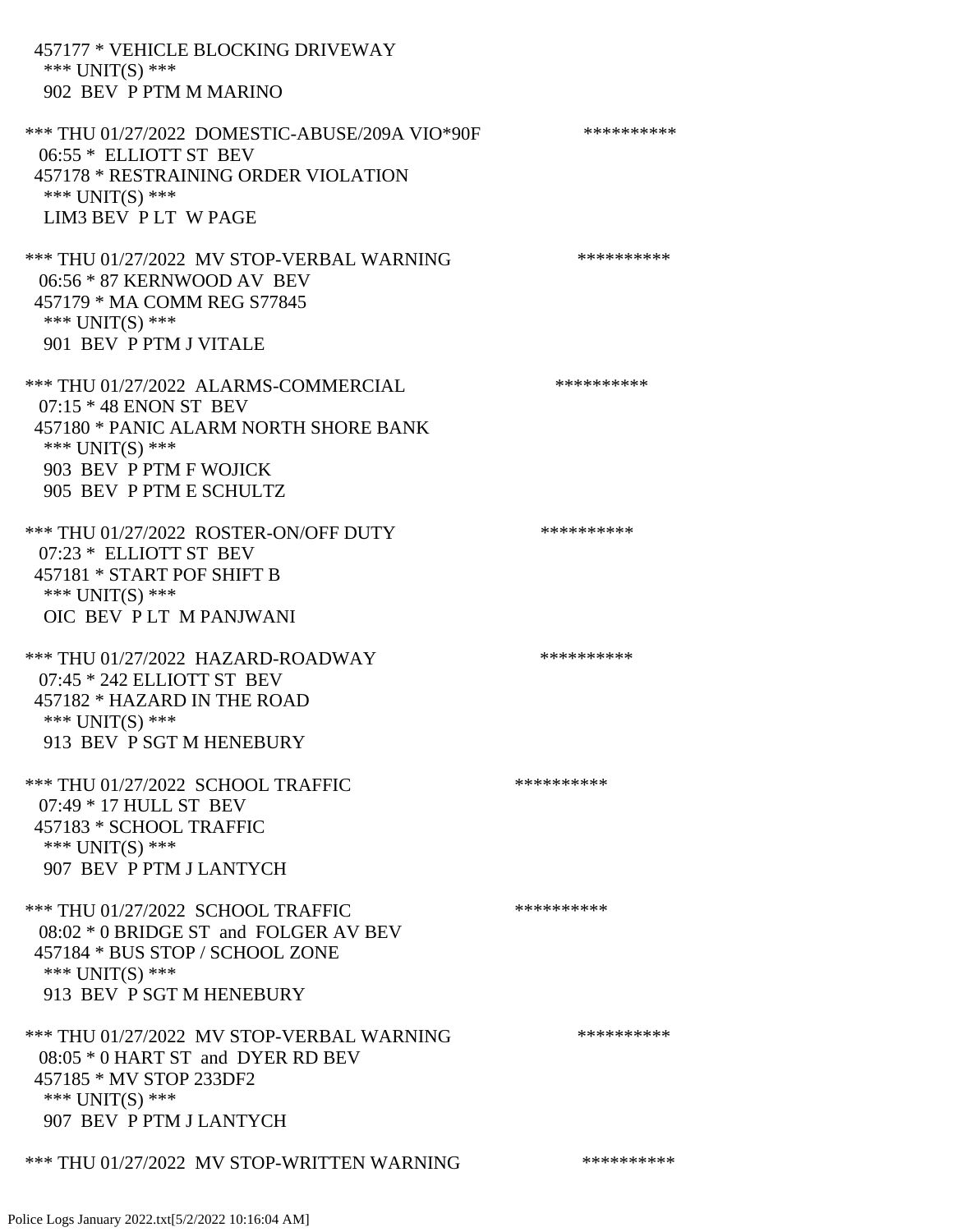457177 * VEHICLE BLOCKING DRIVEWAY
*** UNIT(S) ***
902 BEV P PTM M MARINO

*** THU 01/27/2022 DOMESTIC-ABUSE/209A VIO*90F **********
06:55 * ELLIOTT ST BEV
457178 * RESTRAINING ORDER VIOLATION
*** UNIT(S) ***
LIM3 BEV P LT W PAGE

*** THU 01/27/2022 MV STOP-VERBAL WARNING **********
06:56 * 87 KERNWOOD AV BEV
457179 * MA COMM REG S77845
*** UNIT(S) ***
901 BEV P PTM J VITALE

*** THU 01/27/2022 ALARMS-COMMERCIAL **********
07:15 * 48 ENON ST BEV
457180 * PANIC ALARM NORTH SHORE BANK
*** UNIT(S) ***
903 BEV P PTM F WOJICK
905 BEV P PTM E SCHULTZ

*** THU 01/27/2022 ROSTER-ON/OFF DUTY **********
07:23 * ELLIOTT ST BEV
457181 * START POF SHIFT B
*** UNIT(S) ***
OIC BEV P LT M PANJWANI

*** THU 01/27/2022 HAZARD-ROADWAY **********
07:45 * 242 ELLIOTT ST BEV
457182 * HAZARD IN THE ROAD
*** UNIT(S) ***
913 BEV P SGT M HENEBURY

*** THU 01/27/2022 SCHOOL TRAFFIC **********
07:49 * 17 HULL ST BEV
457183 * SCHOOL TRAFFIC
*** UNIT(S) ***
907 BEV P PTM J LANTYCH

*** THU 01/27/2022 SCHOOL TRAFFIC **********
08:02 * 0 BRIDGE ST and FOLGER AV BEV
457184 * BUS STOP / SCHOOL ZONE
*** UNIT(S) ***
913 BEV P SGT M HENEBURY

*** THU 01/27/2022 MV STOP-VERBAL WARNING **********
08:05 * 0 HART ST and DYER RD BEV
457185 * MV STOP 233DF2
*** UNIT(S) ***
907 BEV P PTM J LANTYCH

*** THU 01/27/2022 MV STOP-WRITTEN WARNING **********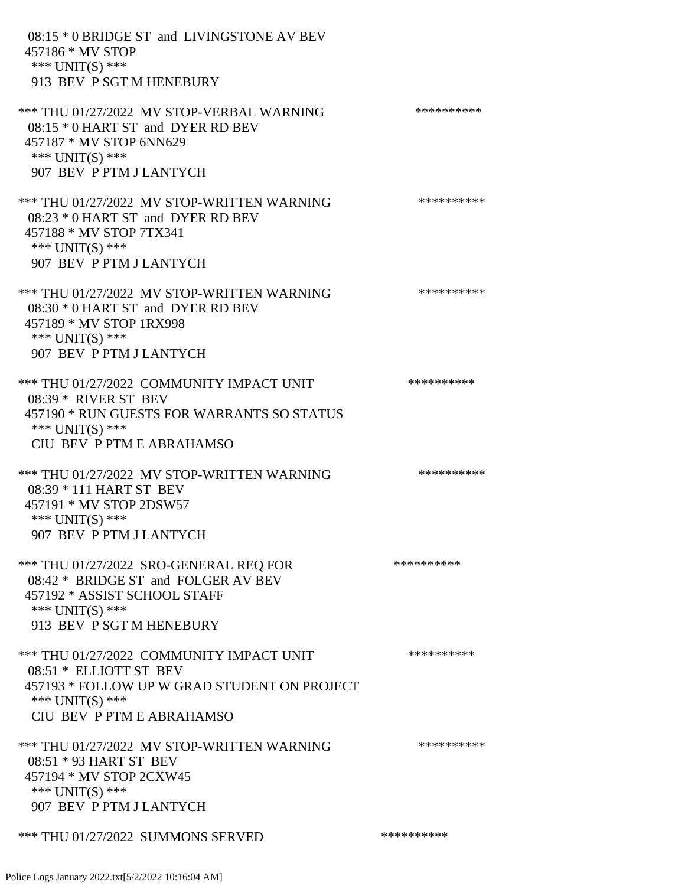08:15 * 0 BRIDGE ST and LIVINGSTONE AV BEV
457186 * MV STOP
*** UNIT(S) ***
913 BEV P SGT M HENEBURY

*** THU 01/27/2022 MV STOP-VERBAL WARNING **********
08:15 * 0 HART ST and DYER RD BEV
457187 * MV STOP 6NN629
*** UNIT(S) ***
907 BEV P PTM J LANTYCH

*** THU 01/27/2022 MV STOP-WRITTEN WARNING **********
08:23 * 0 HART ST and DYER RD BEV
457188 * MV STOP 7TX341
*** UNIT(S) ***
907 BEV P PTM J LANTYCH

*** THU 01/27/2022 MV STOP-WRITTEN WARNING **********
08:30 * 0 HART ST and DYER RD BEV
457189 * MV STOP 1RX998
*** UNIT(S) ***
907 BEV P PTM J LANTYCH

*** THU 01/27/2022 COMMUNITY IMPACT UNIT **********
08:39 * RIVER ST BEV
457190 * RUN GUESTS FOR WARRANTS SO STATUS
*** UNIT(S) ***
CIU BEV P PTM E ABRAHAMSO

*** THU 01/27/2022 MV STOP-WRITTEN WARNING **********
08:39 * 111 HART ST BEV
457191 * MV STOP 2DSW57
*** UNIT(S) ***
907 BEV P PTM J LANTYCH

*** THU 01/27/2022 SRO-GENERAL REQ FOR **********
08:42 * BRIDGE ST and FOLGER AV BEV
457192 * ASSIST SCHOOL STAFF
*** UNIT(S) ***
913 BEV P SGT M HENEBURY

*** THU 01/27/2022 COMMUNITY IMPACT UNIT **********
08:51 * ELLIOTT ST BEV
457193 * FOLLOW UP W GRAD STUDENT ON PROJECT
*** UNIT(S) ***
CIU BEV P PTM E ABRAHAMSO

*** THU 01/27/2022 MV STOP-WRITTEN WARNING **********
08:51 * 93 HART ST BEV
457194 * MV STOP 2CXW45
*** UNIT(S) ***
907 BEV P PTM J LANTYCH

*** THU 01/27/2022 SUMMONS SERVED **********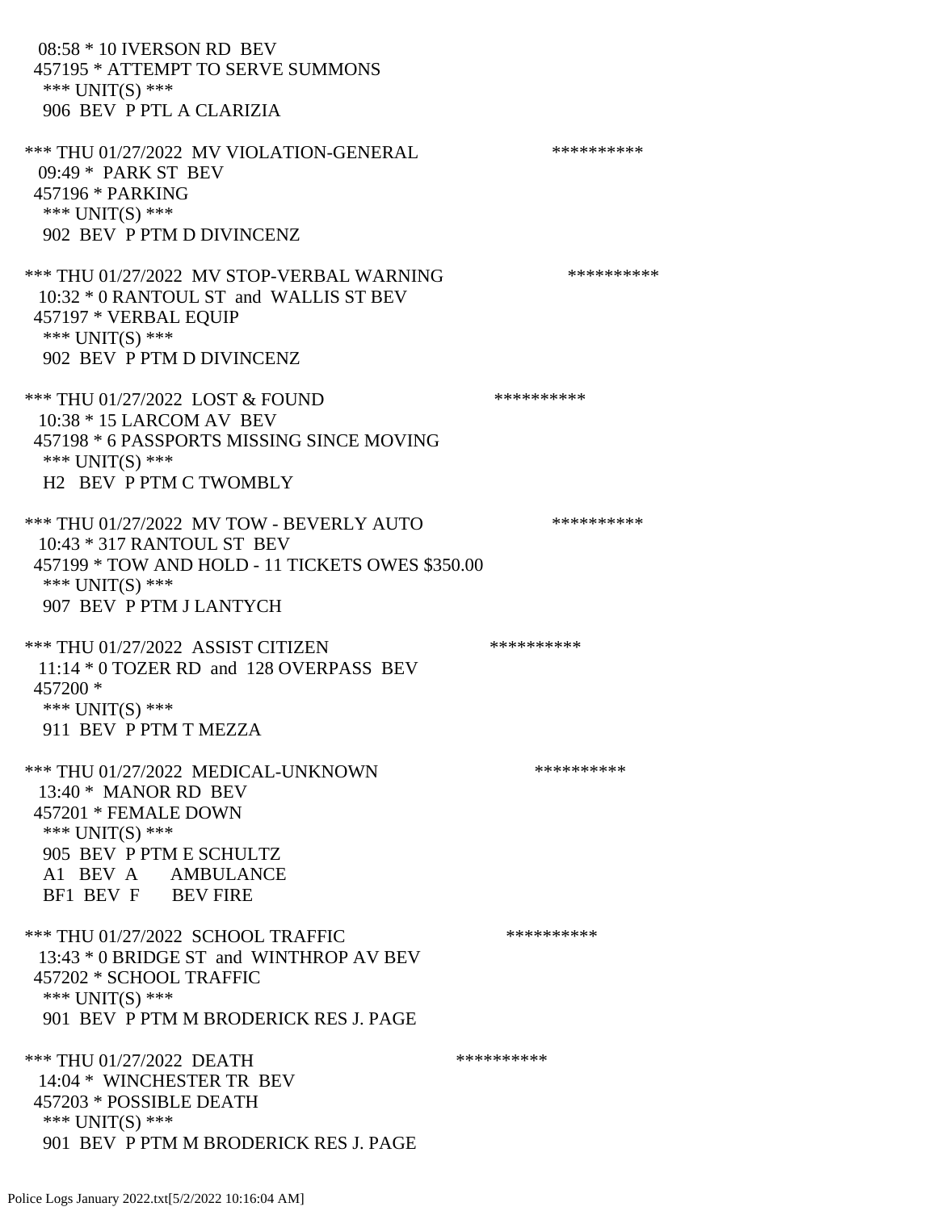08:58 * 10 IVERSON RD BEV
457195 * ATTEMPT TO SERVE SUMMONS
*** UNIT(S) ***
906 BEV P PTL A CLARIZIA

*** THU 01/27/2022 MV VIOLATION-GENERAL **********
09:49 * PARK ST BEV
457196 * PARKING
*** UNIT(S) ***
902 BEV P PTM D DIVINCENZ

*** THU 01/27/2022 MV STOP-VERBAL WARNING **********
10:32 * 0 RANTOUL ST and WALLIS ST BEV
457197 * VERBAL EQUIP
*** UNIT(S) ***
902 BEV P PTM D DIVINCENZ

*** THU 01/27/2022 LOST & FOUND **********
10:38 * 15 LARCOM AV BEV
457198 * 6 PASSPORTS MISSING SINCE MOVING
*** UNIT(S) ***
H2 BEV P PTM C TWOMBLY

*** THU 01/27/2022 MV TOW - BEVERLY AUTO **********
10:43 * 317 RANTOUL ST BEV
457199 * TOW AND HOLD - 11 TICKETS OWES $350.00
*** UNIT(S) ***
907 BEV P PTM J LANTYCH

*** THU 01/27/2022 ASSIST CITIZEN **********
11:14 * 0 TOZER RD and 128 OVERPASS BEV
457200 *
*** UNIT(S) ***
911 BEV P PTM T MEZZA

*** THU 01/27/2022 MEDICAL-UNKNOWN **********
13:40 * MANOR RD BEV
457201 * FEMALE DOWN
*** UNIT(S) ***
905 BEV P PTM E SCHULTZ
A1 BEV A AMBULANCE
BF1 BEV F BEV FIRE

*** THU 01/27/2022 SCHOOL TRAFFIC **********
13:43 * 0 BRIDGE ST and WINTHROP AV BEV
457202 * SCHOOL TRAFFIC
*** UNIT(S) ***
901 BEV P PTM M BRODERICK RES J. PAGE

*** THU 01/27/2022 DEATH **********
14:04 * WINCHESTER TR BEV
457203 * POSSIBLE DEATH
*** UNIT(S) ***
901 BEV P PTM M BRODERICK RES J. PAGE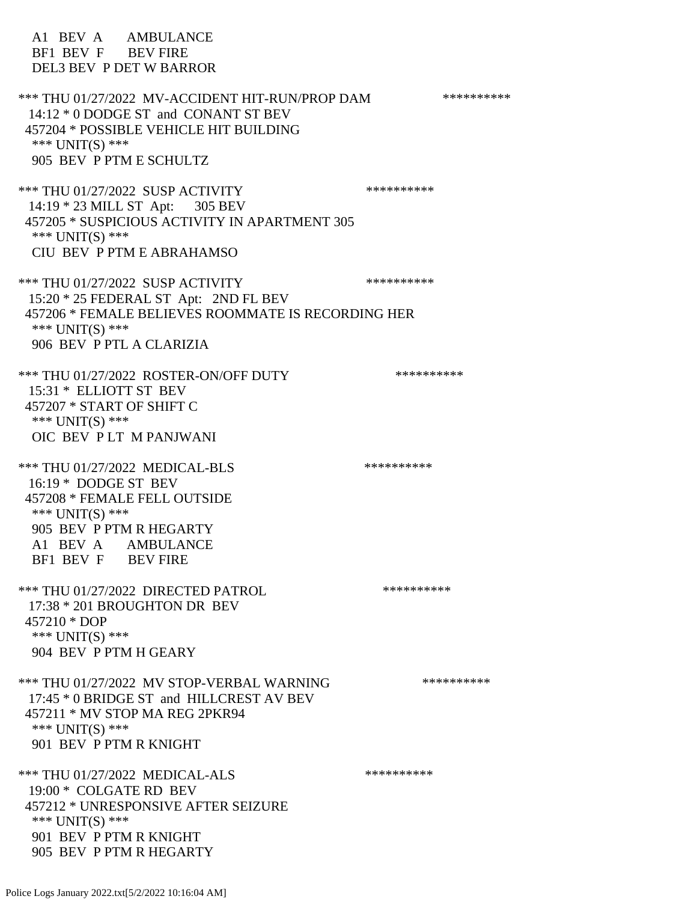A1 BEV A AMBULANCE
BF1 BEV F BEV FIRE
DEL3 BEV P DET W BARROR

*** THU 01/27/2022 MV-ACCIDENT HIT-RUN/PROP DAM **********
14:12 * 0 DODGE ST and CONANT ST BEV
457204 * POSSIBLE VEHICLE HIT BUILDING
*** UNIT(S) ***
905 BEV P PTM E SCHULTZ

*** THU 01/27/2022 SUSP ACTIVITY **********
14:19 * 23 MILL ST Apt: 305 BEV
457205 * SUSPICIOUS ACTIVITY IN APARTMENT 305
*** UNIT(S) ***
CIU BEV P PTM E ABRAHAMSO

*** THU 01/27/2022 SUSP ACTIVITY **********
15:20 * 25 FEDERAL ST Apt: 2ND FL BEV
457206 * FEMALE BELIEVES ROOMMATE IS RECORDING HER
*** UNIT(S) ***
906 BEV P PTL A CLARIZIA

*** THU 01/27/2022 ROSTER-ON/OFF DUTY **********
15:31 * ELLIOTT ST BEV
457207 * START OF SHIFT C
*** UNIT(S) ***
OIC BEV P LT M PANJWANI

*** THU 01/27/2022 MEDICAL-BLS **********
16:19 * DODGE ST BEV
457208 * FEMALE FELL OUTSIDE
*** UNIT(S) ***
905 BEV P PTM R HEGARTY
A1 BEV A AMBULANCE
BF1 BEV F BEV FIRE

*** THU 01/27/2022 DIRECTED PATROL **********
17:38 * 201 BROUGHTON DR BEV
457210 * DOP
*** UNIT(S) ***
904 BEV P PTM H GEARY

*** THU 01/27/2022 MV STOP-VERBAL WARNING **********
17:45 * 0 BRIDGE ST and HILLCREST AV BEV
457211 * MV STOP MA REG 2PKR94
*** UNIT(S) ***
901 BEV P PTM R KNIGHT

*** THU 01/27/2022 MEDICAL-ALS **********
19:00 * COLGATE RD BEV
457212 * UNRESPONSIVE AFTER SEIZURE
*** UNIT(S) ***
901 BEV P PTM R KNIGHT
905 BEV P PTM R HEGARTY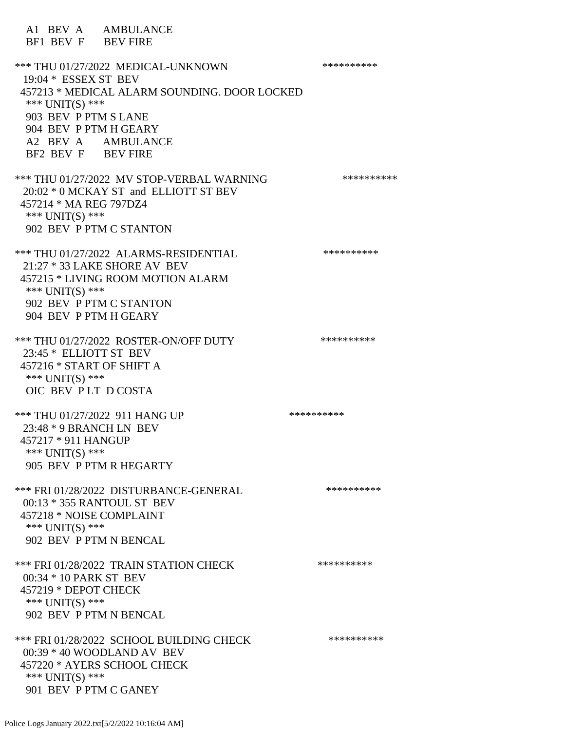A1 BEV A AMBULANCE
BF1 BEV F BEV FIRE

*** THU 01/27/2022 MEDICAL-UNKNOWN **********
19:04 * ESSEX ST BEV
457213 * MEDICAL ALARM SOUNDING. DOOR LOCKED
*** UNIT(S) ***
903 BEV P PTM S LANE
904 BEV P PTM H GEARY
A2 BEV A AMBULANCE
BF2 BEV F BEV FIRE

*** THU 01/27/2022 MV STOP-VERBAL WARNING **********
20:02 * 0 MCKAY ST and ELLIOTT ST BEV
457214 * MA REG 797DZ4
*** UNIT(S) ***
902 BEV P PTM C STANTON

*** THU 01/27/2022 ALARMS-RESIDENTIAL **********
21:27 * 33 LAKE SHORE AV BEV
457215 * LIVING ROOM MOTION ALARM
*** UNIT(S) ***
902 BEV P PTM C STANTON
904 BEV P PTM H GEARY

*** THU 01/27/2022 ROSTER-ON/OFF DUTY **********
23:45 * ELLIOTT ST BEV
457216 * START OF SHIFT A
*** UNIT(S) ***
OIC BEV P LT D COSTA

*** THU 01/27/2022 911 HANG UP **********
23:48 * 9 BRANCH LN BEV
457217 * 911 HANGUP
*** UNIT(S) ***
905 BEV P PTM R HEGARTY

*** FRI 01/28/2022 DISTURBANCE-GENERAL **********
00:13 * 355 RANTOUL ST BEV
457218 * NOISE COMPLAINT
*** UNIT(S) ***
902 BEV P PTM N BENCAL

*** FRI 01/28/2022 TRAIN STATION CHECK **********
00:34 * 10 PARK ST BEV
457219 * DEPOT CHECK
*** UNIT(S) ***
902 BEV P PTM N BENCAL

*** FRI 01/28/2022 SCHOOL BUILDING CHECK **********
00:39 * 40 WOODLAND AV BEV
457220 * AYERS SCHOOL CHECK
*** UNIT(S) ***
901 BEV P PTM C GANEY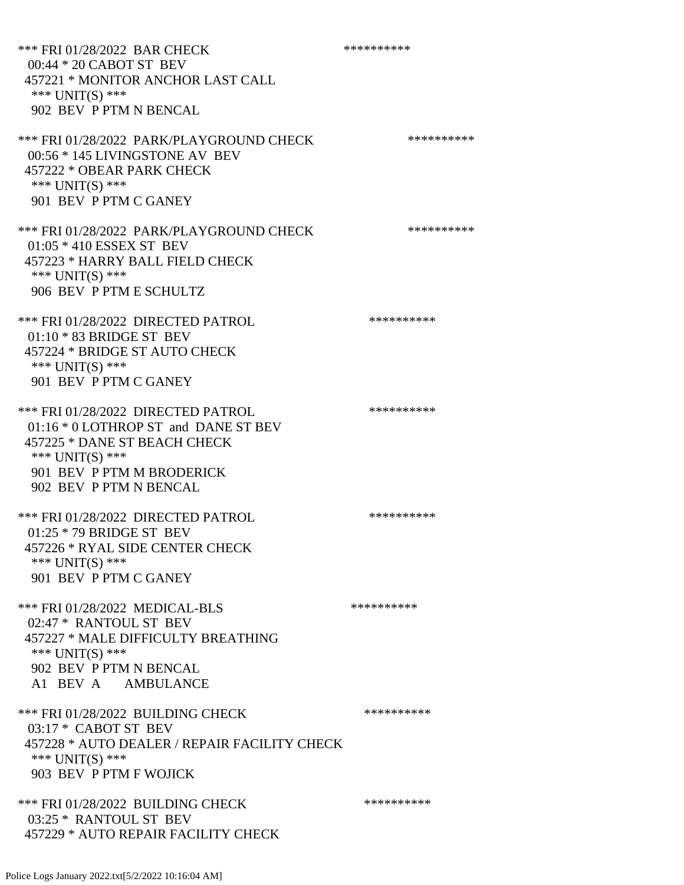*** FRI 01/28/2022 BAR CHECK **********
00:44 * 20 CABOT ST BEV
457221 * MONITOR ANCHOR LAST CALL
*** UNIT(S) ***
902 BEV P PTM N BENCAL

*** FRI 01/28/2022 PARK/PLAYGROUND CHECK **********
00:56 * 145 LIVINGSTONE AV BEV
457222 * OBEAR PARK CHECK
*** UNIT(S) ***
901 BEV P PTM C GANEY

*** FRI 01/28/2022 PARK/PLAYGROUND CHECK **********
01:05 * 410 ESSEX ST BEV
457223 * HARRY BALL FIELD CHECK
*** UNIT(S) ***
906 BEV P PTM E SCHULTZ

*** FRI 01/28/2022 DIRECTED PATROL **********
01:10 * 83 BRIDGE ST BEV
457224 * BRIDGE ST AUTO CHECK
*** UNIT(S) ***
901 BEV P PTM C GANEY

*** FRI 01/28/2022 DIRECTED PATROL **********
01:16 * 0 LOTHROP ST and DANE ST BEV
457225 * DANE ST BEACH CHECK
*** UNIT(S) ***
901 BEV P PTM M BRODERICK
902 BEV P PTM N BENCAL

*** FRI 01/28/2022 DIRECTED PATROL **********
01:25 * 79 BRIDGE ST BEV
457226 * RYAL SIDE CENTER CHECK
*** UNIT(S) ***
901 BEV P PTM C GANEY

*** FRI 01/28/2022 MEDICAL-BLS **********
02:47 * RANTOUL ST BEV
457227 * MALE DIFFICULTY BREATHING
*** UNIT(S) ***
902 BEV P PTM N BENCAL
A1 BEV A AMBULANCE

*** FRI 01/28/2022 BUILDING CHECK **********
03:17 * CABOT ST BEV
457228 * AUTO DEALER / REPAIR FACILITY CHECK
*** UNIT(S) ***
903 BEV P PTM F WOJICK

*** FRI 01/28/2022 BUILDING CHECK **********
03:25 * RANTOUL ST BEV
457229 * AUTO REPAIR FACILITY CHECK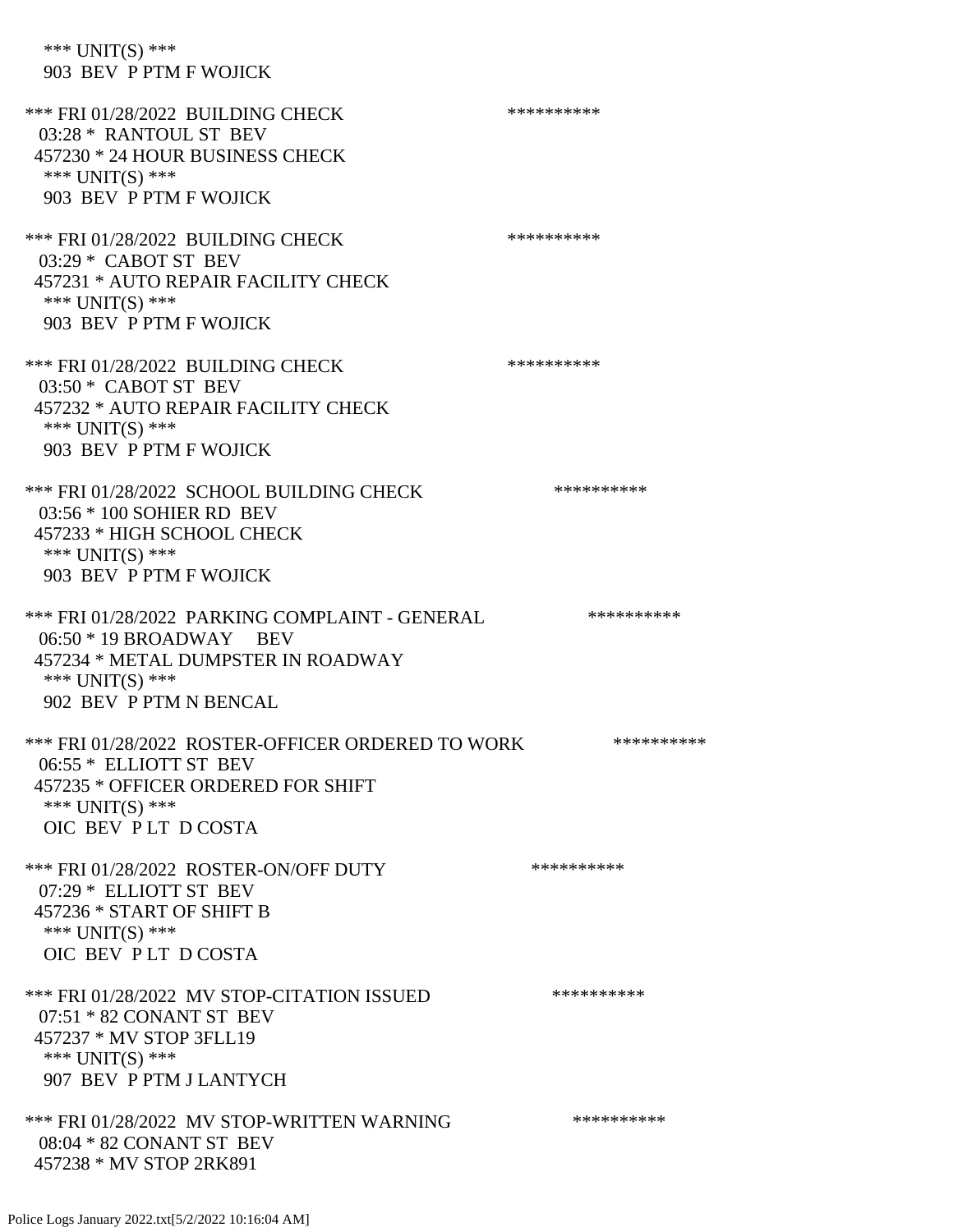*** UNIT(S) ***
903 BEV P PTM F WOJICK

*** FRI 01/28/2022 BUILDING CHECK **********
03:28 * RANTOUL ST BEV
457230 * 24 HOUR BUSINESS CHECK
*** UNIT(S) ***
903 BEV P PTM F WOJICK

*** FRI 01/28/2022 BUILDING CHECK **********
03:29 * CABOT ST BEV
457231 * AUTO REPAIR FACILITY CHECK
*** UNIT(S) ***
903 BEV P PTM F WOJICK

*** FRI 01/28/2022 BUILDING CHECK **********
03:50 * CABOT ST BEV
457232 * AUTO REPAIR FACILITY CHECK
*** UNIT(S) ***
903 BEV P PTM F WOJICK

*** FRI 01/28/2022 SCHOOL BUILDING CHECK **********
03:56 * 100 SOHIER RD BEV
457233 * HIGH SCHOOL CHECK
*** UNIT(S) ***
903 BEV P PTM F WOJICK

*** FRI 01/28/2022 PARKING COMPLAINT - GENERAL **********
06:50 * 19 BROADWAY BEV
457234 * METAL DUMPSTER IN ROADWAY
*** UNIT(S) ***
902 BEV P PTM N BENCAL

*** FRI 01/28/2022 ROSTER-OFFICER ORDERED TO WORK **********
06:55 * ELLIOTT ST BEV
457235 * OFFICER ORDERED FOR SHIFT
*** UNIT(S) ***
OIC BEV P LT D COSTA

*** FRI 01/28/2022 ROSTER-ON/OFF DUTY **********
07:29 * ELLIOTT ST BEV
457236 * START OF SHIFT B
*** UNIT(S) ***
OIC BEV P LT D COSTA

*** FRI 01/28/2022 MV STOP-CITATION ISSUED **********
07:51 * 82 CONANT ST BEV
457237 * MV STOP 3FLL19
*** UNIT(S) ***
907 BEV P PTM J LANTYCH

*** FRI 01/28/2022 MV STOP-WRITTEN WARNING **********
08:04 * 82 CONANT ST BEV
457238 * MV STOP 2RK891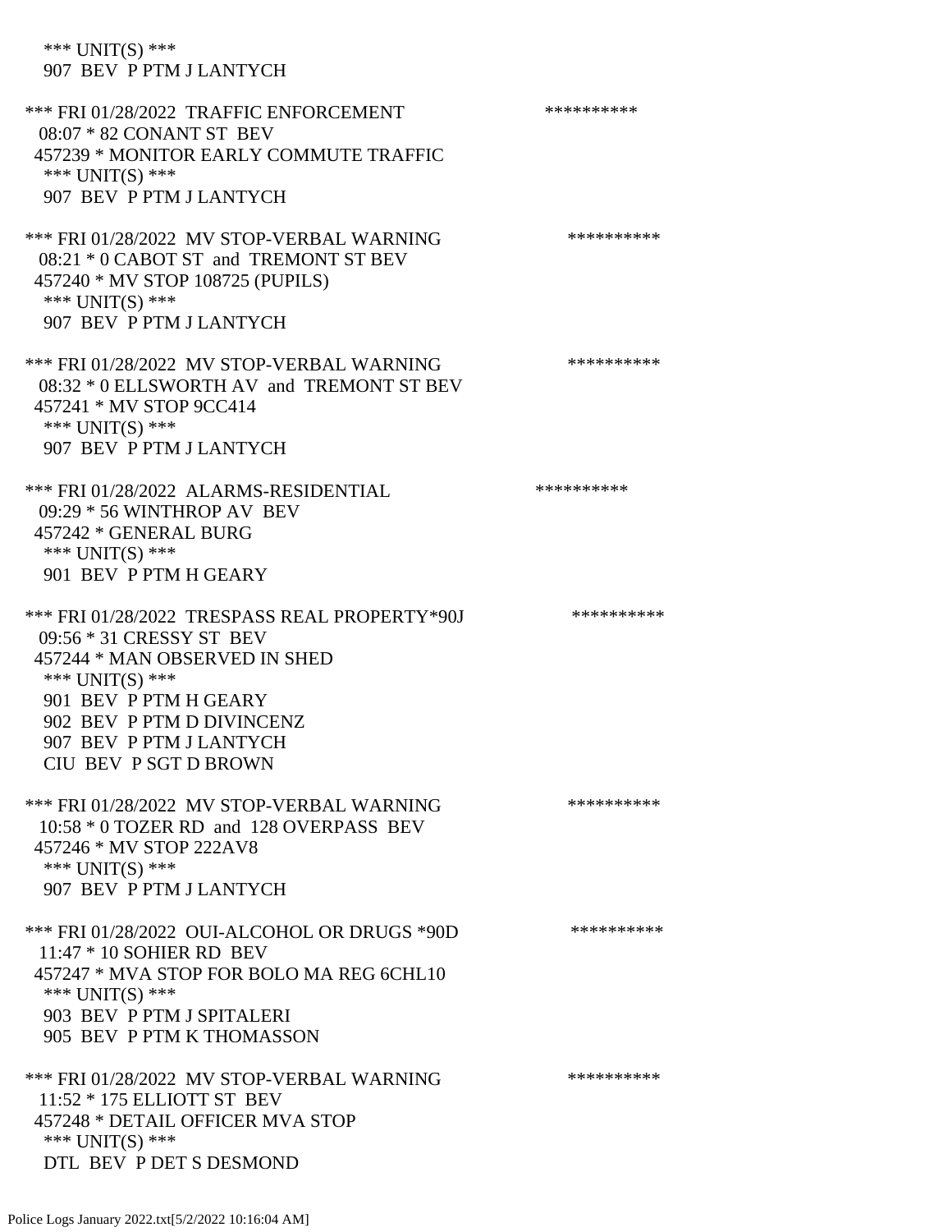*** UNIT(S) ***
907 BEV P PTM J LANTYCH

*** FRI 01/28/2022 TRAFFIC ENFORCEMENT **********
08:07 * 82 CONANT ST BEV
457239 * MONITOR EARLY COMMUTE TRAFFIC
*** UNIT(S) ***
907 BEV P PTM J LANTYCH

*** FRI 01/28/2022 MV STOP-VERBAL WARNING **********
08:21 * 0 CABOT ST and TREMONT ST BEV
457240 * MV STOP 108725 (PUPILS)
*** UNIT(S) ***
907 BEV P PTM J LANTYCH

*** FRI 01/28/2022 MV STOP-VERBAL WARNING **********
08:32 * 0 ELLSWORTH AV and TREMONT ST BEV
457241 * MV STOP 9CC414
*** UNIT(S) ***
907 BEV P PTM J LANTYCH

*** FRI 01/28/2022 ALARMS-RESIDENTIAL **********
09:29 * 56 WINTHROP AV BEV
457242 * GENERAL BURG
*** UNIT(S) ***
901 BEV P PTM H GEARY

*** FRI 01/28/2022 TRESPASS REAL PROPERTY*90J **********
09:56 * 31 CRESSY ST BEV
457244 * MAN OBSERVED IN SHED
*** UNIT(S) ***
901 BEV P PTM H GEARY
902 BEV P PTM D DIVINCENZ
907 BEV P PTM J LANTYCH
CIU BEV P SGT D BROWN

*** FRI 01/28/2022 MV STOP-VERBAL WARNING **********
10:58 * 0 TOZER RD and 128 OVERPASS BEV
457246 * MV STOP 222AV8
*** UNIT(S) ***
907 BEV P PTM J LANTYCH

*** FRI 01/28/2022 OUI-ALCOHOL OR DRUGS *90D **********
11:47 * 10 SOHIER RD BEV
457247 * MVA STOP FOR BOLO MA REG 6CHL10
*** UNIT(S) ***
903 BEV P PTM J SPITALERI
905 BEV P PTM K THOMASSON

*** FRI 01/28/2022 MV STOP-VERBAL WARNING **********
11:52 * 175 ELLIOTT ST BEV
457248 * DETAIL OFFICER MVA STOP
*** UNIT(S) ***
DTL BEV P DET S DESMOND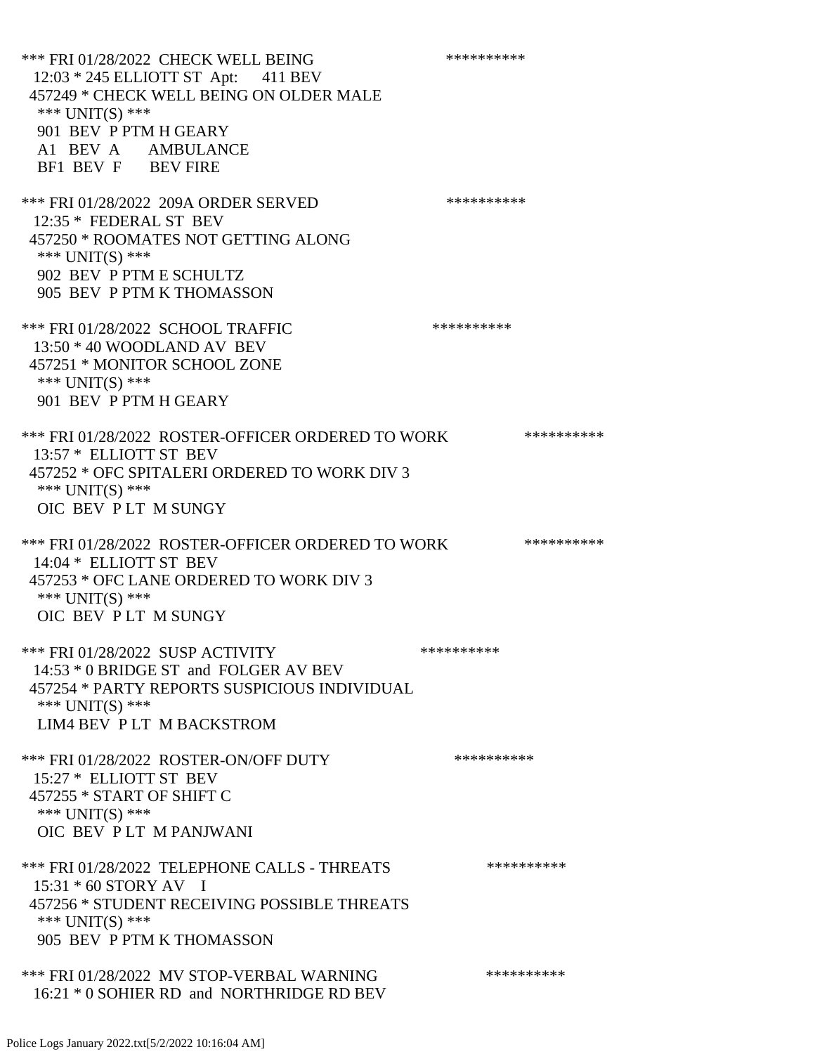*** FRI 01/28/2022 CHECK WELL BEING **********
12:03 * 245 ELLIOTT ST Apt: 411 BEV
457249 * CHECK WELL BEING ON OLDER MALE
*** UNIT(S) ***
901 BEV P PTM H GEARY
A1 BEV A AMBULANCE
BF1 BEV F BEV FIRE

*** FRI 01/28/2022 209A ORDER SERVED **********
12:35 * FEDERAL ST BEV
457250 * ROOMATES NOT GETTING ALONG
*** UNIT(S) ***
902 BEV P PTM E SCHULTZ
905 BEV P PTM K THOMASSON

*** FRI 01/28/2022 SCHOOL TRAFFIC **********
13:50 * 40 WOODLAND AV BEV
457251 * MONITOR SCHOOL ZONE
*** UNIT(S) ***
901 BEV P PTM H GEARY

*** FRI 01/28/2022 ROSTER-OFFICER ORDERED TO WORK **********
13:57 * ELLIOTT ST BEV
457252 * OFC SPITALERI ORDERED TO WORK DIV 3
*** UNIT(S) ***
OIC BEV P LT M SUNGY

*** FRI 01/28/2022 ROSTER-OFFICER ORDERED TO WORK **********
14:04 * ELLIOTT ST BEV
457253 * OFC LANE ORDERED TO WORK DIV 3
*** UNIT(S) ***
OIC BEV P LT M SUNGY

*** FRI 01/28/2022 SUSP ACTIVITY **********
14:53 * 0 BRIDGE ST and FOLGER AV BEV
457254 * PARTY REPORTS SUSPICIOUS INDIVIDUAL
*** UNIT(S) ***
LIM4 BEV P LT M BACKSTROM

*** FRI 01/28/2022 ROSTER-ON/OFF DUTY **********
15:27 * ELLIOTT ST BEV
457255 * START OF SHIFT C
*** UNIT(S) ***
OIC BEV P LT M PANJWANI

*** FRI 01/28/2022 TELEPHONE CALLS - THREATS **********
15:31 * 60 STORY AV I
457256 * STUDENT RECEIVING POSSIBLE THREATS
*** UNIT(S) ***
905 BEV P PTM K THOMASSON

*** FRI 01/28/2022 MV STOP-VERBAL WARNING **********
16:21 * 0 SOHIER RD and NORTHRIDGE RD BEV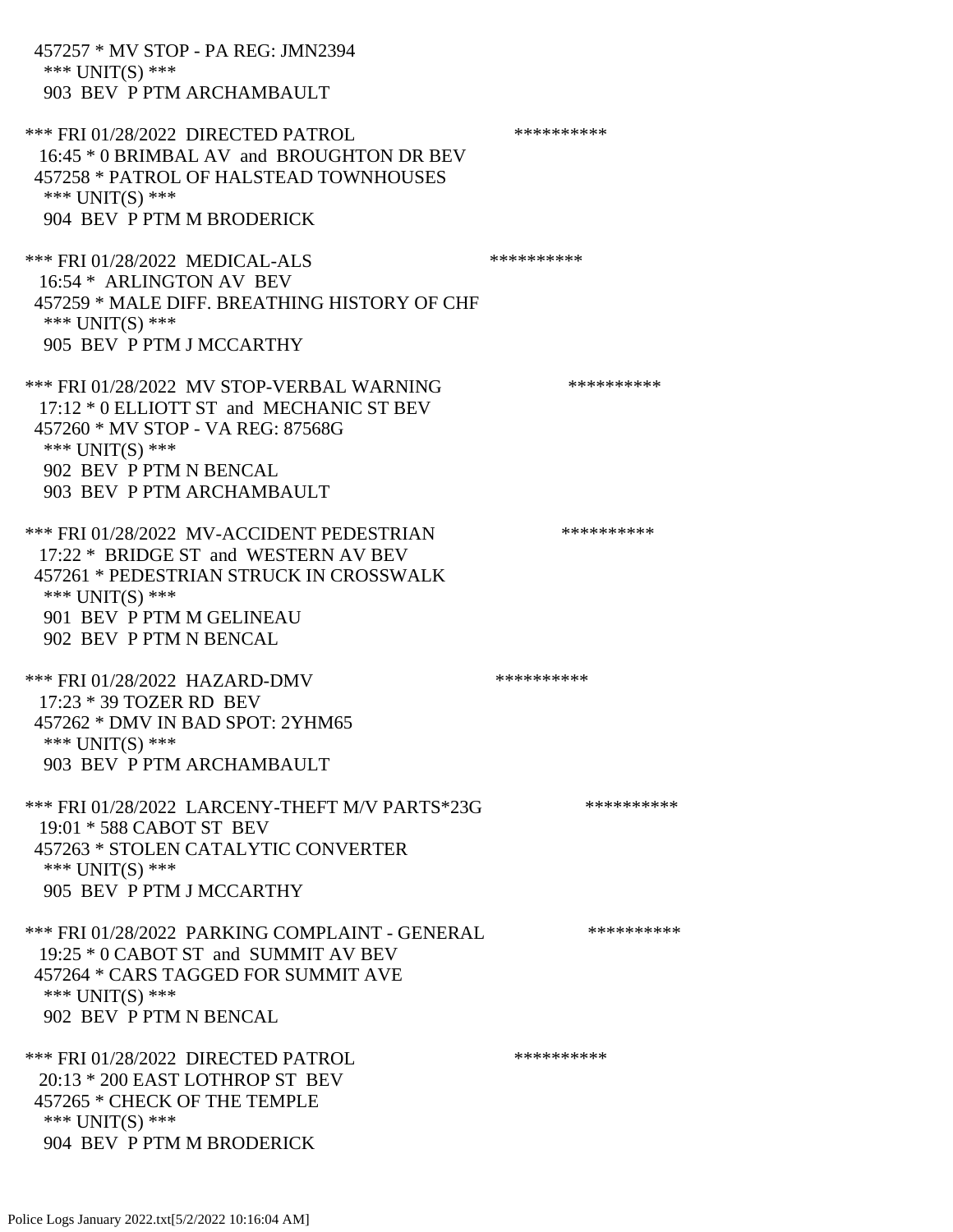457257 * MV STOP - PA REG: JMN2394
 *** UNIT(S) ***
 903 BEV P PTM ARCHAMBAULT

*** FRI 01/28/2022 DIRECTED PATROL **********
 16:45 * 0 BRIMBAL AV and BROUGHTON DR BEV
 457258 * PATROL OF HALSTEAD TOWNHOUSES
 *** UNIT(S) ***
 904 BEV P PTM M BRODERICK

*** FRI 01/28/2022 MEDICAL-ALS **********
 16:54 * ARLINGTON AV BEV
 457259 * MALE DIFF. BREATHING HISTORY OF CHF
 *** UNIT(S) ***
 905 BEV P PTM J MCCARTHY

*** FRI 01/28/2022 MV STOP-VERBAL WARNING **********
 17:12 * 0 ELLIOTT ST and MECHANIC ST BEV
 457260 * MV STOP - VA REG: 87568G
 *** UNIT(S) ***
 902 BEV P PTM N BENCAL
 903 BEV P PTM ARCHAMBAULT

*** FRI 01/28/2022 MV-ACCIDENT PEDESTRIAN **********
 17:22 * BRIDGE ST and WESTERN AV BEV
 457261 * PEDESTRIAN STRUCK IN CROSSWALK
 *** UNIT(S) ***
 901 BEV P PTM M GELINEAU
 902 BEV P PTM N BENCAL

*** FRI 01/28/2022 HAZARD-DMV **********
 17:23 * 39 TOZER RD BEV
 457262 * DMV IN BAD SPOT: 2YHM65
 *** UNIT(S) ***
 903 BEV P PTM ARCHAMBAULT

*** FRI 01/28/2022 LARCENY-THEFT M/V PARTS*23G **********
 19:01 * 588 CABOT ST BEV
 457263 * STOLEN CATALYTIC CONVERTER
 *** UNIT(S) ***
 905 BEV P PTM J MCCARTHY

*** FRI 01/28/2022 PARKING COMPLAINT - GENERAL **********
 19:25 * 0 CABOT ST and SUMMIT AV BEV
 457264 * CARS TAGGED FOR SUMMIT AVE
 *** UNIT(S) ***
 902 BEV P PTM N BENCAL

*** FRI 01/28/2022 DIRECTED PATROL **********
 20:13 * 200 EAST LOTHROP ST BEV
 457265 * CHECK OF THE TEMPLE
 *** UNIT(S) ***
 904 BEV P PTM M BRODERICK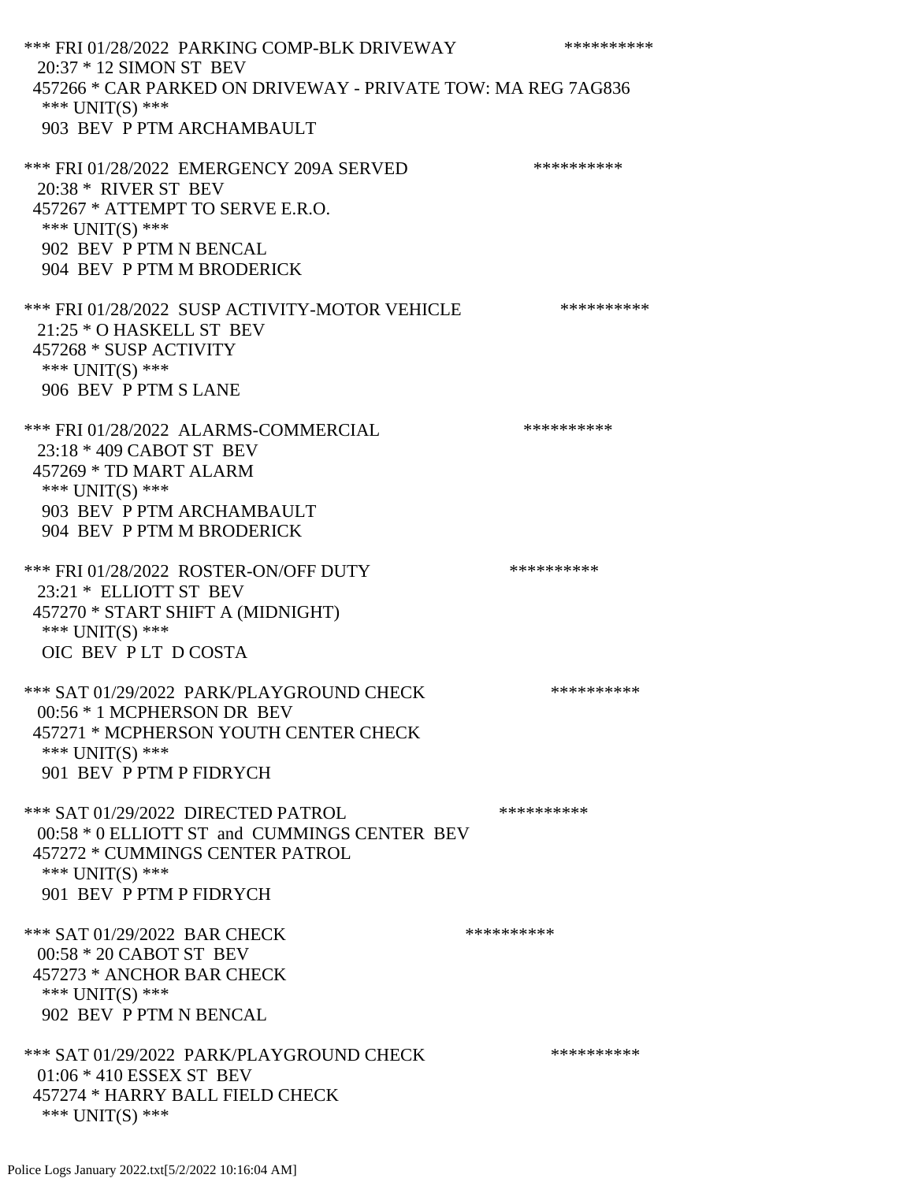*** FRI 01/28/2022 PARKING COMP-BLK DRIVEWAY **********
20:37 * 12 SIMON ST BEV
457266 * CAR PARKED ON DRIVEWAY - PRIVATE TOW: MA REG 7AG836
*** UNIT(S) ***
903 BEV P PTM ARCHAMBAULT

*** FRI 01/28/2022 EMERGENCY 209A SERVED **********
20:38 * RIVER ST BEV
457267 * ATTEMPT TO SERVE E.R.O.
*** UNIT(S) ***
902 BEV P PTM N BENCAL
904 BEV P PTM M BRODERICK

*** FRI 01/28/2022 SUSP ACTIVITY-MOTOR VEHICLE **********
21:25 * O HASKELL ST BEV
457268 * SUSP ACTIVITY
*** UNIT(S) ***
906 BEV P PTM S LANE

*** FRI 01/28/2022 ALARMS-COMMERCIAL **********
23:18 * 409 CABOT ST BEV
457269 * TD MART ALARM
*** UNIT(S) ***
903 BEV P PTM ARCHAMBAULT
904 BEV P PTM M BRODERICK

*** FRI 01/28/2022 ROSTER-ON/OFF DUTY **********
23:21 * ELLIOTT ST BEV
457270 * START SHIFT A (MIDNIGHT)
*** UNIT(S) ***
OIC BEV P LT D COSTA

*** SAT 01/29/2022 PARK/PLAYGROUND CHECK **********
00:56 * 1 MCPHERSON DR BEV
457271 * MCPHERSON YOUTH CENTER CHECK
*** UNIT(S) ***
901 BEV P PTM P FIDRYCH

*** SAT 01/29/2022 DIRECTED PATROL **********
00:58 * 0 ELLIOTT ST and CUMMINGS CENTER BEV
457272 * CUMMINGS CENTER PATROL
*** UNIT(S) ***
901 BEV P PTM P FIDRYCH

*** SAT 01/29/2022 BAR CHECK **********
00:58 * 20 CABOT ST BEV
457273 * ANCHOR BAR CHECK
*** UNIT(S) ***
902 BEV P PTM N BENCAL

*** SAT 01/29/2022 PARK/PLAYGROUND CHECK **********
01:06 * 410 ESSEX ST BEV
457274 * HARRY BALL FIELD CHECK
*** UNIT(S) ***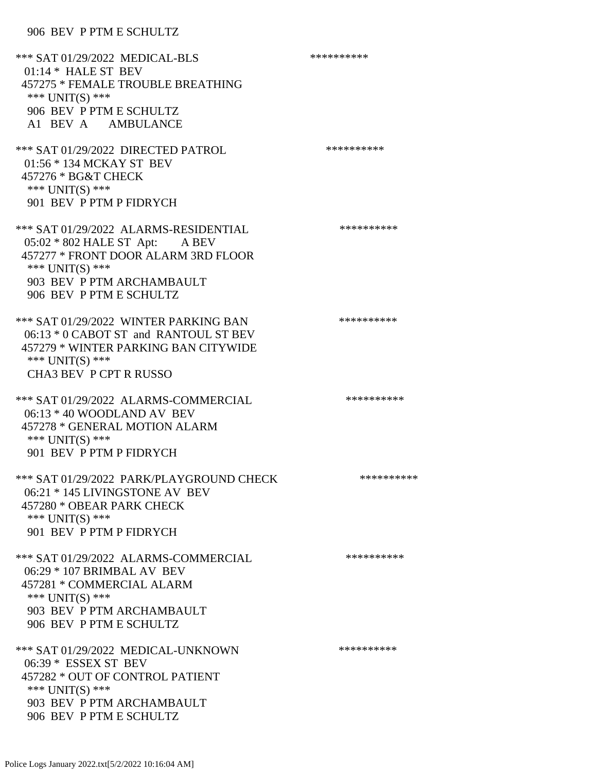906 BEV P PTM E SCHULTZ

*** SAT 01/29/2022 MEDICAL-BLS **********
01:14 * HALE ST BEV
457275 * FEMALE TROUBLE BREATHING
*** UNIT(S) ***
906 BEV P PTM E SCHULTZ
A1 BEV A AMBULANCE

*** SAT 01/29/2022 DIRECTED PATROL **********
01:56 * 134 MCKAY ST BEV
457276 * BG&T CHECK
*** UNIT(S) ***
901 BEV P PTM P FIDRYCH

*** SAT 01/29/2022 ALARMS-RESIDENTIAL **********
05:02 * 802 HALE ST Apt: A BEV
457277 * FRONT DOOR ALARM 3RD FLOOR
*** UNIT(S) ***
903 BEV P PTM ARCHAMBAULT
906 BEV P PTM E SCHULTZ

*** SAT 01/29/2022 WINTER PARKING BAN **********
06:13 * 0 CABOT ST and RANTOUL ST BEV
457279 * WINTER PARKING BAN CITYWIDE
*** UNIT(S) ***
CHA3 BEV P CPT R RUSSO

*** SAT 01/29/2022 ALARMS-COMMERCIAL **********
06:13 * 40 WOODLAND AV BEV
457278 * GENERAL MOTION ALARM
*** UNIT(S) ***
901 BEV P PTM P FIDRYCH

*** SAT 01/29/2022 PARK/PLAYGROUND CHECK **********
06:21 * 145 LIVINGSTONE AV BEV
457280 * OBEAR PARK CHECK
*** UNIT(S) ***
901 BEV P PTM P FIDRYCH

*** SAT 01/29/2022 ALARMS-COMMERCIAL **********
06:29 * 107 BRIMBAL AV BEV
457281 * COMMERCIAL ALARM
*** UNIT(S) ***
903 BEV P PTM ARCHAMBAULT
906 BEV P PTM E SCHULTZ

*** SAT 01/29/2022 MEDICAL-UNKNOWN **********
06:39 * ESSEX ST BEV
457282 * OUT OF CONTROL PATIENT
*** UNIT(S) ***
903 BEV P PTM ARCHAMBAULT
906 BEV P PTM E SCHULTZ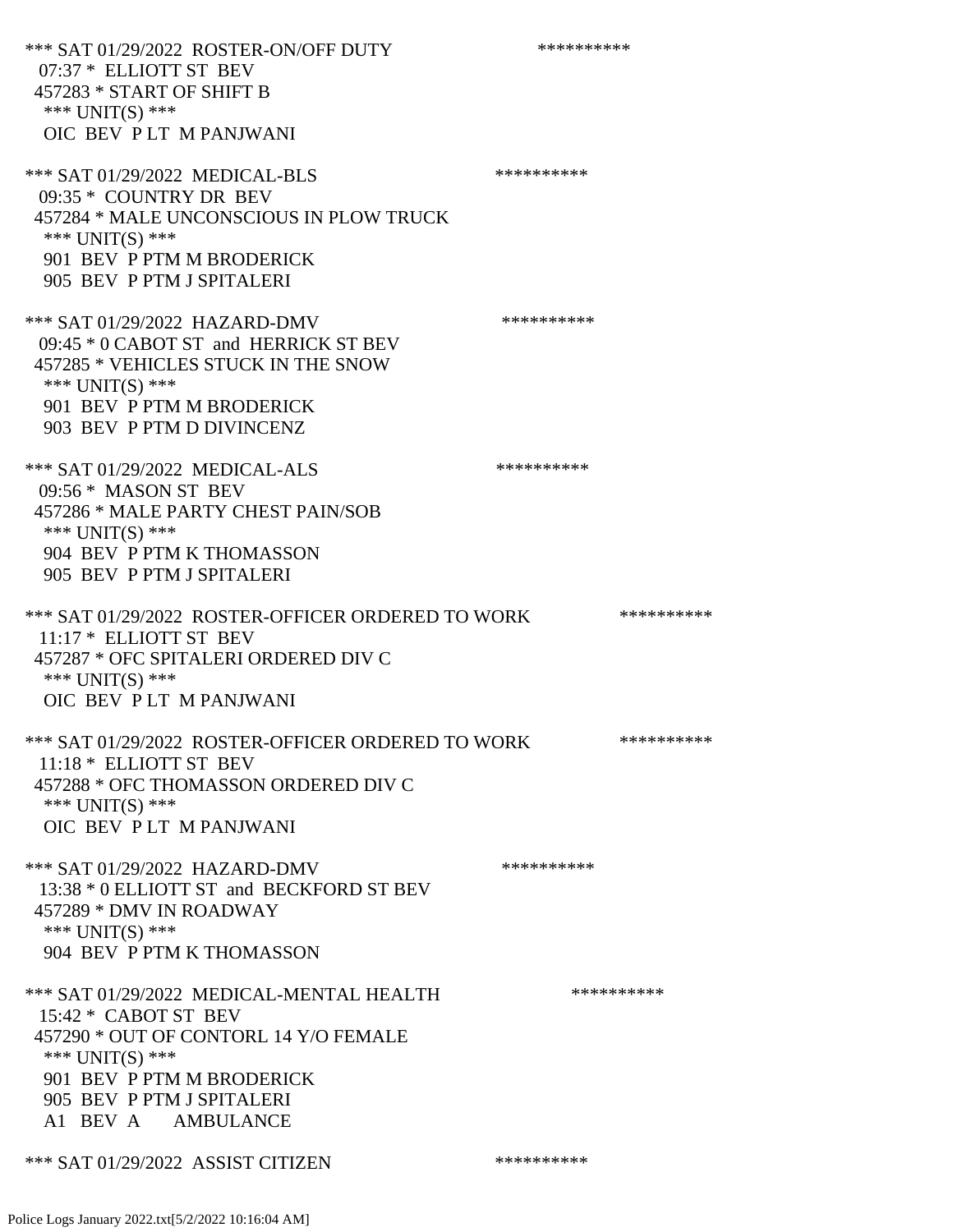*** SAT 01/29/2022 ROSTER-ON/OFF DUTY **********
07:37 * ELLIOTT ST BEV
457283 * START OF SHIFT B
*** UNIT(S) ***
OIC BEV P LT M PANJWANI

*** SAT 01/29/2022 MEDICAL-BLS **********
09:35 * COUNTRY DR BEV
457284 * MALE UNCONSCIOUS IN PLOW TRUCK
*** UNIT(S) ***
901 BEV P PTM M BRODERICK
905 BEV P PTM J SPITALERI

*** SAT 01/29/2022 HAZARD-DMV **********
09:45 * 0 CABOT ST and HERRICK ST BEV
457285 * VEHICLES STUCK IN THE SNOW
*** UNIT(S) ***
901 BEV P PTM M BRODERICK
903 BEV P PTM D DIVINCENZ

*** SAT 01/29/2022 MEDICAL-ALS **********
09:56 * MASON ST BEV
457286 * MALE PARTY CHEST PAIN/SOB
*** UNIT(S) ***
904 BEV P PTM K THOMASSON
905 BEV P PTM J SPITALERI

*** SAT 01/29/2022 ROSTER-OFFICER ORDERED TO WORK **********
11:17 * ELLIOTT ST BEV
457287 * OFC SPITALERI ORDERED DIV C
*** UNIT(S) ***
OIC BEV P LT M PANJWANI

*** SAT 01/29/2022 ROSTER-OFFICER ORDERED TO WORK **********
11:18 * ELLIOTT ST BEV
457288 * OFC THOMASSON ORDERED DIV C
*** UNIT(S) ***
OIC BEV P LT M PANJWANI

*** SAT 01/29/2022 HAZARD-DMV **********
13:38 * 0 ELLIOTT ST and BECKFORD ST BEV
457289 * DMV IN ROADWAY
*** UNIT(S) ***
904 BEV P PTM K THOMASSON

*** SAT 01/29/2022 MEDICAL-MENTAL HEALTH **********
15:42 * CABOT ST BEV
457290 * OUT OF CONTORL 14 Y/O FEMALE
*** UNIT(S) ***
901 BEV P PTM M BRODERICK
905 BEV P PTM J SPITALERI
A1 BEV A AMBULANCE

*** SAT 01/29/2022 ASSIST CITIZEN **********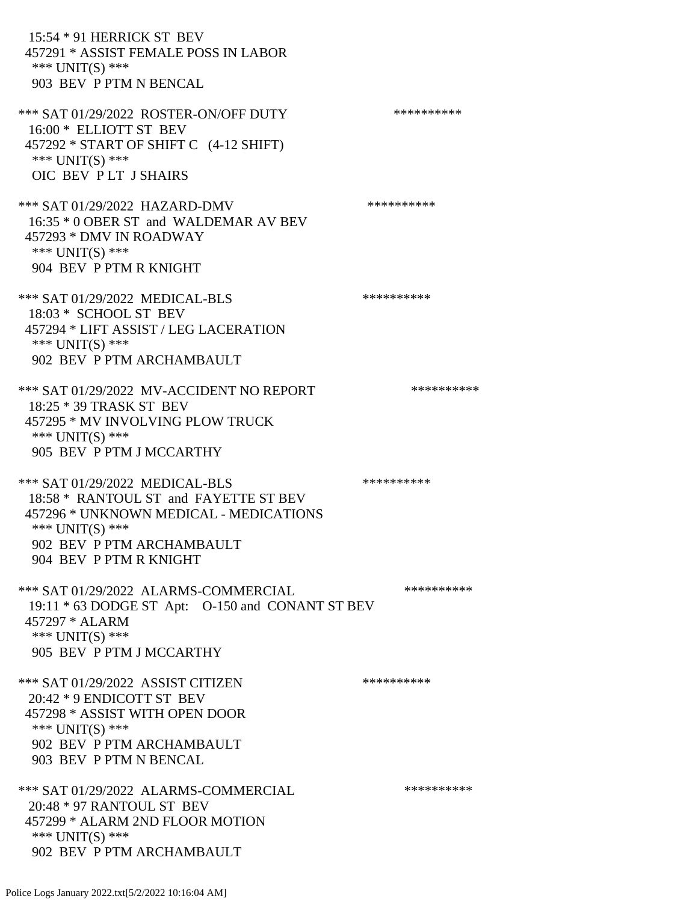15:54 * 91 HERRICK ST BEV
457291 * ASSIST FEMALE POSS IN LABOR
*** UNIT(S) ***
903 BEV P PTM N BENCAL

*** SAT 01/29/2022 ROSTER-ON/OFF DUTY **********
16:00 * ELLIOTT ST BEV
457292 * START OF SHIFT C (4-12 SHIFT)
*** UNIT(S) ***
OIC BEV P LT J SHAIRS

*** SAT 01/29/2022 HAZARD-DMV **********
16:35 * 0 OBER ST and WALDEMAR AV BEV
457293 * DMV IN ROADWAY
*** UNIT(S) ***
904 BEV P PTM R KNIGHT

*** SAT 01/29/2022 MEDICAL-BLS **********
18:03 * SCHOOL ST BEV
457294 * LIFT ASSIST / LEG LACERATION
*** UNIT(S) ***
902 BEV P PTM ARCHAMBAULT

*** SAT 01/29/2022 MV-ACCIDENT NO REPORT **********
18:25 * 39 TRASK ST BEV
457295 * MV INVOLVING PLOW TRUCK
*** UNIT(S) ***
905 BEV P PTM J MCCARTHY

*** SAT 01/29/2022 MEDICAL-BLS **********
18:58 * RANTOUL ST and FAYETTE ST BEV
457296 * UNKNOWN MEDICAL - MEDICATIONS
*** UNIT(S) ***
902 BEV P PTM ARCHAMBAULT
904 BEV P PTM R KNIGHT

*** SAT 01/29/2022 ALARMS-COMMERCIAL **********
19:11 * 63 DODGE ST Apt: O-150 and CONANT ST BEV
457297 * ALARM
*** UNIT(S) ***
905 BEV P PTM J MCCARTHY

*** SAT 01/29/2022 ASSIST CITIZEN **********
20:42 * 9 ENDICOTT ST BEV
457298 * ASSIST WITH OPEN DOOR
*** UNIT(S) ***
902 BEV P PTM ARCHAMBAULT
903 BEV P PTM N BENCAL

*** SAT 01/29/2022 ALARMS-COMMERCIAL **********
20:48 * 97 RANTOUL ST BEV
457299 * ALARM 2ND FLOOR MOTION
*** UNIT(S) ***
902 BEV P PTM ARCHAMBAULT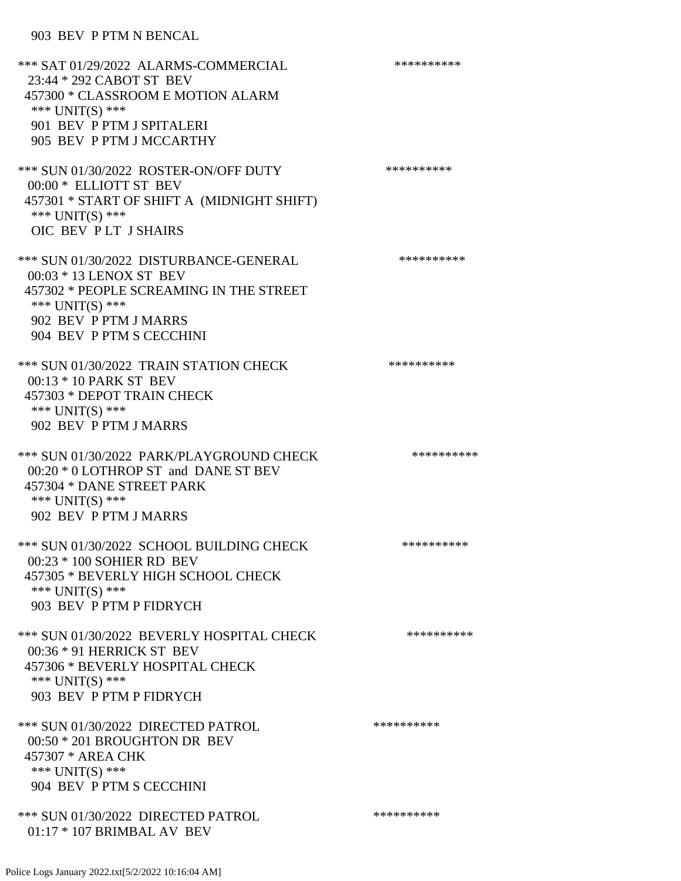903 BEV P PTM N BENCAL

*** SAT 01/29/2022 ALARMS-COMMERCIAL **********
23:44 * 292 CABOT ST BEV
457300 * CLASSROOM E MOTION ALARM
*** UNIT(S) ***
901 BEV P PTM J SPITALERI
905 BEV P PTM J MCCARTHY

*** SUN 01/30/2022 ROSTER-ON/OFF DUTY **********
00:00 * ELLIOTT ST BEV
457301 * START OF SHIFT A (MIDNIGHT SHIFT)
*** UNIT(S) ***
OIC BEV P LT J SHAIRS

*** SUN 01/30/2022 DISTURBANCE-GENERAL **********
00:03 * 13 LENOX ST BEV
457302 * PEOPLE SCREAMING IN THE STREET
*** UNIT(S) ***
902 BEV P PTM J MARRS
904 BEV P PTM S CECCHINI

*** SUN 01/30/2022 TRAIN STATION CHECK **********
00:13 * 10 PARK ST BEV
457303 * DEPOT TRAIN CHECK
*** UNIT(S) ***
902 BEV P PTM J MARRS

*** SUN 01/30/2022 PARK/PLAYGROUND CHECK **********
00:20 * 0 LOTHROP ST and DANE ST BEV
457304 * DANE STREET PARK
*** UNIT(S) ***
902 BEV P PTM J MARRS

*** SUN 01/30/2022 SCHOOL BUILDING CHECK **********
00:23 * 100 SOHIER RD BEV
457305 * BEVERLY HIGH SCHOOL CHECK
*** UNIT(S) ***
903 BEV P PTM P FIDRYCH

*** SUN 01/30/2022 BEVERLY HOSPITAL CHECK **********
00:36 * 91 HERRICK ST BEV
457306 * BEVERLY HOSPITAL CHECK
*** UNIT(S) ***
903 BEV P PTM P FIDRYCH

*** SUN 01/30/2022 DIRECTED PATROL **********
00:50 * 201 BROUGHTON DR BEV
457307 * AREA CHK
*** UNIT(S) ***
904 BEV P PTM S CECCHINI

*** SUN 01/30/2022 DIRECTED PATROL **********
01:17 * 107 BRIMBAL AV BEV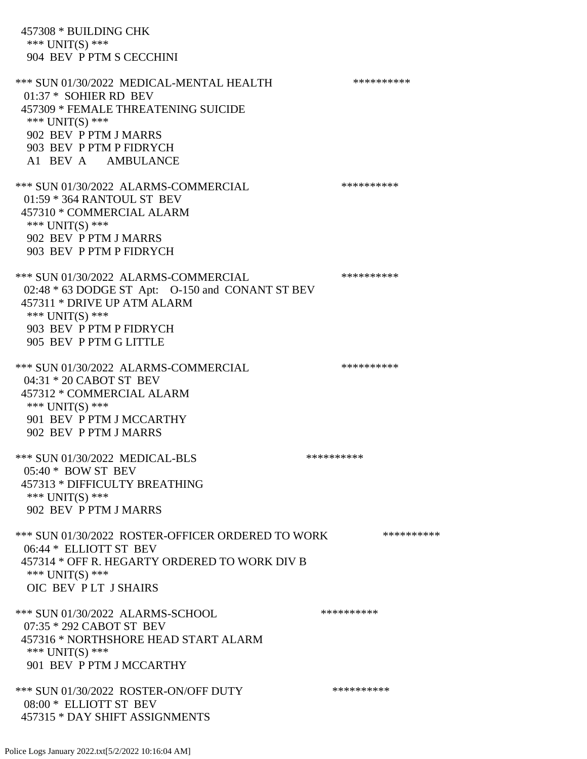457308 * BUILDING CHK
 *** UNIT(S) ***
 904 BEV P PTM S CECCHINI

*** SUN 01/30/2022 MEDICAL-MENTAL HEALTH **********
 01:37 * SOHIER RD BEV
 457309 * FEMALE THREATENING SUICIDE
 *** UNIT(S) ***
 902 BEV P PTM J MARRS
 903 BEV P PTM P FIDRYCH
 A1 BEV A AMBULANCE

*** SUN 01/30/2022 ALARMS-COMMERCIAL **********
 01:59 * 364 RANTOUL ST BEV
 457310 * COMMERCIAL ALARM
 *** UNIT(S) ***
 902 BEV P PTM J MARRS
 903 BEV P PTM P FIDRYCH

*** SUN 01/30/2022 ALARMS-COMMERCIAL **********
 02:48 * 63 DODGE ST Apt: O-150 and CONANT ST BEV
 457311 * DRIVE UP ATM ALARM
 *** UNIT(S) ***
 903 BEV P PTM P FIDRYCH
 905 BEV P PTM G LITTLE

*** SUN 01/30/2022 ALARMS-COMMERCIAL **********
 04:31 * 20 CABOT ST BEV
 457312 * COMMERCIAL ALARM
 *** UNIT(S) ***
 901 BEV P PTM J MCCARTHY
 902 BEV P PTM J MARRS

*** SUN 01/30/2022 MEDICAL-BLS **********
 05:40 * BOW ST BEV
 457313 * DIFFICULTY BREATHING
 *** UNIT(S) ***
 902 BEV P PTM J MARRS

*** SUN 01/30/2022 ROSTER-OFFICER ORDERED TO WORK **********
 06:44 * ELLIOTT ST BEV
 457314 * OFF R. HEGARTY ORDERED TO WORK DIV B
 *** UNIT(S) ***
 OIC BEV P LT J SHAIRS

*** SUN 01/30/2022 ALARMS-SCHOOL **********
 07:35 * 292 CABOT ST BEV
 457316 * NORTHSHORE HEAD START ALARM
 *** UNIT(S) ***
 901 BEV P PTM J MCCARTHY

*** SUN 01/30/2022 ROSTER-ON/OFF DUTY **********
 08:00 * ELLIOTT ST BEV
 457315 * DAY SHIFT ASSIGNMENTS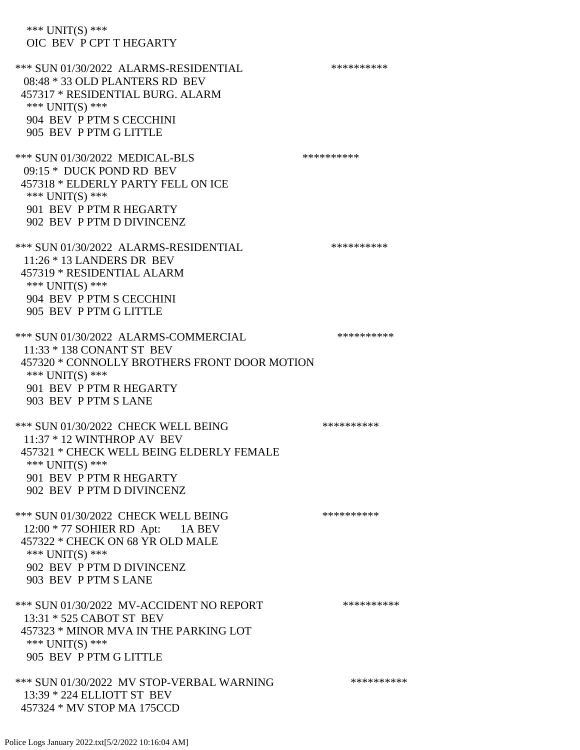\*\*\* UNIT(S) \*\*\*
OIC BEV P CPT T HEGARTY

\*\*\* SUN 01/30/2022 ALARMS-RESIDENTIAL \*\*\*\*\*\*\*\*\*\*
08:48 * 33 OLD PLANTERS RD BEV
457317 * RESIDENTIAL BURG. ALARM
\*\*\* UNIT(S) \*\*\*
904 BEV P PTM S CECCHINI
905 BEV P PTM G LITTLE

\*\*\* SUN 01/30/2022 MEDICAL-BLS \*\*\*\*\*\*\*\*\*\*
09:15 * DUCK POND RD BEV
457318 * ELDERLY PARTY FELL ON ICE
\*\*\* UNIT(S) \*\*\*
901 BEV P PTM R HEGARTY
902 BEV P PTM D DIVINCENZ

\*\*\* SUN 01/30/2022 ALARMS-RESIDENTIAL \*\*\*\*\*\*\*\*\*\*
11:26 * 13 LANDERS DR BEV
457319 * RESIDENTIAL ALARM
\*\*\* UNIT(S) \*\*\*
904 BEV P PTM S CECCHINI
905 BEV P PTM G LITTLE

\*\*\* SUN 01/30/2022 ALARMS-COMMERCIAL \*\*\*\*\*\*\*\*\*\*
11:33 * 138 CONANT ST BEV
457320 * CONNOLLY BROTHERS FRONT DOOR MOTION
\*\*\* UNIT(S) \*\*\*
901 BEV P PTM R HEGARTY
903 BEV P PTM S LANE

\*\*\* SUN 01/30/2022 CHECK WELL BEING \*\*\*\*\*\*\*\*\*\*
11:37 * 12 WINTHROP AV BEV
457321 * CHECK WELL BEING ELDERLY FEMALE
\*\*\* UNIT(S) \*\*\*
901 BEV P PTM R HEGARTY
902 BEV P PTM D DIVINCENZ

\*\*\* SUN 01/30/2022 CHECK WELL BEING \*\*\*\*\*\*\*\*\*\*
12:00 * 77 SOHIER RD Apt: 1A BEV
457322 * CHECK ON 68 YR OLD MALE
\*\*\* UNIT(S) \*\*\*
902 BEV P PTM D DIVINCENZ
903 BEV P PTM S LANE

\*\*\* SUN 01/30/2022 MV-ACCIDENT NO REPORT \*\*\*\*\*\*\*\*\*\*
13:31 * 525 CABOT ST BEV
457323 * MINOR MVA IN THE PARKING LOT
\*\*\* UNIT(S) \*\*\*
905 BEV P PTM G LITTLE

\*\*\* SUN 01/30/2022 MV STOP-VERBAL WARNING \*\*\*\*\*\*\*\*\*\*
13:39 * 224 ELLIOTT ST BEV
457324 * MV STOP MA 175CCD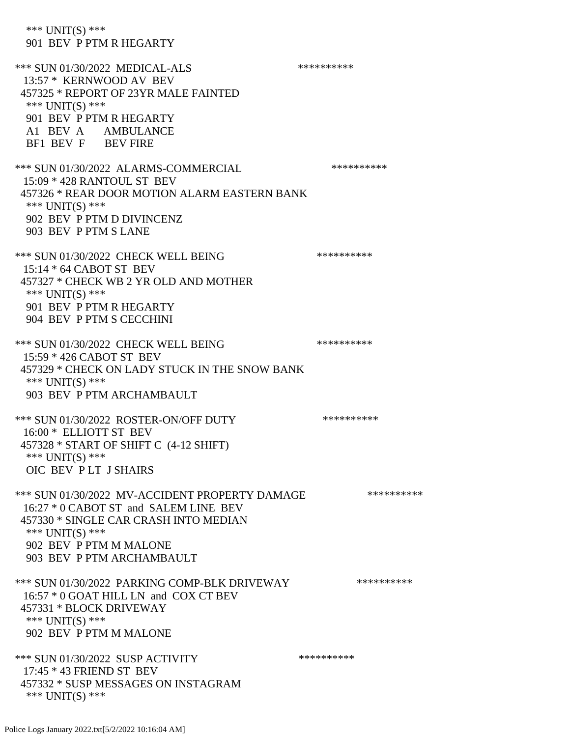\*\*\* UNIT(S) \*\*\*
901 BEV P PTM R HEGARTY

\*\*\* SUN 01/30/2022 MEDICAL-ALS \*\*\*\*\*\*\*\*\*\*
13:57 \* KERNWOOD AV BEV
457325 \* REPORT OF 23YR MALE FAINTED
\*\*\* UNIT(S) \*\*\*
901 BEV P PTM R HEGARTY
A1 BEV A AMBULANCE
BF1 BEV F BEV FIRE

\*\*\* SUN 01/30/2022 ALARMS-COMMERCIAL \*\*\*\*\*\*\*\*\*\*
15:09 \* 428 RANTOUL ST BEV
457326 \* REAR DOOR MOTION ALARM EASTERN BANK
\*\*\* UNIT(S) \*\*\*
902 BEV P PTM D DIVINCENZ
903 BEV P PTM S LANE

\*\*\* SUN 01/30/2022 CHECK WELL BEING \*\*\*\*\*\*\*\*\*\*
15:14 \* 64 CABOT ST BEV
457327 \* CHECK WB 2 YR OLD AND MOTHER
\*\*\* UNIT(S) \*\*\*
901 BEV P PTM R HEGARTY
904 BEV P PTM S CECCHINI

\*\*\* SUN 01/30/2022 CHECK WELL BEING \*\*\*\*\*\*\*\*\*\*
15:59 \* 426 CABOT ST BEV
457329 \* CHECK ON LADY STUCK IN THE SNOW BANK
\*\*\* UNIT(S) \*\*\*
903 BEV P PTM ARCHAMBAULT

\*\*\* SUN 01/30/2022 ROSTER-ON/OFF DUTY \*\*\*\*\*\*\*\*\*\*
16:00 \* ELLIOTT ST BEV
457328 \* START OF SHIFT C (4-12 SHIFT)
\*\*\* UNIT(S) \*\*\*
OIC BEV P LT J SHAIRS

\*\*\* SUN 01/30/2022 MV-ACCIDENT PROPERTY DAMAGE \*\*\*\*\*\*\*\*\*\*
16:27 \* 0 CABOT ST and SALEM LINE BEV
457330 \* SINGLE CAR CRASH INTO MEDIAN
\*\*\* UNIT(S) \*\*\*
902 BEV P PTM M MALONE
903 BEV P PTM ARCHAMBAULT

\*\*\* SUN 01/30/2022 PARKING COMP-BLK DRIVEWAY \*\*\*\*\*\*\*\*\*\*
16:57 \* 0 GOAT HILL LN and COX CT BEV
457331 \* BLOCK DRIVEWAY
\*\*\* UNIT(S) \*\*\*
902 BEV P PTM M MALONE

\*\*\* SUN 01/30/2022 SUSP ACTIVITY \*\*\*\*\*\*\*\*\*\*
17:45 \* 43 FRIEND ST BEV
457332 \* SUSP MESSAGES ON INSTAGRAM
\*\*\* UNIT(S) \*\*\*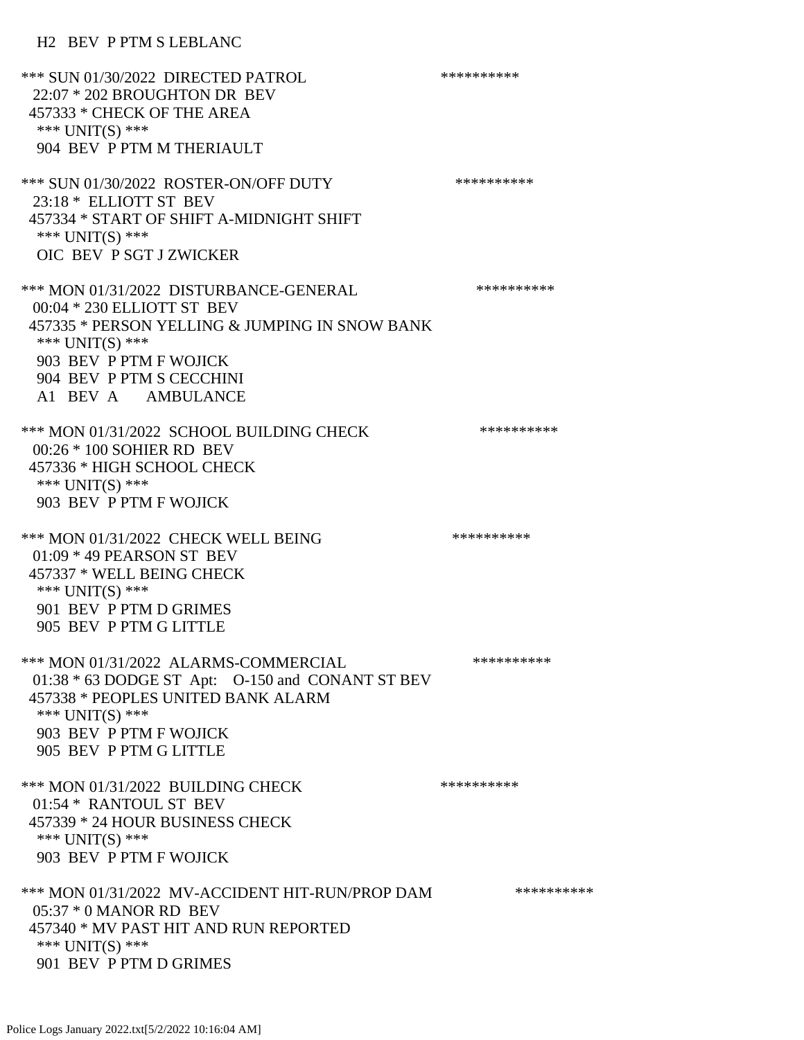H2 BEV P PTM S LEBLANC

*** SUN 01/30/2022 DIRECTED PATROL **********
22:07 * 202 BROUGHTON DR BEV
457333 * CHECK OF THE AREA
*** UNIT(S) ***
904 BEV P PTM M THERIAULT

*** SUN 01/30/2022 ROSTER-ON/OFF DUTY **********
23:18 * ELLIOTT ST BEV
457334 * START OF SHIFT A-MIDNIGHT SHIFT
*** UNIT(S) ***
OIC BEV P SGT J ZWICKER

*** MON 01/31/2022 DISTURBANCE-GENERAL **********
00:04 * 230 ELLIOTT ST BEV
457335 * PERSON YELLING & JUMPING IN SNOW BANK
*** UNIT(S) ***
903 BEV P PTM F WOJICK
904 BEV P PTM S CECCHINI
A1 BEV A AMBULANCE

*** MON 01/31/2022 SCHOOL BUILDING CHECK **********
00:26 * 100 SOHIER RD BEV
457336 * HIGH SCHOOL CHECK
*** UNIT(S) ***
903 BEV P PTM F WOJICK

*** MON 01/31/2022 CHECK WELL BEING **********
01:09 * 49 PEARSON ST BEV
457337 * WELL BEING CHECK
*** UNIT(S) ***
901 BEV P PTM D GRIMES
905 BEV P PTM G LITTLE

*** MON 01/31/2022 ALARMS-COMMERCIAL **********
01:38 * 63 DODGE ST Apt: O-150 and CONANT ST BEV
457338 * PEOPLES UNITED BANK ALARM
*** UNIT(S) ***
903 BEV P PTM F WOJICK
905 BEV P PTM G LITTLE

*** MON 01/31/2022 BUILDING CHECK **********
01:54 * RANTOUL ST BEV
457339 * 24 HOUR BUSINESS CHECK
*** UNIT(S) ***
903 BEV P PTM F WOJICK

*** MON 01/31/2022 MV-ACCIDENT HIT-RUN/PROP DAM **********
05:37 * 0 MANOR RD BEV
457340 * MV PAST HIT AND RUN REPORTED
*** UNIT(S) ***
901 BEV P PTM D GRIMES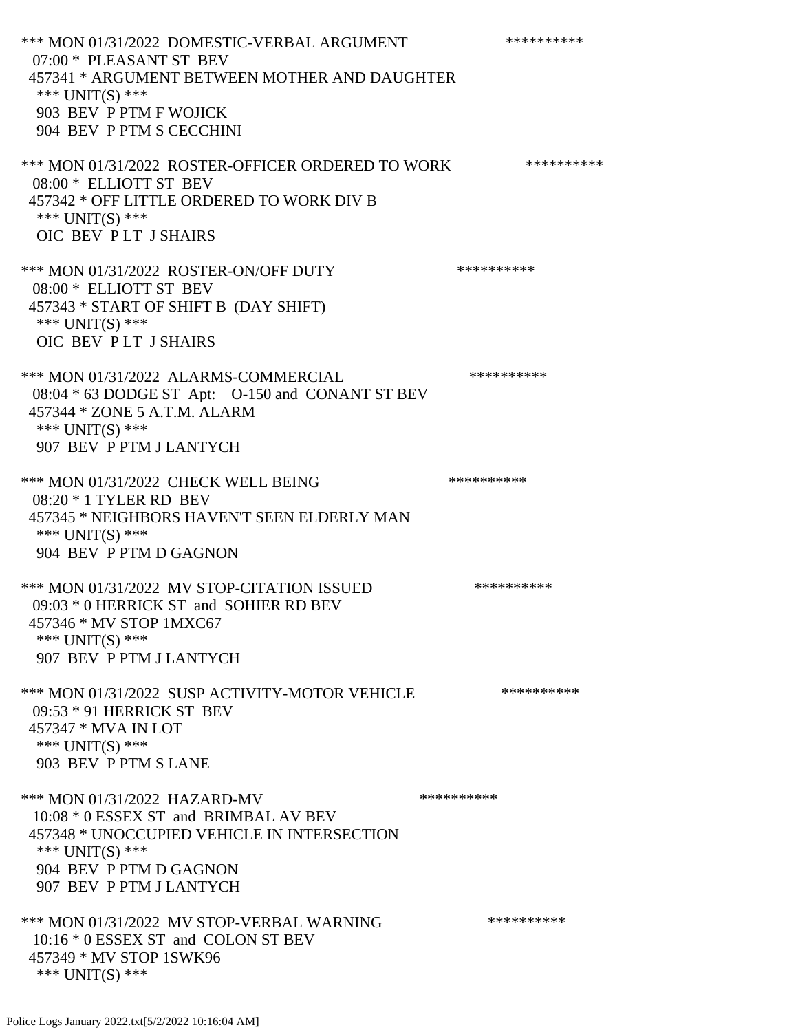*** MON 01/31/2022 DOMESTIC-VERBAL ARGUMENT **********
07:00 * PLEASANT ST BEV
457341 * ARGUMENT BETWEEN MOTHER AND DAUGHTER
*** UNIT(S) ***
903 BEV P PTM F WOJICK
904 BEV P PTM S CECCHINI

*** MON 01/31/2022 ROSTER-OFFICER ORDERED TO WORK **********
08:00 * ELLIOTT ST BEV
457342 * OFF LITTLE ORDERED TO WORK DIV B
*** UNIT(S) ***
OIC BEV P LT J SHAIRS

*** MON 01/31/2022 ROSTER-ON/OFF DUTY **********
08:00 * ELLIOTT ST BEV
457343 * START OF SHIFT B (DAY SHIFT)
*** UNIT(S) ***
OIC BEV P LT J SHAIRS

*** MON 01/31/2022 ALARMS-COMMERCIAL **********
08:04 * 63 DODGE ST Apt: O-150 and CONANT ST BEV
457344 * ZONE 5 A.T.M. ALARM
*** UNIT(S) ***
907 BEV P PTM J LANTYCH

*** MON 01/31/2022 CHECK WELL BEING **********
08:20 * 1 TYLER RD BEV
457345 * NEIGHBORS HAVEN'T SEEN ELDERLY MAN
*** UNIT(S) ***
904 BEV P PTM D GAGNON

*** MON 01/31/2022 MV STOP-CITATION ISSUED **********
09:03 * 0 HERRICK ST and SOHIER RD BEV
457346 * MV STOP 1MXC67
*** UNIT(S) ***
907 BEV P PTM J LANTYCH

*** MON 01/31/2022 SUSP ACTIVITY-MOTOR VEHICLE **********
09:53 * 91 HERRICK ST BEV
457347 * MVA IN LOT
*** UNIT(S) ***
903 BEV P PTM S LANE

*** MON 01/31/2022 HAZARD-MV **********
10:08 * 0 ESSEX ST and BRIMBAL AV BEV
457348 * UNOCCUPIED VEHICLE IN INTERSECTION
*** UNIT(S) ***
904 BEV P PTM D GAGNON
907 BEV P PTM J LANTYCH

*** MON 01/31/2022 MV STOP-VERBAL WARNING **********
10:16 * 0 ESSEX ST and COLON ST BEV
457349 * MV STOP 1SWK96
*** UNIT(S) ***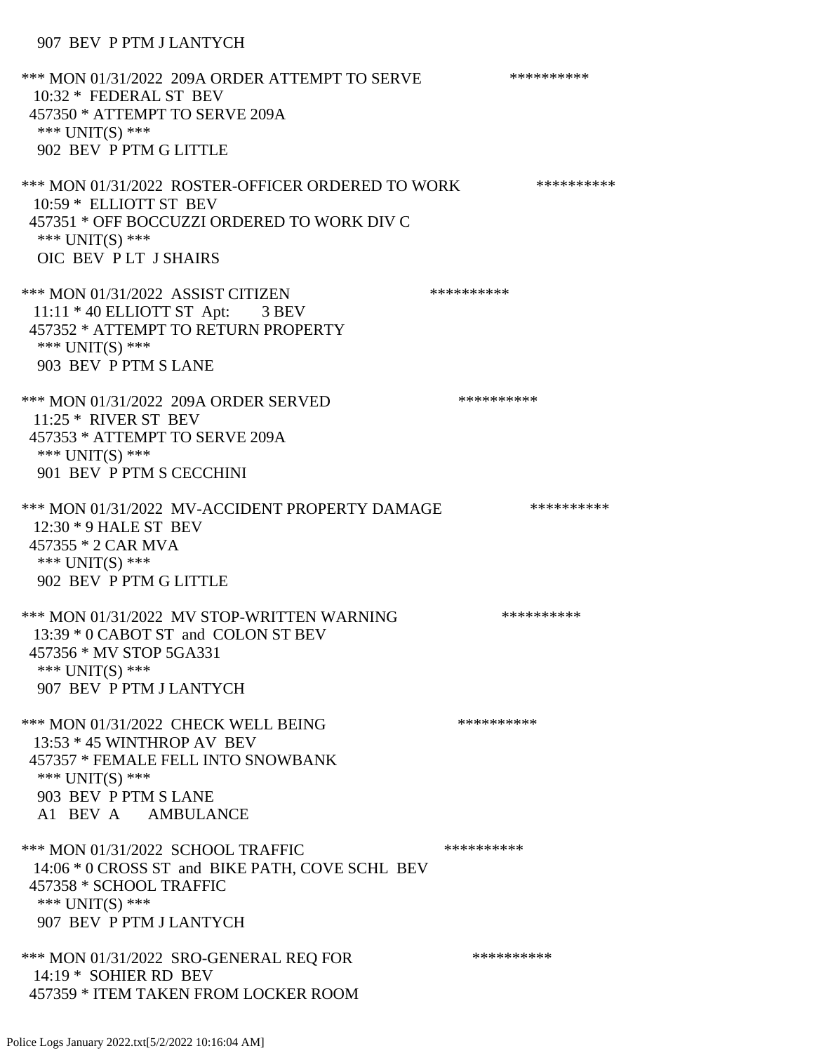907 BEV P PTM J LANTYCH

*** MON 01/31/2022 209A ORDER ATTEMPT TO SERVE **********
10:32 * FEDERAL ST BEV
457350 * ATTEMPT TO SERVE 209A
*** UNIT(S) ***
902 BEV P PTM G LITTLE

*** MON 01/31/2022 ROSTER-OFFICER ORDERED TO WORK **********
10:59 * ELLIOTT ST BEV
457351 * OFF BOCCUZZI ORDERED TO WORK DIV C
*** UNIT(S) ***
OIC BEV P LT J SHAIRS

*** MON 01/31/2022 ASSIST CITIZEN **********
11:11 * 40 ELLIOTT ST Apt: 3 BEV
457352 * ATTEMPT TO RETURN PROPERTY
*** UNIT(S) ***
903 BEV P PTM S LANE

*** MON 01/31/2022 209A ORDER SERVED **********
11:25 * RIVER ST BEV
457353 * ATTEMPT TO SERVE 209A
*** UNIT(S) ***
901 BEV P PTM S CECCHINI

*** MON 01/31/2022 MV-ACCIDENT PROPERTY DAMAGE **********
12:30 * 9 HALE ST BEV
457355 * 2 CAR MVA
*** UNIT(S) ***
902 BEV P PTM G LITTLE

*** MON 01/31/2022 MV STOP-WRITTEN WARNING **********
13:39 * 0 CABOT ST and COLON ST BEV
457356 * MV STOP 5GA331
*** UNIT(S) ***
907 BEV P PTM J LANTYCH

*** MON 01/31/2022 CHECK WELL BEING **********
13:53 * 45 WINTHROP AV BEV
457357 * FEMALE FELL INTO SNOWBANK
*** UNIT(S) ***
903 BEV P PTM S LANE
A1 BEV A AMBULANCE

*** MON 01/31/2022 SCHOOL TRAFFIC **********
14:06 * 0 CROSS ST and BIKE PATH, COVE SCHL BEV
457358 * SCHOOL TRAFFIC
*** UNIT(S) ***
907 BEV P PTM J LANTYCH

*** MON 01/31/2022 SRO-GENERAL REQ FOR **********
14:19 * SOHIER RD BEV
457359 * ITEM TAKEN FROM LOCKER ROOM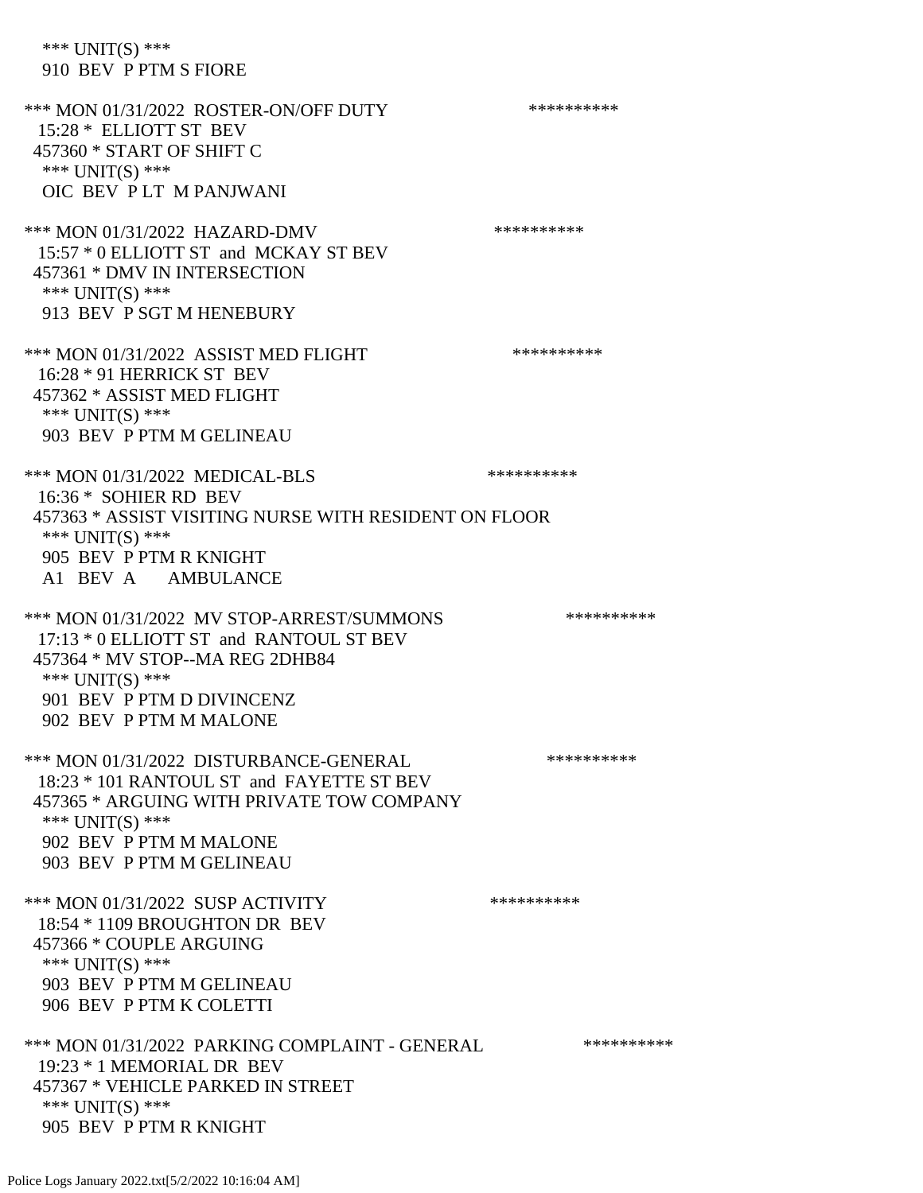*** UNIT(S) ***
910 BEV P PTM S FIORE

*** MON 01/31/2022 ROSTER-ON/OFF DUTY **********
15:28 * ELLIOTT ST BEV
457360 * START OF SHIFT C
*** UNIT(S) ***
OIC BEV P LT M PANJWANI

*** MON 01/31/2022 HAZARD-DMV **********
15:57 * 0 ELLIOTT ST and MCKAY ST BEV
457361 * DMV IN INTERSECTION
*** UNIT(S) ***
913 BEV P SGT M HENEBURY

*** MON 01/31/2022 ASSIST MED FLIGHT **********
16:28 * 91 HERRICK ST BEV
457362 * ASSIST MED FLIGHT
*** UNIT(S) ***
903 BEV P PTM M GELINEAU

*** MON 01/31/2022 MEDICAL-BLS **********
16:36 * SOHIER RD BEV
457363 * ASSIST VISITING NURSE WITH RESIDENT ON FLOOR
*** UNIT(S) ***
905 BEV P PTM R KNIGHT
A1 BEV A AMBULANCE

*** MON 01/31/2022 MV STOP-ARREST/SUMMONS **********
17:13 * 0 ELLIOTT ST and RANTOUL ST BEV
457364 * MV STOP--MA REG 2DHB84
*** UNIT(S) ***
901 BEV P PTM D DIVINCENZ
902 BEV P PTM M MALONE

*** MON 01/31/2022 DISTURBANCE-GENERAL **********
18:23 * 101 RANTOUL ST and FAYETTE ST BEV
457365 * ARGUING WITH PRIVATE TOW COMPANY
*** UNIT(S) ***
902 BEV P PTM M MALONE
903 BEV P PTM M GELINEAU

*** MON 01/31/2022 SUSP ACTIVITY **********
18:54 * 1109 BROUGHTON DR BEV
457366 * COUPLE ARGUING
*** UNIT(S) ***
903 BEV P PTM M GELINEAU
906 BEV P PTM K COLETTI

*** MON 01/31/2022 PARKING COMPLAINT - GENERAL **********
19:23 * 1 MEMORIAL DR BEV
457367 * VEHICLE PARKED IN STREET
*** UNIT(S) ***
905 BEV P PTM R KNIGHT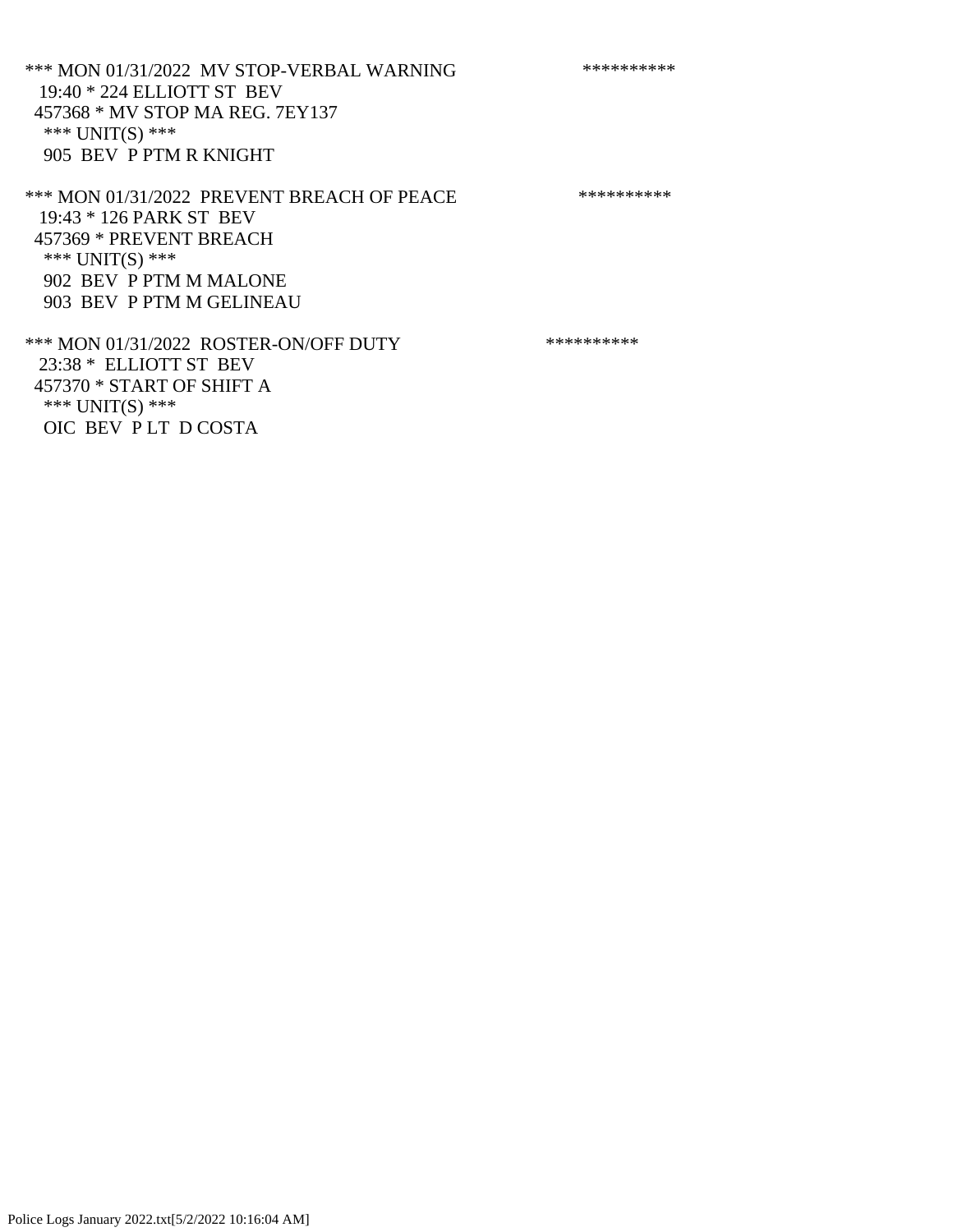*** MON 01/31/2022 MV STOP-VERBAL WARNING **********
19:40 * 224 ELLIOTT ST BEV
457368 * MV STOP MA REG. 7EY137
*** UNIT(S) ***
905 BEV P PTM R KNIGHT

*** MON 01/31/2022 PREVENT BREACH OF PEACE **********
19:43 * 126 PARK ST BEV
457369 * PREVENT BREACH
*** UNIT(S) ***
902 BEV P PTM M MALONE
903 BEV P PTM M GELINEAU

*** MON 01/31/2022 ROSTER-ON/OFF DUTY **********
23:38 * ELLIOTT ST BEV
457370 * START OF SHIFT A
*** UNIT(S) ***
OIC BEV P LT D COSTA